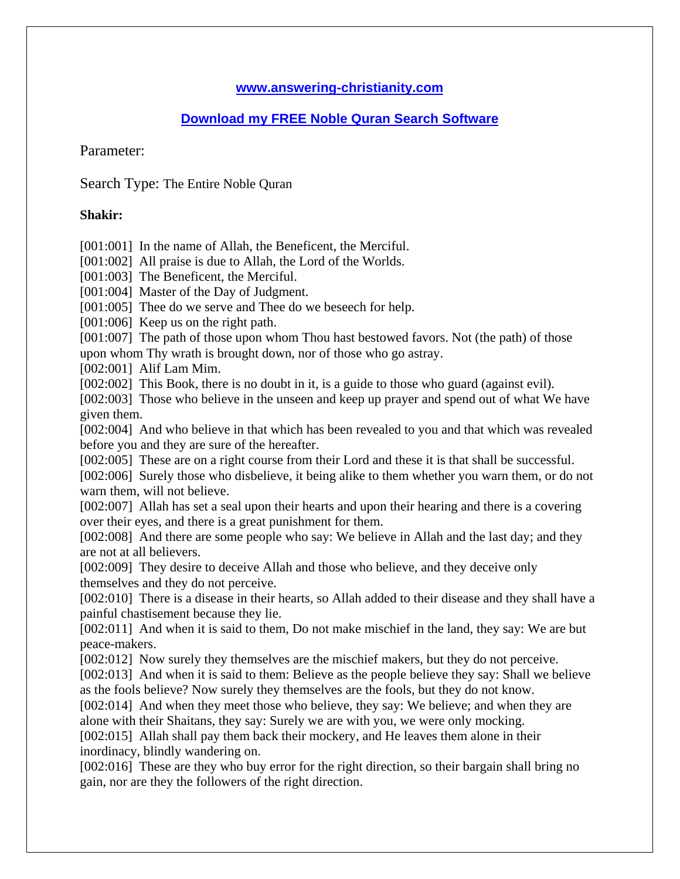[www.answering-christianity.com](http://www.answering-christianity.com)

[Download my FREE Noble Quran Search Software]()

Parameter:

Search Type: The Entire Noble Quran

**Shakir:**

[001:001] In the name of Allah, the Beneficent, the Merciful.
[001:002] All praise is due to Allah, the Lord of the Worlds.
[001:003] The Beneficent, the Merciful.
[001:004] Master of the Day of Judgment.
[001:005] Thee do we serve and Thee do we beseech for help.
[001:006] Keep us on the right path.
[001:007] The path of those upon whom Thou hast bestowed favors. Not (the path) of those upon whom Thy wrath is brought down, nor of those who go astray.
[002:001] Alif Lam Mim.
[002:002] This Book, there is no doubt in it, is a guide to those who guard (against evil).
[002:003] Those who believe in the unseen and keep up prayer and spend out of what We have given them.
[002:004] And who believe in that which has been revealed to you and that which was revealed before you and they are sure of the hereafter.
[002:005] These are on a right course from their Lord and these it is that shall be successful.
[002:006] Surely those who disbelieve, it being alike to them whether you warn them, or do not warn them, will not believe.
[002:007] Allah has set a seal upon their hearts and upon their hearing and there is a covering over their eyes, and there is a great punishment for them.
[002:008] And there are some people who say: We believe in Allah and the last day; and they are not at all believers.
[002:009] They desire to deceive Allah and those who believe, and they deceive only themselves and they do not perceive.
[002:010] There is a disease in their hearts, so Allah added to their disease and they shall have a painful chastisement because they lie.
[002:011] And when it is said to them, Do not make mischief in the land, they say: We are but peace-makers.
[002:012] Now surely they themselves are the mischief makers, but they do not perceive.
[002:013] And when it is said to them: Believe as the people believe they say: Shall we believe as the fools believe? Now surely they themselves are the fools, but they do not know.
[002:014] And when they meet those who believe, they say: We believe; and when they are alone with their Shaitans, they say: Surely we are with you, we were only mocking.
[002:015] Allah shall pay them back their mockery, and He leaves them alone in their inordinacy, blindly wandering on.
[002:016] These are they who buy error for the right direction, so their bargain shall bring no gain, nor are they the followers of the right direction.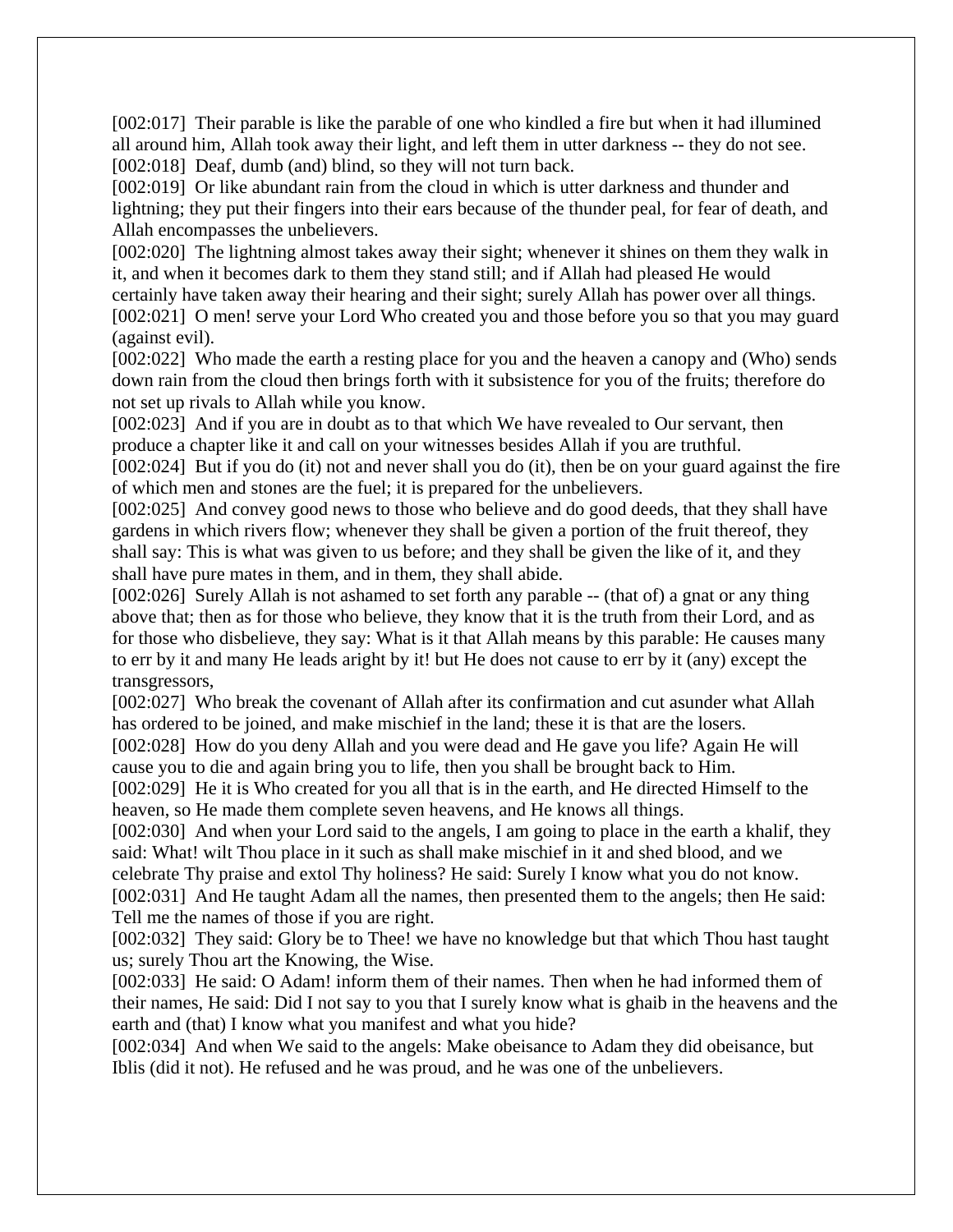[002:017] Their parable is like the parable of one who kindled a fire but when it had illumined all around him, Allah took away their light, and left them in utter darkness -- they do not see.
[002:018] Deaf, dumb (and) blind, so they will not turn back.
[002:019] Or like abundant rain from the cloud in which is utter darkness and thunder and lightning; they put their fingers into their ears because of the thunder peal, for fear of death, and Allah encompasses the unbelievers.
[002:020] The lightning almost takes away their sight; whenever it shines on them they walk in it, and when it becomes dark to them they stand still; and if Allah had pleased He would certainly have taken away their hearing and their sight; surely Allah has power over all things.
[002:021] O men! serve your Lord Who created you and those before you so that you may guard (against evil).
[002:022] Who made the earth a resting place for you and the heaven a canopy and (Who) sends down rain from the cloud then brings forth with it subsistence for you of the fruits; therefore do not set up rivals to Allah while you know.
[002:023] And if you are in doubt as to that which We have revealed to Our servant, then produce a chapter like it and call on your witnesses besides Allah if you are truthful.
[002:024] But if you do (it) not and never shall you do (it), then be on your guard against the fire of which men and stones are the fuel; it is prepared for the unbelievers.
[002:025] And convey good news to those who believe and do good deeds, that they shall have gardens in which rivers flow; whenever they shall be given a portion of the fruit thereof, they shall say: This is what was given to us before; and they shall be given the like of it, and they shall have pure mates in them, and in them, they shall abide.
[002:026] Surely Allah is not ashamed to set forth any parable -- (that of) a gnat or any thing above that; then as for those who believe, they know that it is the truth from their Lord, and as for those who disbelieve, they say: What is it that Allah means by this parable: He causes many to err by it and many He leads aright by it! but He does not cause to err by it (any) except the transgressors,
[002:027] Who break the covenant of Allah after its confirmation and cut asunder what Allah has ordered to be joined, and make mischief in the land; these it is that are the losers.
[002:028] How do you deny Allah and you were dead and He gave you life? Again He will cause you to die and again bring you to life, then you shall be brought back to Him.
[002:029] He it is Who created for you all that is in the earth, and He directed Himself to the heaven, so He made them complete seven heavens, and He knows all things.
[002:030] And when your Lord said to the angels, I am going to place in the earth a khalif, they said: What! wilt Thou place in it such as shall make mischief in it and shed blood, and we celebrate Thy praise and extol Thy holiness? He said: Surely I know what you do not know.
[002:031] And He taught Adam all the names, then presented them to the angels; then He said: Tell me the names of those if you are right.
[002:032] They said: Glory be to Thee! we have no knowledge but that which Thou hast taught us; surely Thou art the Knowing, the Wise.
[002:033] He said: O Adam! inform them of their names. Then when he had informed them of their names, He said: Did I not say to you that I surely know what is ghaib in the heavens and the earth and (that) I know what you manifest and what you hide?
[002:034] And when We said to the angels: Make obeisance to Adam they did obeisance, but Iblis (did it not). He refused and he was proud, and he was one of the unbelievers.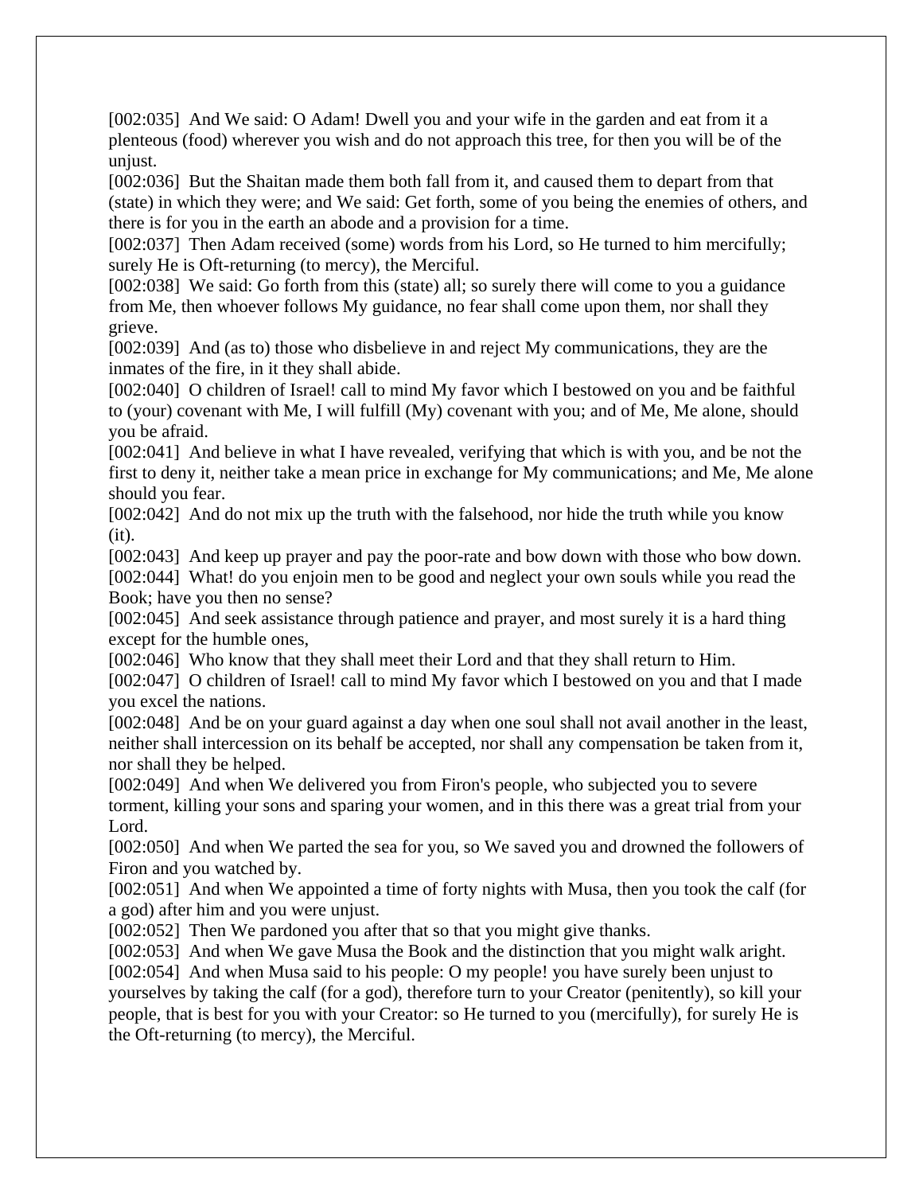[002:035] And We said: O Adam! Dwell you and your wife in the garden and eat from it a plenteous (food) wherever you wish and do not approach this tree, for then you will be of the unjust.

[002:036] But the Shaitan made them both fall from it, and caused them to depart from that (state) in which they were; and We said: Get forth, some of you being the enemies of others, and there is for you in the earth an abode and a provision for a time.

[002:037] Then Adam received (some) words from his Lord, so He turned to him mercifully; surely He is Oft-returning (to mercy), the Merciful.

[002:038] We said: Go forth from this (state) all; so surely there will come to you a guidance from Me, then whoever follows My guidance, no fear shall come upon them, nor shall they grieve.

[002:039] And (as to) those who disbelieve in and reject My communications, they are the inmates of the fire, in it they shall abide.

[002:040] O children of Israel! call to mind My favor which I bestowed on you and be faithful to (your) covenant with Me, I will fulfill (My) covenant with you; and of Me, Me alone, should you be afraid.

[002:041] And believe in what I have revealed, verifying that which is with you, and be not the first to deny it, neither take a mean price in exchange for My communications; and Me, Me alone should you fear.

[002:042] And do not mix up the truth with the falsehood, nor hide the truth while you know (it).

[002:043] And keep up prayer and pay the poor-rate and bow down with those who bow down.

[002:044] What! do you enjoin men to be good and neglect your own souls while you read the Book; have you then no sense?

[002:045] And seek assistance through patience and prayer, and most surely it is a hard thing except for the humble ones,

[002:046] Who know that they shall meet their Lord and that they shall return to Him.

[002:047] O children of Israel! call to mind My favor which I bestowed on you and that I made you excel the nations.

[002:048] And be on your guard against a day when one soul shall not avail another in the least, neither shall intercession on its behalf be accepted, nor shall any compensation be taken from it, nor shall they be helped.

[002:049] And when We delivered you from Firon's people, who subjected you to severe torment, killing your sons and sparing your women, and in this there was a great trial from your Lord.

[002:050] And when We parted the sea for you, so We saved you and drowned the followers of Firon and you watched by.

[002:051] And when We appointed a time of forty nights with Musa, then you took the calf (for a god) after him and you were unjust.

[002:052] Then We pardoned you after that so that you might give thanks.

[002:053] And when We gave Musa the Book and the distinction that you might walk aright.

[002:054] And when Musa said to his people: O my people! you have surely been unjust to yourselves by taking the calf (for a god), therefore turn to your Creator (penitently), so kill your people, that is best for you with your Creator: so He turned to you (mercifully), for surely He is the Oft-returning (to mercy), the Merciful.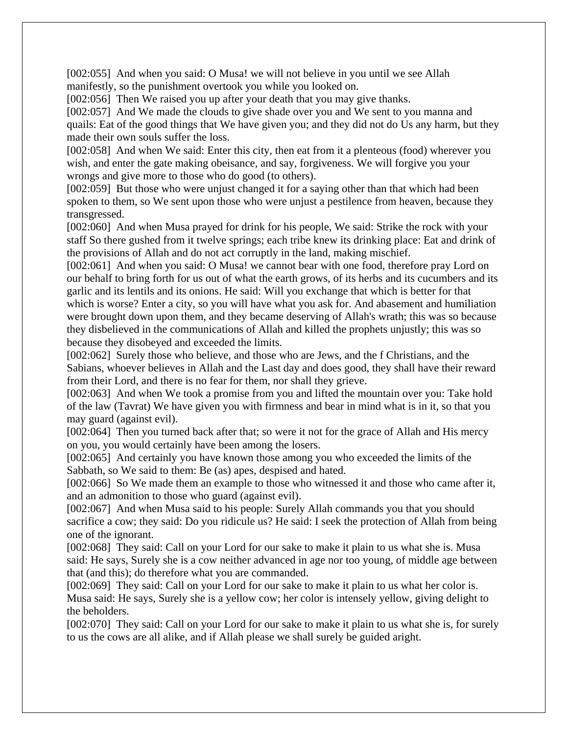[002:055] And when you said: O Musa! we will not believe in you until we see Allah manifestly, so the punishment overtook you while you looked on.

[002:056] Then We raised you up after your death that you may give thanks.

[002:057] And We made the clouds to give shade over you and We sent to you manna and quails: Eat of the good things that We have given you; and they did not do Us any harm, but they made their own souls suffer the loss.

[002:058] And when We said: Enter this city, then eat from it a plenteous (food) wherever you wish, and enter the gate making obeisance, and say, forgiveness. We will forgive you your wrongs and give more to those who do good (to others).

[002:059] But those who were unjust changed it for a saying other than that which had been spoken to them, so We sent upon those who were unjust a pestilence from heaven, because they transgressed.

[002:060] And when Musa prayed for drink for his people, We said: Strike the rock with your staff So there gushed from it twelve springs; each tribe knew its drinking place: Eat and drink of the provisions of Allah and do not act corruptly in the land, making mischief.

[002:061] And when you said: O Musa! we cannot bear with one food, therefore pray Lord on our behalf to bring forth for us out of what the earth grows, of its herbs and its cucumbers and its garlic and its lentils and its onions. He said: Will you exchange that which is better for that which is worse? Enter a city, so you will have what you ask for. And abasement and humiliation were brought down upon them, and they became deserving of Allah's wrath; this was so because they disbelieved in the communications of Allah and killed the prophets unjustly; this was so because they disobeyed and exceeded the limits.

[002:062] Surely those who believe, and those who are Jews, and the f Christians, and the Sabians, whoever believes in Allah and the Last day and does good, they shall have their reward from their Lord, and there is no fear for them, nor shall they grieve.

[002:063] And when We took a promise from you and lifted the mountain over you: Take hold of the law (Tavrat) We have given you with firmness and bear in mind what is in it, so that you may guard (against evil).

[002:064] Then you turned back after that; so were it not for the grace of Allah and His mercy on you, you would certainly have been among the losers.

[002:065] And certainly you have known those among you who exceeded the limits of the Sabbath, so We said to them: Be (as) apes, despised and hated.

[002:066] So We made them an example to those who witnessed it and those who came after it, and an admonition to those who guard (against evil).

[002:067] And when Musa said to his people: Surely Allah commands you that you should sacrifice a cow; they said: Do you ridicule us? He said: I seek the protection of Allah from being one of the ignorant.

[002:068] They said: Call on your Lord for our sake to make it plain to us what she is. Musa said: He says, Surely she is a cow neither advanced in age nor too young, of middle age between that (and this); do therefore what you are commanded.

[002:069] They said: Call on your Lord for our sake to make it plain to us what her color is. Musa said: He says, Surely she is a yellow cow; her color is intensely yellow, giving delight to the beholders.

[002:070] They said: Call on your Lord for our sake to make it plain to us what she is, for surely to us the cows are all alike, and if Allah please we shall surely be guided aright.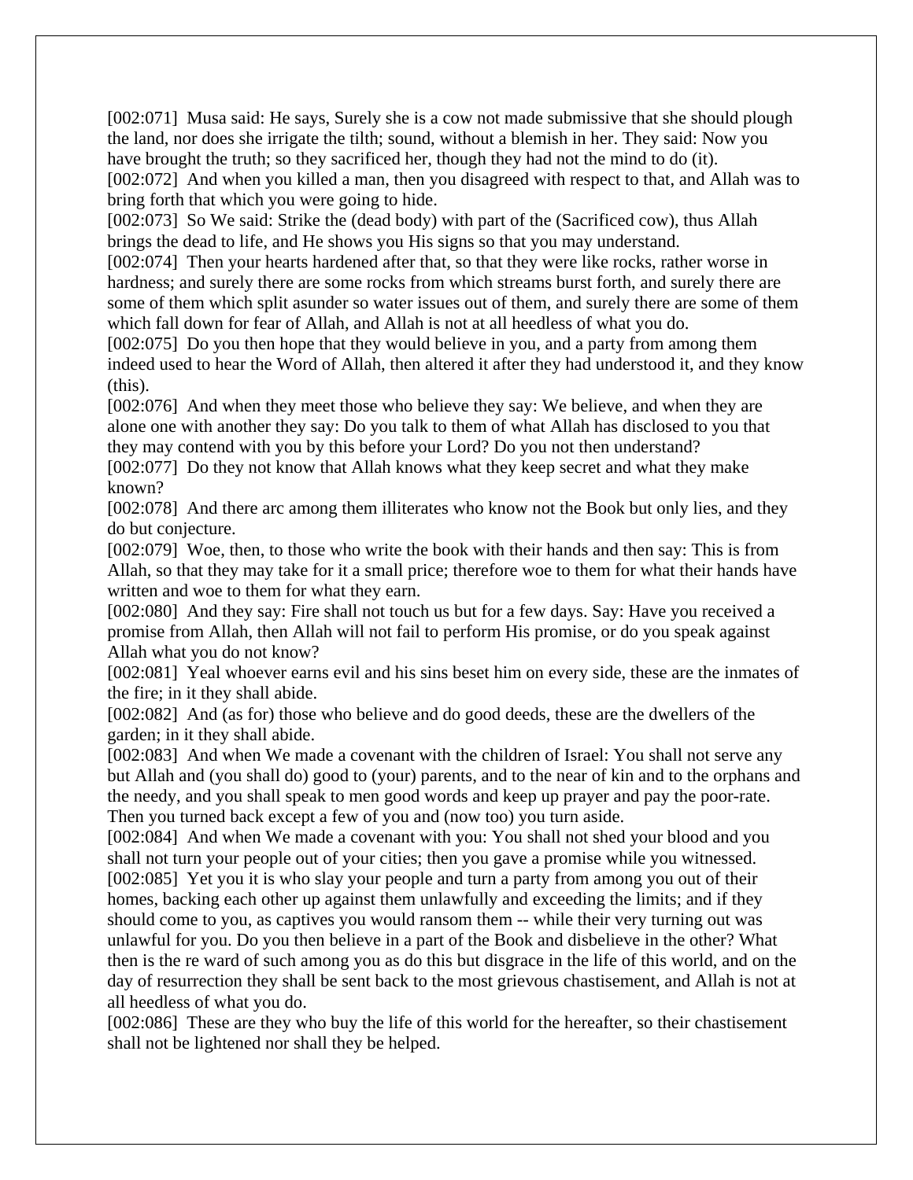[002:071]  Musa said: He says, Surely she is a cow not made submissive that she should plough the land, nor does she irrigate the tilth; sound, without a blemish in her. They said: Now you have brought the truth; so they sacrificed her, though they had not the mind to do (it).
[002:072]  And when you killed a man, then you disagreed with respect to that, and Allah was to bring forth that which you were going to hide.
[002:073]  So We said: Strike the (dead body) with part of the (Sacrificed cow), thus Allah brings the dead to life, and He shows you His signs so that you may understand.
[002:074]  Then your hearts hardened after that, so that they were like rocks, rather worse in hardness; and surely there are some rocks from which streams burst forth, and surely there are some of them which split asunder so water issues out of them, and surely there are some of them which fall down for fear of Allah, and Allah is not at all heedless of what you do.
[002:075]  Do you then hope that they would believe in you, and a party from among them indeed used to hear the Word of Allah, then altered it after they had understood it, and they know (this).
[002:076]  And when they meet those who believe they say: We believe, and when they are alone one with another they say: Do you talk to them of what Allah has disclosed to you that they may contend with you by this before your Lord? Do you not then understand?
[002:077]  Do they not know that Allah knows what they keep secret and what they make known?
[002:078]  And there arc among them illiterates who know not the Book but only lies, and they do but conjecture.
[002:079]  Woe, then, to those who write the book with their hands and then say: This is from Allah, so that they may take for it a small price; therefore woe to them for what their hands have written and woe to them for what they earn.
[002:080]  And they say: Fire shall not touch us but for a few days. Say: Have you received a promise from Allah, then Allah will not fail to perform His promise, or do you speak against Allah what you do not know?
[002:081]  Yeal whoever earns evil and his sins beset him on every side, these are the inmates of the fire; in it they shall abide.
[002:082]  And (as for) those who believe and do good deeds, these are the dwellers of the garden; in it they shall abide.
[002:083]  And when We made a covenant with the children of Israel: You shall not serve any but Allah and (you shall do) good to (your) parents, and to the near of kin and to the orphans and the needy, and you shall speak to men good words and keep up prayer and pay the poor-rate. Then you turned back except a few of you and (now too) you turn aside.
[002:084]  And when We made a covenant with you: You shall not shed your blood and you shall not turn your people out of your cities; then you gave a promise while you witnessed.
[002:085]  Yet you it is who slay your people and turn a party from among you out of their homes, backing each other up against them unlawfully and exceeding the limits; and if they should come to you, as captives you would ransom them -- while their very turning out was unlawful for you. Do you then believe in a part of the Book and disbelieve in the other? What then is the re ward of such among you as do this but disgrace in the life of this world, and on the day of resurrection they shall be sent back to the most grievous chastisement, and Allah is not at all heedless of what you do.
[002:086]  These are they who buy the life of this world for the hereafter, so their chastisement shall not be lightened nor shall they be helped.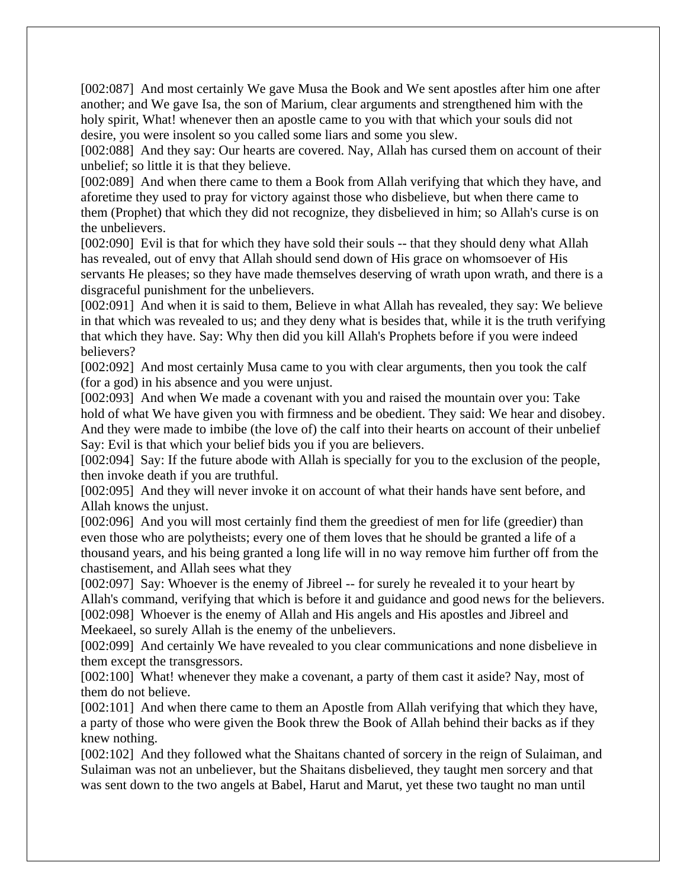[002:087]  And most certainly We gave Musa the Book and We sent apostles after him one after another; and We gave Isa, the son of Marium, clear arguments and strengthened him with the holy spirit, What! whenever then an apostle came to you with that which your souls did not desire, you were insolent so you called some liars and some you slew.

[002:088]  And they say: Our hearts are covered. Nay, Allah has cursed them on account of their unbelief; so little it is that they believe.

[002:089]  And when there came to them a Book from Allah verifying that which they have, and aforetime they used to pray for victory against those who disbelieve, but when there came to them (Prophet) that which they did not recognize, they disbelieved in him; so Allah's curse is on the unbelievers.

[002:090]  Evil is that for which they have sold their souls -- that they should deny what Allah has revealed, out of envy that Allah should send down of His grace on whomsoever of His servants He pleases; so they have made themselves deserving of wrath upon wrath, and there is a disgraceful punishment for the unbelievers.

[002:091]  And when it is said to them, Believe in what Allah has revealed, they say: We believe in that which was revealed to us; and they deny what is besides that, while it is the truth verifying that which they have. Say: Why then did you kill Allah's Prophets before if you were indeed believers?

[002:092]  And most certainly Musa came to you with clear arguments, then you took the calf (for a god) in his absence and you were unjust.

[002:093]  And when We made a covenant with you and raised the mountain over you: Take hold of what We have given you with firmness and be obedient. They said: We hear and disobey. And they were made to imbibe (the love of) the calf into their hearts on account of their unbelief Say: Evil is that which your belief bids you if you are believers.

[002:094]  Say: If the future abode with Allah is specially for you to the exclusion of the people, then invoke death if you are truthful.

[002:095]  And they will never invoke it on account of what their hands have sent before, and Allah knows the unjust.

[002:096]  And you will most certainly find them the greediest of men for life (greedier) than even those who are polytheists; every one of them loves that he should be granted a life of a thousand years, and his being granted a long life will in no way remove him further off from the chastisement, and Allah sees what they

[002:097]  Say: Whoever is the enemy of Jibreel -- for surely he revealed it to your heart by Allah's command, verifying that which is before it and guidance and good news for the believers.

[002:098]  Whoever is the enemy of Allah and His angels and His apostles and Jibreel and Meekaaeel, so surely Allah is the enemy of the unbelievers.

[002:099]  And certainly We have revealed to you clear communications and none disbelieve in them except the transgressors.

[002:100]  What! whenever they make a covenant, a party of them cast it aside? Nay, most of them do not believe.

[002:101]  And when there came to them an Apostle from Allah verifying that which they have, a party of those who were given the Book threw the Book of Allah behind their backs as if they knew nothing.

[002:102]  And they followed what the Shaitans chanted of sorcery in the reign of Sulaiman, and Sulaiman was not an unbeliever, but the Shaitans disbelieved, they taught men sorcery and that was sent down to the two angels at Babel, Harut and Marut, yet these two taught no man until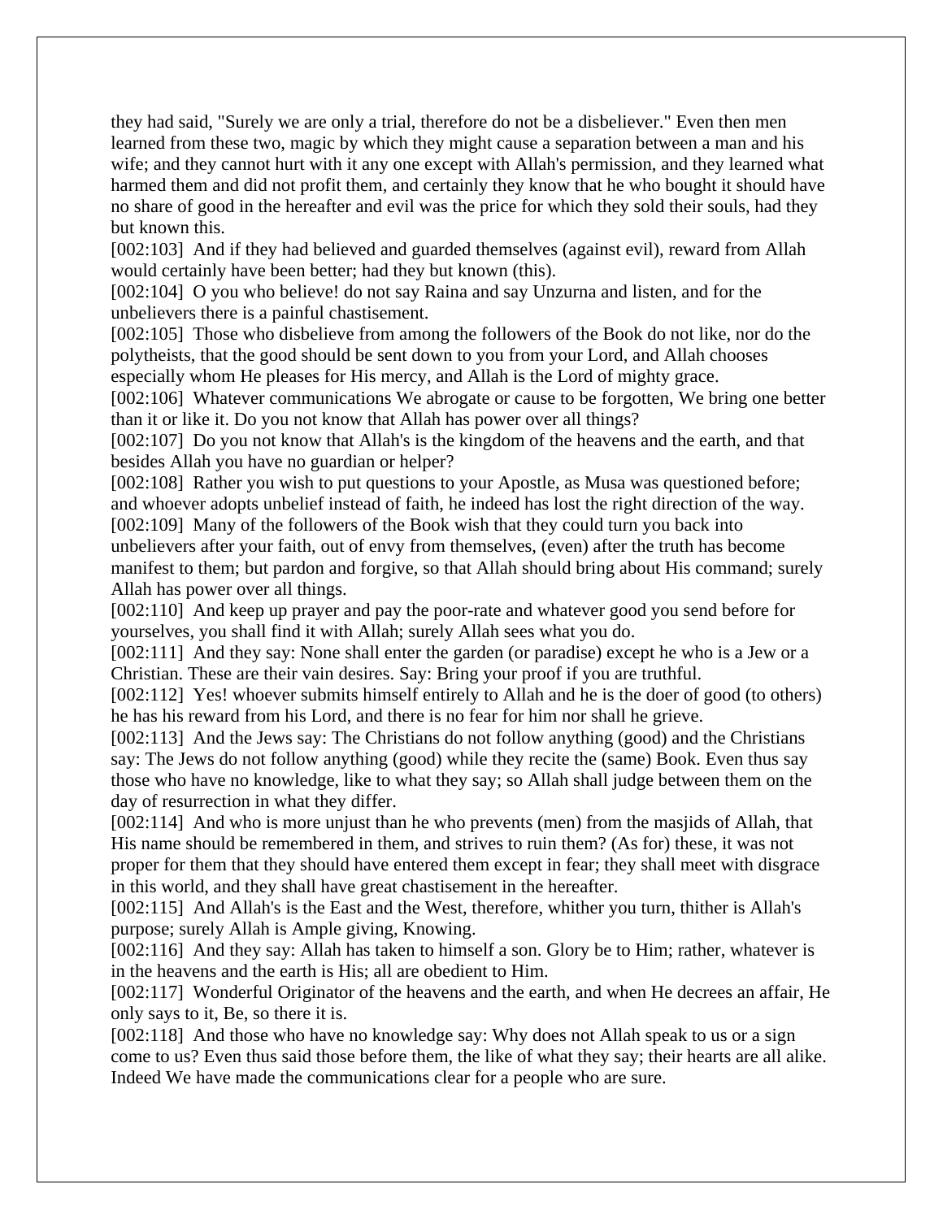they had said, "Surely we are only a trial, therefore do not be a disbeliever." Even then men learned from these two, magic by which they might cause a separation between a man and his wife; and they cannot hurt with it any one except with Allah's permission, and they learned what harmed them and did not profit them, and certainly they know that he who bought it should have no share of good in the hereafter and evil was the price for which they sold their souls, had they but known this.

[002:103] And if they had believed and guarded themselves (against evil), reward from Allah would certainly have been better; had they but known (this).

[002:104] O you who believe! do not say Raina and say Unzurna and listen, and for the unbelievers there is a painful chastisement.

[002:105] Those who disbelieve from among the followers of the Book do not like, nor do the polytheists, that the good should be sent down to you from your Lord, and Allah chooses especially whom He pleases for His mercy, and Allah is the Lord of mighty grace.

[002:106] Whatever communications We abrogate or cause to be forgotten, We bring one better than it or like it. Do you not know that Allah has power over all things?

[002:107] Do you not know that Allah's is the kingdom of the heavens and the earth, and that besides Allah you have no guardian or helper?

[002:108] Rather you wish to put questions to your Apostle, as Musa was questioned before; and whoever adopts unbelief instead of faith, he indeed has lost the right direction of the way.

[002:109] Many of the followers of the Book wish that they could turn you back into unbelievers after your faith, out of envy from themselves, (even) after the truth has become manifest to them; but pardon and forgive, so that Allah should bring about His command; surely Allah has power over all things.

[002:110] And keep up prayer and pay the poor-rate and whatever good you send before for yourselves, you shall find it with Allah; surely Allah sees what you do.

[002:111] And they say: None shall enter the garden (or paradise) except he who is a Jew or a Christian. These are their vain desires. Say: Bring your proof if you are truthful.

[002:112] Yes! whoever submits himself entirely to Allah and he is the doer of good (to others) he has his reward from his Lord, and there is no fear for him nor shall he grieve.

[002:113] And the Jews say: The Christians do not follow anything (good) and the Christians say: The Jews do not follow anything (good) while they recite the (same) Book. Even thus say those who have no knowledge, like to what they say; so Allah shall judge between them on the day of resurrection in what they differ.

[002:114] And who is more unjust than he who prevents (men) from the masjids of Allah, that His name should be remembered in them, and strives to ruin them? (As for) these, it was not proper for them that they should have entered them except in fear; they shall meet with disgrace in this world, and they shall have great chastisement in the hereafter.

[002:115] And Allah's is the East and the West, therefore, whither you turn, thither is Allah's purpose; surely Allah is Ample giving, Knowing.

[002:116] And they say: Allah has taken to himself a son. Glory be to Him; rather, whatever is in the heavens and the earth is His; all are obedient to Him.

[002:117] Wonderful Originator of the heavens and the earth, and when He decrees an affair, He only says to it, Be, so there it is.

[002:118] And those who have no knowledge say: Why does not Allah speak to us or a sign come to us? Even thus said those before them, the like of what they say; their hearts are all alike. Indeed We have made the communications clear for a people who are sure.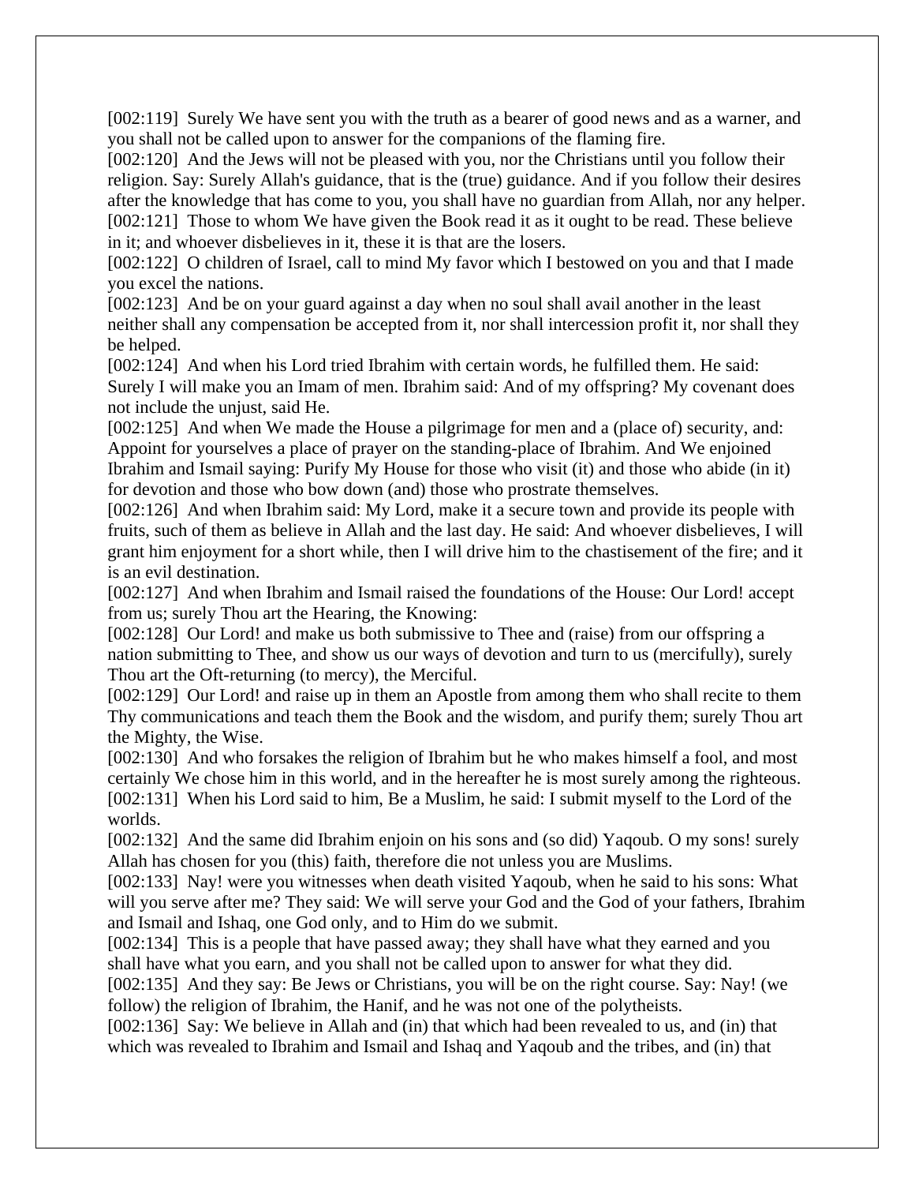[002:119]  Surely We have sent you with the truth as a bearer of good news and as a warner, and you shall not be called upon to answer for the companions of the flaming fire.

[002:120]  And the Jews will not be pleased with you, nor the Christians until you follow their religion. Say: Surely Allah's guidance, that is the (true) guidance. And if you follow their desires after the knowledge that has come to you, you shall have no guardian from Allah, nor any helper.

[002:121]  Those to whom We have given the Book read it as it ought to be read. These believe in it; and whoever disbelieves in it, these it is that are the losers.

[002:122]  O children of Israel, call to mind My favor which I bestowed on you and that I made you excel the nations.

[002:123]  And be on your guard against a day when no soul shall avail another in the least neither shall any compensation be accepted from it, nor shall intercession profit it, nor shall they be helped.

[002:124]  And when his Lord tried Ibrahim with certain words, he fulfilled them. He said: Surely I will make you an Imam of men. Ibrahim said: And of my offspring? My covenant does not include the unjust, said He.

[002:125]  And when We made the House a pilgrimage for men and a (place of) security, and: Appoint for yourselves a place of prayer on the standing-place of Ibrahim. And We enjoined Ibrahim and Ismail saying: Purify My House for those who visit (it) and those who abide (in it) for devotion and those who bow down (and) those who prostrate themselves.

[002:126]  And when Ibrahim said: My Lord, make it a secure town and provide its people with fruits, such of them as believe in Allah and the last day. He said: And whoever disbelieves, I will grant him enjoyment for a short while, then I will drive him to the chastisement of the fire; and it is an evil destination.

[002:127]  And when Ibrahim and Ismail raised the foundations of the House: Our Lord! accept from us; surely Thou art the Hearing, the Knowing:

[002:128]  Our Lord! and make us both submissive to Thee and (raise) from our offspring a nation submitting to Thee, and show us our ways of devotion and turn to us (mercifully), surely Thou art the Oft-returning (to mercy), the Merciful.

[002:129]  Our Lord! and raise up in them an Apostle from among them who shall recite to them Thy communications and teach them the Book and the wisdom, and purify them; surely Thou art the Mighty, the Wise.

[002:130]  And who forsakes the religion of Ibrahim but he who makes himself a fool, and most certainly We chose him in this world, and in the hereafter he is most surely among the righteous.

[002:131]  When his Lord said to him, Be a Muslim, he said: I submit myself to the Lord of the worlds.

[002:132]  And the same did Ibrahim enjoin on his sons and (so did) Yaqoub. O my sons! surely Allah has chosen for you (this) faith, therefore die not unless you are Muslims.

[002:133]  Nay! were you witnesses when death visited Yaqoub, when he said to his sons: What will you serve after me? They said: We will serve your God and the God of your fathers, Ibrahim and Ismail and Ishaq, one God only, and to Him do we submit.

[002:134]  This is a people that have passed away; they shall have what they earned and you shall have what you earn, and you shall not be called upon to answer for what they did.

[002:135]  And they say: Be Jews or Christians, you will be on the right course. Say: Nay! (we follow) the religion of Ibrahim, the Hanif, and he was not one of the polytheists.

[002:136]  Say: We believe in Allah and (in) that which had been revealed to us, and (in) that which was revealed to Ibrahim and Ismail and Ishaq and Yaqoub and the tribes, and (in) that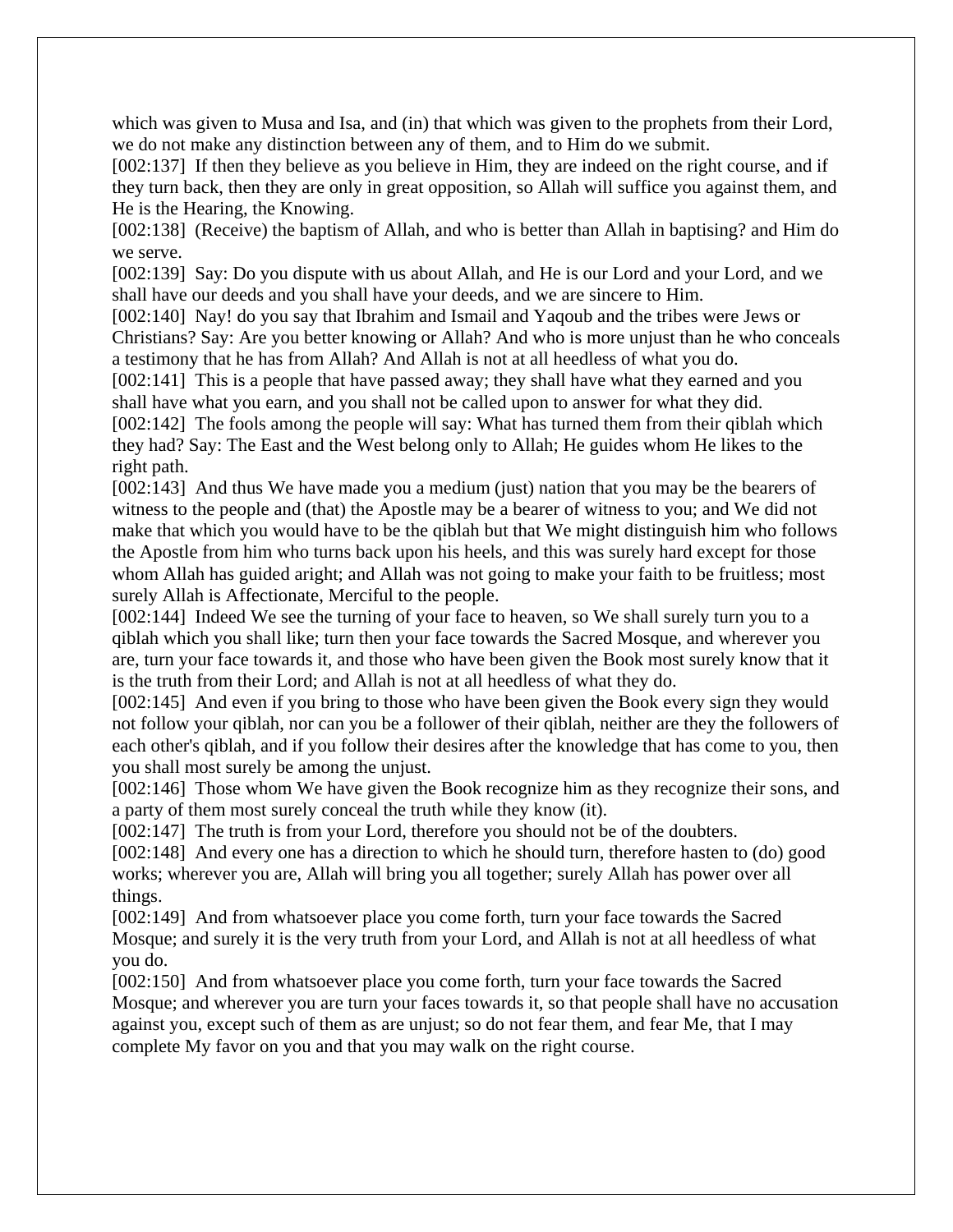which was given to Musa and Isa, and (in) that which was given to the prophets from their Lord, we do not make any distinction between any of them, and to Him do we submit.

[002:137] If then they believe as you believe in Him, they are indeed on the right course, and if they turn back, then they are only in great opposition, so Allah will suffice you against them, and He is the Hearing, the Knowing.

[002:138] (Receive) the baptism of Allah, and who is better than Allah in baptising? and Him do we serve.

[002:139] Say: Do you dispute with us about Allah, and He is our Lord and your Lord, and we shall have our deeds and you shall have your deeds, and we are sincere to Him.

[002:140] Nay! do you say that Ibrahim and Ismail and Yaqoub and the tribes were Jews or Christians? Say: Are you better knowing or Allah? And who is more unjust than he who conceals a testimony that he has from Allah? And Allah is not at all heedless of what you do.

[002:141] This is a people that have passed away; they shall have what they earned and you shall have what you earn, and you shall not be called upon to answer for what they did.

[002:142] The fools among the people will say: What has turned them from their qiblah which they had? Say: The East and the West belong only to Allah; He guides whom He likes to the right path.

[002:143] And thus We have made you a medium (just) nation that you may be the bearers of witness to the people and (that) the Apostle may be a bearer of witness to you; and We did not make that which you would have to be the qiblah but that We might distinguish him who follows the Apostle from him who turns back upon his heels, and this was surely hard except for those whom Allah has guided aright; and Allah was not going to make your faith to be fruitless; most surely Allah is Affectionate, Merciful to the people.

[002:144] Indeed We see the turning of your face to heaven, so We shall surely turn you to a qiblah which you shall like; turn then your face towards the Sacred Mosque, and wherever you are, turn your face towards it, and those who have been given the Book most surely know that it is the truth from their Lord; and Allah is not at all heedless of what they do.

[002:145] And even if you bring to those who have been given the Book every sign they would not follow your qiblah, nor can you be a follower of their qiblah, neither are they the followers of each other's qiblah, and if you follow their desires after the knowledge that has come to you, then you shall most surely be among the unjust.

[002:146] Those whom We have given the Book recognize him as they recognize their sons, and a party of them most surely conceal the truth while they know (it).

[002:147] The truth is from your Lord, therefore you should not be of the doubters.

[002:148] And every one has a direction to which he should turn, therefore hasten to (do) good works; wherever you are, Allah will bring you all together; surely Allah has power over all things.

[002:149] And from whatsoever place you come forth, turn your face towards the Sacred Mosque; and surely it is the very truth from your Lord, and Allah is not at all heedless of what you do.

[002:150] And from whatsoever place you come forth, turn your face towards the Sacred Mosque; and wherever you are turn your faces towards it, so that people shall have no accusation against you, except such of them as are unjust; so do not fear them, and fear Me, that I may complete My favor on you and that you may walk on the right course.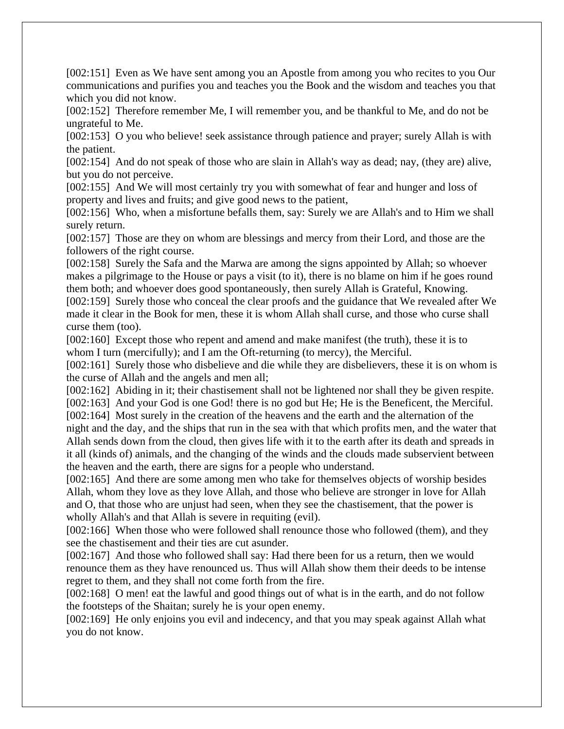[002:151] Even as We have sent among you an Apostle from among you who recites to you Our communications and purifies you and teaches you the Book and the wisdom and teaches you that which you did not know.

[002:152] Therefore remember Me, I will remember you, and be thankful to Me, and do not be ungrateful to Me.

[002:153] O you who believe! seek assistance through patience and prayer; surely Allah is with the patient.

[002:154] And do not speak of those who are slain in Allah's way as dead; nay, (they are) alive, but you do not perceive.

[002:155] And We will most certainly try you with somewhat of fear and hunger and loss of property and lives and fruits; and give good news to the patient,

[002:156] Who, when a misfortune befalls them, say: Surely we are Allah's and to Him we shall surely return.

[002:157] Those are they on whom are blessings and mercy from their Lord, and those are the followers of the right course.

[002:158] Surely the Safa and the Marwa are among the signs appointed by Allah; so whoever makes a pilgrimage to the House or pays a visit (to it), there is no blame on him if he goes round them both; and whoever does good spontaneously, then surely Allah is Grateful, Knowing.

[002:159] Surely those who conceal the clear proofs and the guidance that We revealed after We made it clear in the Book for men, these it is whom Allah shall curse, and those who curse shall curse them (too).

[002:160] Except those who repent and amend and make manifest (the truth), these it is to whom I turn (mercifully); and I am the Oft-returning (to mercy), the Merciful.

[002:161] Surely those who disbelieve and die while they are disbelievers, these it is on whom is the curse of Allah and the angels and men all;

[002:162] Abiding in it; their chastisement shall not be lightened nor shall they be given respite.

[002:163] And your God is one God! there is no god but He; He is the Beneficent, the Merciful.

[002:164] Most surely in the creation of the heavens and the earth and the alternation of the night and the day, and the ships that run in the sea with that which profits men, and the water that Allah sends down from the cloud, then gives life with it to the earth after its death and spreads in it all (kinds of) animals, and the changing of the winds and the clouds made subservient between the heaven and the earth, there are signs for a people who understand.

[002:165] And there are some among men who take for themselves objects of worship besides Allah, whom they love as they love Allah, and those who believe are stronger in love for Allah and O, that those who are unjust had seen, when they see the chastisement, that the power is wholly Allah's and that Allah is severe in requiting (evil).

[002:166] When those who were followed shall renounce those who followed (them), and they see the chastisement and their ties are cut asunder.

[002:167] And those who followed shall say: Had there been for us a return, then we would renounce them as they have renounced us. Thus will Allah show them their deeds to be intense regret to them, and they shall not come forth from the fire.

[002:168] O men! eat the lawful and good things out of what is in the earth, and do not follow the footsteps of the Shaitan; surely he is your open enemy.

[002:169] He only enjoins you evil and indecency, and that you may speak against Allah what you do not know.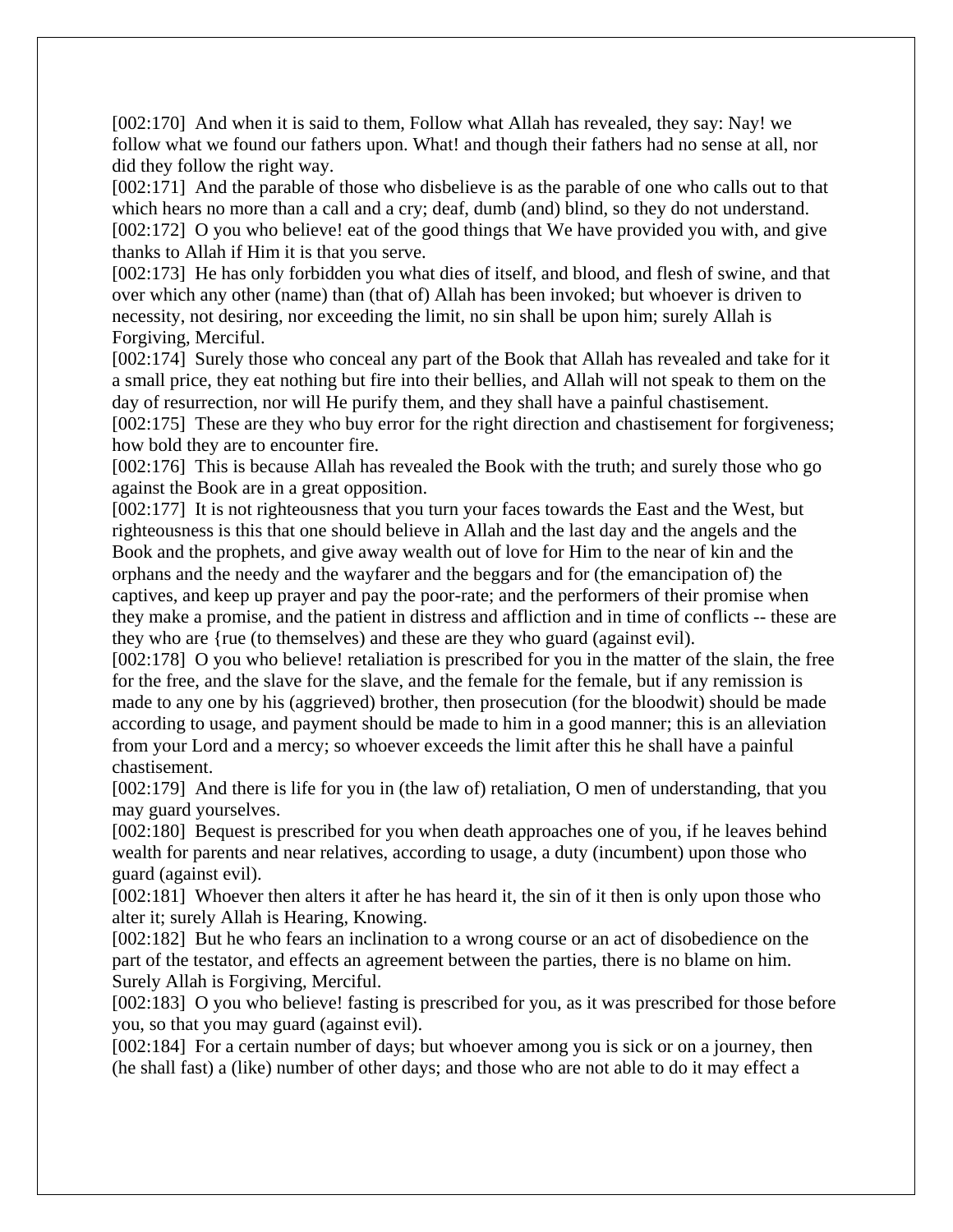[002:170]  And when it is said to them, Follow what Allah has revealed, they say: Nay! we follow what we found our fathers upon. What! and though their fathers had no sense at all, nor did they follow the right way.
[002:171]  And the parable of those who disbelieve is as the parable of one who calls out to that which hears no more than a call and a cry; deaf, dumb (and) blind, so they do not understand.
[002:172]  O you who believe! eat of the good things that We have provided you with, and give thanks to Allah if Him it is that you serve.
[002:173]  He has only forbidden you what dies of itself, and blood, and flesh of swine, and that over which any other (name) than (that of) Allah has been invoked; but whoever is driven to necessity, not desiring, nor exceeding the limit, no sin shall be upon him; surely Allah is Forgiving, Merciful.
[002:174]  Surely those who conceal any part of the Book that Allah has revealed and take for it a small price, they eat nothing but fire into their bellies, and Allah will not speak to them on the day of resurrection, nor will He purify them, and they shall have a painful chastisement.
[002:175]  These are they who buy error for the right direction and chastisement for forgiveness; how bold they are to encounter fire.
[002:176]  This is because Allah has revealed the Book with the truth; and surely those who go against the Book are in a great opposition.
[002:177]  It is not righteousness that you turn your faces towards the East and the West, but righteousness is this that one should believe in Allah and the last day and the angels and the Book and the prophets, and give away wealth out of love for Him to the near of kin and the orphans and the needy and the wayfarer and the beggars and for (the emancipation of) the captives, and keep up prayer and pay the poor-rate; and the performers of their promise when they make a promise, and the patient in distress and affliction and in time of conflicts -- these are they who are {rue (to themselves) and these are they who guard (against evil).
[002:178]  O you who believe! retaliation is prescribed for you in the matter of the slain, the free for the free, and the slave for the slave, and the female for the female, but if any remission is made to any one by his (aggrieved) brother, then prosecution (for the bloodwit) should be made according to usage, and payment should be made to him in a good manner; this is an alleviation from your Lord and a mercy; so whoever exceeds the limit after this he shall have a painful chastisement.
[002:179]  And there is life for you in (the law of) retaliation, O men of understanding, that you may guard yourselves.
[002:180]  Bequest is prescribed for you when death approaches one of you, if he leaves behind wealth for parents and near relatives, according to usage, a duty (incumbent) upon those who guard (against evil).
[002:181]  Whoever then alters it after he has heard it, the sin of it then is only upon those who alter it; surely Allah is Hearing, Knowing.
[002:182]  But he who fears an inclination to a wrong course or an act of disobedience on the part of the testator, and effects an agreement between the parties, there is no blame on him. Surely Allah is Forgiving, Merciful.
[002:183]  O you who believe! fasting is prescribed for you, as it was prescribed for those before you, so that you may guard (against evil).
[002:184]  For a certain number of days; but whoever among you is sick or on a journey, then (he shall fast) a (like) number of other days; and those who are not able to do it may effect a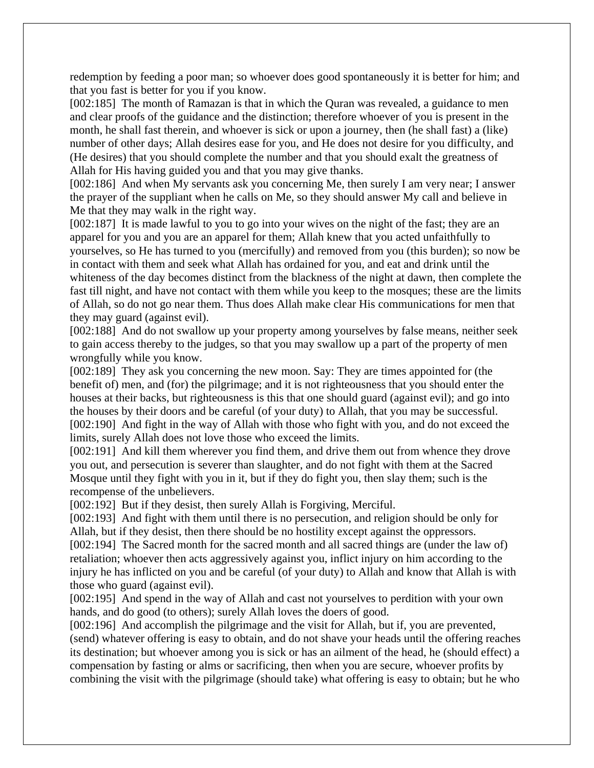redemption by feeding a poor man; so whoever does good spontaneously it is better for him; and that you fast is better for you if you know.

[002:185] The month of Ramazan is that in which the Quran was revealed, a guidance to men and clear proofs of the guidance and the distinction; therefore whoever of you is present in the month, he shall fast therein, and whoever is sick or upon a journey, then (he shall fast) a (like) number of other days; Allah desires ease for you, and He does not desire for you difficulty, and (He desires) that you should complete the number and that you should exalt the greatness of Allah for His having guided you and that you may give thanks.

[002:186] And when My servants ask you concerning Me, then surely I am very near; I answer the prayer of the suppliant when he calls on Me, so they should answer My call and believe in Me that they may walk in the right way.

[002:187] It is made lawful to you to go into your wives on the night of the fast; they are an apparel for you and you are an apparel for them; Allah knew that you acted unfaithfully to yourselves, so He has turned to you (mercifully) and removed from you (this burden); so now be in contact with them and seek what Allah has ordained for you, and eat and drink until the whiteness of the day becomes distinct from the blackness of the night at dawn, then complete the fast till night, and have not contact with them while you keep to the mosques; these are the limits of Allah, so do not go near them. Thus does Allah make clear His communications for men that they may guard (against evil).

[002:188] And do not swallow up your property among yourselves by false means, neither seek to gain access thereby to the judges, so that you may swallow up a part of the property of men wrongfully while you know.

[002:189] They ask you concerning the new moon. Say: They are times appointed for (the benefit of) men, and (for) the pilgrimage; and it is not righteousness that you should enter the houses at their backs, but righteousness is this that one should guard (against evil); and go into the houses by their doors and be careful (of your duty) to Allah, that you may be successful.

[002:190] And fight in the way of Allah with those who fight with you, and do not exceed the limits, surely Allah does not love those who exceed the limits.

[002:191] And kill them wherever you find them, and drive them out from whence they drove you out, and persecution is severer than slaughter, and do not fight with them at the Sacred Mosque until they fight with you in it, but if they do fight you, then slay them; such is the recompense of the unbelievers.

[002:192] But if they desist, then surely Allah is Forgiving, Merciful.

[002:193] And fight with them until there is no persecution, and religion should be only for Allah, but if they desist, then there should be no hostility except against the oppressors.

[002:194] The Sacred month for the sacred month and all sacred things are (under the law of) retaliation; whoever then acts aggressively against you, inflict injury on him according to the injury he has inflicted on you and be careful (of your duty) to Allah and know that Allah is with those who guard (against evil).

[002:195] And spend in the way of Allah and cast not yourselves to perdition with your own hands, and do good (to others); surely Allah loves the doers of good.

[002:196] And accomplish the pilgrimage and the visit for Allah, but if, you are prevented, (send) whatever offering is easy to obtain, and do not shave your heads until the offering reaches its destination; but whoever among you is sick or has an ailment of the head, he (should effect) a compensation by fasting or alms or sacrificing, then when you are secure, whoever profits by combining the visit with the pilgrimage (should take) what offering is easy to obtain; but he who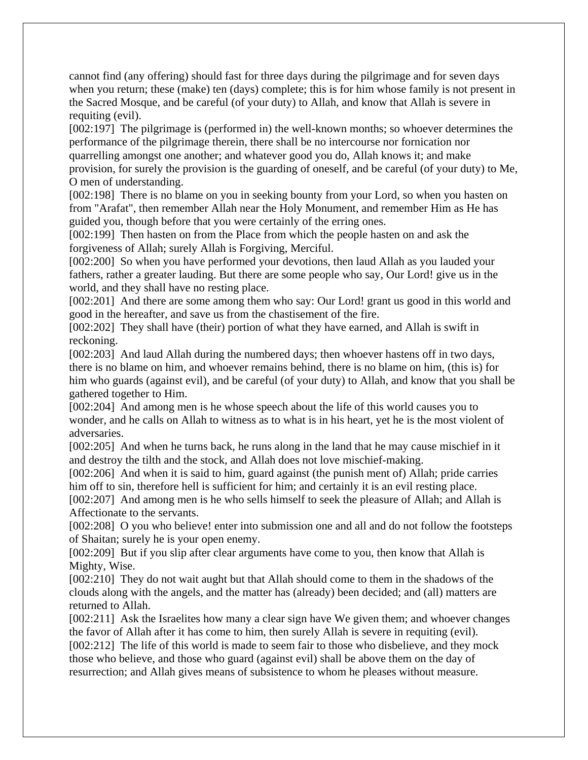cannot find (any offering) should fast for three days during the pilgrimage and for seven days when you return; these (make) ten (days) complete; this is for him whose family is not present in the Sacred Mosque, and be careful (of your duty) to Allah, and know that Allah is severe in requiting (evil).

[002:197]  The pilgrimage is (performed in) the well-known months; so whoever determines the performance of the pilgrimage therein, there shall be no intercourse nor fornication nor quarrelling amongst one another; and whatever good you do, Allah knows it; and make provision, for surely the provision is the guarding of oneself, and be careful (of your duty) to Me, O men of understanding.

[002:198]  There is no blame on you in seeking bounty from your Lord, so when you hasten on from "Arafat", then remember Allah near the Holy Monument, and remember Him as He has guided you, though before that you were certainly of the erring ones.

[002:199]  Then hasten on from the Place from which the people hasten on and ask the forgiveness of Allah; surely Allah is Forgiving, Merciful.

[002:200]  So when you have performed your devotions, then laud Allah as you lauded your fathers, rather a greater lauding. But there are some people who say, Our Lord! give us in the world, and they shall have no resting place.

[002:201]  And there are some among them who say: Our Lord! grant us good in this world and good in the hereafter, and save us from the chastisement of the fire.

[002:202]  They shall have (their) portion of what they have earned, and Allah is swift in reckoning.

[002:203]  And laud Allah during the numbered days; then whoever hastens off in two days, there is no blame on him, and whoever remains behind, there is no blame on him, (this is) for him who guards (against evil), and be careful (of your duty) to Allah, and know that you shall be gathered together to Him.

[002:204]  And among men is he whose speech about the life of this world causes you to wonder, and he calls on Allah to witness as to what is in his heart, yet he is the most violent of adversaries.

[002:205]  And when he turns back, he runs along in the land that he may cause mischief in it and destroy the tilth and the stock, and Allah does not love mischief-making.

[002:206]  And when it is said to him, guard against (the punish ment of) Allah; pride carries him off to sin, therefore hell is sufficient for him; and certainly it is an evil resting place.

[002:207]  And among men is he who sells himself to seek the pleasure of Allah; and Allah is Affectionate to the servants.

[002:208]  O you who believe! enter into submission one and all and do not follow the footsteps of Shaitan; surely he is your open enemy.

[002:209]  But if you slip after clear arguments have come to you, then know that Allah is Mighty, Wise.

[002:210]  They do not wait aught but that Allah should come to them in the shadows of the clouds along with the angels, and the matter has (already) been decided; and (all) matters are returned to Allah.

[002:211]  Ask the Israelites how many a clear sign have We given them; and whoever changes the favor of Allah after it has come to him, then surely Allah is severe in requiting (evil).

[002:212]  The life of this world is made to seem fair to those who disbelieve, and they mock those who believe, and those who guard (against evil) shall be above them on the day of resurrection; and Allah gives means of subsistence to whom he pleases without measure.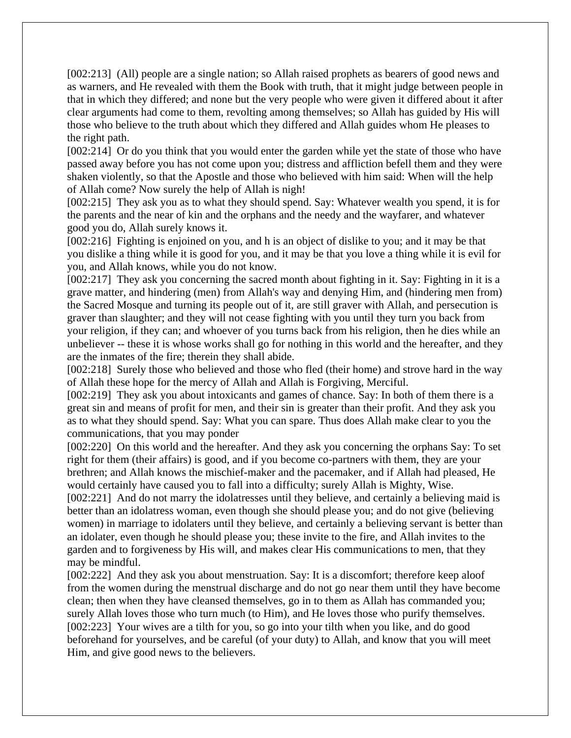[002:213] (All) people are a single nation; so Allah raised prophets as bearers of good news and as warners, and He revealed with them the Book with truth, that it might judge between people in that in which they differed; and none but the very people who were given it differed about it after clear arguments had come to them, revolting among themselves; so Allah has guided by His will those who believe to the truth about which they differed and Allah guides whom He pleases to the right path.

[002:214] Or do you think that you would enter the garden while yet the state of those who have passed away before you has not come upon you; distress and affliction befell them and they were shaken violently, so that the Apostle and those who believed with him said: When will the help of Allah come? Now surely the help of Allah is nigh!

[002:215] They ask you as to what they should spend. Say: Whatever wealth you spend, it is for the parents and the near of kin and the orphans and the needy and the wayfarer, and whatever good you do, Allah surely knows it.

[002:216] Fighting is enjoined on you, and h is an object of dislike to you; and it may be that you dislike a thing while it is good for you, and it may be that you love a thing while it is evil for you, and Allah knows, while you do not know.

[002:217] They ask you concerning the sacred month about fighting in it. Say: Fighting in it is a grave matter, and hindering (men) from Allah's way and denying Him, and (hindering men from) the Sacred Mosque and turning its people out of it, are still graver with Allah, and persecution is graver than slaughter; and they will not cease fighting with you until they turn you back from your religion, if they can; and whoever of you turns back from his religion, then he dies while an unbeliever -- these it is whose works shall go for nothing in this world and the hereafter, and they are the inmates of the fire; therein they shall abide.

[002:218] Surely those who believed and those who fled (their home) and strove hard in the way of Allah these hope for the mercy of Allah and Allah is Forgiving, Merciful.

[002:219] They ask you about intoxicants and games of chance. Say: In both of them there is a great sin and means of profit for men, and their sin is greater than their profit. And they ask you as to what they should spend. Say: What you can spare. Thus does Allah make clear to you the communications, that you may ponder

[002:220] On this world and the hereafter. And they ask you concerning the orphans Say: To set right for them (their affairs) is good, and if you become co-partners with them, they are your brethren; and Allah knows the mischief-maker and the pacemaker, and if Allah had pleased, He would certainly have caused you to fall into a difficulty; surely Allah is Mighty, Wise.

[002:221] And do not marry the idolatresses until they believe, and certainly a believing maid is better than an idolatress woman, even though she should please you; and do not give (believing women) in marriage to idolaters until they believe, and certainly a believing servant is better than an idolater, even though he should please you; these invite to the fire, and Allah invites to the garden and to forgiveness by His will, and makes clear His communications to men, that they may be mindful.

[002:222] And they ask you about menstruation. Say: It is a discomfort; therefore keep aloof from the women during the menstrual discharge and do not go near them until they have become clean; then when they have cleansed themselves, go in to them as Allah has commanded you; surely Allah loves those who turn much (to Him), and He loves those who purify themselves.

[002:223] Your wives are a tilth for you, so go into your tilth when you like, and do good beforehand for yourselves, and be careful (of your duty) to Allah, and know that you will meet Him, and give good news to the believers.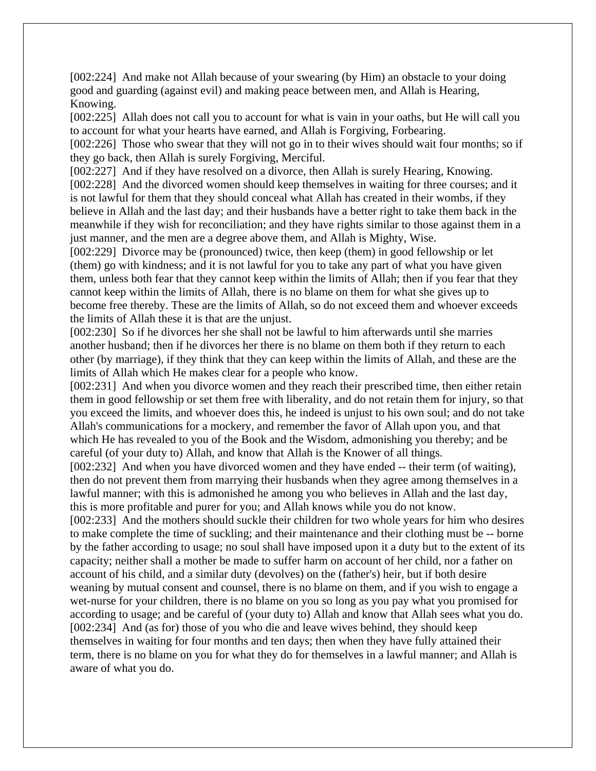[002:224] And make not Allah because of your swearing (by Him) an obstacle to your doing good and guarding (against evil) and making peace between men, and Allah is Hearing, Knowing.

[002:225] Allah does not call you to account for what is vain in your oaths, but He will call you to account for what your hearts have earned, and Allah is Forgiving, Forbearing.

[002:226] Those who swear that they will not go in to their wives should wait four months; so if they go back, then Allah is surely Forgiving, Merciful.

[002:227] And if they have resolved on a divorce, then Allah is surely Hearing, Knowing.

[002:228] And the divorced women should keep themselves in waiting for three courses; and it is not lawful for them that they should conceal what Allah has created in their wombs, if they believe in Allah and the last day; and their husbands have a better right to take them back in the meanwhile if they wish for reconciliation; and they have rights similar to those against them in a just manner, and the men are a degree above them, and Allah is Mighty, Wise.

[002:229] Divorce may be (pronounced) twice, then keep (them) in good fellowship or let (them) go with kindness; and it is not lawful for you to take any part of what you have given them, unless both fear that they cannot keep within the limits of Allah; then if you fear that they cannot keep within the limits of Allah, there is no blame on them for what she gives up to become free thereby. These are the limits of Allah, so do not exceed them and whoever exceeds the limits of Allah these it is that are the unjust.

[002:230] So if he divorces her she shall not be lawful to him afterwards until she marries another husband; then if he divorces her there is no blame on them both if they return to each other (by marriage), if they think that they can keep within the limits of Allah, and these are the limits of Allah which He makes clear for a people who know.

[002:231] And when you divorce women and they reach their prescribed time, then either retain them in good fellowship or set them free with liberality, and do not retain them for injury, so that you exceed the limits, and whoever does this, he indeed is unjust to his own soul; and do not take Allah's communications for a mockery, and remember the favor of Allah upon you, and that which He has revealed to you of the Book and the Wisdom, admonishing you thereby; and be careful (of your duty to) Allah, and know that Allah is the Knower of all things.

[002:232] And when you have divorced women and they have ended -- their term (of waiting), then do not prevent them from marrying their husbands when they agree among themselves in a lawful manner; with this is admonished he among you who believes in Allah and the last day, this is more profitable and purer for you; and Allah knows while you do not know.

[002:233] And the mothers should suckle their children for two whole years for him who desires to make complete the time of suckling; and their maintenance and their clothing must be -- borne by the father according to usage; no soul shall have imposed upon it a duty but to the extent of its capacity; neither shall a mother be made to suffer harm on account of her child, nor a father on account of his child, and a similar duty (devolves) on the (father's) heir, but if both desire weaning by mutual consent and counsel, there is no blame on them, and if you wish to engage a wet-nurse for your children, there is no blame on you so long as you pay what you promised for according to usage; and be careful of (your duty to) Allah and know that Allah sees what you do.

[002:234] And (as for) those of you who die and leave wives behind, they should keep themselves in waiting for four months and ten days; then when they have fully attained their term, there is no blame on you for what they do for themselves in a lawful manner; and Allah is aware of what you do.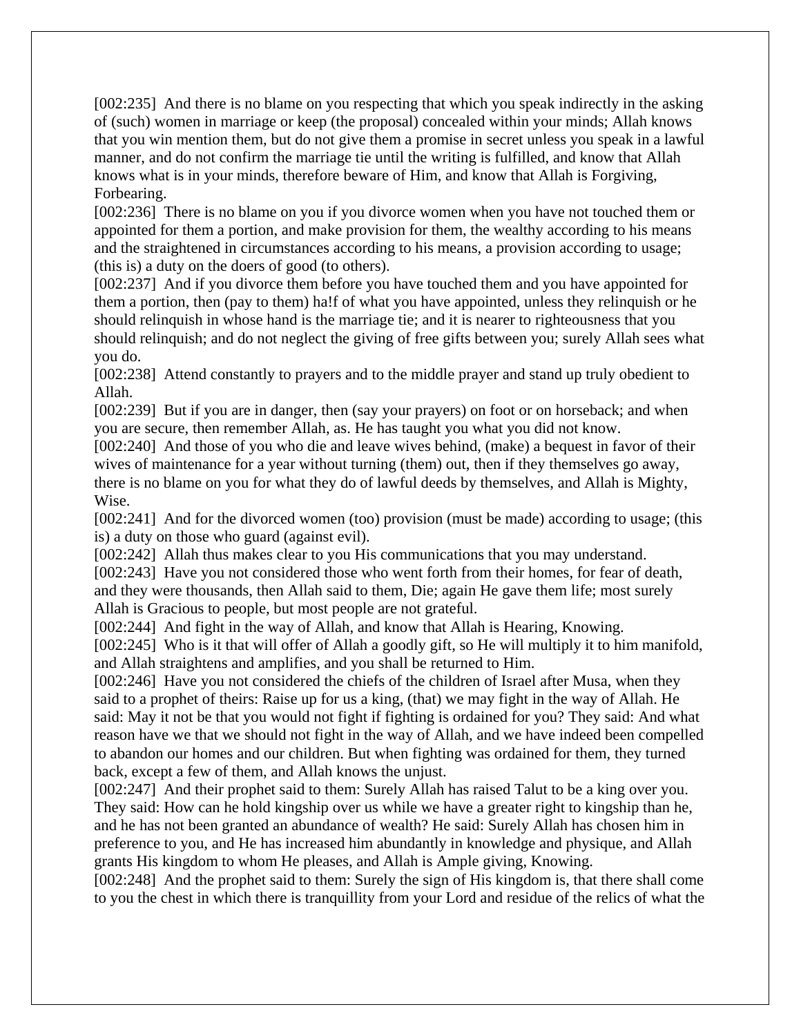[002:235] And there is no blame on you respecting that which you speak indirectly in the asking of (such) women in marriage or keep (the proposal) concealed within your minds; Allah knows that you win mention them, but do not give them a promise in secret unless you speak in a lawful manner, and do not confirm the marriage tie until the writing is fulfilled, and know that Allah knows what is in your minds, therefore beware of Him, and know that Allah is Forgiving, Forbearing.

[002:236] There is no blame on you if you divorce women when you have not touched them or appointed for them a portion, and make provision for them, the wealthy according to his means and the straightened in circumstances according to his means, a provision according to usage; (this is) a duty on the doers of good (to others).

[002:237] And if you divorce them before you have touched them and you have appointed for them a portion, then (pay to them) ha!f of what you have appointed, unless they relinquish or he should relinquish in whose hand is the marriage tie; and it is nearer to righteousness that you should relinquish; and do not neglect the giving of free gifts between you; surely Allah sees what you do.

[002:238] Attend constantly to prayers and to the middle prayer and stand up truly obedient to Allah.

[002:239] But if you are in danger, then (say your prayers) on foot or on horseback; and when you are secure, then remember Allah, as. He has taught you what you did not know.

[002:240] And those of you who die and leave wives behind, (make) a bequest in favor of their wives of maintenance for a year without turning (them) out, then if they themselves go away, there is no blame on you for what they do of lawful deeds by themselves, and Allah is Mighty, Wise.

[002:241] And for the divorced women (too) provision (must be made) according to usage; (this is) a duty on those who guard (against evil).

[002:242] Allah thus makes clear to you His communications that you may understand.

[002:243] Have you not considered those who went forth from their homes, for fear of death, and they were thousands, then Allah said to them, Die; again He gave them life; most surely Allah is Gracious to people, but most people are not grateful.

[002:244] And fight in the way of Allah, and know that Allah is Hearing, Knowing.

[002:245] Who is it that will offer of Allah a goodly gift, so He will multiply it to him manifold, and Allah straightens and amplifies, and you shall be returned to Him.

[002:246] Have you not considered the chiefs of the children of Israel after Musa, when they said to a prophet of theirs: Raise up for us a king, (that) we may fight in the way of Allah. He said: May it not be that you would not fight if fighting is ordained for you? They said: And what reason have we that we should not fight in the way of Allah, and we have indeed been compelled to abandon our homes and our children. But when fighting was ordained for them, they turned back, except a few of them, and Allah knows the unjust.

[002:247] And their prophet said to them: Surely Allah has raised Talut to be a king over you. They said: How can he hold kingship over us while we have a greater right to kingship than he, and he has not been granted an abundance of wealth? He said: Surely Allah has chosen him in preference to you, and He has increased him abundantly in knowledge and physique, and Allah grants His kingdom to whom He pleases, and Allah is Ample giving, Knowing.

[002:248] And the prophet said to them: Surely the sign of His kingdom is, that there shall come to you the chest in which there is tranquillity from your Lord and residue of the relics of what the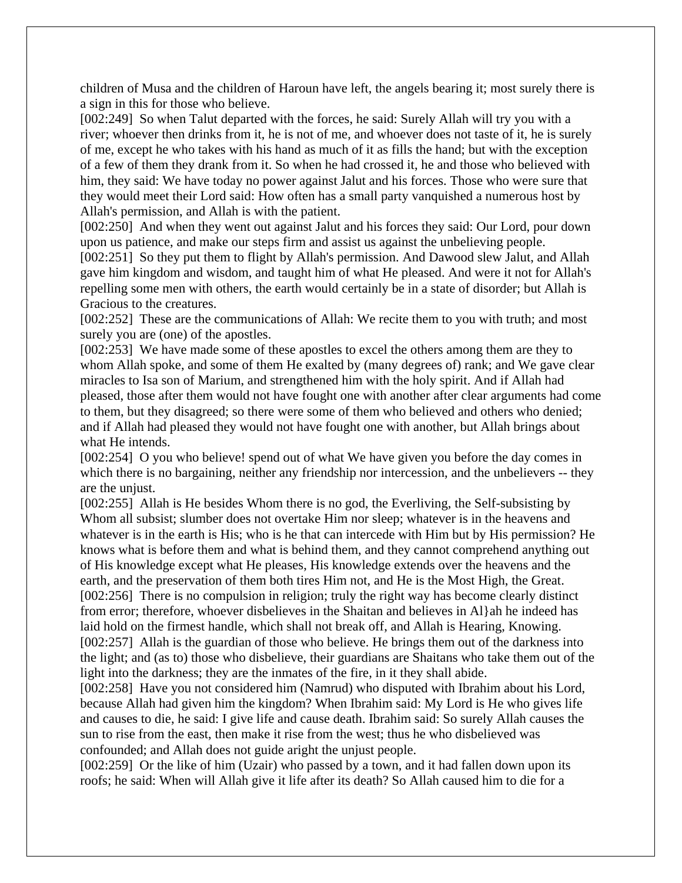children of Musa and the children of Haroun have left, the angels bearing it; most surely there is a sign in this for those who believe.

[002:249] So when Talut departed with the forces, he said: Surely Allah will try you with a river; whoever then drinks from it, he is not of me, and whoever does not taste of it, he is surely of me, except he who takes with his hand as much of it as fills the hand; but with the exception of a few of them they drank from it. So when he had crossed it, he and those who believed with him, they said: We have today no power against Jalut and his forces. Those who were sure that they would meet their Lord said: How often has a small party vanquished a numerous host by Allah's permission, and Allah is with the patient.

[002:250] And when they went out against Jalut and his forces they said: Our Lord, pour down upon us patience, and make our steps firm and assist us against the unbelieving people.

[002:251] So they put them to flight by Allah's permission. And Dawood slew Jalut, and Allah gave him kingdom and wisdom, and taught him of what He pleased. And were it not for Allah's repelling some men with others, the earth would certainly be in a state of disorder; but Allah is Gracious to the creatures.

[002:252] These are the communications of Allah: We recite them to you with truth; and most surely you are (one) of the apostles.

[002:253] We have made some of these apostles to excel the others among them are they to whom Allah spoke, and some of them He exalted by (many degrees of) rank; and We gave clear miracles to Isa son of Marium, and strengthened him with the holy spirit. And if Allah had pleased, those after them would not have fought one with another after clear arguments had come to them, but they disagreed; so there were some of them who believed and others who denied; and if Allah had pleased they would not have fought one with another, but Allah brings about what He intends.

[002:254] O you who believe! spend out of what We have given you before the day comes in which there is no bargaining, neither any friendship nor intercession, and the unbelievers -- they are the unjust.

[002:255] Allah is He besides Whom there is no god, the Everliving, the Self-subsisting by Whom all subsist; slumber does not overtake Him nor sleep; whatever is in the heavens and whatever is in the earth is His; who is he that can intercede with Him but by His permission? He knows what is before them and what is behind them, and they cannot comprehend anything out of His knowledge except what He pleases, His knowledge extends over the heavens and the earth, and the preservation of them both tires Him not, and He is the Most High, the Great.

[002:256] There is no compulsion in religion; truly the right way has become clearly distinct from error; therefore, whoever disbelieves in the Shaitan and believes in Al}ah he indeed has laid hold on the firmest handle, which shall not break off, and Allah is Hearing, Knowing.

[002:257] Allah is the guardian of those who believe. He brings them out of the darkness into the light; and (as to) those who disbelieve, their guardians are Shaitans who take them out of the light into the darkness; they are the inmates of the fire, in it they shall abide.

[002:258] Have you not considered him (Namrud) who disputed with Ibrahim about his Lord, because Allah had given him the kingdom? When Ibrahim said: My Lord is He who gives life and causes to die, he said: I give life and cause death. Ibrahim said: So surely Allah causes the sun to rise from the east, then make it rise from the west; thus he who disbelieved was confounded; and Allah does not guide aright the unjust people.

[002:259] Or the like of him (Uzair) who passed by a town, and it had fallen down upon its roofs; he said: When will Allah give it life after its death? So Allah caused him to die for a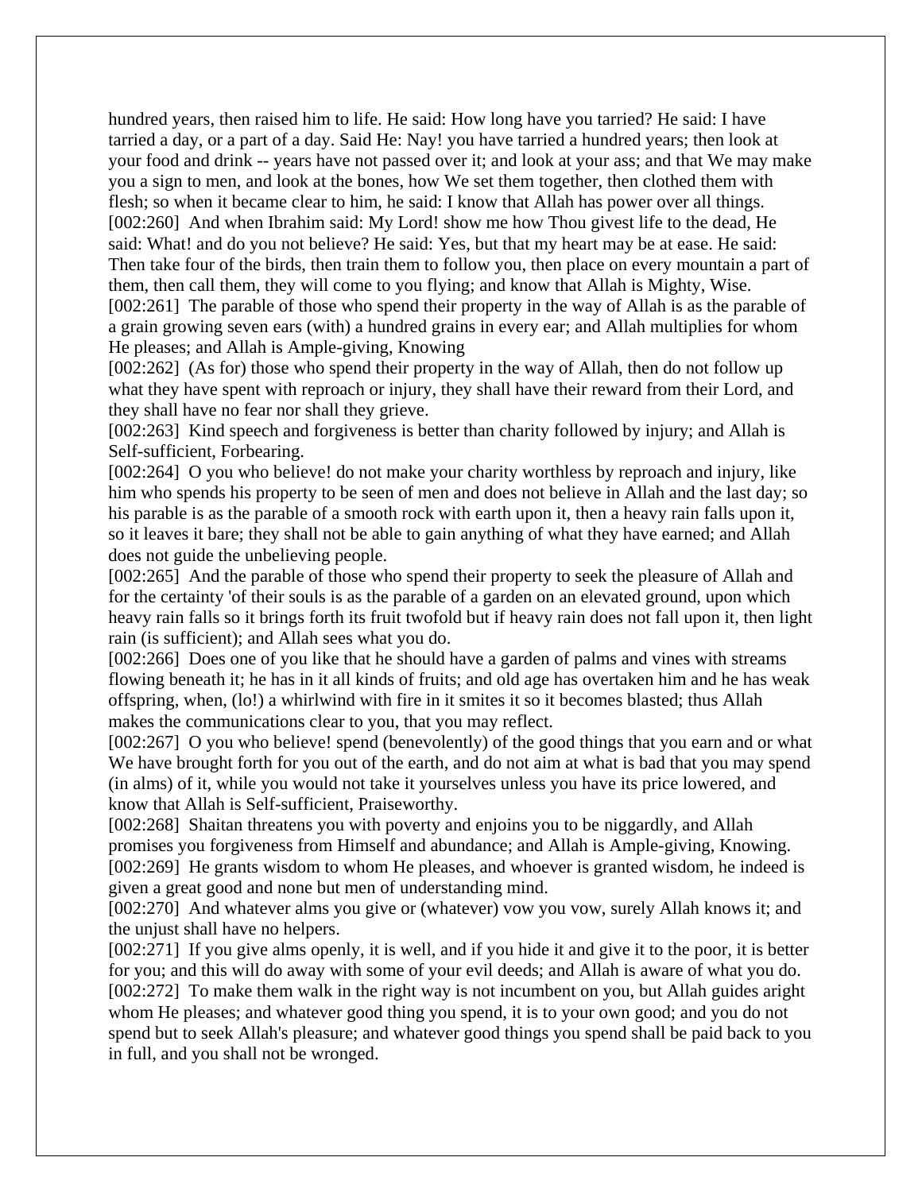hundred years, then raised him to life. He said: How long have you tarried? He said: I have tarried a day, or a part of a day. Said He: Nay! you have tarried a hundred years; then look at your food and drink -- years have not passed over it; and look at your ass; and that We may make you a sign to men, and look at the bones, how We set them together, then clothed them with flesh; so when it became clear to him, he said: I know that Allah has power over all things.

[002:260] And when Ibrahim said: My Lord! show me how Thou givest life to the dead, He said: What! and do you not believe? He said: Yes, but that my heart may be at ease. He said: Then take four of the birds, then train them to follow you, then place on every mountain a part of them, then call them, they will come to you flying; and know that Allah is Mighty, Wise.

[002:261] The parable of those who spend their property in the way of Allah is as the parable of a grain growing seven ears (with) a hundred grains in every ear; and Allah multiplies for whom He pleases; and Allah is Ample-giving, Knowing

[002:262] (As for) those who spend their property in the way of Allah, then do not follow up what they have spent with reproach or injury, they shall have their reward from their Lord, and they shall have no fear nor shall they grieve.

[002:263] Kind speech and forgiveness is better than charity followed by injury; and Allah is Self-sufficient, Forbearing.

[002:264] O you who believe! do not make your charity worthless by reproach and injury, like him who spends his property to be seen of men and does not believe in Allah and the last day; so his parable is as the parable of a smooth rock with earth upon it, then a heavy rain falls upon it, so it leaves it bare; they shall not be able to gain anything of what they have earned; and Allah does not guide the unbelieving people.

[002:265] And the parable of those who spend their property to seek the pleasure of Allah and for the certainty 'of their souls is as the parable of a garden on an elevated ground, upon which heavy rain falls so it brings forth its fruit twofold but if heavy rain does not fall upon it, then light rain (is sufficient); and Allah sees what you do.

[002:266] Does one of you like that he should have a garden of palms and vines with streams flowing beneath it; he has in it all kinds of fruits; and old age has overtaken him and he has weak offspring, when, (lo!) a whirlwind with fire in it smites it so it becomes blasted; thus Allah makes the communications clear to you, that you may reflect.

[002:267] O you who believe! spend (benevolently) of the good things that you earn and or what We have brought forth for you out of the earth, and do not aim at what is bad that you may spend (in alms) of it, while you would not take it yourselves unless you have its price lowered, and know that Allah is Self-sufficient, Praiseworthy.

[002:268] Shaitan threatens you with poverty and enjoins you to be niggardly, and Allah promises you forgiveness from Himself and abundance; and Allah is Ample-giving, Knowing.

[002:269] He grants wisdom to whom He pleases, and whoever is granted wisdom, he indeed is given a great good and none but men of understanding mind.

[002:270] And whatever alms you give or (whatever) vow you vow, surely Allah knows it; and the unjust shall have no helpers.

[002:271] If you give alms openly, it is well, and if you hide it and give it to the poor, it is better for you; and this will do away with some of your evil deeds; and Allah is aware of what you do.

[002:272] To make them walk in the right way is not incumbent on you, but Allah guides aright whom He pleases; and whatever good thing you spend, it is to your own good; and you do not spend but to seek Allah's pleasure; and whatever good things you spend shall be paid back to you in full, and you shall not be wronged.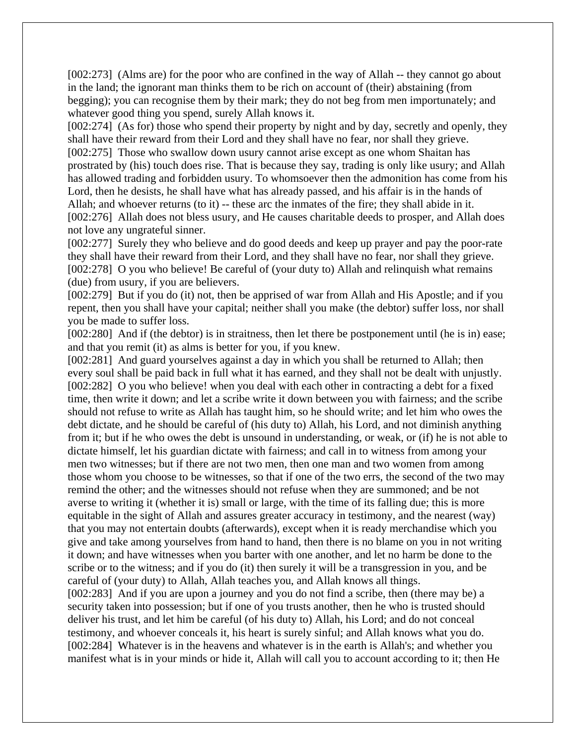[002:273]  (Alms are) for the poor who are confined in the way of Allah -- they cannot go about in the land; the ignorant man thinks them to be rich on account of (their) abstaining (from begging); you can recognise them by their mark; they do not beg from men importunately; and whatever good thing you spend, surely Allah knows it.

[002:274]  (As for) those who spend their property by night and by day, secretly and openly, they shall have their reward from their Lord and they shall have no fear, nor shall they grieve.

[002:275]  Those who swallow down usury cannot arise except as one whom Shaitan has prostrated by (his) touch does rise. That is because they say, trading is only like usury; and Allah has allowed trading and forbidden usury. To whomsoever then the admonition has come from his Lord, then he desists, he shall have what has already passed, and his affair is in the hands of Allah; and whoever returns (to it) -- these arc the inmates of the fire; they shall abide in it.

[002:276]  Allah does not bless usury, and He causes charitable deeds to prosper, and Allah does not love any ungrateful sinner.

[002:277]  Surely they who believe and do good deeds and keep up prayer and pay the poor-rate they shall have their reward from their Lord, and they shall have no fear, nor shall they grieve.

[002:278]  O you who believe! Be careful of (your duty to) Allah and relinquish what remains (due) from usury, if you are believers.

[002:279]  But if you do (it) not, then be apprised of war from Allah and His Apostle; and if you repent, then you shall have your capital; neither shall you make (the debtor) suffer loss, nor shall you be made to suffer loss.

[002:280]  And if (the debtor) is in straitness, then let there be postponement until (he is in) ease; and that you remit (it) as alms is better for you, if you knew.

[002:281]  And guard yourselves against a day in which you shall be returned to Allah; then every soul shall be paid back in full what it has earned, and they shall not be dealt with unjustly.

[002:282]  O you who believe! when you deal with each other in contracting a debt for a fixed time, then write it down; and let a scribe write it down between you with fairness; and the scribe should not refuse to write as Allah has taught him, so he should write; and let him who owes the debt dictate, and he should be careful of (his duty to) Allah, his Lord, and not diminish anything from it; but if he who owes the debt is unsound in understanding, or weak, or (if) he is not able to dictate himself, let his guardian dictate with fairness; and call in to witness from among your men two witnesses; but if there are not two men, then one man and two women from among those whom you choose to be witnesses, so that if one of the two errs, the second of the two may remind the other; and the witnesses should not refuse when they are summoned; and be not averse to writing it (whether it is) small or large, with the time of its falling due; this is more equitable in the sight of Allah and assures greater accuracy in testimony, and the nearest (way) that you may not entertain doubts (afterwards), except when it is ready merchandise which you give and take among yourselves from hand to hand, then there is no blame on you in not writing it down; and have witnesses when you barter with one another, and let no harm be done to the scribe or to the witness; and if you do (it) then surely it will be a transgression in you, and be careful of (your duty) to Allah, Allah teaches you, and Allah knows all things.

[002:283]  And if you are upon a journey and you do not find a scribe, then (there may be) a security taken into possession; but if one of you trusts another, then he who is trusted should deliver his trust, and let him be careful (of his duty to) Allah, his Lord; and do not conceal testimony, and whoever conceals it, his heart is surely sinful; and Allah knows what you do.

[002:284]  Whatever is in the heavens and whatever is in the earth is Allah's; and whether you manifest what is in your minds or hide it, Allah will call you to account according to it; then He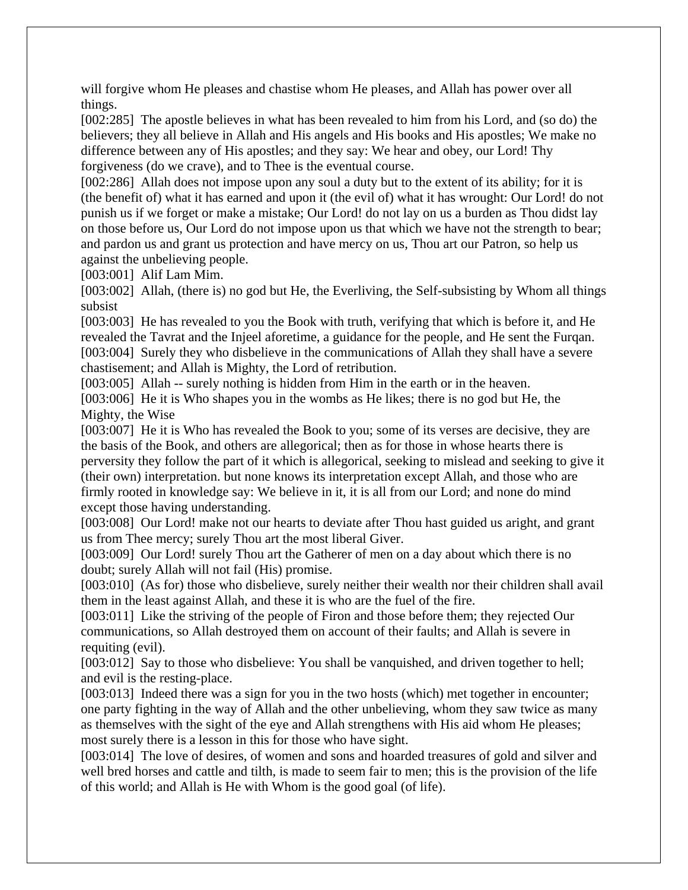will forgive whom He pleases and chastise whom He pleases, and Allah has power over all things.

[002:285] The apostle believes in what has been revealed to him from his Lord, and (so do) the believers; they all believe in Allah and His angels and His books and His apostles; We make no difference between any of His apostles; and they say: We hear and obey, our Lord! Thy forgiveness (do we crave), and to Thee is the eventual course.

[002:286] Allah does not impose upon any soul a duty but to the extent of its ability; for it is (the benefit of) what it has earned and upon it (the evil of) what it has wrought: Our Lord! do not punish us if we forget or make a mistake; Our Lord! do not lay on us a burden as Thou didst lay on those before us, Our Lord do not impose upon us that which we have not the strength to bear; and pardon us and grant us protection and have mercy on us, Thou art our Patron, so help us against the unbelieving people.

[003:001] Alif Lam Mim.

[003:002] Allah, (there is) no god but He, the Everliving, the Self-subsisting by Whom all things subsist

[003:003] He has revealed to you the Book with truth, verifying that which is before it, and He revealed the Tavrat and the Injeel aforetime, a guidance for the people, and He sent the Furqan.

[003:004] Surely they who disbelieve in the communications of Allah they shall have a severe chastisement; and Allah is Mighty, the Lord of retribution.

[003:005] Allah -- surely nothing is hidden from Him in the earth or in the heaven.

[003:006] He it is Who shapes you in the wombs as He likes; there is no god but He, the Mighty, the Wise

[003:007] He it is Who has revealed the Book to you; some of its verses are decisive, they are the basis of the Book, and others are allegorical; then as for those in whose hearts there is perversity they follow the part of it which is allegorical, seeking to mislead and seeking to give it (their own) interpretation. but none knows its interpretation except Allah, and those who are firmly rooted in knowledge say: We believe in it, it is all from our Lord; and none do mind except those having understanding.

[003:008] Our Lord! make not our hearts to deviate after Thou hast guided us aright, and grant us from Thee mercy; surely Thou art the most liberal Giver.

[003:009] Our Lord! surely Thou art the Gatherer of men on a day about which there is no doubt; surely Allah will not fail (His) promise.

[003:010] (As for) those who disbelieve, surely neither their wealth nor their children shall avail them in the least against Allah, and these it is who are the fuel of the fire.

[003:011] Like the striving of the people of Firon and those before them; they rejected Our communications, so Allah destroyed them on account of their faults; and Allah is severe in requiting (evil).

[003:012] Say to those who disbelieve: You shall be vanquished, and driven together to hell; and evil is the resting-place.

[003:013] Indeed there was a sign for you in the two hosts (which) met together in encounter; one party fighting in the way of Allah and the other unbelieving, whom they saw twice as many as themselves with the sight of the eye and Allah strengthens with His aid whom He pleases; most surely there is a lesson in this for those who have sight.

[003:014] The love of desires, of women and sons and hoarded treasures of gold and silver and well bred horses and cattle and tilth, is made to seem fair to men; this is the provision of the life of this world; and Allah is He with Whom is the good goal (of life).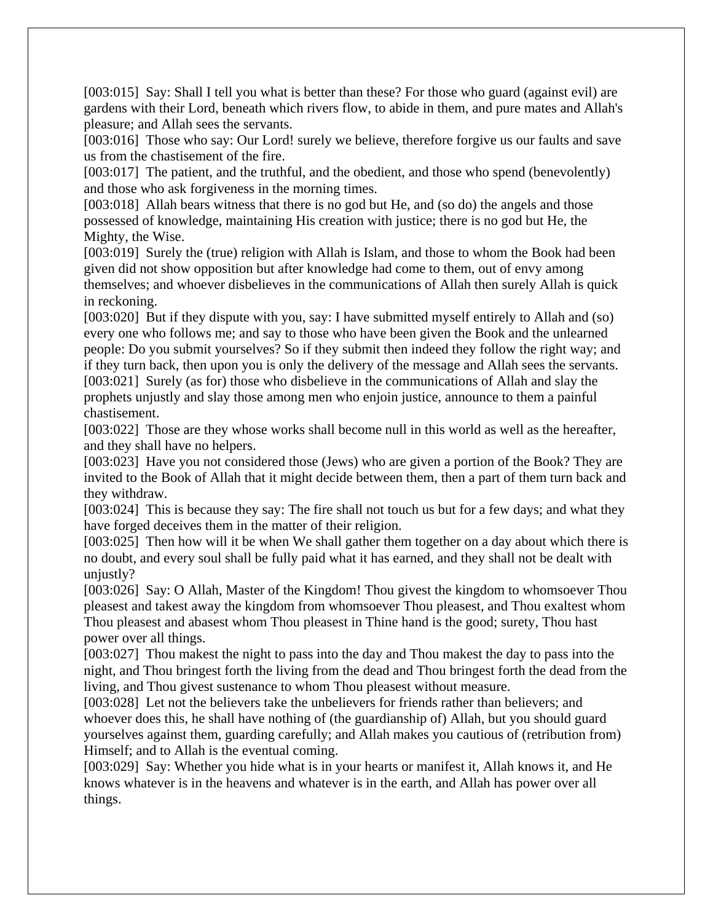[003:015]  Say: Shall I tell you what is better than these? For those who guard (against evil) are gardens with their Lord, beneath which rivers flow, to abide in them, and pure mates and Allah's pleasure; and Allah sees the servants.

[003:016]  Those who say: Our Lord! surely we believe, therefore forgive us our faults and save us from the chastisement of the fire.

[003:017]  The patient, and the truthful, and the obedient, and those who spend (benevolently) and those who ask forgiveness in the morning times.

[003:018]  Allah bears witness that there is no god but He, and (so do) the angels and those possessed of knowledge, maintaining His creation with justice; there is no god but He, the Mighty, the Wise.

[003:019]  Surely the (true) religion with Allah is Islam, and those to whom the Book had been given did not show opposition but after knowledge had come to them, out of envy among themselves; and whoever disbelieves in the communications of Allah then surely Allah is quick in reckoning.

[003:020]  But if they dispute with you, say: I have submitted myself entirely to Allah and (so) every one who follows me; and say to those who have been given the Book and the unlearned people: Do you submit yourselves? So if they submit then indeed they follow the right way; and if they turn back, then upon you is only the delivery of the message and Allah sees the servants.

[003:021]  Surely (as for) those who disbelieve in the communications of Allah and slay the prophets unjustly and slay those among men who enjoin justice, announce to them a painful chastisement.

[003:022]  Those are they whose works shall become null in this world as well as the hereafter, and they shall have no helpers.

[003:023]  Have you not considered those (Jews) who are given a portion of the Book? They are invited to the Book of Allah that it might decide between them, then a part of them turn back and they withdraw.

[003:024]  This is because they say: The fire shall not touch us but for a few days; and what they have forged deceives them in the matter of their religion.

[003:025]  Then how will it be when We shall gather them together on a day about which there is no doubt, and every soul shall be fully paid what it has earned, and they shall not be dealt with unjustly?

[003:026]  Say: O Allah, Master of the Kingdom! Thou givest the kingdom to whomsoever Thou pleasest and takest away the kingdom from whomsoever Thou pleasest, and Thou exaltest whom Thou pleasest and abasest whom Thou pleasest in Thine hand is the good; surety, Thou hast power over all things.

[003:027]  Thou makest the night to pass into the day and Thou makest the day to pass into the night, and Thou bringest forth the living from the dead and Thou bringest forth the dead from the living, and Thou givest sustenance to whom Thou pleasest without measure.

[003:028]  Let not the believers take the unbelievers for friends rather than believers; and whoever does this, he shall have nothing of (the guardianship of) Allah, but you should guard yourselves against them, guarding carefully; and Allah makes you cautious of (retribution from) Himself; and to Allah is the eventual coming.

[003:029]  Say: Whether you hide what is in your hearts or manifest it, Allah knows it, and He knows whatever is in the heavens and whatever is in the earth, and Allah has power over all things.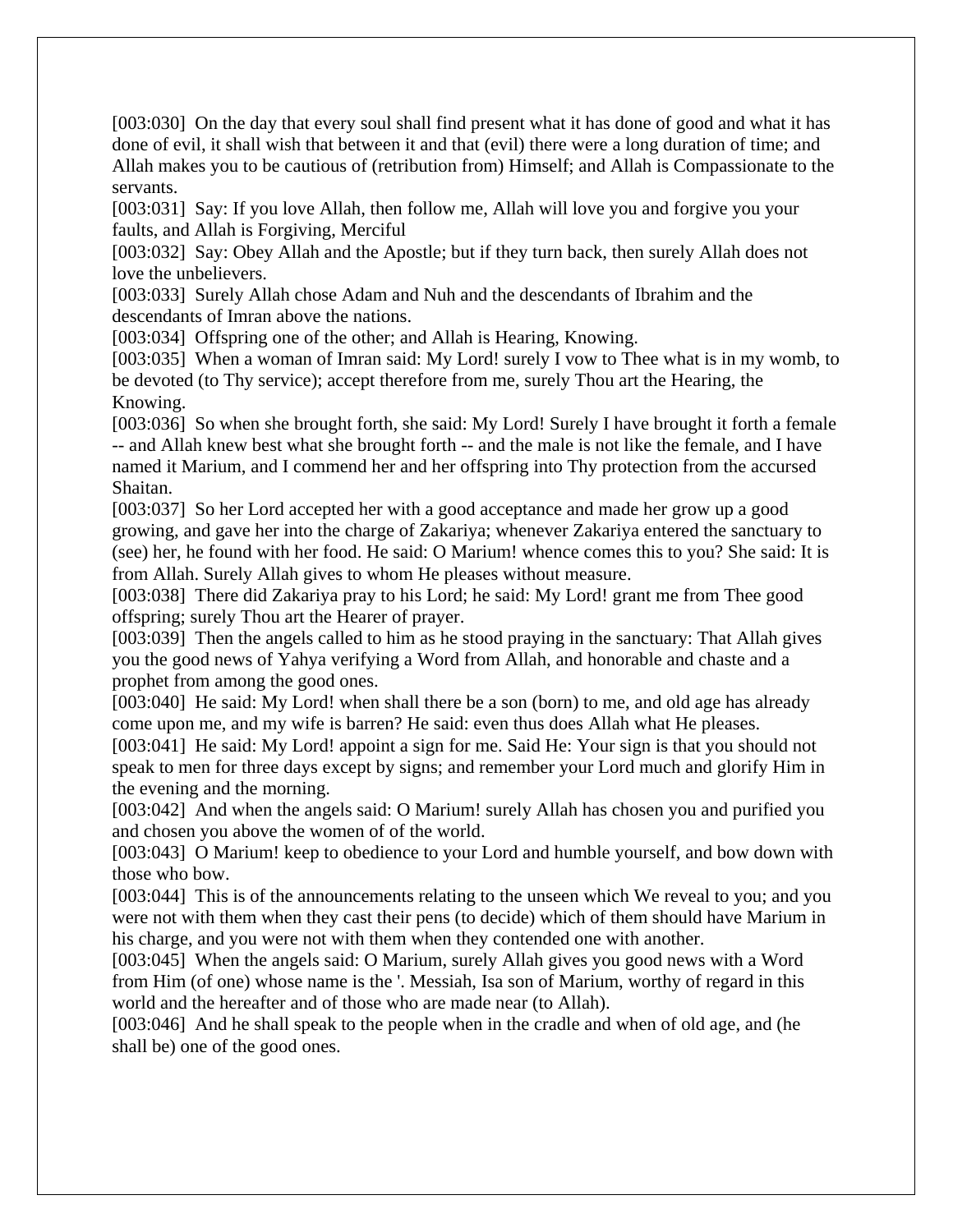[003:030] On the day that every soul shall find present what it has done of good and what it has done of evil, it shall wish that between it and that (evil) there were a long duration of time; and Allah makes you to be cautious of (retribution from) Himself; and Allah is Compassionate to the servants.

[003:031] Say: If you love Allah, then follow me, Allah will love you and forgive you your faults, and Allah is Forgiving, Merciful

[003:032] Say: Obey Allah and the Apostle; but if they turn back, then surely Allah does not love the unbelievers.

[003:033] Surely Allah chose Adam and Nuh and the descendants of Ibrahim and the descendants of Imran above the nations.

[003:034] Offspring one of the other; and Allah is Hearing, Knowing.

[003:035] When a woman of Imran said: My Lord! surely I vow to Thee what is in my womb, to be devoted (to Thy service); accept therefore from me, surely Thou art the Hearing, the Knowing.

[003:036] So when she brought forth, she said: My Lord! Surely I have brought it forth a female -- and Allah knew best what she brought forth -- and the male is not like the female, and I have named it Marium, and I commend her and her offspring into Thy protection from the accursed Shaitan.

[003:037] So her Lord accepted her with a good acceptance and made her grow up a good growing, and gave her into the charge of Zakariya; whenever Zakariya entered the sanctuary to (see) her, he found with her food. He said: O Marium! whence comes this to you? She said: It is from Allah. Surely Allah gives to whom He pleases without measure.

[003:038] There did Zakariya pray to his Lord; he said: My Lord! grant me from Thee good offspring; surely Thou art the Hearer of prayer.

[003:039] Then the angels called to him as he stood praying in the sanctuary: That Allah gives you the good news of Yahya verifying a Word from Allah, and honorable and chaste and a prophet from among the good ones.

[003:040] He said: My Lord! when shall there be a son (born) to me, and old age has already come upon me, and my wife is barren? He said: even thus does Allah what He pleases.

[003:041] He said: My Lord! appoint a sign for me. Said He: Your sign is that you should not speak to men for three days except by signs; and remember your Lord much and glorify Him in the evening and the morning.

[003:042] And when the angels said: O Marium! surely Allah has chosen you and purified you and chosen you above the women of of the world.

[003:043] O Marium! keep to obedience to your Lord and humble yourself, and bow down with those who bow.

[003:044] This is of the announcements relating to the unseen which We reveal to you; and you were not with them when they cast their pens (to decide) which of them should have Marium in his charge, and you were not with them when they contended one with another.

[003:045] When the angels said: O Marium, surely Allah gives you good news with a Word from Him (of one) whose name is the '. Messiah, Isa son of Marium, worthy of regard in this world and the hereafter and of those who are made near (to Allah).

[003:046] And he shall speak to the people when in the cradle and when of old age, and (he shall be) one of the good ones.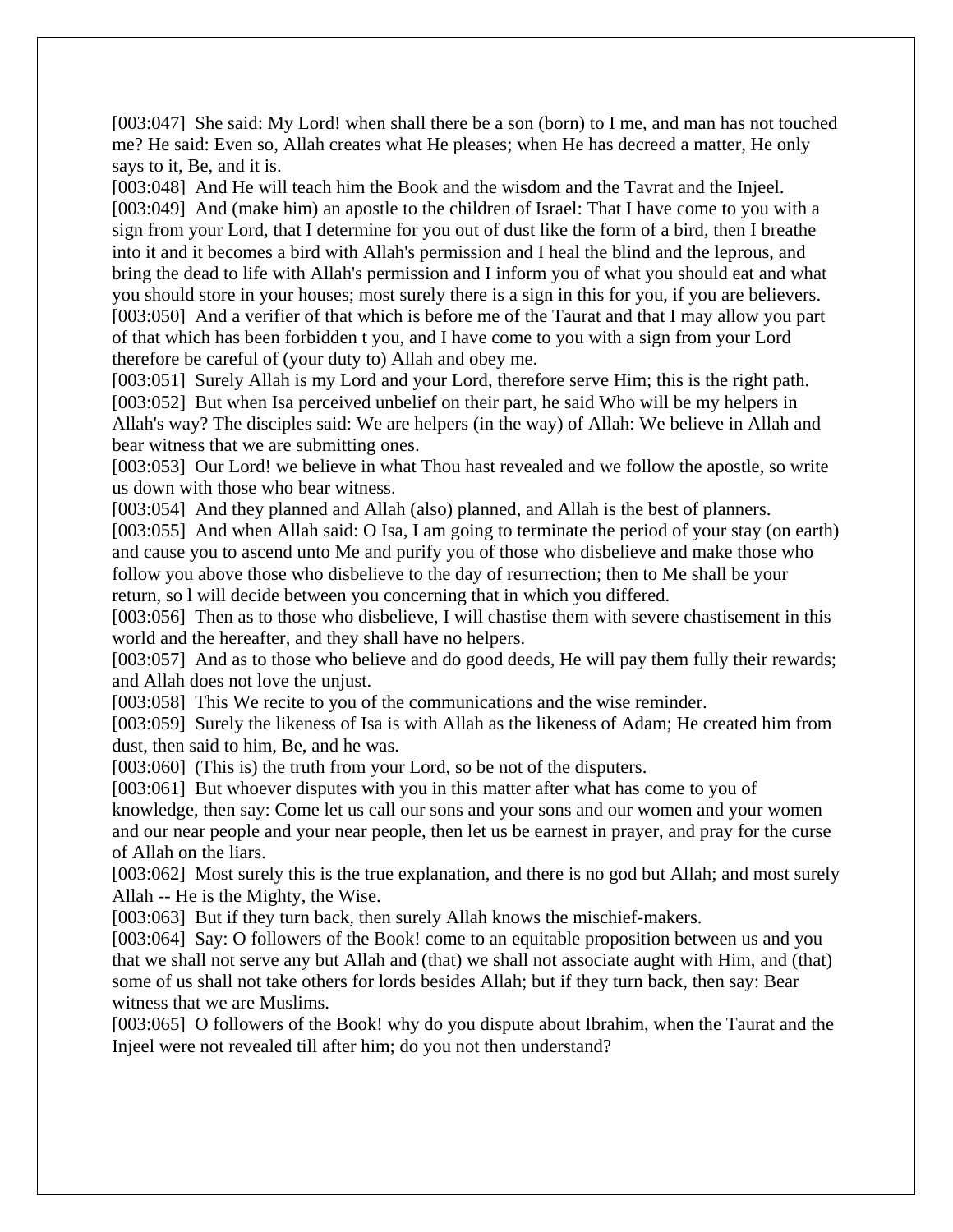[003:047]  She said: My Lord! when shall there be a son (born) to I me, and man has not touched me? He said: Even so, Allah creates what He pleases; when He has decreed a matter, He only says to it, Be, and it is.
[003:048]  And He will teach him the Book and the wisdom and the Tavrat and the Injeel.
[003:049]  And (make him) an apostle to the children of Israel: That I have come to you with a sign from your Lord, that I determine for you out of dust like the form of a bird, then I breathe into it and it becomes a bird with Allah's permission and I heal the blind and the leprous, and bring the dead to life with Allah's permission and I inform you of what you should eat and what you should store in your houses; most surely there is a sign in this for you, if you are believers.
[003:050]  And a verifier of that which is before me of the Taurat and that I may allow you part of that which has been forbidden t you, and I have come to you with a sign from your Lord therefore be careful of (your duty to) Allah and obey me.
[003:051]  Surely Allah is my Lord and your Lord, therefore serve Him; this is the right path.
[003:052]  But when Isa perceived unbelief on their part, he said Who will be my helpers in Allah's way? The disciples said: We are helpers (in the way) of Allah: We believe in Allah and bear witness that we are submitting ones.
[003:053]  Our Lord! we believe in what Thou hast revealed and we follow the apostle, so write us down with those who bear witness.
[003:054]  And they planned and Allah (also) planned, and Allah is the best of planners.
[003:055]  And when Allah said: O Isa, I am going to terminate the period of your stay (on earth) and cause you to ascend unto Me and purify you of those who disbelieve and make those who follow you above those who disbelieve to the day of resurrection; then to Me shall be your return, so l will decide between you concerning that in which you differed.
[003:056]  Then as to those who disbelieve, I will chastise them with severe chastisement in this world and the hereafter, and they shall have no helpers.
[003:057]  And as to those who believe and do good deeds, He will pay them fully their rewards; and Allah does not love the unjust.
[003:058]  This We recite to you of the communications and the wise reminder.
[003:059]  Surely the likeness of Isa is with Allah as the likeness of Adam; He created him from dust, then said to him, Be, and he was.
[003:060]  (This is) the truth from your Lord, so be not of the disputers.
[003:061]  But whoever disputes with you in this matter after what has come to you of knowledge, then say: Come let us call our sons and your sons and our women and your women and our near people and your near people, then let us be earnest in prayer, and pray for the curse of Allah on the liars.
[003:062]  Most surely this is the true explanation, and there is no god but Allah; and most surely Allah -- He is the Mighty, the Wise.
[003:063]  But if they turn back, then surely Allah knows the mischief-makers.
[003:064]  Say: O followers of the Book! come to an equitable proposition between us and you that we shall not serve any but Allah and (that) we shall not associate aught with Him, and (that) some of us shall not take others for lords besides Allah; but if they turn back, then say: Bear witness that we are Muslims.
[003:065]  O followers of the Book! why do you dispute about Ibrahim, when the Taurat and the Injeel were not revealed till after him; do you not then understand?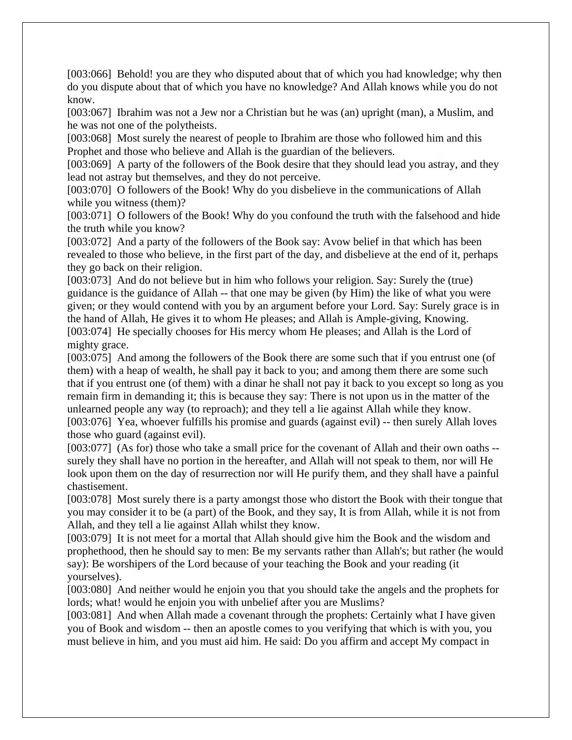[003:066] Behold! you are they who disputed about that of which you had knowledge; why then do you dispute about that of which you have no knowledge? And Allah knows while you do not know.
[003:067] Ibrahim was not a Jew nor a Christian but he was (an) upright (man), a Muslim, and he was not one of the polytheists.
[003:068] Most surely the nearest of people to Ibrahim are those who followed him and this Prophet and those who believe and Allah is the guardian of the believers.
[003:069] A party of the followers of the Book desire that they should lead you astray, and they lead not astray but themselves, and they do not perceive.
[003:070] O followers of the Book! Why do you disbelieve in the communications of Allah while you witness (them)?
[003:071] O followers of the Book! Why do you confound the truth with the falsehood and hide the truth while you know?
[003:072] And a party of the followers of the Book say: Avow belief in that which has been revealed to those who believe, in the first part of the day, and disbelieve at the end of it, perhaps they go back on their religion.
[003:073] And do not believe but in him who follows your religion. Say: Surely the (true) guidance is the guidance of Allah -- that one may be given (by Him) the like of what you were given; or they would contend with you by an argument before your Lord. Say: Surely grace is in the hand of Allah, He gives it to whom He pleases; and Allah is Ample-giving, Knowing.
[003:074] He specially chooses for His mercy whom He pleases; and Allah is the Lord of mighty grace.
[003:075] And among the followers of the Book there are some such that if you entrust one (of them) with a heap of wealth, he shall pay it back to you; and among them there are some such that if you entrust one (of them) with a dinar he shall not pay it back to you except so long as you remain firm in demanding it; this is because they say: There is not upon us in the matter of the unlearned people any way (to reproach); and they tell a lie against Allah while they know.
[003:076] Yea, whoever fulfills his promise and guards (against evil) -- then surely Allah loves those who guard (against evil).
[003:077] (As for) those who take a small price for the covenant of Allah and their own oaths -- surely they shall have no portion in the hereafter, and Allah will not speak to them, nor will He look upon them on the day of resurrection nor will He purify them, and they shall have a painful chastisement.
[003:078] Most surely there is a party amongst those who distort the Book with their tongue that you may consider it to be (a part) of the Book, and they say, It is from Allah, while it is not from Allah, and they tell a lie against Allah whilst they know.
[003:079] It is not meet for a mortal that Allah should give him the Book and the wisdom and prophethood, then he should say to men: Be my servants rather than Allah's; but rather (he would say): Be worshipers of the Lord because of your teaching the Book and your reading (it yourselves).
[003:080] And neither would he enjoin you that you should take the angels and the prophets for lords; what! would he enjoin you with unbelief after you are Muslims?
[003:081] And when Allah made a covenant through the prophets: Certainly what I have given you of Book and wisdom -- then an apostle comes to you verifying that which is with you, you must believe in him, and you must aid him. He said: Do you affirm and accept My compact in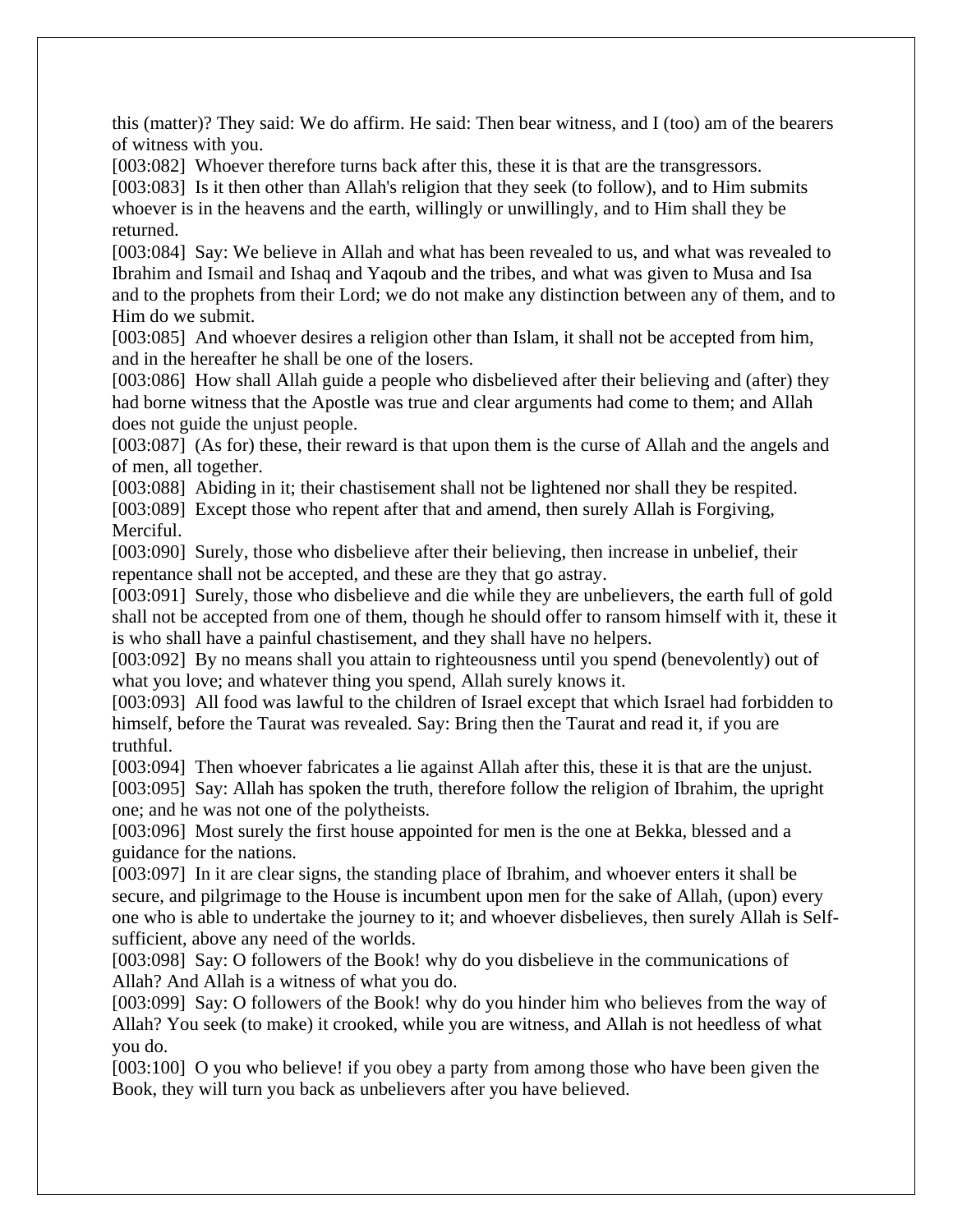this (matter)? They said: We do affirm. He said: Then bear witness, and I (too) am of the bearers of witness with you.

[003:082] Whoever therefore turns back after this, these it is that are the transgressors.

[003:083] Is it then other than Allah's religion that they seek (to follow), and to Him submits whoever is in the heavens and the earth, willingly or unwillingly, and to Him shall they be returned.

[003:084] Say: We believe in Allah and what has been revealed to us, and what was revealed to Ibrahim and Ismail and Ishaq and Yaqoub and the tribes, and what was given to Musa and Isa and to the prophets from their Lord; we do not make any distinction between any of them, and to Him do we submit.

[003:085] And whoever desires a religion other than Islam, it shall not be accepted from him, and in the hereafter he shall be one of the losers.

[003:086] How shall Allah guide a people who disbelieved after their believing and (after) they had borne witness that the Apostle was true and clear arguments had come to them; and Allah does not guide the unjust people.

[003:087] (As for) these, their reward is that upon them is the curse of Allah and the angels and of men, all together.

[003:088] Abiding in it; their chastisement shall not be lightened nor shall they be respited.

[003:089] Except those who repent after that and amend, then surely Allah is Forgiving, Merciful.

[003:090] Surely, those who disbelieve after their believing, then increase in unbelief, their repentance shall not be accepted, and these are they that go astray.

[003:091] Surely, those who disbelieve and die while they are unbelievers, the earth full of gold shall not be accepted from one of them, though he should offer to ransom himself with it, these it is who shall have a painful chastisement, and they shall have no helpers.

[003:092] By no means shall you attain to righteousness until you spend (benevolently) out of what you love; and whatever thing you spend, Allah surely knows it.

[003:093] All food was lawful to the children of Israel except that which Israel had forbidden to himself, before the Taurat was revealed. Say: Bring then the Taurat and read it, if you are truthful.

[003:094] Then whoever fabricates a lie against Allah after this, these it is that are the unjust.

[003:095] Say: Allah has spoken the truth, therefore follow the religion of Ibrahim, the upright one; and he was not one of the polytheists.

[003:096] Most surely the first house appointed for men is the one at Bekka, blessed and a guidance for the nations.

[003:097] In it are clear signs, the standing place of Ibrahim, and whoever enters it shall be secure, and pilgrimage to the House is incumbent upon men for the sake of Allah, (upon) every one who is able to undertake the journey to it; and whoever disbelieves, then surely Allah is Self-sufficient, above any need of the worlds.

[003:098] Say: O followers of the Book! why do you disbelieve in the communications of Allah? And Allah is a witness of what you do.

[003:099] Say: O followers of the Book! why do you hinder him who believes from the way of Allah? You seek (to make) it crooked, while you are witness, and Allah is not heedless of what you do.

[003:100] O you who believe! if you obey a party from among those who have been given the Book, they will turn you back as unbelievers after you have believed.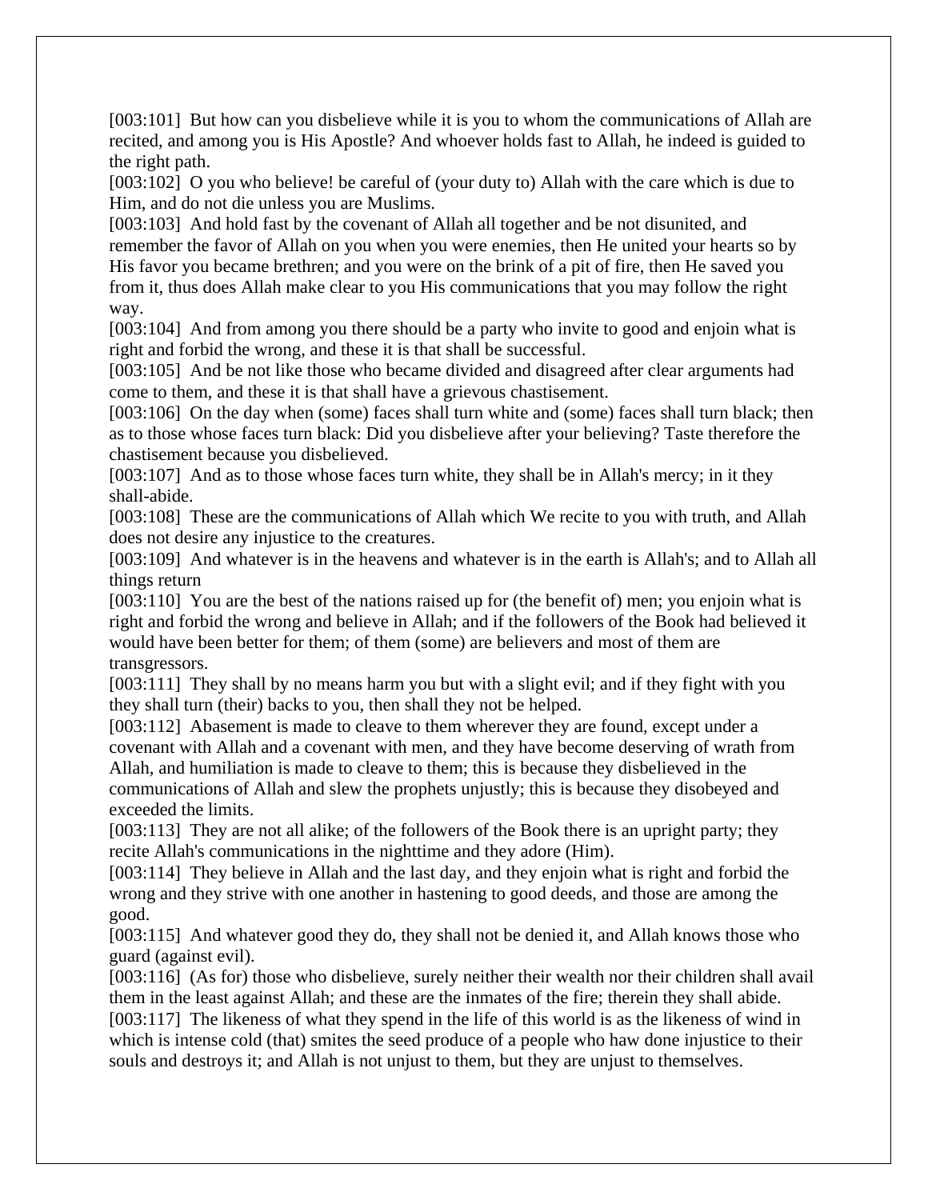[003:101]  But how can you disbelieve while it is you to whom the communications of Allah are recited, and among you is His Apostle? And whoever holds fast to Allah, he indeed is guided to the right path.
[003:102]  O you who believe! be careful of (your duty to) Allah with the care which is due to Him, and do not die unless you are Muslims.
[003:103]  And hold fast by the covenant of Allah all together and be not disunited, and remember the favor of Allah on you when you were enemies, then He united your hearts so by His favor you became brethren; and you were on the brink of a pit of fire, then He saved you from it, thus does Allah make clear to you His communications that you may follow the right way.
[003:104]  And from among you there should be a party who invite to good and enjoin what is right and forbid the wrong, and these it is that shall be successful.
[003:105]  And be not like those who became divided and disagreed after clear arguments had come to them, and these it is that shall have a grievous chastisement.
[003:106]  On the day when (some) faces shall turn white and (some) faces shall turn black; then as to those whose faces turn black: Did you disbelieve after your believing? Taste therefore the chastisement because you disbelieved.
[003:107]  And as to those whose faces turn white, they shall be in Allah's mercy; in it they shall-abide.
[003:108]  These are the communications of Allah which We recite to you with truth, and Allah does not desire any injustice to the creatures.
[003:109]  And whatever is in the heavens and whatever is in the earth is Allah's; and to Allah all things return
[003:110]  You are the best of the nations raised up for (the benefit of) men; you enjoin what is right and forbid the wrong and believe in Allah; and if the followers of the Book had believed it would have been better for them; of them (some) are believers and most of them are transgressors.
[003:111]  They shall by no means harm you but with a slight evil; and if they fight with you they shall turn (their) backs to you, then shall they not be helped.
[003:112]  Abasement is made to cleave to them wherever they are found, except under a covenant with Allah and a covenant with men, and they have become deserving of wrath from Allah, and humiliation is made to cleave to them; this is because they disbelieved in the communications of Allah and slew the prophets unjustly; this is because they disobeyed and exceeded the limits.
[003:113]  They are not all alike; of the followers of the Book there is an upright party; they recite Allah's communications in the nighttime and they adore (Him).
[003:114]  They believe in Allah and the last day, and they enjoin what is right and forbid the wrong and they strive with one another in hastening to good deeds, and those are among the good.
[003:115]  And whatever good they do, they shall not be denied it, and Allah knows those who guard (against evil).
[003:116]  (As for) those who disbelieve, surely neither their wealth nor their children shall avail them in the least against Allah; and these are the inmates of the fire; therein they shall abide.
[003:117]  The likeness of what they spend in the life of this world is as the likeness of wind in which is intense cold (that) smites the seed produce of a people who haw done injustice to their souls and destroys it; and Allah is not unjust to them, but they are unjust to themselves.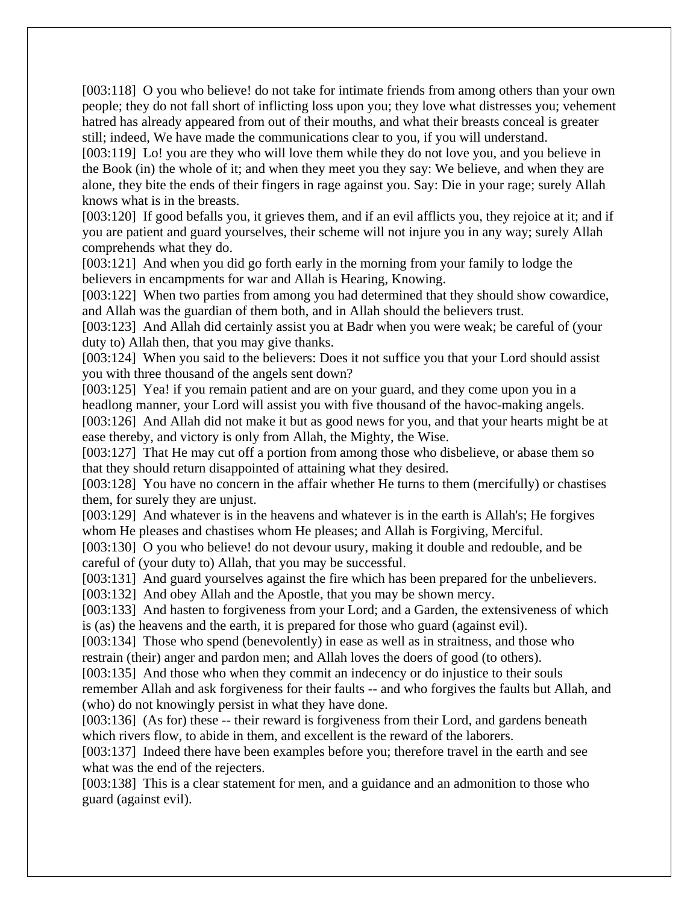[003:118] O you who believe! do not take for intimate friends from among others than your own people; they do not fall short of inflicting loss upon you; they love what distresses you; vehement hatred has already appeared from out of their mouths, and what their breasts conceal is greater still; indeed, We have made the communications clear to you, if you will understand.

[003:119] Lo! you are they who will love them while they do not love you, and you believe in the Book (in) the whole of it; and when they meet you they say: We believe, and when they are alone, they bite the ends of their fingers in rage against you. Say: Die in your rage; surely Allah knows what is in the breasts.

[003:120] If good befalls you, it grieves them, and if an evil afflicts you, they rejoice at it; and if you are patient and guard yourselves, their scheme will not injure you in any way; surely Allah comprehends what they do.

[003:121] And when you did go forth early in the morning from your family to lodge the believers in encampments for war and Allah is Hearing, Knowing.

[003:122] When two parties from among you had determined that they should show cowardice, and Allah was the guardian of them both, and in Allah should the believers trust.

[003:123] And Allah did certainly assist you at Badr when you were weak; be careful of (your duty to) Allah then, that you may give thanks.

[003:124] When you said to the believers: Does it not suffice you that your Lord should assist you with three thousand of the angels sent down?

[003:125] Yea! if you remain patient and are on your guard, and they come upon you in a headlong manner, your Lord will assist you with five thousand of the havoc-making angels.

[003:126] And Allah did not make it but as good news for you, and that your hearts might be at ease thereby, and victory is only from Allah, the Mighty, the Wise.

[003:127] That He may cut off a portion from among those who disbelieve, or abase them so that they should return disappointed of attaining what they desired.

[003:128] You have no concern in the affair whether He turns to them (mercifully) or chastises them, for surely they are unjust.

[003:129] And whatever is in the heavens and whatever is in the earth is Allah's; He forgives whom He pleases and chastises whom He pleases; and Allah is Forgiving, Merciful.

[003:130] O you who believe! do not devour usury, making it double and redouble, and be careful of (your duty to) Allah, that you may be successful.

[003:131] And guard yourselves against the fire which has been prepared for the unbelievers.

[003:132] And obey Allah and the Apostle, that you may be shown mercy.

[003:133] And hasten to forgiveness from your Lord; and a Garden, the extensiveness of which is (as) the heavens and the earth, it is prepared for those who guard (against evil).

[003:134] Those who spend (benevolently) in ease as well as in straitness, and those who restrain (their) anger and pardon men; and Allah loves the doers of good (to others).

[003:135] And those who when they commit an indecency or do injustice to their souls remember Allah and ask forgiveness for their faults -- and who forgives the faults but Allah, and (who) do not knowingly persist in what they have done.

[003:136] (As for) these -- their reward is forgiveness from their Lord, and gardens beneath which rivers flow, to abide in them, and excellent is the reward of the laborers.

[003:137] Indeed there have been examples before you; therefore travel in the earth and see what was the end of the rejecters.

[003:138] This is a clear statement for men, and a guidance and an admonition to those who guard (against evil).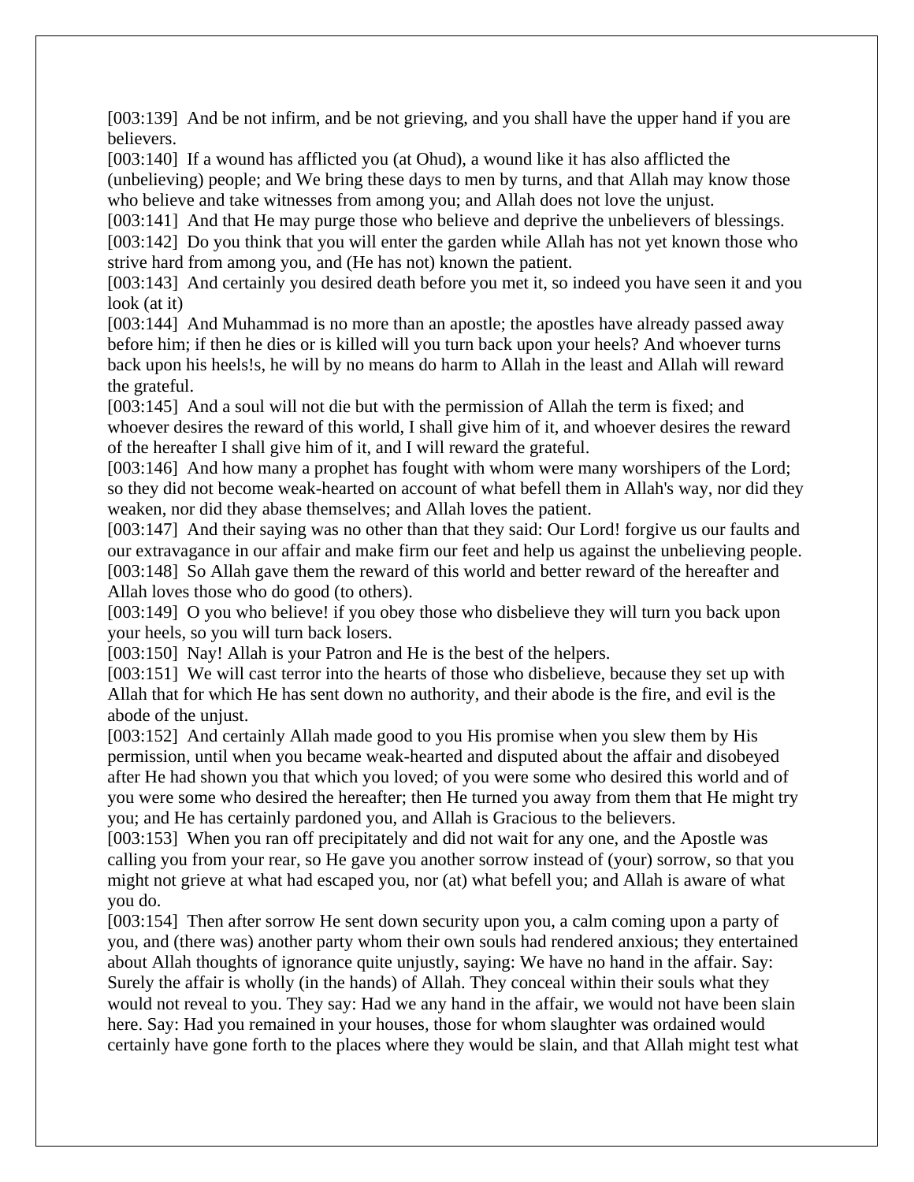[003:139]  And be not infirm, and be not grieving, and you shall have the upper hand if you are believers.
[003:140]  If a wound has afflicted you (at Ohud), a wound like it has also afflicted the (unbelieving) people; and We bring these days to men by turns, and that Allah may know those who believe and take witnesses from among you; and Allah does not love the unjust.
[003:141]  And that He may purge those who believe and deprive the unbelievers of blessings.
[003:142]  Do you think that you will enter the garden while Allah has not yet known those who strive hard from among you, and (He has not) known the patient.
[003:143]  And certainly you desired death before you met it, so indeed you have seen it and you look (at it)
[003:144]  And Muhammad is no more than an apostle; the apostles have already passed away before him; if then he dies or is killed will you turn back upon your heels? And whoever turns back upon his heels!s, he will by no means do harm to Allah in the least and Allah will reward the grateful.
[003:145]  And a soul will not die but with the permission of Allah the term is fixed; and whoever desires the reward of this world, I shall give him of it, and whoever desires the reward of the hereafter I shall give him of it, and I will reward the grateful.
[003:146]  And how many a prophet has fought with whom were many worshipers of the Lord; so they did not become weak-hearted on account of what befell them in Allah's way, nor did they weaken, nor did they abase themselves; and Allah loves the patient.
[003:147]  And their saying was no other than that they said: Our Lord! forgive us our faults and our extravagance in our affair and make firm our feet and help us against the unbelieving people.
[003:148]  So Allah gave them the reward of this world and better reward of the hereafter and Allah loves those who do good (to others).
[003:149]  O you who believe! if you obey those who disbelieve they will turn you back upon your heels, so you will turn back losers.
[003:150]  Nay! Allah is your Patron and He is the best of the helpers.
[003:151]  We will cast terror into the hearts of those who disbelieve, because they set up with Allah that for which He has sent down no authority, and their abode is the fire, and evil is the abode of the unjust.
[003:152]  And certainly Allah made good to you His promise when you slew them by His permission, until when you became weak-hearted and disputed about the affair and disobeyed after He had shown you that which you loved; of you were some who desired this world and of you were some who desired the hereafter; then He turned you away from them that He might try you; and He has certainly pardoned you, and Allah is Gracious to the believers.
[003:153]  When you ran off precipitately and did not wait for any one, and the Apostle was calling you from your rear, so He gave you another sorrow instead of (your) sorrow, so that you might not grieve at what had escaped you, nor (at) what befell you; and Allah is aware of what you do.
[003:154]  Then after sorrow He sent down security upon you, a calm coming upon a party of you, and (there was) another party whom their own souls had rendered anxious; they entertained about Allah thoughts of ignorance quite unjustly, saying: We have no hand in the affair. Say: Surely the affair is wholly (in the hands) of Allah. They conceal within their souls what they would not reveal to you. They say: Had we any hand in the affair, we would not have been slain here. Say: Had you remained in your houses, those for whom slaughter was ordained would certainly have gone forth to the places where they would be slain, and that Allah might test what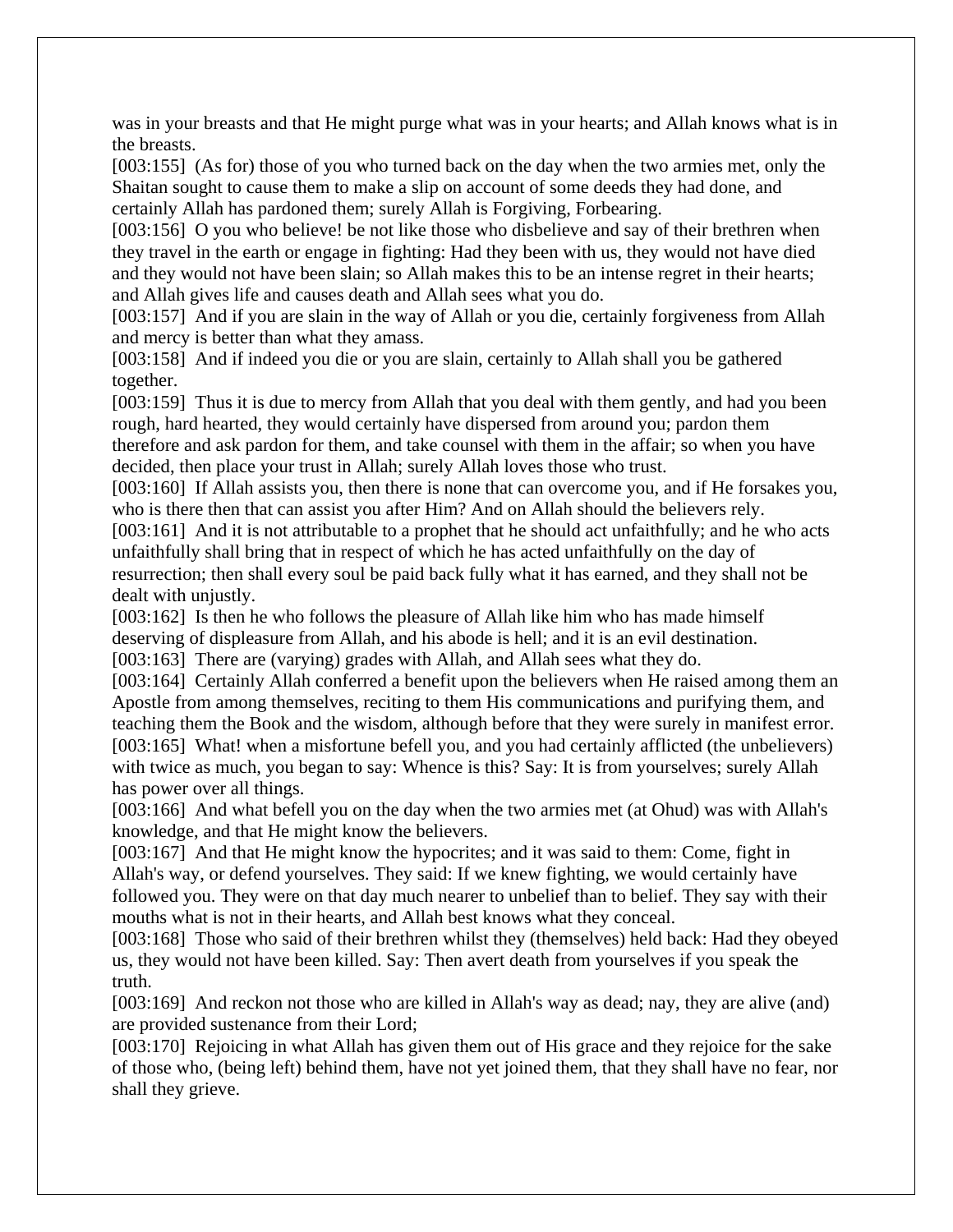was in your breasts and that He might purge what was in your hearts; and Allah knows what is in the breasts.

[003:155] (As for) those of you who turned back on the day when the two armies met, only the Shaitan sought to cause them to make a slip on account of some deeds they had done, and certainly Allah has pardoned them; surely Allah is Forgiving, Forbearing.

[003:156] O you who believe! be not like those who disbelieve and say of their brethren when they travel in the earth or engage in fighting: Had they been with us, they would not have died and they would not have been slain; so Allah makes this to be an intense regret in their hearts; and Allah gives life and causes death and Allah sees what you do.

[003:157] And if you are slain in the way of Allah or you die, certainly forgiveness from Allah and mercy is better than what they amass.

[003:158] And if indeed you die or you are slain, certainly to Allah shall you be gathered together.

[003:159] Thus it is due to mercy from Allah that you deal with them gently, and had you been rough, hard hearted, they would certainly have dispersed from around you; pardon them therefore and ask pardon for them, and take counsel with them in the affair; so when you have decided, then place your trust in Allah; surely Allah loves those who trust.

[003:160] If Allah assists you, then there is none that can overcome you, and if He forsakes you, who is there then that can assist you after Him? And on Allah should the believers rely.

[003:161] And it is not attributable to a prophet that he should act unfaithfully; and he who acts unfaithfully shall bring that in respect of which he has acted unfaithfully on the day of resurrection; then shall every soul be paid back fully what it has earned, and they shall not be dealt with unjustly.

[003:162] Is then he who follows the pleasure of Allah like him who has made himself deserving of displeasure from Allah, and his abode is hell; and it is an evil destination.

[003:163] There are (varying) grades with Allah, and Allah sees what they do.

[003:164] Certainly Allah conferred a benefit upon the believers when He raised among them an Apostle from among themselves, reciting to them His communications and purifying them, and teaching them the Book and the wisdom, although before that they were surely in manifest error.

[003:165] What! when a misfortune befell you, and you had certainly afflicted (the unbelievers) with twice as much, you began to say: Whence is this? Say: It is from yourselves; surely Allah has power over all things.

[003:166] And what befell you on the day when the two armies met (at Ohud) was with Allah's knowledge, and that He might know the believers.

[003:167] And that He might know the hypocrites; and it was said to them: Come, fight in Allah's way, or defend yourselves. They said: If we knew fighting, we would certainly have followed you. They were on that day much nearer to unbelief than to belief. They say with their mouths what is not in their hearts, and Allah best knows what they conceal.

[003:168] Those who said of their brethren whilst they (themselves) held back: Had they obeyed us, they would not have been killed. Say: Then avert death from yourselves if you speak the truth.

[003:169] And reckon not those who are killed in Allah's way as dead; nay, they are alive (and) are provided sustenance from their Lord;

[003:170] Rejoicing in what Allah has given them out of His grace and they rejoice for the sake of those who, (being left) behind them, have not yet joined them, that they shall have no fear, nor shall they grieve.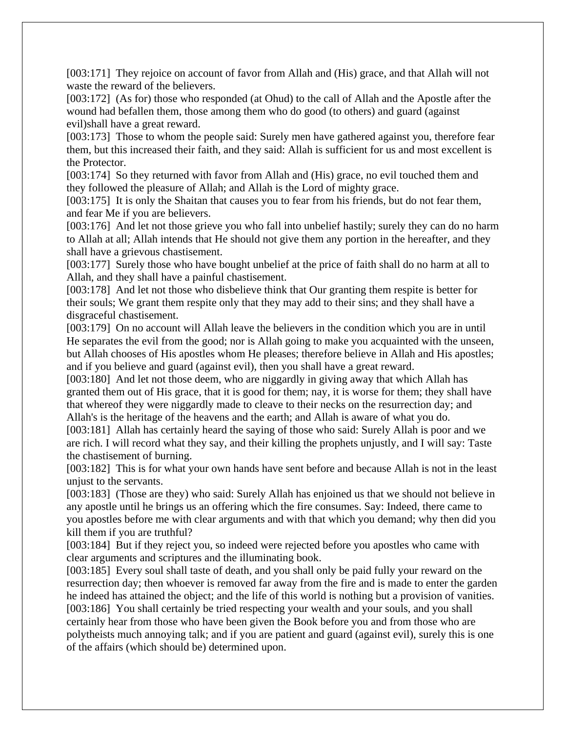[003:171] They rejoice on account of favor from Allah and (His) grace, and that Allah will not waste the reward of the believers.
[003:172] (As for) those who responded (at Ohud) to the call of Allah and the Apostle after the wound had befallen them, those among them who do good (to others) and guard (against evil)shall have a great reward.
[003:173] Those to whom the people said: Surely men have gathered against you, therefore fear them, but this increased their faith, and they said: Allah is sufficient for us and most excellent is the Protector.
[003:174] So they returned with favor from Allah and (His) grace, no evil touched them and they followed the pleasure of Allah; and Allah is the Lord of mighty grace.
[003:175] It is only the Shaitan that causes you to fear from his friends, but do not fear them, and fear Me if you are believers.
[003:176] And let not those grieve you who fall into unbelief hastily; surely they can do no harm to Allah at all; Allah intends that He should not give them any portion in the hereafter, and they shall have a grievous chastisement.
[003:177] Surely those who have bought unbelief at the price of faith shall do no harm at all to Allah, and they shall have a painful chastisement.
[003:178] And let not those who disbelieve think that Our granting them respite is better for their souls; We grant them respite only that they may add to their sins; and they shall have a disgraceful chastisement.
[003:179] On no account will Allah leave the believers in the condition which you are in until He separates the evil from the good; nor is Allah going to make you acquainted with the unseen, but Allah chooses of His apostles whom He pleases; therefore believe in Allah and His apostles; and if you believe and guard (against evil), then you shall have a great reward.
[003:180] And let not those deem, who are niggardly in giving away that which Allah has granted them out of His grace, that it is good for them; nay, it is worse for them; they shall have that whereof they were niggardly made to cleave to their necks on the resurrection day; and Allah's is the heritage of the heavens and the earth; and Allah is aware of what you do.
[003:181] Allah has certainly heard the saying of those who said: Surely Allah is poor and we are rich. I will record what they say, and their killing the prophets unjustly, and I will say: Taste the chastisement of burning.
[003:182] This is for what your own hands have sent before and because Allah is not in the least unjust to the servants.
[003:183] (Those are they) who said: Surely Allah has enjoined us that we should not believe in any apostle until he brings us an offering which the fire consumes. Say: Indeed, there came to you apostles before me with clear arguments and with that which you demand; why then did you kill them if you are truthful?
[003:184] But if they reject you, so indeed were rejected before you apostles who came with clear arguments and scriptures and the illuminating book.
[003:185] Every soul shall taste of death, and you shall only be paid fully your reward on the resurrection day; then whoever is removed far away from the fire and is made to enter the garden he indeed has attained the object; and the life of this world is nothing but a provision of vanities.
[003:186] You shall certainly be tried respecting your wealth and your souls, and you shall certainly hear from those who have been given the Book before you and from those who are polytheists much annoying talk; and if you are patient and guard (against evil), surely this is one of the affairs (which should be) determined upon.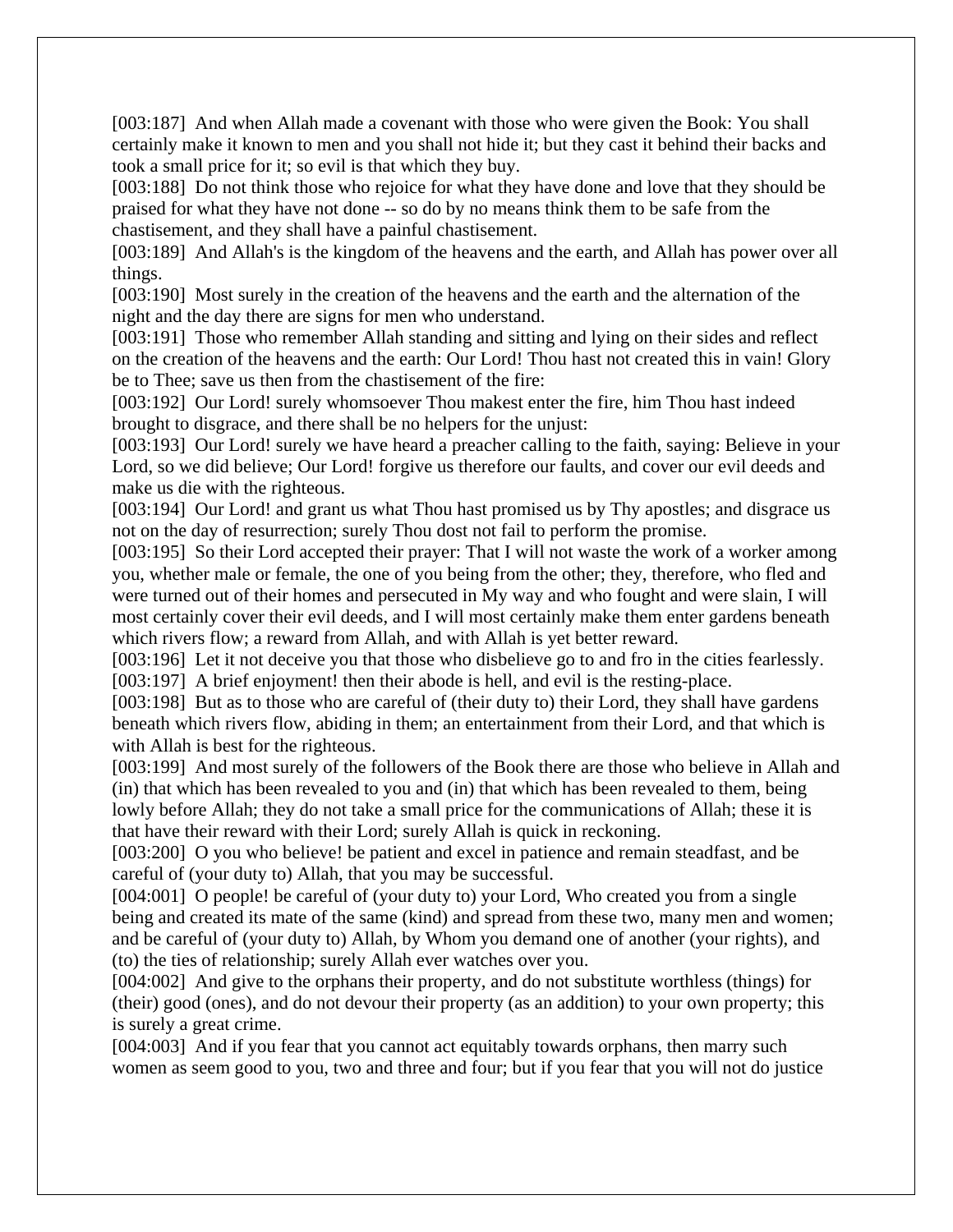[003:187] And when Allah made a covenant with those who were given the Book: You shall certainly make it known to men and you shall not hide it; but they cast it behind their backs and took a small price for it; so evil is that which they buy.
[003:188] Do not think those who rejoice for what they have done and love that they should be praised for what they have not done -- so do by no means think them to be safe from the chastisement, and they shall have a painful chastisement.
[003:189] And Allah's is the kingdom of the heavens and the earth, and Allah has power over all things.
[003:190] Most surely in the creation of the heavens and the earth and the alternation of the night and the day there are signs for men who understand.
[003:191] Those who remember Allah standing and sitting and lying on their sides and reflect on the creation of the heavens and the earth: Our Lord! Thou hast not created this in vain! Glory be to Thee; save us then from the chastisement of the fire:
[003:192] Our Lord! surely whomsoever Thou makest enter the fire, him Thou hast indeed brought to disgrace, and there shall be no helpers for the unjust:
[003:193] Our Lord! surely we have heard a preacher calling to the faith, saying: Believe in your Lord, so we did believe; Our Lord! forgive us therefore our faults, and cover our evil deeds and make us die with the righteous.
[003:194] Our Lord! and grant us what Thou hast promised us by Thy apostles; and disgrace us not on the day of resurrection; surely Thou dost not fail to perform the promise.
[003:195] So their Lord accepted their prayer: That I will not waste the work of a worker among you, whether male or female, the one of you being from the other; they, therefore, who fled and were turned out of their homes and persecuted in My way and who fought and were slain, I will most certainly cover their evil deeds, and I will most certainly make them enter gardens beneath which rivers flow; a reward from Allah, and with Allah is yet better reward.
[003:196] Let it not deceive you that those who disbelieve go to and fro in the cities fearlessly.
[003:197] A brief enjoyment! then their abode is hell, and evil is the resting-place.
[003:198] But as to those who are careful of (their duty to) their Lord, they shall have gardens beneath which rivers flow, abiding in them; an entertainment from their Lord, and that which is with Allah is best for the righteous.
[003:199] And most surely of the followers of the Book there are those who believe in Allah and (in) that which has been revealed to you and (in) that which has been revealed to them, being lowly before Allah; they do not take a small price for the communications of Allah; these it is that have their reward with their Lord; surely Allah is quick in reckoning.
[003:200] O you who believe! be patient and excel in patience and remain steadfast, and be careful of (your duty to) Allah, that you may be successful.
[004:001] O people! be careful of (your duty to) your Lord, Who created you from a single being and created its mate of the same (kind) and spread from these two, many men and women; and be careful of (your duty to) Allah, by Whom you demand one of another (your rights), and (to) the ties of relationship; surely Allah ever watches over you.
[004:002] And give to the orphans their property, and do not substitute worthless (things) for (their) good (ones), and do not devour their property (as an addition) to your own property; this is surely a great crime.
[004:003] And if you fear that you cannot act equitably towards orphans, then marry such women as seem good to you, two and three and four; but if you fear that you will not do justice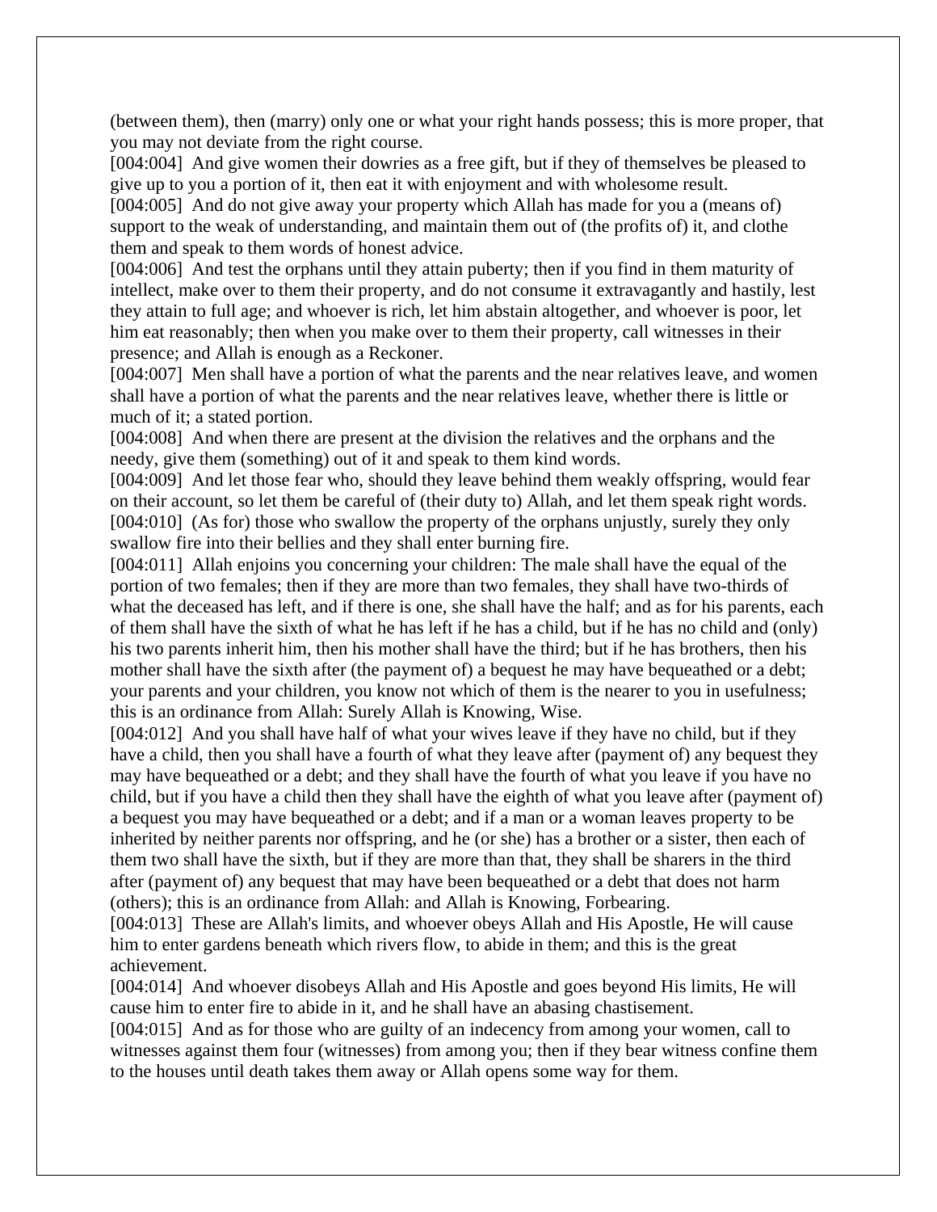(between them), then (marry) only one or what your right hands possess; this is more proper, that you may not deviate from the right course.

[004:004]  And give women their dowries as a free gift, but if they of themselves be pleased to give up to you a portion of it, then eat it with enjoyment and with wholesome result.

[004:005]  And do not give away your property which Allah has made for you a (means of) support to the weak of understanding, and maintain them out of (the profits of) it, and clothe them and speak to them words of honest advice.

[004:006]  And test the orphans until they attain puberty; then if you find in them maturity of intellect, make over to them their property, and do not consume it extravagantly and hastily, lest they attain to full age; and whoever is rich, let him abstain altogether, and whoever is poor, let him eat reasonably; then when you make over to them their property, call witnesses in their presence; and Allah is enough as a Reckoner.

[004:007]  Men shall have a portion of what the parents and the near relatives leave, and women shall have a portion of what the parents and the near relatives leave, whether there is little or much of it; a stated portion.

[004:008]  And when there are present at the division the relatives and the orphans and the needy, give them (something) out of it and speak to them kind words.

[004:009]  And let those fear who, should they leave behind them weakly offspring, would fear on their account, so let them be careful of (their duty to) Allah, and let them speak right words.

[004:010]  (As for) those who swallow the property of the orphans unjustly, surely they only swallow fire into their bellies and they shall enter burning fire.

[004:011]  Allah enjoins you concerning your children: The male shall have the equal of the portion of two females; then if they are more than two females, they shall have two-thirds of what the deceased has left, and if there is one, she shall have the half; and as for his parents, each of them shall have the sixth of what he has left if he has a child, but if he has no child and (only) his two parents inherit him, then his mother shall have the third; but if he has brothers, then his mother shall have the sixth after (the payment of) a bequest he may have bequeathed or a debt; your parents and your children, you know not which of them is the nearer to you in usefulness; this is an ordinance from Allah: Surely Allah is Knowing, Wise.

[004:012]  And you shall have half of what your wives leave if they have no child, but if they have a child, then you shall have a fourth of what they leave after (payment of) any bequest they may have bequeathed or a debt; and they shall have the fourth of what you leave if you have no child, but if you have a child then they shall have the eighth of what you leave after (payment of) a bequest you may have bequeathed or a debt; and if a man or a woman leaves property to be inherited by neither parents nor offspring, and he (or she) has a brother or a sister, then each of them two shall have the sixth, but if they are more than that, they shall be sharers in the third after (payment of) any bequest that may have been bequeathed or a debt that does not harm (others); this is an ordinance from Allah: and Allah is Knowing, Forbearing.

[004:013]  These are Allah's limits, and whoever obeys Allah and His Apostle, He will cause him to enter gardens beneath which rivers flow, to abide in them; and this is the great achievement.

[004:014]  And whoever disobeys Allah and His Apostle and goes beyond His limits, He will cause him to enter fire to abide in it, and he shall have an abasing chastisement.

[004:015]  And as for those who are guilty of an indecency from among your women, call to witnesses against them four (witnesses) from among you; then if they bear witness confine them to the houses until death takes them away or Allah opens some way for them.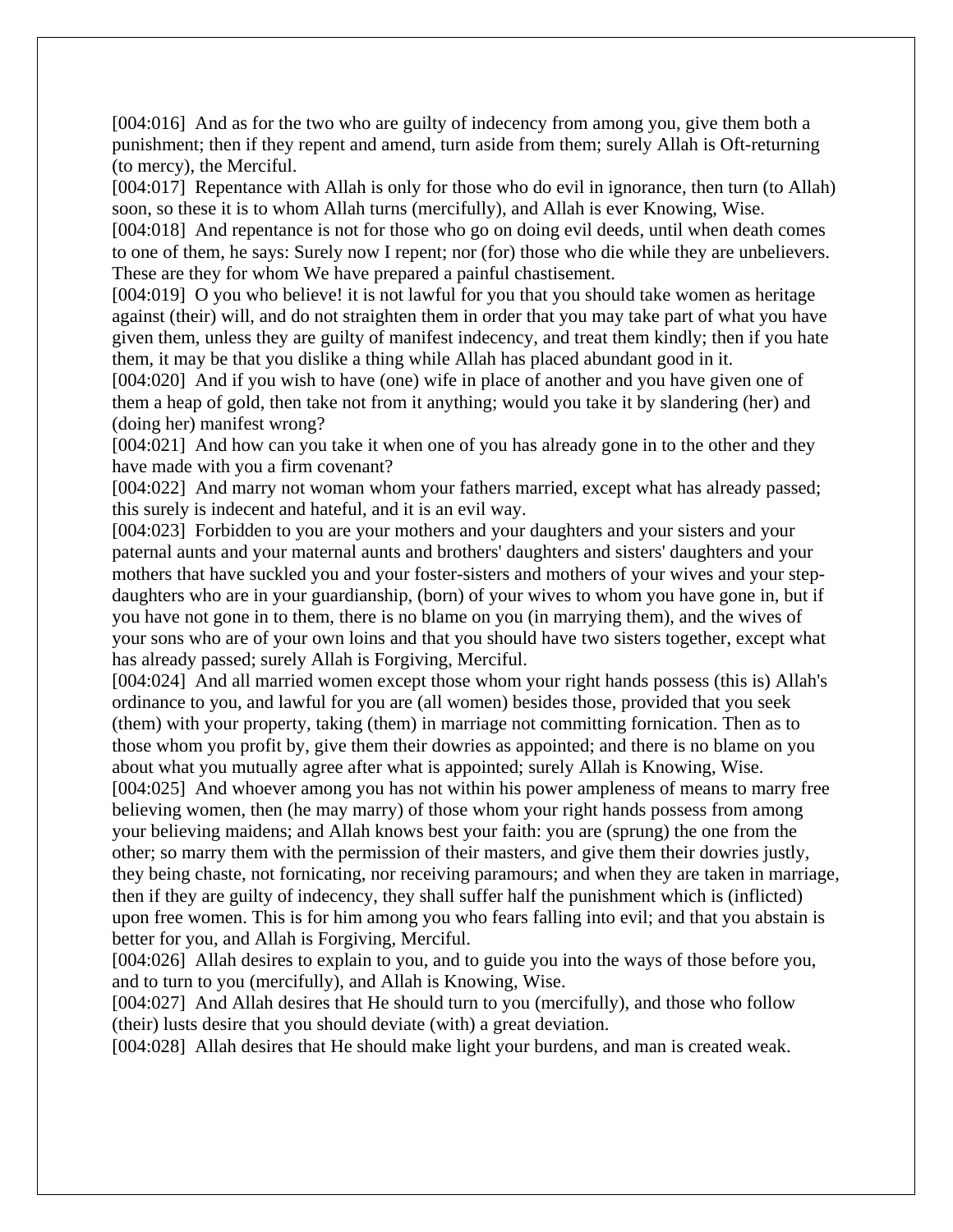[004:016] And as for the two who are guilty of indecency from among you, give them both a punishment; then if they repent and amend, turn aside from them; surely Allah is Oft-returning (to mercy), the Merciful.

[004:017] Repentance with Allah is only for those who do evil in ignorance, then turn (to Allah) soon, so these it is to whom Allah turns (mercifully), and Allah is ever Knowing, Wise.

[004:018] And repentance is not for those who go on doing evil deeds, until when death comes to one of them, he says: Surely now I repent; nor (for) those who die while they are unbelievers. These are they for whom We have prepared a painful chastisement.

[004:019] O you who believe! it is not lawful for you that you should take women as heritage against (their) will, and do not straighten them in order that you may take part of what you have given them, unless they are guilty of manifest indecency, and treat them kindly; then if you hate them, it may be that you dislike a thing while Allah has placed abundant good in it.

[004:020] And if you wish to have (one) wife in place of another and you have given one of them a heap of gold, then take not from it anything; would you take it by slandering (her) and (doing her) manifest wrong?

[004:021] And how can you take it when one of you has already gone in to the other and they have made with you a firm covenant?

[004:022] And marry not woman whom your fathers married, except what has already passed; this surely is indecent and hateful, and it is an evil way.

[004:023] Forbidden to you are your mothers and your daughters and your sisters and your paternal aunts and your maternal aunts and brothers' daughters and sisters' daughters and your mothers that have suckled you and your foster-sisters and mothers of your wives and your step-daughters who are in your guardianship, (born) of your wives to whom you have gone in, but if you have not gone in to them, there is no blame on you (in marrying them), and the wives of your sons who are of your own loins and that you should have two sisters together, except what has already passed; surely Allah is Forgiving, Merciful.

[004:024] And all married women except those whom your right hands possess (this is) Allah's ordinance to you, and lawful for you are (all women) besides those, provided that you seek (them) with your property, taking (them) in marriage not committing fornication. Then as to those whom you profit by, give them their dowries as appointed; and there is no blame on you about what you mutually agree after what is appointed; surely Allah is Knowing, Wise.

[004:025] And whoever among you has not within his power ampleness of means to marry free believing women, then (he may marry) of those whom your right hands possess from among your believing maidens; and Allah knows best your faith: you are (sprung) the one from the other; so marry them with the permission of their masters, and give them their dowries justly, they being chaste, not fornicating, nor receiving paramours; and when they are taken in marriage, then if they are guilty of indecency, they shall suffer half the punishment which is (inflicted) upon free women. This is for him among you who fears falling into evil; and that you abstain is better for you, and Allah is Forgiving, Merciful.

[004:026] Allah desires to explain to you, and to guide you into the ways of those before you, and to turn to you (mercifully), and Allah is Knowing, Wise.

[004:027] And Allah desires that He should turn to you (mercifully), and those who follow (their) lusts desire that you should deviate (with) a great deviation.

[004:028] Allah desires that He should make light your burdens, and man is created weak.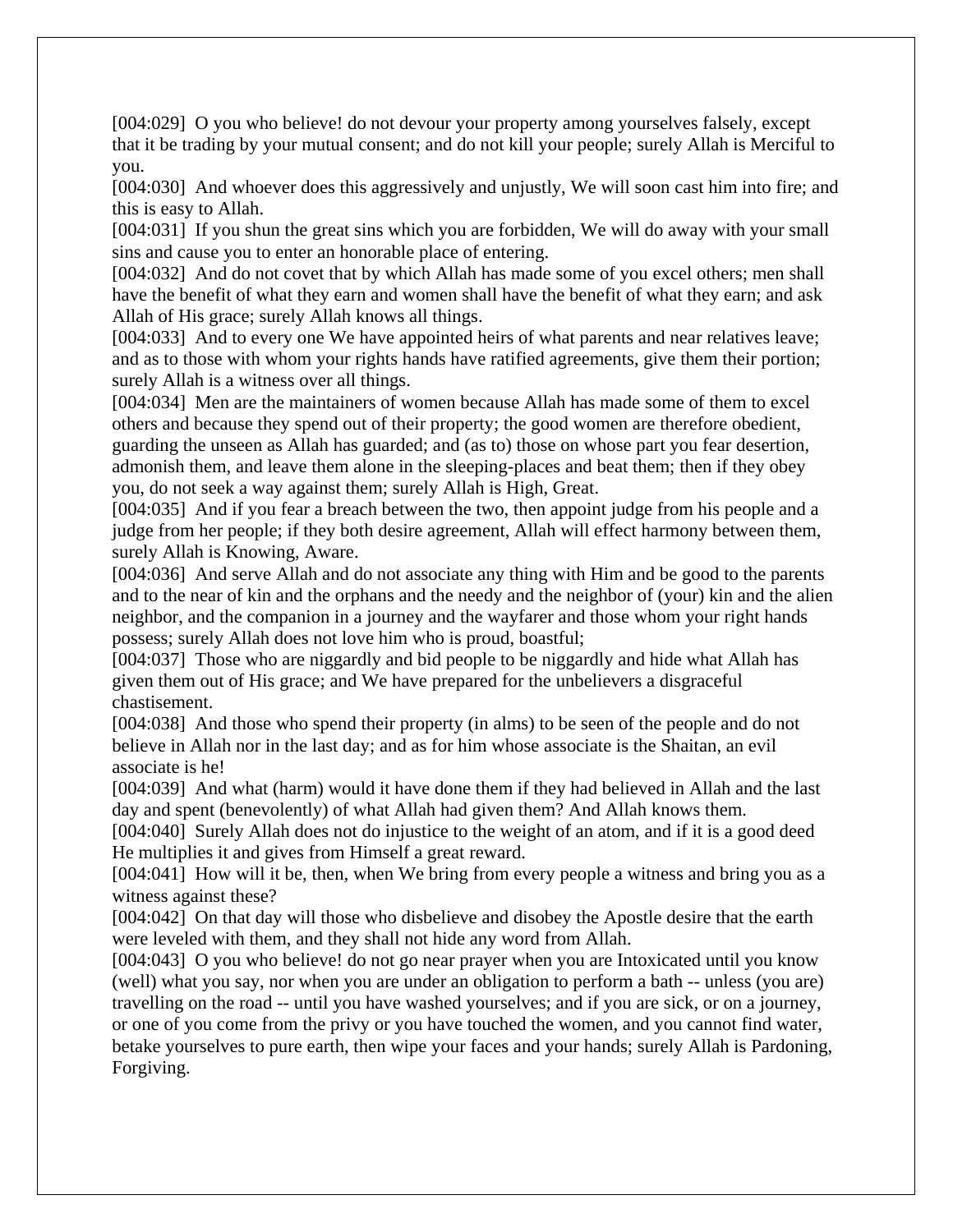[004:029] O you who believe! do not devour your property among yourselves falsely, except that it be trading by your mutual consent; and do not kill your people; surely Allah is Merciful to you.

[004:030] And whoever does this aggressively and unjustly, We will soon cast him into fire; and this is easy to Allah.

[004:031] If you shun the great sins which you are forbidden, We will do away with your small sins and cause you to enter an honorable place of entering.

[004:032] And do not covet that by which Allah has made some of you excel others; men shall have the benefit of what they earn and women shall have the benefit of what they earn; and ask Allah of His grace; surely Allah knows all things.

[004:033] And to every one We have appointed heirs of what parents and near relatives leave; and as to those with whom your rights hands have ratified agreements, give them their portion; surely Allah is a witness over all things.

[004:034] Men are the maintainers of women because Allah has made some of them to excel others and because they spend out of their property; the good women are therefore obedient, guarding the unseen as Allah has guarded; and (as to) those on whose part you fear desertion, admonish them, and leave them alone in the sleeping-places and beat them; then if they obey you, do not seek a way against them; surely Allah is High, Great.

[004:035] And if you fear a breach between the two, then appoint judge from his people and a judge from her people; if they both desire agreement, Allah will effect harmony between them, surely Allah is Knowing, Aware.

[004:036] And serve Allah and do not associate any thing with Him and be good to the parents and to the near of kin and the orphans and the needy and the neighbor of (your) kin and the alien neighbor, and the companion in a journey and the wayfarer and those whom your right hands possess; surely Allah does not love him who is proud, boastful;

[004:037] Those who are niggardly and bid people to be niggardly and hide what Allah has given them out of His grace; and We have prepared for the unbelievers a disgraceful chastisement.

[004:038] And those who spend their property (in alms) to be seen of the people and do not believe in Allah nor in the last day; and as for him whose associate is the Shaitan, an evil associate is he!

[004:039] And what (harm) would it have done them if they had believed in Allah and the last day and spent (benevolently) of what Allah had given them? And Allah knows them.

[004:040] Surely Allah does not do injustice to the weight of an atom, and if it is a good deed He multiplies it and gives from Himself a great reward.

[004:041] How will it be, then, when We bring from every people a witness and bring you as a witness against these?

[004:042] On that day will those who disbelieve and disobey the Apostle desire that the earth were leveled with them, and they shall not hide any word from Allah.

[004:043] O you who believe! do not go near prayer when you are Intoxicated until you know (well) what you say, nor when you are under an obligation to perform a bath -- unless (you are) travelling on the road -- until you have washed yourselves; and if you are sick, or on a journey, or one of you come from the privy or you have touched the women, and you cannot find water, betake yourselves to pure earth, then wipe your faces and your hands; surely Allah is Pardoning, Forgiving.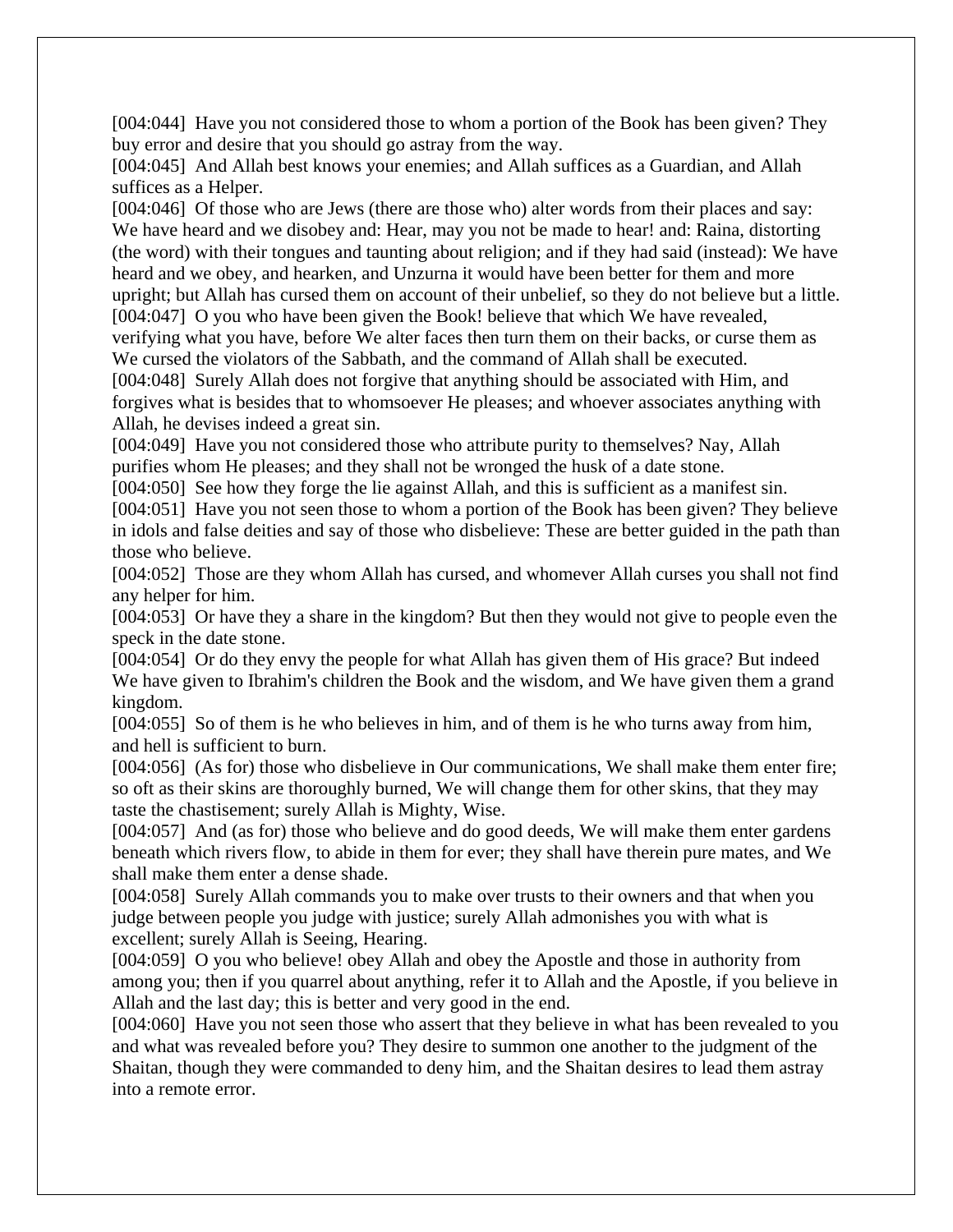[004:044] Have you not considered those to whom a portion of the Book has been given? They buy error and desire that you should go astray from the way.
[004:045] And Allah best knows your enemies; and Allah suffices as a Guardian, and Allah suffices as a Helper.
[004:046] Of those who are Jews (there are those who) alter words from their places and say: We have heard and we disobey and: Hear, may you not be made to hear! and: Raina, distorting (the word) with their tongues and taunting about religion; and if they had said (instead): We have heard and we obey, and hearken, and Unzurna it would have been better for them and more upright; but Allah has cursed them on account of their unbelief, so they do not believe but a little.
[004:047] O you who have been given the Book! believe that which We have revealed, verifying what you have, before We alter faces then turn them on their backs, or curse them as We cursed the violators of the Sabbath, and the command of Allah shall be executed.
[004:048] Surely Allah does not forgive that anything should be associated with Him, and forgives what is besides that to whomsoever He pleases; and whoever associates anything with Allah, he devises indeed a great sin.
[004:049] Have you not considered those who attribute purity to themselves? Nay, Allah purifies whom He pleases; and they shall not be wronged the husk of a date stone.
[004:050] See how they forge the lie against Allah, and this is sufficient as a manifest sin.
[004:051] Have you not seen those to whom a portion of the Book has been given? They believe in idols and false deities and say of those who disbelieve: These are better guided in the path than those who believe.
[004:052] Those are they whom Allah has cursed, and whomever Allah curses you shall not find any helper for him.
[004:053] Or have they a share in the kingdom? But then they would not give to people even the speck in the date stone.
[004:054] Or do they envy the people for what Allah has given them of His grace? But indeed We have given to Ibrahim's children the Book and the wisdom, and We have given them a grand kingdom.
[004:055] So of them is he who believes in him, and of them is he who turns away from him, and hell is sufficient to burn.
[004:056] (As for) those who disbelieve in Our communications, We shall make them enter fire; so oft as their skins are thoroughly burned, We will change them for other skins, that they may taste the chastisement; surely Allah is Mighty, Wise.
[004:057] And (as for) those who believe and do good deeds, We will make them enter gardens beneath which rivers flow, to abide in them for ever; they shall have therein pure mates, and We shall make them enter a dense shade.
[004:058] Surely Allah commands you to make over trusts to their owners and that when you judge between people you judge with justice; surely Allah admonishes you with what is excellent; surely Allah is Seeing, Hearing.
[004:059] O you who believe! obey Allah and obey the Apostle and those in authority from among you; then if you quarrel about anything, refer it to Allah and the Apostle, if you believe in Allah and the last day; this is better and very good in the end.
[004:060] Have you not seen those who assert that they believe in what has been revealed to you and what was revealed before you? They desire to summon one another to the judgment of the Shaitan, though they were commanded to deny him, and the Shaitan desires to lead them astray into a remote error.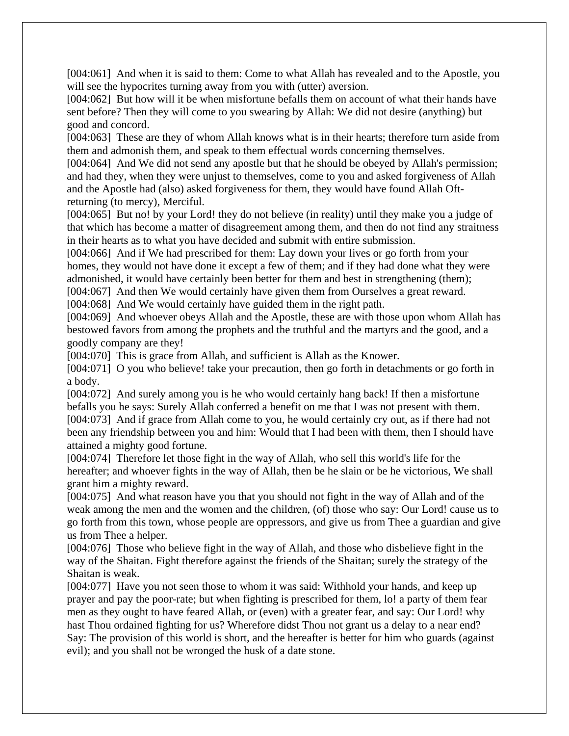[004:061] And when it is said to them: Come to what Allah has revealed and to the Apostle, you will see the hypocrites turning away from you with (utter) aversion.
[004:062] But how will it be when misfortune befalls them on account of what their hands have sent before? Then they will come to you swearing by Allah: We did not desire (anything) but good and concord.
[004:063] These are they of whom Allah knows what is in their hearts; therefore turn aside from them and admonish them, and speak to them effectual words concerning themselves.
[004:064] And We did not send any apostle but that he should be obeyed by Allah's permission; and had they, when they were unjust to themselves, come to you and asked forgiveness of Allah and the Apostle had (also) asked forgiveness for them, they would have found Allah Oft-returning (to mercy), Merciful.
[004:065] But no! by your Lord! they do not believe (in reality) until they make you a judge of that which has become a matter of disagreement among them, and then do not find any straitness in their hearts as to what you have decided and submit with entire submission.
[004:066] And if We had prescribed for them: Lay down your lives or go forth from your homes, they would not have done it except a few of them; and if they had done what they were admonished, it would have certainly been better for them and best in strengthening (them);
[004:067] And then We would certainly have given them from Ourselves a great reward.
[004:068] And We would certainly have guided them in the right path.
[004:069] And whoever obeys Allah and the Apostle, these are with those upon whom Allah has bestowed favors from among the prophets and the truthful and the martyrs and the good, and a goodly company are they!
[004:070] This is grace from Allah, and sufficient is Allah as the Knower.
[004:071] O you who believe! take your precaution, then go forth in detachments or go forth in a body.
[004:072] And surely among you is he who would certainly hang back! If then a misfortune befalls you he says: Surely Allah conferred a benefit on me that I was not present with them.
[004:073] And if grace from Allah come to you, he would certainly cry out, as if there had not been any friendship between you and him: Would that I had been with them, then I should have attained a mighty good fortune.
[004:074] Therefore let those fight in the way of Allah, who sell this world's life for the hereafter; and whoever fights in the way of Allah, then be he slain or be he victorious, We shall grant him a mighty reward.
[004:075] And what reason have you that you should not fight in the way of Allah and of the weak among the men and the women and the children, (of) those who say: Our Lord! cause us to go forth from this town, whose people are oppressors, and give us from Thee a guardian and give us from Thee a helper.
[004:076] Those who believe fight in the way of Allah, and those who disbelieve fight in the way of the Shaitan. Fight therefore against the friends of the Shaitan; surely the strategy of the Shaitan is weak.
[004:077] Have you not seen those to whom it was said: Withhold your hands, and keep up prayer and pay the poor-rate; but when fighting is prescribed for them, lo! a party of them fear men as they ought to have feared Allah, or (even) with a greater fear, and say: Our Lord! why hast Thou ordained fighting for us? Wherefore didst Thou not grant us a delay to a near end? Say: The provision of this world is short, and the hereafter is better for him who guards (against evil); and you shall not be wronged the husk of a date stone.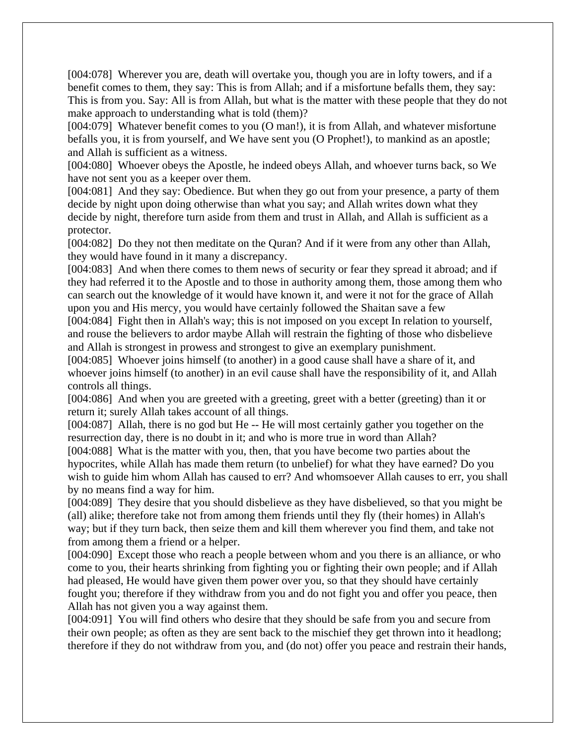[004:078] Wherever you are, death will overtake you, though you are in lofty towers, and if a benefit comes to them, they say: This is from Allah; and if a misfortune befalls them, they say: This is from you. Say: All is from Allah, but what is the matter with these people that they do not make approach to understanding what is told (them)?

[004:079] Whatever benefit comes to you (O man!), it is from Allah, and whatever misfortune befalls you, it is from yourself, and We have sent you (O Prophet!), to mankind as an apostle; and Allah is sufficient as a witness.

[004:080] Whoever obeys the Apostle, he indeed obeys Allah, and whoever turns back, so We have not sent you as a keeper over them.

[004:081] And they say: Obedience. But when they go out from your presence, a party of them decide by night upon doing otherwise than what you say; and Allah writes down what they decide by night, therefore turn aside from them and trust in Allah, and Allah is sufficient as a protector.

[004:082] Do they not then meditate on the Quran? And if it were from any other than Allah, they would have found in it many a discrepancy.

[004:083] And when there comes to them news of security or fear they spread it abroad; and if they had referred it to the Apostle and to those in authority among them, those among them who can search out the knowledge of it would have known it, and were it not for the grace of Allah upon you and His mercy, you would have certainly followed the Shaitan save a few

[004:084] Fight then in Allah's way; this is not imposed on you except In relation to yourself, and rouse the believers to ardor maybe Allah will restrain the fighting of those who disbelieve and Allah is strongest in prowess and strongest to give an exemplary punishment.

[004:085] Whoever joins himself (to another) in a good cause shall have a share of it, and whoever joins himself (to another) in an evil cause shall have the responsibility of it, and Allah controls all things.

[004:086] And when you are greeted with a greeting, greet with a better (greeting) than it or return it; surely Allah takes account of all things.

[004:087] Allah, there is no god but He -- He will most certainly gather you together on the resurrection day, there is no doubt in it; and who is more true in word than Allah?

[004:088] What is the matter with you, then, that you have become two parties about the hypocrites, while Allah has made them return (to unbelief) for what they have earned? Do you wish to guide him whom Allah has caused to err? And whomsoever Allah causes to err, you shall by no means find a way for him.

[004:089] They desire that you should disbelieve as they have disbelieved, so that you might be (all) alike; therefore take not from among them friends until they fly (their homes) in Allah's way; but if they turn back, then seize them and kill them wherever you find them, and take not from among them a friend or a helper.

[004:090] Except those who reach a people between whom and you there is an alliance, or who come to you, their hearts shrinking from fighting you or fighting their own people; and if Allah had pleased, He would have given them power over you, so that they should have certainly fought you; therefore if they withdraw from you and do not fight you and offer you peace, then Allah has not given you a way against them.

[004:091] You will find others who desire that they should be safe from you and secure from their own people; as often as they are sent back to the mischief they get thrown into it headlong; therefore if they do not withdraw from you, and (do not) offer you peace and restrain their hands,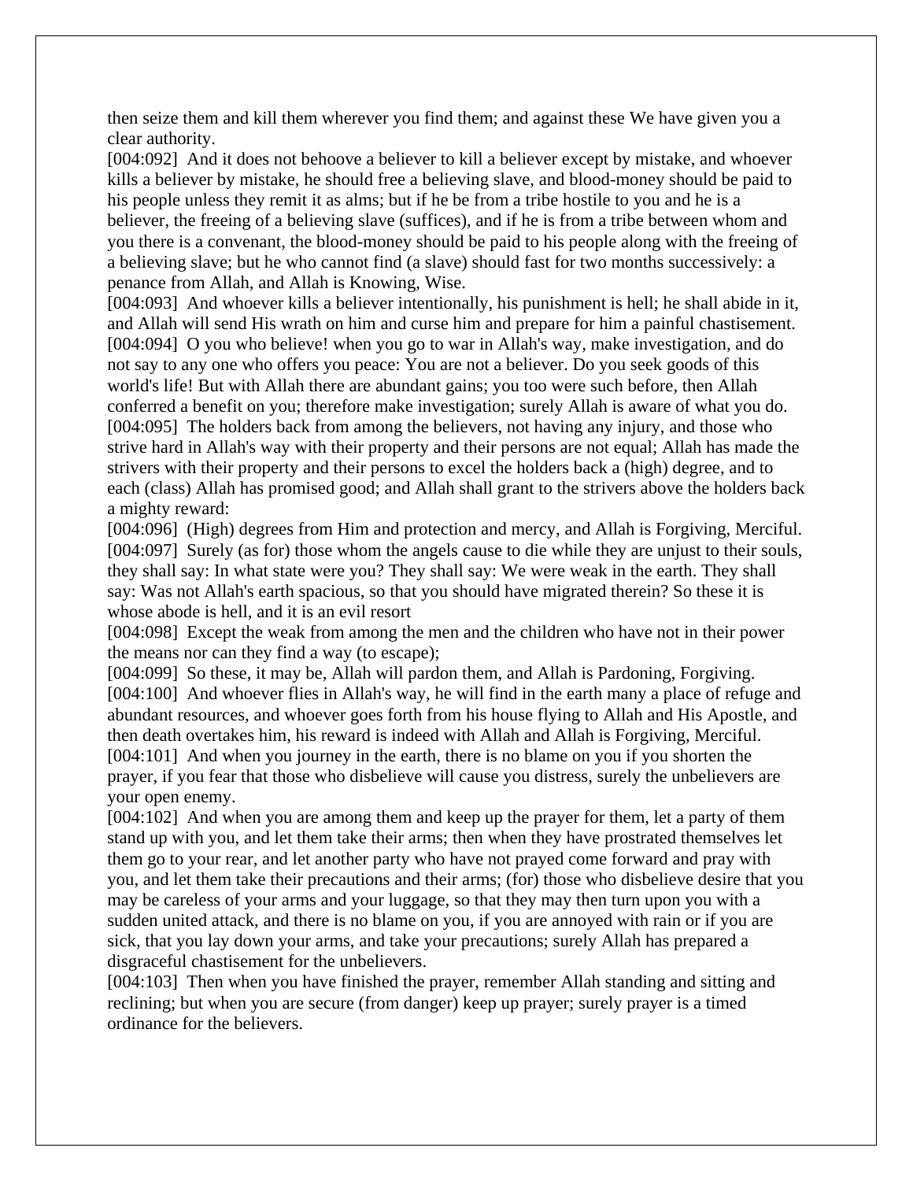then seize them and kill them wherever you find them; and against these We have given you a clear authority.

[004:092] And it does not behoove a believer to kill a believer except by mistake, and whoever kills a believer by mistake, he should free a believing slave, and blood-money should be paid to his people unless they remit it as alms; but if he be from a tribe hostile to you and he is a believer, the freeing of a believing slave (suffices), and if he is from a tribe between whom and you there is a convenant, the blood-money should be paid to his people along with the freeing of a believing slave; but he who cannot find (a slave) should fast for two months successively: a penance from Allah, and Allah is Knowing, Wise.

[004:093] And whoever kills a believer intentionally, his punishment is hell; he shall abide in it, and Allah will send His wrath on him and curse him and prepare for him a painful chastisement.

[004:094] O you who believe! when you go to war in Allah's way, make investigation, and do not say to any one who offers you peace: You are not a believer. Do you seek goods of this world's life! But with Allah there are abundant gains; you too were such before, then Allah conferred a benefit on you; therefore make investigation; surely Allah is aware of what you do.

[004:095] The holders back from among the believers, not having any injury, and those who strive hard in Allah's way with their property and their persons are not equal; Allah has made the strivers with their property and their persons to excel the holders back a (high) degree, and to each (class) Allah has promised good; and Allah shall grant to the strivers above the holders back a mighty reward:

[004:096] (High) degrees from Him and protection and mercy, and Allah is Forgiving, Merciful.

[004:097] Surely (as for) those whom the angels cause to die while they are unjust to their souls, they shall say: In what state were you? They shall say: We were weak in the earth. They shall say: Was not Allah's earth spacious, so that you should have migrated therein? So these it is whose abode is hell, and it is an evil resort

[004:098] Except the weak from among the men and the children who have not in their power the means nor can they find a way (to escape);

[004:099] So these, it may be, Allah will pardon them, and Allah is Pardoning, Forgiving.

[004:100] And whoever flies in Allah's way, he will find in the earth many a place of refuge and abundant resources, and whoever goes forth from his house flying to Allah and His Apostle, and then death overtakes him, his reward is indeed with Allah and Allah is Forgiving, Merciful.

[004:101] And when you journey in the earth, there is no blame on you if you shorten the prayer, if you fear that those who disbelieve will cause you distress, surely the unbelievers are your open enemy.

[004:102] And when you are among them and keep up the prayer for them, let a party of them stand up with you, and let them take their arms; then when they have prostrated themselves let them go to your rear, and let another party who have not prayed come forward and pray with you, and let them take their precautions and their arms; (for) those who disbelieve desire that you may be careless of your arms and your luggage, so that they may then turn upon you with a sudden united attack, and there is no blame on you, if you are annoyed with rain or if you are sick, that you lay down your arms, and take your precautions; surely Allah has prepared a disgraceful chastisement for the unbelievers.

[004:103] Then when you have finished the prayer, remember Allah standing and sitting and reclining; but when you are secure (from danger) keep up prayer; surely prayer is a timed ordinance for the believers.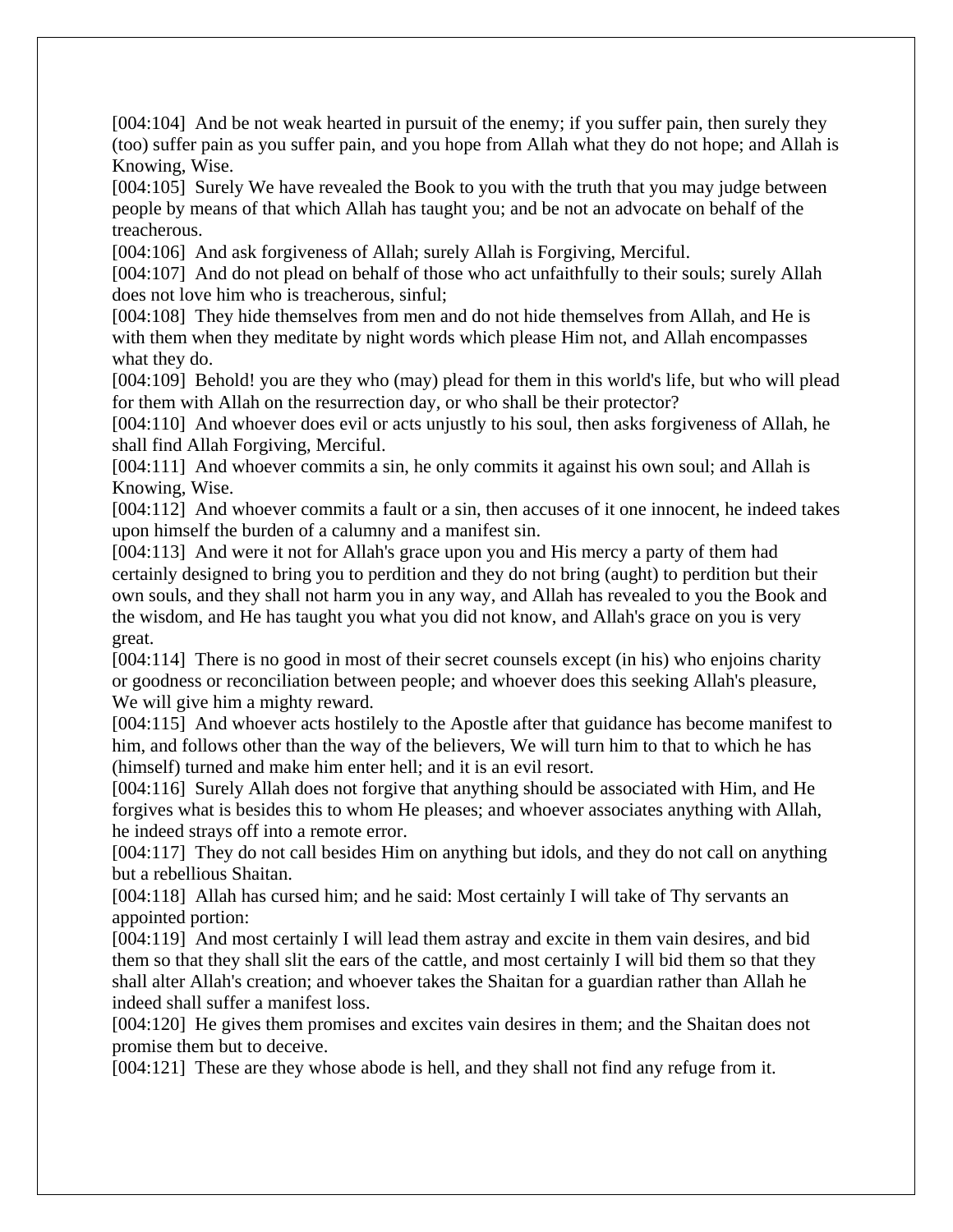[004:104] And be not weak hearted in pursuit of the enemy; if you suffer pain, then surely they (too) suffer pain as you suffer pain, and you hope from Allah what they do not hope; and Allah is Knowing, Wise.
[004:105] Surely We have revealed the Book to you with the truth that you may judge between people by means of that which Allah has taught you; and be not an advocate on behalf of the treacherous.
[004:106] And ask forgiveness of Allah; surely Allah is Forgiving, Merciful.
[004:107] And do not plead on behalf of those who act unfaithfully to their souls; surely Allah does not love him who is treacherous, sinful;
[004:108] They hide themselves from men and do not hide themselves from Allah, and He is with them when they meditate by night words which please Him not, and Allah encompasses what they do.
[004:109] Behold! you are they who (may) plead for them in this world's life, but who will plead for them with Allah on the resurrection day, or who shall be their protector?
[004:110] And whoever does evil or acts unjustly to his soul, then asks forgiveness of Allah, he shall find Allah Forgiving, Merciful.
[004:111] And whoever commits a sin, he only commits it against his own soul; and Allah is Knowing, Wise.
[004:112] And whoever commits a fault or a sin, then accuses of it one innocent, he indeed takes upon himself the burden of a calumny and a manifest sin.
[004:113] And were it not for Allah's grace upon you and His mercy a party of them had certainly designed to bring you to perdition and they do not bring (aught) to perdition but their own souls, and they shall not harm you in any way, and Allah has revealed to you the Book and the wisdom, and He has taught you what you did not know, and Allah's grace on you is very great.
[004:114] There is no good in most of their secret counsels except (in his) who enjoins charity or goodness or reconciliation between people; and whoever does this seeking Allah's pleasure, We will give him a mighty reward.
[004:115] And whoever acts hostilely to the Apostle after that guidance has become manifest to him, and follows other than the way of the believers, We will turn him to that to which he has (himself) turned and make him enter hell; and it is an evil resort.
[004:116] Surely Allah does not forgive that anything should be associated with Him, and He forgives what is besides this to whom He pleases; and whoever associates anything with Allah, he indeed strays off into a remote error.
[004:117] They do not call besides Him on anything but idols, and they do not call on anything but a rebellious Shaitan.
[004:118] Allah has cursed him; and he said: Most certainly I will take of Thy servants an appointed portion:
[004:119] And most certainly I will lead them astray and excite in them vain desires, and bid them so that they shall slit the ears of the cattle, and most certainly I will bid them so that they shall alter Allah's creation; and whoever takes the Shaitan for a guardian rather than Allah he indeed shall suffer a manifest loss.
[004:120] He gives them promises and excites vain desires in them; and the Shaitan does not promise them but to deceive.
[004:121] These are they whose abode is hell, and they shall not find any refuge from it.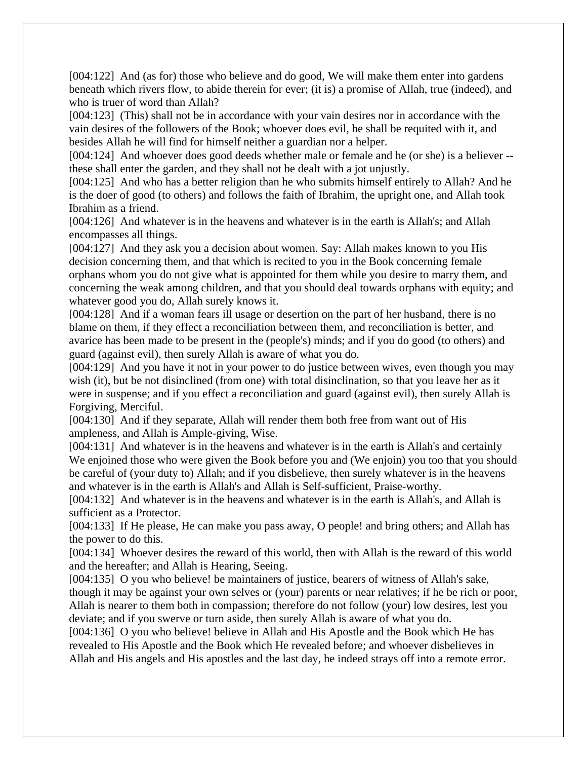[004:122] And (as for) those who believe and do good, We will make them enter into gardens beneath which rivers flow, to abide therein for ever; (it is) a promise of Allah, true (indeed), and who is truer of word than Allah?

[004:123] (This) shall not be in accordance with your vain desires nor in accordance with the vain desires of the followers of the Book; whoever does evil, he shall be requited with it, and besides Allah he will find for himself neither a guardian nor a helper.

[004:124] And whoever does good deeds whether male or female and he (or she) is a believer -- these shall enter the garden, and they shall not be dealt with a jot unjustly.

[004:125] And who has a better religion than he who submits himself entirely to Allah? And he is the doer of good (to others) and follows the faith of Ibrahim, the upright one, and Allah took Ibrahim as a friend.

[004:126] And whatever is in the heavens and whatever is in the earth is Allah's; and Allah encompasses all things.

[004:127] And they ask you a decision about women. Say: Allah makes known to you His decision concerning them, and that which is recited to you in the Book concerning female orphans whom you do not give what is appointed for them while you desire to marry them, and concerning the weak among children, and that you should deal towards orphans with equity; and whatever good you do, Allah surely knows it.

[004:128] And if a woman fears ill usage or desertion on the part of her husband, there is no blame on them, if they effect a reconciliation between them, and reconciliation is better, and avarice has been made to be present in the (people's) minds; and if you do good (to others) and guard (against evil), then surely Allah is aware of what you do.

[004:129] And you have it not in your power to do justice between wives, even though you may wish (it), but be not disinclined (from one) with total disinclination, so that you leave her as it were in suspense; and if you effect a reconciliation and guard (against evil), then surely Allah is Forgiving, Merciful.

[004:130] And if they separate, Allah will render them both free from want out of His ampleness, and Allah is Ample-giving, Wise.

[004:131] And whatever is in the heavens and whatever is in the earth is Allah's and certainly We enjoined those who were given the Book before you and (We enjoin) you too that you should be careful of (your duty to) Allah; and if you disbelieve, then surely whatever is in the heavens and whatever is in the earth is Allah's and Allah is Self-sufficient, Praise-worthy.

[004:132] And whatever is in the heavens and whatever is in the earth is Allah's, and Allah is sufficient as a Protector.

[004:133] If He please, He can make you pass away, O people! and bring others; and Allah has the power to do this.

[004:134] Whoever desires the reward of this world, then with Allah is the reward of this world and the hereafter; and Allah is Hearing, Seeing.

[004:135] O you who believe! be maintainers of justice, bearers of witness of Allah's sake, though it may be against your own selves or (your) parents or near relatives; if he be rich or poor, Allah is nearer to them both in compassion; therefore do not follow (your) low desires, lest you deviate; and if you swerve or turn aside, then surely Allah is aware of what you do.

[004:136] O you who believe! believe in Allah and His Apostle and the Book which He has revealed to His Apostle and the Book which He revealed before; and whoever disbelieves in Allah and His angels and His apostles and the last day, he indeed strays off into a remote error.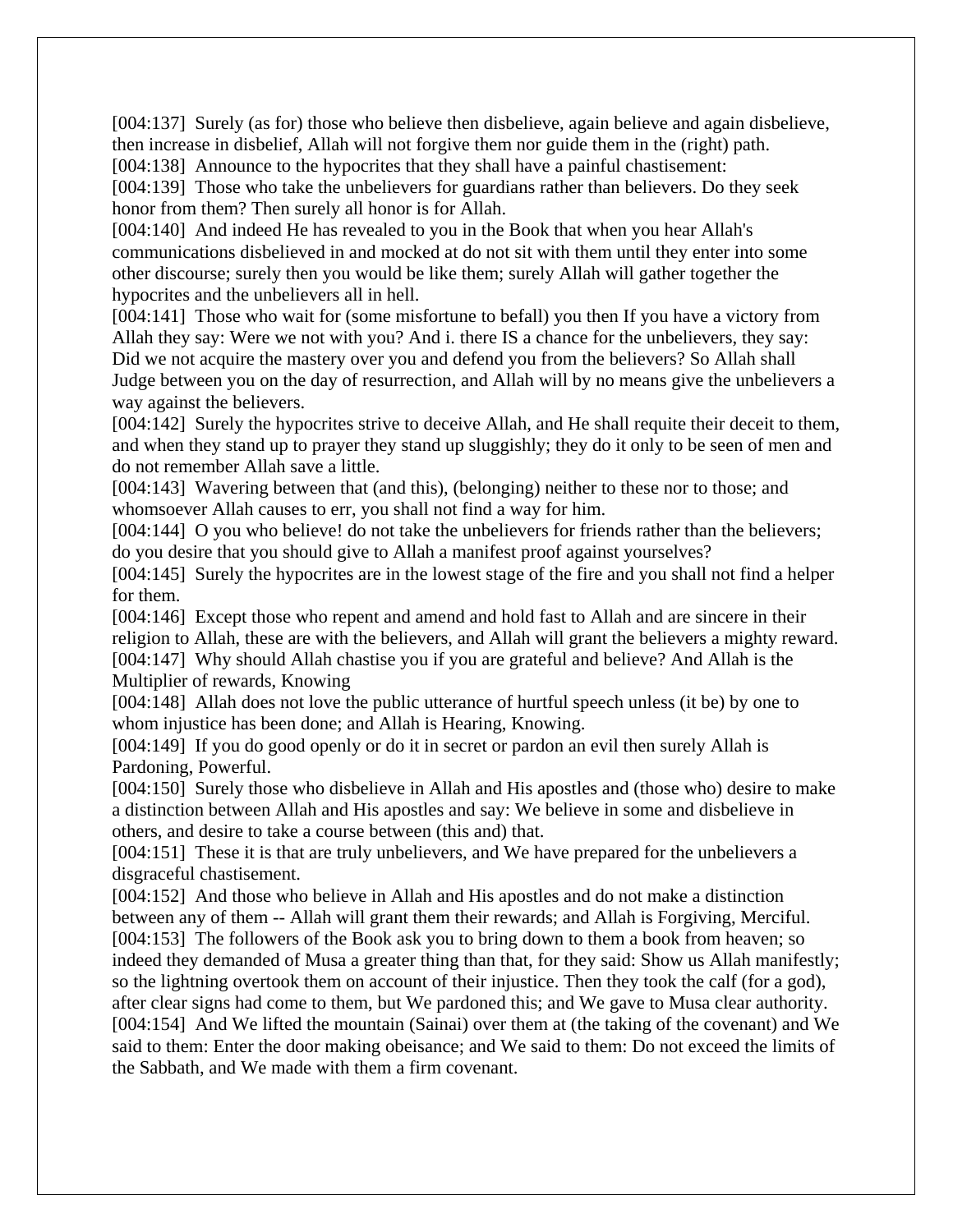[004:137] Surely (as for) those who believe then disbelieve, again believe and again disbelieve, then increase in disbelief, Allah will not forgive them nor guide them in the (right) path.
[004:138] Announce to the hypocrites that they shall have a painful chastisement:
[004:139] Those who take the unbelievers for guardians rather than believers. Do they seek honor from them? Then surely all honor is for Allah.
[004:140] And indeed He has revealed to you in the Book that when you hear Allah's communications disbelieved in and mocked at do not sit with them until they enter into some other discourse; surely then you would be like them; surely Allah will gather together the hypocrites and the unbelievers all in hell.
[004:141] Those who wait for (some misfortune to befall) you then If you have a victory from Allah they say: Were we not with you? And i. there IS a chance for the unbelievers, they say: Did we not acquire the mastery over you and defend you from the believers? So Allah shall Judge between you on the day of resurrection, and Allah will by no means give the unbelievers a way against the believers.
[004:142] Surely the hypocrites strive to deceive Allah, and He shall requite their deceit to them, and when they stand up to prayer they stand up sluggishly; they do it only to be seen of men and do not remember Allah save a little.
[004:143] Wavering between that (and this), (belonging) neither to these nor to those; and whomsoever Allah causes to err, you shall not find a way for him.
[004:144] O you who believe! do not take the unbelievers for friends rather than the believers; do you desire that you should give to Allah a manifest proof against yourselves?
[004:145] Surely the hypocrites are in the lowest stage of the fire and you shall not find a helper for them.
[004:146] Except those who repent and amend and hold fast to Allah and are sincere in their religion to Allah, these are with the believers, and Allah will grant the believers a mighty reward.
[004:147] Why should Allah chastise you if you are grateful and believe? And Allah is the Multiplier of rewards, Knowing
[004:148] Allah does not love the public utterance of hurtful speech unless (it be) by one to whom injustice has been done; and Allah is Hearing, Knowing.
[004:149] If you do good openly or do it in secret or pardon an evil then surely Allah is Pardoning, Powerful.
[004:150] Surely those who disbelieve in Allah and His apostles and (those who) desire to make a distinction between Allah and His apostles and say: We believe in some and disbelieve in others, and desire to take a course between (this and) that.
[004:151] These it is that are truly unbelievers, and We have prepared for the unbelievers a disgraceful chastisement.
[004:152] And those who believe in Allah and His apostles and do not make a distinction between any of them -- Allah will grant them their rewards; and Allah is Forgiving, Merciful.
[004:153] The followers of the Book ask you to bring down to them a book from heaven; so indeed they demanded of Musa a greater thing than that, for they said: Show us Allah manifestly; so the lightning overtook them on account of their injustice. Then they took the calf (for a god), after clear signs had come to them, but We pardoned this; and We gave to Musa clear authority.
[004:154] And We lifted the mountain (Sainai) over them at (the taking of the covenant) and We said to them: Enter the door making obeisance; and We said to them: Do not exceed the limits of the Sabbath, and We made with them a firm covenant.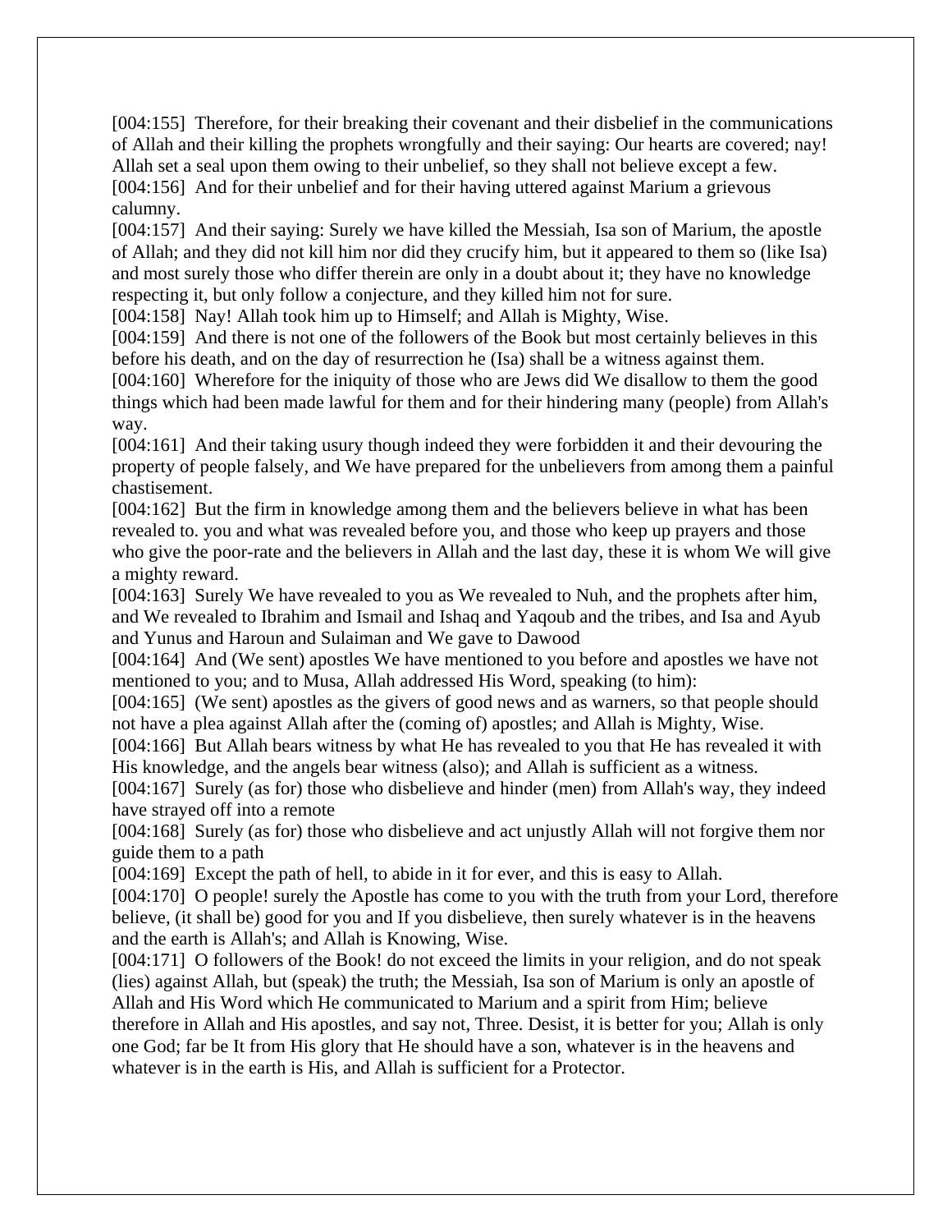[004:155] Therefore, for their breaking their covenant and their disbelief in the communications of Allah and their killing the prophets wrongfully and their saying: Our hearts are covered; nay! Allah set a seal upon them owing to their unbelief, so they shall not believe except a few.
[004:156] And for their unbelief and for their having uttered against Marium a grievous calumny.
[004:157] And their saying: Surely we have killed the Messiah, Isa son of Marium, the apostle of Allah; and they did not kill him nor did they crucify him, but it appeared to them so (like Isa) and most surely those who differ therein are only in a doubt about it; they have no knowledge respecting it, but only follow a conjecture, and they killed him not for sure.
[004:158] Nay! Allah took him up to Himself; and Allah is Mighty, Wise.
[004:159] And there is not one of the followers of the Book but most certainly believes in this before his death, and on the day of resurrection he (Isa) shall be a witness against them.
[004:160] Wherefore for the iniquity of those who are Jews did We disallow to them the good things which had been made lawful for them and for their hindering many (people) from Allah's way.
[004:161] And their taking usury though indeed they were forbidden it and their devouring the property of people falsely, and We have prepared for the unbelievers from among them a painful chastisement.
[004:162] But the firm in knowledge among them and the believers believe in what has been revealed to. you and what was revealed before you, and those who keep up prayers and those who give the poor-rate and the believers in Allah and the last day, these it is whom We will give a mighty reward.
[004:163] Surely We have revealed to you as We revealed to Nuh, and the prophets after him, and We revealed to Ibrahim and Ismail and Ishaq and Yaqoub and the tribes, and Isa and Ayub and Yunus and Haroun and Sulaiman and We gave to Dawood
[004:164] And (We sent) apostles We have mentioned to you before and apostles we have not mentioned to you; and to Musa, Allah addressed His Word, speaking (to him):
[004:165] (We sent) apostles as the givers of good news and as warners, so that people should not have a plea against Allah after the (coming of) apostles; and Allah is Mighty, Wise.
[004:166] But Allah bears witness by what He has revealed to you that He has revealed it with His knowledge, and the angels bear witness (also); and Allah is sufficient as a witness.
[004:167] Surely (as for) those who disbelieve and hinder (men) from Allah's way, they indeed have strayed off into a remote
[004:168] Surely (as for) those who disbelieve and act unjustly Allah will not forgive them nor guide them to a path
[004:169] Except the path of hell, to abide in it for ever, and this is easy to Allah.
[004:170] O people! surely the Apostle has come to you with the truth from your Lord, therefore believe, (it shall be) good for you and If you disbelieve, then surely whatever is in the heavens and the earth is Allah's; and Allah is Knowing, Wise.
[004:171] O followers of the Book! do not exceed the limits in your religion, and do not speak (lies) against Allah, but (speak) the truth; the Messiah, Isa son of Marium is only an apostle of Allah and His Word which He communicated to Marium and a spirit from Him; believe therefore in Allah and His apostles, and say not, Three. Desist, it is better for you; Allah is only one God; far be It from His glory that He should have a son, whatever is in the heavens and whatever is in the earth is His, and Allah is sufficient for a Protector.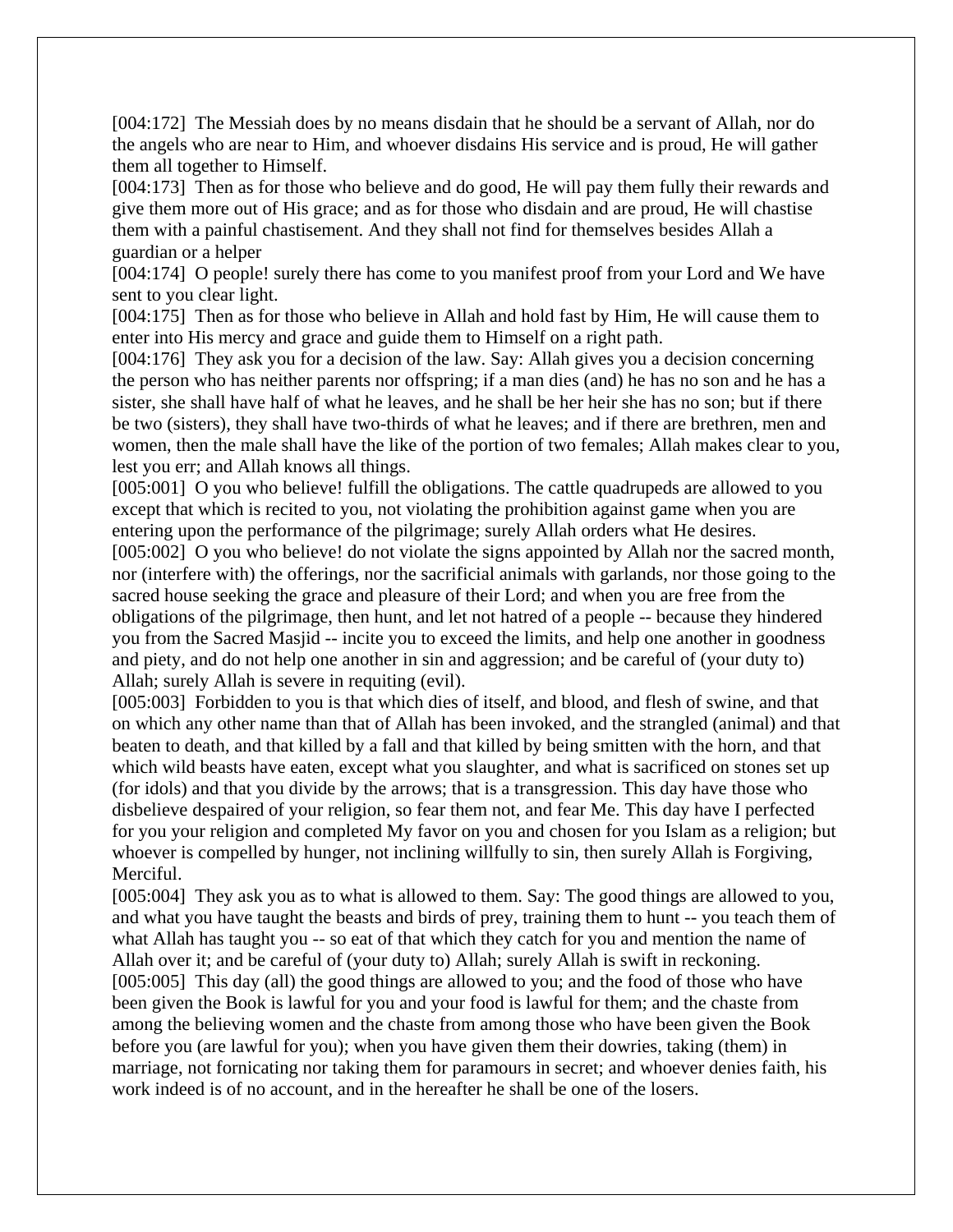[004:172] The Messiah does by no means disdain that he should be a servant of Allah, nor do the angels who are near to Him, and whoever disdains His service and is proud, He will gather them all together to Himself.

[004:173] Then as for those who believe and do good, He will pay them fully their rewards and give them more out of His grace; and as for those who disdain and are proud, He will chastise them with a painful chastisement. And they shall not find for themselves besides Allah a guardian or a helper

[004:174] O people! surely there has come to you manifest proof from your Lord and We have sent to you clear light.

[004:175] Then as for those who believe in Allah and hold fast by Him, He will cause them to enter into His mercy and grace and guide them to Himself on a right path.

[004:176] They ask you for a decision of the law. Say: Allah gives you a decision concerning the person who has neither parents nor offspring; if a man dies (and) he has no son and he has a sister, she shall have half of what he leaves, and he shall be her heir she has no son; but if there be two (sisters), they shall have two-thirds of what he leaves; and if there are brethren, men and women, then the male shall have the like of the portion of two females; Allah makes clear to you, lest you err; and Allah knows all things.

[005:001] O you who believe! fulfill the obligations. The cattle quadrupeds are allowed to you except that which is recited to you, not violating the prohibition against game when you are entering upon the performance of the pilgrimage; surely Allah orders what He desires.

[005:002] O you who believe! do not violate the signs appointed by Allah nor the sacred month, nor (interfere with) the offerings, nor the sacrificial animals with garlands, nor those going to the sacred house seeking the grace and pleasure of their Lord; and when you are free from the obligations of the pilgrimage, then hunt, and let not hatred of a people -- because they hindered you from the Sacred Masjid -- incite you to exceed the limits, and help one another in goodness and piety, and do not help one another in sin and aggression; and be careful of (your duty to) Allah; surely Allah is severe in requiting (evil).

[005:003] Forbidden to you is that which dies of itself, and blood, and flesh of swine, and that on which any other name than that of Allah has been invoked, and the strangled (animal) and that beaten to death, and that killed by a fall and that killed by being smitten with the horn, and that which wild beasts have eaten, except what you slaughter, and what is sacrificed on stones set up (for idols) and that you divide by the arrows; that is a transgression. This day have those who disbelieve despaired of your religion, so fear them not, and fear Me. This day have I perfected for you your religion and completed My favor on you and chosen for you Islam as a religion; but whoever is compelled by hunger, not inclining willfully to sin, then surely Allah is Forgiving, Merciful.

[005:004] They ask you as to what is allowed to them. Say: The good things are allowed to you, and what you have taught the beasts and birds of prey, training them to hunt -- you teach them of what Allah has taught you -- so eat of that which they catch for you and mention the name of Allah over it; and be careful of (your duty to) Allah; surely Allah is swift in reckoning.

[005:005] This day (all) the good things are allowed to you; and the food of those who have been given the Book is lawful for you and your food is lawful for them; and the chaste from among the believing women and the chaste from among those who have been given the Book before you (are lawful for you); when you have given them their dowries, taking (them) in marriage, not fornicating nor taking them for paramours in secret; and whoever denies faith, his work indeed is of no account, and in the hereafter he shall be one of the losers.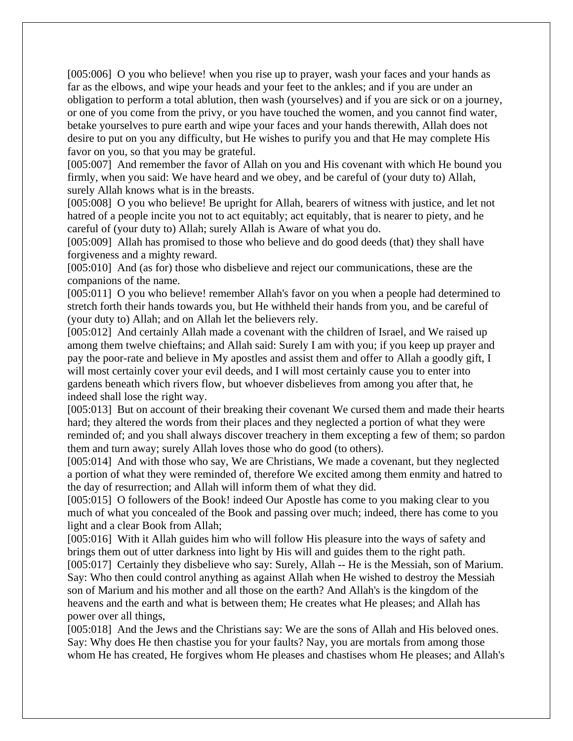[005:006] O you who believe! when you rise up to prayer, wash your faces and your hands as far as the elbows, and wipe your heads and your feet to the ankles; and if you are under an obligation to perform a total ablution, then wash (yourselves) and if you are sick or on a journey, or one of you come from the privy, or you have touched the women, and you cannot find water, betake yourselves to pure earth and wipe your faces and your hands therewith, Allah does not desire to put on you any difficulty, but He wishes to purify you and that He may complete His favor on you, so that you may be grateful.

[005:007] And remember the favor of Allah on you and His covenant with which He bound you firmly, when you said: We have heard and we obey, and be careful of (your duty to) Allah, surely Allah knows what is in the breasts.

[005:008] O you who believe! Be upright for Allah, bearers of witness with justice, and let not hatred of a people incite you not to act equitably; act equitably, that is nearer to piety, and he careful of (your duty to) Allah; surely Allah is Aware of what you do.

[005:009] Allah has promised to those who believe and do good deeds (that) they shall have forgiveness and a mighty reward.

[005:010] And (as for) those who disbelieve and reject our communications, these are the companions of the name.

[005:011] O you who believe! remember Allah's favor on you when a people had determined to stretch forth their hands towards you, but He withheld their hands from you, and be careful of (your duty to) Allah; and on Allah let the believers rely.

[005:012] And certainly Allah made a covenant with the children of Israel, and We raised up among them twelve chieftains; and Allah said: Surely I am with you; if you keep up prayer and pay the poor-rate and believe in My apostles and assist them and offer to Allah a goodly gift, I will most certainly cover your evil deeds, and I will most certainly cause you to enter into gardens beneath which rivers flow, but whoever disbelieves from among you after that, he indeed shall lose the right way.

[005:013] But on account of their breaking their covenant We cursed them and made their hearts hard; they altered the words from their places and they neglected a portion of what they were reminded of; and you shall always discover treachery in them excepting a few of them; so pardon them and turn away; surely Allah loves those who do good (to others).

[005:014] And with those who say, We are Christians, We made a covenant, but they neglected a portion of what they were reminded of, therefore We excited among them enmity and hatred to the day of resurrection; and Allah will inform them of what they did.

[005:015] O followers of the Book! indeed Our Apostle has come to you making clear to you much of what you concealed of the Book and passing over much; indeed, there has come to you light and a clear Book from Allah;

[005:016] With it Allah guides him who will follow His pleasure into the ways of safety and brings them out of utter darkness into light by His will and guides them to the right path.

[005:017] Certainly they disbelieve who say: Surely, Allah -- He is the Messiah, son of Marium. Say: Who then could control anything as against Allah when He wished to destroy the Messiah son of Marium and his mother and all those on the earth? And Allah's is the kingdom of the heavens and the earth and what is between them; He creates what He pleases; and Allah has power over all things,

[005:018] And the Jews and the Christians say: We are the sons of Allah and His beloved ones. Say: Why does He then chastise you for your faults? Nay, you are mortals from among those whom He has created, He forgives whom He pleases and chastises whom He pleases; and Allah's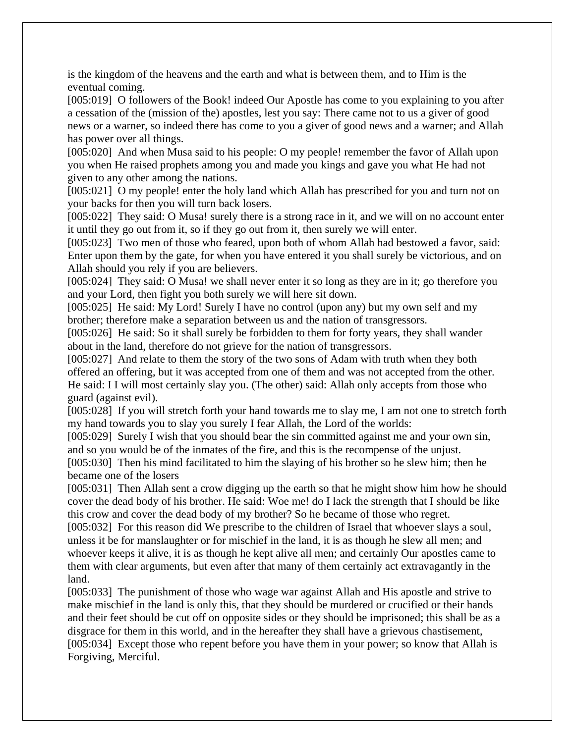is the kingdom of the heavens and the earth and what is between them, and to Him is the eventual coming.

[005:019] O followers of the Book! indeed Our Apostle has come to you explaining to you after a cessation of the (mission of the) apostles, lest you say: There came not to us a giver of good news or a warner, so indeed there has come to you a giver of good news and a warner; and Allah has power over all things.

[005:020] And when Musa said to his people: O my people! remember the favor of Allah upon you when He raised prophets among you and made you kings and gave you what He had not given to any other among the nations.

[005:021] O my people! enter the holy land which Allah has prescribed for you and turn not on your backs for then you will turn back losers.

[005:022] They said: O Musa! surely there is a strong race in it, and we will on no account enter it until they go out from it, so if they go out from it, then surely we will enter.

[005:023] Two men of those who feared, upon both of whom Allah had bestowed a favor, said: Enter upon them by the gate, for when you have entered it you shall surely be victorious, and on Allah should you rely if you are believers.

[005:024] They said: O Musa! we shall never enter it so long as they are in it; go therefore you and your Lord, then fight you both surely we will here sit down.

[005:025] He said: My Lord! Surely I have no control (upon any) but my own self and my brother; therefore make a separation between us and the nation of transgressors.

[005:026] He said: So it shall surely be forbidden to them for forty years, they shall wander about in the land, therefore do not grieve for the nation of transgressors.

[005:027] And relate to them the story of the two sons of Adam with truth when they both offered an offering, but it was accepted from one of them and was not accepted from the other. He said: I I will most certainly slay you. (The other) said: Allah only accepts from those who guard (against evil).

[005:028] If you will stretch forth your hand towards me to slay me, I am not one to stretch forth my hand towards you to slay you surely I fear Allah, the Lord of the worlds:

[005:029] Surely I wish that you should bear the sin committed against me and your own sin, and so you would be of the inmates of the fire, and this is the recompense of the unjust.

[005:030] Then his mind facilitated to him the slaying of his brother so he slew him; then he became one of the losers

[005:031] Then Allah sent a crow digging up the earth so that he might show him how he should cover the dead body of his brother. He said: Woe me! do I lack the strength that I should be like this crow and cover the dead body of my brother? So he became of those who regret.

[005:032] For this reason did We prescribe to the children of Israel that whoever slays a soul, unless it be for manslaughter or for mischief in the land, it is as though he slew all men; and whoever keeps it alive, it is as though he kept alive all men; and certainly Our apostles came to them with clear arguments, but even after that many of them certainly act extravagantly in the land.

[005:033] The punishment of those who wage war against Allah and His apostle and strive to make mischief in the land is only this, that they should be murdered or crucified or their hands and their feet should be cut off on opposite sides or they should be imprisoned; this shall be as a disgrace for them in this world, and in the hereafter they shall have a grievous chastisement,

[005:034] Except those who repent before you have them in your power; so know that Allah is Forgiving, Merciful.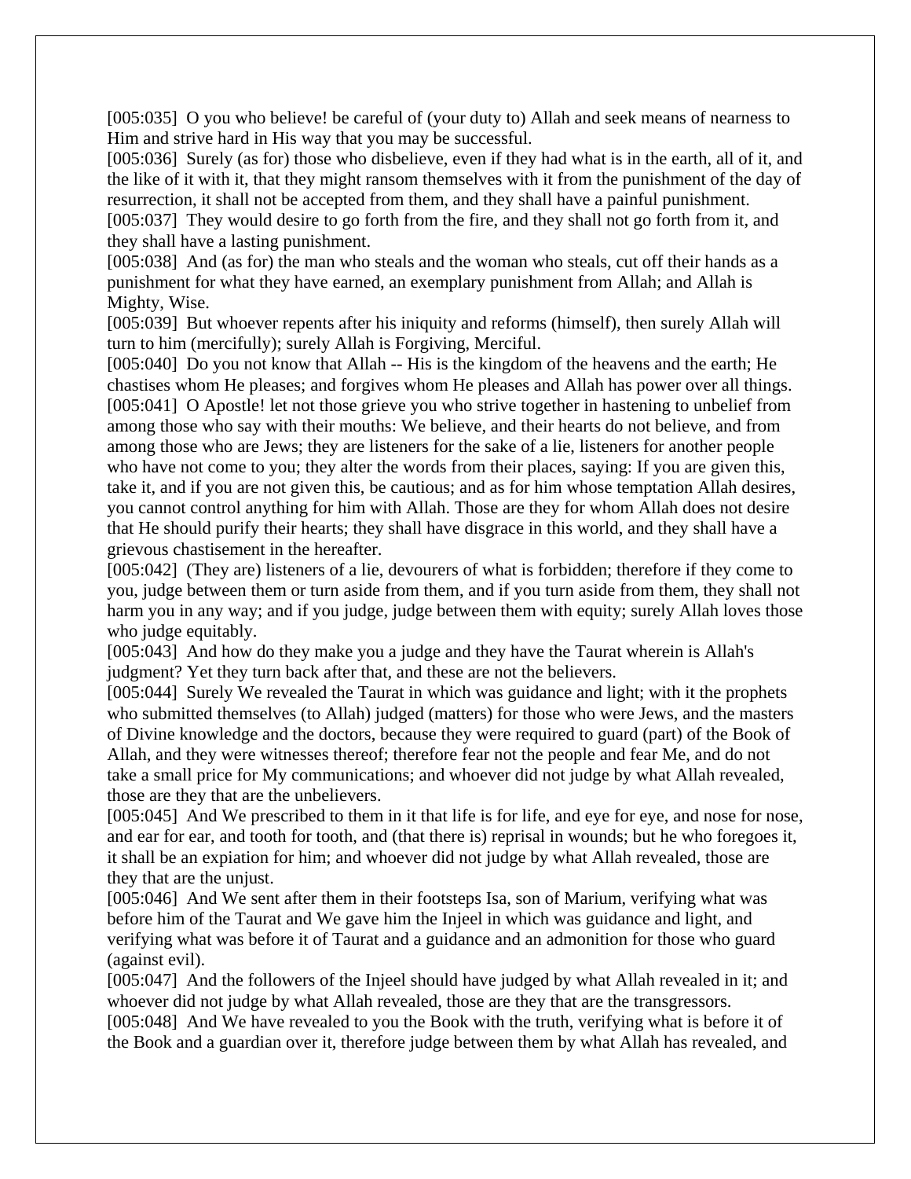[005:035] O you who believe! be careful of (your duty to) Allah and seek means of nearness to Him and strive hard in His way that you may be successful.
[005:036] Surely (as for) those who disbelieve, even if they had what is in the earth, all of it, and the like of it with it, that they might ransom themselves with it from the punishment of the day of resurrection, it shall not be accepted from them, and they shall have a painful punishment.
[005:037] They would desire to go forth from the fire, and they shall not go forth from it, and they shall have a lasting punishment.
[005:038] And (as for) the man who steals and the woman who steals, cut off their hands as a punishment for what they have earned, an exemplary punishment from Allah; and Allah is Mighty, Wise.
[005:039] But whoever repents after his iniquity and reforms (himself), then surely Allah will turn to him (mercifully); surely Allah is Forgiving, Merciful.
[005:040] Do you not know that Allah -- His is the kingdom of the heavens and the earth; He chastises whom He pleases; and forgives whom He pleases and Allah has power over all things.
[005:041] O Apostle! let not those grieve you who strive together in hastening to unbelief from among those who say with their mouths: We believe, and their hearts do not believe, and from among those who are Jews; they are listeners for the sake of a lie, listeners for another people who have not come to you; they alter the words from their places, saying: If you are given this, take it, and if you are not given this, be cautious; and as for him whose temptation Allah desires, you cannot control anything for him with Allah. Those are they for whom Allah does not desire that He should purify their hearts; they shall have disgrace in this world, and they shall have a grievous chastisement in the hereafter.
[005:042] (They are) listeners of a lie, devourers of what is forbidden; therefore if they come to you, judge between them or turn aside from them, and if you turn aside from them, they shall not harm you in any way; and if you judge, judge between them with equity; surely Allah loves those who judge equitably.
[005:043] And how do they make you a judge and they have the Taurat wherein is Allah's judgment? Yet they turn back after that, and these are not the believers.
[005:044] Surely We revealed the Taurat in which was guidance and light; with it the prophets who submitted themselves (to Allah) judged (matters) for those who were Jews, and the masters of Divine knowledge and the doctors, because they were required to guard (part) of the Book of Allah, and they were witnesses thereof; therefore fear not the people and fear Me, and do not take a small price for My communications; and whoever did not judge by what Allah revealed, those are they that are the unbelievers.
[005:045] And We prescribed to them in it that life is for life, and eye for eye, and nose for nose, and ear for ear, and tooth for tooth, and (that there is) reprisal in wounds; but he who foregoes it, it shall be an expiation for him; and whoever did not judge by what Allah revealed, those are they that are the unjust.
[005:046] And We sent after them in their footsteps Isa, son of Marium, verifying what was before him of the Taurat and We gave him the Injeel in which was guidance and light, and verifying what was before it of Taurat and a guidance and an admonition for those who guard (against evil).
[005:047] And the followers of the Injeel should have judged by what Allah revealed in it; and whoever did not judge by what Allah revealed, those are they that are the transgressors.
[005:048] And We have revealed to you the Book with the truth, verifying what is before it of the Book and a guardian over it, therefore judge between them by what Allah has revealed, and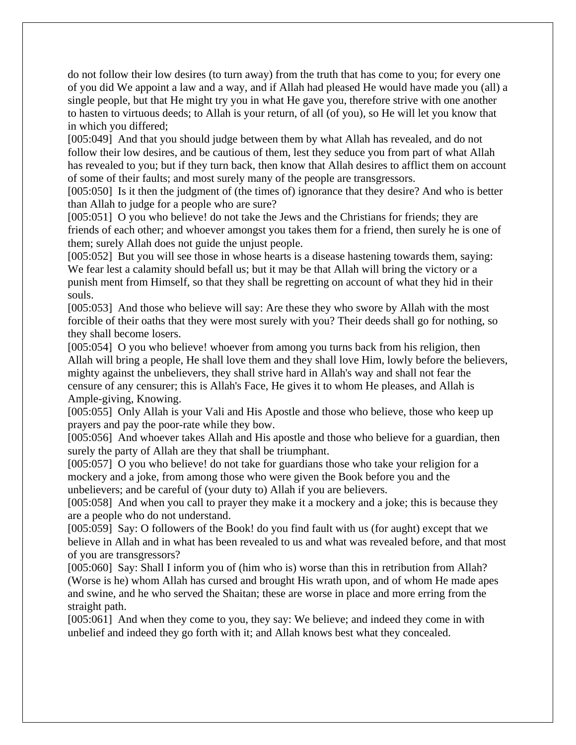do not follow their low desires (to turn away) from the truth that has come to you; for every one of you did We appoint a law and a way, and if Allah had pleased He would have made you (all) a single people, but that He might try you in what He gave you, therefore strive with one another to hasten to virtuous deeds; to Allah is your return, of all (of you), so He will let you know that in which you differed;

[005:049] And that you should judge between them by what Allah has revealed, and do not follow their low desires, and be cautious of them, lest they seduce you from part of what Allah has revealed to you; but if they turn back, then know that Allah desires to afflict them on account of some of their faults; and most surely many of the people are transgressors.

[005:050] Is it then the judgment of (the times of) ignorance that they desire? And who is better than Allah to judge for a people who are sure?

[005:051] O you who believe! do not take the Jews and the Christians for friends; they are friends of each other; and whoever amongst you takes them for a friend, then surely he is one of them; surely Allah does not guide the unjust people.

[005:052] But you will see those in whose hearts is a disease hastening towards them, saying: We fear lest a calamity should befall us; but it may be that Allah will bring the victory or a punish ment from Himself, so that they shall be regretting on account of what they hid in their souls.

[005:053] And those who believe will say: Are these they who swore by Allah with the most forcible of their oaths that they were most surely with you? Their deeds shall go for nothing, so they shall become losers.

[005:054] O you who believe! whoever from among you turns back from his religion, then Allah will bring a people, He shall love them and they shall love Him, lowly before the believers, mighty against the unbelievers, they shall strive hard in Allah's way and shall not fear the censure of any censurer; this is Allah's Face, He gives it to whom He pleases, and Allah is Ample-giving, Knowing.

[005:055] Only Allah is your Vali and His Apostle and those who believe, those who keep up prayers and pay the poor-rate while they bow.

[005:056] And whoever takes Allah and His apostle and those who believe for a guardian, then surely the party of Allah are they that shall be triumphant.

[005:057] O you who believe! do not take for guardians those who take your religion for a mockery and a joke, from among those who were given the Book before you and the unbelievers; and be careful of (your duty to) Allah if you are believers.

[005:058] And when you call to prayer they make it a mockery and a joke; this is because they are a people who do not understand.

[005:059] Say: O followers of the Book! do you find fault with us (for aught) except that we believe in Allah and in what has been revealed to us and what was revealed before, and that most of you are transgressors?

[005:060] Say: Shall I inform you of (him who is) worse than this in retribution from Allah? (Worse is he) whom Allah has cursed and brought His wrath upon, and of whom He made apes and swine, and he who served the Shaitan; these are worse in place and more erring from the straight path.

[005:061] And when they come to you, they say: We believe; and indeed they come in with unbelief and indeed they go forth with it; and Allah knows best what they concealed.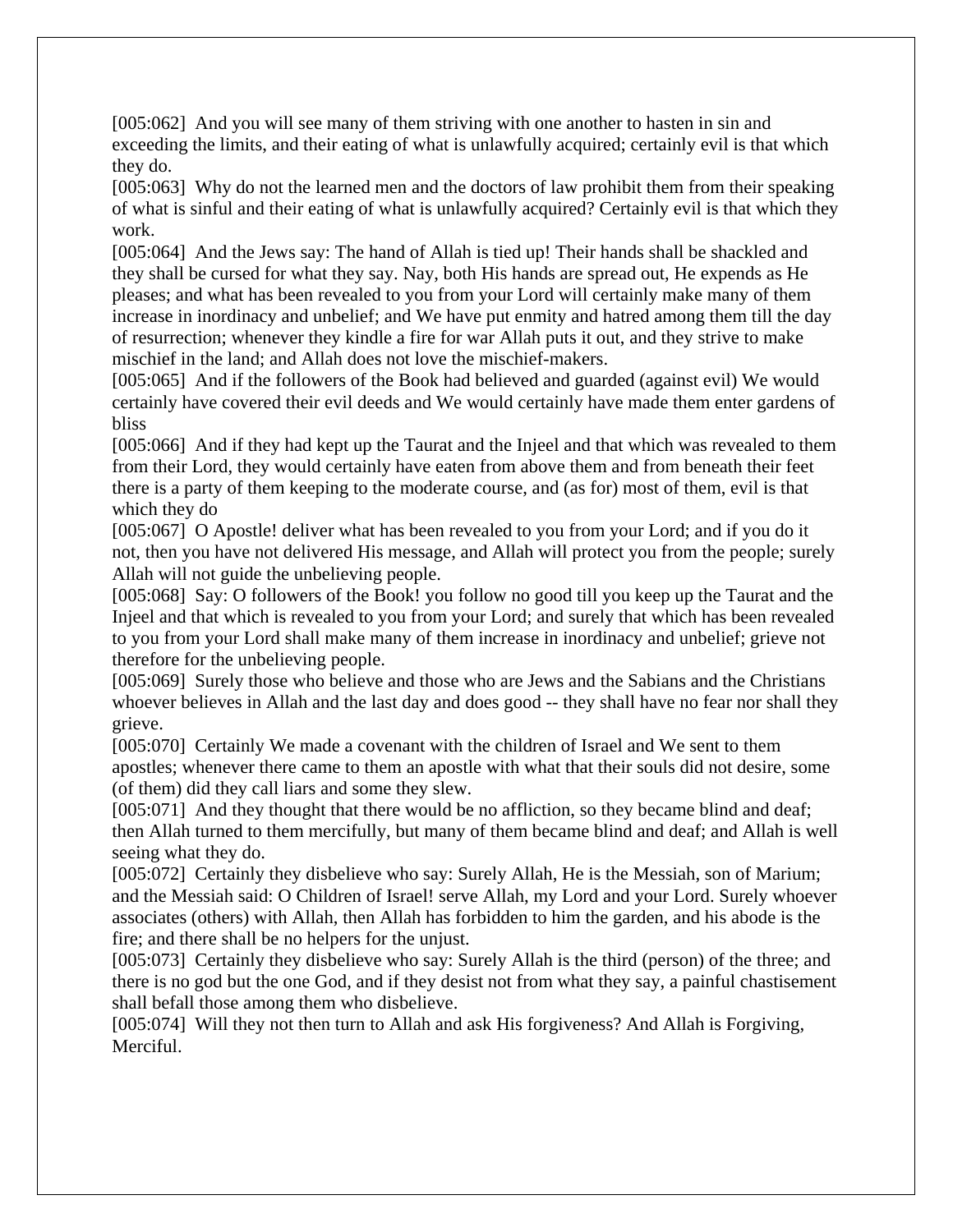[005:062]  And you will see many of them striving with one another to hasten in sin and exceeding the limits, and their eating of what is unlawfully acquired; certainly evil is that which they do.

[005:063]  Why do not the learned men and the doctors of law prohibit them from their speaking of what is sinful and their eating of what is unlawfully acquired? Certainly evil is that which they work.

[005:064]  And the Jews say: The hand of Allah is tied up! Their hands shall be shackled and they shall be cursed for what they say. Nay, both His hands are spread out, He expends as He pleases; and what has been revealed to you from your Lord will certainly make many of them increase in inordinacy and unbelief; and We have put enmity and hatred among them till the day of resurrection; whenever they kindle a fire for war Allah puts it out, and they strive to make mischief in the land; and Allah does not love the mischief-makers.

[005:065]  And if the followers of the Book had believed and guarded (against evil) We would certainly have covered their evil deeds and We would certainly have made them enter gardens of bliss

[005:066]  And if they had kept up the Taurat and the Injeel and that which was revealed to them from their Lord, they would certainly have eaten from above them and from beneath their feet there is a party of them keeping to the moderate course, and (as for) most of them, evil is that which they do

[005:067]  O Apostle! deliver what has been revealed to you from your Lord; and if you do it not, then you have not delivered His message, and Allah will protect you from the people; surely Allah will not guide the unbelieving people.

[005:068]  Say: O followers of the Book! you follow no good till you keep up the Taurat and the Injeel and that which is revealed to you from your Lord; and surely that which has been revealed to you from your Lord shall make many of them increase in inordinacy and unbelief; grieve not therefore for the unbelieving people.

[005:069]  Surely those who believe and those who are Jews and the Sabians and the Christians whoever believes in Allah and the last day and does good -- they shall have no fear nor shall they grieve.

[005:070]  Certainly We made a covenant with the children of Israel and We sent to them apostles; whenever there came to them an apostle with what that their souls did not desire, some (of them) did they call liars and some they slew.

[005:071]  And they thought that there would be no affliction, so they became blind and deaf; then Allah turned to them mercifully, but many of them became blind and deaf; and Allah is well seeing what they do.

[005:072]  Certainly they disbelieve who say: Surely Allah, He is the Messiah, son of Marium; and the Messiah said: O Children of Israel! serve Allah, my Lord and your Lord. Surely whoever associates (others) with Allah, then Allah has forbidden to him the garden, and his abode is the fire; and there shall be no helpers for the unjust.

[005:073]  Certainly they disbelieve who say: Surely Allah is the third (person) of the three; and there is no god but the one God, and if they desist not from what they say, a painful chastisement shall befall those among them who disbelieve.

[005:074]  Will they not then turn to Allah and ask His forgiveness? And Allah is Forgiving, Merciful.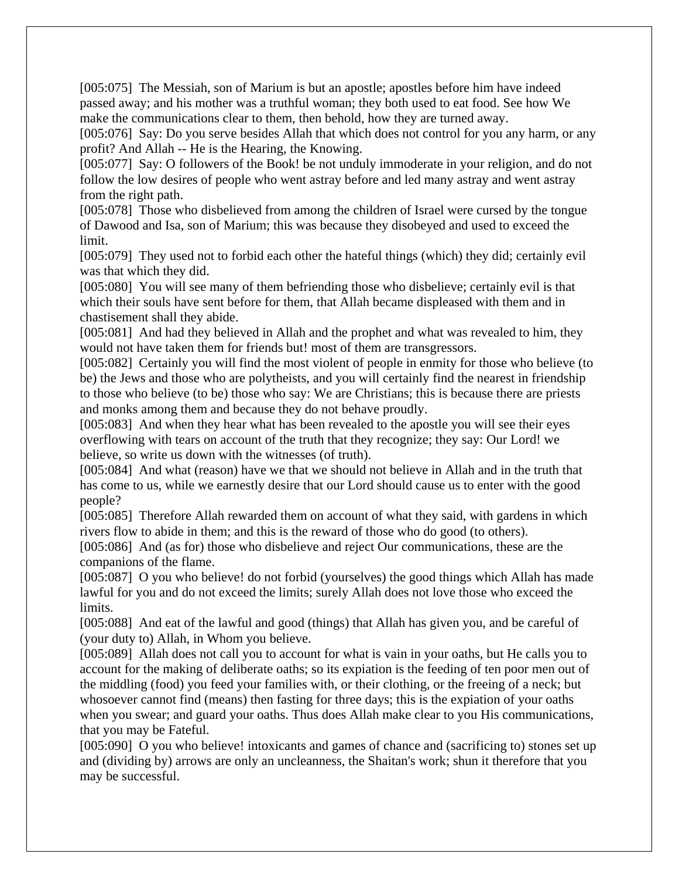[005:075] The Messiah, son of Marium is but an apostle; apostles before him have indeed passed away; and his mother was a truthful woman; they both used to eat food. See how We make the communications clear to them, then behold, how they are turned away.

[005:076] Say: Do you serve besides Allah that which does not control for you any harm, or any profit? And Allah -- He is the Hearing, the Knowing.

[005:077] Say: O followers of the Book! be not unduly immoderate in your religion, and do not follow the low desires of people who went astray before and led many astray and went astray from the right path.

[005:078] Those who disbelieved from among the children of Israel were cursed by the tongue of Dawood and Isa, son of Marium; this was because they disobeyed and used to exceed the limit.

[005:079] They used not to forbid each other the hateful things (which) they did; certainly evil was that which they did.

[005:080] You will see many of them befriending those who disbelieve; certainly evil is that which their souls have sent before for them, that Allah became displeased with them and in chastisement shall they abide.

[005:081] And had they believed in Allah and the prophet and what was revealed to him, they would not have taken them for friends but! most of them are transgressors.

[005:082] Certainly you will find the most violent of people in enmity for those who believe (to be) the Jews and those who are polytheists, and you will certainly find the nearest in friendship to those who believe (to be) those who say: We are Christians; this is because there are priests and monks among them and because they do not behave proudly.

[005:083] And when they hear what has been revealed to the apostle you will see their eyes overflowing with tears on account of the truth that they recognize; they say: Our Lord! we believe, so write us down with the witnesses (of truth).

[005:084] And what (reason) have we that we should not believe in Allah and in the truth that has come to us, while we earnestly desire that our Lord should cause us to enter with the good people?

[005:085] Therefore Allah rewarded them on account of what they said, with gardens in which rivers flow to abide in them; and this is the reward of those who do good (to others).

[005:086] And (as for) those who disbelieve and reject Our communications, these are the companions of the flame.

[005:087] O you who believe! do not forbid (yourselves) the good things which Allah has made lawful for you and do not exceed the limits; surely Allah does not love those who exceed the limits.

[005:088] And eat of the lawful and good (things) that Allah has given you, and be careful of (your duty to) Allah, in Whom you believe.

[005:089] Allah does not call you to account for what is vain in your oaths, but He calls you to account for the making of deliberate oaths; so its expiation is the feeding of ten poor men out of the middling (food) you feed your families with, or their clothing, or the freeing of a neck; but whosoever cannot find (means) then fasting for three days; this is the expiation of your oaths when you swear; and guard your oaths. Thus does Allah make clear to you His communications, that you may be Fateful.

[005:090] O you who believe! intoxicants and games of chance and (sacrificing to) stones set up and (dividing by) arrows are only an uncleanness, the Shaitan's work; shun it therefore that you may be successful.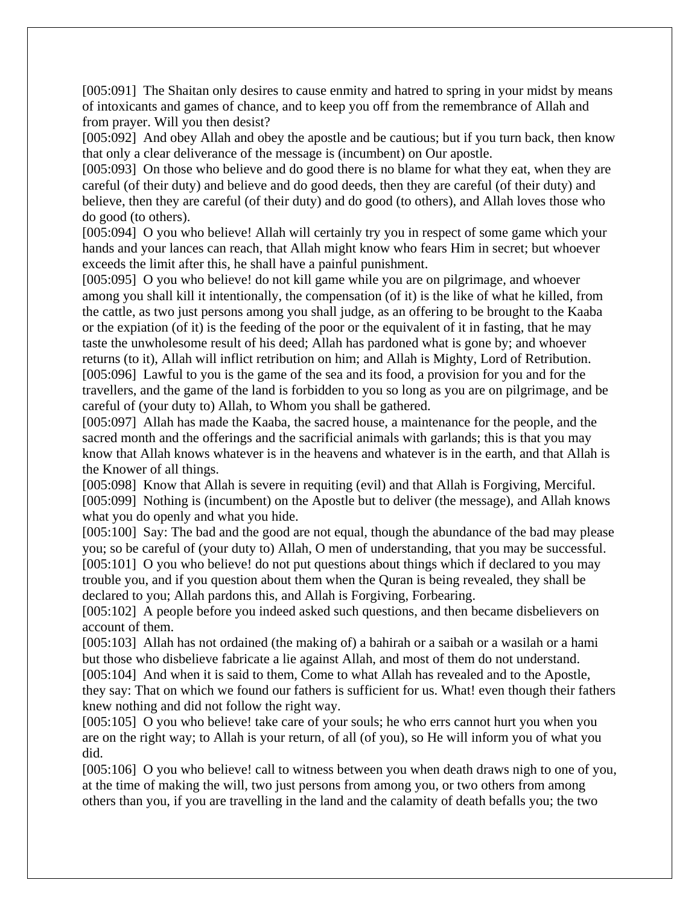[005:091] The Shaitan only desires to cause enmity and hatred to spring in your midst by means of intoxicants and games of chance, and to keep you off from the remembrance of Allah and from prayer. Will you then desist?
[005:092] And obey Allah and obey the apostle and be cautious; but if you turn back, then know that only a clear deliverance of the message is (incumbent) on Our apostle.
[005:093] On those who believe and do good there is no blame for what they eat, when they are careful (of their duty) and believe and do good deeds, then they are careful (of their duty) and believe, then they are careful (of their duty) and do good (to others), and Allah loves those who do good (to others).
[005:094] O you who believe! Allah will certainly try you in respect of some game which your hands and your lances can reach, that Allah might know who fears Him in secret; but whoever exceeds the limit after this, he shall have a painful punishment.
[005:095] O you who believe! do not kill game while you are on pilgrimage, and whoever among you shall kill it intentionally, the compensation (of it) is the like of what he killed, from the cattle, as two just persons among you shall judge, as an offering to be brought to the Kaaba or the expiation (of it) is the feeding of the poor or the equivalent of it in fasting, that he may taste the unwholesome result of his deed; Allah has pardoned what is gone by; and whoever returns (to it), Allah will inflict retribution on him; and Allah is Mighty, Lord of Retribution.
[005:096] Lawful to you is the game of the sea and its food, a provision for you and for the travellers, and the game of the land is forbidden to you so long as you are on pilgrimage, and be careful of (your duty to) Allah, to Whom you shall be gathered.
[005:097] Allah has made the Kaaba, the sacred house, a maintenance for the people, and the sacred month and the offerings and the sacrificial animals with garlands; this is that you may know that Allah knows whatever is in the heavens and whatever is in the earth, and that Allah is the Knower of all things.
[005:098] Know that Allah is severe in requiting (evil) and that Allah is Forgiving, Merciful.
[005:099] Nothing is (incumbent) on the Apostle but to deliver (the message), and Allah knows what you do openly and what you hide.
[005:100] Say: The bad and the good are not equal, though the abundance of the bad may please you; so be careful of (your duty to) Allah, O men of understanding, that you may be successful.
[005:101] O you who believe! do not put questions about things which if declared to you may trouble you, and if you question about them when the Quran is being revealed, they shall be declared to you; Allah pardons this, and Allah is Forgiving, Forbearing.
[005:102] A people before you indeed asked such questions, and then became disbelievers on account of them.
[005:103] Allah has not ordained (the making of) a bahirah or a saibah or a wasilah or a hami but those who disbelieve fabricate a lie against Allah, and most of them do not understand.
[005:104] And when it is said to them, Come to what Allah has revealed and to the Apostle, they say: That on which we found our fathers is sufficient for us. What! even though their fathers knew nothing and did not follow the right way.
[005:105] O you who believe! take care of your souls; he who errs cannot hurt you when you are on the right way; to Allah is your return, of all (of you), so He will inform you of what you did.
[005:106] O you who believe! call to witness between you when death draws nigh to one of you, at the time of making the will, two just persons from among you, or two others from among others than you, if you are travelling in the land and the calamity of death befalls you; the two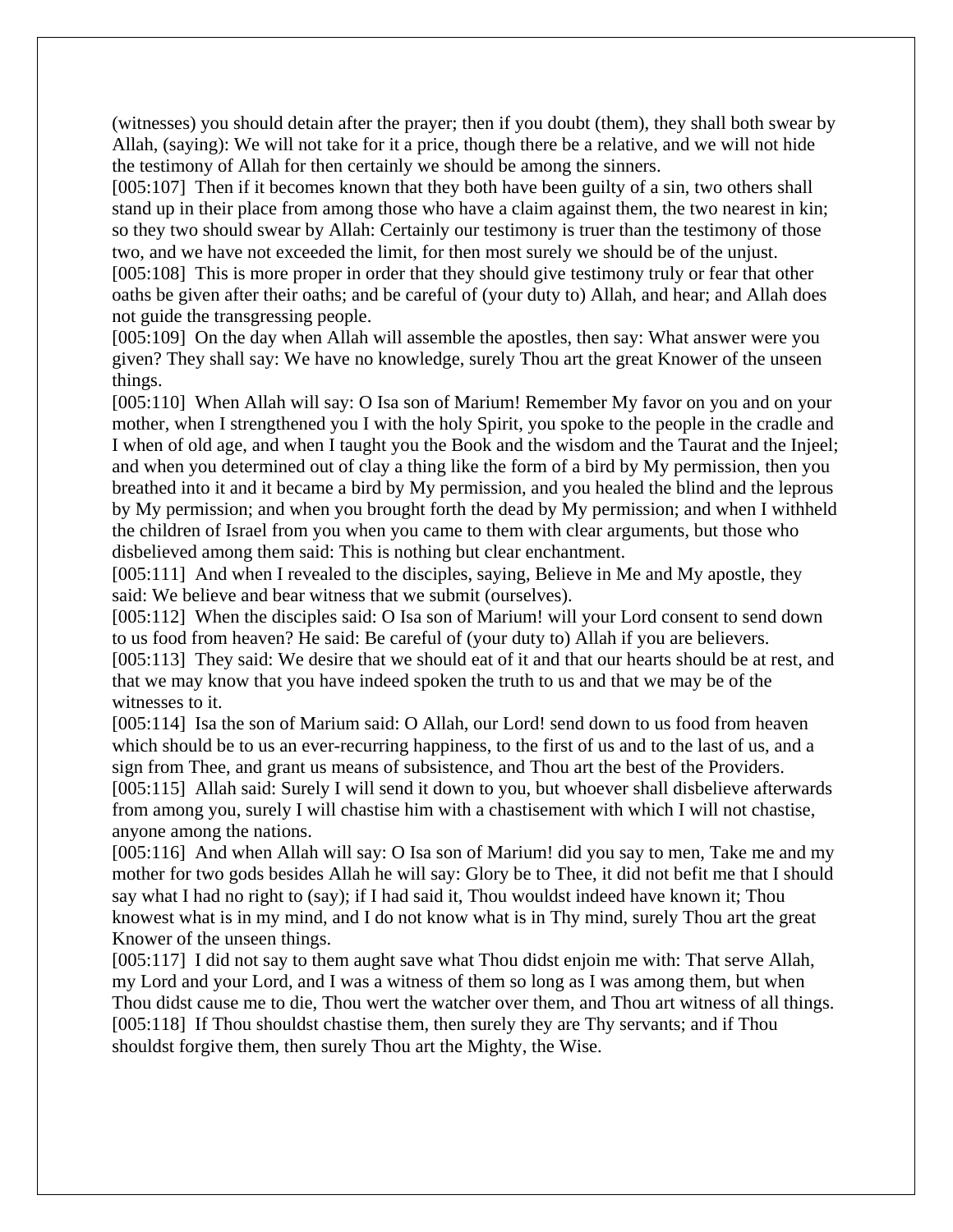(witnesses) you should detain after the prayer; then if you doubt (them), they shall both swear by Allah, (saying): We will not take for it a price, though there be a relative, and we will not hide the testimony of Allah for then certainly we should be among the sinners.

[005:107] Then if it becomes known that they both have been guilty of a sin, two others shall stand up in their place from among those who have a claim against them, the two nearest in kin; so they two should swear by Allah: Certainly our testimony is truer than the testimony of those two, and we have not exceeded the limit, for then most surely we should be of the unjust.

[005:108] This is more proper in order that they should give testimony truly or fear that other oaths be given after their oaths; and be careful of (your duty to) Allah, and hear; and Allah does not guide the transgressing people.

[005:109] On the day when Allah will assemble the apostles, then say: What answer were you given? They shall say: We have no knowledge, surely Thou art the great Knower of the unseen things.

[005:110] When Allah will say: O Isa son of Marium! Remember My favor on you and on your mother, when I strengthened you I with the holy Spirit, you spoke to the people in the cradle and I when of old age, and when I taught you the Book and the wisdom and the Taurat and the Injeel; and when you determined out of clay a thing like the form of a bird by My permission, then you breathed into it and it became a bird by My permission, and you healed the blind and the leprous by My permission; and when you brought forth the dead by My permission; and when I withheld the children of Israel from you when you came to them with clear arguments, but those who disbelieved among them said: This is nothing but clear enchantment.

[005:111] And when I revealed to the disciples, saying, Believe in Me and My apostle, they said: We believe and bear witness that we submit (ourselves).

[005:112] When the disciples said: O Isa son of Marium! will your Lord consent to send down to us food from heaven? He said: Be careful of (your duty to) Allah if you are believers.

[005:113] They said: We desire that we should eat of it and that our hearts should be at rest, and that we may know that you have indeed spoken the truth to us and that we may be of the witnesses to it.

[005:114] Isa the son of Marium said: O Allah, our Lord! send down to us food from heaven which should be to us an ever-recurring happiness, to the first of us and to the last of us, and a sign from Thee, and grant us means of subsistence, and Thou art the best of the Providers.

[005:115] Allah said: Surely I will send it down to you, but whoever shall disbelieve afterwards from among you, surely I will chastise him with a chastisement with which I will not chastise, anyone among the nations.

[005:116] And when Allah will say: O Isa son of Marium! did you say to men, Take me and my mother for two gods besides Allah he will say: Glory be to Thee, it did not befit me that I should say what I had no right to (say); if I had said it, Thou wouldst indeed have known it; Thou knowest what is in my mind, and I do not know what is in Thy mind, surely Thou art the great Knower of the unseen things.

[005:117] I did not say to them aught save what Thou didst enjoin me with: That serve Allah, my Lord and your Lord, and I was a witness of them so long as I was among them, but when Thou didst cause me to die, Thou wert the watcher over them, and Thou art witness of all things.

[005:118] If Thou shouldst chastise them, then surely they are Thy servants; and if Thou shouldst forgive them, then surely Thou art the Mighty, the Wise.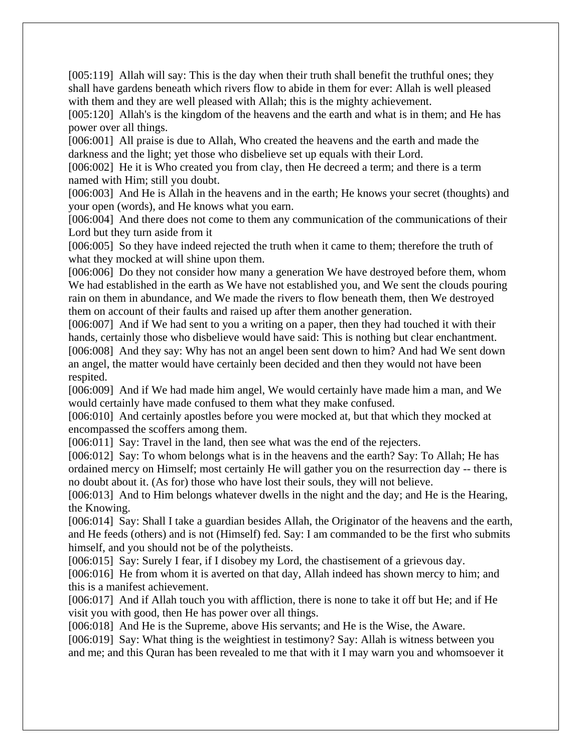[005:119] Allah will say: This is the day when their truth shall benefit the truthful ones; they shall have gardens beneath which rivers flow to abide in them for ever: Allah is well pleased with them and they are well pleased with Allah; this is the mighty achievement.

[005:120] Allah's is the kingdom of the heavens and the earth and what is in them; and He has power over all things.

[006:001] All praise is due to Allah, Who created the heavens and the earth and made the darkness and the light; yet those who disbelieve set up equals with their Lord.

[006:002] He it is Who created you from clay, then He decreed a term; and there is a term named with Him; still you doubt.

[006:003] And He is Allah in the heavens and in the earth; He knows your secret (thoughts) and your open (words), and He knows what you earn.

[006:004] And there does not come to them any communication of the communications of their Lord but they turn aside from it

[006:005] So they have indeed rejected the truth when it came to them; therefore the truth of what they mocked at will shine upon them.

[006:006] Do they not consider how many a generation We have destroyed before them, whom We had established in the earth as We have not established you, and We sent the clouds pouring rain on them in abundance, and We made the rivers to flow beneath them, then We destroyed them on account of their faults and raised up after them another generation.

[006:007] And if We had sent to you a writing on a paper, then they had touched it with their hands, certainly those who disbelieve would have said: This is nothing but clear enchantment.

[006:008] And they say: Why has not an angel been sent down to him? And had We sent down an angel, the matter would have certainly been decided and then they would not have been respited.

[006:009] And if We had made him angel, We would certainly have made him a man, and We would certainly have made confused to them what they make confused.

[006:010] And certainly apostles before you were mocked at, but that which they mocked at encompassed the scoffers among them.

[006:011] Say: Travel in the land, then see what was the end of the rejecters.

[006:012] Say: To whom belongs what is in the heavens and the earth? Say: To Allah; He has ordained mercy on Himself; most certainly He will gather you on the resurrection day -- there is no doubt about it. (As for) those who have lost their souls, they will not believe.

[006:013] And to Him belongs whatever dwells in the night and the day; and He is the Hearing, the Knowing.

[006:014] Say: Shall I take a guardian besides Allah, the Originator of the heavens and the earth, and He feeds (others) and is not (Himself) fed. Say: I am commanded to be the first who submits himself, and you should not be of the polytheists.

[006:015] Say: Surely I fear, if I disobey my Lord, the chastisement of a grievous day.

[006:016] He from whom it is averted on that day, Allah indeed has shown mercy to him; and this is a manifest achievement.

[006:017] And if Allah touch you with affliction, there is none to take it off but He; and if He visit you with good, then He has power over all things.

[006:018] And He is the Supreme, above His servants; and He is the Wise, the Aware.

[006:019] Say: What thing is the weightiest in testimony? Say: Allah is witness between you and me; and this Quran has been revealed to me that with it I may warn you and whomsoever it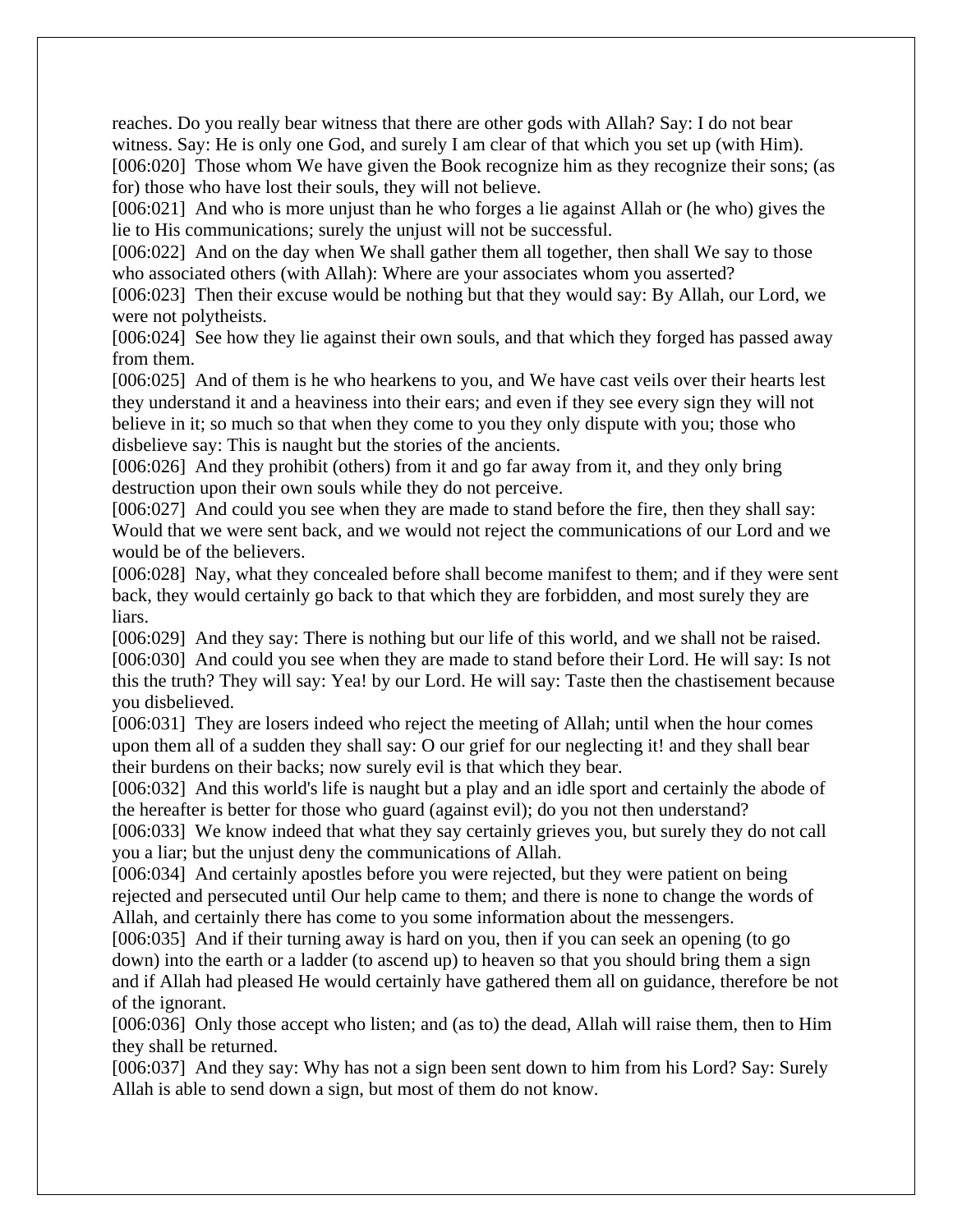reaches. Do you really bear witness that there are other gods with Allah? Say: I do not bear witness. Say: He is only one God, and surely I am clear of that which you set up (with Him).
[006:020] Those whom We have given the Book recognize him as they recognize their sons; (as for) those who have lost their souls, they will not believe.
[006:021] And who is more unjust than he who forges a lie against Allah or (he who) gives the lie to His communications; surely the unjust will not be successful.
[006:022] And on the day when We shall gather them all together, then shall We say to those who associated others (with Allah): Where are your associates whom you asserted?
[006:023] Then their excuse would be nothing but that they would say: By Allah, our Lord, we were not polytheists.
[006:024] See how they lie against their own souls, and that which they forged has passed away from them.
[006:025] And of them is he who hearkens to you, and We have cast veils over their hearts lest they understand it and a heaviness into their ears; and even if they see every sign they will not believe in it; so much so that when they come to you they only dispute with you; those who disbelieve say: This is naught but the stories of the ancients.
[006:026] And they prohibit (others) from it and go far away from it, and they only bring destruction upon their own souls while they do not perceive.
[006:027] And could you see when they are made to stand before the fire, then they shall say: Would that we were sent back, and we would not reject the communications of our Lord and we would be of the believers.
[006:028] Nay, what they concealed before shall become manifest to them; and if they were sent back, they would certainly go back to that which they are forbidden, and most surely they are liars.
[006:029] And they say: There is nothing but our life of this world, and we shall not be raised.
[006:030] And could you see when they are made to stand before their Lord. He will say: Is not this the truth? They will say: Yea! by our Lord. He will say: Taste then the chastisement because you disbelieved.
[006:031] They are losers indeed who reject the meeting of Allah; until when the hour comes upon them all of a sudden they shall say: O our grief for our neglecting it! and they shall bear their burdens on their backs; now surely evil is that which they bear.
[006:032] And this world's life is naught but a play and an idle sport and certainly the abode of the hereafter is better for those who guard (against evil); do you not then understand?
[006:033] We know indeed that what they say certainly grieves you, but surely they do not call you a liar; but the unjust deny the communications of Allah.
[006:034] And certainly apostles before you were rejected, but they were patient on being rejected and persecuted until Our help came to them; and there is none to change the words of Allah, and certainly there has come to you some information about the messengers.
[006:035] And if their turning away is hard on you, then if you can seek an opening (to go down) into the earth or a ladder (to ascend up) to heaven so that you should bring them a sign and if Allah had pleased He would certainly have gathered them all on guidance, therefore be not of the ignorant.
[006:036] Only those accept who listen; and (as to) the dead, Allah will raise them, then to Him they shall be returned.
[006:037] And they say: Why has not a sign been sent down to him from his Lord? Say: Surely Allah is able to send down a sign, but most of them do not know.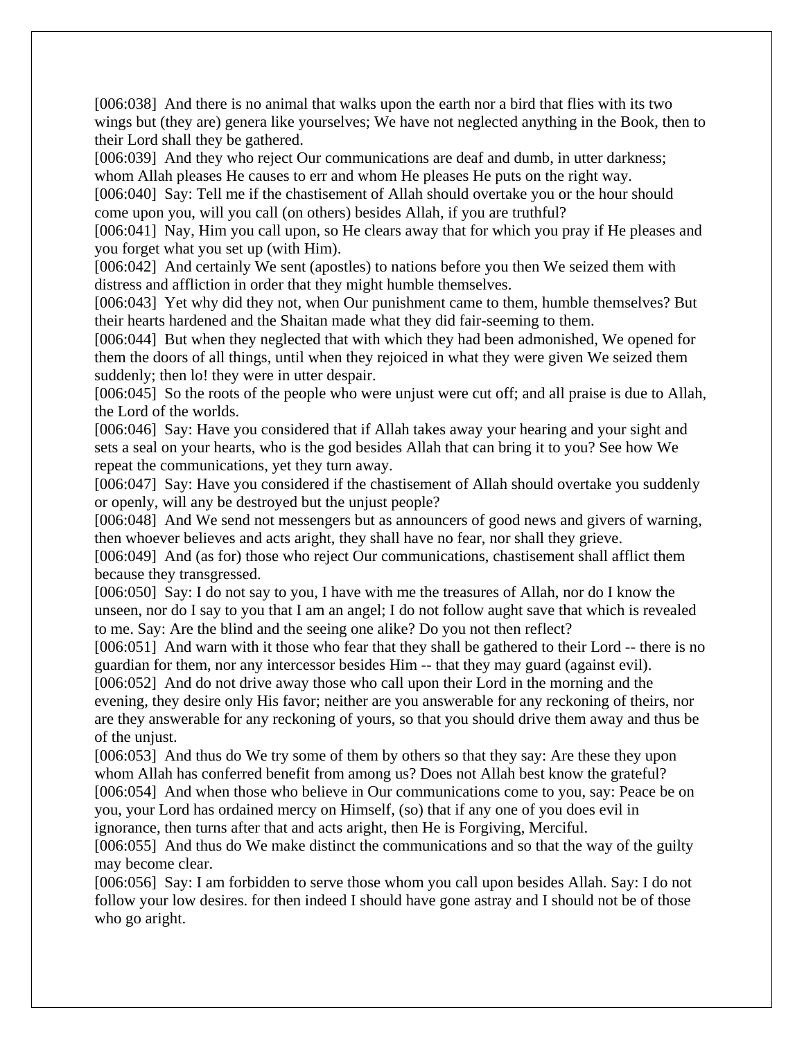[006:038] And there is no animal that walks upon the earth nor a bird that flies with its two wings but (they are) genera like yourselves; We have not neglected anything in the Book, then to their Lord shall they be gathered.

[006:039] And they who reject Our communications are deaf and dumb, in utter darkness; whom Allah pleases He causes to err and whom He pleases He puts on the right way.

[006:040] Say: Tell me if the chastisement of Allah should overtake you or the hour should come upon you, will you call (on others) besides Allah, if you are truthful?

[006:041] Nay, Him you call upon, so He clears away that for which you pray if He pleases and you forget what you set up (with Him).

[006:042] And certainly We sent (apostles) to nations before you then We seized them with distress and affliction in order that they might humble themselves.

[006:043] Yet why did they not, when Our punishment came to them, humble themselves? But their hearts hardened and the Shaitan made what they did fair-seeming to them.

[006:044] But when they neglected that with which they had been admonished, We opened for them the doors of all things, until when they rejoiced in what they were given We seized them suddenly; then lo! they were in utter despair.

[006:045] So the roots of the people who were unjust were cut off; and all praise is due to Allah, the Lord of the worlds.

[006:046] Say: Have you considered that if Allah takes away your hearing and your sight and sets a seal on your hearts, who is the god besides Allah that can bring it to you? See how We repeat the communications, yet they turn away.

[006:047] Say: Have you considered if the chastisement of Allah should overtake you suddenly or openly, will any be destroyed but the unjust people?

[006:048] And We send not messengers but as announcers of good news and givers of warning, then whoever believes and acts aright, they shall have no fear, nor shall they grieve.

[006:049] And (as for) those who reject Our communications, chastisement shall afflict them because they transgressed.

[006:050] Say: I do not say to you, I have with me the treasures of Allah, nor do I know the unseen, nor do I say to you that I am an angel; I do not follow aught save that which is revealed to me. Say: Are the blind and the seeing one alike? Do you not then reflect?

[006:051] And warn with it those who fear that they shall be gathered to their Lord -- there is no guardian for them, nor any intercessor besides Him -- that they may guard (against evil).

[006:052] And do not drive away those who call upon their Lord in the morning and the evening, they desire only His favor; neither are you answerable for any reckoning of theirs, nor are they answerable for any reckoning of yours, so that you should drive them away and thus be of the unjust.

[006:053] And thus do We try some of them by others so that they say: Are these they upon whom Allah has conferred benefit from among us? Does not Allah best know the grateful?

[006:054] And when those who believe in Our communications come to you, say: Peace be on you, your Lord has ordained mercy on Himself, (so) that if any one of you does evil in ignorance, then turns after that and acts aright, then He is Forgiving, Merciful.

[006:055] And thus do We make distinct the communications and so that the way of the guilty may become clear.

[006:056] Say: I am forbidden to serve those whom you call upon besides Allah. Say: I do not follow your low desires. for then indeed I should have gone astray and I should not be of those who go aright.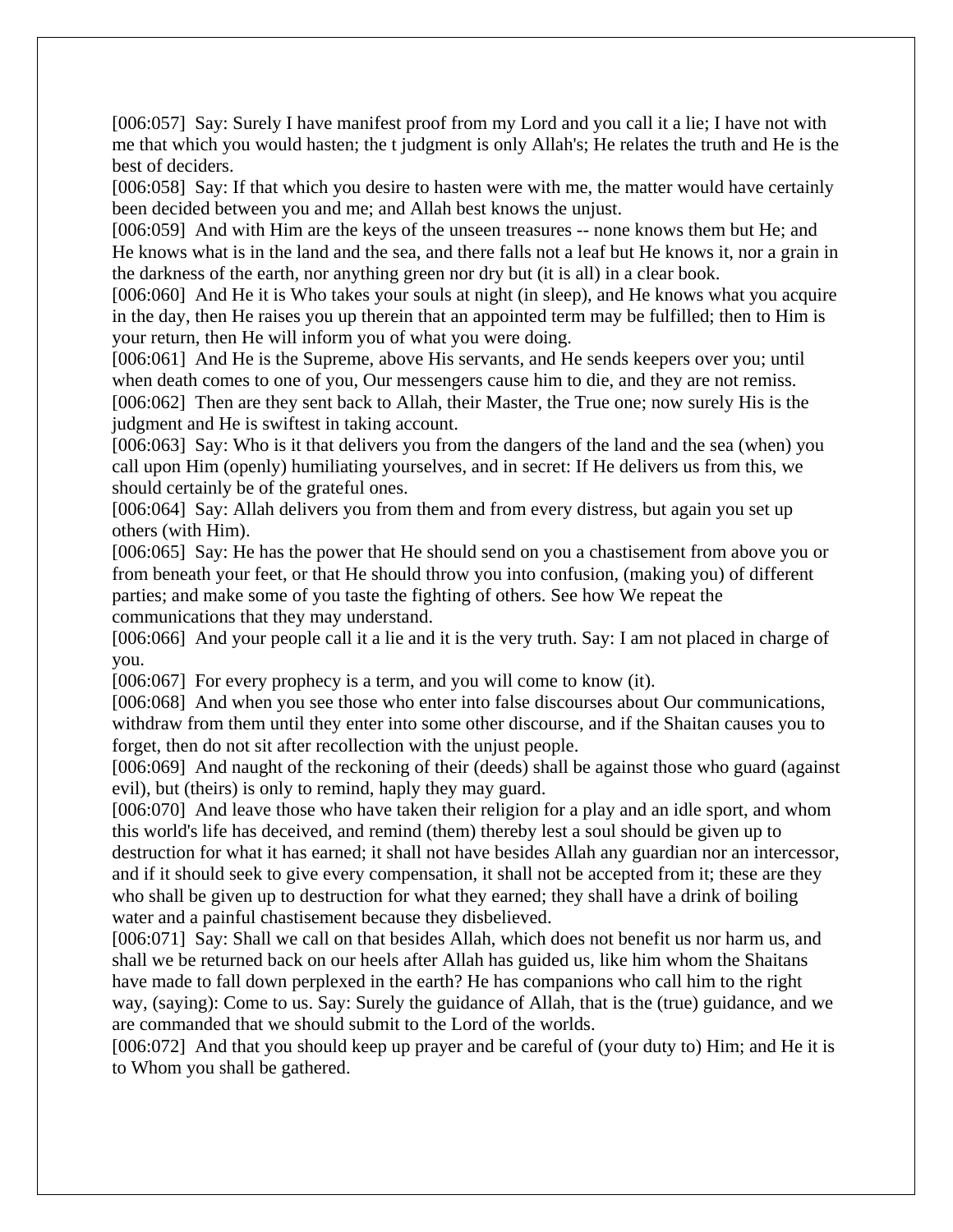[006:057] Say: Surely I have manifest proof from my Lord and you call it a lie; I have not with me that which you would hasten; the t judgment is only Allah's; He relates the truth and He is the best of deciders.

[006:058] Say: If that which you desire to hasten were with me, the matter would have certainly been decided between you and me; and Allah best knows the unjust.

[006:059] And with Him are the keys of the unseen treasures -- none knows them but He; and He knows what is in the land and the sea, and there falls not a leaf but He knows it, nor a grain in the darkness of the earth, nor anything green nor dry but (it is all) in a clear book.

[006:060] And He it is Who takes your souls at night (in sleep), and He knows what you acquire in the day, then He raises you up therein that an appointed term may be fulfilled; then to Him is your return, then He will inform you of what you were doing.

[006:061] And He is the Supreme, above His servants, and He sends keepers over you; until when death comes to one of you, Our messengers cause him to die, and they are not remiss.

[006:062] Then are they sent back to Allah, their Master, the True one; now surely His is the judgment and He is swiftest in taking account.

[006:063] Say: Who is it that delivers you from the dangers of the land and the sea (when) you call upon Him (openly) humiliating yourselves, and in secret: If He delivers us from this, we should certainly be of the grateful ones.

[006:064] Say: Allah delivers you from them and from every distress, but again you set up others (with Him).

[006:065] Say: He has the power that He should send on you a chastisement from above you or from beneath your feet, or that He should throw you into confusion, (making you) of different parties; and make some of you taste the fighting of others. See how We repeat the communications that they may understand.

[006:066] And your people call it a lie and it is the very truth. Say: I am not placed in charge of you.

[006:067] For every prophecy is a term, and you will come to know (it).

[006:068] And when you see those who enter into false discourses about Our communications, withdraw from them until they enter into some other discourse, and if the Shaitan causes you to forget, then do not sit after recollection with the unjust people.

[006:069] And naught of the reckoning of their (deeds) shall be against those who guard (against evil), but (theirs) is only to remind, haply they may guard.

[006:070] And leave those who have taken their religion for a play and an idle sport, and whom this world's life has deceived, and remind (them) thereby lest a soul should be given up to destruction for what it has earned; it shall not have besides Allah any guardian nor an intercessor, and if it should seek to give every compensation, it shall not be accepted from it; these are they who shall be given up to destruction for what they earned; they shall have a drink of boiling water and a painful chastisement because they disbelieved.

[006:071] Say: Shall we call on that besides Allah, which does not benefit us nor harm us, and shall we be returned back on our heels after Allah has guided us, like him whom the Shaitans have made to fall down perplexed in the earth? He has companions who call him to the right way, (saying): Come to us. Say: Surely the guidance of Allah, that is the (true) guidance, and we are commanded that we should submit to the Lord of the worlds.

[006:072] And that you should keep up prayer and be careful of (your duty to) Him; and He it is to Whom you shall be gathered.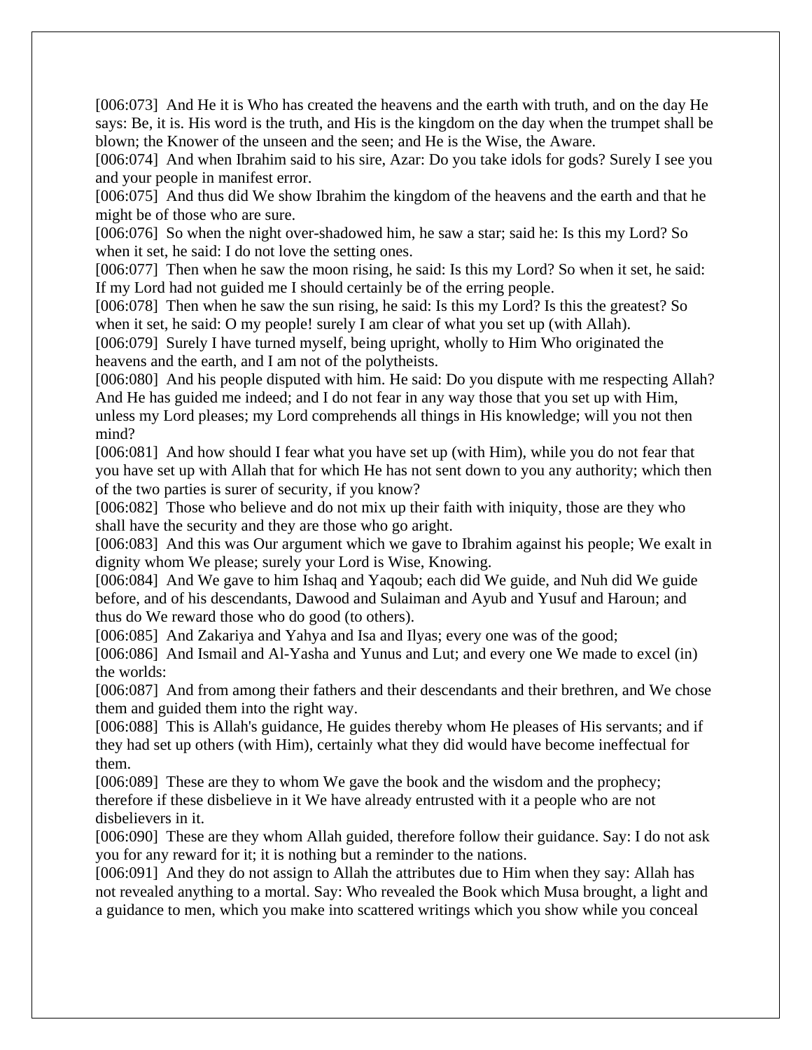[006:073] And He it is Who has created the heavens and the earth with truth, and on the day He says: Be, it is. His word is the truth, and His is the kingdom on the day when the trumpet shall be blown; the Knower of the unseen and the seen; and He is the Wise, the Aware.

[006:074] And when Ibrahim said to his sire, Azar: Do you take idols for gods? Surely I see you and your people in manifest error.

[006:075] And thus did We show Ibrahim the kingdom of the heavens and the earth and that he might be of those who are sure.

[006:076] So when the night over-shadowed him, he saw a star; said he: Is this my Lord? So when it set, he said: I do not love the setting ones.

[006:077] Then when he saw the moon rising, he said: Is this my Lord? So when it set, he said: If my Lord had not guided me I should certainly be of the erring people.

[006:078] Then when he saw the sun rising, he said: Is this my Lord? Is this the greatest? So when it set, he said: O my people! surely I am clear of what you set up (with Allah).

[006:079] Surely I have turned myself, being upright, wholly to Him Who originated the heavens and the earth, and I am not of the polytheists.

[006:080] And his people disputed with him. He said: Do you dispute with me respecting Allah? And He has guided me indeed; and I do not fear in any way those that you set up with Him, unless my Lord pleases; my Lord comprehends all things in His knowledge; will you not then mind?

[006:081] And how should I fear what you have set up (with Him), while you do not fear that you have set up with Allah that for which He has not sent down to you any authority; which then of the two parties is surer of security, if you know?

[006:082] Those who believe and do not mix up their faith with iniquity, those are they who shall have the security and they are those who go aright.

[006:083] And this was Our argument which we gave to Ibrahim against his people; We exalt in dignity whom We please; surely your Lord is Wise, Knowing.

[006:084] And We gave to him Ishaq and Yaqoub; each did We guide, and Nuh did We guide before, and of his descendants, Dawood and Sulaiman and Ayub and Yusuf and Haroun; and thus do We reward those who do good (to others).

[006:085] And Zakariya and Yahya and Isa and Ilyas; every one was of the good;

[006:086] And Ismail and Al-Yasha and Yunus and Lut; and every one We made to excel (in) the worlds:

[006:087] And from among their fathers and their descendants and their brethren, and We chose them and guided them into the right way.

[006:088] This is Allah's guidance, He guides thereby whom He pleases of His servants; and if they had set up others (with Him), certainly what they did would have become ineffectual for them.

[006:089] These are they to whom We gave the book and the wisdom and the prophecy; therefore if these disbelieve in it We have already entrusted with it a people who are not disbelievers in it.

[006:090] These are they whom Allah guided, therefore follow their guidance. Say: I do not ask you for any reward for it; it is nothing but a reminder to the nations.

[006:091] And they do not assign to Allah the attributes due to Him when they say: Allah has not revealed anything to a mortal. Say: Who revealed the Book which Musa brought, a light and a guidance to men, which you make into scattered writings which you show while you conceal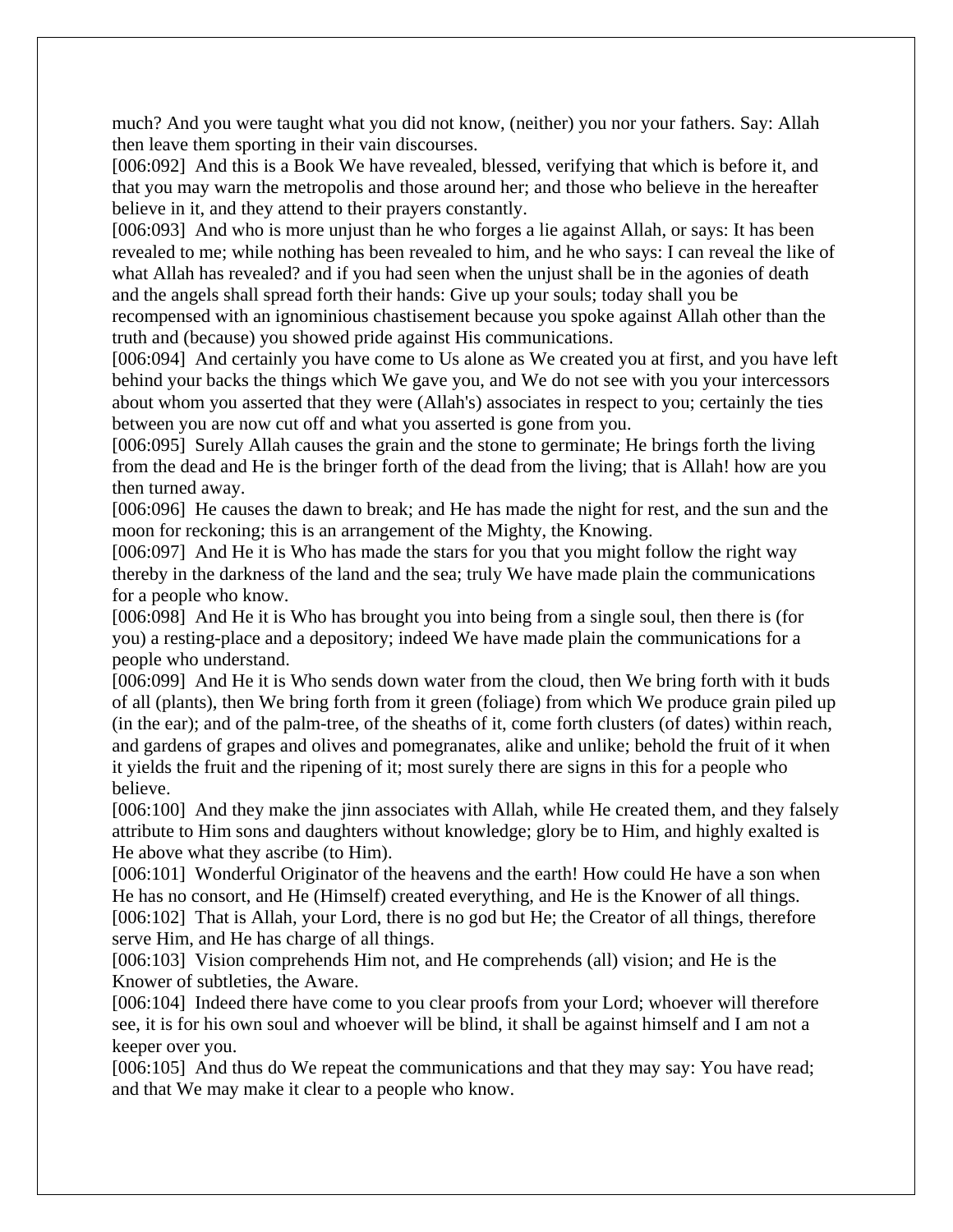much? And you were taught what you did not know, (neither) you nor your fathers. Say: Allah then leave them sporting in their vain discourses.

[006:092] And this is a Book We have revealed, blessed, verifying that which is before it, and that you may warn the metropolis and those around her; and those who believe in the hereafter believe in it, and they attend to their prayers constantly.

[006:093] And who is more unjust than he who forges a lie against Allah, or says: It has been revealed to me; while nothing has been revealed to him, and he who says: I can reveal the like of what Allah has revealed? and if you had seen when the unjust shall be in the agonies of death and the angels shall spread forth their hands: Give up your souls; today shall you be recompensed with an ignominious chastisement because you spoke against Allah other than the truth and (because) you showed pride against His communications.

[006:094] And certainly you have come to Us alone as We created you at first, and you have left behind your backs the things which We gave you, and We do not see with you your intercessors about whom you asserted that they were (Allah's) associates in respect to you; certainly the ties between you are now cut off and what you asserted is gone from you.

[006:095] Surely Allah causes the grain and the stone to germinate; He brings forth the living from the dead and He is the bringer forth of the dead from the living; that is Allah! how are you then turned away.

[006:096] He causes the dawn to break; and He has made the night for rest, and the sun and the moon for reckoning; this is an arrangement of the Mighty, the Knowing.

[006:097] And He it is Who has made the stars for you that you might follow the right way thereby in the darkness of the land and the sea; truly We have made plain the communications for a people who know.

[006:098] And He it is Who has brought you into being from a single soul, then there is (for you) a resting-place and a depository; indeed We have made plain the communications for a people who understand.

[006:099] And He it is Who sends down water from the cloud, then We bring forth with it buds of all (plants), then We bring forth from it green (foliage) from which We produce grain piled up (in the ear); and of the palm-tree, of the sheaths of it, come forth clusters (of dates) within reach, and gardens of grapes and olives and pomegranates, alike and unlike; behold the fruit of it when it yields the fruit and the ripening of it; most surely there are signs in this for a people who believe.

[006:100] And they make the jinn associates with Allah, while He created them, and they falsely attribute to Him sons and daughters without knowledge; glory be to Him, and highly exalted is He above what they ascribe (to Him).

[006:101] Wonderful Originator of the heavens and the earth! How could He have a son when He has no consort, and He (Himself) created everything, and He is the Knower of all things.

[006:102] That is Allah, your Lord, there is no god but He; the Creator of all things, therefore serve Him, and He has charge of all things.

[006:103] Vision comprehends Him not, and He comprehends (all) vision; and He is the Knower of subtleties, the Aware.

[006:104] Indeed there have come to you clear proofs from your Lord; whoever will therefore see, it is for his own soul and whoever will be blind, it shall be against himself and I am not a keeper over you.

[006:105] And thus do We repeat the communications and that they may say: You have read; and that We may make it clear to a people who know.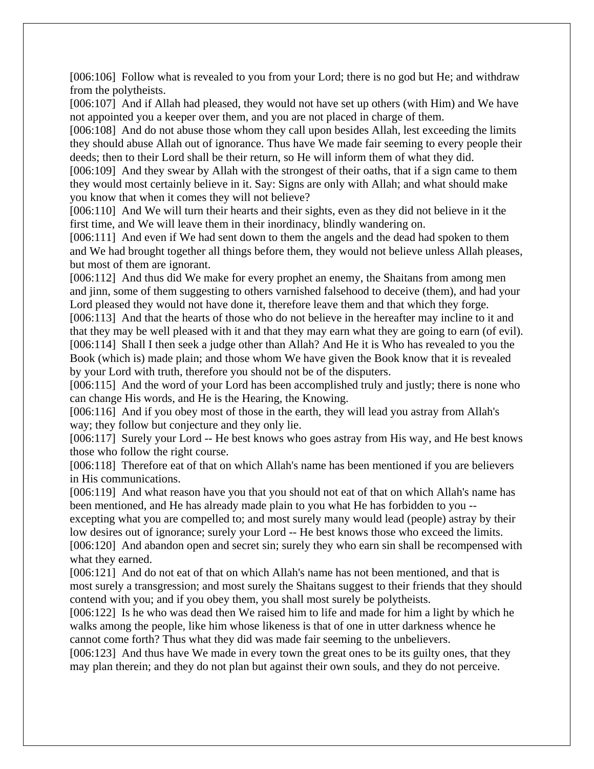[006:106] Follow what is revealed to you from your Lord; there is no god but He; and withdraw from the polytheists.

[006:107] And if Allah had pleased, they would not have set up others (with Him) and We have not appointed you a keeper over them, and you are not placed in charge of them.

[006:108] And do not abuse those whom they call upon besides Allah, lest exceeding the limits they should abuse Allah out of ignorance. Thus have We made fair seeming to every people their deeds; then to their Lord shall be their return, so He will inform them of what they did.

[006:109] And they swear by Allah with the strongest of their oaths, that if a sign came to them they would most certainly believe in it. Say: Signs are only with Allah; and what should make you know that when it comes they will not believe?

[006:110] And We will turn their hearts and their sights, even as they did not believe in it the first time, and We will leave them in their inordinacy, blindly wandering on.

[006:111] And even if We had sent down to them the angels and the dead had spoken to them and We had brought together all things before them, they would not believe unless Allah pleases, but most of them are ignorant.

[006:112] And thus did We make for every prophet an enemy, the Shaitans from among men and jinn, some of them suggesting to others varnished falsehood to deceive (them), and had your Lord pleased they would not have done it, therefore leave them and that which they forge.

[006:113] And that the hearts of those who do not believe in the hereafter may incline to it and that they may be well pleased with it and that they may earn what they are going to earn (of evil).

[006:114] Shall I then seek a judge other than Allah? And He it is Who has revealed to you the Book (which is) made plain; and those whom We have given the Book know that it is revealed by your Lord with truth, therefore you should not be of the disputers.

[006:115] And the word of your Lord has been accomplished truly and justly; there is none who can change His words, and He is the Hearing, the Knowing.

[006:116] And if you obey most of those in the earth, they will lead you astray from Allah's way; they follow but conjecture and they only lie.

[006:117] Surely your Lord -- He best knows who goes astray from His way, and He best knows those who follow the right course.

[006:118] Therefore eat of that on which Allah's name has been mentioned if you are believers in His communications.

[006:119] And what reason have you that you should not eat of that on which Allah's name has been mentioned, and He has already made plain to you what He has forbidden to you -- excepting what you are compelled to; and most surely many would lead (people) astray by their low desires out of ignorance; surely your Lord -- He best knows those who exceed the limits.

[006:120] And abandon open and secret sin; surely they who earn sin shall be recompensed with what they earned.

[006:121] And do not eat of that on which Allah's name has not been mentioned, and that is most surely a transgression; and most surely the Shaitans suggest to their friends that they should contend with you; and if you obey them, you shall most surely be polytheists.

[006:122] Is he who was dead then We raised him to life and made for him a light by which he walks among the people, like him whose likeness is that of one in utter darkness whence he cannot come forth? Thus what they did was made fair seeming to the unbelievers.

[006:123] And thus have We made in every town the great ones to be its guilty ones, that they may plan therein; and they do not plan but against their own souls, and they do not perceive.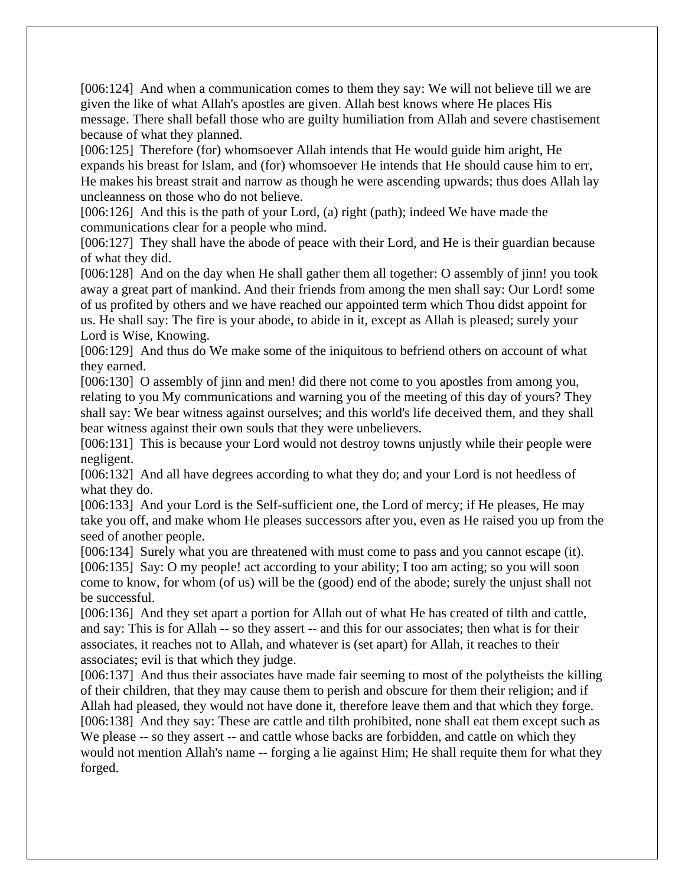[006:124] And when a communication comes to them they say: We will not believe till we are given the like of what Allah's apostles are given. Allah best knows where He places His message. There shall befall those who are guilty humiliation from Allah and severe chastisement because of what they planned.
[006:125] Therefore (for) whomsoever Allah intends that He would guide him aright, He expands his breast for Islam, and (for) whomsoever He intends that He should cause him to err, He makes his breast strait and narrow as though he were ascending upwards; thus does Allah lay uncleanness on those who do not believe.
[006:126] And this is the path of your Lord, (a) right (path); indeed We have made the communications clear for a people who mind.
[006:127] They shall have the abode of peace with their Lord, and He is their guardian because of what they did.
[006:128] And on the day when He shall gather them all together: O assembly of jinn! you took away a great part of mankind. And their friends from among the men shall say: Our Lord! some of us profited by others and we have reached our appointed term which Thou didst appoint for us. He shall say: The fire is your abode, to abide in it, except as Allah is pleased; surely your Lord is Wise, Knowing.
[006:129] And thus do We make some of the iniquitous to befriend others on account of what they earned.
[006:130] O assembly of jinn and men! did there not come to you apostles from among you, relating to you My communications and warning you of the meeting of this day of yours? They shall say: We bear witness against ourselves; and this world's life deceived them, and they shall bear witness against their own souls that they were unbelievers.
[006:131] This is because your Lord would not destroy towns unjustly while their people were negligent.
[006:132] And all have degrees according to what they do; and your Lord is not heedless of what they do.
[006:133] And your Lord is the Self-sufficient one, the Lord of mercy; if He pleases, He may take you off, and make whom He pleases successors after you, even as He raised you up from the seed of another people.
[006:134] Surely what you are threatened with must come to pass and you cannot escape (it).
[006:135] Say: O my people! act according to your ability; I too am acting; so you will soon come to know, for whom (of us) will be the (good) end of the abode; surely the unjust shall not be successful.
[006:136] And they set apart a portion for Allah out of what He has created of tilth and cattle, and say: This is for Allah -- so they assert -- and this for our associates; then what is for their associates, it reaches not to Allah, and whatever is (set apart) for Allah, it reaches to their associates; evil is that which they judge.
[006:137] And thus their associates have made fair seeming to most of the polytheists the killing of their children, that they may cause them to perish and obscure for them their religion; and if Allah had pleased, they would not have done it, therefore leave them and that which they forge.
[006:138] And they say: These are cattle and tilth prohibited, none shall eat them except such as We please -- so they assert -- and cattle whose backs are forbidden, and cattle on which they would not mention Allah's name -- forging a lie against Him; He shall requite them for what they forged.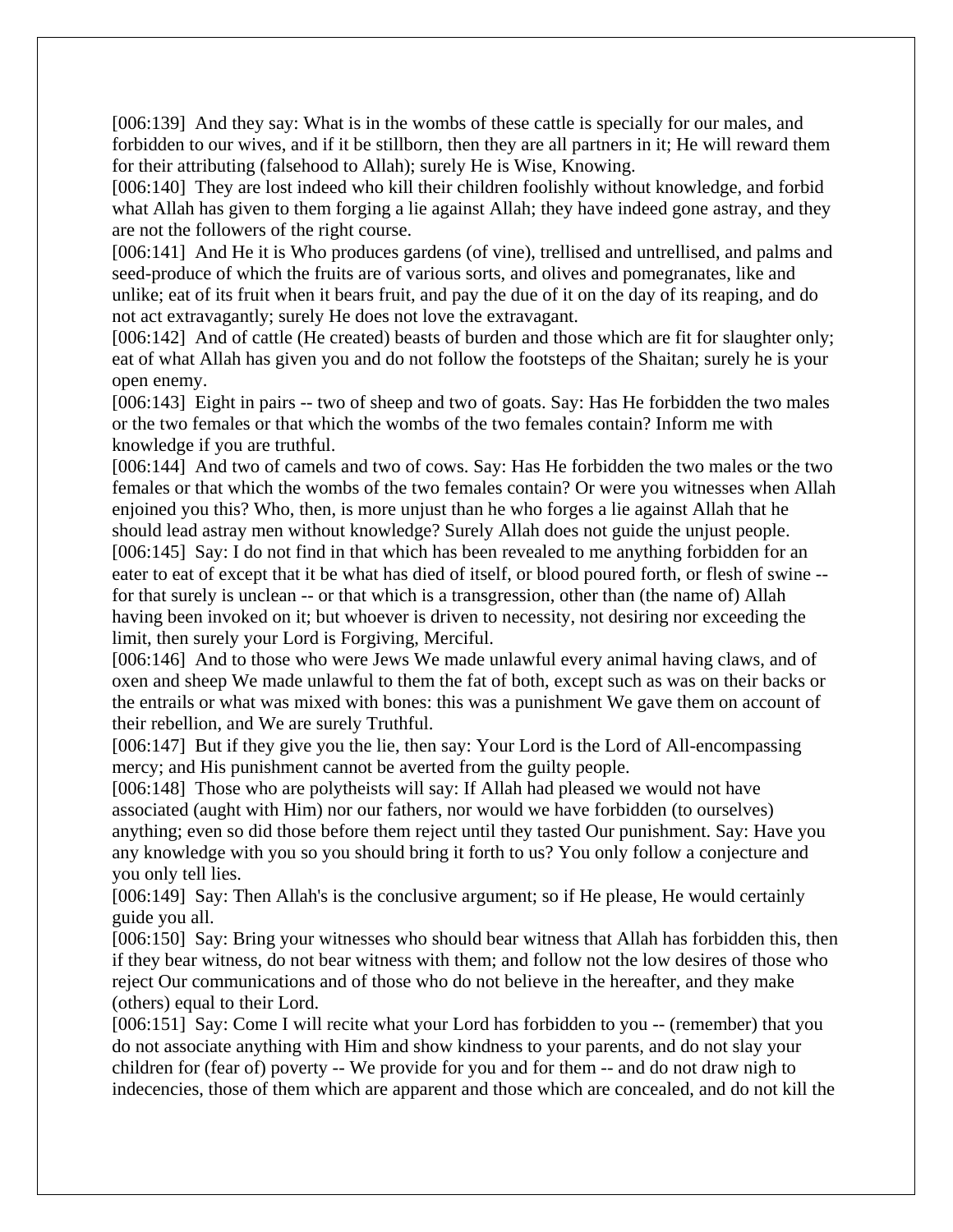[006:139] And they say: What is in the wombs of these cattle is specially for our males, and forbidden to our wives, and if it be stillborn, then they are all partners in it; He will reward them for their attributing (falsehood to Allah); surely He is Wise, Knowing.

[006:140] They are lost indeed who kill their children foolishly without knowledge, and forbid what Allah has given to them forging a lie against Allah; they have indeed gone astray, and they are not the followers of the right course.

[006:141] And He it is Who produces gardens (of vine), trellised and untrellised, and palms and seed-produce of which the fruits are of various sorts, and olives and pomegranates, like and unlike; eat of its fruit when it bears fruit, and pay the due of it on the day of its reaping, and do not act extravagantly; surely He does not love the extravagant.

[006:142] And of cattle (He created) beasts of burden and those which are fit for slaughter only; eat of what Allah has given you and do not follow the footsteps of the Shaitan; surely he is your open enemy.

[006:143] Eight in pairs -- two of sheep and two of goats. Say: Has He forbidden the two males or the two females or that which the wombs of the two females contain? Inform me with knowledge if you are truthful.

[006:144] And two of camels and two of cows. Say: Has He forbidden the two males or the two females or that which the wombs of the two females contain? Or were you witnesses when Allah enjoined you this? Who, then, is more unjust than he who forges a lie against Allah that he should lead astray men without knowledge? Surely Allah does not guide the unjust people.

[006:145] Say: I do not find in that which has been revealed to me anything forbidden for an eater to eat of except that it be what has died of itself, or blood poured forth, or flesh of swine -- for that surely is unclean -- or that which is a transgression, other than (the name of) Allah having been invoked on it; but whoever is driven to necessity, not desiring nor exceeding the limit, then surely your Lord is Forgiving, Merciful.

[006:146] And to those who were Jews We made unlawful every animal having claws, and of oxen and sheep We made unlawful to them the fat of both, except such as was on their backs or the entrails or what was mixed with bones: this was a punishment We gave them on account of their rebellion, and We are surely Truthful.

[006:147] But if they give you the lie, then say: Your Lord is the Lord of All-encompassing mercy; and His punishment cannot be averted from the guilty people.

[006:148] Those who are polytheists will say: If Allah had pleased we would not have associated (aught with Him) nor our fathers, nor would we have forbidden (to ourselves) anything; even so did those before them reject until they tasted Our punishment. Say: Have you any knowledge with you so you should bring it forth to us? You only follow a conjecture and you only tell lies.

[006:149] Say: Then Allah's is the conclusive argument; so if He please, He would certainly guide you all.

[006:150] Say: Bring your witnesses who should bear witness that Allah has forbidden this, then if they bear witness, do not bear witness with them; and follow not the low desires of those who reject Our communications and of those who do not believe in the hereafter, and they make (others) equal to their Lord.

[006:151] Say: Come I will recite what your Lord has forbidden to you -- (remember) that you do not associate anything with Him and show kindness to your parents, and do not slay your children for (fear of) poverty -- We provide for you and for them -- and do not draw nigh to indecencies, those of them which are apparent and those which are concealed, and do not kill the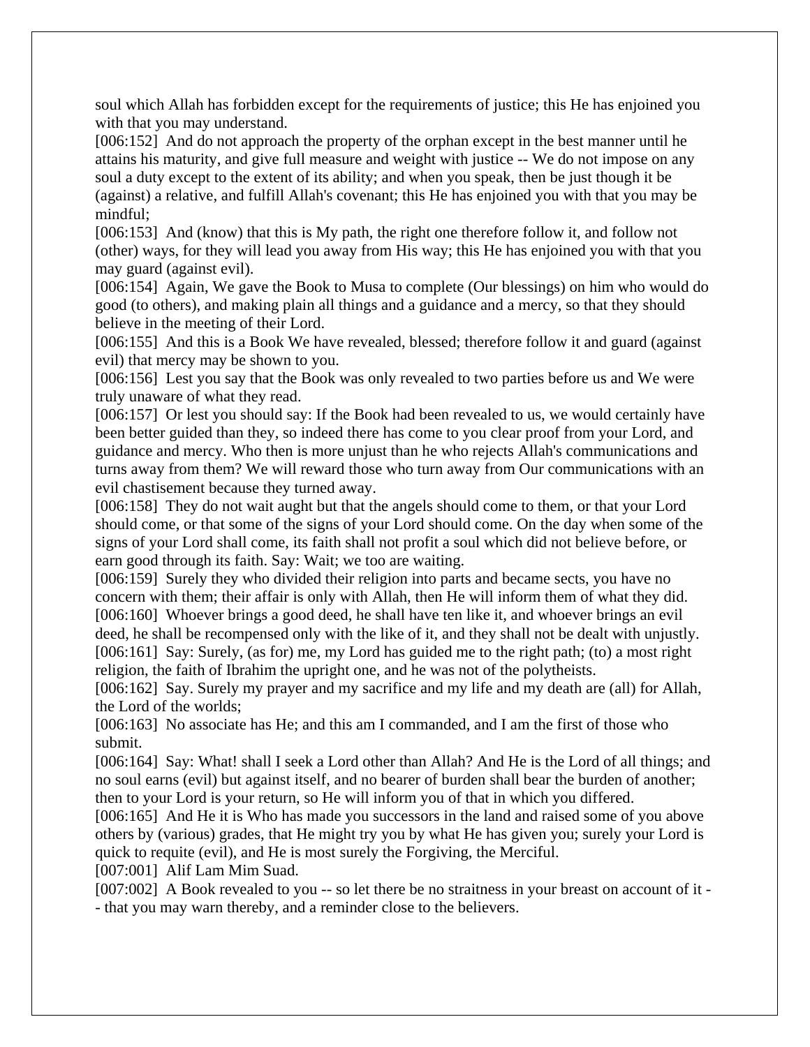soul which Allah has forbidden except for the requirements of justice; this He has enjoined you with that you may understand.

[006:152] And do not approach the property of the orphan except in the best manner until he attains his maturity, and give full measure and weight with justice -- We do not impose on any soul a duty except to the extent of its ability; and when you speak, then be just though it be (against) a relative, and fulfill Allah's covenant; this He has enjoined you with that you may be mindful;

[006:153] And (know) that this is My path, the right one therefore follow it, and follow not (other) ways, for they will lead you away from His way; this He has enjoined you with that you may guard (against evil).

[006:154] Again, We gave the Book to Musa to complete (Our blessings) on him who would do good (to others), and making plain all things and a guidance and a mercy, so that they should believe in the meeting of their Lord.

[006:155] And this is a Book We have revealed, blessed; therefore follow it and guard (against evil) that mercy may be shown to you.

[006:156] Lest you say that the Book was only revealed to two parties before us and We were truly unaware of what they read.

[006:157] Or lest you should say: If the Book had been revealed to us, we would certainly have been better guided than they, so indeed there has come to you clear proof from your Lord, and guidance and mercy. Who then is more unjust than he who rejects Allah's communications and turns away from them? We will reward those who turn away from Our communications with an evil chastisement because they turned away.

[006:158] They do not wait aught but that the angels should come to them, or that your Lord should come, or that some of the signs of your Lord should come. On the day when some of the signs of your Lord shall come, its faith shall not profit a soul which did not believe before, or earn good through its faith. Say: Wait; we too are waiting.

[006:159] Surely they who divided their religion into parts and became sects, you have no concern with them; their affair is only with Allah, then He will inform them of what they did.

[006:160] Whoever brings a good deed, he shall have ten like it, and whoever brings an evil deed, he shall be recompensed only with the like of it, and they shall not be dealt with unjustly.

[006:161] Say: Surely, (as for) me, my Lord has guided me to the right path; (to) a most right religion, the faith of Ibrahim the upright one, and he was not of the polytheists.

[006:162] Say. Surely my prayer and my sacrifice and my life and my death are (all) for Allah, the Lord of the worlds;

[006:163] No associate has He; and this am I commanded, and I am the first of those who submit.

[006:164] Say: What! shall I seek a Lord other than Allah? And He is the Lord of all things; and no soul earns (evil) but against itself, and no bearer of burden shall bear the burden of another; then to your Lord is your return, so He will inform you of that in which you differed.

[006:165] And He it is Who has made you successors in the land and raised some of you above others by (various) grades, that He might try you by what He has given you; surely your Lord is quick to requite (evil), and He is most surely the Forgiving, the Merciful.

[007:001] Alif Lam Mim Suad.

[007:002] A Book revealed to you -- so let there be no straitness in your breast on account of it -- that you may warn thereby, and a reminder close to the believers.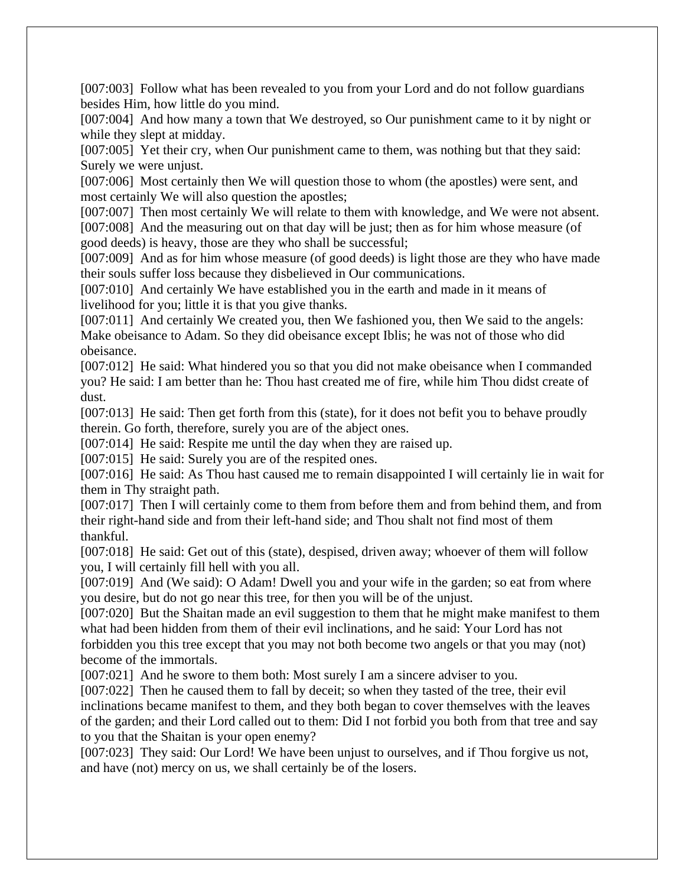[007:003]  Follow what has been revealed to you from your Lord and do not follow guardians besides Him, how little do you mind.

[007:004]  And how many a town that We destroyed, so Our punishment came to it by night or while they slept at midday.

[007:005]  Yet their cry, when Our punishment came to them, was nothing but that they said: Surely we were unjust.

[007:006]  Most certainly then We will question those to whom (the apostles) were sent, and most certainly We will also question the apostles;

[007:007]  Then most certainly We will relate to them with knowledge, and We were not absent.

[007:008]  And the measuring out on that day will be just; then as for him whose measure (of good deeds) is heavy, those are they who shall be successful;

[007:009]  And as for him whose measure (of good deeds) is light those are they who have made their souls suffer loss because they disbelieved in Our communications.

[007:010]  And certainly We have established you in the earth and made in it means of livelihood for you; little it is that you give thanks.

[007:011]  And certainly We created you, then We fashioned you, then We said to the angels: Make obeisance to Adam. So they did obeisance except Iblis; he was not of those who did obeisance.

[007:012]  He said: What hindered you so that you did not make obeisance when I commanded you? He said: I am better than he: Thou hast created me of fire, while him Thou didst create of dust.

[007:013]  He said: Then get forth from this (state), for it does not befit you to behave proudly therein. Go forth, therefore, surely you are of the abject ones.

[007:014]  He said: Respite me until the day when they are raised up.

[007:015]  He said: Surely you are of the respited ones.

[007:016]  He said: As Thou hast caused me to remain disappointed I will certainly lie in wait for them in Thy straight path.

[007:017]  Then I will certainly come to them from before them and from behind them, and from their right-hand side and from their left-hand side; and Thou shalt not find most of them thankful.

[007:018]  He said: Get out of this (state), despised, driven away; whoever of them will follow you, I will certainly fill hell with you all.

[007:019]  And (We said): O Adam! Dwell you and your wife in the garden; so eat from where you desire, but do not go near this tree, for then you will be of the unjust.

[007:020]  But the Shaitan made an evil suggestion to them that he might make manifest to them what had been hidden from them of their evil inclinations, and he said: Your Lord has not forbidden you this tree except that you may not both become two angels or that you may (not) become of the immortals.

[007:021]  And he swore to them both: Most surely I am a sincere adviser to you.

[007:022]  Then he caused them to fall by deceit; so when they tasted of the tree, their evil inclinations became manifest to them, and they both began to cover themselves with the leaves of the garden; and their Lord called out to them: Did I not forbid you both from that tree and say to you that the Shaitan is your open enemy?

[007:023]  They said: Our Lord! We have been unjust to ourselves, and if Thou forgive us not, and have (not) mercy on us, we shall certainly be of the losers.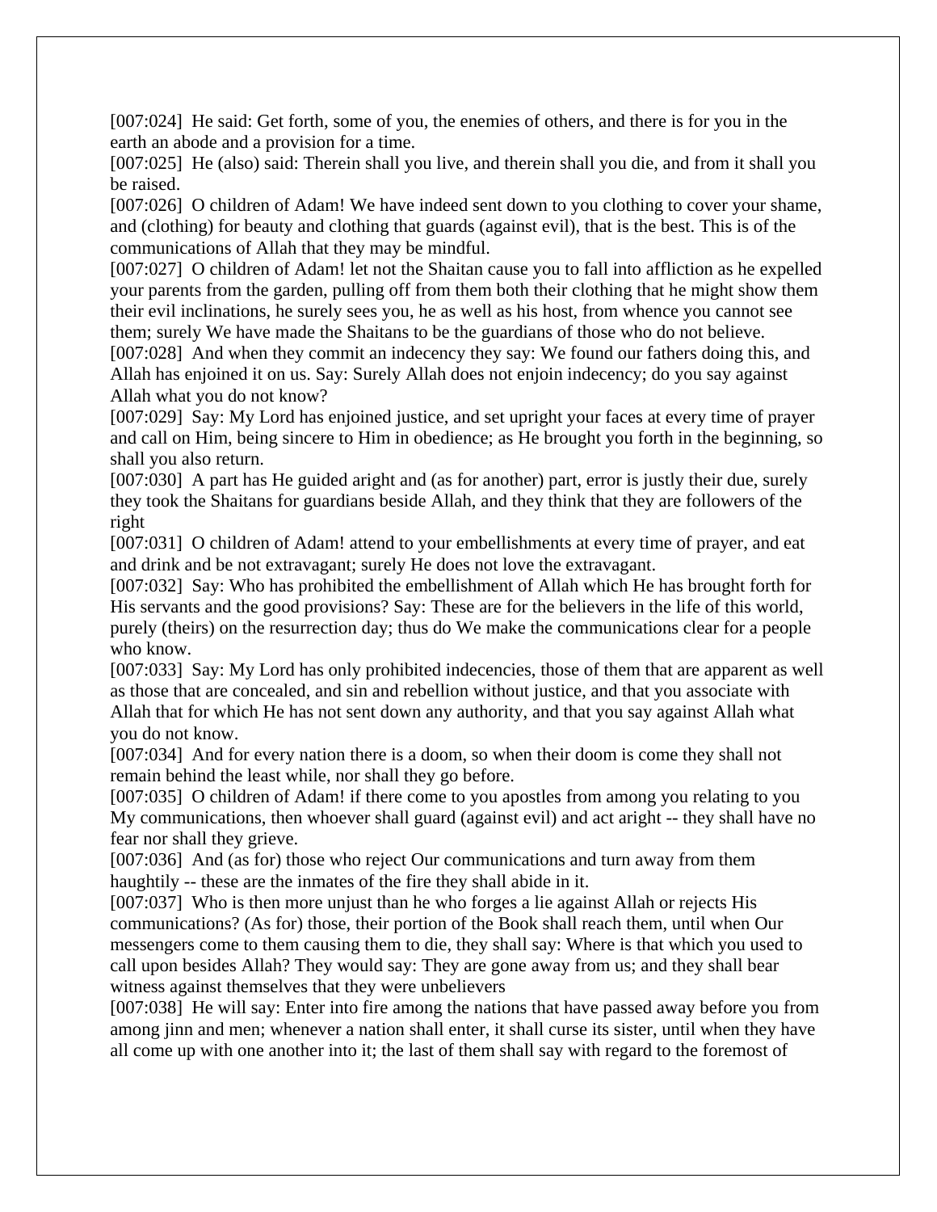[007:024]  He said: Get forth, some of you, the enemies of others, and there is for you in the earth an abode and a provision for a time.

[007:025]  He (also) said: Therein shall you live, and therein shall you die, and from it shall you be raised.

[007:026]  O children of Adam! We have indeed sent down to you clothing to cover your shame, and (clothing) for beauty and clothing that guards (against evil), that is the best. This is of the communications of Allah that they may be mindful.

[007:027]  O children of Adam! let not the Shaitan cause you to fall into affliction as he expelled your parents from the garden, pulling off from them both their clothing that he might show them their evil inclinations, he surely sees you, he as well as his host, from whence you cannot see them; surely We have made the Shaitans to be the guardians of those who do not believe.

[007:028]  And when they commit an indecency they say: We found our fathers doing this, and Allah has enjoined it on us. Say: Surely Allah does not enjoin indecency; do you say against Allah what you do not know?

[007:029]  Say: My Lord has enjoined justice, and set upright your faces at every time of prayer and call on Him, being sincere to Him in obedience; as He brought you forth in the beginning, so shall you also return.

[007:030]  A part has He guided aright and (as for another) part, error is justly their due, surely they took the Shaitans for guardians beside Allah, and they think that they are followers of the right

[007:031]  O children of Adam! attend to your embellishments at every time of prayer, and eat and drink and be not extravagant; surely He does not love the extravagant.

[007:032]  Say: Who has prohibited the embellishment of Allah which He has brought forth for His servants and the good provisions? Say: These are for the believers in the life of this world, purely (theirs) on the resurrection day; thus do We make the communications clear for a people who know.

[007:033]  Say: My Lord has only prohibited indecencies, those of them that are apparent as well as those that are concealed, and sin and rebellion without justice, and that you associate with Allah that for which He has not sent down any authority, and that you say against Allah what you do not know.

[007:034]  And for every nation there is a doom, so when their doom is come they shall not remain behind the least while, nor shall they go before.

[007:035]  O children of Adam! if there come to you apostles from among you relating to you My communications, then whoever shall guard (against evil) and act aright -- they shall have no fear nor shall they grieve.

[007:036]  And (as for) those who reject Our communications and turn away from them haughtily -- these are the inmates of the fire they shall abide in it.

[007:037]  Who is then more unjust than he who forges a lie against Allah or rejects His communications? (As for) those, their portion of the Book shall reach them, until when Our messengers come to them causing them to die, they shall say: Where is that which you used to call upon besides Allah? They would say: They are gone away from us; and they shall bear witness against themselves that they were unbelievers

[007:038]  He will say: Enter into fire among the nations that have passed away before you from among jinn and men; whenever a nation shall enter, it shall curse its sister, until when they have all come up with one another into it; the last of them shall say with regard to the foremost of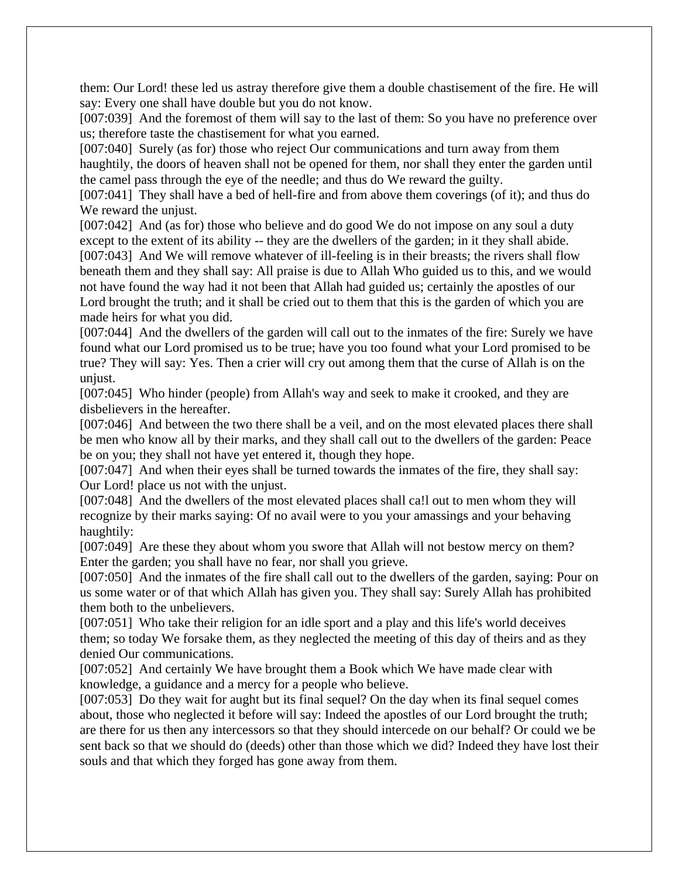them: Our Lord! these led us astray therefore give them a double chastisement of the fire. He will say: Every one shall have double but you do not know.

[007:039] And the foremost of them will say to the last of them: So you have no preference over us; therefore taste the chastisement for what you earned.

[007:040] Surely (as for) those who reject Our communications and turn away from them haughtily, the doors of heaven shall not be opened for them, nor shall they enter the garden until the camel pass through the eye of the needle; and thus do We reward the guilty.

[007:041] They shall have a bed of hell-fire and from above them coverings (of it); and thus do We reward the unjust.

[007:042] And (as for) those who believe and do good We do not impose on any soul a duty except to the extent of its ability -- they are the dwellers of the garden; in it they shall abide.

[007:043] And We will remove whatever of ill-feeling is in their breasts; the rivers shall flow beneath them and they shall say: All praise is due to Allah Who guided us to this, and we would not have found the way had it not been that Allah had guided us; certainly the apostles of our Lord brought the truth; and it shall be cried out to them that this is the garden of which you are made heirs for what you did.

[007:044] And the dwellers of the garden will call out to the inmates of the fire: Surely we have found what our Lord promised us to be true; have you too found what your Lord promised to be true? They will say: Yes. Then a crier will cry out among them that the curse of Allah is on the unjust.

[007:045] Who hinder (people) from Allah's way and seek to make it crooked, and they are disbelievers in the hereafter.

[007:046] And between the two there shall be a veil, and on the most elevated places there shall be men who know all by their marks, and they shall call out to the dwellers of the garden: Peace be on you; they shall not have yet entered it, though they hope.

[007:047] And when their eyes shall be turned towards the inmates of the fire, they shall say: Our Lord! place us not with the unjust.

[007:048] And the dwellers of the most elevated places shall ca!l out to men whom they will recognize by their marks saying: Of no avail were to you your amassings and your behaving haughtily:

[007:049] Are these they about whom you swore that Allah will not bestow mercy on them? Enter the garden; you shall have no fear, nor shall you grieve.

[007:050] And the inmates of the fire shall call out to the dwellers of the garden, saying: Pour on us some water or of that which Allah has given you. They shall say: Surely Allah has prohibited them both to the unbelievers.

[007:051] Who take their religion for an idle sport and a play and this life's world deceives them; so today We forsake them, as they neglected the meeting of this day of theirs and as they denied Our communications.

[007:052] And certainly We have brought them a Book which We have made clear with knowledge, a guidance and a mercy for a people who believe.

[007:053] Do they wait for aught but its final sequel? On the day when its final sequel comes about, those who neglected it before will say: Indeed the apostles of our Lord brought the truth; are there for us then any intercessors so that they should intercede on our behalf? Or could we be sent back so that we should do (deeds) other than those which we did? Indeed they have lost their souls and that which they forged has gone away from them.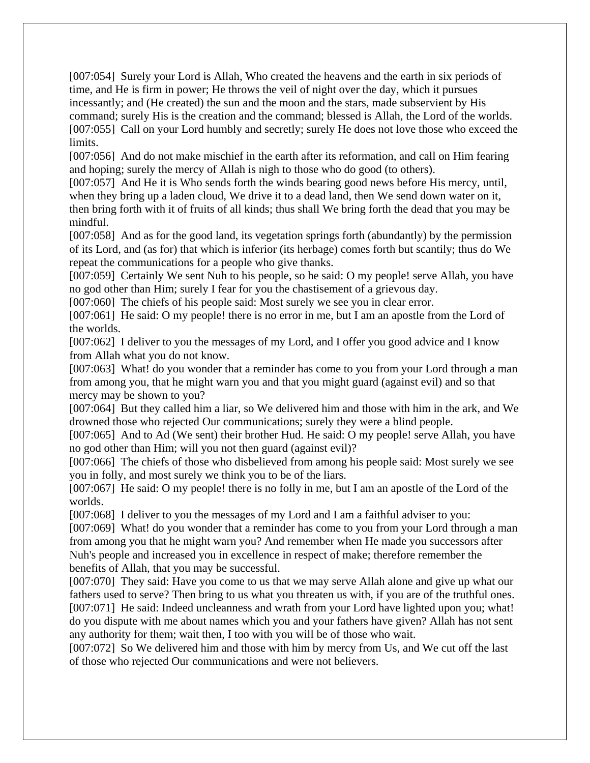[007:054]  Surely your Lord is Allah, Who created the heavens and the earth in six periods of time, and He is firm in power; He throws the veil of night over the day, which it pursues incessantly; and (He created) the sun and the moon and the stars, made subservient by His command; surely His is the creation and the command; blessed is Allah, the Lord of the worlds.
[007:055]  Call on your Lord humbly and secretly; surely He does not love those who exceed the limits.
[007:056]  And do not make mischief in the earth after its reformation, and call on Him fearing and hoping; surely the mercy of Allah is nigh to those who do good (to others).
[007:057]  And He it is Who sends forth the winds bearing good news before His mercy, until, when they bring up a laden cloud, We drive it to a dead land, then We send down water on it, then bring forth with it of fruits of all kinds; thus shall We bring forth the dead that you may be mindful.
[007:058]  And as for the good land, its vegetation springs forth (abundantly) by the permission of its Lord, and (as for) that which is inferior (its herbage) comes forth but scantily; thus do We repeat the communications for a people who give thanks.
[007:059]  Certainly We sent Nuh to his people, so he said: O my people! serve Allah, you have no god other than Him; surely I fear for you the chastisement of a grievous day.
[007:060]  The chiefs of his people said: Most surely we see you in clear error.
[007:061]  He said: O my people! there is no error in me, but I am an apostle from the Lord of the worlds.
[007:062]  I deliver to you the messages of my Lord, and I offer you good advice and I know from Allah what you do not know.
[007:063]  What! do you wonder that a reminder has come to you from your Lord through a man from among you, that he might warn you and that you might guard (against evil) and so that mercy may be shown to you?
[007:064]  But they called him a liar, so We delivered him and those with him in the ark, and We drowned those who rejected Our communications; surely they were a blind people.
[007:065]  And to Ad (We sent) their brother Hud. He said: O my people! serve Allah, you have no god other than Him; will you not then guard (against evil)?
[007:066]  The chiefs of those who disbelieved from among his people said: Most surely we see you in folly, and most surely we think you to be of the liars.
[007:067]  He said: O my people! there is no folly in me, but I am an apostle of the Lord of the worlds.
[007:068]  I deliver to you the messages of my Lord and I am a faithful adviser to you:
[007:069]  What! do you wonder that a reminder has come to you from your Lord through a man from among you that he might warn you? And remember when He made you successors after Nuh's people and increased you in excellence in respect of make; therefore remember the benefits of Allah, that you may be successful.
[007:070]  They said: Have you come to us that we may serve Allah alone and give up what our fathers used to serve? Then bring to us what you threaten us with, if you are of the truthful ones.
[007:071]  He said: Indeed uncleanness and wrath from your Lord have lighted upon you; what! do you dispute with me about names which you and your fathers have given? Allah has not sent any authority for them; wait then, I too with you will be of those who wait.
[007:072]  So We delivered him and those with him by mercy from Us, and We cut off the last of those who rejected Our communications and were not believers.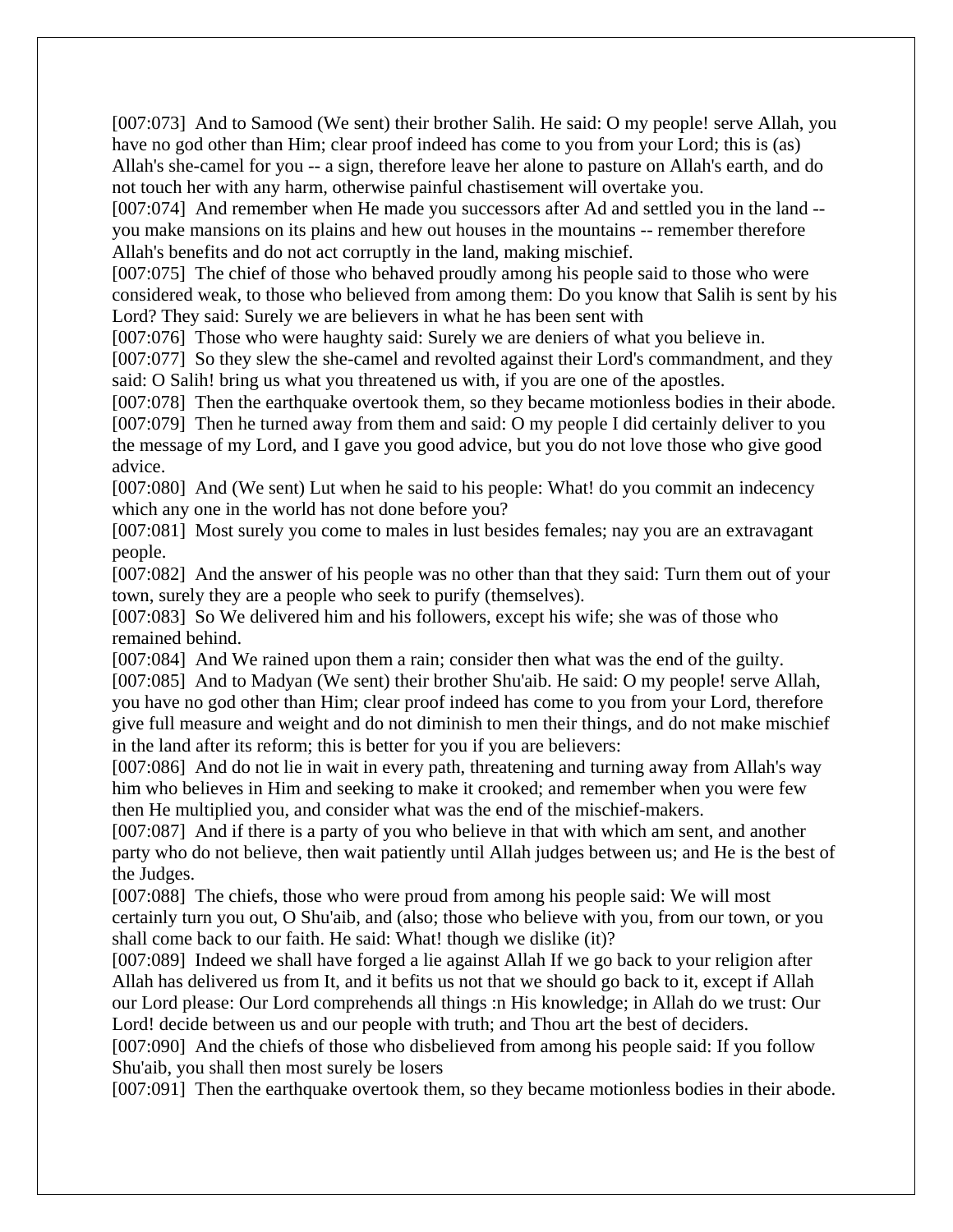[007:073] And to Samood (We sent) their brother Salih. He said: O my people! serve Allah, you have no god other than Him; clear proof indeed has come to you from your Lord; this is (as) Allah's she-camel for you -- a sign, therefore leave her alone to pasture on Allah's earth, and do not touch her with any harm, otherwise painful chastisement will overtake you.

[007:074] And remember when He made you successors after Ad and settled you in the land -- you make mansions on its plains and hew out houses in the mountains -- remember therefore Allah's benefits and do not act corruptly in the land, making mischief.

[007:075] The chief of those who behaved proudly among his people said to those who were considered weak, to those who believed from among them: Do you know that Salih is sent by his Lord? They said: Surely we are believers in what he has been sent with

[007:076] Those who were haughty said: Surely we are deniers of what you believe in.

[007:077] So they slew the she-camel and revolted against their Lord's commandment, and they said: O Salih! bring us what you threatened us with, if you are one of the apostles.

[007:078] Then the earthquake overtook them, so they became motionless bodies in their abode.

[007:079] Then he turned away from them and said: O my people I did certainly deliver to you the message of my Lord, and I gave you good advice, but you do not love those who give good advice.

[007:080] And (We sent) Lut when he said to his people: What! do you commit an indecency which any one in the world has not done before you?

[007:081] Most surely you come to males in lust besides females; nay you are an extravagant people.

[007:082] And the answer of his people was no other than that they said: Turn them out of your town, surely they are a people who seek to purify (themselves).

[007:083] So We delivered him and his followers, except his wife; she was of those who remained behind.

[007:084] And We rained upon them a rain; consider then what was the end of the guilty.

[007:085] And to Madyan (We sent) their brother Shu'aib. He said: O my people! serve Allah, you have no god other than Him; clear proof indeed has come to you from your Lord, therefore give full measure and weight and do not diminish to men their things, and do not make mischief in the land after its reform; this is better for you if you are believers:

[007:086] And do not lie in wait in every path, threatening and turning away from Allah's way him who believes in Him and seeking to make it crooked; and remember when you were few then He multiplied you, and consider what was the end of the mischief-makers.

[007:087] And if there is a party of you who believe in that with which am sent, and another party who do not believe, then wait patiently until Allah judges between us; and He is the best of the Judges.

[007:088] The chiefs, those who were proud from among his people said: We will most certainly turn you out, O Shu'aib, and (also; those who believe with you, from our town, or you shall come back to our faith. He said: What! though we dislike (it)?

[007:089] Indeed we shall have forged a lie against Allah If we go back to your religion after Allah has delivered us from It, and it befits us not that we should go back to it, except if Allah our Lord please: Our Lord comprehends all things :n His knowledge; in Allah do we trust: Our Lord! decide between us and our people with truth; and Thou art the best of deciders.

[007:090] And the chiefs of those who disbelieved from among his people said: If you follow Shu'aib, you shall then most surely be losers

[007:091] Then the earthquake overtook them, so they became motionless bodies in their abode.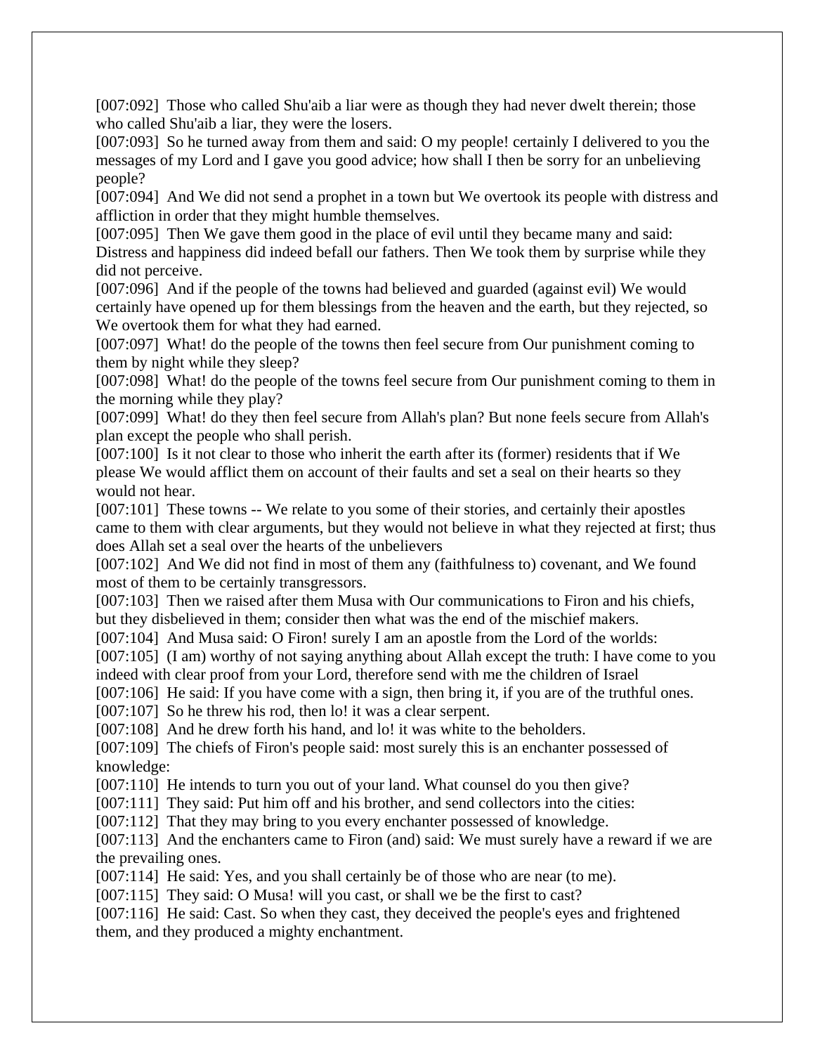[007:092]  Those who called Shu'aib a liar were as though they had never dwelt therein; those who called Shu'aib a liar, they were the losers.

[007:093]  So he turned away from them and said: O my people! certainly I delivered to you the messages of my Lord and I gave you good advice; how shall I then be sorry for an unbelieving people?

[007:094]  And We did not send a prophet in a town but We overtook its people with distress and affliction in order that they might humble themselves.

[007:095]  Then We gave them good in the place of evil until they became many and said: Distress and happiness did indeed befall our fathers. Then We took them by surprise while they did not perceive.

[007:096]  And if the people of the towns had believed and guarded (against evil) We would certainly have opened up for them blessings from the heaven and the earth, but they rejected, so We overtook them for what they had earned.

[007:097]  What! do the people of the towns then feel secure from Our punishment coming to them by night while they sleep?

[007:098]  What! do the people of the towns feel secure from Our punishment coming to them in the morning while they play?

[007:099]  What! do they then feel secure from Allah's plan? But none feels secure from Allah's plan except the people who shall perish.

[007:100]  Is it not clear to those who inherit the earth after its (former) residents that if We please We would afflict them on account of their faults and set a seal on their hearts so they would not hear.

[007:101]  These towns -- We relate to you some of their stories, and certainly their apostles came to them with clear arguments, but they would not believe in what they rejected at first; thus does Allah set a seal over the hearts of the unbelievers

[007:102]  And We did not find in most of them any (faithfulness to) covenant, and We found most of them to be certainly transgressors.

[007:103]  Then we raised after them Musa with Our communications to Firon and his chiefs, but they disbelieved in them; consider then what was the end of the mischief makers.

[007:104]  And Musa said: O Firon! surely I am an apostle from the Lord of the worlds:

[007:105]  (I am) worthy of not saying anything about Allah except the truth: I have come to you indeed with clear proof from your Lord, therefore send with me the children of Israel

[007:106]  He said: If you have come with a sign, then bring it, if you are of the truthful ones.

[007:107]  So he threw his rod, then lo! it was a clear serpent.

[007:108]  And he drew forth his hand, and lo! it was white to the beholders.

[007:109]  The chiefs of Firon's people said: most surely this is an enchanter possessed of knowledge:

[007:110]  He intends to turn you out of your land. What counsel do you then give?

[007:111]  They said: Put him off and his brother, and send collectors into the cities:

[007:112]  That they may bring to you every enchanter possessed of knowledge.

[007:113]  And the enchanters came to Firon (and) said: We must surely have a reward if we are the prevailing ones.

[007:114]  He said: Yes, and you shall certainly be of those who are near (to me).

[007:115]  They said: O Musa! will you cast, or shall we be the first to cast?

[007:116]  He said: Cast. So when they cast, they deceived the people's eyes and frightened them, and they produced a mighty enchantment.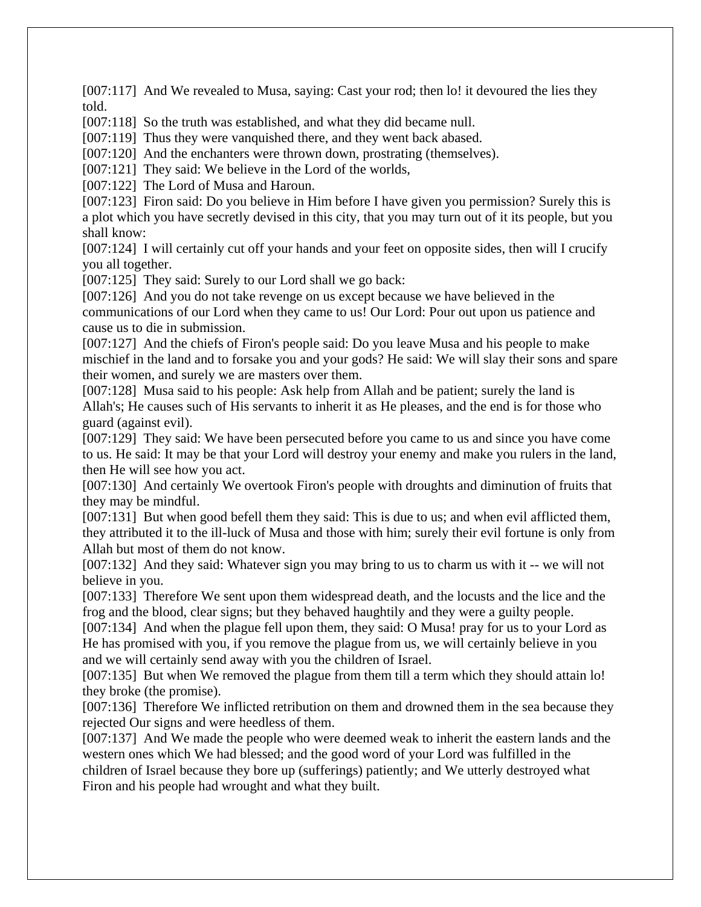[007:117] And We revealed to Musa, saying: Cast your rod; then lo! it devoured the lies they told.
[007:118] So the truth was established, and what they did became null.
[007:119] Thus they were vanquished there, and they went back abased.
[007:120] And the enchanters were thrown down, prostrating (themselves).
[007:121] They said: We believe in the Lord of the worlds,
[007:122] The Lord of Musa and Haroun.
[007:123] Firon said: Do you believe in Him before I have given you permission? Surely this is a plot which you have secretly devised in this city, that you may turn out of it its people, but you shall know:
[007:124] I will certainly cut off your hands and your feet on opposite sides, then will I crucify you all together.
[007:125] They said: Surely to our Lord shall we go back:
[007:126] And you do not take revenge on us except because we have believed in the communications of our Lord when they came to us! Our Lord: Pour out upon us patience and cause us to die in submission.
[007:127] And the chiefs of Firon's people said: Do you leave Musa and his people to make mischief in the land and to forsake you and your gods? He said: We will slay their sons and spare their women, and surely we are masters over them.
[007:128] Musa said to his people: Ask help from Allah and be patient; surely the land is Allah's; He causes such of His servants to inherit it as He pleases, and the end is for those who guard (against evil).
[007:129] They said: We have been persecuted before you came to us and since you have come to us. He said: It may be that your Lord will destroy your enemy and make you rulers in the land, then He will see how you act.
[007:130] And certainly We overtook Firon's people with droughts and diminution of fruits that they may be mindful.
[007:131] But when good befell them they said: This is due to us; and when evil afflicted them, they attributed it to the ill-luck of Musa and those with him; surely their evil fortune is only from Allah but most of them do not know.
[007:132] And they said: Whatever sign you may bring to us to charm us with it -- we will not believe in you.
[007:133] Therefore We sent upon them widespread death, and the locusts and the lice and the frog and the blood, clear signs; but they behaved haughtily and they were a guilty people.
[007:134] And when the plague fell upon them, they said: O Musa! pray for us to your Lord as He has promised with you, if you remove the plague from us, we will certainly believe in you and we will certainly send away with you the children of Israel.
[007:135] But when We removed the plague from them till a term which they should attain lo! they broke (the promise).
[007:136] Therefore We inflicted retribution on them and drowned them in the sea because they rejected Our signs and were heedless of them.
[007:137] And We made the people who were deemed weak to inherit the eastern lands and the western ones which We had blessed; and the good word of your Lord was fulfilled in the children of Israel because they bore up (sufferings) patiently; and We utterly destroyed what Firon and his people had wrought and what they built.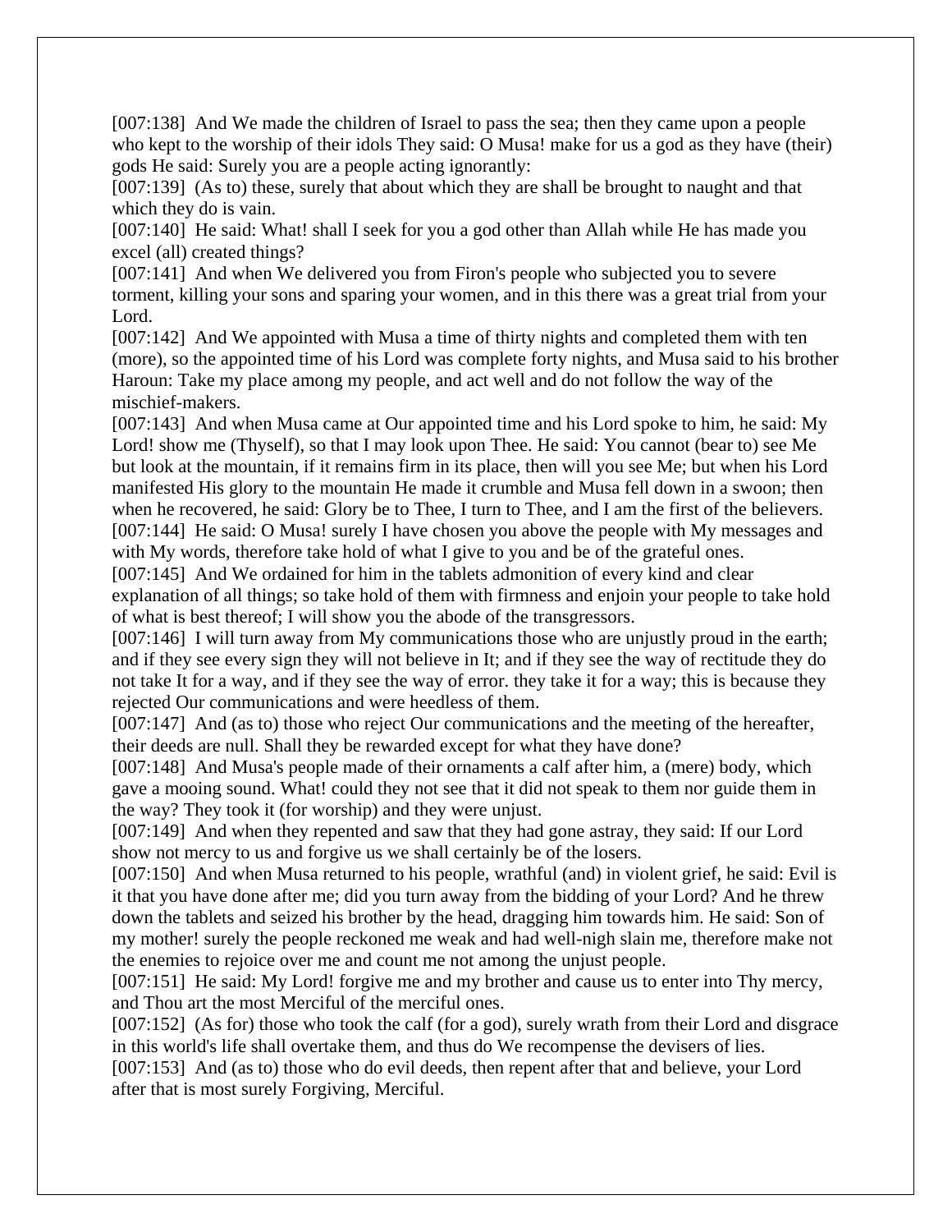[007:138]  And We made the children of Israel to pass the sea; then they came upon a people who kept to the worship of their idols They said: O Musa! make for us a god as they have (their) gods He said: Surely you are a people acting ignorantly:

[007:139]  (As to) these, surely that about which they are shall be brought to naught and that which they do is vain.

[007:140]  He said: What! shall I seek for you a god other than Allah while He has made you excel (all) created things?

[007:141]  And when We delivered you from Firon's people who subjected you to severe torment, killing your sons and sparing your women, and in this there was a great trial from your Lord.

[007:142]  And We appointed with Musa a time of thirty nights and completed them with ten (more), so the appointed time of his Lord was complete forty nights, and Musa said to his brother Haroun: Take my place among my people, and act well and do not follow the way of the mischief-makers.

[007:143]  And when Musa came at Our appointed time and his Lord spoke to him, he said: My Lord! show me (Thyself), so that I may look upon Thee. He said: You cannot (bear to) see Me but look at the mountain, if it remains firm in its place, then will you see Me; but when his Lord manifested His glory to the mountain He made it crumble and Musa fell down in a swoon; then when he recovered, he said: Glory be to Thee, I turn to Thee, and I am the first of the believers.

[007:144]  He said: O Musa! surely I have chosen you above the people with My messages and with My words, therefore take hold of what I give to you and be of the grateful ones.

[007:145]  And We ordained for him in the tablets admonition of every kind and clear explanation of all things; so take hold of them with firmness and enjoin your people to take hold of what is best thereof; I will show you the abode of the transgressors.

[007:146]  I will turn away from My communications those who are unjustly proud in the earth; and if they see every sign they will not believe in It; and if they see the way of rectitude they do not take It for a way, and if they see the way of error. they take it for a way; this is because they rejected Our communications and were heedless of them.

[007:147]  And (as to) those who reject Our communications and the meeting of the hereafter, their deeds are null. Shall they be rewarded except for what they have done?

[007:148]  And Musa's people made of their ornaments a calf after him, a (mere) body, which gave a mooing sound. What! could they not see that it did not speak to them nor guide them in the way? They took it (for worship) and they were unjust.

[007:149]  And when they repented and saw that they had gone astray, they said: If our Lord show not mercy to us and forgive us we shall certainly be of the losers.

[007:150]  And when Musa returned to his people, wrathful (and) in violent grief, he said: Evil is it that you have done after me; did you turn away from the bidding of your Lord? And he threw down the tablets and seized his brother by the head, dragging him towards him. He said: Son of my mother! surely the people reckoned me weak and had well-nigh slain me, therefore make not the enemies to rejoice over me and count me not among the unjust people.

[007:151]  He said: My Lord! forgive me and my brother and cause us to enter into Thy mercy, and Thou art the most Merciful of the merciful ones.

[007:152]  (As for) those who took the calf (for a god), surely wrath from their Lord and disgrace in this world's life shall overtake them, and thus do We recompense the devisers of lies.

[007:153]  And (as to) those who do evil deeds, then repent after that and believe, your Lord after that is most surely Forgiving, Merciful.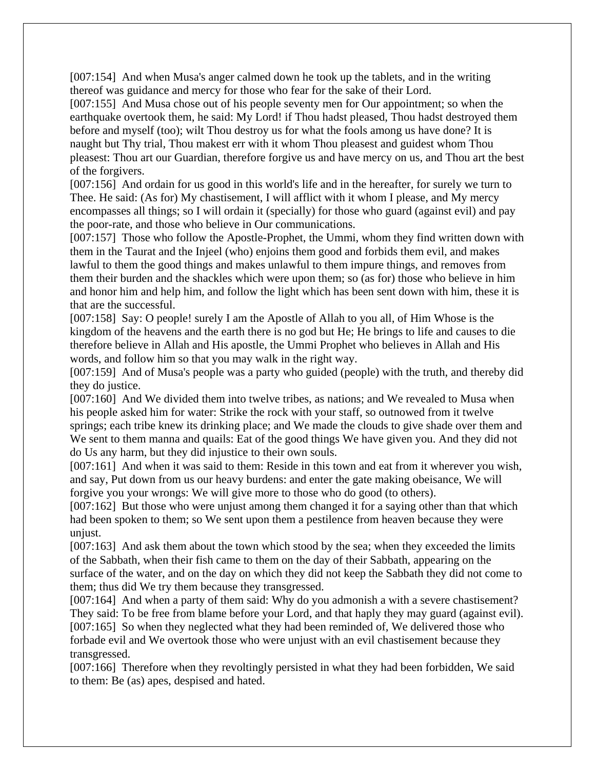[007:154] And when Musa's anger calmed down he took up the tablets, and in the writing thereof was guidance and mercy for those who fear for the sake of their Lord.

[007:155] And Musa chose out of his people seventy men for Our appointment; so when the earthquake overtook them, he said: My Lord! if Thou hadst pleased, Thou hadst destroyed them before and myself (too); wilt Thou destroy us for what the fools among us have done? It is naught but Thy trial, Thou makest err with it whom Thou pleasest and guidest whom Thou pleasest: Thou art our Guardian, therefore forgive us and have mercy on us, and Thou art the best of the forgivers.

[007:156] And ordain for us good in this world's life and in the hereafter, for surely we turn to Thee. He said: (As for) My chastisement, I will afflict with it whom I please, and My mercy encompasses all things; so I will ordain it (specially) for those who guard (against evil) and pay the poor-rate, and those who believe in Our communications.

[007:157] Those who follow the Apostle-Prophet, the Ummi, whom they find written down with them in the Taurat and the Injeel (who) enjoins them good and forbids them evil, and makes lawful to them the good things and makes unlawful to them impure things, and removes from them their burden and the shackles which were upon them; so (as for) those who believe in him and honor him and help him, and follow the light which has been sent down with him, these it is that are the successful.

[007:158] Say: O people! surely I am the Apostle of Allah to you all, of Him Whose is the kingdom of the heavens and the earth there is no god but He; He brings to life and causes to die therefore believe in Allah and His apostle, the Ummi Prophet who believes in Allah and His words, and follow him so that you may walk in the right way.

[007:159] And of Musa's people was a party who guided (people) with the truth, and thereby did they do justice.

[007:160] And We divided them into twelve tribes, as nations; and We revealed to Musa when his people asked him for water: Strike the rock with your staff, so outnowed from it twelve springs; each tribe knew its drinking place; and We made the clouds to give shade over them and We sent to them manna and quails: Eat of the good things We have given you. And they did not do Us any harm, but they did injustice to their own souls.

[007:161] And when it was said to them: Reside in this town and eat from it wherever you wish, and say, Put down from us our heavy burdens: and enter the gate making obeisance, We will forgive you your wrongs: We will give more to those who do good (to others).

[007:162] But those who were unjust among them changed it for a saying other than that which had been spoken to them; so We sent upon them a pestilence from heaven because they were unjust.

[007:163] And ask them about the town which stood by the sea; when they exceeded the limits of the Sabbath, when their fish came to them on the day of their Sabbath, appearing on the surface of the water, and on the day on which they did not keep the Sabbath they did not come to them; thus did We try them because they transgressed.

[007:164] And when a party of them said: Why do you admonish a with a severe chastisement? They said: To be free from blame before your Lord, and that haply they may guard (against evil).

[007:165] So when they neglected what they had been reminded of, We delivered those who forbade evil and We overtook those who were unjust with an evil chastisement because they transgressed.

[007:166] Therefore when they revoltingly persisted in what they had been forbidden, We said to them: Be (as) apes, despised and hated.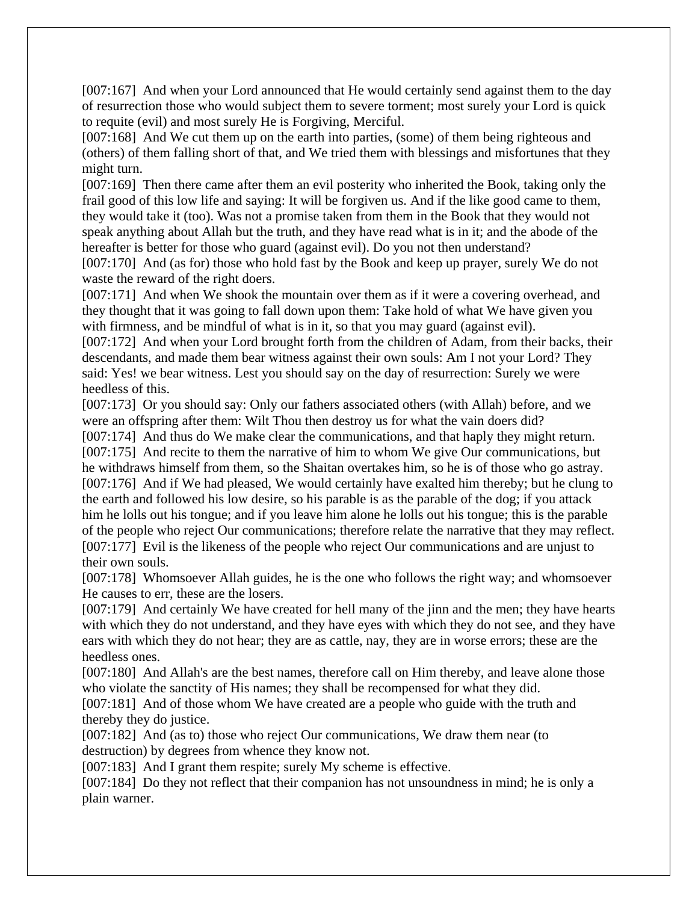[007:167] And when your Lord announced that He would certainly send against them to the day of resurrection those who would subject them to severe torment; most surely your Lord is quick to requite (evil) and most surely He is Forgiving, Merciful.
[007:168] And We cut them up on the earth into parties, (some) of them being righteous and (others) of them falling short of that, and We tried them with blessings and misfortunes that they might turn.
[007:169] Then there came after them an evil posterity who inherited the Book, taking only the frail good of this low life and saying: It will be forgiven us. And if the like good came to them, they would take it (too). Was not a promise taken from them in the Book that they would not speak anything about Allah but the truth, and they have read what is in it; and the abode of the hereafter is better for those who guard (against evil). Do you not then understand?
[007:170] And (as for) those who hold fast by the Book and keep up prayer, surely We do not waste the reward of the right doers.
[007:171] And when We shook the mountain over them as if it were a covering overhead, and they thought that it was going to fall down upon them: Take hold of what We have given you with firmness, and be mindful of what is in it, so that you may guard (against evil).
[007:172] And when your Lord brought forth from the children of Adam, from their backs, their descendants, and made them bear witness against their own souls: Am I not your Lord? They said: Yes! we bear witness. Lest you should say on the day of resurrection: Surely we were heedless of this.
[007:173] Or you should say: Only our fathers associated others (with Allah) before, and we were an offspring after them: Wilt Thou then destroy us for what the vain doers did?
[007:174] And thus do We make clear the communications, and that haply they might return.
[007:175] And recite to them the narrative of him to whom We give Our communications, but he withdraws himself from them, so the Shaitan overtakes him, so he is of those who go astray.
[007:176] And if We had pleased, We would certainly have exalted him thereby; but he clung to the earth and followed his low desire, so his parable is as the parable of the dog; if you attack him he lolls out his tongue; and if you leave him alone he lolls out his tongue; this is the parable of the people who reject Our communications; therefore relate the narrative that they may reflect.
[007:177] Evil is the likeness of the people who reject Our communications and are unjust to their own souls.
[007:178] Whomsoever Allah guides, he is the one who follows the right way; and whomsoever He causes to err, these are the losers.
[007:179] And certainly We have created for hell many of the jinn and the men; they have hearts with which they do not understand, and they have eyes with which they do not see, and they have ears with which they do not hear; they are as cattle, nay, they are in worse errors; these are the heedless ones.
[007:180] And Allah's are the best names, therefore call on Him thereby, and leave alone those who violate the sanctity of His names; they shall be recompensed for what they did.
[007:181] And of those whom We have created are a people who guide with the truth and thereby they do justice.
[007:182] And (as to) those who reject Our communications, We draw them near (to destruction) by degrees from whence they know not.
[007:183] And I grant them respite; surely My scheme is effective.
[007:184] Do they not reflect that their companion has not unsoundness in mind; he is only a plain warner.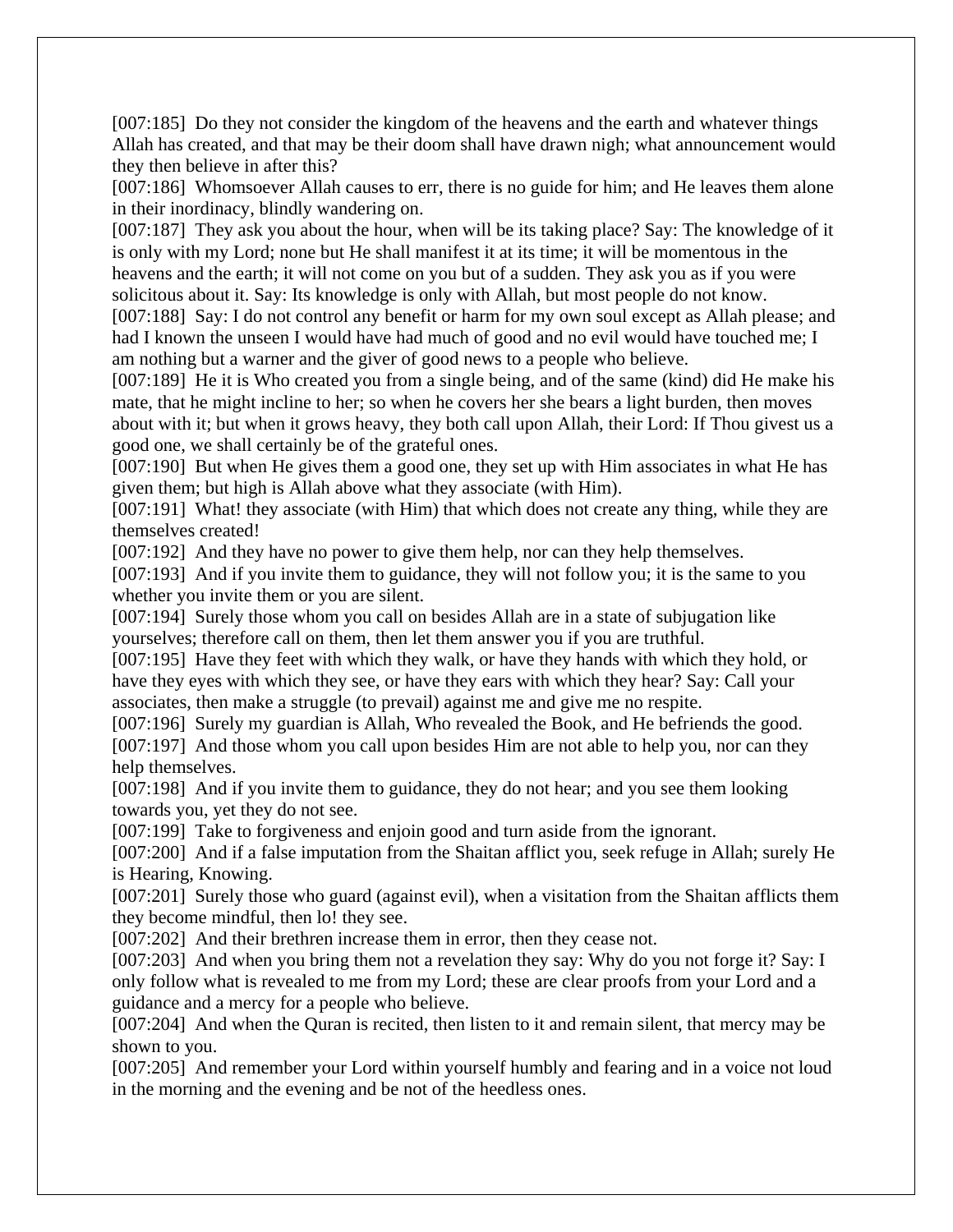[007:185] Do they not consider the kingdom of the heavens and the earth and whatever things Allah has created, and that may be their doom shall have drawn nigh; what announcement would they then believe in after this?
[007:186] Whomsoever Allah causes to err, there is no guide for him; and He leaves them alone in their inordinacy, blindly wandering on.
[007:187] They ask you about the hour, when will be its taking place? Say: The knowledge of it is only with my Lord; none but He shall manifest it at its time; it will be momentous in the heavens and the earth; it will not come on you but of a sudden. They ask you as if you were solicitous about it. Say: Its knowledge is only with Allah, but most people do not know.
[007:188] Say: I do not control any benefit or harm for my own soul except as Allah please; and had I known the unseen I would have had much of good and no evil would have touched me; I am nothing but a warner and the giver of good news to a people who believe.
[007:189] He it is Who created you from a single being, and of the same (kind) did He make his mate, that he might incline to her; so when he covers her she bears a light burden, then moves about with it; but when it grows heavy, they both call upon Allah, their Lord: If Thou givest us a good one, we shall certainly be of the grateful ones.
[007:190] But when He gives them a good one, they set up with Him associates in what He has given them; but high is Allah above what they associate (with Him).
[007:191] What! they associate (with Him) that which does not create any thing, while they are themselves created!
[007:192] And they have no power to give them help, nor can they help themselves.
[007:193] And if you invite them to guidance, they will not follow you; it is the same to you whether you invite them or you are silent.
[007:194] Surely those whom you call on besides Allah are in a state of subjugation like yourselves; therefore call on them, then let them answer you if you are truthful.
[007:195] Have they feet with which they walk, or have they hands with which they hold, or have they eyes with which they see, or have they ears with which they hear? Say: Call your associates, then make a struggle (to prevail) against me and give me no respite.
[007:196] Surely my guardian is Allah, Who revealed the Book, and He befriends the good.
[007:197] And those whom you call upon besides Him are not able to help you, nor can they help themselves.
[007:198] And if you invite them to guidance, they do not hear; and you see them looking towards you, yet they do not see.
[007:199] Take to forgiveness and enjoin good and turn aside from the ignorant.
[007:200] And if a false imputation from the Shaitan afflict you, seek refuge in Allah; surely He is Hearing, Knowing.
[007:201] Surely those who guard (against evil), when a visitation from the Shaitan afflicts them they become mindful, then lo! they see.
[007:202] And their brethren increase them in error, then they cease not.
[007:203] And when you bring them not a revelation they say: Why do you not forge it? Say: I only follow what is revealed to me from my Lord; these are clear proofs from your Lord and a guidance and a mercy for a people who believe.
[007:204] And when the Quran is recited, then listen to it and remain silent, that mercy may be shown to you.
[007:205] And remember your Lord within yourself humbly and fearing and in a voice not loud in the morning and the evening and be not of the heedless ones.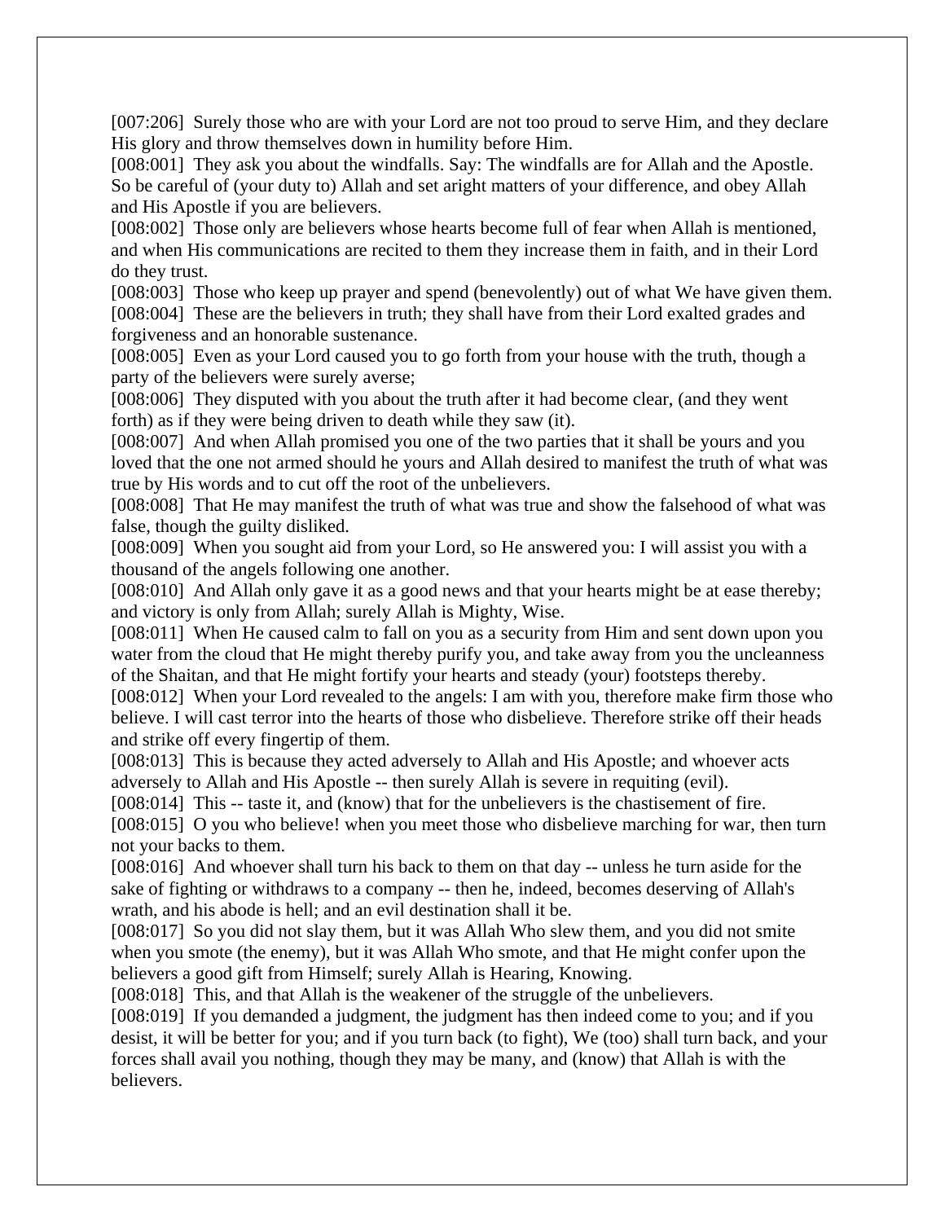[007:206]  Surely those who are with your Lord are not too proud to serve Him, and they declare His glory and throw themselves down in humility before Him.

[008:001]  They ask you about the windfalls. Say: The windfalls are for Allah and the Apostle. So be careful of (your duty to) Allah and set aright matters of your difference, and obey Allah and His Apostle if you are believers.

[008:002]  Those only are believers whose hearts become full of fear when Allah is mentioned, and when His communications are recited to them they increase them in faith, and in their Lord do they trust.

[008:003]  Those who keep up prayer and spend (benevolently) out of what We have given them.

[008:004]  These are the believers in truth; they shall have from their Lord exalted grades and forgiveness and an honorable sustenance.

[008:005]  Even as your Lord caused you to go forth from your house with the truth, though a party of the believers were surely averse;

[008:006]  They disputed with you about the truth after it had become clear, (and they went forth) as if they were being driven to death while they saw (it).

[008:007]  And when Allah promised you one of the two parties that it shall be yours and you loved that the one not armed should he yours and Allah desired to manifest the truth of what was true by His words and to cut off the root of the unbelievers.

[008:008]  That He may manifest the truth of what was true and show the falsehood of what was false, though the guilty disliked.

[008:009]  When you sought aid from your Lord, so He answered you: I will assist you with a thousand of the angels following one another.

[008:010]  And Allah only gave it as a good news and that your hearts might be at ease thereby; and victory is only from Allah; surely Allah is Mighty, Wise.

[008:011]  When He caused calm to fall on you as a security from Him and sent down upon you water from the cloud that He might thereby purify you, and take away from you the uncleanness of the Shaitan, and that He might fortify your hearts and steady (your) footsteps thereby.

[008:012]  When your Lord revealed to the angels: I am with you, therefore make firm those who believe. I will cast terror into the hearts of those who disbelieve. Therefore strike off their heads and strike off every fingertip of them.

[008:013]  This is because they acted adversely to Allah and His Apostle; and whoever acts adversely to Allah and His Apostle -- then surely Allah is severe in requiting (evil).

[008:014]  This -- taste it, and (know) that for the unbelievers is the chastisement of fire.

[008:015]  O you who believe! when you meet those who disbelieve marching for war, then turn not your backs to them.

[008:016]  And whoever shall turn his back to them on that day -- unless he turn aside for the sake of fighting or withdraws to a company -- then he, indeed, becomes deserving of Allah's wrath, and his abode is hell; and an evil destination shall it be.

[008:017]  So you did not slay them, but it was Allah Who slew them, and you did not smite when you smote (the enemy), but it was Allah Who smote, and that He might confer upon the believers a good gift from Himself; surely Allah is Hearing, Knowing.

[008:018]  This, and that Allah is the weakener of the struggle of the unbelievers.

[008:019]  If you demanded a judgment, the judgment has then indeed come to you; and if you desist, it will be better for you; and if you turn back (to fight), We (too) shall turn back, and your forces shall avail you nothing, though they may be many, and (know) that Allah is with the believers.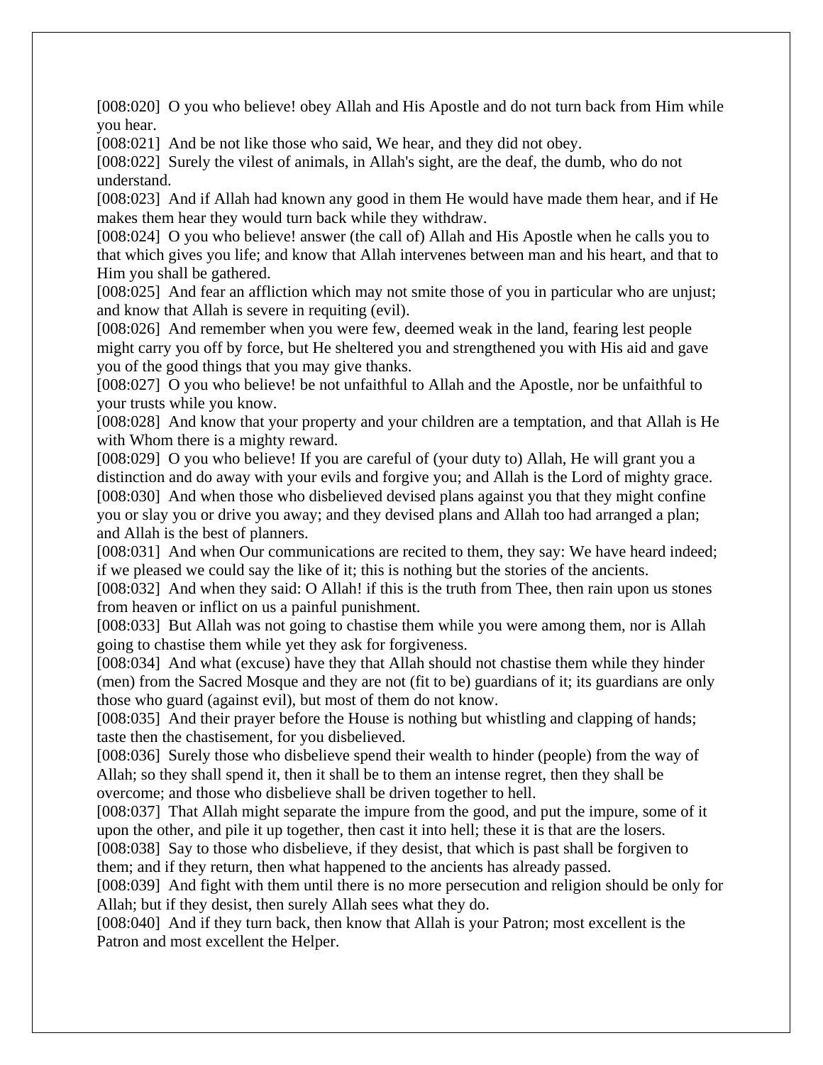[008:020] O you who believe! obey Allah and His Apostle and do not turn back from Him while you hear.

[008:021] And be not like those who said, We hear, and they did not obey.

[008:022] Surely the vilest of animals, in Allah's sight, are the deaf, the dumb, who do not understand.

[008:023] And if Allah had known any good in them He would have made them hear, and if He makes them hear they would turn back while they withdraw.

[008:024] O you who believe! answer (the call of) Allah and His Apostle when he calls you to that which gives you life; and know that Allah intervenes between man and his heart, and that to Him you shall be gathered.

[008:025] And fear an affliction which may not smite those of you in particular who are unjust; and know that Allah is severe in requiting (evil).

[008:026] And remember when you were few, deemed weak in the land, fearing lest people might carry you off by force, but He sheltered you and strengthened you with His aid and gave you of the good things that you may give thanks.

[008:027] O you who believe! be not unfaithful to Allah and the Apostle, nor be unfaithful to your trusts while you know.

[008:028] And know that your property and your children are a temptation, and that Allah is He with Whom there is a mighty reward.

[008:029] O you who believe! If you are careful of (your duty to) Allah, He will grant you a distinction and do away with your evils and forgive you; and Allah is the Lord of mighty grace.

[008:030] And when those who disbelieved devised plans against you that they might confine you or slay you or drive you away; and they devised plans and Allah too had arranged a plan; and Allah is the best of planners.

[008:031] And when Our communications are recited to them, they say: We have heard indeed; if we pleased we could say the like of it; this is nothing but the stories of the ancients.

[008:032] And when they said: O Allah! if this is the truth from Thee, then rain upon us stones from heaven or inflict on us a painful punishment.

[008:033] But Allah was not going to chastise them while you were among them, nor is Allah going to chastise them while yet they ask for forgiveness.

[008:034] And what (excuse) have they that Allah should not chastise them while they hinder (men) from the Sacred Mosque and they are not (fit to be) guardians of it; its guardians are only those who guard (against evil), but most of them do not know.

[008:035] And their prayer before the House is nothing but whistling and clapping of hands; taste then the chastisement, for you disbelieved.

[008:036] Surely those who disbelieve spend their wealth to hinder (people) from the way of Allah; so they shall spend it, then it shall be to them an intense regret, then they shall be overcome; and those who disbelieve shall be driven together to hell.

[008:037] That Allah might separate the impure from the good, and put the impure, some of it upon the other, and pile it up together, then cast it into hell; these it is that are the losers.

[008:038] Say to those who disbelieve, if they desist, that which is past shall be forgiven to them; and if they return, then what happened to the ancients has already passed.

[008:039] And fight with them until there is no more persecution and religion should be only for Allah; but if they desist, then surely Allah sees what they do.

[008:040] And if they turn back, then know that Allah is your Patron; most excellent is the Patron and most excellent the Helper.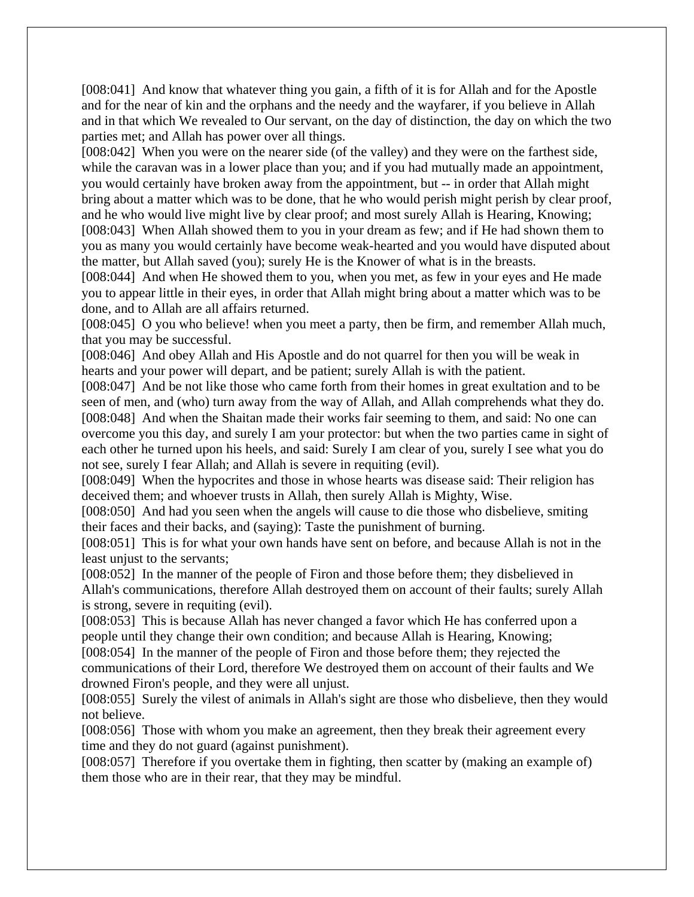[008:041]  And know that whatever thing you gain, a fifth of it is for Allah and for the Apostle and for the near of kin and the orphans and the needy and the wayfarer, if you believe in Allah and in that which We revealed to Our servant, on the day of distinction, the day on which the two parties met; and Allah has power over all things.

[008:042]  When you were on the nearer side (of the valley) and they were on the farthest side, while the caravan was in a lower place than you; and if you had mutually made an appointment, you would certainly have broken away from the appointment, but -- in order that Allah might bring about a matter which was to be done, that he who would perish might perish by clear proof, and he who would live might live by clear proof; and most surely Allah is Hearing, Knowing;

[008:043]  When Allah showed them to you in your dream as few; and if He had shown them to you as many you would certainly have become weak-hearted and you would have disputed about the matter, but Allah saved (you); surely He is the Knower of what is in the breasts.

[008:044]  And when He showed them to you, when you met, as few in your eyes and He made you to appear little in their eyes, in order that Allah might bring about a matter which was to be done, and to Allah are all affairs returned.

[008:045]  O you who believe! when you meet a party, then be firm, and remember Allah much, that you may be successful.

[008:046]  And obey Allah and His Apostle and do not quarrel for then you will be weak in hearts and your power will depart, and be patient; surely Allah is with the patient.

[008:047]  And be not like those who came forth from their homes in great exultation and to be seen of men, and (who) turn away from the way of Allah, and Allah comprehends what they do.

[008:048]  And when the Shaitan made their works fair seeming to them, and said: No one can overcome you this day, and surely I am your protector: but when the two parties came in sight of each other he turned upon his heels, and said: Surely I am clear of you, surely I see what you do not see, surely I fear Allah; and Allah is severe in requiting (evil).

[008:049]  When the hypocrites and those in whose hearts was disease said: Their religion has deceived them; and whoever trusts in Allah, then surely Allah is Mighty, Wise.

[008:050]  And had you seen when the angels will cause to die those who disbelieve, smiting their faces and their backs, and (saying): Taste the punishment of burning.

[008:051]  This is for what your own hands have sent on before, and because Allah is not in the least unjust to the servants;

[008:052]  In the manner of the people of Firon and those before them; they disbelieved in Allah's communications, therefore Allah destroyed them on account of their faults; surely Allah is strong, severe in requiting (evil).

[008:053]  This is because Allah has never changed a favor which He has conferred upon a people until they change their own condition; and because Allah is Hearing, Knowing;

[008:054]  In the manner of the people of Firon and those before them; they rejected the communications of their Lord, therefore We destroyed them on account of their faults and We drowned Firon's people, and they were all unjust.

[008:055]  Surely the vilest of animals in Allah's sight are those who disbelieve, then they would not believe.

[008:056]  Those with whom you make an agreement, then they break their agreement every time and they do not guard (against punishment).

[008:057]  Therefore if you overtake them in fighting, then scatter by (making an example of) them those who are in their rear, that they may be mindful.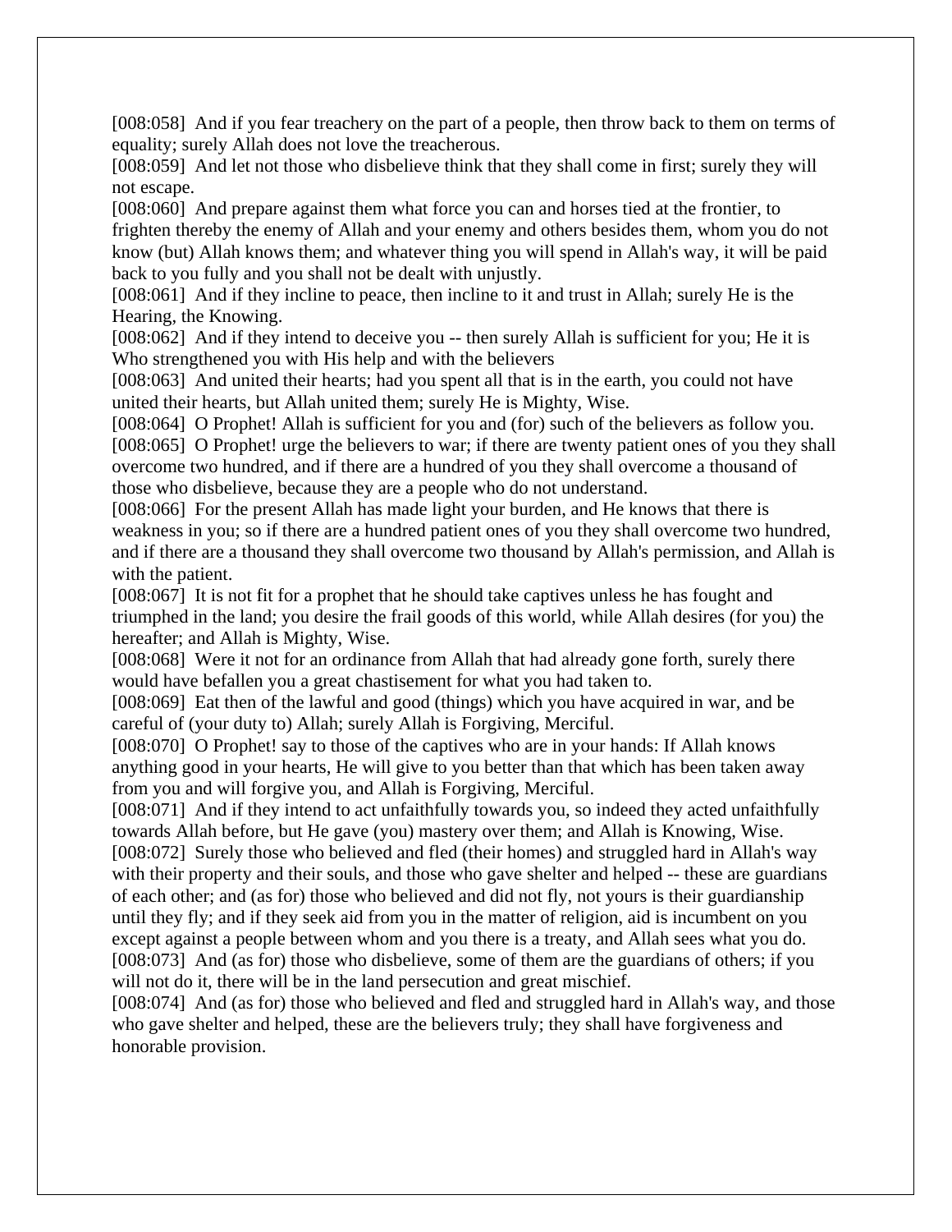[008:058] And if you fear treachery on the part of a people, then throw back to them on terms of equality; surely Allah does not love the treacherous.

[008:059] And let not those who disbelieve think that they shall come in first; surely they will not escape.

[008:060] And prepare against them what force you can and horses tied at the frontier, to frighten thereby the enemy of Allah and your enemy and others besides them, whom you do not know (but) Allah knows them; and whatever thing you will spend in Allah's way, it will be paid back to you fully and you shall not be dealt with unjustly.

[008:061] And if they incline to peace, then incline to it and trust in Allah; surely He is the Hearing, the Knowing.

[008:062] And if they intend to deceive you -- then surely Allah is sufficient for you; He it is Who strengthened you with His help and with the believers

[008:063] And united their hearts; had you spent all that is in the earth, you could not have united their hearts, but Allah united them; surely He is Mighty, Wise.

[008:064] O Prophet! Allah is sufficient for you and (for) such of the believers as follow you.

[008:065] O Prophet! urge the believers to war; if there are twenty patient ones of you they shall overcome two hundred, and if there are a hundred of you they shall overcome a thousand of those who disbelieve, because they are a people who do not understand.

[008:066] For the present Allah has made light your burden, and He knows that there is weakness in you; so if there are a hundred patient ones of you they shall overcome two hundred, and if there are a thousand they shall overcome two thousand by Allah's permission, and Allah is with the patient.

[008:067] It is not fit for a prophet that he should take captives unless he has fought and triumphed in the land; you desire the frail goods of this world, while Allah desires (for you) the hereafter; and Allah is Mighty, Wise.

[008:068] Were it not for an ordinance from Allah that had already gone forth, surely there would have befallen you a great chastisement for what you had taken to.

[008:069] Eat then of the lawful and good (things) which you have acquired in war, and be careful of (your duty to) Allah; surely Allah is Forgiving, Merciful.

[008:070] O Prophet! say to those of the captives who are in your hands: If Allah knows anything good in your hearts, He will give to you better than that which has been taken away from you and will forgive you, and Allah is Forgiving, Merciful.

[008:071] And if they intend to act unfaithfully towards you, so indeed they acted unfaithfully towards Allah before, but He gave (you) mastery over them; and Allah is Knowing, Wise.

[008:072] Surely those who believed and fled (their homes) and struggled hard in Allah's way with their property and their souls, and those who gave shelter and helped -- these are guardians of each other; and (as for) those who believed and did not fly, not yours is their guardianship until they fly; and if they seek aid from you in the matter of religion, aid is incumbent on you except against a people between whom and you there is a treaty, and Allah sees what you do.

[008:073] And (as for) those who disbelieve, some of them are the guardians of others; if you will not do it, there will be in the land persecution and great mischief.

[008:074] And (as for) those who believed and fled and struggled hard in Allah's way, and those who gave shelter and helped, these are the believers truly; they shall have forgiveness and honorable provision.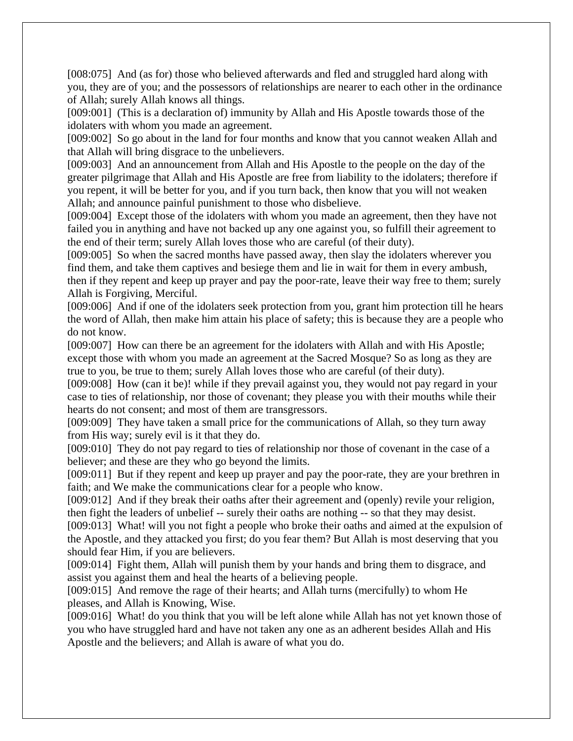[008:075]  And (as for) those who believed afterwards and fled and struggled hard along with you, they are of you; and the possessors of relationships are nearer to each other in the ordinance of Allah; surely Allah knows all things.

[009:001]  (This is a declaration of) immunity by Allah and His Apostle towards those of the idolaters with whom you made an agreement.

[009:002]  So go about in the land for four months and know that you cannot weaken Allah and that Allah will bring disgrace to the unbelievers.

[009:003]  And an announcement from Allah and His Apostle to the people on the day of the greater pilgrimage that Allah and His Apostle are free from liability to the idolaters; therefore if you repent, it will be better for you, and if you turn back, then know that you will not weaken Allah; and announce painful punishment to those who disbelieve.

[009:004]  Except those of the idolaters with whom you made an agreement, then they have not failed you in anything and have not backed up any one against you, so fulfill their agreement to the end of their term; surely Allah loves those who are careful (of their duty).

[009:005]  So when the sacred months have passed away, then slay the idolaters wherever you find them, and take them captives and besiege them and lie in wait for them in every ambush, then if they repent and keep up prayer and pay the poor-rate, leave their way free to them; surely Allah is Forgiving, Merciful.

[009:006]  And if one of the idolaters seek protection from you, grant him protection till he hears the word of Allah, then make him attain his place of safety; this is because they are a people who do not know.

[009:007]  How can there be an agreement for the idolaters with Allah and with His Apostle; except those with whom you made an agreement at the Sacred Mosque? So as long as they are true to you, be true to them; surely Allah loves those who are careful (of their duty).

[009:008]  How (can it be)! while if they prevail against you, they would not pay regard in your case to ties of relationship, nor those of covenant; they please you with their mouths while their hearts do not consent; and most of them are transgressors.

[009:009]  They have taken a small price for the communications of Allah, so they turn away from His way; surely evil is it that they do.

[009:010]  They do not pay regard to ties of relationship nor those of covenant in the case of a believer; and these are they who go beyond the limits.

[009:011]  But if they repent and keep up prayer and pay the poor-rate, they are your brethren in faith; and We make the communications clear for a people who know.

[009:012]  And if they break their oaths after their agreement and (openly) revile your religion, then fight the leaders of unbelief -- surely their oaths are nothing -- so that they may desist.

[009:013]  What! will you not fight a people who broke their oaths and aimed at the expulsion of the Apostle, and they attacked you first; do you fear them? But Allah is most deserving that you should fear Him, if you are believers.

[009:014]  Fight them, Allah will punish them by your hands and bring them to disgrace, and assist you against them and heal the hearts of a believing people.

[009:015]  And remove the rage of their hearts; and Allah turns (mercifully) to whom He pleases, and Allah is Knowing, Wise.

[009:016]  What! do you think that you will be left alone while Allah has not yet known those of you who have struggled hard and have not taken any one as an adherent besides Allah and His Apostle and the believers; and Allah is aware of what you do.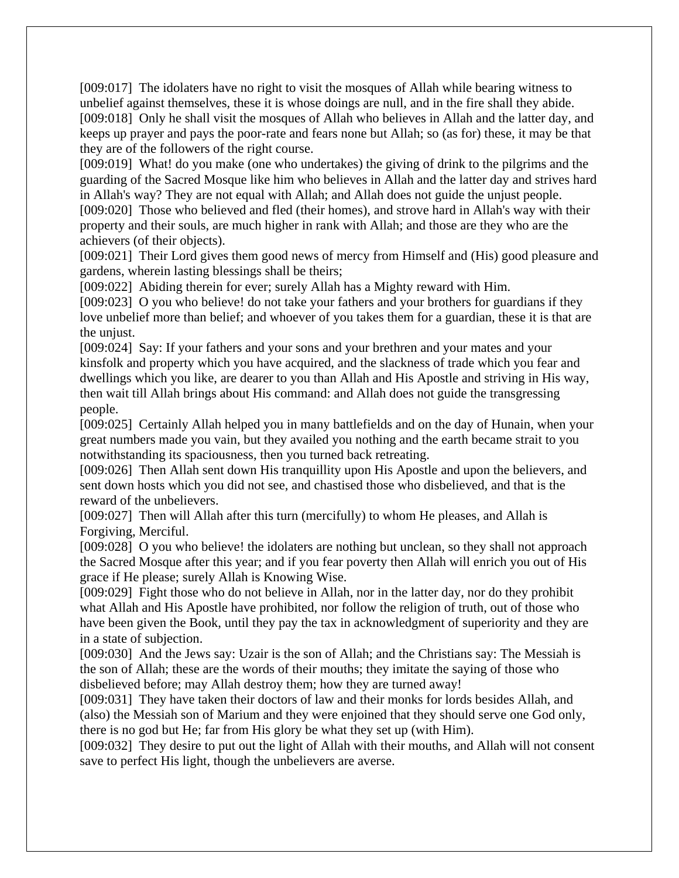[009:017] The idolaters have no right to visit the mosques of Allah while bearing witness to unbelief against themselves, these it is whose doings are null, and in the fire shall they abide.
[009:018] Only he shall visit the mosques of Allah who believes in Allah and the latter day, and keeps up prayer and pays the poor-rate and fears none but Allah; so (as for) these, it may be that they are of the followers of the right course.
[009:019] What! do you make (one who undertakes) the giving of drink to the pilgrims and the guarding of the Sacred Mosque like him who believes in Allah and the latter day and strives hard in Allah's way? They are not equal with Allah; and Allah does not guide the unjust people.
[009:020] Those who believed and fled (their homes), and strove hard in Allah's way with their property and their souls, are much higher in rank with Allah; and those are they who are the achievers (of their objects).
[009:021] Their Lord gives them good news of mercy from Himself and (His) good pleasure and gardens, wherein lasting blessings shall be theirs;
[009:022] Abiding therein for ever; surely Allah has a Mighty reward with Him.
[009:023] O you who believe! do not take your fathers and your brothers for guardians if they love unbelief more than belief; and whoever of you takes them for a guardian, these it is that are the unjust.
[009:024] Say: If your fathers and your sons and your brethren and your mates and your kinsfolk and property which you have acquired, and the slackness of trade which you fear and dwellings which you like, are dearer to you than Allah and His Apostle and striving in His way, then wait till Allah brings about His command: and Allah does not guide the transgressing people.
[009:025] Certainly Allah helped you in many battlefields and on the day of Hunain, when your great numbers made you vain, but they availed you nothing and the earth became strait to you notwithstanding its spaciousness, then you turned back retreating.
[009:026] Then Allah sent down His tranquillity upon His Apostle and upon the believers, and sent down hosts which you did not see, and chastised those who disbelieved, and that is the reward of the unbelievers.
[009:027] Then will Allah after this turn (mercifully) to whom He pleases, and Allah is Forgiving, Merciful.
[009:028] O you who believe! the idolaters are nothing but unclean, so they shall not approach the Sacred Mosque after this year; and if you fear poverty then Allah will enrich you out of His grace if He please; surely Allah is Knowing Wise.
[009:029] Fight those who do not believe in Allah, nor in the latter day, nor do they prohibit what Allah and His Apostle have prohibited, nor follow the religion of truth, out of those who have been given the Book, until they pay the tax in acknowledgment of superiority and they are in a state of subjection.
[009:030] And the Jews say: Uzair is the son of Allah; and the Christians say: The Messiah is the son of Allah; these are the words of their mouths; they imitate the saying of those who disbelieved before; may Allah destroy them; how they are turned away!
[009:031] They have taken their doctors of law and their monks for lords besides Allah, and (also) the Messiah son of Marium and they were enjoined that they should serve one God only, there is no god but He; far from His glory be what they set up (with Him).
[009:032] They desire to put out the light of Allah with their mouths, and Allah will not consent save to perfect His light, though the unbelievers are averse.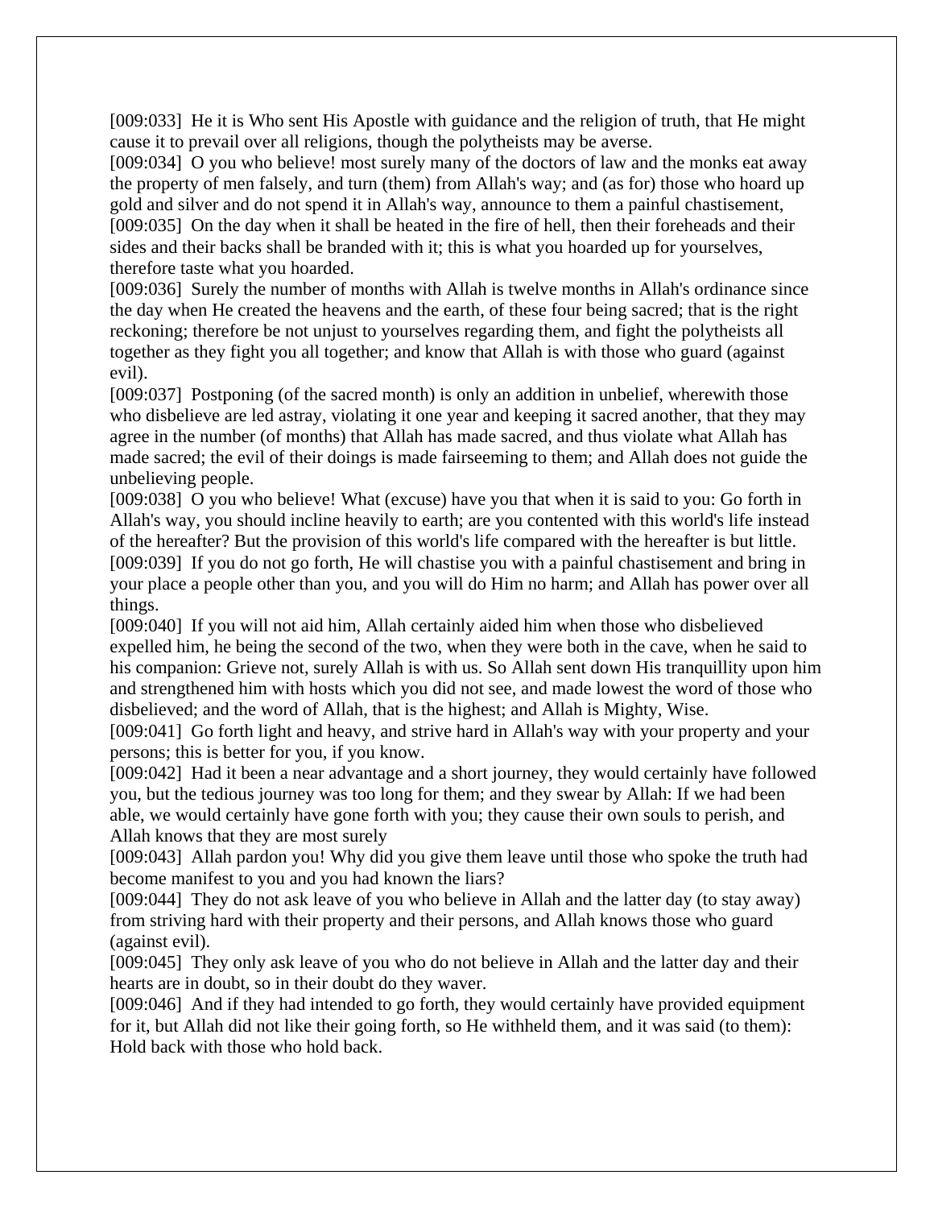[009:033] He it is Who sent His Apostle with guidance and the religion of truth, that He might cause it to prevail over all religions, though the polytheists may be averse.

[009:034] O you who believe! most surely many of the doctors of law and the monks eat away the property of men falsely, and turn (them) from Allah's way; and (as for) those who hoard up gold and silver and do not spend it in Allah's way, announce to them a painful chastisement,

[009:035] On the day when it shall be heated in the fire of hell, then their foreheads and their sides and their backs shall be branded with it; this is what you hoarded up for yourselves, therefore taste what you hoarded.

[009:036] Surely the number of months with Allah is twelve months in Allah's ordinance since the day when He created the heavens and the earth, of these four being sacred; that is the right reckoning; therefore be not unjust to yourselves regarding them, and fight the polytheists all together as they fight you all together; and know that Allah is with those who guard (against evil).

[009:037] Postponing (of the sacred month) is only an addition in unbelief, wherewith those who disbelieve are led astray, violating it one year and keeping it sacred another, that they may agree in the number (of months) that Allah has made sacred, and thus violate what Allah has made sacred; the evil of their doings is made fairseeming to them; and Allah does not guide the unbelieving people.

[009:038] O you who believe! What (excuse) have you that when it is said to you: Go forth in Allah's way, you should incline heavily to earth; are you contented with this world's life instead of the hereafter? But the provision of this world's life compared with the hereafter is but little.

[009:039] If you do not go forth, He will chastise you with a painful chastisement and bring in your place a people other than you, and you will do Him no harm; and Allah has power over all things.

[009:040] If you will not aid him, Allah certainly aided him when those who disbelieved expelled him, he being the second of the two, when they were both in the cave, when he said to his companion: Grieve not, surely Allah is with us. So Allah sent down His tranquillity upon him and strengthened him with hosts which you did not see, and made lowest the word of those who disbelieved; and the word of Allah, that is the highest; and Allah is Mighty, Wise.

[009:041] Go forth light and heavy, and strive hard in Allah's way with your property and your persons; this is better for you, if you know.

[009:042] Had it been a near advantage and a short journey, they would certainly have followed you, but the tedious journey was too long for them; and they swear by Allah: If we had been able, we would certainly have gone forth with you; they cause their own souls to perish, and Allah knows that they are most surely

[009:043] Allah pardon you! Why did you give them leave until those who spoke the truth had become manifest to you and you had known the liars?

[009:044] They do not ask leave of you who believe in Allah and the latter day (to stay away) from striving hard with their property and their persons, and Allah knows those who guard (against evil).

[009:045] They only ask leave of you who do not believe in Allah and the latter day and their hearts are in doubt, so in their doubt do they waver.

[009:046] And if they had intended to go forth, they would certainly have provided equipment for it, but Allah did not like their going forth, so He withheld them, and it was said (to them): Hold back with those who hold back.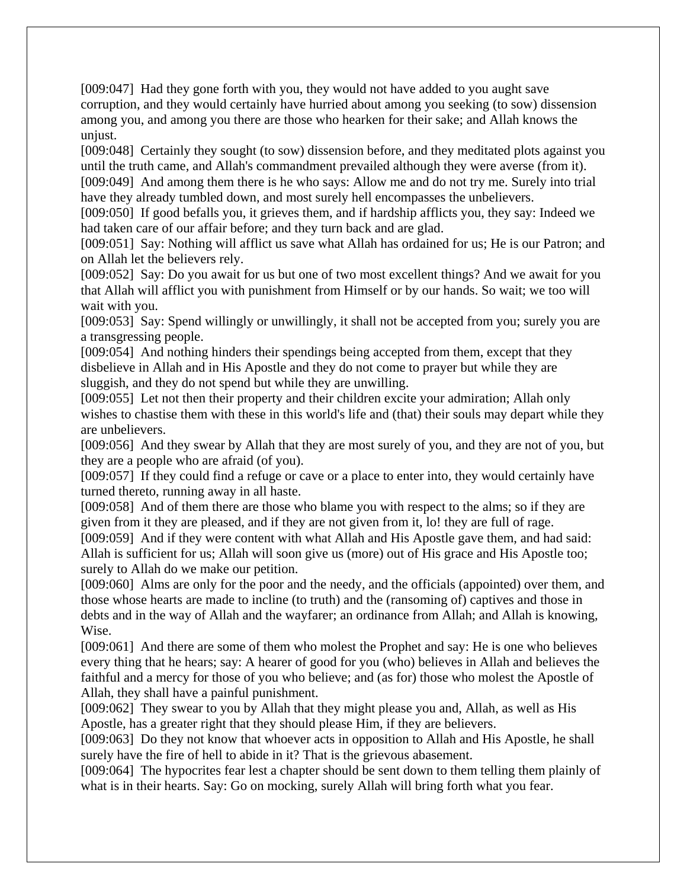[009:047] Had they gone forth with you, they would not have added to you aught save corruption, and they would certainly have hurried about among you seeking (to sow) dissension among you, and among you there are those who hearken for their sake; and Allah knows the unjust.

[009:048] Certainly they sought (to sow) dissension before, and they meditated plots against you until the truth came, and Allah's commandment prevailed although they were averse (from it).

[009:049] And among them there is he who says: Allow me and do not try me. Surely into trial have they already tumbled down, and most surely hell encompasses the unbelievers.

[009:050] If good befalls you, it grieves them, and if hardship afflicts you, they say: Indeed we had taken care of our affair before; and they turn back and are glad.

[009:051] Say: Nothing will afflict us save what Allah has ordained for us; He is our Patron; and on Allah let the believers rely.

[009:052] Say: Do you await for us but one of two most excellent things? And we await for you that Allah will afflict you with punishment from Himself or by our hands. So wait; we too will wait with you.

[009:053] Say: Spend willingly or unwillingly, it shall not be accepted from you; surely you are a transgressing people.

[009:054] And nothing hinders their spendings being accepted from them, except that they disbelieve in Allah and in His Apostle and they do not come to prayer but while they are sluggish, and they do not spend but while they are unwilling.

[009:055] Let not then their property and their children excite your admiration; Allah only wishes to chastise them with these in this world's life and (that) their souls may depart while they are unbelievers.

[009:056] And they swear by Allah that they are most surely of you, and they are not of you, but they are a people who are afraid (of you).

[009:057] If they could find a refuge or cave or a place to enter into, they would certainly have turned thereto, running away in all haste.

[009:058] And of them there are those who blame you with respect to the alms; so if they are given from it they are pleased, and if they are not given from it, lo! they are full of rage.

[009:059] And if they were content with what Allah and His Apostle gave them, and had said: Allah is sufficient for us; Allah will soon give us (more) out of His grace and His Apostle too; surely to Allah do we make our petition.

[009:060] Alms are only for the poor and the needy, and the officials (appointed) over them, and those whose hearts are made to incline (to truth) and the (ransoming of) captives and those in debts and in the way of Allah and the wayfarer; an ordinance from Allah; and Allah is knowing, Wise.

[009:061] And there are some of them who molest the Prophet and say: He is one who believes every thing that he hears; say: A hearer of good for you (who) believes in Allah and believes the faithful and a mercy for those of you who believe; and (as for) those who molest the Apostle of Allah, they shall have a painful punishment.

[009:062] They swear to you by Allah that they might please you and, Allah, as well as His Apostle, has a greater right that they should please Him, if they are believers.

[009:063] Do they not know that whoever acts in opposition to Allah and His Apostle, he shall surely have the fire of hell to abide in it? That is the grievous abasement.

[009:064] The hypocrites fear lest a chapter should be sent down to them telling them plainly of what is in their hearts. Say: Go on mocking, surely Allah will bring forth what you fear.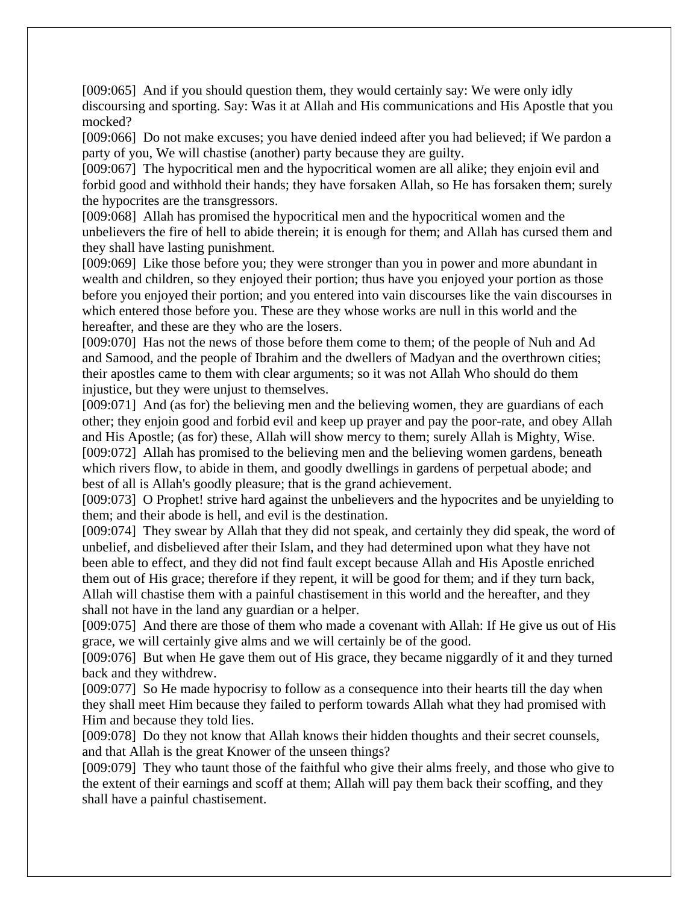[009:065] And if you should question them, they would certainly say: We were only idly discoursing and sporting. Say: Was it at Allah and His communications and His Apostle that you mocked?

[009:066] Do not make excuses; you have denied indeed after you had believed; if We pardon a party of you, We will chastise (another) party because they are guilty.

[009:067] The hypocritical men and the hypocritical women are all alike; they enjoin evil and forbid good and withhold their hands; they have forsaken Allah, so He has forsaken them; surely the hypocrites are the transgressors.

[009:068] Allah has promised the hypocritical men and the hypocritical women and the unbelievers the fire of hell to abide therein; it is enough for them; and Allah has cursed them and they shall have lasting punishment.

[009:069] Like those before you; they were stronger than you in power and more abundant in wealth and children, so they enjoyed their portion; thus have you enjoyed your portion as those before you enjoyed their portion; and you entered into vain discourses like the vain discourses in which entered those before you. These are they whose works are null in this world and the hereafter, and these are they who are the losers.

[009:070] Has not the news of those before them come to them; of the people of Nuh and Ad and Samood, and the people of Ibrahim and the dwellers of Madyan and the overthrown cities; their apostles came to them with clear arguments; so it was not Allah Who should do them injustice, but they were unjust to themselves.

[009:071] And (as for) the believing men and the believing women, they are guardians of each other; they enjoin good and forbid evil and keep up prayer and pay the poor-rate, and obey Allah and His Apostle; (as for) these, Allah will show mercy to them; surely Allah is Mighty, Wise.

[009:072] Allah has promised to the believing men and the believing women gardens, beneath which rivers flow, to abide in them, and goodly dwellings in gardens of perpetual abode; and best of all is Allah's goodly pleasure; that is the grand achievement.

[009:073] O Prophet! strive hard against the unbelievers and the hypocrites and be unyielding to them; and their abode is hell, and evil is the destination.

[009:074] They swear by Allah that they did not speak, and certainly they did speak, the word of unbelief, and disbelieved after their Islam, and they had determined upon what they have not been able to effect, and they did not find fault except because Allah and His Apostle enriched them out of His grace; therefore if they repent, it will be good for them; and if they turn back, Allah will chastise them with a painful chastisement in this world and the hereafter, and they shall not have in the land any guardian or a helper.

[009:075] And there are those of them who made a covenant with Allah: If He give us out of His grace, we will certainly give alms and we will certainly be of the good.

[009:076] But when He gave them out of His grace, they became niggardly of it and they turned back and they withdrew.

[009:077] So He made hypocrisy to follow as a consequence into their hearts till the day when they shall meet Him because they failed to perform towards Allah what they had promised with Him and because they told lies.

[009:078] Do they not know that Allah knows their hidden thoughts and their secret counsels, and that Allah is the great Knower of the unseen things?

[009:079] They who taunt those of the faithful who give their alms freely, and those who give to the extent of their earnings and scoff at them; Allah will pay them back their scoffing, and they shall have a painful chastisement.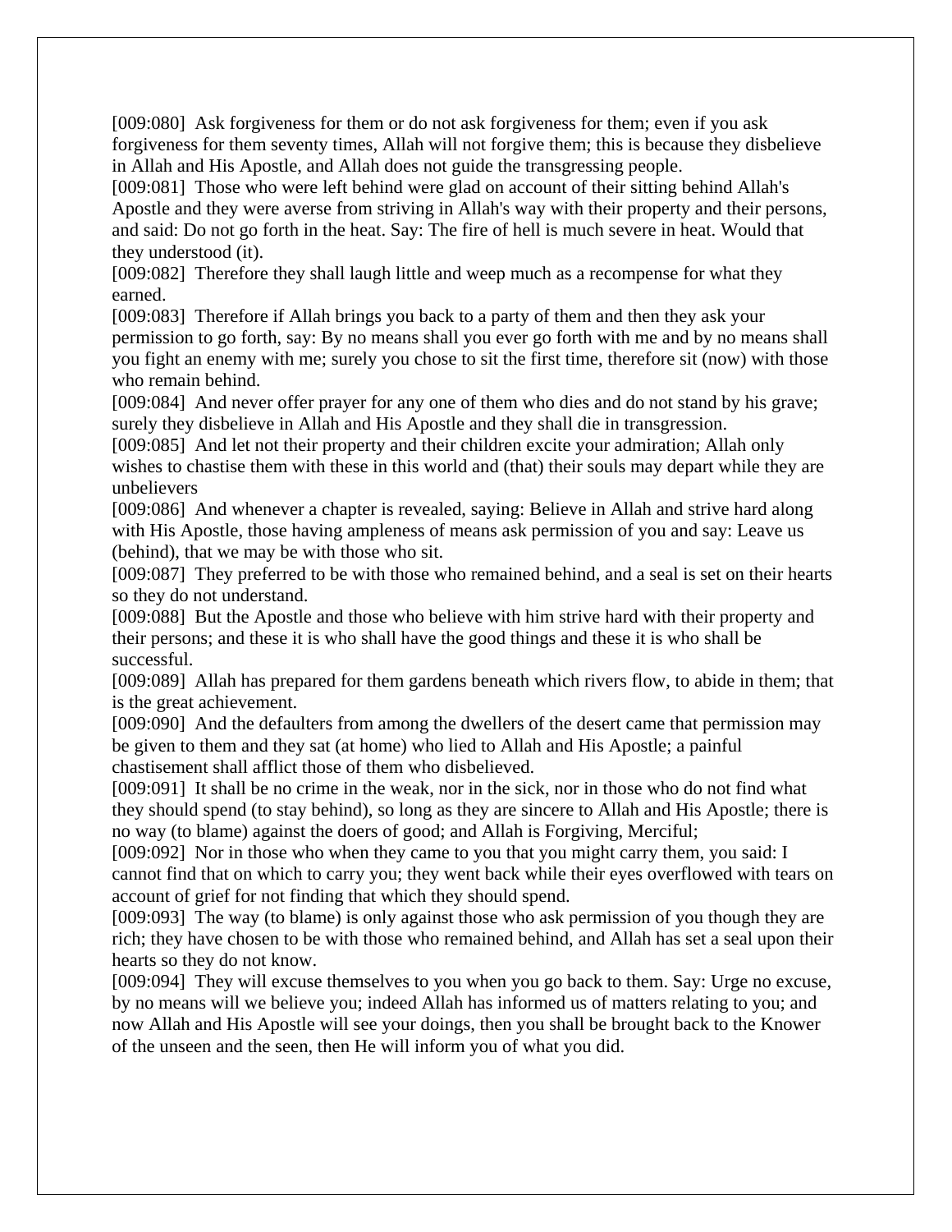[009:080] Ask forgiveness for them or do not ask forgiveness for them; even if you ask forgiveness for them seventy times, Allah will not forgive them; this is because they disbelieve in Allah and His Apostle, and Allah does not guide the transgressing people.

[009:081] Those who were left behind were glad on account of their sitting behind Allah's Apostle and they were averse from striving in Allah's way with their property and their persons, and said: Do not go forth in the heat. Say: The fire of hell is much severe in heat. Would that they understood (it).

[009:082] Therefore they shall laugh little and weep much as a recompense for what they earned.

[009:083] Therefore if Allah brings you back to a party of them and then they ask your permission to go forth, say: By no means shall you ever go forth with me and by no means shall you fight an enemy with me; surely you chose to sit the first time, therefore sit (now) with those who remain behind.

[009:084] And never offer prayer for any one of them who dies and do not stand by his grave; surely they disbelieve in Allah and His Apostle and they shall die in transgression.

[009:085] And let not their property and their children excite your admiration; Allah only wishes to chastise them with these in this world and (that) their souls may depart while they are unbelievers

[009:086] And whenever a chapter is revealed, saying: Believe in Allah and strive hard along with His Apostle, those having ampleness of means ask permission of you and say: Leave us (behind), that we may be with those who sit.

[009:087] They preferred to be with those who remained behind, and a seal is set on their hearts so they do not understand.

[009:088] But the Apostle and those who believe with him strive hard with their property and their persons; and these it is who shall have the good things and these it is who shall be successful.

[009:089] Allah has prepared for them gardens beneath which rivers flow, to abide in them; that is the great achievement.

[009:090] And the defaulters from among the dwellers of the desert came that permission may be given to them and they sat (at home) who lied to Allah and His Apostle; a painful chastisement shall afflict those of them who disbelieved.

[009:091] It shall be no crime in the weak, nor in the sick, nor in those who do not find what they should spend (to stay behind), so long as they are sincere to Allah and His Apostle; there is no way (to blame) against the doers of good; and Allah is Forgiving, Merciful;

[009:092] Nor in those who when they came to you that you might carry them, you said: I cannot find that on which to carry you; they went back while their eyes overflowed with tears on account of grief for not finding that which they should spend.

[009:093] The way (to blame) is only against those who ask permission of you though they are rich; they have chosen to be with those who remained behind, and Allah has set a seal upon their hearts so they do not know.

[009:094] They will excuse themselves to you when you go back to them. Say: Urge no excuse, by no means will we believe you; indeed Allah has informed us of matters relating to you; and now Allah and His Apostle will see your doings, then you shall be brought back to the Knower of the unseen and the seen, then He will inform you of what you did.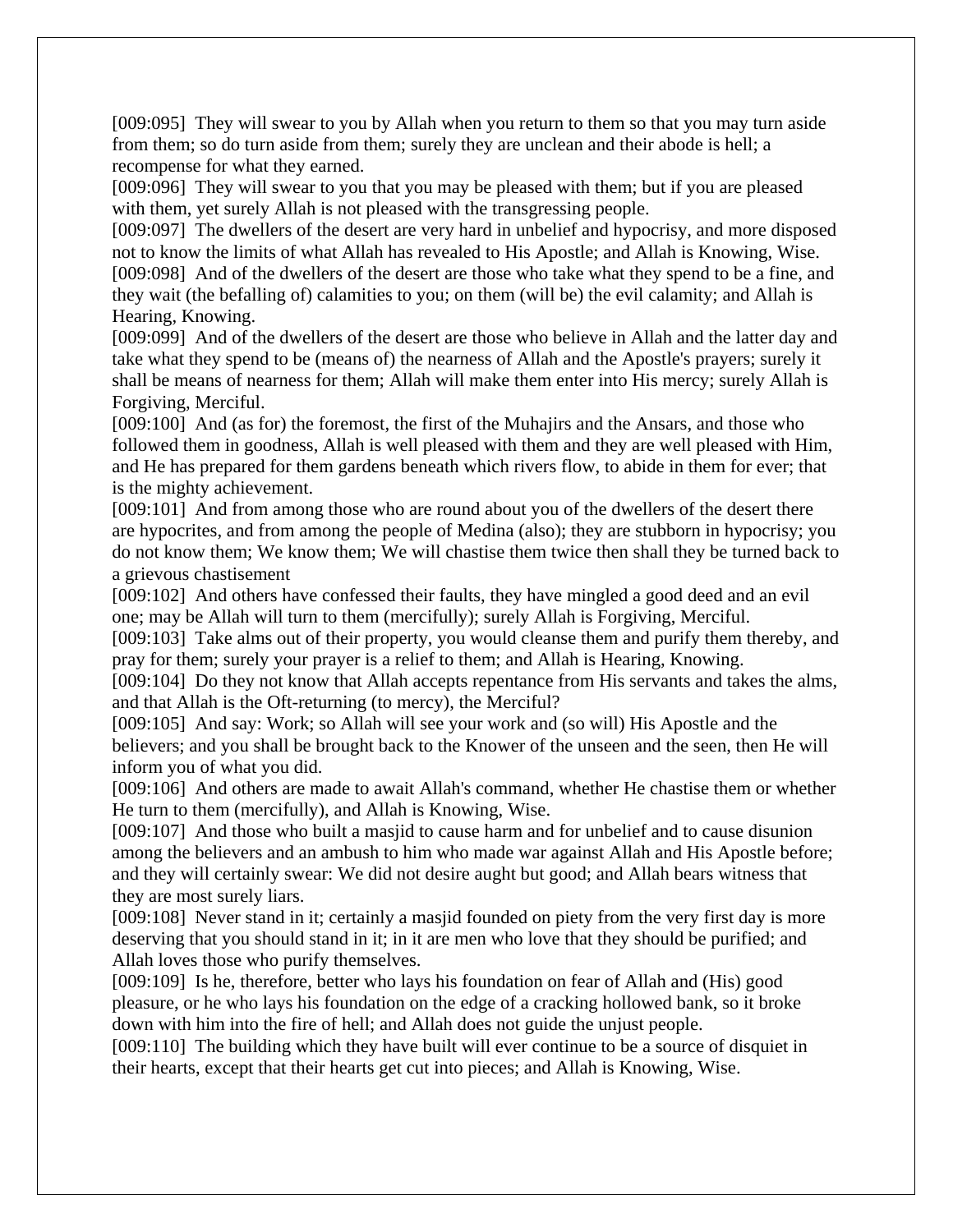[009:095] They will swear to you by Allah when you return to them so that you may turn aside from them; so do turn aside from them; surely they are unclean and their abode is hell; a recompense for what they earned.

[009:096] They will swear to you that you may be pleased with them; but if you are pleased with them, yet surely Allah is not pleased with the transgressing people.

[009:097] The dwellers of the desert are very hard in unbelief and hypocrisy, and more disposed not to know the limits of what Allah has revealed to His Apostle; and Allah is Knowing, Wise.

[009:098] And of the dwellers of the desert are those who take what they spend to be a fine, and they wait (the befalling of) calamities to you; on them (will be) the evil calamity; and Allah is Hearing, Knowing.

[009:099] And of the dwellers of the desert are those who believe in Allah and the latter day and take what they spend to be (means of) the nearness of Allah and the Apostle's prayers; surely it shall be means of nearness for them; Allah will make them enter into His mercy; surely Allah is Forgiving, Merciful.

[009:100] And (as for) the foremost, the first of the Muhajirs and the Ansars, and those who followed them in goodness, Allah is well pleased with them and they are well pleased with Him, and He has prepared for them gardens beneath which rivers flow, to abide in them for ever; that is the mighty achievement.

[009:101] And from among those who are round about you of the dwellers of the desert there are hypocrites, and from among the people of Medina (also); they are stubborn in hypocrisy; you do not know them; We know them; We will chastise them twice then shall they be turned back to a grievous chastisement

[009:102] And others have confessed their faults, they have mingled a good deed and an evil one; may be Allah will turn to them (mercifully); surely Allah is Forgiving, Merciful.

[009:103] Take alms out of their property, you would cleanse them and purify them thereby, and pray for them; surely your prayer is a relief to them; and Allah is Hearing, Knowing.

[009:104] Do they not know that Allah accepts repentance from His servants and takes the alms, and that Allah is the Oft-returning (to mercy), the Merciful?

[009:105] And say: Work; so Allah will see your work and (so will) His Apostle and the believers; and you shall be brought back to the Knower of the unseen and the seen, then He will inform you of what you did.

[009:106] And others are made to await Allah's command, whether He chastise them or whether He turn to them (mercifully), and Allah is Knowing, Wise.

[009:107] And those who built a masjid to cause harm and for unbelief and to cause disunion among the believers and an ambush to him who made war against Allah and His Apostle before; and they will certainly swear: We did not desire aught but good; and Allah bears witness that they are most surely liars.

[009:108] Never stand in it; certainly a masjid founded on piety from the very first day is more deserving that you should stand in it; in it are men who love that they should be purified; and Allah loves those who purify themselves.

[009:109] Is he, therefore, better who lays his foundation on fear of Allah and (His) good pleasure, or he who lays his foundation on the edge of a cracking hollowed bank, so it broke down with him into the fire of hell; and Allah does not guide the unjust people.

[009:110] The building which they have built will ever continue to be a source of disquiet in their hearts, except that their hearts get cut into pieces; and Allah is Knowing, Wise.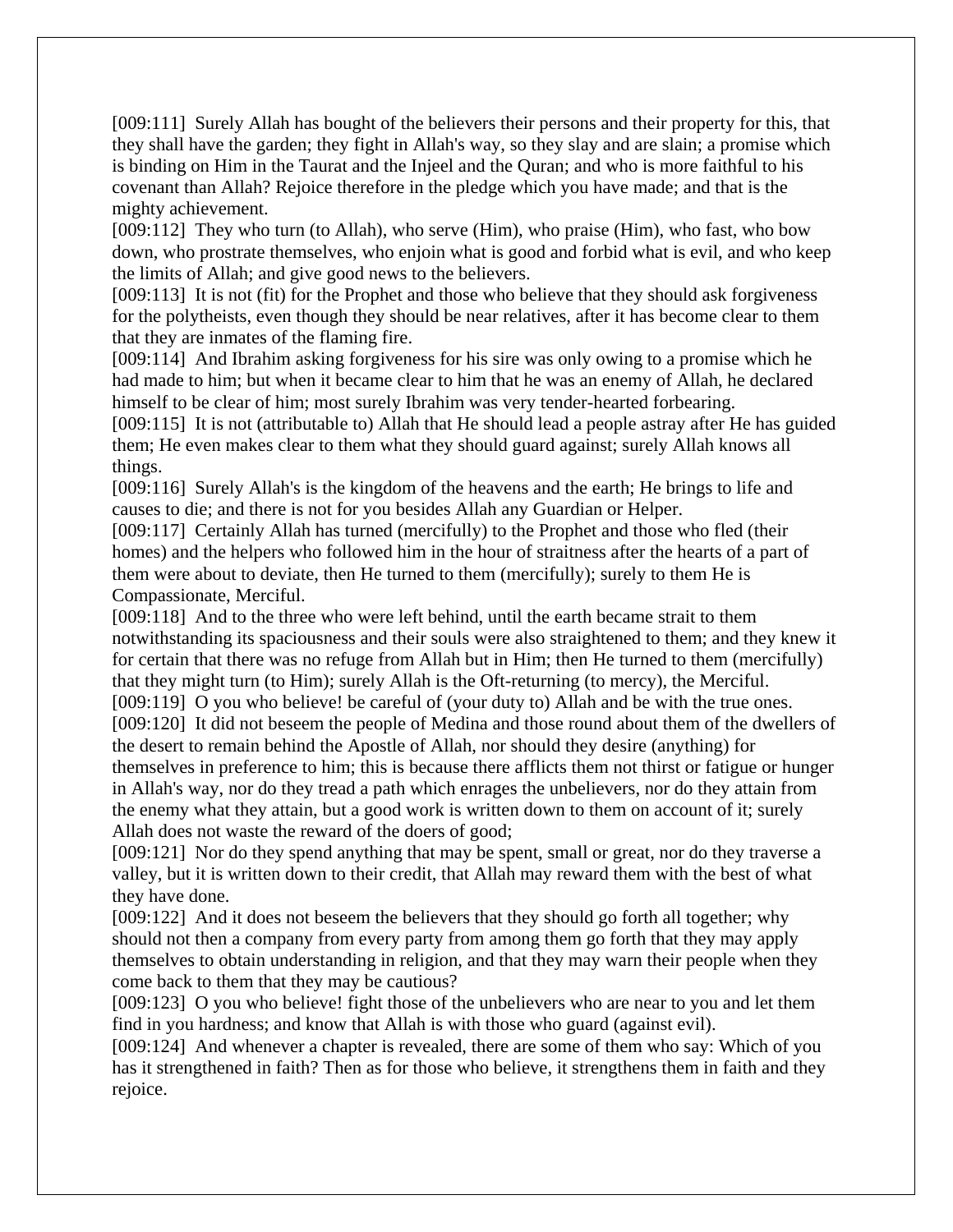[009:111]  Surely Allah has bought of the believers their persons and their property for this, that they shall have the garden; they fight in Allah's way, so they slay and are slain; a promise which is binding on Him in the Taurat and the Injeel and the Quran; and who is more faithful to his covenant than Allah? Rejoice therefore in the pledge which you have made; and that is the mighty achievement.
[009:112]  They who turn (to Allah), who serve (Him), who praise (Him), who fast, who bow down, who prostrate themselves, who enjoin what is good and forbid what is evil, and who keep the limits of Allah; and give good news to the believers.
[009:113]  It is not (fit) for the Prophet and those who believe that they should ask forgiveness for the polytheists, even though they should be near relatives, after it has become clear to them that they are inmates of the flaming fire.
[009:114]  And Ibrahim asking forgiveness for his sire was only owing to a promise which he had made to him; but when it became clear to him that he was an enemy of Allah, he declared himself to be clear of him; most surely Ibrahim was very tender-hearted forbearing.
[009:115]  It is not (attributable to) Allah that He should lead a people astray after He has guided them; He even makes clear to them what they should guard against; surely Allah knows all things.
[009:116]  Surely Allah's is the kingdom of the heavens and the earth; He brings to life and causes to die; and there is not for you besides Allah any Guardian or Helper.
[009:117]  Certainly Allah has turned (mercifully) to the Prophet and those who fled (their homes) and the helpers who followed him in the hour of straitness after the hearts of a part of them were about to deviate, then He turned to them (mercifully); surely to them He is Compassionate, Merciful.
[009:118]  And to the three who were left behind, until the earth became strait to them notwithstanding its spaciousness and their souls were also straightened to them; and they knew it for certain that there was no refuge from Allah but in Him; then He turned to them (mercifully) that they might turn (to Him); surely Allah is the Oft-returning (to mercy), the Merciful.
[009:119]  O you who believe! be careful of (your duty to) Allah and be with the true ones.
[009:120]  It did not beseem the people of Medina and those round about them of the dwellers of the desert to remain behind the Apostle of Allah, nor should they desire (anything) for themselves in preference to him; this is because there afflicts them not thirst or fatigue or hunger in Allah's way, nor do they tread a path which enrages the unbelievers, nor do they attain from the enemy what they attain, but a good work is written down to them on account of it; surely Allah does not waste the reward of the doers of good;
[009:121]  Nor do they spend anything that may be spent, small or great, nor do they traverse a valley, but it is written down to their credit, that Allah may reward them with the best of what they have done.
[009:122]  And it does not beseem the believers that they should go forth all together; why should not then a company from every party from among them go forth that they may apply themselves to obtain understanding in religion, and that they may warn their people when they come back to them that they may be cautious?
[009:123]  O you who believe! fight those of the unbelievers who are near to you and let them find in you hardness; and know that Allah is with those who guard (against evil).
[009:124]  And whenever a chapter is revealed, there are some of them who say: Which of you has it strengthened in faith? Then as for those who believe, it strengthens them in faith and they rejoice.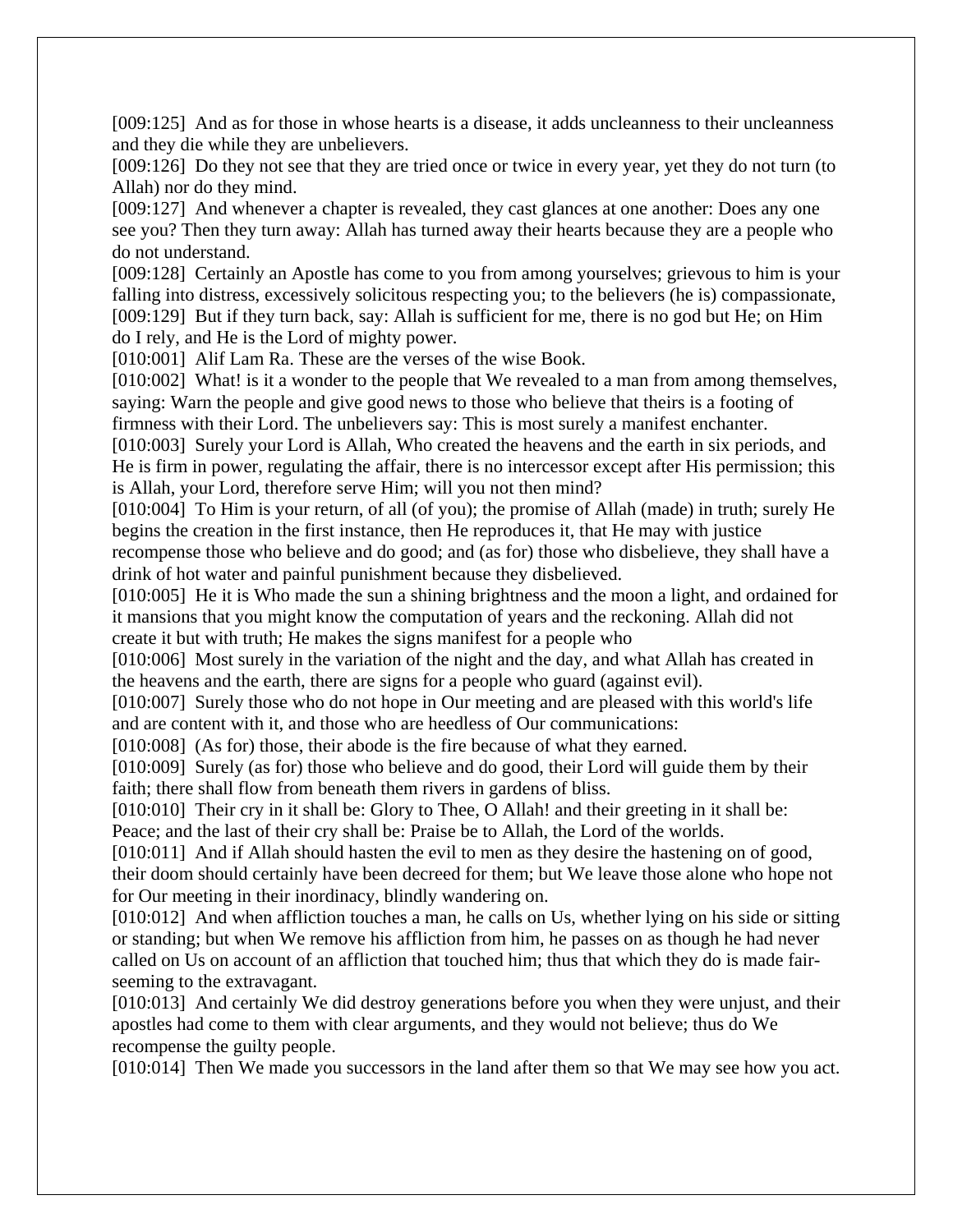[009:125] And as for those in whose hearts is a disease, it adds uncleanness to their uncleanness and they die while they are unbelievers.
[009:126] Do they not see that they are tried once or twice in every year, yet they do not turn (to Allah) nor do they mind.
[009:127] And whenever a chapter is revealed, they cast glances at one another: Does any one see you? Then they turn away: Allah has turned away their hearts because they are a people who do not understand.
[009:128] Certainly an Apostle has come to you from among yourselves; grievous to him is your falling into distress, excessively solicitous respecting you; to the believers (he is) compassionate,
[009:129] But if they turn back, say: Allah is sufficient for me, there is no god but He; on Him do I rely, and He is the Lord of mighty power.
[010:001] Alif Lam Ra. These are the verses of the wise Book.
[010:002] What! is it a wonder to the people that We revealed to a man from among themselves, saying: Warn the people and give good news to those who believe that theirs is a footing of firmness with their Lord. The unbelievers say: This is most surely a manifest enchanter.
[010:003] Surely your Lord is Allah, Who created the heavens and the earth in six periods, and He is firm in power, regulating the affair, there is no intercessor except after His permission; this is Allah, your Lord, therefore serve Him; will you not then mind?
[010:004] To Him is your return, of all (of you); the promise of Allah (made) in truth; surely He begins the creation in the first instance, then He reproduces it, that He may with justice recompense those who believe and do good; and (as for) those who disbelieve, they shall have a drink of hot water and painful punishment because they disbelieved.
[010:005] He it is Who made the sun a shining brightness and the moon a light, and ordained for it mansions that you might know the computation of years and the reckoning. Allah did not create it but with truth; He makes the signs manifest for a people who
[010:006] Most surely in the variation of the night and the day, and what Allah has created in the heavens and the earth, there are signs for a people who guard (against evil).
[010:007] Surely those who do not hope in Our meeting and are pleased with this world's life and are content with it, and those who are heedless of Our communications:
[010:008] (As for) those, their abode is the fire because of what they earned.
[010:009] Surely (as for) those who believe and do good, their Lord will guide them by their faith; there shall flow from beneath them rivers in gardens of bliss.
[010:010] Their cry in it shall be: Glory to Thee, O Allah! and their greeting in it shall be: Peace; and the last of their cry shall be: Praise be to Allah, the Lord of the worlds.
[010:011] And if Allah should hasten the evil to men as they desire the hastening on of good, their doom should certainly have been decreed for them; but We leave those alone who hope not for Our meeting in their inordinacy, blindly wandering on.
[010:012] And when affliction touches a man, he calls on Us, whether lying on his side or sitting or standing; but when We remove his affliction from him, he passes on as though he had never called on Us on account of an affliction that touched him; thus that which they do is made fair-seeming to the extravagant.
[010:013] And certainly We did destroy generations before you when they were unjust, and their apostles had come to them with clear arguments, and they would not believe; thus do We recompense the guilty people.
[010:014] Then We made you successors in the land after them so that We may see how you act.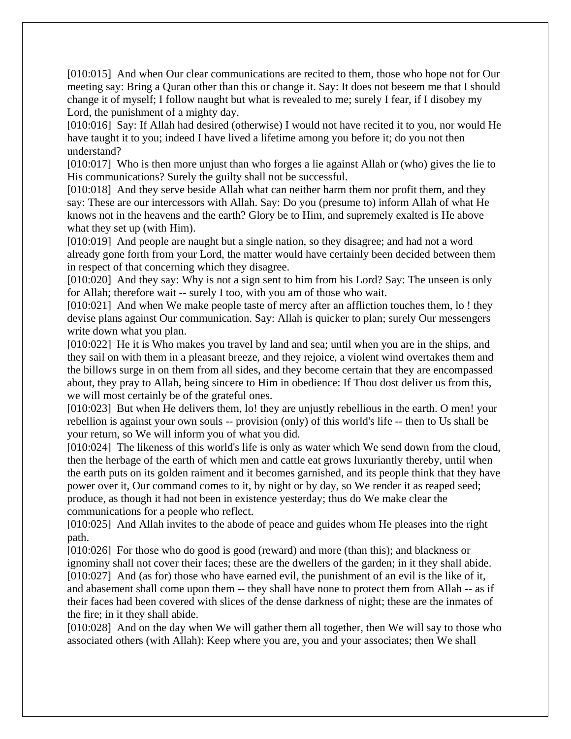[010:015] And when Our clear communications are recited to them, those who hope not for Our meeting say: Bring a Quran other than this or change it. Say: It does not beseem me that I should change it of myself; I follow naught but what is revealed to me; surely I fear, if I disobey my Lord, the punishment of a mighty day.

[010:016] Say: If Allah had desired (otherwise) I would not have recited it to you, nor would He have taught it to you; indeed I have lived a lifetime among you before it; do you not then understand?

[010:017] Who is then more unjust than who forges a lie against Allah or (who) gives the lie to His communications? Surely the guilty shall not be successful.

[010:018] And they serve beside Allah what can neither harm them nor profit them, and they say: These are our intercessors with Allah. Say: Do you (presume to) inform Allah of what He knows not in the heavens and the earth? Glory be to Him, and supremely exalted is He above what they set up (with Him).

[010:019] And people are naught but a single nation, so they disagree; and had not a word already gone forth from your Lord, the matter would have certainly been decided between them in respect of that concerning which they disagree.

[010:020] And they say: Why is not a sign sent to him from his Lord? Say: The unseen is only for Allah; therefore wait -- surely I too, with you am of those who wait.

[010:021] And when We make people taste of mercy after an affliction touches them, lo ! they devise plans against Our communication. Say: Allah is quicker to plan; surely Our messengers write down what you plan.

[010:022] He it is Who makes you travel by land and sea; until when you are in the ships, and they sail on with them in a pleasant breeze, and they rejoice, a violent wind overtakes them and the billows surge in on them from all sides, and they become certain that they are encompassed about, they pray to Allah, being sincere to Him in obedience: If Thou dost deliver us from this, we will most certainly be of the grateful ones.

[010:023] But when He delivers them, lo! they are unjustly rebellious in the earth. O men! your rebellion is against your own souls -- provision (only) of this world's life -- then to Us shall be your return, so We will inform you of what you did.

[010:024] The likeness of this world's life is only as water which We send down from the cloud, then the herbage of the earth of which men and cattle eat grows luxuriantly thereby, until when the earth puts on its golden raiment and it becomes garnished, and its people think that they have power over it, Our command comes to it, by night or by day, so We render it as reaped seed; produce, as though it had not been in existence yesterday; thus do We make clear the communications for a people who reflect.

[010:025] And Allah invites to the abode of peace and guides whom He pleases into the right path.

[010:026] For those who do good is good (reward) and more (than this); and blackness or ignominy shall not cover their faces; these are the dwellers of the garden; in it they shall abide.

[010:027] And (as for) those who have earned evil, the punishment of an evil is the like of it, and abasement shall come upon them -- they shall have none to protect them from Allah -- as if their faces had been covered with slices of the dense darkness of night; these are the inmates of the fire; in it they shall abide.

[010:028] And on the day when We will gather them all together, then We will say to those who associated others (with Allah): Keep where you are, you and your associates; then We shall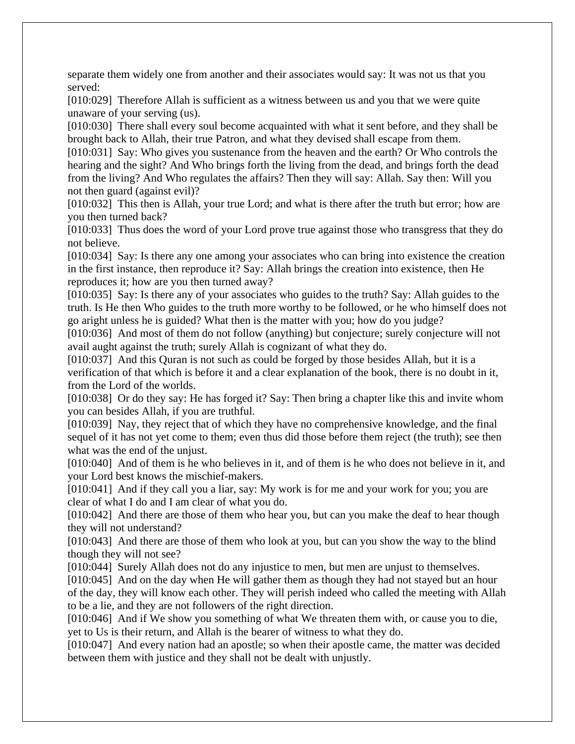separate them widely one from another and their associates would say: It was not us that you served:

[010:029] Therefore Allah is sufficient as a witness between us and you that we were quite unaware of your serving (us).

[010:030] There shall every soul become acquainted with what it sent before, and they shall be brought back to Allah, their true Patron, and what they devised shall escape from them.

[010:031] Say: Who gives you sustenance from the heaven and the earth? Or Who controls the hearing and the sight? And Who brings forth the living from the dead, and brings forth the dead from the living? And Who regulates the affairs? Then they will say: Allah. Say then: Will you not then guard (against evil)?

[010:032] This then is Allah, your true Lord; and what is there after the truth but error; how are you then turned back?

[010:033] Thus does the word of your Lord prove true against those who transgress that they do not believe.

[010:034] Say: Is there any one among your associates who can bring into existence the creation in the first instance, then reproduce it? Say: Allah brings the creation into existence, then He reproduces it; how are you then turned away?

[010:035] Say: Is there any of your associates who guides to the truth? Say: Allah guides to the truth. Is He then Who guides to the truth more worthy to be followed, or he who himself does not go aright unless he is guided? What then is the matter with you; how do you judge?

[010:036] And most of them do not follow (anything) but conjecture; surely conjecture will not avail aught against the truth; surely Allah is cognizant of what they do.

[010:037] And this Quran is not such as could be forged by those besides Allah, but it is a verification of that which is before it and a clear explanation of the book, there is no doubt in it, from the Lord of the worlds.

[010:038] Or do they say: He has forged it? Say: Then bring a chapter like this and invite whom you can besides Allah, if you are truthful.

[010:039] Nay, they reject that of which they have no comprehensive knowledge, and the final sequel of it has not yet come to them; even thus did those before them reject (the truth); see then what was the end of the unjust.

[010:040] And of them is he who believes in it, and of them is he who does not believe in it, and your Lord best knows the mischief-makers.

[010:041] And if they call you a liar, say: My work is for me and your work for you; you are clear of what I do and I am clear of what you do.

[010:042] And there are those of them who hear you, but can you make the deaf to hear though they will not understand?

[010:043] And there are those of them who look at you, but can you show the way to the blind though they will not see?

[010:044] Surely Allah does not do any injustice to men, but men are unjust to themselves.

[010:045] And on the day when He will gather them as though they had not stayed but an hour of the day, they will know each other. They will perish indeed who called the meeting with Allah to be a lie, and they are not followers of the right direction.

[010:046] And if We show you something of what We threaten them with, or cause you to die, yet to Us is their return, and Allah is the bearer of witness to what they do.

[010:047] And every nation had an apostle; so when their apostle came, the matter was decided between them with justice and they shall not be dealt with unjustly.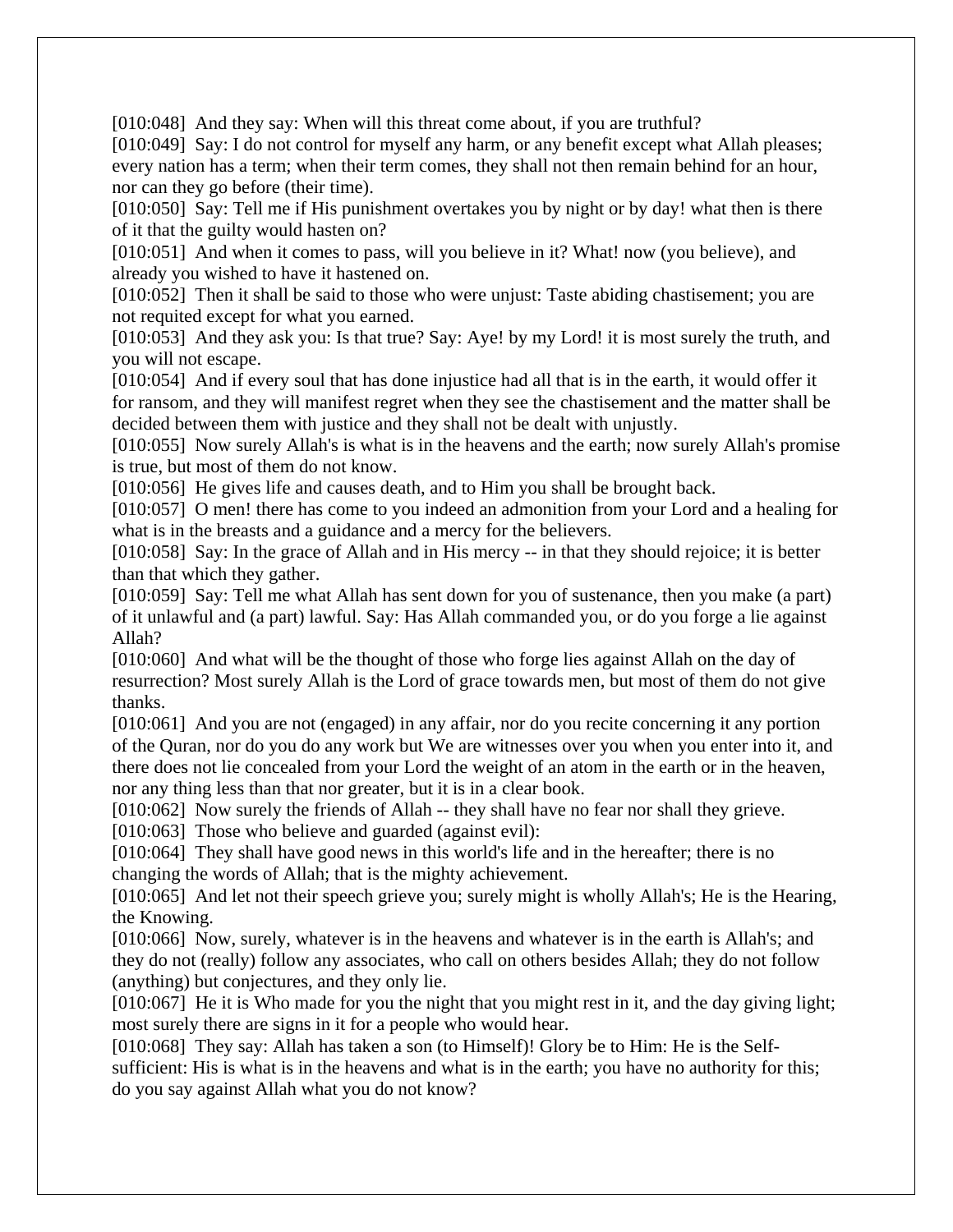[010:048]  And they say: When will this threat come about, if you are truthful?

[010:049]  Say: I do not control for myself any harm, or any benefit except what Allah pleases; every nation has a term; when their term comes, they shall not then remain behind for an hour, nor can they go before (their time).

[010:050]  Say: Tell me if His punishment overtakes you by night or by day! what then is there of it that the guilty would hasten on?

[010:051]  And when it comes to pass, will you believe in it? What! now (you believe), and already you wished to have it hastened on.

[010:052]  Then it shall be said to those who were unjust: Taste abiding chastisement; you are not requited except for what you earned.

[010:053]  And they ask you: Is that true? Say: Aye! by my Lord! it is most surely the truth, and you will not escape.

[010:054]  And if every soul that has done injustice had all that is in the earth, it would offer it for ransom, and they will manifest regret when they see the chastisement and the matter shall be decided between them with justice and they shall not be dealt with unjustly.

[010:055]  Now surely Allah's is what is in the heavens and the earth; now surely Allah's promise is true, but most of them do not know.

[010:056]  He gives life and causes death, and to Him you shall be brought back.

[010:057]  O men! there has come to you indeed an admonition from your Lord and a healing for what is in the breasts and a guidance and a mercy for the believers.

[010:058]  Say: In the grace of Allah and in His mercy -- in that they should rejoice; it is better than that which they gather.

[010:059]  Say: Tell me what Allah has sent down for you of sustenance, then you make (a part) of it unlawful and (a part) lawful. Say: Has Allah commanded you, or do you forge a lie against Allah?

[010:060]  And what will be the thought of those who forge lies against Allah on the day of resurrection? Most surely Allah is the Lord of grace towards men, but most of them do not give thanks.

[010:061]  And you are not (engaged) in any affair, nor do you recite concerning it any portion of the Quran, nor do you do any work but We are witnesses over you when you enter into it, and there does not lie concealed from your Lord the weight of an atom in the earth or in the heaven, nor any thing less than that nor greater, but it is in a clear book.

[010:062]  Now surely the friends of Allah -- they shall have no fear nor shall they grieve.

[010:063]  Those who believe and guarded (against evil):

[010:064]  They shall have good news in this world's life and in the hereafter; there is no changing the words of Allah; that is the mighty achievement.

[010:065]  And let not their speech grieve you; surely might is wholly Allah's; He is the Hearing, the Knowing.

[010:066]  Now, surely, whatever is in the heavens and whatever is in the earth is Allah's; and they do not (really) follow any associates, who call on others besides Allah; they do not follow (anything) but conjectures, and they only lie.

[010:067]  He it is Who made for you the night that you might rest in it, and the day giving light; most surely there are signs in it for a people who would hear.

[010:068]  They say: Allah has taken a son (to Himself)! Glory be to Him: He is the Self-sufficient: His is what is in the heavens and what is in the earth; you have no authority for this; do you say against Allah what you do not know?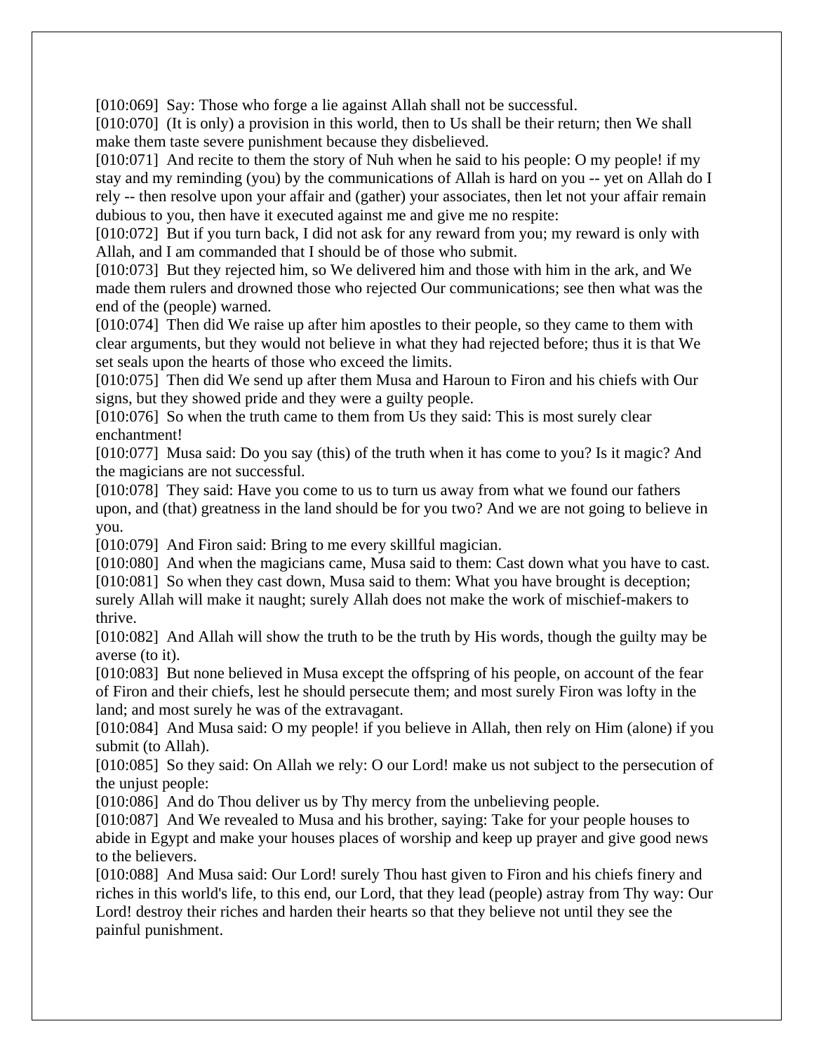[010:069] Say: Those who forge a lie against Allah shall not be successful.
[010:070] (It is only) a provision in this world, then to Us shall be their return; then We shall make them taste severe punishment because they disbelieved.
[010:071] And recite to them the story of Nuh when he said to his people: O my people! if my stay and my reminding (you) by the communications of Allah is hard on you -- yet on Allah do I rely -- then resolve upon your affair and (gather) your associates, then let not your affair remain dubious to you, then have it executed against me and give me no respite:
[010:072] But if you turn back, I did not ask for any reward from you; my reward is only with Allah, and I am commanded that I should be of those who submit.
[010:073] But they rejected him, so We delivered him and those with him in the ark, and We made them rulers and drowned those who rejected Our communications; see then what was the end of the (people) warned.
[010:074] Then did We raise up after him apostles to their people, so they came to them with clear arguments, but they would not believe in what they had rejected before; thus it is that We set seals upon the hearts of those who exceed the limits.
[010:075] Then did We send up after them Musa and Haroun to Firon and his chiefs with Our signs, but they showed pride and they were a guilty people.
[010:076] So when the truth came to them from Us they said: This is most surely clear enchantment!
[010:077] Musa said: Do you say (this) of the truth when it has come to you? Is it magic? And the magicians are not successful.
[010:078] They said: Have you come to us to turn us away from what we found our fathers upon, and (that) greatness in the land should be for you two? And we are not going to believe in you.
[010:079] And Firon said: Bring to me every skillful magician.
[010:080] And when the magicians came, Musa said to them: Cast down what you have to cast.
[010:081] So when they cast down, Musa said to them: What you have brought is deception; surely Allah will make it naught; surely Allah does not make the work of mischief-makers to thrive.
[010:082] And Allah will show the truth to be the truth by His words, though the guilty may be averse (to it).
[010:083] But none believed in Musa except the offspring of his people, on account of the fear of Firon and their chiefs, lest he should persecute them; and most surely Firon was lofty in the land; and most surely he was of the extravagant.
[010:084] And Musa said: O my people! if you believe in Allah, then rely on Him (alone) if you submit (to Allah).
[010:085] So they said: On Allah we rely: O our Lord! make us not subject to the persecution of the unjust people:
[010:086] And do Thou deliver us by Thy mercy from the unbelieving people.
[010:087] And We revealed to Musa and his brother, saying: Take for your people houses to abide in Egypt and make your houses places of worship and keep up prayer and give good news to the believers.
[010:088] And Musa said: Our Lord! surely Thou hast given to Firon and his chiefs finery and riches in this world's life, to this end, our Lord, that they lead (people) astray from Thy way: Our Lord! destroy their riches and harden their hearts so that they believe not until they see the painful punishment.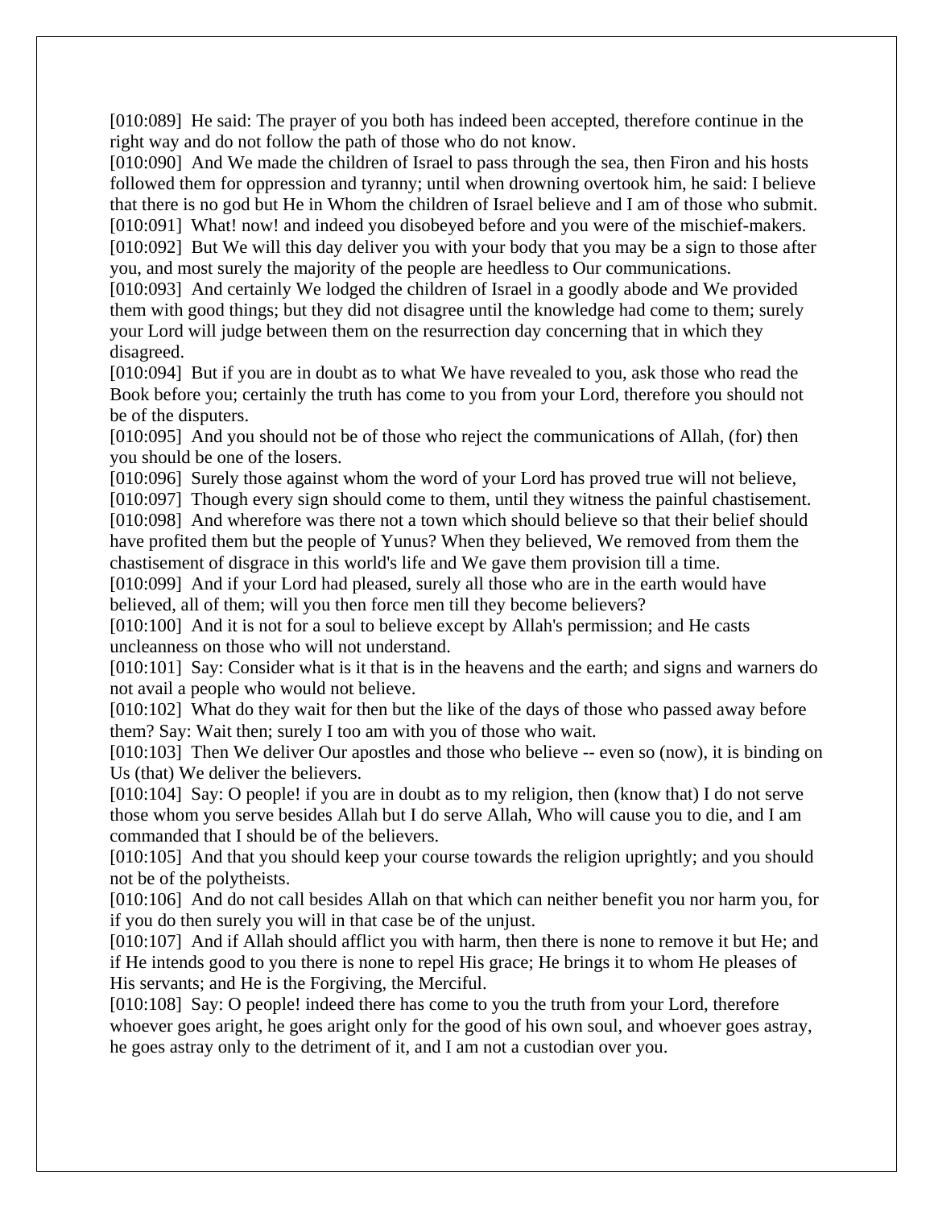[010:089]  He said: The prayer of you both has indeed been accepted, therefore continue in the right way and do not follow the path of those who do not know.

[010:090]  And We made the children of Israel to pass through the sea, then Firon and his hosts followed them for oppression and tyranny; until when drowning overtook him, he said: I believe that there is no god but He in Whom the children of Israel believe and I am of those who submit.

[010:091]  What! now! and indeed you disobeyed before and you were of the mischief-makers.

[010:092]  But We will this day deliver you with your body that you may be a sign to those after you, and most surely the majority of the people are heedless to Our communications.

[010:093]  And certainly We lodged the children of Israel in a goodly abode and We provided them with good things; but they did not disagree until the knowledge had come to them; surely your Lord will judge between them on the resurrection day concerning that in which they disagreed.

[010:094]  But if you are in doubt as to what We have revealed to you, ask those who read the Book before you; certainly the truth has come to you from your Lord, therefore you should not be of the disputers.

[010:095]  And you should not be of those who reject the communications of Allah, (for) then you should be one of the losers.

[010:096]  Surely those against whom the word of your Lord has proved true will not believe,

[010:097]  Though every sign should come to them, until they witness the painful chastisement.

[010:098]  And wherefore was there not a town which should believe so that their belief should have profited them but the people of Yunus? When they believed, We removed from them the chastisement of disgrace in this world's life and We gave them provision till a time.

[010:099]  And if your Lord had pleased, surely all those who are in the earth would have believed, all of them; will you then force men till they become believers?

[010:100]  And it is not for a soul to believe except by Allah's permission; and He casts uncleanness on those who will not understand.

[010:101]  Say: Consider what is it that is in the heavens and the earth; and signs and warners do not avail a people who would not believe.

[010:102]  What do they wait for then but the like of the days of those who passed away before them? Say: Wait then; surely I too am with you of those who wait.

[010:103]  Then We deliver Our apostles and those who believe -- even so (now), it is binding on Us (that) We deliver the believers.

[010:104]  Say: O people! if you are in doubt as to my religion, then (know that) I do not serve those whom you serve besides Allah but I do serve Allah, Who will cause you to die, and I am commanded that I should be of the believers.

[010:105]  And that you should keep your course towards the religion uprightly; and you should not be of the polytheists.

[010:106]  And do not call besides Allah on that which can neither benefit you nor harm you, for if you do then surely you will in that case be of the unjust.

[010:107]  And if Allah should afflict you with harm, then there is none to remove it but He; and if He intends good to you there is none to repel His grace; He brings it to whom He pleases of His servants; and He is the Forgiving, the Merciful.

[010:108]  Say: O people! indeed there has come to you the truth from your Lord, therefore whoever goes aright, he goes aright only for the good of his own soul, and whoever goes astray, he goes astray only to the detriment of it, and I am not a custodian over you.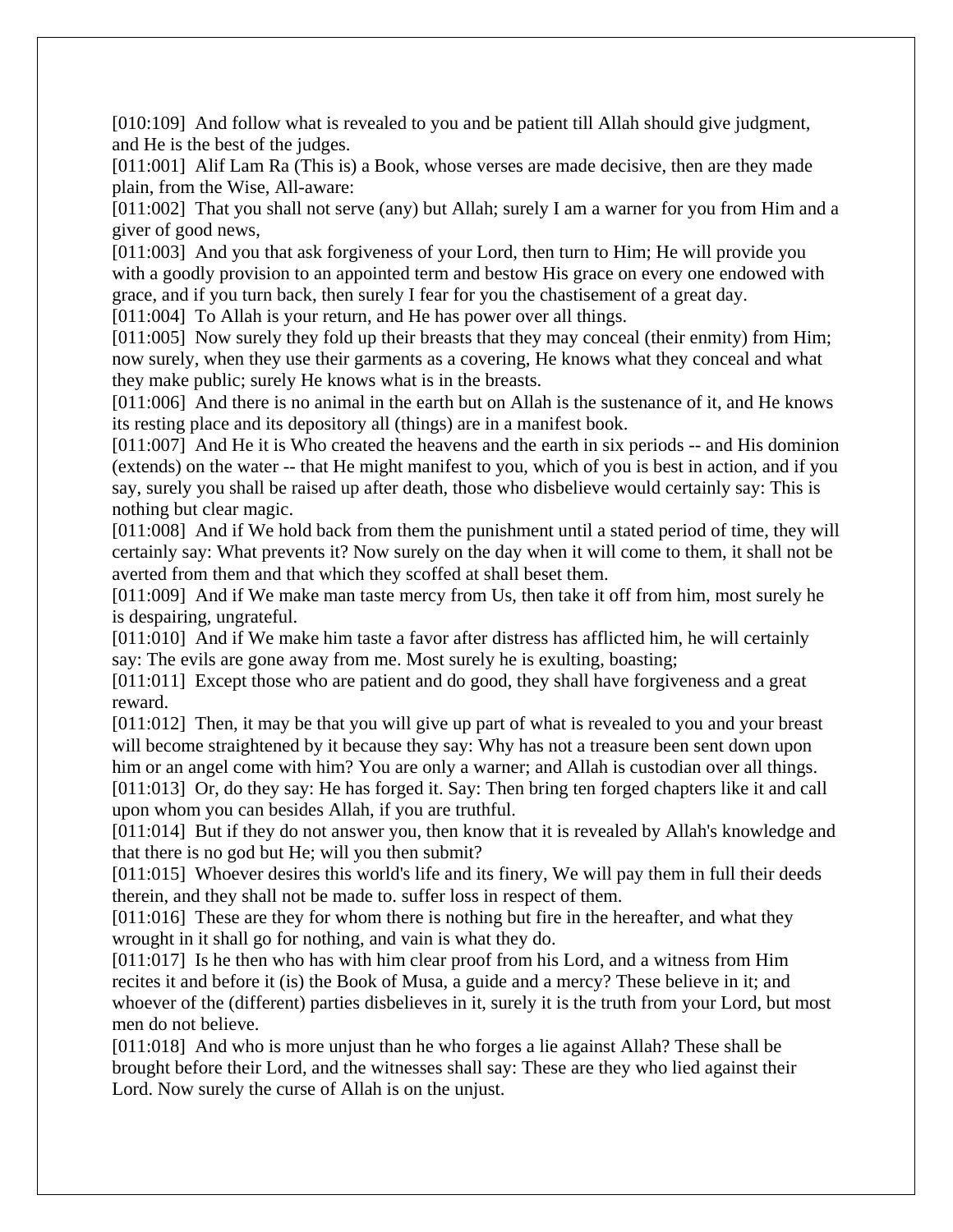[010:109] And follow what is revealed to you and be patient till Allah should give judgment, and He is the best of the judges.

[011:001] Alif Lam Ra (This is) a Book, whose verses are made decisive, then are they made plain, from the Wise, All-aware:

[011:002] That you shall not serve (any) but Allah; surely I am a warner for you from Him and a giver of good news,

[011:003] And you that ask forgiveness of your Lord, then turn to Him; He will provide you with a goodly provision to an appointed term and bestow His grace on every one endowed with grace, and if you turn back, then surely I fear for you the chastisement of a great day.

[011:004] To Allah is your return, and He has power over all things.

[011:005] Now surely they fold up their breasts that they may conceal (their enmity) from Him; now surely, when they use their garments as a covering, He knows what they conceal and what they make public; surely He knows what is in the breasts.

[011:006] And there is no animal in the earth but on Allah is the sustenance of it, and He knows its resting place and its depository all (things) are in a manifest book.

[011:007] And He it is Who created the heavens and the earth in six periods -- and His dominion (extends) on the water -- that He might manifest to you, which of you is best in action, and if you say, surely you shall be raised up after death, those who disbelieve would certainly say: This is nothing but clear magic.

[011:008] And if We hold back from them the punishment until a stated period of time, they will certainly say: What prevents it? Now surely on the day when it will come to them, it shall not be averted from them and that which they scoffed at shall beset them.

[011:009] And if We make man taste mercy from Us, then take it off from him, most surely he is despairing, ungrateful.

[011:010] And if We make him taste a favor after distress has afflicted him, he will certainly say: The evils are gone away from me. Most surely he is exulting, boasting;

[011:011] Except those who are patient and do good, they shall have forgiveness and a great reward.

[011:012] Then, it may be that you will give up part of what is revealed to you and your breast will become straightened by it because they say: Why has not a treasure been sent down upon him or an angel come with him? You are only a warner; and Allah is custodian over all things.

[011:013] Or, do they say: He has forged it. Say: Then bring ten forged chapters like it and call upon whom you can besides Allah, if you are truthful.

[011:014] But if they do not answer you, then know that it is revealed by Allah's knowledge and that there is no god but He; will you then submit?

[011:015] Whoever desires this world's life and its finery, We will pay them in full their deeds therein, and they shall not be made to. suffer loss in respect of them.

[011:016] These are they for whom there is nothing but fire in the hereafter, and what they wrought in it shall go for nothing, and vain is what they do.

[011:017] Is he then who has with him clear proof from his Lord, and a witness from Him recites it and before it (is) the Book of Musa, a guide and a mercy? These believe in it; and whoever of the (different) parties disbelieves in it, surely it is the truth from your Lord, but most men do not believe.

[011:018] And who is more unjust than he who forges a lie against Allah? These shall be brought before their Lord, and the witnesses shall say: These are they who lied against their Lord. Now surely the curse of Allah is on the unjust.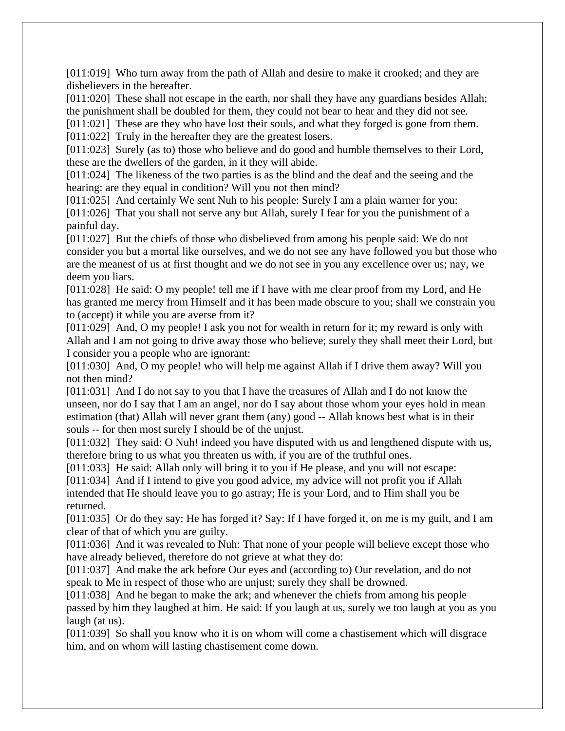[011:019] Who turn away from the path of Allah and desire to make it crooked; and they are disbelievers in the hereafter.
[011:020] These shall not escape in the earth, nor shall they have any guardians besides Allah; the punishment shall be doubled for them, they could not bear to hear and they did not see.
[011:021] These are they who have lost their souls, and what they forged is gone from them.
[011:022] Truly in the hereafter they are the greatest losers.
[011:023] Surely (as to) those who believe and do good and humble themselves to their Lord, these are the dwellers of the garden, in it they will abide.
[011:024] The likeness of the two parties is as the blind and the deaf and the seeing and the hearing: are they equal in condition? Will you not then mind?
[011:025] And certainly We sent Nuh to his people: Surely I am a plain warner for you:
[011:026] That you shall not serve any but Allah, surely I fear for you the punishment of a painful day.
[011:027] But the chiefs of those who disbelieved from among his people said: We do not consider you but a mortal like ourselves, and we do not see any have followed you but those who are the meanest of us at first thought and we do not see in you any excellence over us; nay, we deem you liars.
[011:028] He said: O my people! tell me if I have with me clear proof from my Lord, and He has granted me mercy from Himself and it has been made obscure to you; shall we constrain you to (accept) it while you are averse from it?
[011:029] And, O my people! I ask you not for wealth in return for it; my reward is only with Allah and I am not going to drive away those who believe; surely they shall meet their Lord, but I consider you a people who are ignorant:
[011:030] And, O my people! who will help me against Allah if I drive them away? Will you not then mind?
[011:031] And I do not say to you that I have the treasures of Allah and I do not know the unseen, nor do I say that I am an angel, nor do I say about those whom your eyes hold in mean estimation (that) Allah will never grant them (any) good -- Allah knows best what is in their souls -- for then most surely I should be of the unjust.
[011:032] They said: O Nuh! indeed you have disputed with us and lengthened dispute with us, therefore bring to us what you threaten us with, if you are of the truthful ones.
[011:033] He said: Allah only will bring it to you if He please, and you will not escape:
[011:034] And if I intend to give you good advice, my advice will not profit you if Allah intended that He should leave you to go astray; He is your Lord, and to Him shall you be returned.
[011:035] Or do they say: He has forged it? Say: If I have forged it, on me is my guilt, and I am clear of that of which you are guilty.
[011:036] And it was revealed to Nuh: That none of your people will believe except those who have already believed, therefore do not grieve at what they do:
[011:037] And make the ark before Our eyes and (according to) Our revelation, and do not speak to Me in respect of those who are unjust; surely they shall be drowned.
[011:038] And he began to make the ark; and whenever the chiefs from among his people passed by him they laughed at him. He said: If you laugh at us, surely we too laugh at you as you laugh (at us).
[011:039] So shall you know who it is on whom will come a chastisement which will disgrace him, and on whom will lasting chastisement come down.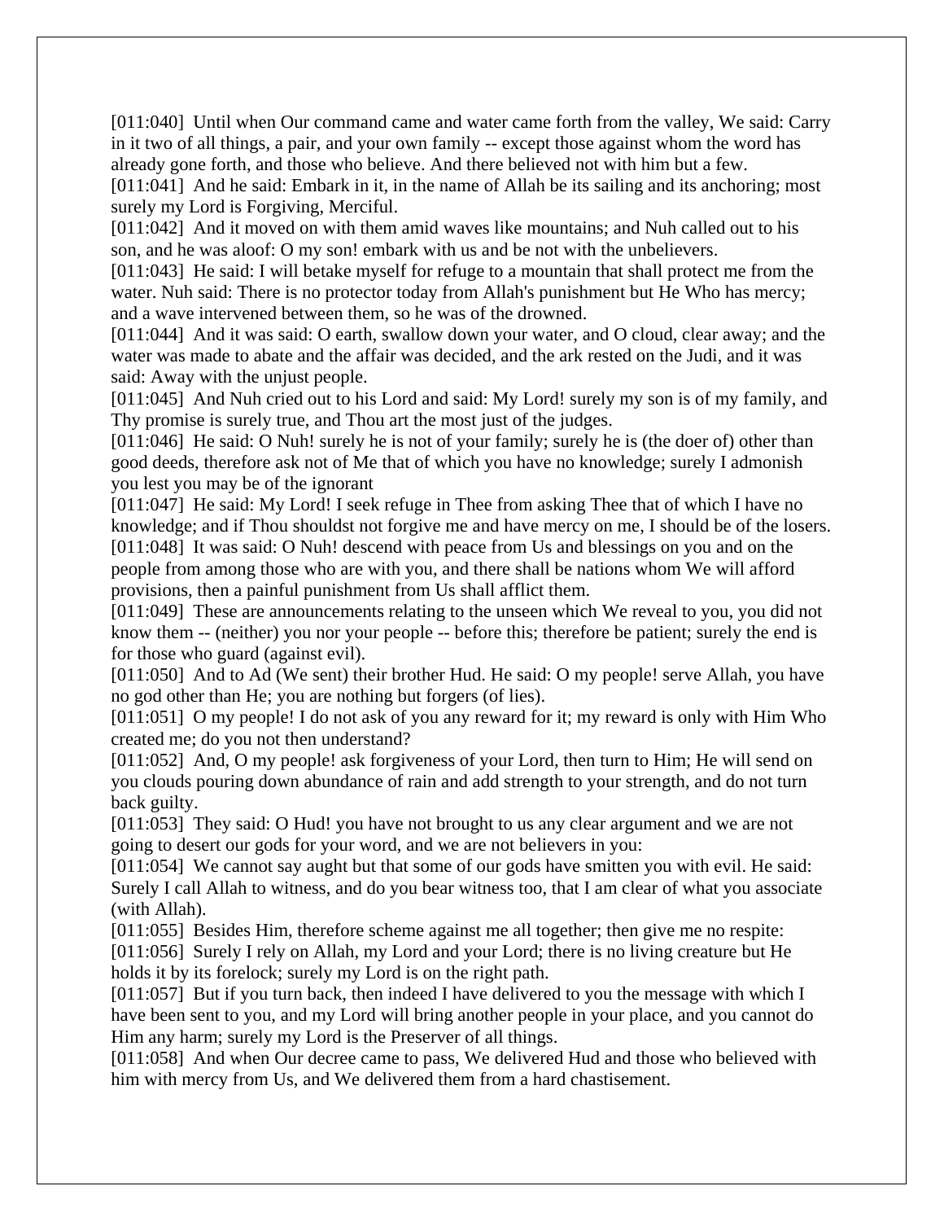[011:040] Until when Our command came and water came forth from the valley, We said: Carry in it two of all things, a pair, and your own family -- except those against whom the word has already gone forth, and those who believe. And there believed not with him but a few.
[011:041] And he said: Embark in it, in the name of Allah be its sailing and its anchoring; most surely my Lord is Forgiving, Merciful.
[011:042] And it moved on with them amid waves like mountains; and Nuh called out to his son, and he was aloof: O my son! embark with us and be not with the unbelievers.
[011:043] He said: I will betake myself for refuge to a mountain that shall protect me from the water. Nuh said: There is no protector today from Allah's punishment but He Who has mercy; and a wave intervened between them, so he was of the drowned.
[011:044] And it was said: O earth, swallow down your water, and O cloud, clear away; and the water was made to abate and the affair was decided, and the ark rested on the Judi, and it was said: Away with the unjust people.
[011:045] And Nuh cried out to his Lord and said: My Lord! surely my son is of my family, and Thy promise is surely true, and Thou art the most just of the judges.
[011:046] He said: O Nuh! surely he is not of your family; surely he is (the doer of) other than good deeds, therefore ask not of Me that of which you have no knowledge; surely I admonish you lest you may be of the ignorant
[011:047] He said: My Lord! I seek refuge in Thee from asking Thee that of which I have no knowledge; and if Thou shouldst not forgive me and have mercy on me, I should be of the losers.
[011:048] It was said: O Nuh! descend with peace from Us and blessings on you and on the people from among those who are with you, and there shall be nations whom We will afford provisions, then a painful punishment from Us shall afflict them.
[011:049] These are announcements relating to the unseen which We reveal to you, you did not know them -- (neither) you nor your people -- before this; therefore be patient; surely the end is for those who guard (against evil).
[011:050] And to Ad (We sent) their brother Hud. He said: O my people! serve Allah, you have no god other than He; you are nothing but forgers (of lies).
[011:051] O my people! I do not ask of you any reward for it; my reward is only with Him Who created me; do you not then understand?
[011:052] And, O my people! ask forgiveness of your Lord, then turn to Him; He will send on you clouds pouring down abundance of rain and add strength to your strength, and do not turn back guilty.
[011:053] They said: O Hud! you have not brought to us any clear argument and we are not going to desert our gods for your word, and we are not believers in you:
[011:054] We cannot say aught but that some of our gods have smitten you with evil. He said: Surely I call Allah to witness, and do you bear witness too, that I am clear of what you associate (with Allah).
[011:055] Besides Him, therefore scheme against me all together; then give me no respite:
[011:056] Surely I rely on Allah, my Lord and your Lord; there is no living creature but He holds it by its forelock; surely my Lord is on the right path.
[011:057] But if you turn back, then indeed I have delivered to you the message with which I have been sent to you, and my Lord will bring another people in your place, and you cannot do Him any harm; surely my Lord is the Preserver of all things.
[011:058] And when Our decree came to pass, We delivered Hud and those who believed with him with mercy from Us, and We delivered them from a hard chastisement.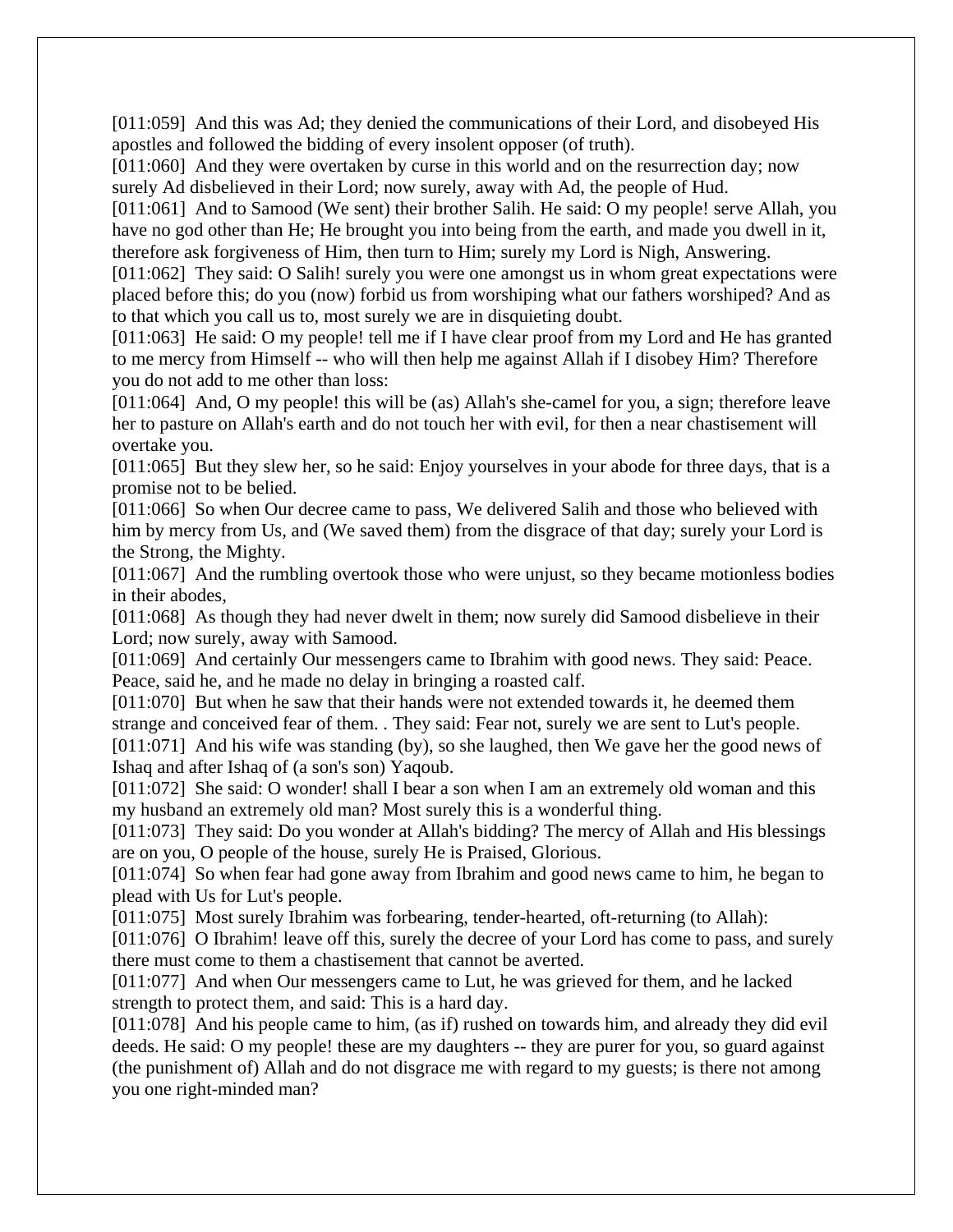[011:059] And this was Ad; they denied the communications of their Lord, and disobeyed His apostles and followed the bidding of every insolent opposer (of truth).

[011:060] And they were overtaken by curse in this world and on the resurrection day; now surely Ad disbelieved in their Lord; now surely, away with Ad, the people of Hud.

[011:061] And to Samood (We sent) their brother Salih. He said: O my people! serve Allah, you have no god other than He; He brought you into being from the earth, and made you dwell in it, therefore ask forgiveness of Him, then turn to Him; surely my Lord is Nigh, Answering.

[011:062] They said: O Salih! surely you were one amongst us in whom great expectations were placed before this; do you (now) forbid us from worshiping what our fathers worshiped? And as to that which you call us to, most surely we are in disquieting doubt.

[011:063] He said: O my people! tell me if I have clear proof from my Lord and He has granted to me mercy from Himself -- who will then help me against Allah if I disobey Him? Therefore you do not add to me other than loss:

[011:064] And, O my people! this will be (as) Allah's she-camel for you, a sign; therefore leave her to pasture on Allah's earth and do not touch her with evil, for then a near chastisement will overtake you.

[011:065] But they slew her, so he said: Enjoy yourselves in your abode for three days, that is a promise not to be belied.

[011:066] So when Our decree came to pass, We delivered Salih and those who believed with him by mercy from Us, and (We saved them) from the disgrace of that day; surely your Lord is the Strong, the Mighty.

[011:067] And the rumbling overtook those who were unjust, so they became motionless bodies in their abodes,

[011:068] As though they had never dwelt in them; now surely did Samood disbelieve in their Lord; now surely, away with Samood.

[011:069] And certainly Our messengers came to Ibrahim with good news. They said: Peace. Peace, said he, and he made no delay in bringing a roasted calf.

[011:070] But when he saw that their hands were not extended towards it, he deemed them strange and conceived fear of them. . They said: Fear not, surely we are sent to Lut's people.

[011:071] And his wife was standing (by), so she laughed, then We gave her the good news of Ishaq and after Ishaq of (a son's son) Yaqoub.

[011:072] She said: O wonder! shall I bear a son when I am an extremely old woman and this my husband an extremely old man? Most surely this is a wonderful thing.

[011:073] They said: Do you wonder at Allah's bidding? The mercy of Allah and His blessings are on you, O people of the house, surely He is Praised, Glorious.

[011:074] So when fear had gone away from Ibrahim and good news came to him, he began to plead with Us for Lut's people.

[011:075] Most surely Ibrahim was forbearing, tender-hearted, oft-returning (to Allah):

[011:076] O Ibrahim! leave off this, surely the decree of your Lord has come to pass, and surely there must come to them a chastisement that cannot be averted.

[011:077] And when Our messengers came to Lut, he was grieved for them, and he lacked strength to protect them, and said: This is a hard day.

[011:078] And his people came to him, (as if) rushed on towards him, and already they did evil deeds. He said: O my people! these are my daughters -- they are purer for you, so guard against (the punishment of) Allah and do not disgrace me with regard to my guests; is there not among you one right-minded man?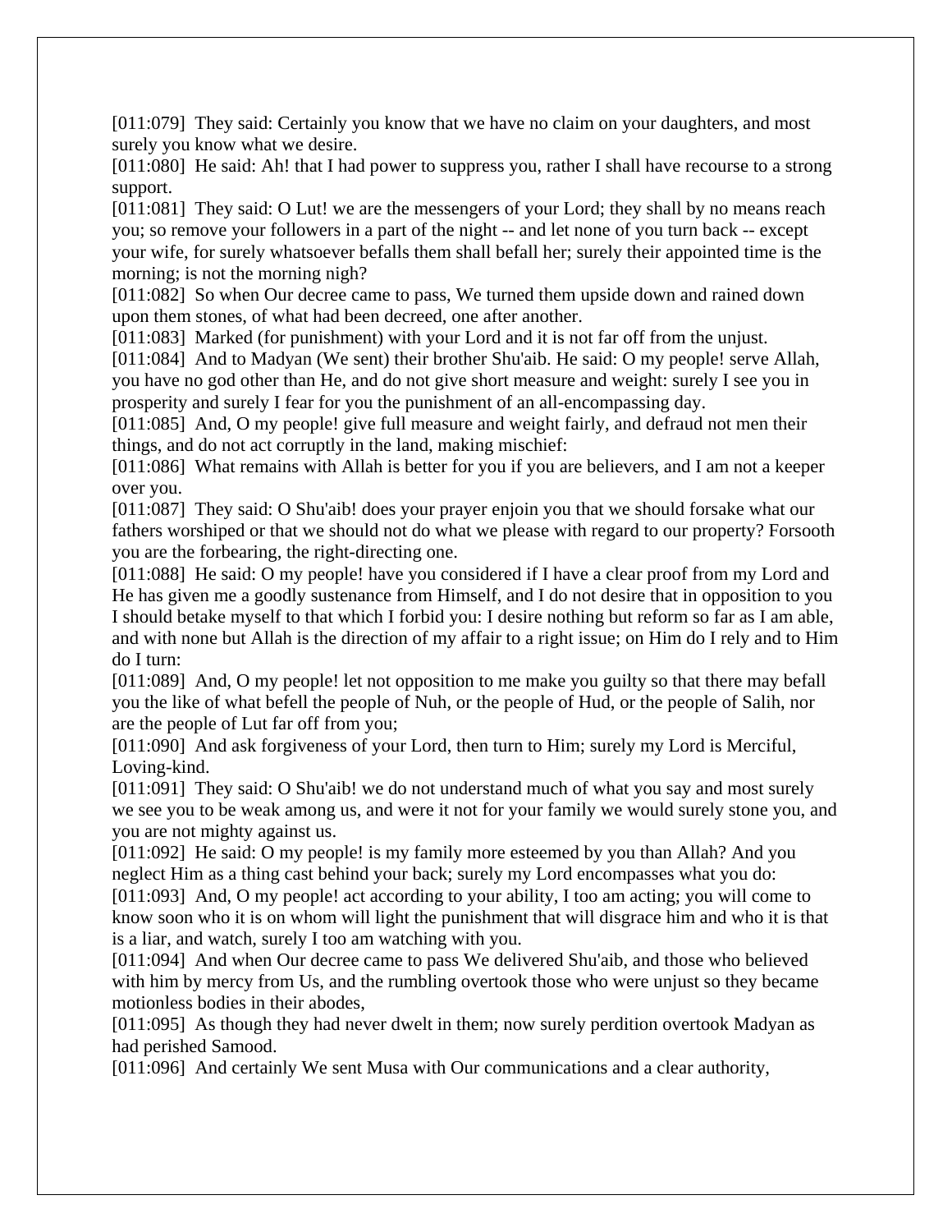[011:079] They said: Certainly you know that we have no claim on your daughters, and most surely you know what we desire.
[011:080] He said: Ah! that I had power to suppress you, rather I shall have recourse to a strong support.
[011:081] They said: O Lut! we are the messengers of your Lord; they shall by no means reach you; so remove your followers in a part of the night -- and let none of you turn back -- except your wife, for surely whatsoever befalls them shall befall her; surely their appointed time is the morning; is not the morning nigh?
[011:082] So when Our decree came to pass, We turned them upside down and rained down upon them stones, of what had been decreed, one after another.
[011:083] Marked (for punishment) with your Lord and it is not far off from the unjust.
[011:084] And to Madyan (We sent) their brother Shu'aib. He said: O my people! serve Allah, you have no god other than He, and do not give short measure and weight: surely I see you in prosperity and surely I fear for you the punishment of an all-encompassing day.
[011:085] And, O my people! give full measure and weight fairly, and defraud not men their things, and do not act corruptly in the land, making mischief:
[011:086] What remains with Allah is better for you if you are believers, and I am not a keeper over you.
[011:087] They said: O Shu'aib! does your prayer enjoin you that we should forsake what our fathers worshiped or that we should not do what we please with regard to our property? Forsooth you are the forbearing, the right-directing one.
[011:088] He said: O my people! have you considered if I have a clear proof from my Lord and He has given me a goodly sustenance from Himself, and I do not desire that in opposition to you I should betake myself to that which I forbid you: I desire nothing but reform so far as I am able, and with none but Allah is the direction of my affair to a right issue; on Him do I rely and to Him do I turn:
[011:089] And, O my people! let not opposition to me make you guilty so that there may befall you the like of what befell the people of Nuh, or the people of Hud, or the people of Salih, nor are the people of Lut far off from you;
[011:090] And ask forgiveness of your Lord, then turn to Him; surely my Lord is Merciful, Loving-kind.
[011:091] They said: O Shu'aib! we do not understand much of what you say and most surely we see you to be weak among us, and were it not for your family we would surely stone you, and you are not mighty against us.
[011:092] He said: O my people! is my family more esteemed by you than Allah? And you neglect Him as a thing cast behind your back; surely my Lord encompasses what you do:
[011:093] And, O my people! act according to your ability, I too am acting; you will come to know soon who it is on whom will light the punishment that will disgrace him and who it is that is a liar, and watch, surely I too am watching with you.
[011:094] And when Our decree came to pass We delivered Shu'aib, and those who believed with him by mercy from Us, and the rumbling overtook those who were unjust so they became motionless bodies in their abodes,
[011:095] As though they had never dwelt in them; now surely perdition overtook Madyan as had perished Samood.
[011:096] And certainly We sent Musa with Our communications and a clear authority,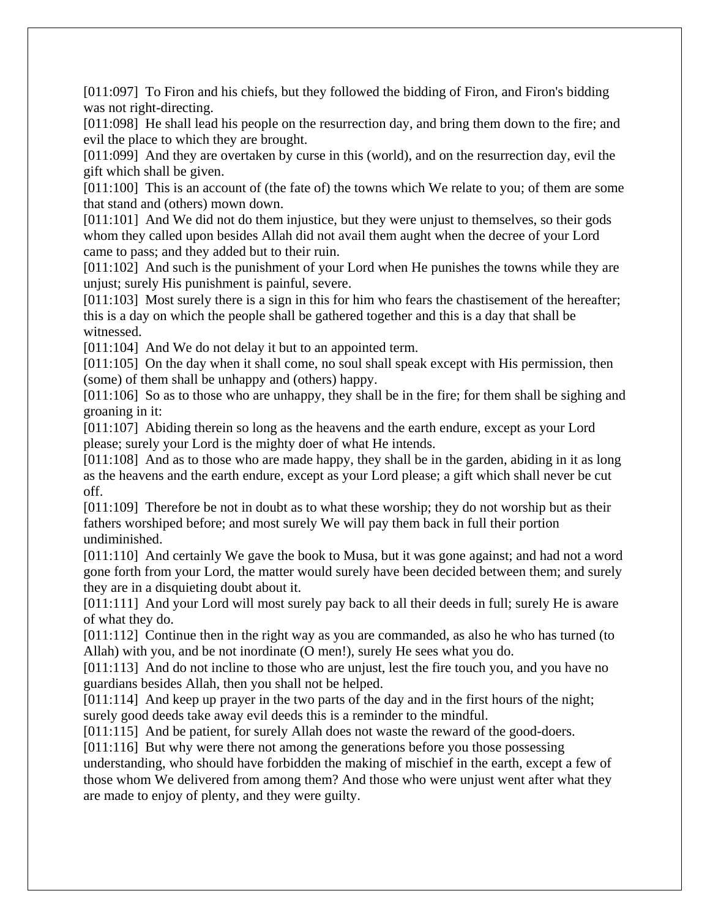[011:097] To Firon and his chiefs, but they followed the bidding of Firon, and Firon's bidding was not right-directing.

[011:098] He shall lead his people on the resurrection day, and bring them down to the fire; and evil the place to which they are brought.

[011:099] And they are overtaken by curse in this (world), and on the resurrection day, evil the gift which shall be given.

[011:100] This is an account of (the fate of) the towns which We relate to you; of them are some that stand and (others) mown down.

[011:101] And We did not do them injustice, but they were unjust to themselves, so their gods whom they called upon besides Allah did not avail them aught when the decree of your Lord came to pass; and they added but to their ruin.

[011:102] And such is the punishment of your Lord when He punishes the towns while they are unjust; surely His punishment is painful, severe.

[011:103] Most surely there is a sign in this for him who fears the chastisement of the hereafter; this is a day on which the people shall be gathered together and this is a day that shall be witnessed.

[011:104] And We do not delay it but to an appointed term.

[011:105] On the day when it shall come, no soul shall speak except with His permission, then (some) of them shall be unhappy and (others) happy.

[011:106] So as to those who are unhappy, they shall be in the fire; for them shall be sighing and groaning in it:

[011:107] Abiding therein so long as the heavens and the earth endure, except as your Lord please; surely your Lord is the mighty doer of what He intends.

[011:108] And as to those who are made happy, they shall be in the garden, abiding in it as long as the heavens and the earth endure, except as your Lord please; a gift which shall never be cut off.

[011:109] Therefore be not in doubt as to what these worship; they do not worship but as their fathers worshiped before; and most surely We will pay them back in full their portion undiminished.

[011:110] And certainly We gave the book to Musa, but it was gone against; and had not a word gone forth from your Lord, the matter would surely have been decided between them; and surely they are in a disquieting doubt about it.

[011:111] And your Lord will most surely pay back to all their deeds in full; surely He is aware of what they do.

[011:112] Continue then in the right way as you are commanded, as also he who has turned (to Allah) with you, and be not inordinate (O men!), surely He sees what you do.

[011:113] And do not incline to those who are unjust, lest the fire touch you, and you have no guardians besides Allah, then you shall not be helped.

[011:114] And keep up prayer in the two parts of the day and in the first hours of the night; surely good deeds take away evil deeds this is a reminder to the mindful.

[011:115] And be patient, for surely Allah does not waste the reward of the good-doers.

[011:116] But why were there not among the generations before you those possessing understanding, who should have forbidden the making of mischief in the earth, except a few of those whom We delivered from among them? And those who were unjust went after what they are made to enjoy of plenty, and they were guilty.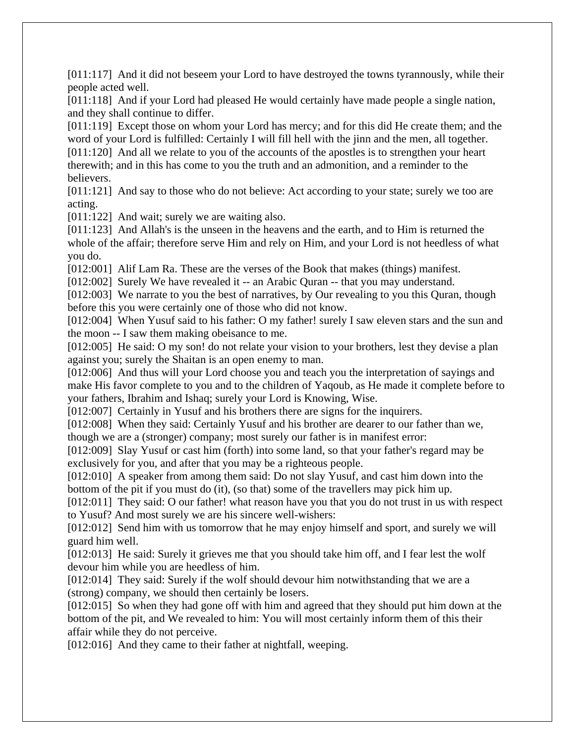[011:117]  And it did not beseem your Lord to have destroyed the towns tyrannously, while their people acted well.

[011:118]  And if your Lord had pleased He would certainly have made people a single nation, and they shall continue to differ.

[011:119]  Except those on whom your Lord has mercy; and for this did He create them; and the word of your Lord is fulfilled: Certainly I will fill hell with the jinn and the men, all together.

[011:120]  And all we relate to you of the accounts of the apostles is to strengthen your heart therewith; and in this has come to you the truth and an admonition, and a reminder to the believers.

[011:121]  And say to those who do not believe: Act according to your state; surely we too are acting.

[011:122]  And wait; surely we are waiting also.

[011:123]  And Allah's is the unseen in the heavens and the earth, and to Him is returned the whole of the affair; therefore serve Him and rely on Him, and your Lord is not heedless of what you do.

[012:001]  Alif Lam Ra. These are the verses of the Book that makes (things) manifest.

[012:002]  Surely We have revealed it -- an Arabic Quran -- that you may understand.

[012:003]  We narrate to you the best of narratives, by Our revealing to you this Quran, though before this you were certainly one of those who did not know.

[012:004]  When Yusuf said to his father: O my father! surely I saw eleven stars and the sun and the moon -- I saw them making obeisance to me.

[012:005]  He said: O my son! do not relate your vision to your brothers, lest they devise a plan against you; surely the Shaitan is an open enemy to man.

[012:006]  And thus will your Lord choose you and teach you the interpretation of sayings and make His favor complete to you and to the children of Yaqoub, as He made it complete before to your fathers, Ibrahim and Ishaq; surely your Lord is Knowing, Wise.

[012:007]  Certainly in Yusuf and his brothers there are signs for the inquirers.

[012:008]  When they said: Certainly Yusuf and his brother are dearer to our father than we, though we are a (stronger) company; most surely our father is in manifest error:

[012:009]  Slay Yusuf or cast him (forth) into some land, so that your father's regard may be exclusively for you, and after that you may be a righteous people.

[012:010]  A speaker from among them said: Do not slay Yusuf, and cast him down into the bottom of the pit if you must do (it), (so that) some of the travellers may pick him up.

[012:011]  They said: O our father! what reason have you that you do not trust in us with respect to Yusuf? And most surely we are his sincere well-wishers:

[012:012]  Send him with us tomorrow that he may enjoy himself and sport, and surely we will guard him well.

[012:013]  He said: Surely it grieves me that you should take him off, and I fear lest the wolf devour him while you are heedless of him.

[012:014]  They said: Surely if the wolf should devour him notwithstanding that we are a (strong) company, we should then certainly be losers.

[012:015]  So when they had gone off with him and agreed that they should put him down at the bottom of the pit, and We revealed to him: You will most certainly inform them of this their affair while they do not perceive.

[012:016]  And they came to their father at nightfall, weeping.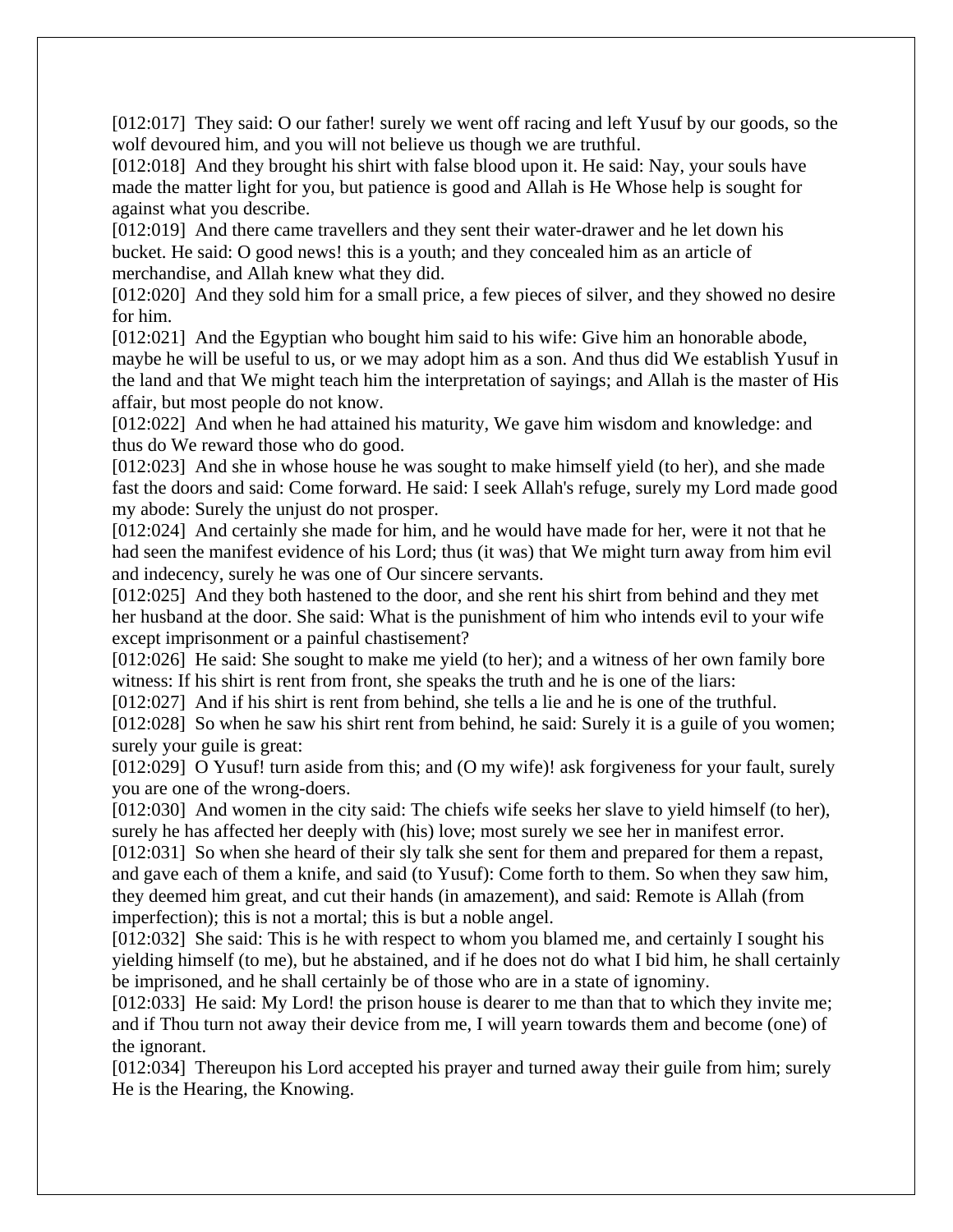[012:017] They said: O our father! surely we went off racing and left Yusuf by our goods, so the wolf devoured him, and you will not believe us though we are truthful.

[012:018] And they brought his shirt with false blood upon it. He said: Nay, your souls have made the matter light for you, but patience is good and Allah is He Whose help is sought for against what you describe.

[012:019] And there came travellers and they sent their water-drawer and he let down his bucket. He said: O good news! this is a youth; and they concealed him as an article of merchandise, and Allah knew what they did.

[012:020] And they sold him for a small price, a few pieces of silver, and they showed no desire for him.

[012:021] And the Egyptian who bought him said to his wife: Give him an honorable abode, maybe he will be useful to us, or we may adopt him as a son. And thus did We establish Yusuf in the land and that We might teach him the interpretation of sayings; and Allah is the master of His affair, but most people do not know.

[012:022] And when he had attained his maturity, We gave him wisdom and knowledge: and thus do We reward those who do good.

[012:023] And she in whose house he was sought to make himself yield (to her), and she made fast the doors and said: Come forward. He said: I seek Allah's refuge, surely my Lord made good my abode: Surely the unjust do not prosper.

[012:024] And certainly she made for him, and he would have made for her, were it not that he had seen the manifest evidence of his Lord; thus (it was) that We might turn away from him evil and indecency, surely he was one of Our sincere servants.

[012:025] And they both hastened to the door, and she rent his shirt from behind and they met her husband at the door. She said: What is the punishment of him who intends evil to your wife except imprisonment or a painful chastisement?

[012:026] He said: She sought to make me yield (to her); and a witness of her own family bore witness: If his shirt is rent from front, she speaks the truth and he is one of the liars:

[012:027] And if his shirt is rent from behind, she tells a lie and he is one of the truthful.

[012:028] So when he saw his shirt rent from behind, he said: Surely it is a guile of you women; surely your guile is great:

[012:029] O Yusuf! turn aside from this; and (O my wife)! ask forgiveness for your fault, surely you are one of the wrong-doers.

[012:030] And women in the city said: The chiefs wife seeks her slave to yield himself (to her), surely he has affected her deeply with (his) love; most surely we see her in manifest error.

[012:031] So when she heard of their sly talk she sent for them and prepared for them a repast, and gave each of them a knife, and said (to Yusuf): Come forth to them. So when they saw him, they deemed him great, and cut their hands (in amazement), and said: Remote is Allah (from imperfection); this is not a mortal; this is but a noble angel.

[012:032] She said: This is he with respect to whom you blamed me, and certainly I sought his yielding himself (to me), but he abstained, and if he does not do what I bid him, he shall certainly be imprisoned, and he shall certainly be of those who are in a state of ignominy.

[012:033] He said: My Lord! the prison house is dearer to me than that to which they invite me; and if Thou turn not away their device from me, I will yearn towards them and become (one) of the ignorant.

[012:034] Thereupon his Lord accepted his prayer and turned away their guile from him; surely He is the Hearing, the Knowing.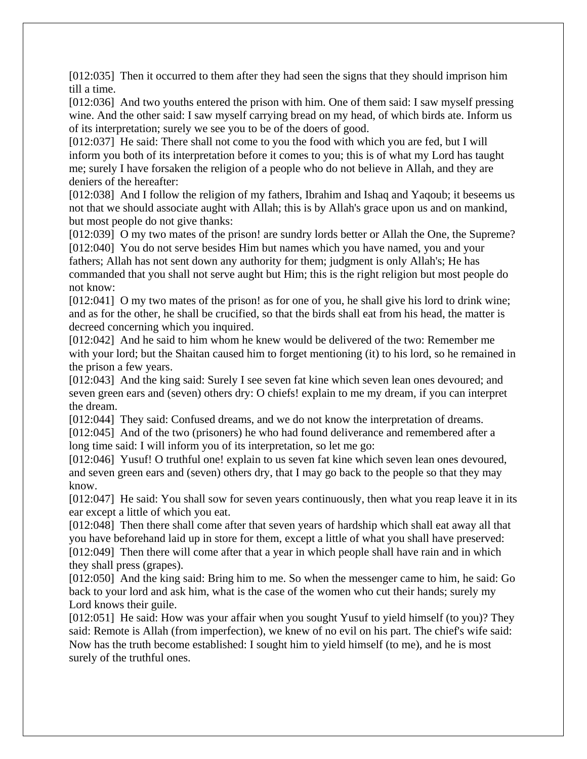[012:035] Then it occurred to them after they had seen the signs that they should imprison him till a time.

[012:036] And two youths entered the prison with him. One of them said: I saw myself pressing wine. And the other said: I saw myself carrying bread on my head, of which birds ate. Inform us of its interpretation; surely we see you to be of the doers of good.

[012:037] He said: There shall not come to you the food with which you are fed, but I will inform you both of its interpretation before it comes to you; this is of what my Lord has taught me; surely I have forsaken the religion of a people who do not believe in Allah, and they are deniers of the hereafter:

[012:038] And I follow the religion of my fathers, Ibrahim and Ishaq and Yaqoub; it beseems us not that we should associate aught with Allah; this is by Allah's grace upon us and on mankind, but most people do not give thanks:

[012:039] O my two mates of the prison! are sundry lords better or Allah the One, the Supreme?

[012:040] You do not serve besides Him but names which you have named, you and your fathers; Allah has not sent down any authority for them; judgment is only Allah's; He has commanded that you shall not serve aught but Him; this is the right religion but most people do not know:

[012:041] O my two mates of the prison! as for one of you, he shall give his lord to drink wine; and as for the other, he shall be crucified, so that the birds shall eat from his head, the matter is decreed concerning which you inquired.

[012:042] And he said to him whom he knew would be delivered of the two: Remember me with your lord; but the Shaitan caused him to forget mentioning (it) to his lord, so he remained in the prison a few years.

[012:043] And the king said: Surely I see seven fat kine which seven lean ones devoured; and seven green ears and (seven) others dry: O chiefs! explain to me my dream, if you can interpret the dream.

[012:044] They said: Confused dreams, and we do not know the interpretation of dreams.

[012:045] And of the two (prisoners) he who had found deliverance and remembered after a long time said: I will inform you of its interpretation, so let me go:

[012:046] Yusuf! O truthful one! explain to us seven fat kine which seven lean ones devoured, and seven green ears and (seven) others dry, that I may go back to the people so that they may know.

[012:047] He said: You shall sow for seven years continuously, then what you reap leave it in its ear except a little of which you eat.

[012:048] Then there shall come after that seven years of hardship which shall eat away all that you have beforehand laid up in store for them, except a little of what you shall have preserved:

[012:049] Then there will come after that a year in which people shall have rain and in which they shall press (grapes).

[012:050] And the king said: Bring him to me. So when the messenger came to him, he said: Go back to your lord and ask him, what is the case of the women who cut their hands; surely my Lord knows their guile.

[012:051] He said: How was your affair when you sought Yusuf to yield himself (to you)? They said: Remote is Allah (from imperfection), we knew of no evil on his part. The chief's wife said: Now has the truth become established: I sought him to yield himself (to me), and he is most surely of the truthful ones.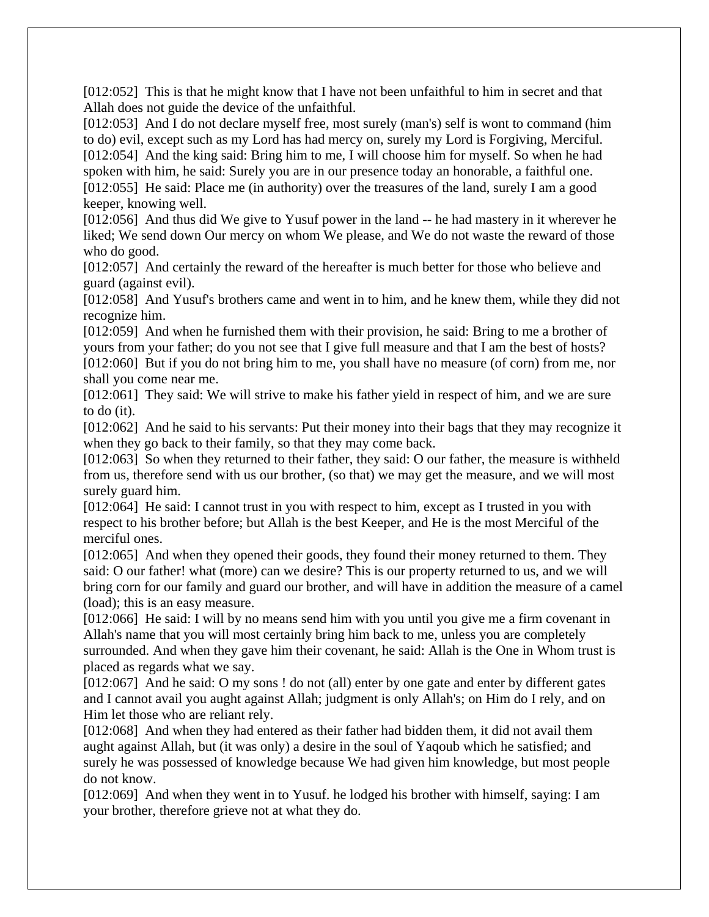[012:052]  This is that he might know that I have not been unfaithful to him in secret and that Allah does not guide the device of the unfaithful.
[012:053]  And I do not declare myself free, most surely (man's) self is wont to command (him to do) evil, except such as my Lord has had mercy on, surely my Lord is Forgiving, Merciful.
[012:054]  And the king said: Bring him to me, I will choose him for myself. So when he had spoken with him, he said: Surely you are in our presence today an honorable, a faithful one.
[012:055]  He said: Place me (in authority) over the treasures of the land, surely I am a good keeper, knowing well.
[012:056]  And thus did We give to Yusuf power in the land -- he had mastery in it wherever he liked; We send down Our mercy on whom We please, and We do not waste the reward of those who do good.
[012:057]  And certainly the reward of the hereafter is much better for those who believe and guard (against evil).
[012:058]  And Yusuf's brothers came and went in to him, and he knew them, while they did not recognize him.
[012:059]  And when he furnished them with their provision, he said: Bring to me a brother of yours from your father; do you not see that I give full measure and that I am the best of hosts?
[012:060]  But if you do not bring him to me, you shall have no measure (of corn) from me, nor shall you come near me.
[012:061]  They said: We will strive to make his father yield in respect of him, and we are sure to do (it).
[012:062]  And he said to his servants: Put their money into their bags that they may recognize it when they go back to their family, so that they may come back.
[012:063]  So when they returned to their father, they said: O our father, the measure is withheld from us, therefore send with us our brother, (so that) we may get the measure, and we will most surely guard him.
[012:064]  He said: I cannot trust in you with respect to him, except as I trusted in you with respect to his brother before; but Allah is the best Keeper, and He is the most Merciful of the merciful ones.
[012:065]  And when they opened their goods, they found their money returned to them. They said: O our father! what (more) can we desire? This is our property returned to us, and we will bring corn for our family and guard our brother, and will have in addition the measure of a camel (load); this is an easy measure.
[012:066]  He said: I will by no means send him with you until you give me a firm covenant in Allah's name that you will most certainly bring him back to me, unless you are completely surrounded. And when they gave him their covenant, he said: Allah is the One in Whom trust is placed as regards what we say.
[012:067]  And he said: O my sons ! do not (all) enter by one gate and enter by different gates and I cannot avail you aught against Allah; judgment is only Allah's; on Him do I rely, and on Him let those who are reliant rely.
[012:068]  And when they had entered as their father had bidden them, it did not avail them aught against Allah, but (it was only) a desire in the soul of Yaqoub which he satisfied; and surely he was possessed of knowledge because We had given him knowledge, but most people do not know.
[012:069]  And when they went in to Yusuf. he lodged his brother with himself, saying: I am your brother, therefore grieve not at what they do.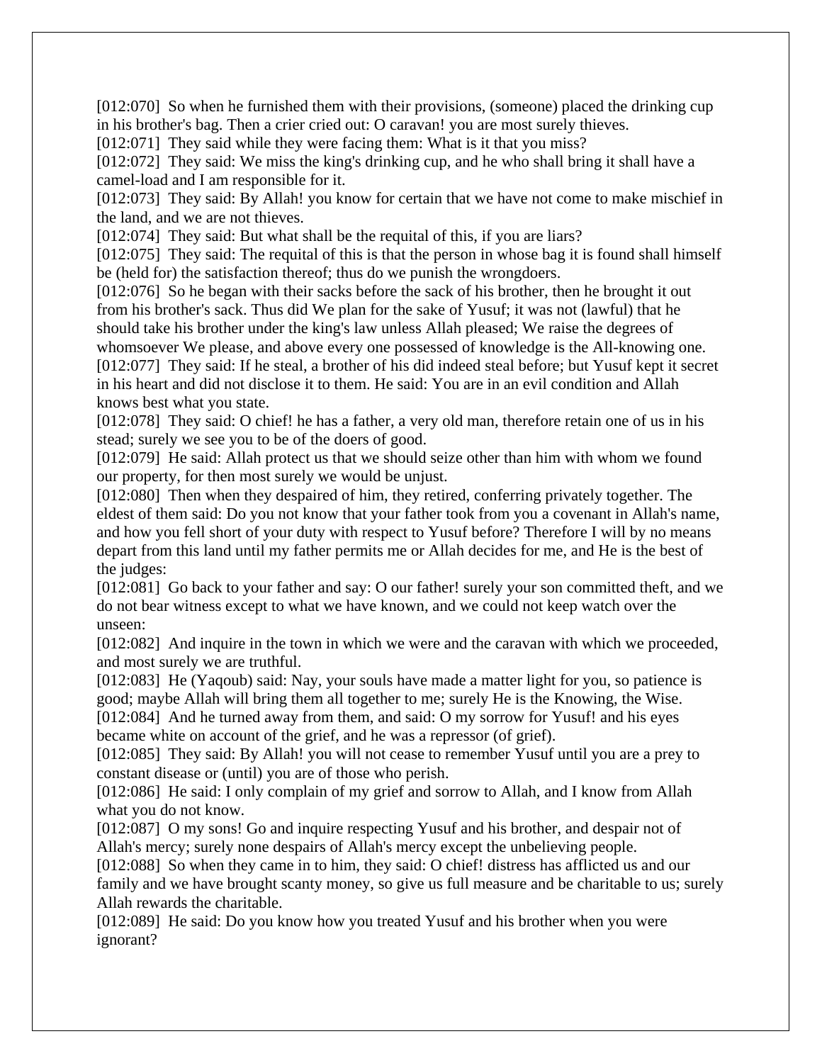[012:070] So when he furnished them with their provisions, (someone) placed the drinking cup in his brother's bag. Then a crier cried out: O caravan! you are most surely thieves.

[012:071] They said while they were facing them: What is it that you miss?

[012:072] They said: We miss the king's drinking cup, and he who shall bring it shall have a camel-load and I am responsible for it.

[012:073] They said: By Allah! you know for certain that we have not come to make mischief in the land, and we are not thieves.

[012:074] They said: But what shall be the requital of this, if you are liars?

[012:075] They said: The requital of this is that the person in whose bag it is found shall himself be (held for) the satisfaction thereof; thus do we punish the wrongdoers.

[012:076] So he began with their sacks before the sack of his brother, then he brought it out from his brother's sack. Thus did We plan for the sake of Yusuf; it was not (lawful) that he should take his brother under the king's law unless Allah pleased; We raise the degrees of whomsoever We please, and above every one possessed of knowledge is the All-knowing one.

[012:077] They said: If he steal, a brother of his did indeed steal before; but Yusuf kept it secret in his heart and did not disclose it to them. He said: You are in an evil condition and Allah knows best what you state.

[012:078] They said: O chief! he has a father, a very old man, therefore retain one of us in his stead; surely we see you to be of the doers of good.

[012:079] He said: Allah protect us that we should seize other than him with whom we found our property, for then most surely we would be unjust.

[012:080] Then when they despaired of him, they retired, conferring privately together. The eldest of them said: Do you not know that your father took from you a covenant in Allah's name, and how you fell short of your duty with respect to Yusuf before? Therefore I will by no means depart from this land until my father permits me or Allah decides for me, and He is the best of the judges:

[012:081] Go back to your father and say: O our father! surely your son committed theft, and we do not bear witness except to what we have known, and we could not keep watch over the unseen:

[012:082] And inquire in the town in which we were and the caravan with which we proceeded, and most surely we are truthful.

[012:083] He (Yaqoub) said: Nay, your souls have made a matter light for you, so patience is good; maybe Allah will bring them all together to me; surely He is the Knowing, the Wise.

[012:084] And he turned away from them, and said: O my sorrow for Yusuf! and his eyes became white on account of the grief, and he was a repressor (of grief).

[012:085] They said: By Allah! you will not cease to remember Yusuf until you are a prey to constant disease or (until) you are of those who perish.

[012:086] He said: I only complain of my grief and sorrow to Allah, and I know from Allah what you do not know.

[012:087] O my sons! Go and inquire respecting Yusuf and his brother, and despair not of Allah's mercy; surely none despairs of Allah's mercy except the unbelieving people.

[012:088] So when they came in to him, they said: O chief! distress has afflicted us and our family and we have brought scanty money, so give us full measure and be charitable to us; surely Allah rewards the charitable.

[012:089] He said: Do you know how you treated Yusuf and his brother when you were ignorant?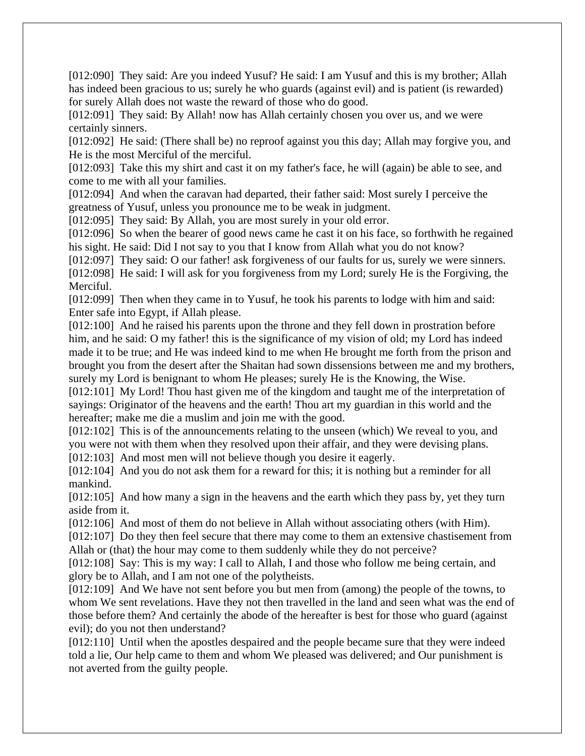[012:090] They said: Are you indeed Yusuf? He said: I am Yusuf and this is my brother; Allah has indeed been gracious to us; surely he who guards (against evil) and is patient (is rewarded) for surely Allah does not waste the reward of those who do good.

[012:091] They said: By Allah! now has Allah certainly chosen you over us, and we were certainly sinners.

[012:092] He said: (There shall be) no reproof against you this day; Allah may forgive you, and He is the most Merciful of the merciful.

[012:093] Take this my shirt and cast it on my father's face, he will (again) be able to see, and come to me with all your families.

[012:094] And when the caravan had departed, their father said: Most surely I perceive the greatness of Yusuf, unless you pronounce me to be weak in judgment.

[012:095] They said: By Allah, you are most surely in your old error.

[012:096] So when the bearer of good news came he cast it on his face, so forthwith he regained his sight. He said: Did I not say to you that I know from Allah what you do not know?

[012:097] They said: O our father! ask forgiveness of our faults for us, surely we were sinners.

[012:098] He said: I will ask for you forgiveness from my Lord; surely He is the Forgiving, the Merciful.

[012:099] Then when they came in to Yusuf, he took his parents to lodge with him and said: Enter safe into Egypt, if Allah please.

[012:100] And he raised his parents upon the throne and they fell down in prostration before him, and he said: O my father! this is the significance of my vision of old; my Lord has indeed made it to be true; and He was indeed kind to me when He brought me forth from the prison and brought you from the desert after the Shaitan had sown dissensions between me and my brothers, surely my Lord is benignant to whom He pleases; surely He is the Knowing, the Wise.

[012:101] My Lord! Thou hast given me of the kingdom and taught me of the interpretation of sayings: Originator of the heavens and the earth! Thou art my guardian in this world and the hereafter; make me die a muslim and join me with the good.

[012:102] This is of the announcements relating to the unseen (which) We reveal to you, and you were not with them when they resolved upon their affair, and they were devising plans.

[012:103] And most men will not believe though you desire it eagerly.

[012:104] And you do not ask them for a reward for this; it is nothing but a reminder for all mankind.

[012:105] And how many a sign in the heavens and the earth which they pass by, yet they turn aside from it.

[012:106] And most of them do not believe in Allah without associating others (with Him).

[012:107] Do they then feel secure that there may come to them an extensive chastisement from Allah or (that) the hour may come to them suddenly while they do not perceive?

[012:108] Say: This is my way: I call to Allah, I and those who follow me being certain, and glory be to Allah, and I am not one of the polytheists.

[012:109] And We have not sent before you but men from (among) the people of the towns, to whom We sent revelations. Have they not then travelled in the land and seen what was the end of those before them? And certainly the abode of the hereafter is best for those who guard (against evil); do you not then understand?

[012:110] Until when the apostles despaired and the people became sure that they were indeed told a lie, Our help came to them and whom We pleased was delivered; and Our punishment is not averted from the guilty people.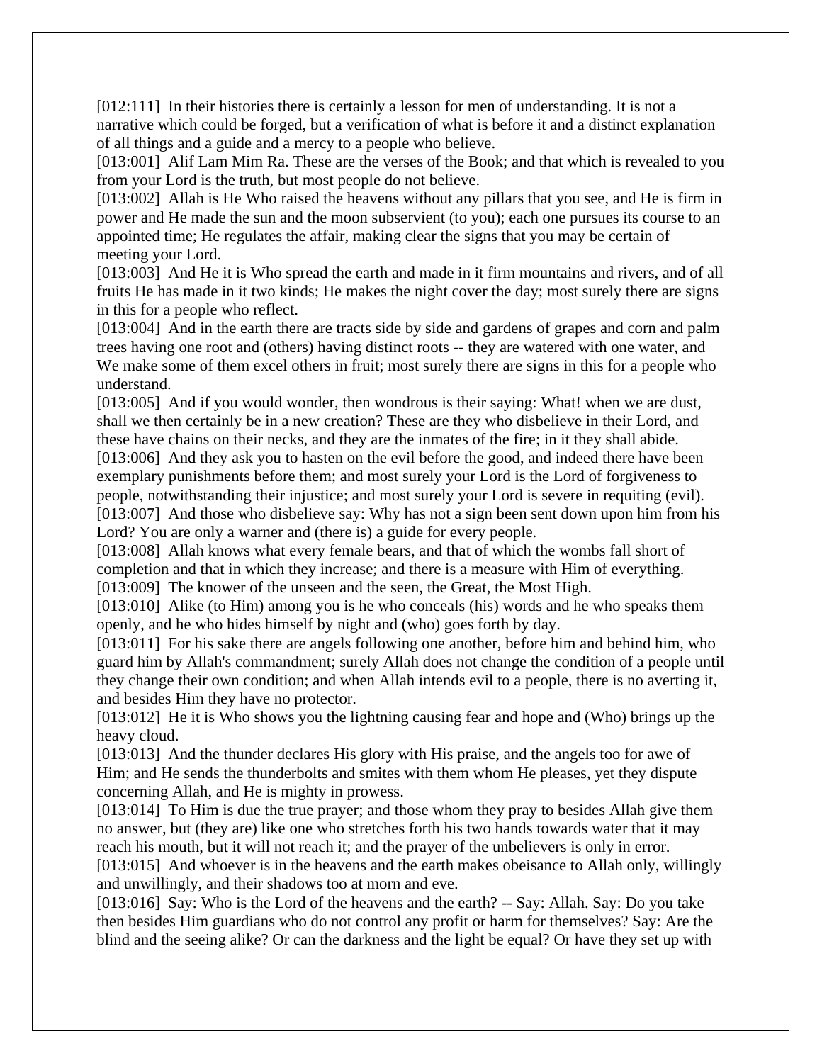[012:111] In their histories there is certainly a lesson for men of understanding. It is not a narrative which could be forged, but a verification of what is before it and a distinct explanation of all things and a guide and a mercy to a people who believe.
[013:001] Alif Lam Mim Ra. These are the verses of the Book; and that which is revealed to you from your Lord is the truth, but most people do not believe.
[013:002] Allah is He Who raised the heavens without any pillars that you see, and He is firm in power and He made the sun and the moon subservient (to you); each one pursues its course to an appointed time; He regulates the affair, making clear the signs that you may be certain of meeting your Lord.
[013:003] And He it is Who spread the earth and made in it firm mountains and rivers, and of all fruits He has made in it two kinds; He makes the night cover the day; most surely there are signs in this for a people who reflect.
[013:004] And in the earth there are tracts side by side and gardens of grapes and corn and palm trees having one root and (others) having distinct roots -- they are watered with one water, and We make some of them excel others in fruit; most surely there are signs in this for a people who understand.
[013:005] And if you would wonder, then wondrous is their saying: What! when we are dust, shall we then certainly be in a new creation? These are they who disbelieve in their Lord, and these have chains on their necks, and they are the inmates of the fire; in it they shall abide.
[013:006] And they ask you to hasten on the evil before the good, and indeed there have been exemplary punishments before them; and most surely your Lord is the Lord of forgiveness to people, notwithstanding their injustice; and most surely your Lord is severe in requiting (evil).
[013:007] And those who disbelieve say: Why has not a sign been sent down upon him from his Lord? You are only a warner and (there is) a guide for every people.
[013:008] Allah knows what every female bears, and that of which the wombs fall short of completion and that in which they increase; and there is a measure with Him of everything.
[013:009] The knower of the unseen and the seen, the Great, the Most High.
[013:010] Alike (to Him) among you is he who conceals (his) words and he who speaks them openly, and he who hides himself by night and (who) goes forth by day.
[013:011] For his sake there are angels following one another, before him and behind him, who guard him by Allah's commandment; surely Allah does not change the condition of a people until they change their own condition; and when Allah intends evil to a people, there is no averting it, and besides Him they have no protector.
[013:012] He it is Who shows you the lightning causing fear and hope and (Who) brings up the heavy cloud.
[013:013] And the thunder declares His glory with His praise, and the angels too for awe of Him; and He sends the thunderbolts and smites with them whom He pleases, yet they dispute concerning Allah, and He is mighty in prowess.
[013:014] To Him is due the true prayer; and those whom they pray to besides Allah give them no answer, but (they are) like one who stretches forth his two hands towards water that it may reach his mouth, but it will not reach it; and the prayer of the unbelievers is only in error.
[013:015] And whoever is in the heavens and the earth makes obeisance to Allah only, willingly and unwillingly, and their shadows too at morn and eve.
[013:016] Say: Who is the Lord of the heavens and the earth? -- Say: Allah. Say: Do you take then besides Him guardians who do not control any profit or harm for themselves? Say: Are the blind and the seeing alike? Or can the darkness and the light be equal? Or have they set up with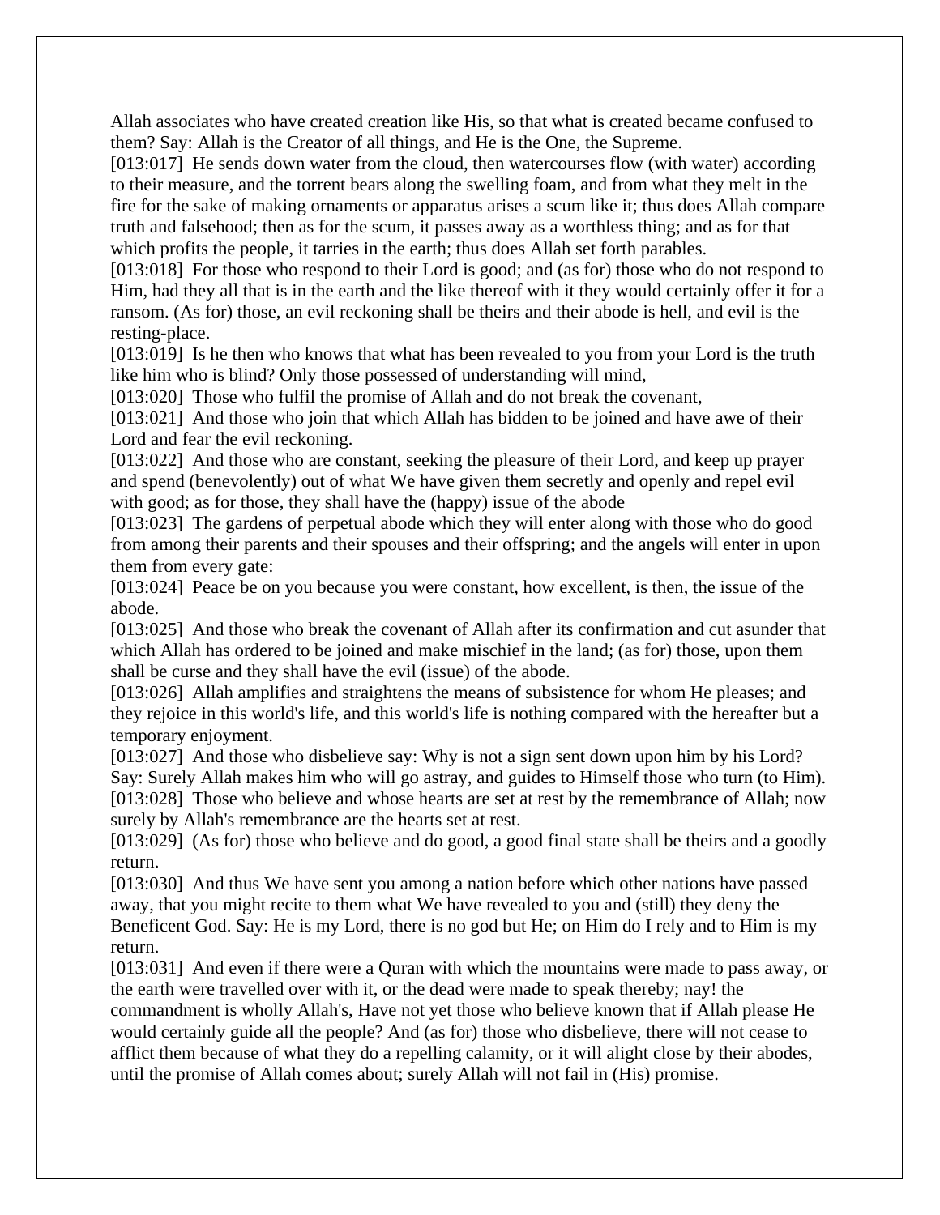Allah associates who have created creation like His, so that what is created became confused to them? Say: Allah is the Creator of all things, and He is the One, the Supreme.

[013:017] He sends down water from the cloud, then watercourses flow (with water) according to their measure, and the torrent bears along the swelling foam, and from what they melt in the fire for the sake of making ornaments or apparatus arises a scum like it; thus does Allah compare truth and falsehood; then as for the scum, it passes away as a worthless thing; and as for that which profits the people, it tarries in the earth; thus does Allah set forth parables.

[013:018] For those who respond to their Lord is good; and (as for) those who do not respond to Him, had they all that is in the earth and the like thereof with it they would certainly offer it for a ransom. (As for) those, an evil reckoning shall be theirs and their abode is hell, and evil is the resting-place.

[013:019] Is he then who knows that what has been revealed to you from your Lord is the truth like him who is blind? Only those possessed of understanding will mind,

[013:020] Those who fulfil the promise of Allah and do not break the covenant,

[013:021] And those who join that which Allah has bidden to be joined and have awe of their Lord and fear the evil reckoning.

[013:022] And those who are constant, seeking the pleasure of their Lord, and keep up prayer and spend (benevolently) out of what We have given them secretly and openly and repel evil with good; as for those, they shall have the (happy) issue of the abode

[013:023] The gardens of perpetual abode which they will enter along with those who do good from among their parents and their spouses and their offspring; and the angels will enter in upon them from every gate:

[013:024] Peace be on you because you were constant, how excellent, is then, the issue of the abode.

[013:025] And those who break the covenant of Allah after its confirmation and cut asunder that which Allah has ordered to be joined and make mischief in the land; (as for) those, upon them shall be curse and they shall have the evil (issue) of the abode.

[013:026] Allah amplifies and straightens the means of subsistence for whom He pleases; and they rejoice in this world's life, and this world's life is nothing compared with the hereafter but a temporary enjoyment.

[013:027] And those who disbelieve say: Why is not a sign sent down upon him by his Lord? Say: Surely Allah makes him who will go astray, and guides to Himself those who turn (to Him).

[013:028] Those who believe and whose hearts are set at rest by the remembrance of Allah; now surely by Allah's remembrance are the hearts set at rest.

[013:029] (As for) those who believe and do good, a good final state shall be theirs and a goodly return.

[013:030] And thus We have sent you among a nation before which other nations have passed away, that you might recite to them what We have revealed to you and (still) they deny the Beneficent God. Say: He is my Lord, there is no god but He; on Him do I rely and to Him is my return.

[013:031] And even if there were a Quran with which the mountains were made to pass away, or the earth were travelled over with it, or the dead were made to speak thereby; nay! the commandment is wholly Allah's, Have not yet those who believe known that if Allah please He would certainly guide all the people? And (as for) those who disbelieve, there will not cease to afflict them because of what they do a repelling calamity, or it will alight close by their abodes, until the promise of Allah comes about; surely Allah will not fail in (His) promise.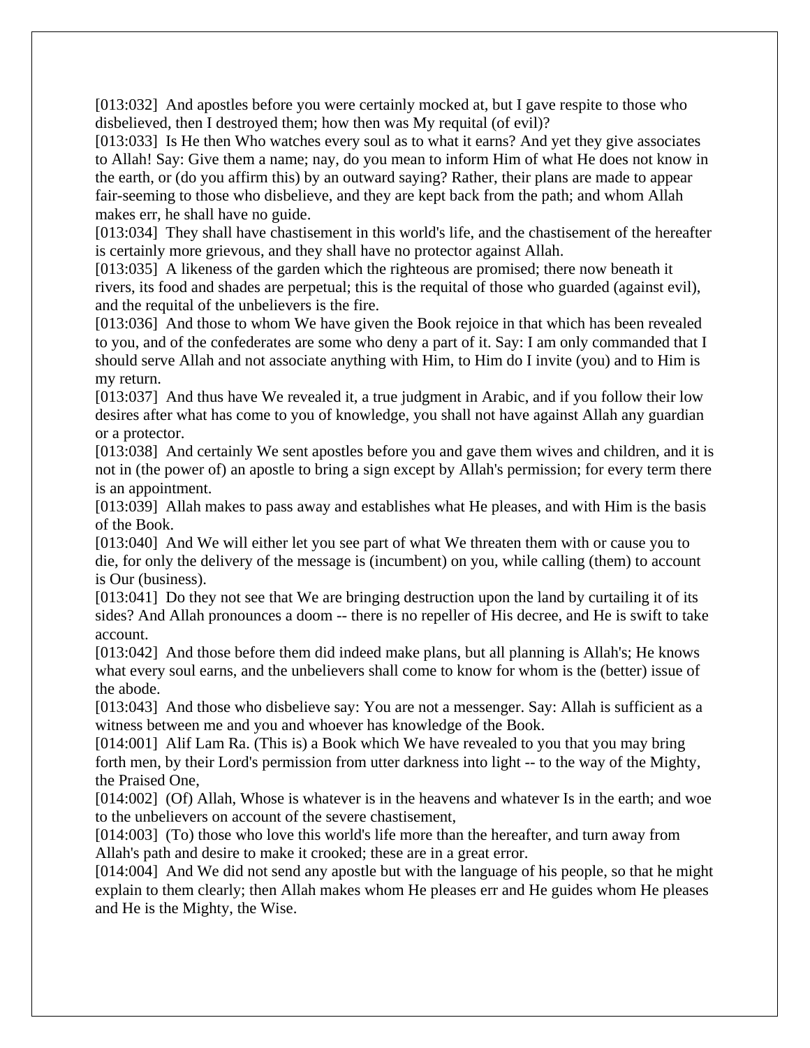[013:032]  And apostles before you were certainly mocked at, but I gave respite to those who disbelieved, then I destroyed them; how then was My requital (of evil)?
[013:033]  Is He then Who watches every soul as to what it earns? And yet they give associates to Allah! Say: Give them a name; nay, do you mean to inform Him of what He does not know in the earth, or (do you affirm this) by an outward saying? Rather, their plans are made to appear fair-seeming to those who disbelieve, and they are kept back from the path; and whom Allah makes err, he shall have no guide.
[013:034]  They shall have chastisement in this world's life, and the chastisement of the hereafter is certainly more grievous, and they shall have no protector against Allah.
[013:035]  A likeness of the garden which the righteous are promised; there now beneath it rivers, its food and shades are perpetual; this is the requital of those who guarded (against evil), and the requital of the unbelievers is the fire.
[013:036]  And those to whom We have given the Book rejoice in that which has been revealed to you, and of the confederates are some who deny a part of it. Say: I am only commanded that I should serve Allah and not associate anything with Him, to Him do I invite (you) and to Him is my return.
[013:037]  And thus have We revealed it, a true judgment in Arabic, and if you follow their low desires after what has come to you of knowledge, you shall not have against Allah any guardian or a protector.
[013:038]  And certainly We sent apostles before you and gave them wives and children, and it is not in (the power of) an apostle to bring a sign except by Allah's permission; for every term there is an appointment.
[013:039]  Allah makes to pass away and establishes what He pleases, and with Him is the basis of the Book.
[013:040]  And We will either let you see part of what We threaten them with or cause you to die, for only the delivery of the message is (incumbent) on you, while calling (them) to account is Our (business).
[013:041]  Do they not see that We are bringing destruction upon the land by curtailing it of its sides? And Allah pronounces a doom -- there is no repeller of His decree, and He is swift to take account.
[013:042]  And those before them did indeed make plans, but all planning is Allah's; He knows what every soul earns, and the unbelievers shall come to know for whom is the (better) issue of the abode.
[013:043]  And those who disbelieve say: You are not a messenger. Say: Allah is sufficient as a witness between me and you and whoever has knowledge of the Book.
[014:001]  Alif Lam Ra. (This is) a Book which We have revealed to you that you may bring forth men, by their Lord's permission from utter darkness into light -- to the way of the Mighty, the Praised One,
[014:002]  (Of) Allah, Whose is whatever is in the heavens and whatever Is in the earth; and woe to the unbelievers on account of the severe chastisement,
[014:003]  (To) those who love this world's life more than the hereafter, and turn away from Allah's path and desire to make it crooked; these are in a great error.
[014:004]  And We did not send any apostle but with the language of his people, so that he might explain to them clearly; then Allah makes whom He pleases err and He guides whom He pleases and He is the Mighty, the Wise.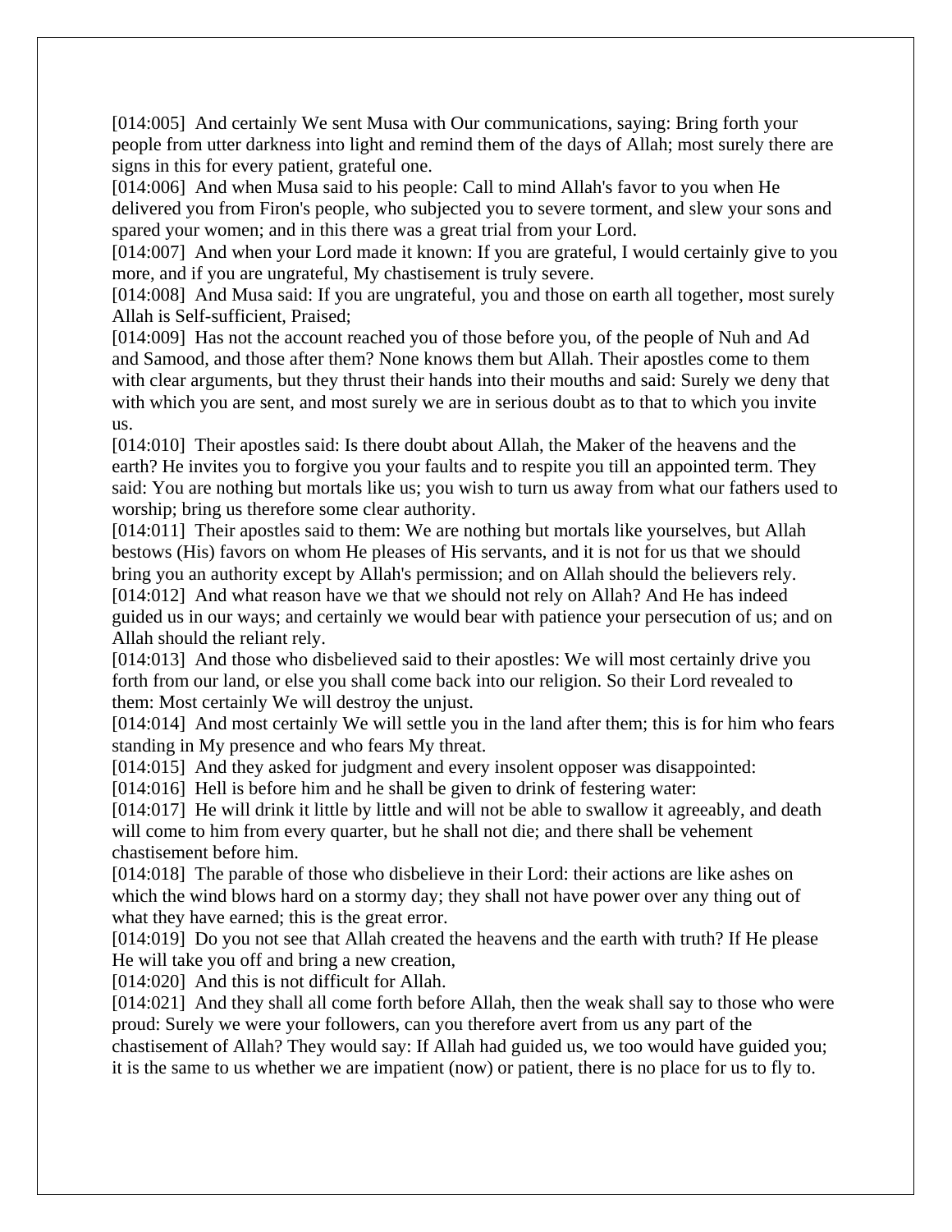[014:005]  And certainly We sent Musa with Our communications, saying: Bring forth your people from utter darkness into light and remind them of the days of Allah; most surely there are signs in this for every patient, grateful one.
[014:006]  And when Musa said to his people: Call to mind Allah's favor to you when He delivered you from Firon's people, who subjected you to severe torment, and slew your sons and spared your women; and in this there was a great trial from your Lord.
[014:007]  And when your Lord made it known: If you are grateful, I would certainly give to you more, and if you are ungrateful, My chastisement is truly severe.
[014:008]  And Musa said: If you are ungrateful, you and those on earth all together, most surely Allah is Self-sufficient, Praised;
[014:009]  Has not the account reached you of those before you, of the people of Nuh and Ad and Samood, and those after them? None knows them but Allah. Their apostles come to them with clear arguments, but they thrust their hands into their mouths and said: Surely we deny that with which you are sent, and most surely we are in serious doubt as to that to which you invite us.
[014:010]  Their apostles said: Is there doubt about Allah, the Maker of the heavens and the earth? He invites you to forgive you your faults and to respite you till an appointed term. They said: You are nothing but mortals like us; you wish to turn us away from what our fathers used to worship; bring us therefore some clear authority.
[014:011]  Their apostles said to them: We are nothing but mortals like yourselves, but Allah bestows (His) favors on whom He pleases of His servants, and it is not for us that we should bring you an authority except by Allah's permission; and on Allah should the believers rely.
[014:012]  And what reason have we that we should not rely on Allah? And He has indeed guided us in our ways; and certainly we would bear with patience your persecution of us; and on Allah should the reliant rely.
[014:013]  And those who disbelieved said to their apostles: We will most certainly drive you forth from our land, or else you shall come back into our religion. So their Lord revealed to them: Most certainly We will destroy the unjust.
[014:014]  And most certainly We will settle you in the land after them; this is for him who fears standing in My presence and who fears My threat.
[014:015]  And they asked for judgment and every insolent opposer was disappointed:
[014:016]  Hell is before him and he shall be given to drink of festering water:
[014:017]  He will drink it little by little and will not be able to swallow it agreeably, and death will come to him from every quarter, but he shall not die; and there shall be vehement chastisement before him.
[014:018]  The parable of those who disbelieve in their Lord: their actions are like ashes on which the wind blows hard on a stormy day; they shall not have power over any thing out of what they have earned; this is the great error.
[014:019]  Do you not see that Allah created the heavens and the earth with truth? If He please He will take you off and bring a new creation,
[014:020]  And this is not difficult for Allah.
[014:021]  And they shall all come forth before Allah, then the weak shall say to those who were proud: Surely we were your followers, can you therefore avert from us any part of the chastisement of Allah? They would say: If Allah had guided us, we too would have guided you; it is the same to us whether we are impatient (now) or patient, there is no place for us to fly to.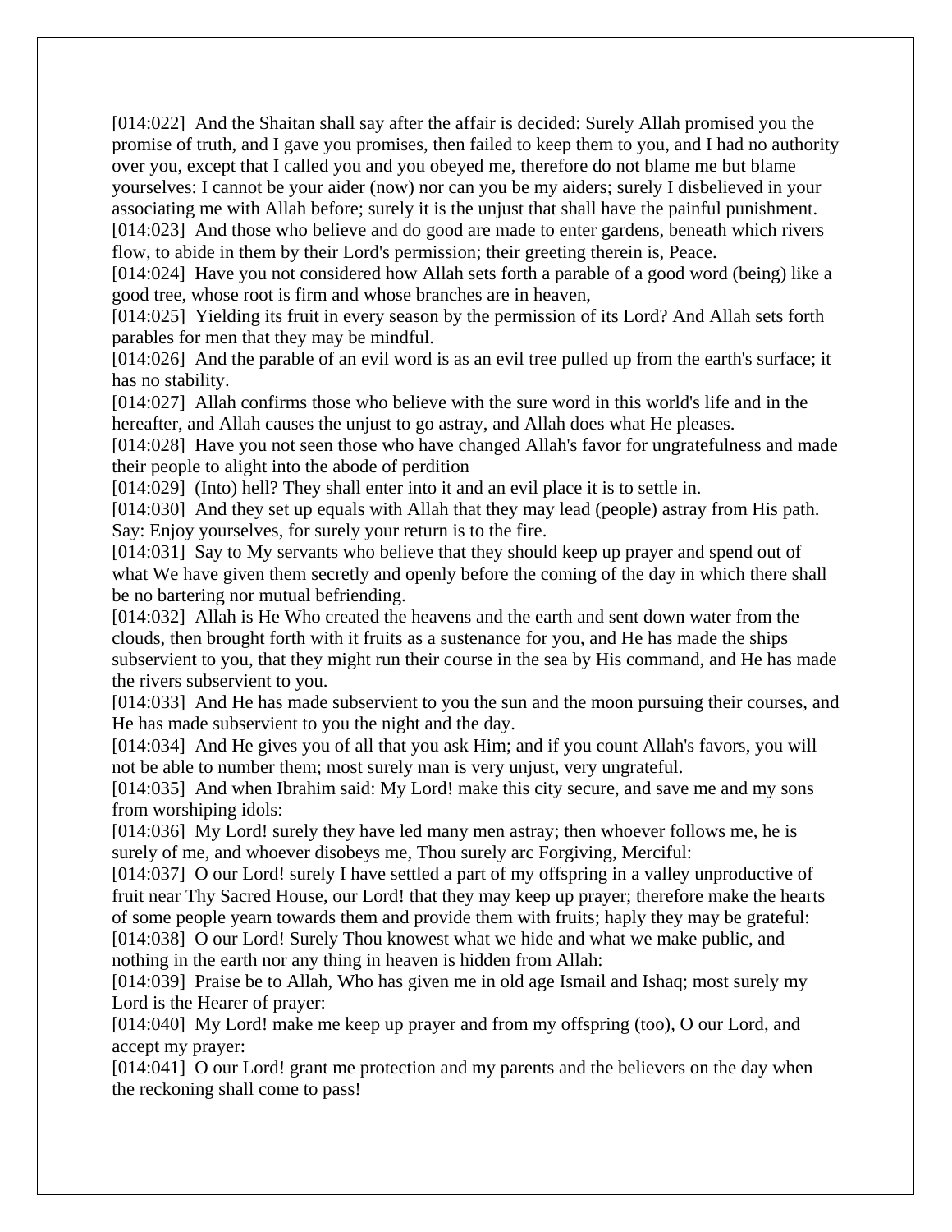[014:022] And the Shaitan shall say after the affair is decided: Surely Allah promised you the promise of truth, and I gave you promises, then failed to keep them to you, and I had no authority over you, except that I called you and you obeyed me, therefore do not blame me but blame yourselves: I cannot be your aider (now) nor can you be my aiders; surely I disbelieved in your associating me with Allah before; surely it is the unjust that shall have the painful punishment.
[014:023] And those who believe and do good are made to enter gardens, beneath which rivers flow, to abide in them by their Lord's permission; their greeting therein is, Peace.
[014:024] Have you not considered how Allah sets forth a parable of a good word (being) like a good tree, whose root is firm and whose branches are in heaven,
[014:025] Yielding its fruit in every season by the permission of its Lord? And Allah sets forth parables for men that they may be mindful.
[014:026] And the parable of an evil word is as an evil tree pulled up from the earth's surface; it has no stability.
[014:027] Allah confirms those who believe with the sure word in this world's life and in the hereafter, and Allah causes the unjust to go astray, and Allah does what He pleases.
[014:028] Have you not seen those who have changed Allah's favor for ungratefulness and made their people to alight into the abode of perdition
[014:029] (Into) hell? They shall enter into it and an evil place it is to settle in.
[014:030] And they set up equals with Allah that they may lead (people) astray from His path. Say: Enjoy yourselves, for surely your return is to the fire.
[014:031] Say to My servants who believe that they should keep up prayer and spend out of what We have given them secretly and openly before the coming of the day in which there shall be no bartering nor mutual befriending.
[014:032] Allah is He Who created the heavens and the earth and sent down water from the clouds, then brought forth with it fruits as a sustenance for you, and He has made the ships subservient to you, that they might run their course in the sea by His command, and He has made the rivers subservient to you.
[014:033] And He has made subservient to you the sun and the moon pursuing their courses, and He has made subservient to you the night and the day.
[014:034] And He gives you of all that you ask Him; and if you count Allah's favors, you will not be able to number them; most surely man is very unjust, very ungrateful.
[014:035] And when Ibrahim said: My Lord! make this city secure, and save me and my sons from worshiping idols:
[014:036] My Lord! surely they have led many men astray; then whoever follows me, he is surely of me, and whoever disobeys me, Thou surely arc Forgiving, Merciful:
[014:037] O our Lord! surely I have settled a part of my offspring in a valley unproductive of fruit near Thy Sacred House, our Lord! that they may keep up prayer; therefore make the hearts of some people yearn towards them and provide them with fruits; haply they may be grateful:
[014:038] O our Lord! Surely Thou knowest what we hide and what we make public, and nothing in the earth nor any thing in heaven is hidden from Allah:
[014:039] Praise be to Allah, Who has given me in old age Ismail and Ishaq; most surely my Lord is the Hearer of prayer:
[014:040] My Lord! make me keep up prayer and from my offspring (too), O our Lord, and accept my prayer:
[014:041] O our Lord! grant me protection and my parents and the believers on the day when the reckoning shall come to pass!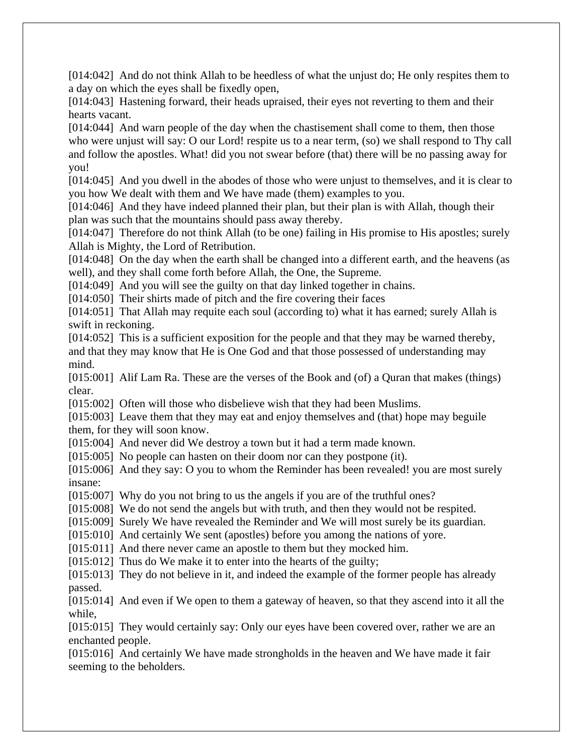[014:042]  And do not think Allah to be heedless of what the unjust do; He only respites them to a day on which the eyes shall be fixedly open,

[014:043]  Hastening forward, their heads upraised, their eyes not reverting to them and their hearts vacant.

[014:044]  And warn people of the day when the chastisement shall come to them, then those who were unjust will say: O our Lord! respite us to a near term, (so) we shall respond to Thy call and follow the apostles. What! did you not swear before (that) there will be no passing away for you!

[014:045]  And you dwell in the abodes of those who were unjust to themselves, and it is clear to you how We dealt with them and We have made (them) examples to you.

[014:046]  And they have indeed planned their plan, but their plan is with Allah, though their plan was such that the mountains should pass away thereby.

[014:047]  Therefore do not think Allah (to be one) failing in His promise to His apostles; surely Allah is Mighty, the Lord of Retribution.

[014:048]  On the day when the earth shall be changed into a different earth, and the heavens (as well), and they shall come forth before Allah, the One, the Supreme.

[014:049]  And you will see the guilty on that day linked together in chains.

[014:050]  Their shirts made of pitch and the fire covering their faces

[014:051]  That Allah may requite each soul (according to) what it has earned; surely Allah is swift in reckoning.

[014:052]  This is a sufficient exposition for the people and that they may be warned thereby, and that they may know that He is One God and that those possessed of understanding may mind.

[015:001]  Alif Lam Ra. These are the verses of the Book and (of) a Quran that makes (things) clear.

[015:002]  Often will those who disbelieve wish that they had been Muslims.

[015:003]  Leave them that they may eat and enjoy themselves and (that) hope may beguile them, for they will soon know.

[015:004]  And never did We destroy a town but it had a term made known.

[015:005]  No people can hasten on their doom nor can they postpone (it).

[015:006]  And they say: O you to whom the Reminder has been revealed! you are most surely insane:

[015:007]  Why do you not bring to us the angels if you are of the truthful ones?

[015:008]  We do not send the angels but with truth, and then they would not be respited.

[015:009]  Surely We have revealed the Reminder and We will most surely be its guardian.

[015:010]  And certainly We sent (apostles) before you among the nations of yore.

[015:011]  And there never came an apostle to them but they mocked him.

[015:012]  Thus do We make it to enter into the hearts of the guilty;

[015:013]  They do not believe in it, and indeed the example of the former people has already passed.

[015:014]  And even if We open to them a gateway of heaven, so that they ascend into it all the while,

[015:015]  They would certainly say: Only our eyes have been covered over, rather we are an enchanted people.

[015:016]  And certainly We have made strongholds in the heaven and We have made it fair seeming to the beholders.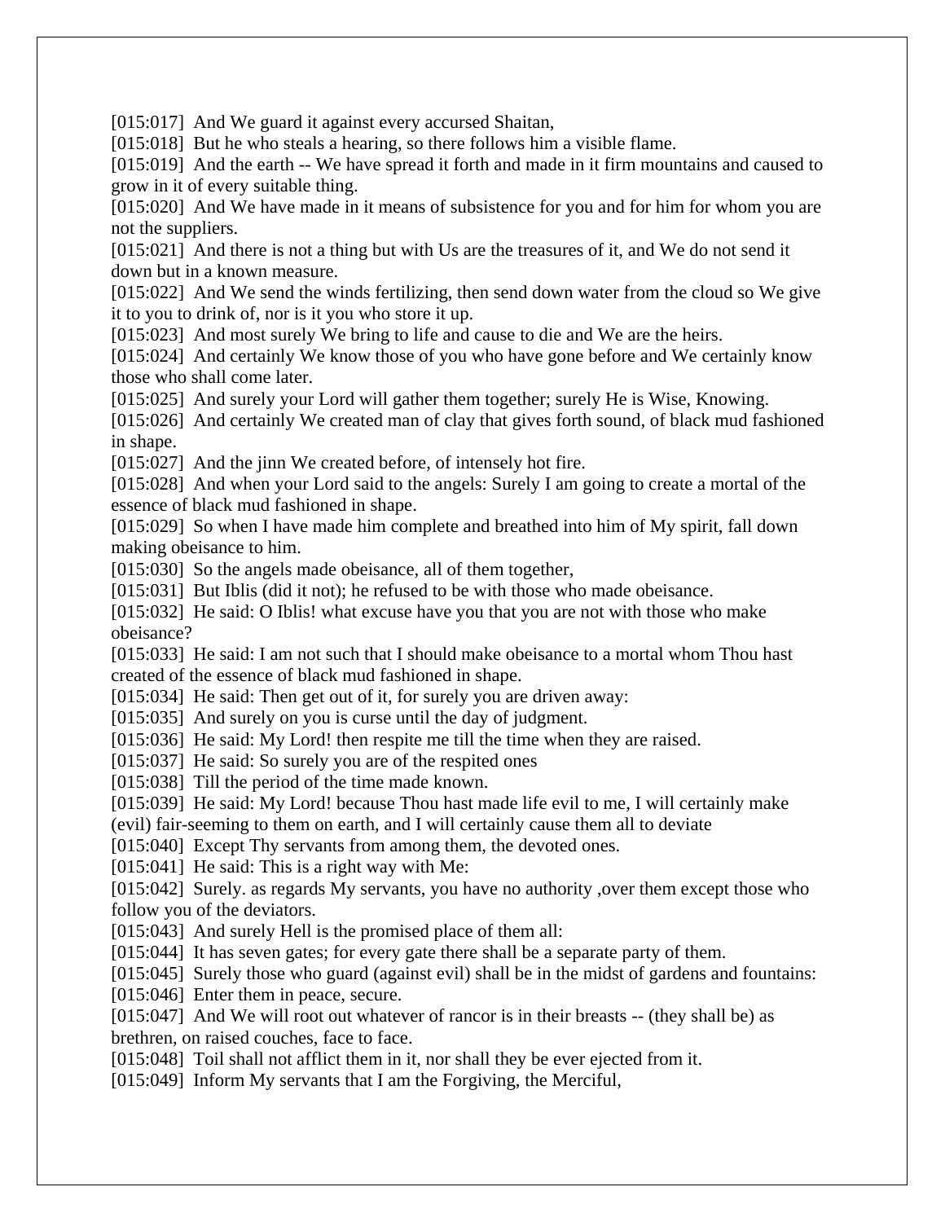[015:017] And We guard it against every accursed Shaitan,
[015:018] But he who steals a hearing, so there follows him a visible flame.
[015:019] And the earth -- We have spread it forth and made in it firm mountains and caused to grow in it of every suitable thing.
[015:020] And We have made in it means of subsistence for you and for him for whom you are not the suppliers.
[015:021] And there is not a thing but with Us are the treasures of it, and We do not send it down but in a known measure.
[015:022] And We send the winds fertilizing, then send down water from the cloud so We give it to you to drink of, nor is it you who store it up.
[015:023] And most surely We bring to life and cause to die and We are the heirs.
[015:024] And certainly We know those of you who have gone before and We certainly know those who shall come later.
[015:025] And surely your Lord will gather them together; surely He is Wise, Knowing.
[015:026] And certainly We created man of clay that gives forth sound, of black mud fashioned in shape.
[015:027] And the jinn We created before, of intensely hot fire.
[015:028] And when your Lord said to the angels: Surely I am going to create a mortal of the essence of black mud fashioned in shape.
[015:029] So when I have made him complete and breathed into him of My spirit, fall down making obeisance to him.
[015:030] So the angels made obeisance, all of them together,
[015:031] But Iblis (did it not); he refused to be with those who made obeisance.
[015:032] He said: O Iblis! what excuse have you that you are not with those who make obeisance?
[015:033] He said: I am not such that I should make obeisance to a mortal whom Thou hast created of the essence of black mud fashioned in shape.
[015:034] He said: Then get out of it, for surely you are driven away:
[015:035] And surely on you is curse until the day of judgment.
[015:036] He said: My Lord! then respite me till the time when they are raised.
[015:037] He said: So surely you are of the respited ones
[015:038] Till the period of the time made known.
[015:039] He said: My Lord! because Thou hast made life evil to me, I will certainly make (evil) fair-seeming to them on earth, and I will certainly cause them all to deviate
[015:040] Except Thy servants from among them, the devoted ones.
[015:041] He said: This is a right way with Me:
[015:042] Surely. as regards My servants, you have no authority ,over them except those who follow you of the deviators.
[015:043] And surely Hell is the promised place of them all:
[015:044] It has seven gates; for every gate there shall be a separate party of them.
[015:045] Surely those who guard (against evil) shall be in the midst of gardens and fountains:
[015:046] Enter them in peace, secure.
[015:047] And We will root out whatever of rancor is in their breasts -- (they shall be) as brethren, on raised couches, face to face.
[015:048] Toil shall not afflict them in it, nor shall they be ever ejected from it.
[015:049] Inform My servants that I am the Forgiving, the Merciful,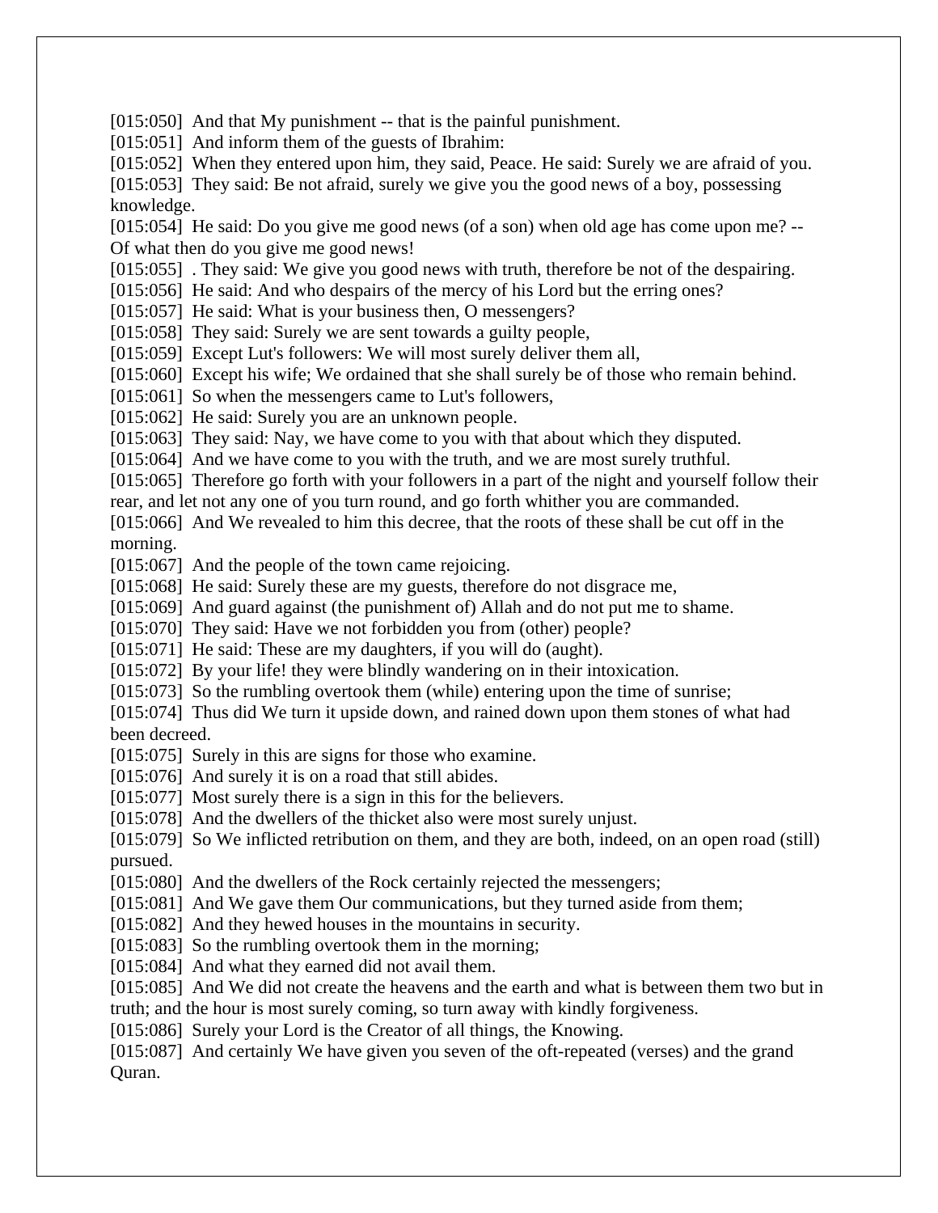[015:050] And that My punishment -- that is the painful punishment.
[015:051] And inform them of the guests of Ibrahim:
[015:052] When they entered upon him, they said, Peace. He said: Surely we are afraid of you.
[015:053] They said: Be not afraid, surely we give you the good news of a boy, possessing knowledge.
[015:054] He said: Do you give me good news (of a son) when old age has come upon me? -- Of what then do you give me good news!
[015:055] . They said: We give you good news with truth, therefore be not of the despairing.
[015:056] He said: And who despairs of the mercy of his Lord but the erring ones?
[015:057] He said: What is your business then, O messengers?
[015:058] They said: Surely we are sent towards a guilty people,
[015:059] Except Lut's followers: We will most surely deliver them all,
[015:060] Except his wife; We ordained that she shall surely be of those who remain behind.
[015:061] So when the messengers came to Lut's followers,
[015:062] He said: Surely you are an unknown people.
[015:063] They said: Nay, we have come to you with that about which they disputed.
[015:064] And we have come to you with the truth, and we are most surely truthful.
[015:065] Therefore go forth with your followers in a part of the night and yourself follow their rear, and let not any one of you turn round, and go forth whither you are commanded.
[015:066] And We revealed to him this decree, that the roots of these shall be cut off in the morning.
[015:067] And the people of the town came rejoicing.
[015:068] He said: Surely these are my guests, therefore do not disgrace me,
[015:069] And guard against (the punishment of) Allah and do not put me to shame.
[015:070] They said: Have we not forbidden you from (other) people?
[015:071] He said: These are my daughters, if you will do (aught).
[015:072] By your life! they were blindly wandering on in their intoxication.
[015:073] So the rumbling overtook them (while) entering upon the time of sunrise;
[015:074] Thus did We turn it upside down, and rained down upon them stones of what had been decreed.
[015:075] Surely in this are signs for those who examine.
[015:076] And surely it is on a road that still abides.
[015:077] Most surely there is a sign in this for the believers.
[015:078] And the dwellers of the thicket also were most surely unjust.
[015:079] So We inflicted retribution on them, and they are both, indeed, on an open road (still) pursued.
[015:080] And the dwellers of the Rock certainly rejected the messengers;
[015:081] And We gave them Our communications, but they turned aside from them;
[015:082] And they hewed houses in the mountains in security.
[015:083] So the rumbling overtook them in the morning;
[015:084] And what they earned did not avail them.
[015:085] And We did not create the heavens and the earth and what is between them two but in truth; and the hour is most surely coming, so turn away with kindly forgiveness.
[015:086] Surely your Lord is the Creator of all things, the Knowing.
[015:087] And certainly We have given you seven of the oft-repeated (verses) and the grand Quran.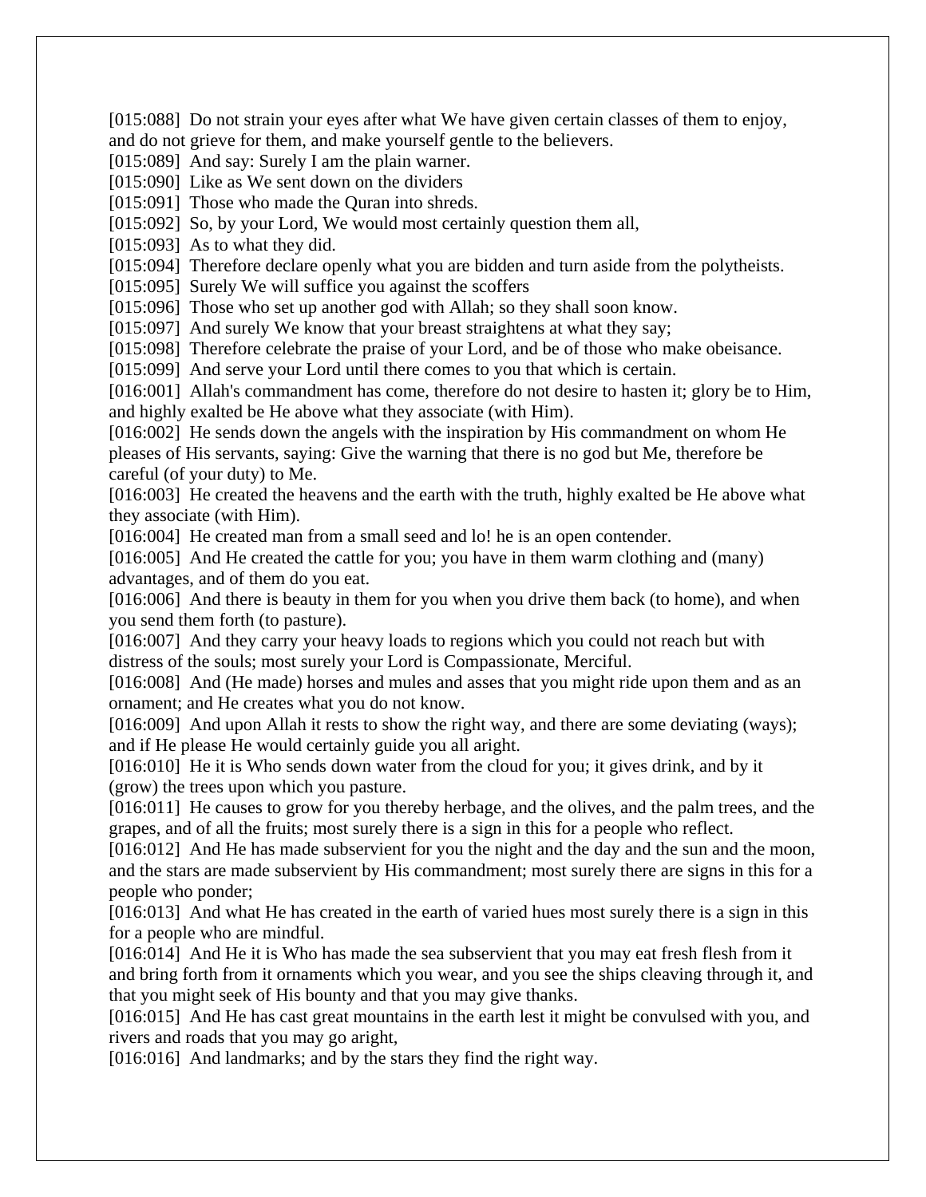[015:088]  Do not strain your eyes after what We have given certain classes of them to enjoy, and do not grieve for them, and make yourself gentle to the believers.

[015:089]  And say: Surely I am the plain warner.

[015:090]  Like as We sent down on the dividers

[015:091]  Those who made the Quran into shreds.

[015:092]  So, by your Lord, We would most certainly question them all,

[015:093]  As to what they did.

[015:094]  Therefore declare openly what you are bidden and turn aside from the polytheists.

[015:095]  Surely We will suffice you against the scoffers

[015:096]  Those who set up another god with Allah; so they shall soon know.

[015:097]  And surely We know that your breast straightens at what they say;

[015:098]  Therefore celebrate the praise of your Lord, and be of those who make obeisance.

[015:099]  And serve your Lord until there comes to you that which is certain.

[016:001]  Allah's commandment has come, therefore do not desire to hasten it; glory be to Him, and highly exalted be He above what they associate (with Him).

[016:002]  He sends down the angels with the inspiration by His commandment on whom He pleases of His servants, saying: Give the warning that there is no god but Me, therefore be careful (of your duty) to Me.

[016:003]  He created the heavens and the earth with the truth, highly exalted be He above what they associate (with Him).

[016:004]  He created man from a small seed and lo! he is an open contender.

[016:005]  And He created the cattle for you; you have in them warm clothing and (many) advantages, and of them do you eat.

[016:006]  And there is beauty in them for you when you drive them back (to home), and when you send them forth (to pasture).

[016:007]  And they carry your heavy loads to regions which you could not reach but with distress of the souls; most surely your Lord is Compassionate, Merciful.

[016:008]  And (He made) horses and mules and asses that you might ride upon them and as an ornament; and He creates what you do not know.

[016:009]  And upon Allah it rests to show the right way, and there are some deviating (ways); and if He please He would certainly guide you all aright.

[016:010]  He it is Who sends down water from the cloud for you; it gives drink, and by it (grow) the trees upon which you pasture.

[016:011]  He causes to grow for you thereby herbage, and the olives, and the palm trees, and the grapes, and of all the fruits; most surely there is a sign in this for a people who reflect.

[016:012]  And He has made subservient for you the night and the day and the sun and the moon, and the stars are made subservient by His commandment; most surely there are signs in this for a people who ponder;

[016:013]  And what He has created in the earth of varied hues most surely there is a sign in this for a people who are mindful.

[016:014]  And He it is Who has made the sea subservient that you may eat fresh flesh from it and bring forth from it ornaments which you wear, and you see the ships cleaving through it, and that you might seek of His bounty and that you may give thanks.

[016:015]  And He has cast great mountains in the earth lest it might be convulsed with you, and rivers and roads that you may go aright,

[016:016]  And landmarks; and by the stars they find the right way.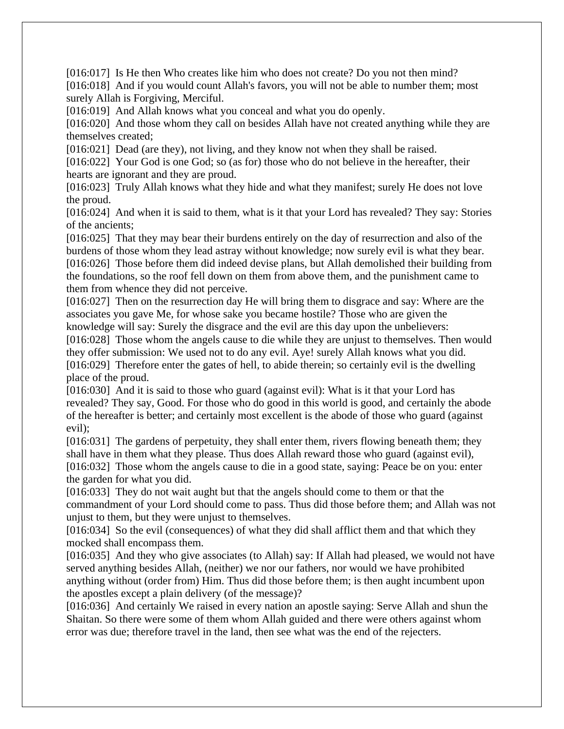[016:017] Is He then Who creates like him who does not create? Do you not then mind?
[016:018] And if you would count Allah's favors, you will not be able to number them; most surely Allah is Forgiving, Merciful.
[016:019] And Allah knows what you conceal and what you do openly.
[016:020] And those whom they call on besides Allah have not created anything while they are themselves created;
[016:021] Dead (are they), not living, and they know not when they shall be raised.
[016:022] Your God is one God; so (as for) those who do not believe in the hereafter, their hearts are ignorant and they are proud.
[016:023] Truly Allah knows what they hide and what they manifest; surely He does not love the proud.
[016:024] And when it is said to them, what is it that your Lord has revealed? They say: Stories of the ancients;
[016:025] That they may bear their burdens entirely on the day of resurrection and also of the burdens of those whom they lead astray without knowledge; now surely evil is what they bear.
[016:026] Those before them did indeed devise plans, but Allah demolished their building from the foundations, so the roof fell down on them from above them, and the punishment came to them from whence they did not perceive.
[016:027] Then on the resurrection day He will bring them to disgrace and say: Where are the associates you gave Me, for whose sake you became hostile? Those who are given the knowledge will say: Surely the disgrace and the evil are this day upon the unbelievers:
[016:028] Those whom the angels cause to die while they are unjust to themselves. Then would they offer submission: We used not to do any evil. Aye! surely Allah knows what you did.
[016:029] Therefore enter the gates of hell, to abide therein; so certainly evil is the dwelling place of the proud.
[016:030] And it is said to those who guard (against evil): What is it that your Lord has revealed? They say, Good. For those who do good in this world is good, and certainly the abode of the hereafter is better; and certainly most excellent is the abode of those who guard (against evil);
[016:031] The gardens of perpetuity, they shall enter them, rivers flowing beneath them; they shall have in them what they please. Thus does Allah reward those who guard (against evil),
[016:032] Those whom the angels cause to die in a good state, saying: Peace be on you: enter the garden for what you did.
[016:033] They do not wait aught but that the angels should come to them or that the commandment of your Lord should come to pass. Thus did those before them; and Allah was not unjust to them, but they were unjust to themselves.
[016:034] So the evil (consequences) of what they did shall afflict them and that which they mocked shall encompass them.
[016:035] And they who give associates (to Allah) say: If Allah had pleased, we would not have served anything besides Allah, (neither) we nor our fathers, nor would we have prohibited anything without (order from) Him. Thus did those before them; is then aught incumbent upon the apostles except a plain delivery (of the message)?
[016:036] And certainly We raised in every nation an apostle saying: Serve Allah and shun the Shaitan. So there were some of them whom Allah guided and there were others against whom error was due; therefore travel in the land, then see what was the end of the rejecters.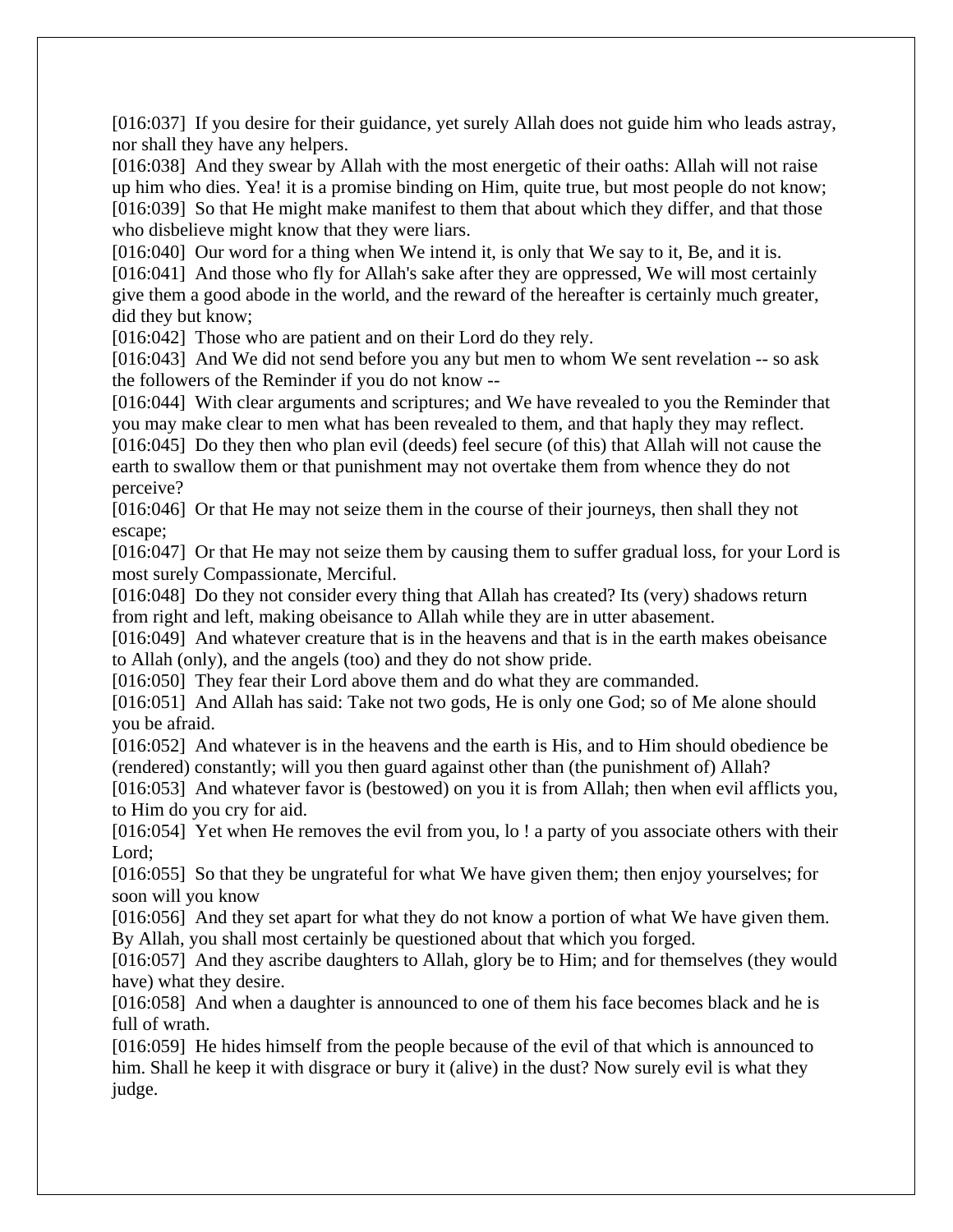[016:037]  If you desire for their guidance, yet surely Allah does not guide him who leads astray, nor shall they have any helpers.
[016:038]  And they swear by Allah with the most energetic of their oaths: Allah will not raise up him who dies. Yea! it is a promise binding on Him, quite true, but most people do not know;
[016:039]  So that He might make manifest to them that about which they differ, and that those who disbelieve might know that they were liars.
[016:040]  Our word for a thing when We intend it, is only that We say to it, Be, and it is.
[016:041]  And those who fly for Allah's sake after they are oppressed, We will most certainly give them a good abode in the world, and the reward of the hereafter is certainly much greater, did they but know;
[016:042]  Those who are patient and on their Lord do they rely.
[016:043]  And We did not send before you any but men to whom We sent revelation -- so ask the followers of the Reminder if you do not know --
[016:044]  With clear arguments and scriptures; and We have revealed to you the Reminder that you may make clear to men what has been revealed to them, and that haply they may reflect.
[016:045]  Do they then who plan evil (deeds) feel secure (of this) that Allah will not cause the earth to swallow them or that punishment may not overtake them from whence they do not perceive?
[016:046]  Or that He may not seize them in the course of their journeys, then shall they not escape;
[016:047]  Or that He may not seize them by causing them to suffer gradual loss, for your Lord is most surely Compassionate, Merciful.
[016:048]  Do they not consider every thing that Allah has created? Its (very) shadows return from right and left, making obeisance to Allah while they are in utter abasement.
[016:049]  And whatever creature that is in the heavens and that is in the earth makes obeisance to Allah (only), and the angels (too) and they do not show pride.
[016:050]  They fear their Lord above them and do what they are commanded.
[016:051]  And Allah has said: Take not two gods, He is only one God; so of Me alone should you be afraid.
[016:052]  And whatever is in the heavens and the earth is His, and to Him should obedience be (rendered) constantly; will you then guard against other than (the punishment of) Allah?
[016:053]  And whatever favor is (bestowed) on you it is from Allah; then when evil afflicts you, to Him do you cry for aid.
[016:054]  Yet when He removes the evil from you, lo ! a party of you associate others with their Lord;
[016:055]  So that they be ungrateful for what We have given them; then enjoy yourselves; for soon will you know
[016:056]  And they set apart for what they do not know a portion of what We have given them. By Allah, you shall most certainly be questioned about that which you forged.
[016:057]  And they ascribe daughters to Allah, glory be to Him; and for themselves (they would have) what they desire.
[016:058]  And when a daughter is announced to one of them his face becomes black and he is full of wrath.
[016:059]  He hides himself from the people because of the evil of that which is announced to him. Shall he keep it with disgrace or bury it (alive) in the dust? Now surely evil is what they judge.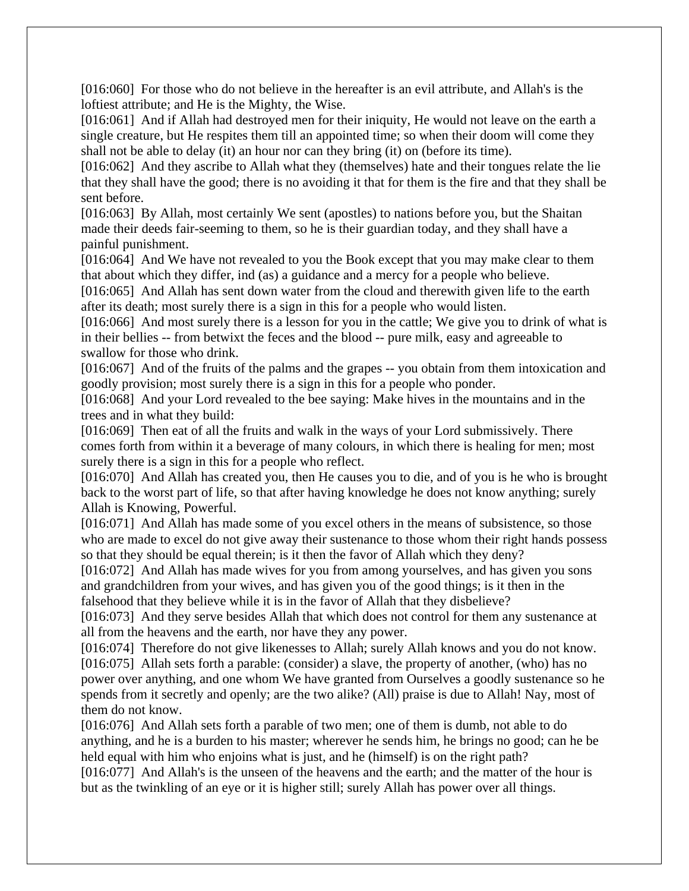[016:060] For those who do not believe in the hereafter is an evil attribute, and Allah's is the loftiest attribute; and He is the Mighty, the Wise.

[016:061] And if Allah had destroyed men for their iniquity, He would not leave on the earth a single creature, but He respites them till an appointed time; so when their doom will come they shall not be able to delay (it) an hour nor can they bring (it) on (before its time).

[016:062] And they ascribe to Allah what they (themselves) hate and their tongues relate the lie that they shall have the good; there is no avoiding it that for them is the fire and that they shall be sent before.

[016:063] By Allah, most certainly We sent (apostles) to nations before you, but the Shaitan made their deeds fair-seeming to them, so he is their guardian today, and they shall have a painful punishment.

[016:064] And We have not revealed to you the Book except that you may make clear to them that about which they differ, ind (as) a guidance and a mercy for a people who believe.

[016:065] And Allah has sent down water from the cloud and therewith given life to the earth after its death; most surely there is a sign in this for a people who would listen.

[016:066] And most surely there is a lesson for you in the cattle; We give you to drink of what is in their bellies -- from betwixt the feces and the blood -- pure milk, easy and agreeable to swallow for those who drink.

[016:067] And of the fruits of the palms and the grapes -- you obtain from them intoxication and goodly provision; most surely there is a sign in this for a people who ponder.

[016:068] And your Lord revealed to the bee saying: Make hives in the mountains and in the trees and in what they build:

[016:069] Then eat of all the fruits and walk in the ways of your Lord submissively. There comes forth from within it a beverage of many colours, in which there is healing for men; most surely there is a sign in this for a people who reflect.

[016:070] And Allah has created you, then He causes you to die, and of you is he who is brought back to the worst part of life, so that after having knowledge he does not know anything; surely Allah is Knowing, Powerful.

[016:071] And Allah has made some of you excel others in the means of subsistence, so those who are made to excel do not give away their sustenance to those whom their right hands possess so that they should be equal therein; is it then the favor of Allah which they deny?

[016:072] And Allah has made wives for you from among yourselves, and has given you sons and grandchildren from your wives, and has given you of the good things; is it then in the falsehood that they believe while it is in the favor of Allah that they disbelieve?

[016:073] And they serve besides Allah that which does not control for them any sustenance at all from the heavens and the earth, nor have they any power.

[016:074] Therefore do not give likenesses to Allah; surely Allah knows and you do not know.

[016:075] Allah sets forth a parable: (consider) a slave, the property of another, (who) has no power over anything, and one whom We have granted from Ourselves a goodly sustenance so he spends from it secretly and openly; are the two alike? (All) praise is due to Allah! Nay, most of them do not know.

[016:076] And Allah sets forth a parable of two men; one of them is dumb, not able to do anything, and he is a burden to his master; wherever he sends him, he brings no good; can he be held equal with him who enjoins what is just, and he (himself) is on the right path?

[016:077] And Allah's is the unseen of the heavens and the earth; and the matter of the hour is but as the twinkling of an eye or it is higher still; surely Allah has power over all things.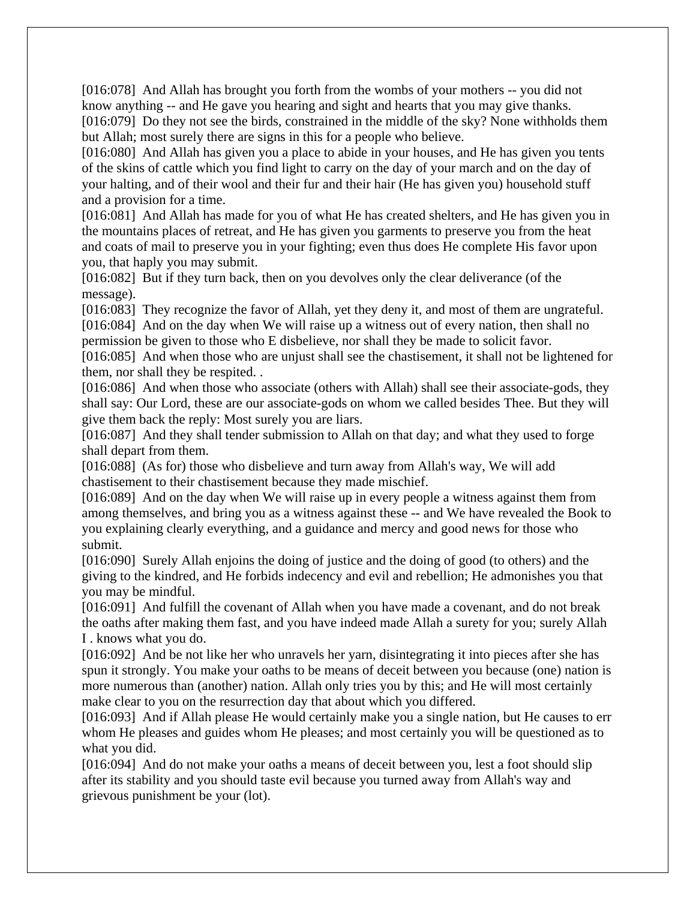[016:078] And Allah has brought you forth from the wombs of your mothers -- you did not know anything -- and He gave you hearing and sight and hearts that you may give thanks.
[016:079] Do they not see the birds, constrained in the middle of the sky? None withholds them but Allah; most surely there are signs in this for a people who believe.
[016:080] And Allah has given you a place to abide in your houses, and He has given you tents of the skins of cattle which you find light to carry on the day of your march and on the day of your halting, and of their wool and their fur and their hair (He has given you) household stuff and a provision for a time.
[016:081] And Allah has made for you of what He has created shelters, and He has given you in the mountains places of retreat, and He has given you garments to preserve you from the heat and coats of mail to preserve you in your fighting; even thus does He complete His favor upon you, that haply you may submit.
[016:082] But if they turn back, then on you devolves only the clear deliverance (of the message).
[016:083] They recognize the favor of Allah, yet they deny it, and most of them are ungrateful.
[016:084] And on the day when We will raise up a witness out of every nation, then shall no permission be given to those who E disbelieve, nor shall they be made to solicit favor.
[016:085] And when those who are unjust shall see the chastisement, it shall not be lightened for them, nor shall they be respited. .
[016:086] And when those who associate (others with Allah) shall see their associate-gods, they shall say: Our Lord, these are our associate-gods on whom we called besides Thee. But they will give them back the reply: Most surely you are liars.
[016:087] And they shall tender submission to Allah on that day; and what they used to forge shall depart from them.
[016:088] (As for) those who disbelieve and turn away from Allah's way, We will add chastisement to their chastisement because they made mischief.
[016:089] And on the day when We will raise up in every people a witness against them from among themselves, and bring you as a witness against these -- and We have revealed the Book to you explaining clearly everything, and a guidance and mercy and good news for those who submit.
[016:090] Surely Allah enjoins the doing of justice and the doing of good (to others) and the giving to the kindred, and He forbids indecency and evil and rebellion; He admonishes you that you may be mindful.
[016:091] And fulfill the covenant of Allah when you have made a covenant, and do not break the oaths after making them fast, and you have indeed made Allah a surety for you; surely Allah I . knows what you do.
[016:092] And be not like her who unravels her yarn, disintegrating it into pieces after she has spun it strongly. You make your oaths to be means of deceit between you because (one) nation is more numerous than (another) nation. Allah only tries you by this; and He will most certainly make clear to you on the resurrection day that about which you differed.
[016:093] And if Allah please He would certainly make you a single nation, but He causes to err whom He pleases and guides whom He pleases; and most certainly you will be questioned as to what you did.
[016:094] And do not make your oaths a means of deceit between you, lest a foot should slip after its stability and you should taste evil because you turned away from Allah's way and grievous punishment be your (lot).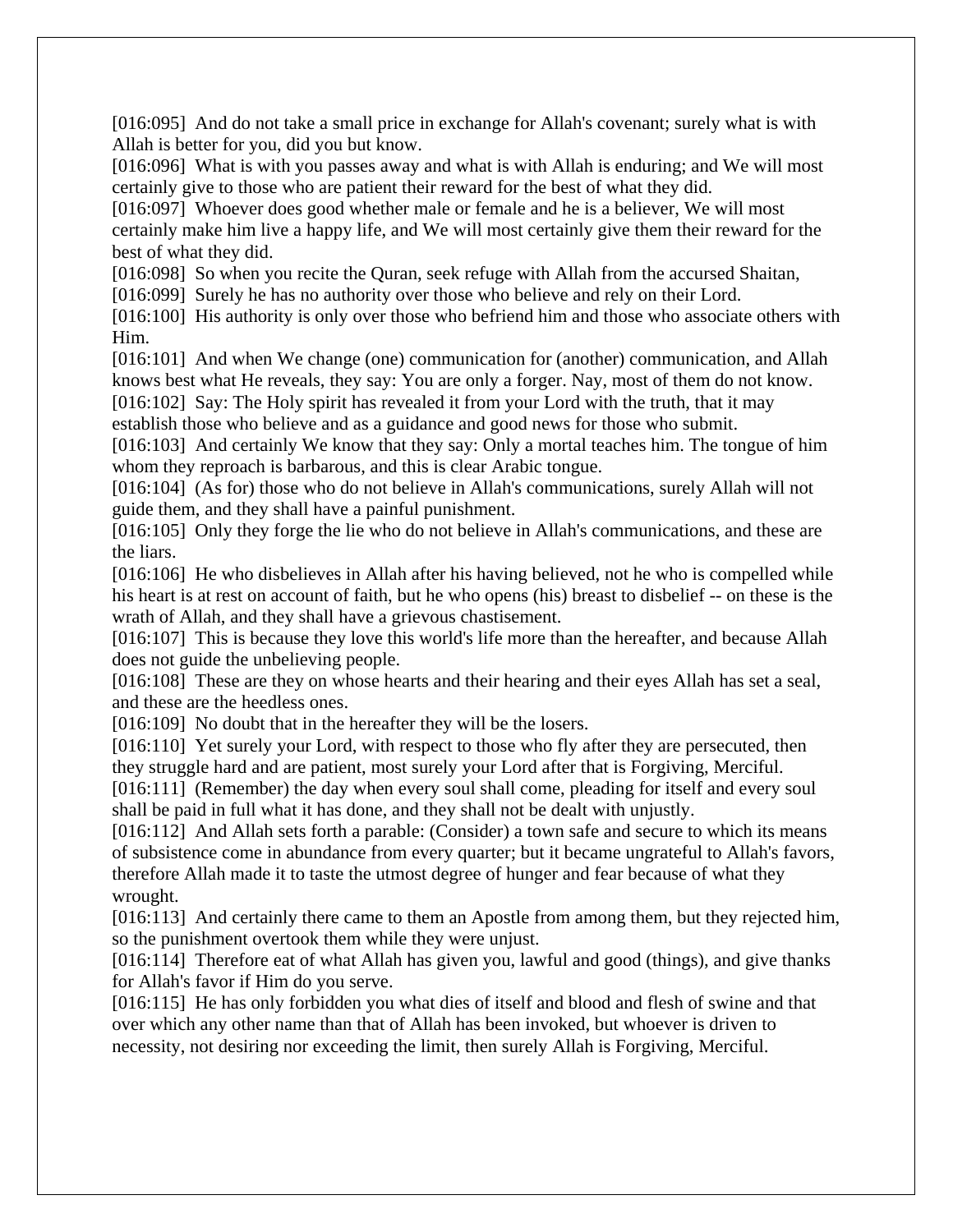[016:095] And do not take a small price in exchange for Allah's covenant; surely what is with Allah is better for you, did you but know.

[016:096] What is with you passes away and what is with Allah is enduring; and We will most certainly give to those who are patient their reward for the best of what they did.

[016:097] Whoever does good whether male or female and he is a believer, We will most certainly make him live a happy life, and We will most certainly give them their reward for the best of what they did.

[016:098] So when you recite the Quran, seek refuge with Allah from the accursed Shaitan,

[016:099] Surely he has no authority over those who believe and rely on their Lord.

[016:100] His authority is only over those who befriend him and those who associate others with Him.

[016:101] And when We change (one) communication for (another) communication, and Allah knows best what He reveals, they say: You are only a forger. Nay, most of them do not know.

[016:102] Say: The Holy spirit has revealed it from your Lord with the truth, that it may establish those who believe and as a guidance and good news for those who submit.

[016:103] And certainly We know that they say: Only a mortal teaches him. The tongue of him whom they reproach is barbarous, and this is clear Arabic tongue.

[016:104] (As for) those who do not believe in Allah's communications, surely Allah will not guide them, and they shall have a painful punishment.

[016:105] Only they forge the lie who do not believe in Allah's communications, and these are the liars.

[016:106] He who disbelieves in Allah after his having believed, not he who is compelled while his heart is at rest on account of faith, but he who opens (his) breast to disbelief -- on these is the wrath of Allah, and they shall have a grievous chastisement.

[016:107] This is because they love this world's life more than the hereafter, and because Allah does not guide the unbelieving people.

[016:108] These are they on whose hearts and their hearing and their eyes Allah has set a seal, and these are the heedless ones.

[016:109] No doubt that in the hereafter they will be the losers.

[016:110] Yet surely your Lord, with respect to those who fly after they are persecuted, then they struggle hard and are patient, most surely your Lord after that is Forgiving, Merciful.

[016:111] (Remember) the day when every soul shall come, pleading for itself and every soul shall be paid in full what it has done, and they shall not be dealt with unjustly.

[016:112] And Allah sets forth a parable: (Consider) a town safe and secure to which its means of subsistence come in abundance from every quarter; but it became ungrateful to Allah's favors, therefore Allah made it to taste the utmost degree of hunger and fear because of what they wrought.

[016:113] And certainly there came to them an Apostle from among them, but they rejected him, so the punishment overtook them while they were unjust.

[016:114] Therefore eat of what Allah has given you, lawful and good (things), and give thanks for Allah's favor if Him do you serve.

[016:115] He has only forbidden you what dies of itself and blood and flesh of swine and that over which any other name than that of Allah has been invoked, but whoever is driven to necessity, not desiring nor exceeding the limit, then surely Allah is Forgiving, Merciful.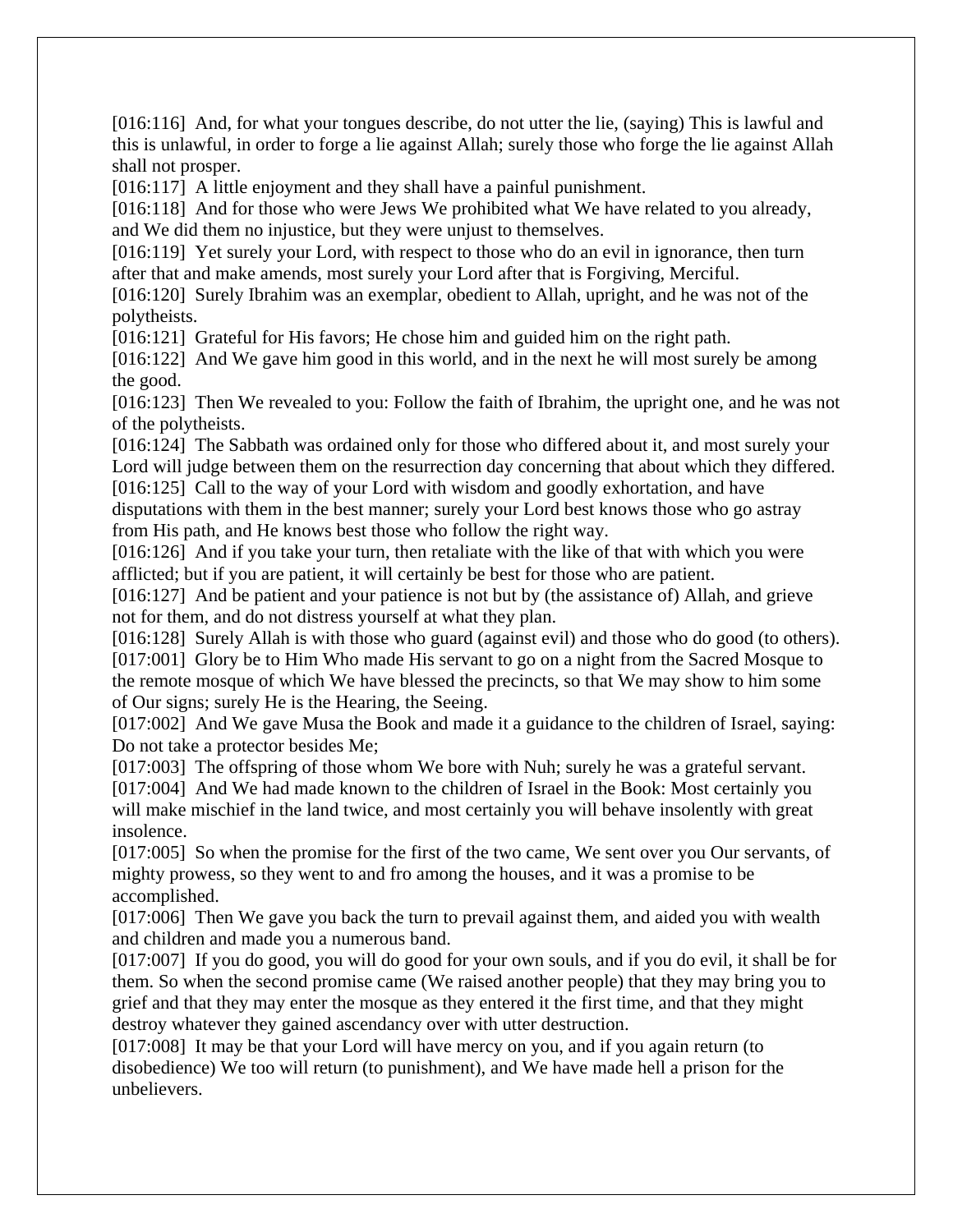[016:116] And, for what your tongues describe, do not utter the lie, (saying) This is lawful and this is unlawful, in order to forge a lie against Allah; surely those who forge the lie against Allah shall not prosper.
[016:117] A little enjoyment and they shall have a painful punishment.
[016:118] And for those who were Jews We prohibited what We have related to you already, and We did them no injustice, but they were unjust to themselves.
[016:119] Yet surely your Lord, with respect to those who do an evil in ignorance, then turn after that and make amends, most surely your Lord after that is Forgiving, Merciful.
[016:120] Surely Ibrahim was an exemplar, obedient to Allah, upright, and he was not of the polytheists.
[016:121] Grateful for His favors; He chose him and guided him on the right path.
[016:122] And We gave him good in this world, and in the next he will most surely be among the good.
[016:123] Then We revealed to you: Follow the faith of Ibrahim, the upright one, and he was not of the polytheists.
[016:124] The Sabbath was ordained only for those who differed about it, and most surely your Lord will judge between them on the resurrection day concerning that about which they differed.
[016:125] Call to the way of your Lord with wisdom and goodly exhortation, and have disputations with them in the best manner; surely your Lord best knows those who go astray from His path, and He knows best those who follow the right way.
[016:126] And if you take your turn, then retaliate with the like of that with which you were afflicted; but if you are patient, it will certainly be best for those who are patient.
[016:127] And be patient and your patience is not but by (the assistance of) Allah, and grieve not for them, and do not distress yourself at what they plan.
[016:128] Surely Allah is with those who guard (against evil) and those who do good (to others).
[017:001] Glory be to Him Who made His servant to go on a night from the Sacred Mosque to the remote mosque of which We have blessed the precincts, so that We may show to him some of Our signs; surely He is the Hearing, the Seeing.
[017:002] And We gave Musa the Book and made it a guidance to the children of Israel, saying: Do not take a protector besides Me;
[017:003] The offspring of those whom We bore with Nuh; surely he was a grateful servant.
[017:004] And We had made known to the children of Israel in the Book: Most certainly you will make mischief in the land twice, and most certainly you will behave insolently with great insolence.
[017:005] So when the promise for the first of the two came, We sent over you Our servants, of mighty prowess, so they went to and fro among the houses, and it was a promise to be accomplished.
[017:006] Then We gave you back the turn to prevail against them, and aided you with wealth and children and made you a numerous band.
[017:007] If you do good, you will do good for your own souls, and if you do evil, it shall be for them. So when the second promise came (We raised another people) that they may bring you to grief and that they may enter the mosque as they entered it the first time, and that they might destroy whatever they gained ascendancy over with utter destruction.
[017:008] It may be that your Lord will have mercy on you, and if you again return (to disobedience) We too will return (to punishment), and We have made hell a prison for the unbelievers.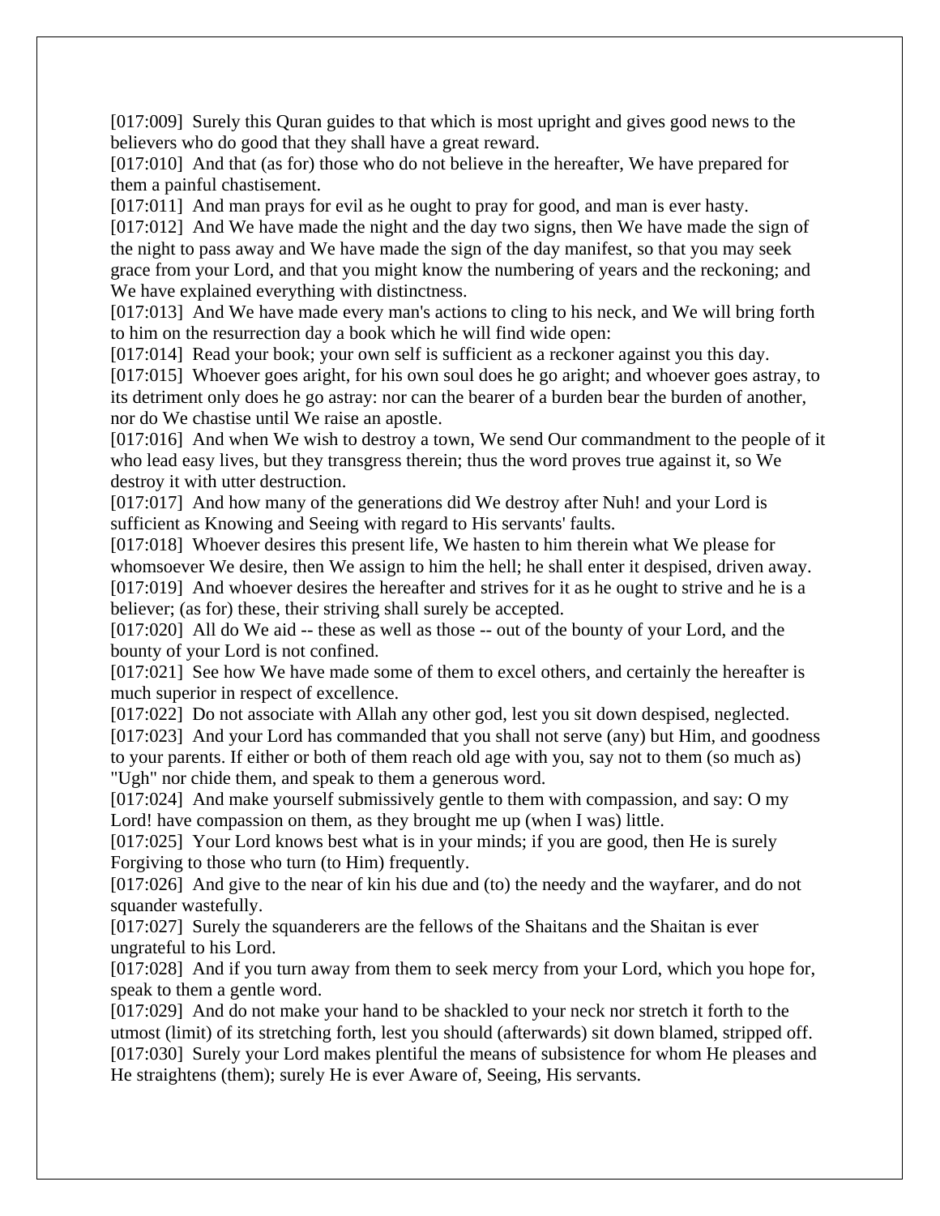[017:009] Surely this Quran guides to that which is most upright and gives good news to the believers who do good that they shall have a great reward.
[017:010] And that (as for) those who do not believe in the hereafter, We have prepared for them a painful chastisement.
[017:011] And man prays for evil as he ought to pray for good, and man is ever hasty.
[017:012] And We have made the night and the day two signs, then We have made the sign of the night to pass away and We have made the sign of the day manifest, so that you may seek grace from your Lord, and that you might know the numbering of years and the reckoning; and We have explained everything with distinctness.
[017:013] And We have made every man's actions to cling to his neck, and We will bring forth to him on the resurrection day a book which he will find wide open:
[017:014] Read your book; your own self is sufficient as a reckoner against you this day.
[017:015] Whoever goes aright, for his own soul does he go aright; and whoever goes astray, to its detriment only does he go astray: nor can the bearer of a burden bear the burden of another, nor do We chastise until We raise an apostle.
[017:016] And when We wish to destroy a town, We send Our commandment to the people of it who lead easy lives, but they transgress therein; thus the word proves true against it, so We destroy it with utter destruction.
[017:017] And how many of the generations did We destroy after Nuh! and your Lord is sufficient as Knowing and Seeing with regard to His servants' faults.
[017:018] Whoever desires this present life, We hasten to him therein what We please for whomsoever We desire, then We assign to him the hell; he shall enter it despised, driven away.
[017:019] And whoever desires the hereafter and strives for it as he ought to strive and he is a believer; (as for) these, their striving shall surely be accepted.
[017:020] All do We aid -- these as well as those -- out of the bounty of your Lord, and the bounty of your Lord is not confined.
[017:021] See how We have made some of them to excel others, and certainly the hereafter is much superior in respect of excellence.
[017:022] Do not associate with Allah any other god, lest you sit down despised, neglected.
[017:023] And your Lord has commanded that you shall not serve (any) but Him, and goodness to your parents. If either or both of them reach old age with you, say not to them (so much as) "Ugh" nor chide them, and speak to them a generous word.
[017:024] And make yourself submissively gentle to them with compassion, and say: O my Lord! have compassion on them, as they brought me up (when I was) little.
[017:025] Your Lord knows best what is in your minds; if you are good, then He is surely Forgiving to those who turn (to Him) frequently.
[017:026] And give to the near of kin his due and (to) the needy and the wayfarer, and do not squander wastefully.
[017:027] Surely the squanderers are the fellows of the Shaitans and the Shaitan is ever ungrateful to his Lord.
[017:028] And if you turn away from them to seek mercy from your Lord, which you hope for, speak to them a gentle word.
[017:029] And do not make your hand to be shackled to your neck nor stretch it forth to the utmost (limit) of its stretching forth, lest you should (afterwards) sit down blamed, stripped off.
[017:030] Surely your Lord makes plentiful the means of subsistence for whom He pleases and He straightens (them); surely He is ever Aware of, Seeing, His servants.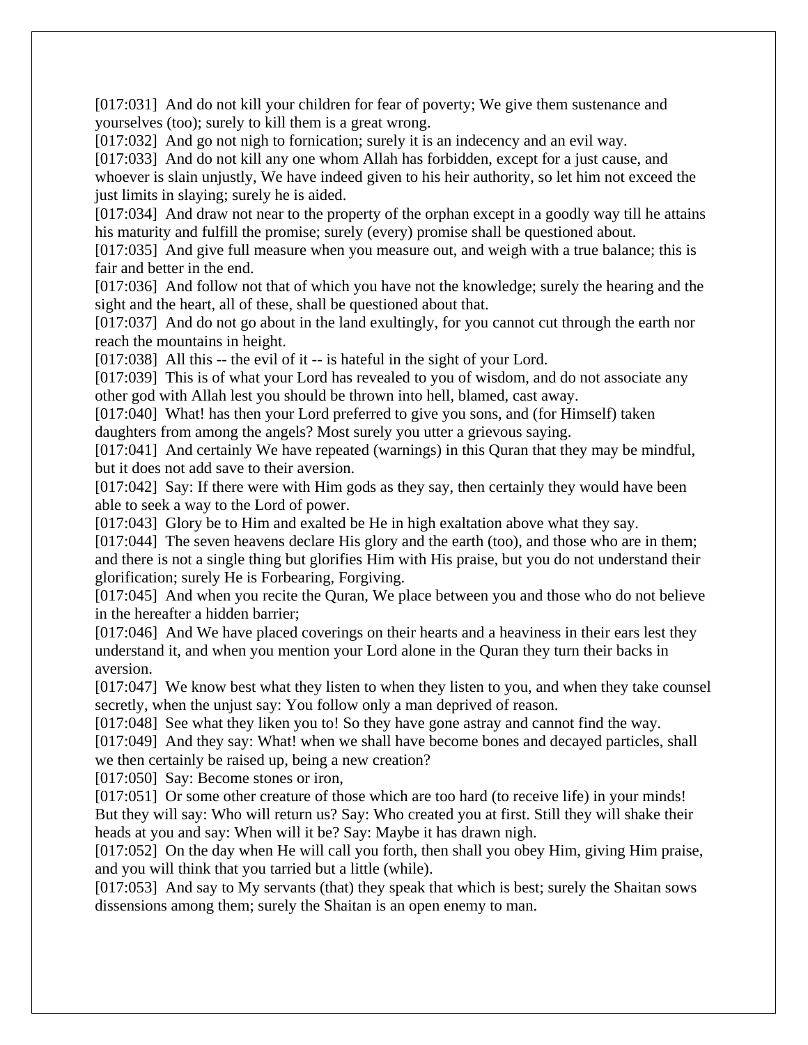[017:031] And do not kill your children for fear of poverty; We give them sustenance and yourselves (too); surely to kill them is a great wrong.
[017:032] And go not nigh to fornication; surely it is an indecency and an evil way.
[017:033] And do not kill any one whom Allah has forbidden, except for a just cause, and whoever is slain unjustly, We have indeed given to his heir authority, so let him not exceed the just limits in slaying; surely he is aided.
[017:034] And draw not near to the property of the orphan except in a goodly way till he attains his maturity and fulfill the promise; surely (every) promise shall be questioned about.
[017:035] And give full measure when you measure out, and weigh with a true balance; this is fair and better in the end.
[017:036] And follow not that of which you have not the knowledge; surely the hearing and the sight and the heart, all of these, shall be questioned about that.
[017:037] And do not go about in the land exultingly, for you cannot cut through the earth nor reach the mountains in height.
[017:038] All this -- the evil of it -- is hateful in the sight of your Lord.
[017:039] This is of what your Lord has revealed to you of wisdom, and do not associate any other god with Allah lest you should be thrown into hell, blamed, cast away.
[017:040] What! has then your Lord preferred to give you sons, and (for Himself) taken daughters from among the angels? Most surely you utter a grievous saying.
[017:041] And certainly We have repeated (warnings) in this Quran that they may be mindful, but it does not add save to their aversion.
[017:042] Say: If there were with Him gods as they say, then certainly they would have been able to seek a way to the Lord of power.
[017:043] Glory be to Him and exalted be He in high exaltation above what they say.
[017:044] The seven heavens declare His glory and the earth (too), and those who are in them; and there is not a single thing but glorifies Him with His praise, but you do not understand their glorification; surely He is Forbearing, Forgiving.
[017:045] And when you recite the Quran, We place between you and those who do not believe in the hereafter a hidden barrier;
[017:046] And We have placed coverings on their hearts and a heaviness in their ears lest they understand it, and when you mention your Lord alone in the Quran they turn their backs in aversion.
[017:047] We know best what they listen to when they listen to you, and when they take counsel secretly, when the unjust say: You follow only a man deprived of reason.
[017:048] See what they liken you to! So they have gone astray and cannot find the way.
[017:049] And they say: What! when we shall have become bones and decayed particles, shall we then certainly be raised up, being a new creation?
[017:050] Say: Become stones or iron,
[017:051] Or some other creature of those which are too hard (to receive life) in your minds! But they will say: Who will return us? Say: Who created you at first. Still they will shake their heads at you and say: When will it be? Say: Maybe it has drawn nigh.
[017:052] On the day when He will call you forth, then shall you obey Him, giving Him praise, and you will think that you tarried but a little (while).
[017:053] And say to My servants (that) they speak that which is best; surely the Shaitan sows dissensions among them; surely the Shaitan is an open enemy to man.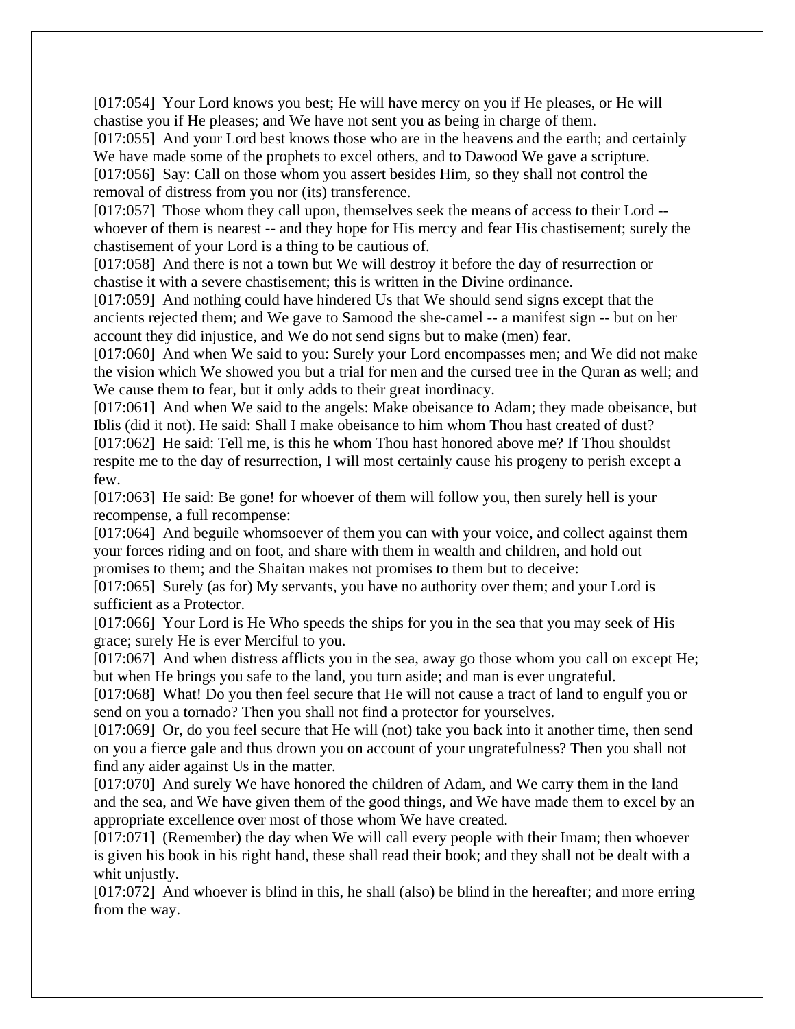[017:054] Your Lord knows you best; He will have mercy on you if He pleases, or He will chastise you if He pleases; and We have not sent you as being in charge of them.
[017:055] And your Lord best knows those who are in the heavens and the earth; and certainly We have made some of the prophets to excel others, and to Dawood We gave a scripture.
[017:056] Say: Call on those whom you assert besides Him, so they shall not control the removal of distress from you nor (its) transference.
[017:057] Those whom they call upon, themselves seek the means of access to their Lord -- whoever of them is nearest -- and they hope for His mercy and fear His chastisement; surely the chastisement of your Lord is a thing to be cautious of.
[017:058] And there is not a town but We will destroy it before the day of resurrection or chastise it with a severe chastisement; this is written in the Divine ordinance.
[017:059] And nothing could have hindered Us that We should send signs except that the ancients rejected them; and We gave to Samood the she-camel -- a manifest sign -- but on her account they did injustice, and We do not send signs but to make (men) fear.
[017:060] And when We said to you: Surely your Lord encompasses men; and We did not make the vision which We showed you but a trial for men and the cursed tree in the Quran as well; and We cause them to fear, but it only adds to their great inordinacy.
[017:061] And when We said to the angels: Make obeisance to Adam; they made obeisance, but Iblis (did it not). He said: Shall I make obeisance to him whom Thou hast created of dust?
[017:062] He said: Tell me, is this he whom Thou hast honored above me? If Thou shouldst respite me to the day of resurrection, I will most certainly cause his progeny to perish except a few.
[017:063] He said: Be gone! for whoever of them will follow you, then surely hell is your recompense, a full recompense:
[017:064] And beguile whomsoever of them you can with your voice, and collect against them your forces riding and on foot, and share with them in wealth and children, and hold out promises to them; and the Shaitan makes not promises to them but to deceive:
[017:065] Surely (as for) My servants, you have no authority over them; and your Lord is sufficient as a Protector.
[017:066] Your Lord is He Who speeds the ships for you in the sea that you may seek of His grace; surely He is ever Merciful to you.
[017:067] And when distress afflicts you in the sea, away go those whom you call on except He; but when He brings you safe to the land, you turn aside; and man is ever ungrateful.
[017:068] What! Do you then feel secure that He will not cause a tract of land to engulf you or send on you a tornado? Then you shall not find a protector for yourselves.
[017:069] Or, do you feel secure that He will (not) take you back into it another time, then send on you a fierce gale and thus drown you on account of your ungratefulness? Then you shall not find any aider against Us in the matter.
[017:070] And surely We have honored the children of Adam, and We carry them in the land and the sea, and We have given them of the good things, and We have made them to excel by an appropriate excellence over most of those whom We have created.
[017:071] (Remember) the day when We will call every people with their Imam; then whoever is given his book in his right hand, these shall read their book; and they shall not be dealt with a whit unjustly.
[017:072] And whoever is blind in this, he shall (also) be blind in the hereafter; and more erring from the way.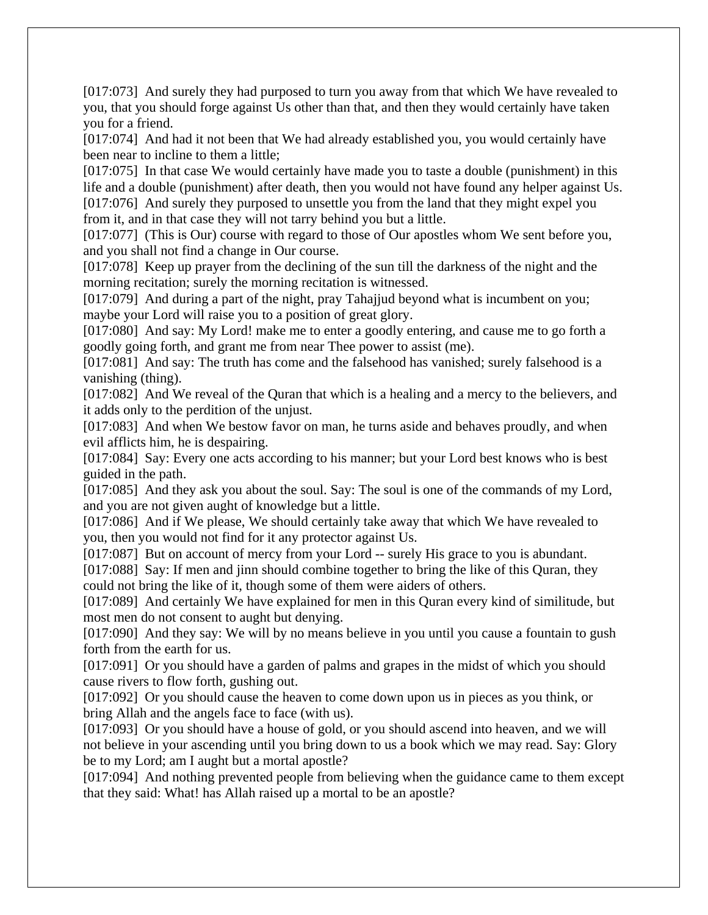[017:073] And surely they had purposed to turn you away from that which We have revealed to you, that you should forge against Us other than that, and then they would certainly have taken you for a friend.

[017:074] And had it not been that We had already established you, you would certainly have been near to incline to them a little;

[017:075] In that case We would certainly have made you to taste a double (punishment) in this life and a double (punishment) after death, then you would not have found any helper against Us.

[017:076] And surely they purposed to unsettle you from the land that they might expel you from it, and in that case they will not tarry behind you but a little.

[017:077] (This is Our) course with regard to those of Our apostles whom We sent before you, and you shall not find a change in Our course.

[017:078] Keep up prayer from the declining of the sun till the darkness of the night and the morning recitation; surely the morning recitation is witnessed.

[017:079] And during a part of the night, pray Tahajjud beyond what is incumbent on you; maybe your Lord will raise you to a position of great glory.

[017:080] And say: My Lord! make me to enter a goodly entering, and cause me to go forth a goodly going forth, and grant me from near Thee power to assist (me).

[017:081] And say: The truth has come and the falsehood has vanished; surely falsehood is a vanishing (thing).

[017:082] And We reveal of the Quran that which is a healing and a mercy to the believers, and it adds only to the perdition of the unjust.

[017:083] And when We bestow favor on man, he turns aside and behaves proudly, and when evil afflicts him, he is despairing.

[017:084] Say: Every one acts according to his manner; but your Lord best knows who is best guided in the path.

[017:085] And they ask you about the soul. Say: The soul is one of the commands of my Lord, and you are not given aught of knowledge but a little.

[017:086] And if We please, We should certainly take away that which We have revealed to you, then you would not find for it any protector against Us.

[017:087] But on account of mercy from your Lord -- surely His grace to you is abundant.

[017:088] Say: If men and jinn should combine together to bring the like of this Quran, they could not bring the like of it, though some of them were aiders of others.

[017:089] And certainly We have explained for men in this Quran every kind of similitude, but most men do not consent to aught but denying.

[017:090] And they say: We will by no means believe in you until you cause a fountain to gush forth from the earth for us.

[017:091] Or you should have a garden of palms and grapes in the midst of which you should cause rivers to flow forth, gushing out.

[017:092] Or you should cause the heaven to come down upon us in pieces as you think, or bring Allah and the angels face to face (with us).

[017:093] Or you should have a house of gold, or you should ascend into heaven, and we will not believe in your ascending until you bring down to us a book which we may read. Say: Glory be to my Lord; am I aught but a mortal apostle?

[017:094] And nothing prevented people from believing when the guidance came to them except that they said: What! has Allah raised up a mortal to be an apostle?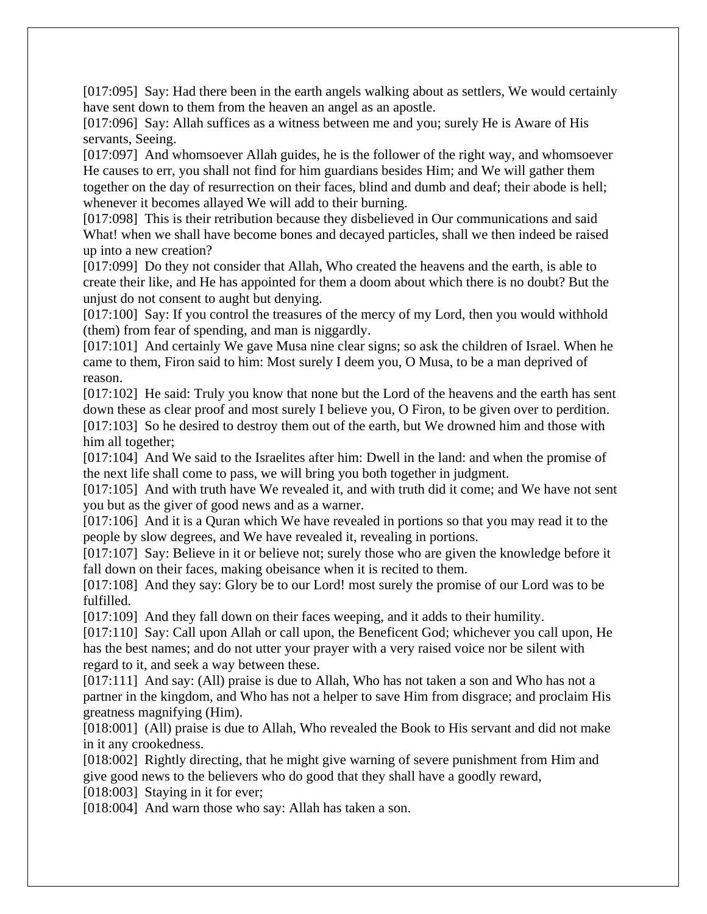[017:095]  Say: Had there been in the earth angels walking about as settlers, We would certainly have sent down to them from the heaven an angel as an apostle.

[017:096]  Say: Allah suffices as a witness between me and you; surely He is Aware of His servants, Seeing.

[017:097]  And whomsoever Allah guides, he is the follower of the right way, and whomsoever He causes to err, you shall not find for him guardians besides Him; and We will gather them together on the day of resurrection on their faces, blind and dumb and deaf; their abode is hell; whenever it becomes allayed We will add to their burning.

[017:098]  This is their retribution because they disbelieved in Our communications and said What! when we shall have become bones and decayed particles, shall we then indeed be raised up into a new creation?

[017:099]  Do they not consider that Allah, Who created the heavens and the earth, is able to create their like, and He has appointed for them a doom about which there is no doubt? But the unjust do not consent to aught but denying.

[017:100]  Say: If you control the treasures of the mercy of my Lord, then you would withhold (them) from fear of spending, and man is niggardly.

[017:101]  And certainly We gave Musa nine clear signs; so ask the children of Israel. When he came to them, Firon said to him: Most surely I deem you, O Musa, to be a man deprived of reason.

[017:102]  He said: Truly you know that none but the Lord of the heavens and the earth has sent down these as clear proof and most surely I believe you, O Firon, to be given over to perdition.

[017:103]  So he desired to destroy them out of the earth, but We drowned him and those with him all together;

[017:104]  And We said to the Israelites after him: Dwell in the land: and when the promise of the next life shall come to pass, we will bring you both together in judgment.

[017:105]  And with truth have We revealed it, and with truth did it come; and We have not sent you but as the giver of good news and as a warner.

[017:106]  And it is a Quran which We have revealed in portions so that you may read it to the people by slow degrees, and We have revealed it, revealing in portions.

[017:107]  Say: Believe in it or believe not; surely those who are given the knowledge before it fall down on their faces, making obeisance when it is recited to them.

[017:108]  And they say: Glory be to our Lord! most surely the promise of our Lord was to be fulfilled.

[017:109]  And they fall down on their faces weeping, and it adds to their humility.

[017:110]  Say: Call upon Allah or call upon, the Beneficent God; whichever you call upon, He has the best names; and do not utter your prayer with a very raised voice nor be silent with regard to it, and seek a way between these.

[017:111]  And say: (All) praise is due to Allah, Who has not taken a son and Who has not a partner in the kingdom, and Who has not a helper to save Him from disgrace; and proclaim His greatness magnifying (Him).

[018:001]  (All) praise is due to Allah, Who revealed the Book to His servant and did not make in it any crookedness.

[018:002]  Rightly directing, that he might give warning of severe punishment from Him and give good news to the believers who do good that they shall have a goodly reward,

[018:003]  Staying in it for ever;

[018:004]  And warn those who say: Allah has taken a son.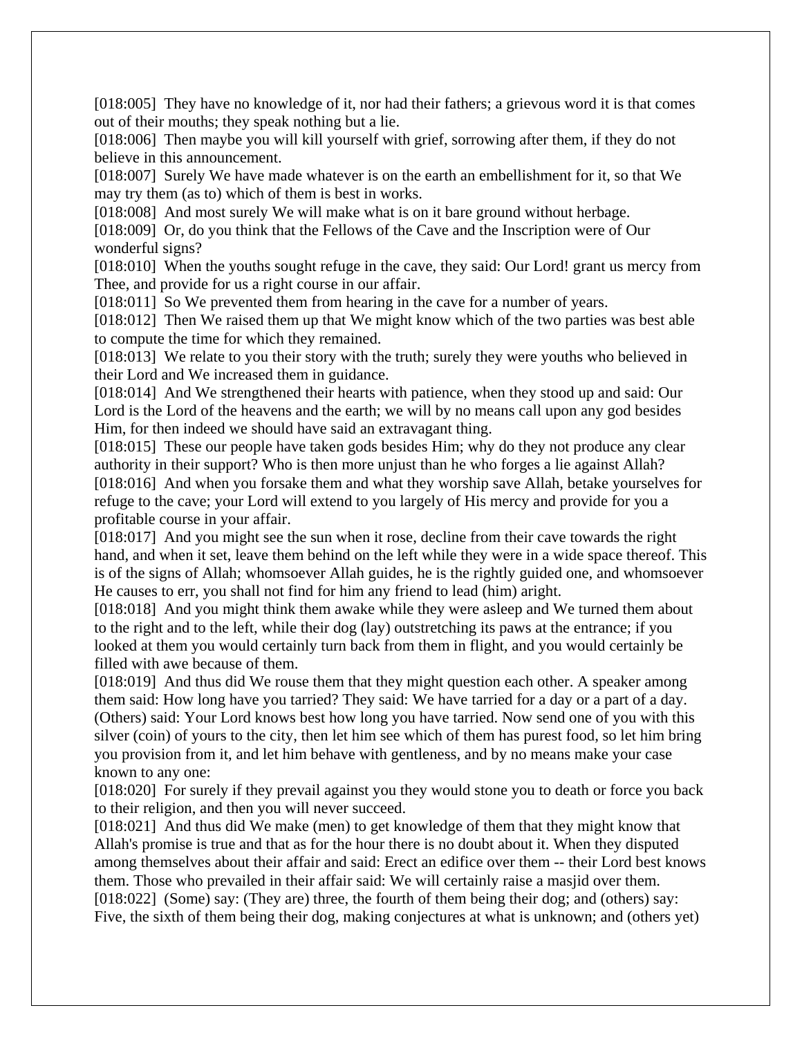[018:005] They have no knowledge of it, nor had their fathers; a grievous word it is that comes out of their mouths; they speak nothing but a lie.
[018:006] Then maybe you will kill yourself with grief, sorrowing after them, if they do not believe in this announcement.
[018:007] Surely We have made whatever is on the earth an embellishment for it, so that We may try them (as to) which of them is best in works.
[018:008] And most surely We will make what is on it bare ground without herbage.
[018:009] Or, do you think that the Fellows of the Cave and the Inscription were of Our wonderful signs?
[018:010] When the youths sought refuge in the cave, they said: Our Lord! grant us mercy from Thee, and provide for us a right course in our affair.
[018:011] So We prevented them from hearing in the cave for a number of years.
[018:012] Then We raised them up that We might know which of the two parties was best able to compute the time for which they remained.
[018:013] We relate to you their story with the truth; surely they were youths who believed in their Lord and We increased them in guidance.
[018:014] And We strengthened their hearts with patience, when they stood up and said: Our Lord is the Lord of the heavens and the earth; we will by no means call upon any god besides Him, for then indeed we should have said an extravagant thing.
[018:015] These our people have taken gods besides Him; why do they not produce any clear authority in their support? Who is then more unjust than he who forges a lie against Allah?
[018:016] And when you forsake them and what they worship save Allah, betake yourselves for refuge to the cave; your Lord will extend to you largely of His mercy and provide for you a profitable course in your affair.
[018:017] And you might see the sun when it rose, decline from their cave towards the right hand, and when it set, leave them behind on the left while they were in a wide space thereof. This is of the signs of Allah; whomsoever Allah guides, he is the rightly guided one, and whomsoever He causes to err, you shall not find for him any friend to lead (him) aright.
[018:018] And you might think them awake while they were asleep and We turned them about to the right and to the left, while their dog (lay) outstretching its paws at the entrance; if you looked at them you would certainly turn back from them in flight, and you would certainly be filled with awe because of them.
[018:019] And thus did We rouse them that they might question each other. A speaker among them said: How long have you tarried? They said: We have tarried for a day or a part of a day. (Others) said: Your Lord knows best how long you have tarried. Now send one of you with this silver (coin) of yours to the city, then let him see which of them has purest food, so let him bring you provision from it, and let him behave with gentleness, and by no means make your case known to any one:
[018:020] For surely if they prevail against you they would stone you to death or force you back to their religion, and then you will never succeed.
[018:021] And thus did We make (men) to get knowledge of them that they might know that Allah's promise is true and that as for the hour there is no doubt about it. When they disputed among themselves about their affair and said: Erect an edifice over them -- their Lord best knows them. Those who prevailed in their affair said: We will certainly raise a masjid over them.
[018:022] (Some) say: (They are) three, the fourth of them being their dog; and (others) say: Five, the sixth of them being their dog, making conjectures at what is unknown; and (others yet)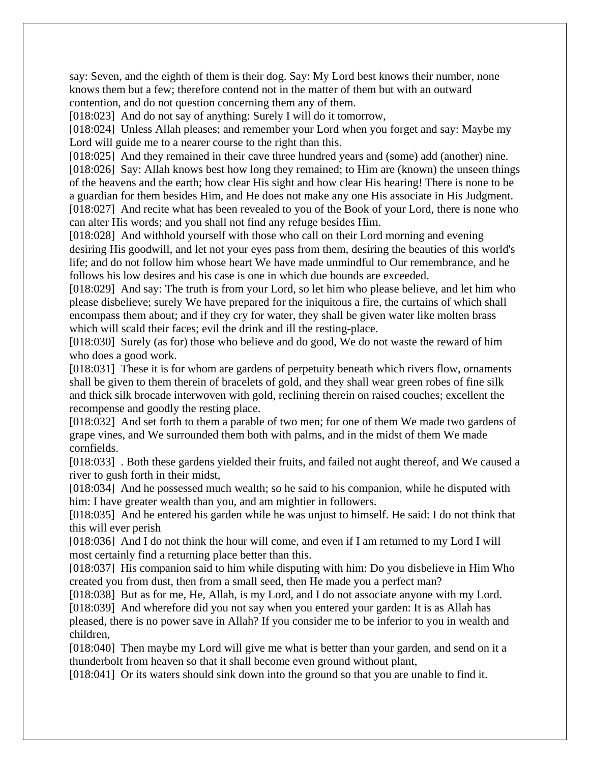say: Seven, and the eighth of them is their dog. Say: My Lord best knows their number, none knows them but a few; therefore contend not in the matter of them but with an outward contention, and do not question concerning them any of them.

[018:023] And do not say of anything: Surely I will do it tomorrow,

[018:024] Unless Allah pleases; and remember your Lord when you forget and say: Maybe my Lord will guide me to a nearer course to the right than this.

[018:025] And they remained in their cave three hundred years and (some) add (another) nine.

[018:026] Say: Allah knows best how long they remained; to Him are (known) the unseen things of the heavens and the earth; how clear His sight and how clear His hearing! There is none to be a guardian for them besides Him, and He does not make any one His associate in His Judgment.

[018:027] And recite what has been revealed to you of the Book of your Lord, there is none who can alter His words; and you shall not find any refuge besides Him.

[018:028] And withhold yourself with those who call on their Lord morning and evening desiring His goodwill, and let not your eyes pass from them, desiring the beauties of this world's life; and do not follow him whose heart We have made unmindful to Our remembrance, and he follows his low desires and his case is one in which due bounds are exceeded.

[018:029] And say: The truth is from your Lord, so let him who please believe, and let him who please disbelieve; surely We have prepared for the iniquitous a fire, the curtains of which shall encompass them about; and if they cry for water, they shall be given water like molten brass which will scald their faces; evil the drink and ill the resting-place.

[018:030] Surely (as for) those who believe and do good, We do not waste the reward of him who does a good work.

[018:031] These it is for whom are gardens of perpetuity beneath which rivers flow, ornaments shall be given to them therein of bracelets of gold, and they shall wear green robes of fine silk and thick silk brocade interwoven with gold, reclining therein on raised couches; excellent the recompense and goodly the resting place.

[018:032] And set forth to them a parable of two men; for one of them We made two gardens of grape vines, and We surrounded them both with palms, and in the midst of them We made cornfields.

[018:033] . Both these gardens yielded their fruits, and failed not aught thereof, and We caused a river to gush forth in their midst,

[018:034] And he possessed much wealth; so he said to his companion, while he disputed with him: I have greater wealth than you, and am mightier in followers.

[018:035] And he entered his garden while he was unjust to himself. He said: I do not think that this will ever perish

[018:036] And I do not think the hour will come, and even if I am returned to my Lord I will most certainly find a returning place better than this.

[018:037] His companion said to him while disputing with him: Do you disbelieve in Him Who created you from dust, then from a small seed, then He made you a perfect man?

[018:038] But as for me, He, Allah, is my Lord, and I do not associate anyone with my Lord.

[018:039] And wherefore did you not say when you entered your garden: It is as Allah has pleased, there is no power save in Allah? If you consider me to be inferior to you in wealth and children,

[018:040] Then maybe my Lord will give me what is better than your garden, and send on it a thunderbolt from heaven so that it shall become even ground without plant,

[018:041] Or its waters should sink down into the ground so that you are unable to find it.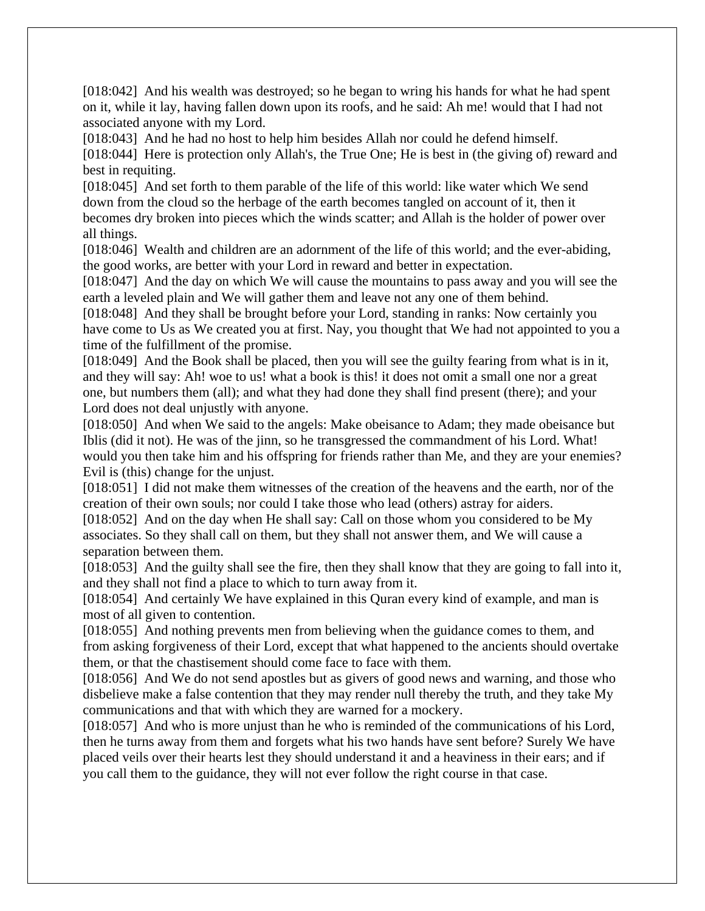[018:042]  And his wealth was destroyed; so he began to wring his hands for what he had spent on it, while it lay, having fallen down upon its roofs, and he said: Ah me! would that I had not associated anyone with my Lord.

[018:043]  And he had no host to help him besides Allah nor could he defend himself.

[018:044]  Here is protection only Allah's, the True One; He is best in (the giving of) reward and best in requiting.

[018:045]  And set forth to them parable of the life of this world: like water which We send down from the cloud so the herbage of the earth becomes tangled on account of it, then it becomes dry broken into pieces which the winds scatter; and Allah is the holder of power over all things.

[018:046]  Wealth and children are an adornment of the life of this world; and the ever-abiding, the good works, are better with your Lord in reward and better in expectation.

[018:047]  And the day on which We will cause the mountains to pass away and you will see the earth a leveled plain and We will gather them and leave not any one of them behind.

[018:048]  And they shall be brought before your Lord, standing in ranks: Now certainly you have come to Us as We created you at first. Nay, you thought that We had not appointed to you a time of the fulfillment of the promise.

[018:049]  And the Book shall be placed, then you will see the guilty fearing from what is in it, and they will say: Ah! woe to us! what a book is this! it does not omit a small one nor a great one, but numbers them (all); and what they had done they shall find present (there); and your Lord does not deal unjustly with anyone.

[018:050]  And when We said to the angels: Make obeisance to Adam; they made obeisance but Iblis (did it not). He was of the jinn, so he transgressed the commandment of his Lord. What! would you then take him and his offspring for friends rather than Me, and they are your enemies? Evil is (this) change for the unjust.

[018:051]  I did not make them witnesses of the creation of the heavens and the earth, nor of the creation of their own souls; nor could I take those who lead (others) astray for aiders.

[018:052]  And on the day when He shall say: Call on those whom you considered to be My associates. So they shall call on them, but they shall not answer them, and We will cause a separation between them.

[018:053]  And the guilty shall see the fire, then they shall know that they are going to fall into it, and they shall not find a place to which to turn away from it.

[018:054]  And certainly We have explained in this Quran every kind of example, and man is most of all given to contention.

[018:055]  And nothing prevents men from believing when the guidance comes to them, and from asking forgiveness of their Lord, except that what happened to the ancients should overtake them, or that the chastisement should come face to face with them.

[018:056]  And We do not send apostles but as givers of good news and warning, and those who disbelieve make a false contention that they may render null thereby the truth, and they take My communications and that with which they are warned for a mockery.

[018:057]  And who is more unjust than he who is reminded of the communications of his Lord, then he turns away from them and forgets what his two hands have sent before? Surely We have placed veils over their hearts lest they should understand it and a heaviness in their ears; and if you call them to the guidance, they will not ever follow the right course in that case.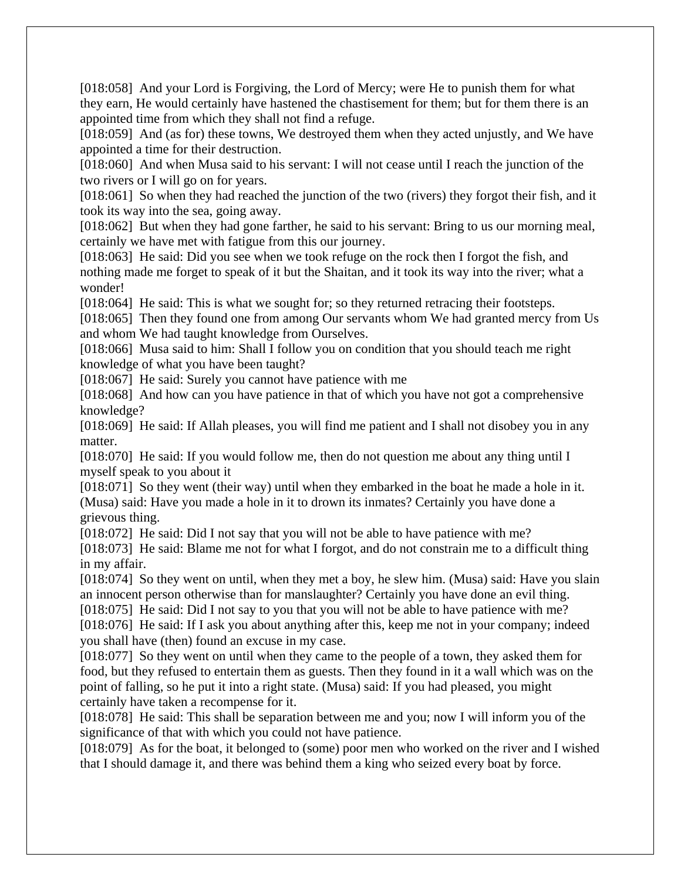[018:058] And your Lord is Forgiving, the Lord of Mercy; were He to punish them for what they earn, He would certainly have hastened the chastisement for them; but for them there is an appointed time from which they shall not find a refuge.
[018:059] And (as for) these towns, We destroyed them when they acted unjustly, and We have appointed a time for their destruction.
[018:060] And when Musa said to his servant: I will not cease until I reach the junction of the two rivers or I will go on for years.
[018:061] So when they had reached the junction of the two (rivers) they forgot their fish, and it took its way into the sea, going away.
[018:062] But when they had gone farther, he said to his servant: Bring to us our morning meal, certainly we have met with fatigue from this our journey.
[018:063] He said: Did you see when we took refuge on the rock then I forgot the fish, and nothing made me forget to speak of it but the Shaitan, and it took its way into the river; what a wonder!
[018:064] He said: This is what we sought for; so they returned retracing their footsteps.
[018:065] Then they found one from among Our servants whom We had granted mercy from Us and whom We had taught knowledge from Ourselves.
[018:066] Musa said to him: Shall I follow you on condition that you should teach me right knowledge of what you have been taught?
[018:067] He said: Surely you cannot have patience with me
[018:068] And how can you have patience in that of which you have not got a comprehensive knowledge?
[018:069] He said: If Allah pleases, you will find me patient and I shall not disobey you in any matter.
[018:070] He said: If you would follow me, then do not question me about any thing until I myself speak to you about it
[018:071] So they went (their way) until when they embarked in the boat he made a hole in it. (Musa) said: Have you made a hole in it to drown its inmates? Certainly you have done a grievous thing.
[018:072] He said: Did I not say that you will not be able to have patience with me?
[018:073] He said: Blame me not for what I forgot, and do not constrain me to a difficult thing in my affair.
[018:074] So they went on until, when they met a boy, he slew him. (Musa) said: Have you slain an innocent person otherwise than for manslaughter? Certainly you have done an evil thing.
[018:075] He said: Did I not say to you that you will not be able to have patience with me?
[018:076] He said: If I ask you about anything after this, keep me not in your company; indeed you shall have (then) found an excuse in my case.
[018:077] So they went on until when they came to the people of a town, they asked them for food, but they refused to entertain them as guests. Then they found in it a wall which was on the point of falling, so he put it into a right state. (Musa) said: If you had pleased, you might certainly have taken a recompense for it.
[018:078] He said: This shall be separation between me and you; now I will inform you of the significance of that with which you could not have patience.
[018:079] As for the boat, it belonged to (some) poor men who worked on the river and I wished that I should damage it, and there was behind them a king who seized every boat by force.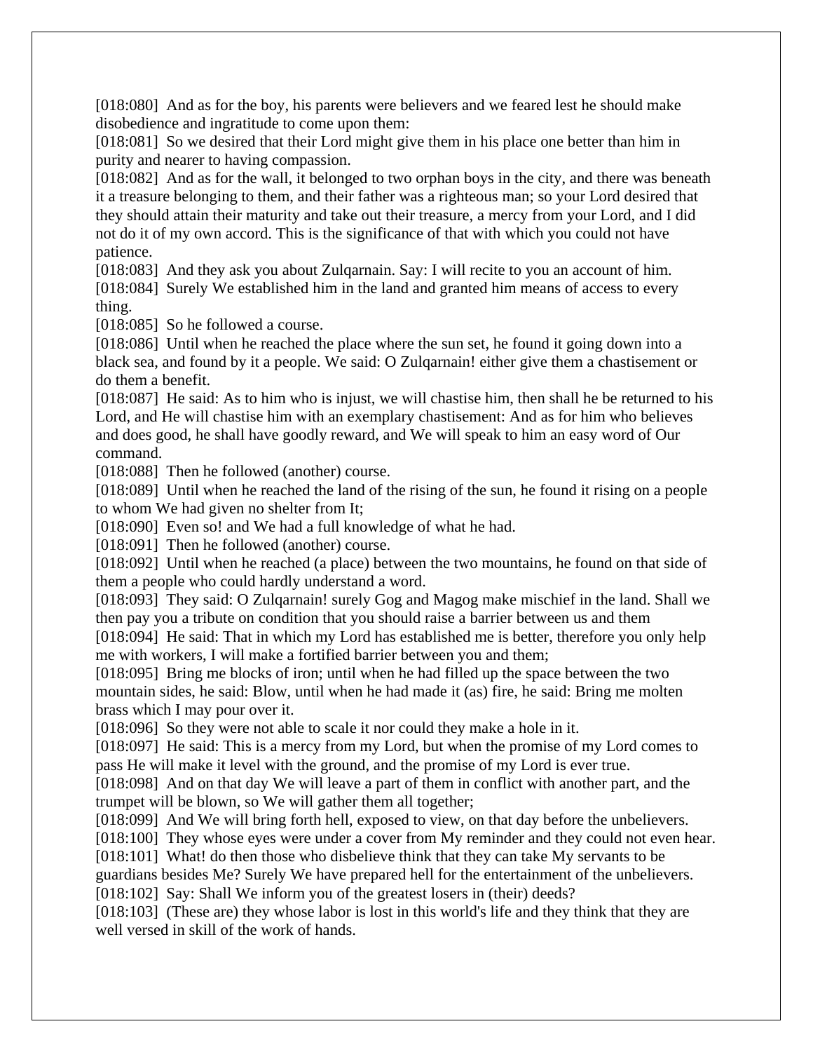[018:080]  And as for the boy, his parents were believers and we feared lest he should make disobedience and ingratitude to come upon them:

[018:081]  So we desired that their Lord might give them in his place one better than him in purity and nearer to having compassion.

[018:082]  And as for the wall, it belonged to two orphan boys in the city, and there was beneath it a treasure belonging to them, and their father was a righteous man; so your Lord desired that they should attain their maturity and take out their treasure, a mercy from your Lord, and I did not do it of my own accord. This is the significance of that with which you could not have patience.

[018:083]  And they ask you about Zulqarnain. Say: I will recite to you an account of him.

[018:084]  Surely We established him in the land and granted him means of access to every thing.

[018:085]  So he followed a course.

[018:086]  Until when he reached the place where the sun set, he found it going down into a black sea, and found by it a people. We said: O Zulqarnain! either give them a chastisement or do them a benefit.

[018:087]  He said: As to him who is injust, we will chastise him, then shall he be returned to his Lord, and He will chastise him with an exemplary chastisement: And as for him who believes and does good, he shall have goodly reward, and We will speak to him an easy word of Our command.

[018:088]  Then he followed (another) course.

[018:089]  Until when he reached the land of the rising of the sun, he found it rising on a people to whom We had given no shelter from It;

[018:090]  Even so! and We had a full knowledge of what he had.

[018:091]  Then he followed (another) course.

[018:092]  Until when he reached (a place) between the two mountains, he found on that side of them a people who could hardly understand a word.

[018:093]  They said: O Zulqarnain! surely Gog and Magog make mischief in the land. Shall we then pay you a tribute on condition that you should raise a barrier between us and them

[018:094]  He said: That in which my Lord has established me is better, therefore you only help me with workers, I will make a fortified barrier between you and them;

[018:095]  Bring me blocks of iron; until when he had filled up the space between the two mountain sides, he said: Blow, until when he had made it (as) fire, he said: Bring me molten brass which I may pour over it.

[018:096]  So they were not able to scale it nor could they make a hole in it.

[018:097]  He said: This is a mercy from my Lord, but when the promise of my Lord comes to pass He will make it level with the ground, and the promise of my Lord is ever true.

[018:098]  And on that day We will leave a part of them in conflict with another part, and the trumpet will be blown, so We will gather them all together;

[018:099]  And We will bring forth hell, exposed to view, on that day before the unbelievers.

[018:100]  They whose eyes were under a cover from My reminder and they could not even hear.

[018:101]  What! do then those who disbelieve think that they can take My servants to be guardians besides Me? Surely We have prepared hell for the entertainment of the unbelievers.

[018:102]  Say: Shall We inform you of the greatest losers in (their) deeds?

[018:103]  (These are) they whose labor is lost in this world's life and they think that they are well versed in skill of the work of hands.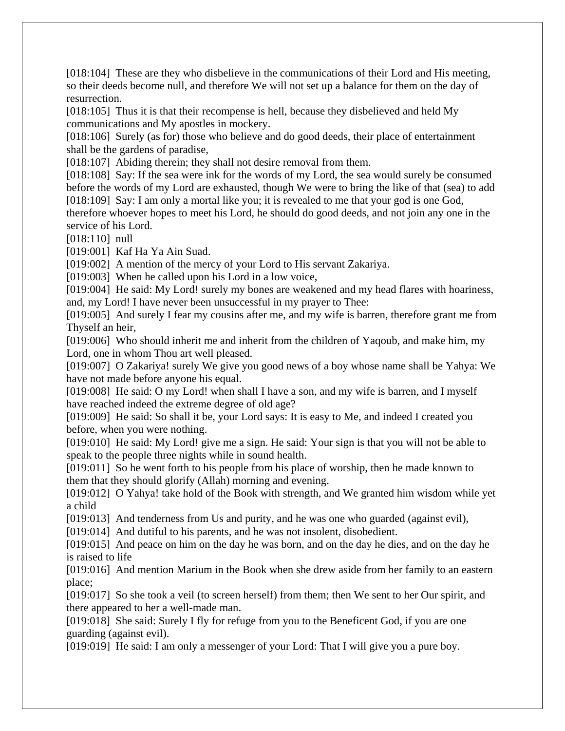[018:104]  These are they who disbelieve in the communications of their Lord and His meeting, so their deeds become null, and therefore We will not set up a balance for them on the day of resurrection.
[018:105]  Thus it is that their recompense is hell, because they disbelieved and held My communications and My apostles in mockery.
[018:106]  Surely (as for) those who believe and do good deeds, their place of entertainment shall be the gardens of paradise,
[018:107]  Abiding therein; they shall not desire removal from them.
[018:108]  Say: If the sea were ink for the words of my Lord, the sea would surely be consumed before the words of my Lord are exhausted, though We were to bring the like of that (sea) to add
[018:109]  Say: I am only a mortal like you; it is revealed to me that your god is one God, therefore whoever hopes to meet his Lord, he should do good deeds, and not join any one in the service of his Lord.
[018:110]  null
[019:001]  Kaf Ha Ya Ain Suad.
[019:002]  A mention of the mercy of your Lord to His servant Zakariya.
[019:003]  When he called upon his Lord in a low voice,
[019:004]  He said: My Lord! surely my bones are weakened and my head flares with hoariness, and, my Lord! I have never been unsuccessful in my prayer to Thee:
[019:005]  And surely I fear my cousins after me, and my wife is barren, therefore grant me from Thyself an heir,
[019:006]  Who should inherit me and inherit from the children of Yaqoub, and make him, my Lord, one in whom Thou art well pleased.
[019:007]  O Zakariya! surely We give you good news of a boy whose name shall be Yahya: We have not made before anyone his equal.
[019:008]  He said: O my Lord! when shall I have a son, and my wife is barren, and I myself have reached indeed the extreme degree of old age?
[019:009]  He said: So shall it be, your Lord says: It is easy to Me, and indeed I created you before, when you were nothing.
[019:010]  He said: My Lord! give me a sign. He said: Your sign is that you will not be able to speak to the people three nights while in sound health.
[019:011]  So he went forth to his people from his place of worship, then he made known to them that they should glorify (Allah) morning and evening.
[019:012]  O Yahya! take hold of the Book with strength, and We granted him wisdom while yet a child
[019:013]  And tenderness from Us and purity, and he was one who guarded (against evil),
[019:014]  And dutiful to his parents, and he was not insolent, disobedient.
[019:015]  And peace on him on the day he was born, and on the day he dies, and on the day he is raised to life
[019:016]  And mention Marium in the Book when she drew aside from her family to an eastern place;
[019:017]  So she took a veil (to screen herself) from them; then We sent to her Our spirit, and there appeared to her a well-made man.
[019:018]  She said: Surely I fly for refuge from you to the Beneficent God, if you are one guarding (against evil).
[019:019]  He said: I am only a messenger of your Lord: That I will give you a pure boy.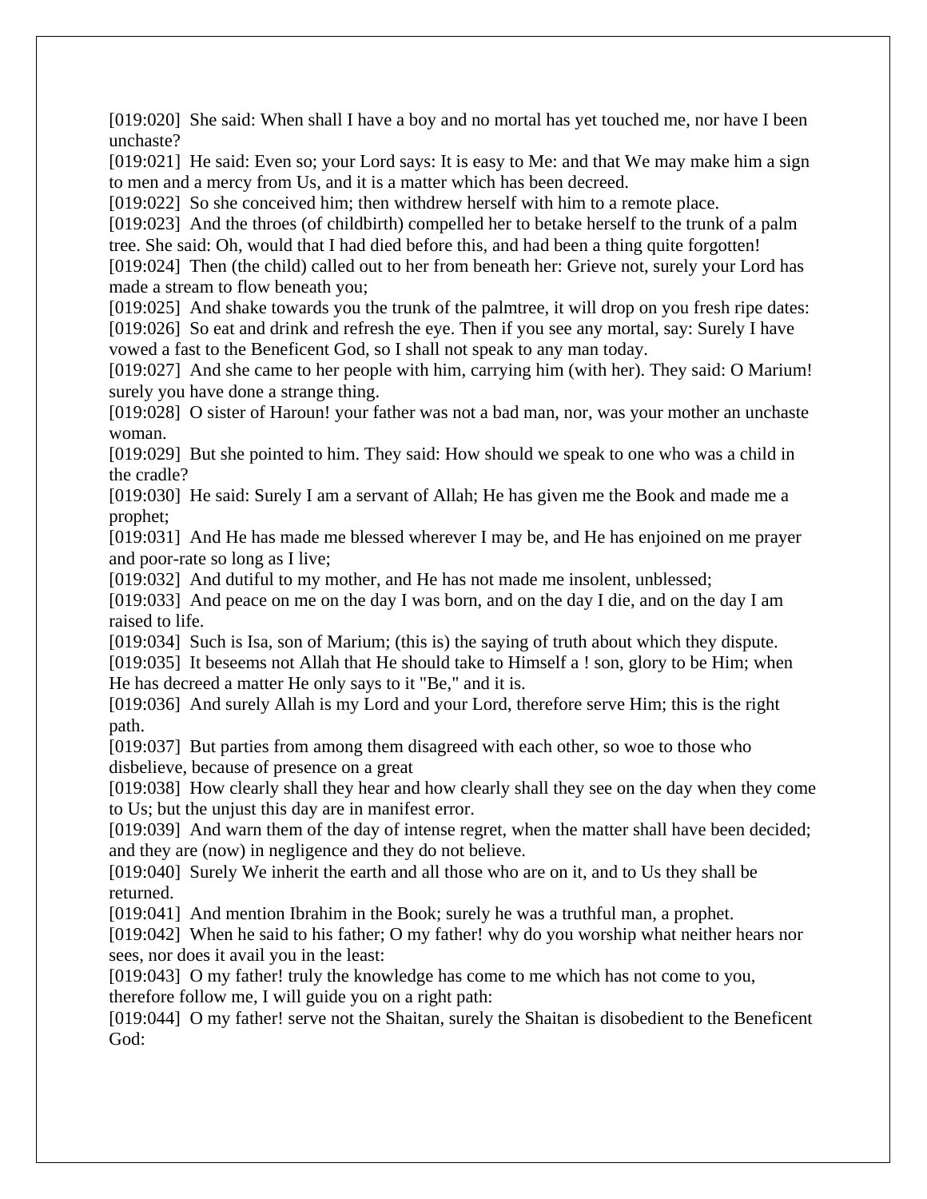[019:020]  She said: When shall I have a boy and no mortal has yet touched me, nor have I been unchaste?

[019:021]  He said: Even so; your Lord says: It is easy to Me: and that We may make him a sign to men and a mercy from Us, and it is a matter which has been decreed.

[019:022]  So she conceived him; then withdrew herself with him to a remote place.

[019:023]  And the throes (of childbirth) compelled her to betake herself to the trunk of a palm tree. She said: Oh, would that I had died before this, and had been a thing quite forgotten!

[019:024]  Then (the child) called out to her from beneath her: Grieve not, surely your Lord has made a stream to flow beneath you;

[019:025]  And shake towards you the trunk of the palmtree, it will drop on you fresh ripe dates:

[019:026]  So eat and drink and refresh the eye. Then if you see any mortal, say: Surely I have vowed a fast to the Beneficent God, so I shall not speak to any man today.

[019:027]  And she came to her people with him, carrying him (with her). They said: O Marium! surely you have done a strange thing.

[019:028]  O sister of Haroun! your father was not a bad man, nor, was your mother an unchaste woman.

[019:029]  But she pointed to him. They said: How should we speak to one who was a child in the cradle?

[019:030]  He said: Surely I am a servant of Allah; He has given me the Book and made me a prophet;

[019:031]  And He has made me blessed wherever I may be, and He has enjoined on me prayer and poor-rate so long as I live;

[019:032]  And dutiful to my mother, and He has not made me insolent, unblessed;

[019:033]  And peace on me on the day I was born, and on the day I die, and on the day I am raised to life.

[019:034]  Such is Isa, son of Marium; (this is) the saying of truth about which they dispute.

[019:035]  It beseems not Allah that He should take to Himself a ! son, glory to be Him; when He has decreed a matter He only says to it "Be," and it is.

[019:036]  And surely Allah is my Lord and your Lord, therefore serve Him; this is the right path.

[019:037]  But parties from among them disagreed with each other, so woe to those who disbelieve, because of presence on a great

[019:038]  How clearly shall they hear and how clearly shall they see on the day when they come to Us; but the unjust this day are in manifest error.

[019:039]  And warn them of the day of intense regret, when the matter shall have been decided; and they are (now) in negligence and they do not believe.

[019:040]  Surely We inherit the earth and all those who are on it, and to Us they shall be returned.

[019:041]  And mention Ibrahim in the Book; surely he was a truthful man, a prophet.

[019:042]  When he said to his father; O my father! why do you worship what neither hears nor sees, nor does it avail you in the least:

[019:043]  O my father! truly the knowledge has come to me which has not come to you, therefore follow me, I will guide you on a right path:

[019:044]  O my father! serve not the Shaitan, surely the Shaitan is disobedient to the Beneficent God: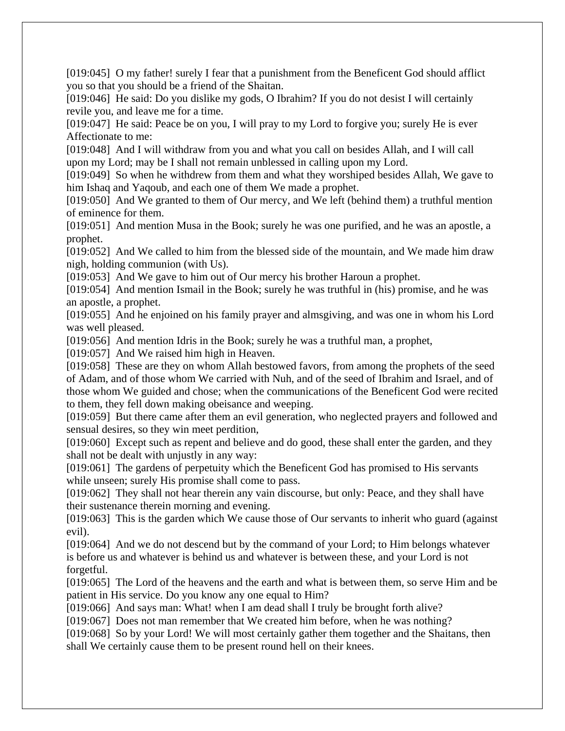[019:045]  O my father! surely I fear that a punishment from the Beneficent God should afflict you so that you should be a friend of the Shaitan.

[019:046]  He said: Do you dislike my gods, O Ibrahim? If you do not desist I will certainly revile you, and leave me for a time.

[019:047]  He said: Peace be on you, I will pray to my Lord to forgive you; surely He is ever Affectionate to me:

[019:048]  And I will withdraw from you and what you call on besides Allah, and I will call upon my Lord; may be I shall not remain unblessed in calling upon my Lord.

[019:049]  So when he withdrew from them and what they worshiped besides Allah, We gave to him Ishaq and Yaqoub, and each one of them We made a prophet.

[019:050]  And We granted to them of Our mercy, and We left (behind them) a truthful mention of eminence for them.

[019:051]  And mention Musa in the Book; surely he was one purified, and he was an apostle, a prophet.

[019:052]  And We called to him from the blessed side of the mountain, and We made him draw nigh, holding communion (with Us).

[019:053]  And We gave to him out of Our mercy his brother Haroun a prophet.

[019:054]  And mention Ismail in the Book; surely he was truthful in (his) promise, and he was an apostle, a prophet.

[019:055]  And he enjoined on his family prayer and almsgiving, and was one in whom his Lord was well pleased.

[019:056]  And mention Idris in the Book; surely he was a truthful man, a prophet,

[019:057]  And We raised him high in Heaven.

[019:058]  These are they on whom Allah bestowed favors, from among the prophets of the seed of Adam, and of those whom We carried with Nuh, and of the seed of Ibrahim and Israel, and of those whom We guided and chose; when the communications of the Beneficent God were recited to them, they fell down making obeisance and weeping.

[019:059]  But there came after them an evil generation, who neglected prayers and followed and sensual desires, so they win meet perdition,

[019:060]  Except such as repent and believe and do good, these shall enter the garden, and they shall not be dealt with unjustly in any way:

[019:061]  The gardens of perpetuity which the Beneficent God has promised to His servants while unseen; surely His promise shall come to pass.

[019:062]  They shall not hear therein any vain discourse, but only: Peace, and they shall have their sustenance therein morning and evening.

[019:063]  This is the garden which We cause those of Our servants to inherit who guard (against evil).

[019:064]  And we do not descend but by the command of your Lord; to Him belongs whatever is before us and whatever is behind us and whatever is between these, and your Lord is not forgetful.

[019:065]  The Lord of the heavens and the earth and what is between them, so serve Him and be patient in His service. Do you know any one equal to Him?

[019:066]  And says man: What! when I am dead shall I truly be brought forth alive?

[019:067]  Does not man remember that We created him before, when he was nothing?

[019:068]  So by your Lord! We will most certainly gather them together and the Shaitans, then shall We certainly cause them to be present round hell on their knees.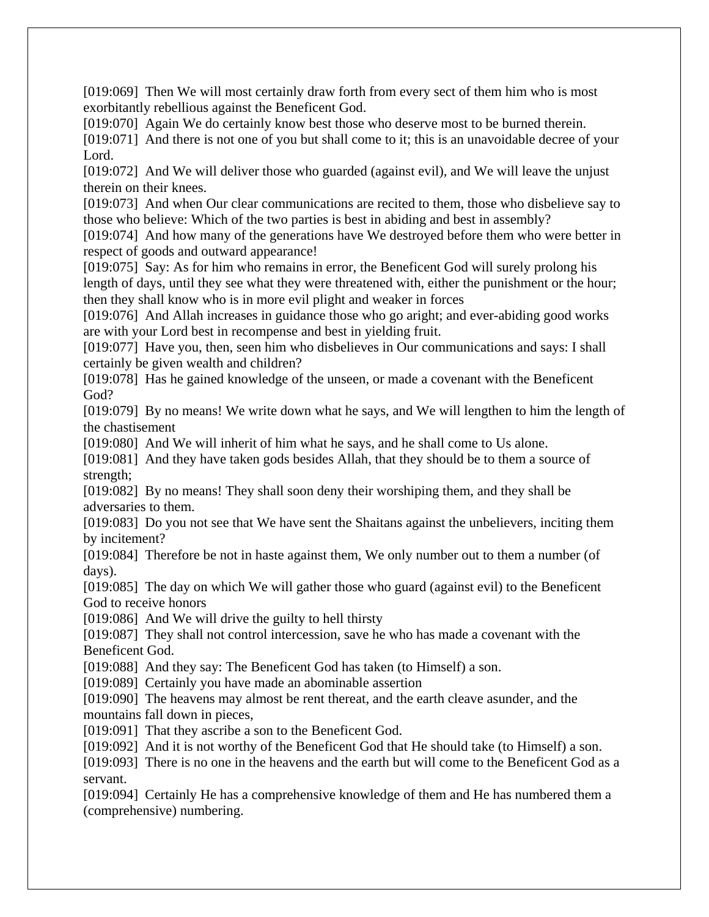[019:069]  Then We will most certainly draw forth from every sect of them him who is most exorbitantly rebellious against the Beneficent God.
[019:070]  Again We do certainly know best those who deserve most to be burned therein.
[019:071]  And there is not one of you but shall come to it; this is an unavoidable decree of your Lord.
[019:072]  And We will deliver those who guarded (against evil), and We will leave the unjust therein on their knees.
[019:073]  And when Our clear communications are recited to them, those who disbelieve say to those who believe: Which of the two parties is best in abiding and best in assembly?
[019:074]  And how many of the generations have We destroyed before them who were better in respect of goods and outward appearance!
[019:075]  Say: As for him who remains in error, the Beneficent God will surely prolong his length of days, until they see what they were threatened with, either the punishment or the hour; then they shall know who is in more evil plight and weaker in forces
[019:076]  And Allah increases in guidance those who go aright; and ever-abiding good works are with your Lord best in recompense and best in yielding fruit.
[019:077]  Have you, then, seen him who disbelieves in Our communications and says: I shall certainly be given wealth and children?
[019:078]  Has he gained knowledge of the unseen, or made a covenant with the Beneficent God?
[019:079]  By no means! We write down what he says, and We will lengthen to him the length of the chastisement
[019:080]  And We will inherit of him what he says, and he shall come to Us alone.
[019:081]  And they have taken gods besides Allah, that they should be to them a source of strength;
[019:082]  By no means! They shall soon deny their worshiping them, and they shall be adversaries to them.
[019:083]  Do you not see that We have sent the Shaitans against the unbelievers, inciting them by incitement?
[019:084]  Therefore be not in haste against them, We only number out to them a number (of days).
[019:085]  The day on which We will gather those who guard (against evil) to the Beneficent God to receive honors
[019:086]  And We will drive the guilty to hell thirsty
[019:087]  They shall not control intercession, save he who has made a covenant with the Beneficent God.
[019:088]  And they say: The Beneficent God has taken (to Himself) a son.
[019:089]  Certainly you have made an abominable assertion
[019:090]  The heavens may almost be rent thereat, and the earth cleave asunder, and the mountains fall down in pieces,
[019:091]  That they ascribe a son to the Beneficent God.
[019:092]  And it is not worthy of the Beneficent God that He should take (to Himself) a son.
[019:093]  There is no one in the heavens and the earth but will come to the Beneficent God as a servant.
[019:094]  Certainly He has a comprehensive knowledge of them and He has numbered them a (comprehensive) numbering.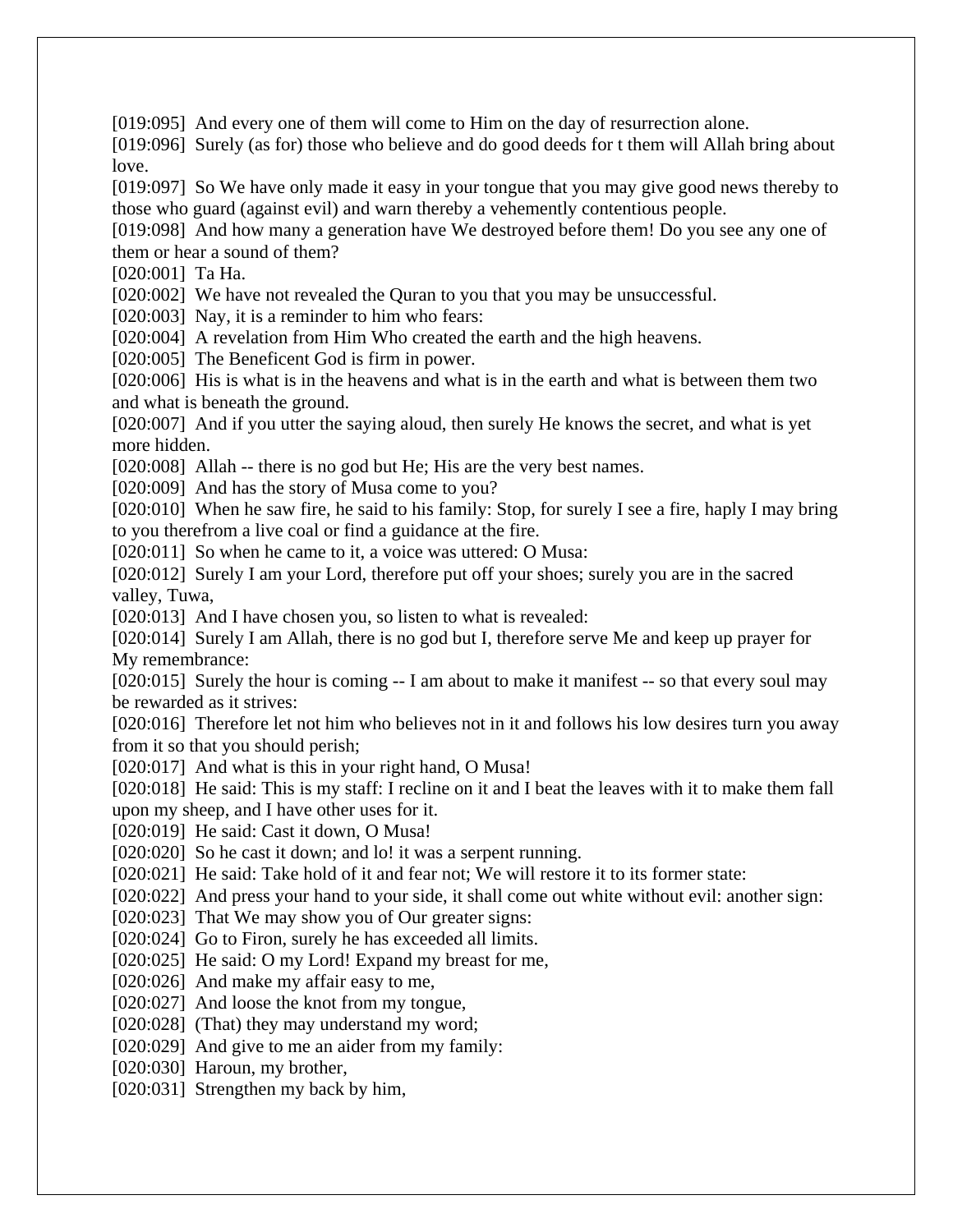[019:095] And every one of them will come to Him on the day of resurrection alone.
[019:096] Surely (as for) those who believe and do good deeds for t them will Allah bring about love.
[019:097] So We have only made it easy in your tongue that you may give good news thereby to those who guard (against evil) and warn thereby a vehemently contentious people.
[019:098] And how many a generation have We destroyed before them! Do you see any one of them or hear a sound of them?
[020:001] Ta Ha.
[020:002] We have not revealed the Quran to you that you may be unsuccessful.
[020:003] Nay, it is a reminder to him who fears:
[020:004] A revelation from Him Who created the earth and the high heavens.
[020:005] The Beneficent God is firm in power.
[020:006] His is what is in the heavens and what is in the earth and what is between them two and what is beneath the ground.
[020:007] And if you utter the saying aloud, then surely He knows the secret, and what is yet more hidden.
[020:008] Allah -- there is no god but He; His are the very best names.
[020:009] And has the story of Musa come to you?
[020:010] When he saw fire, he said to his family: Stop, for surely I see a fire, haply I may bring to you therefrom a live coal or find a guidance at the fire.
[020:011] So when he came to it, a voice was uttered: O Musa:
[020:012] Surely I am your Lord, therefore put off your shoes; surely you are in the sacred valley, Tuwa,
[020:013] And I have chosen you, so listen to what is revealed:
[020:014] Surely I am Allah, there is no god but I, therefore serve Me and keep up prayer for My remembrance:
[020:015] Surely the hour is coming -- I am about to make it manifest -- so that every soul may be rewarded as it strives:
[020:016] Therefore let not him who believes not in it and follows his low desires turn you away from it so that you should perish;
[020:017] And what is this in your right hand, O Musa!
[020:018] He said: This is my staff: I recline on it and I beat the leaves with it to make them fall upon my sheep, and I have other uses for it.
[020:019] He said: Cast it down, O Musa!
[020:020] So he cast it down; and lo! it was a serpent running.
[020:021] He said: Take hold of it and fear not; We will restore it to its former state:
[020:022] And press your hand to your side, it shall come out white without evil: another sign:
[020:023] That We may show you of Our greater signs:
[020:024] Go to Firon, surely he has exceeded all limits.
[020:025] He said: O my Lord! Expand my breast for me,
[020:026] And make my affair easy to me,
[020:027] And loose the knot from my tongue,
[020:028] (That) they may understand my word;
[020:029] And give to me an aider from my family:
[020:030] Haroun, my brother,
[020:031] Strengthen my back by him,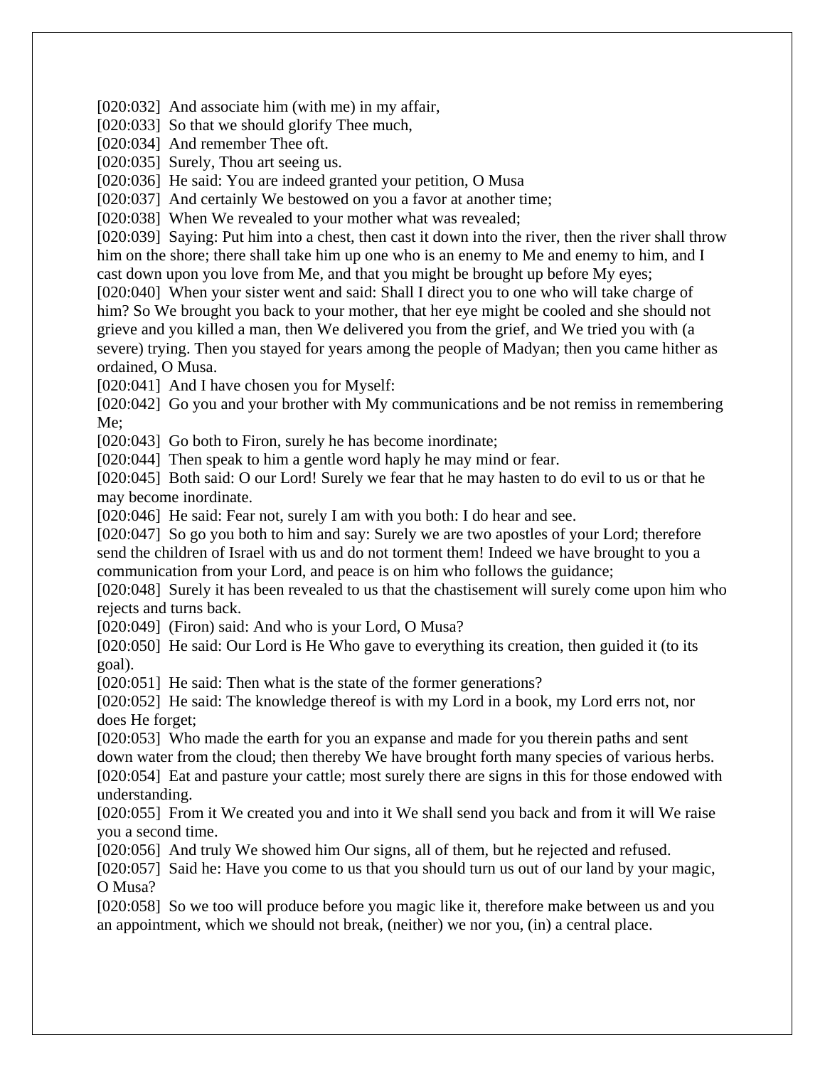[020:032] And associate him (with me) in my affair,
[020:033] So that we should glorify Thee much,
[020:034] And remember Thee oft.
[020:035] Surely, Thou art seeing us.
[020:036] He said: You are indeed granted your petition, O Musa
[020:037] And certainly We bestowed on you a favor at another time;
[020:038] When We revealed to your mother what was revealed;
[020:039] Saying: Put him into a chest, then cast it down into the river, then the river shall throw him on the shore; there shall take him up one who is an enemy to Me and enemy to him, and I cast down upon you love from Me, and that you might be brought up before My eyes;
[020:040] When your sister went and said: Shall I direct you to one who will take charge of him? So We brought you back to your mother, that her eye might be cooled and she should not grieve and you killed a man, then We delivered you from the grief, and We tried you with (a severe) trying. Then you stayed for years among the people of Madyan; then you came hither as ordained, O Musa.
[020:041] And I have chosen you for Myself:
[020:042] Go you and your brother with My communications and be not remiss in remembering Me;
[020:043] Go both to Firon, surely he has become inordinate;
[020:044] Then speak to him a gentle word haply he may mind or fear.
[020:045] Both said: O our Lord! Surely we fear that he may hasten to do evil to us or that he may become inordinate.
[020:046] He said: Fear not, surely I am with you both: I do hear and see.
[020:047] So go you both to him and say: Surely we are two apostles of your Lord; therefore send the children of Israel with us and do not torment them! Indeed we have brought to you a communication from your Lord, and peace is on him who follows the guidance;
[020:048] Surely it has been revealed to us that the chastisement will surely come upon him who rejects and turns back.
[020:049] (Firon) said: And who is your Lord, O Musa?
[020:050] He said: Our Lord is He Who gave to everything its creation, then guided it (to its goal).
[020:051] He said: Then what is the state of the former generations?
[020:052] He said: The knowledge thereof is with my Lord in a book, my Lord errs not, nor does He forget;
[020:053] Who made the earth for you an expanse and made for you therein paths and sent down water from the cloud; then thereby We have brought forth many species of various herbs.
[020:054] Eat and pasture your cattle; most surely there are signs in this for those endowed with understanding.
[020:055] From it We created you and into it We shall send you back and from it will We raise you a second time.
[020:056] And truly We showed him Our signs, all of them, but he rejected and refused.
[020:057] Said he: Have you come to us that you should turn us out of our land by your magic, O Musa?
[020:058] So we too will produce before you magic like it, therefore make between us and you an appointment, which we should not break, (neither) we nor you, (in) a central place.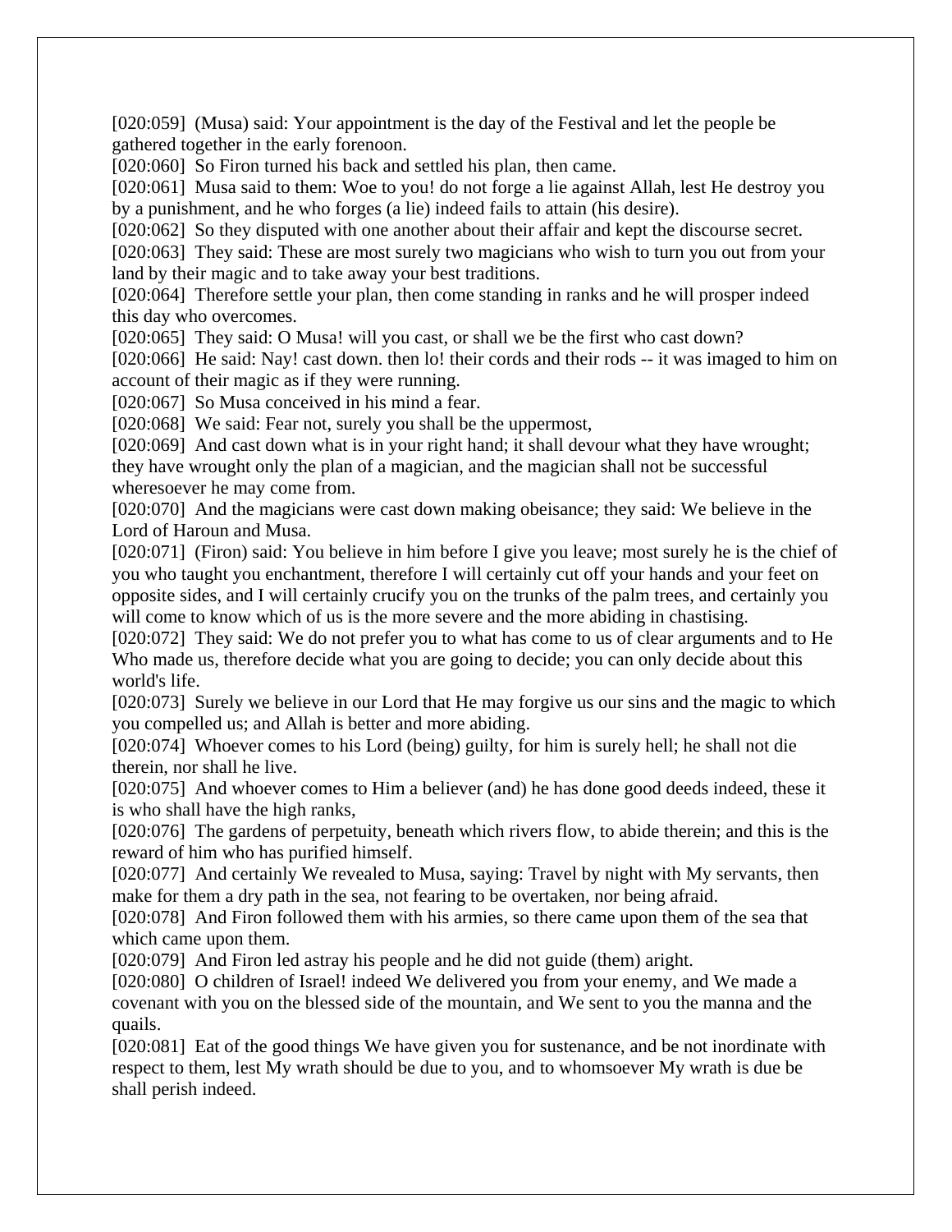[020:059] (Musa) said: Your appointment is the day of the Festival and let the people be gathered together in the early forenoon.

[020:060] So Firon turned his back and settled his plan, then came.

[020:061] Musa said to them: Woe to you! do not forge a lie against Allah, lest He destroy you by a punishment, and he who forges (a lie) indeed fails to attain (his desire).

[020:062] So they disputed with one another about their affair and kept the discourse secret.

[020:063] They said: These are most surely two magicians who wish to turn you out from your land by their magic and to take away your best traditions.

[020:064] Therefore settle your plan, then come standing in ranks and he will prosper indeed this day who overcomes.

[020:065] They said: O Musa! will you cast, or shall we be the first who cast down?

[020:066] He said: Nay! cast down. then lo! their cords and their rods -- it was imaged to him on account of their magic as if they were running.

[020:067] So Musa conceived in his mind a fear.

[020:068] We said: Fear not, surely you shall be the uppermost,

[020:069] And cast down what is in your right hand; it shall devour what they have wrought; they have wrought only the plan of a magician, and the magician shall not be successful wheresoever he may come from.

[020:070] And the magicians were cast down making obeisance; they said: We believe in the Lord of Haroun and Musa.

[020:071] (Firon) said: You believe in him before I give you leave; most surely he is the chief of you who taught you enchantment, therefore I will certainly cut off your hands and your feet on opposite sides, and I will certainly crucify you on the trunks of the palm trees, and certainly you will come to know which of us is the more severe and the more abiding in chastising.

[020:072] They said: We do not prefer you to what has come to us of clear arguments and to He Who made us, therefore decide what you are going to decide; you can only decide about this world's life.

[020:073] Surely we believe in our Lord that He may forgive us our sins and the magic to which you compelled us; and Allah is better and more abiding.

[020:074] Whoever comes to his Lord (being) guilty, for him is surely hell; he shall not die therein, nor shall he live.

[020:075] And whoever comes to Him a believer (and) he has done good deeds indeed, these it is who shall have the high ranks,

[020:076] The gardens of perpetuity, beneath which rivers flow, to abide therein; and this is the reward of him who has purified himself.

[020:077] And certainly We revealed to Musa, saying: Travel by night with My servants, then make for them a dry path in the sea, not fearing to be overtaken, nor being afraid.

[020:078] And Firon followed them with his armies, so there came upon them of the sea that which came upon them.

[020:079] And Firon led astray his people and he did not guide (them) aright.

[020:080] O children of Israel! indeed We delivered you from your enemy, and We made a covenant with you on the blessed side of the mountain, and We sent to you the manna and the quails.

[020:081] Eat of the good things We have given you for sustenance, and be not inordinate with respect to them, lest My wrath should be due to you, and to whomsoever My wrath is due be shall perish indeed.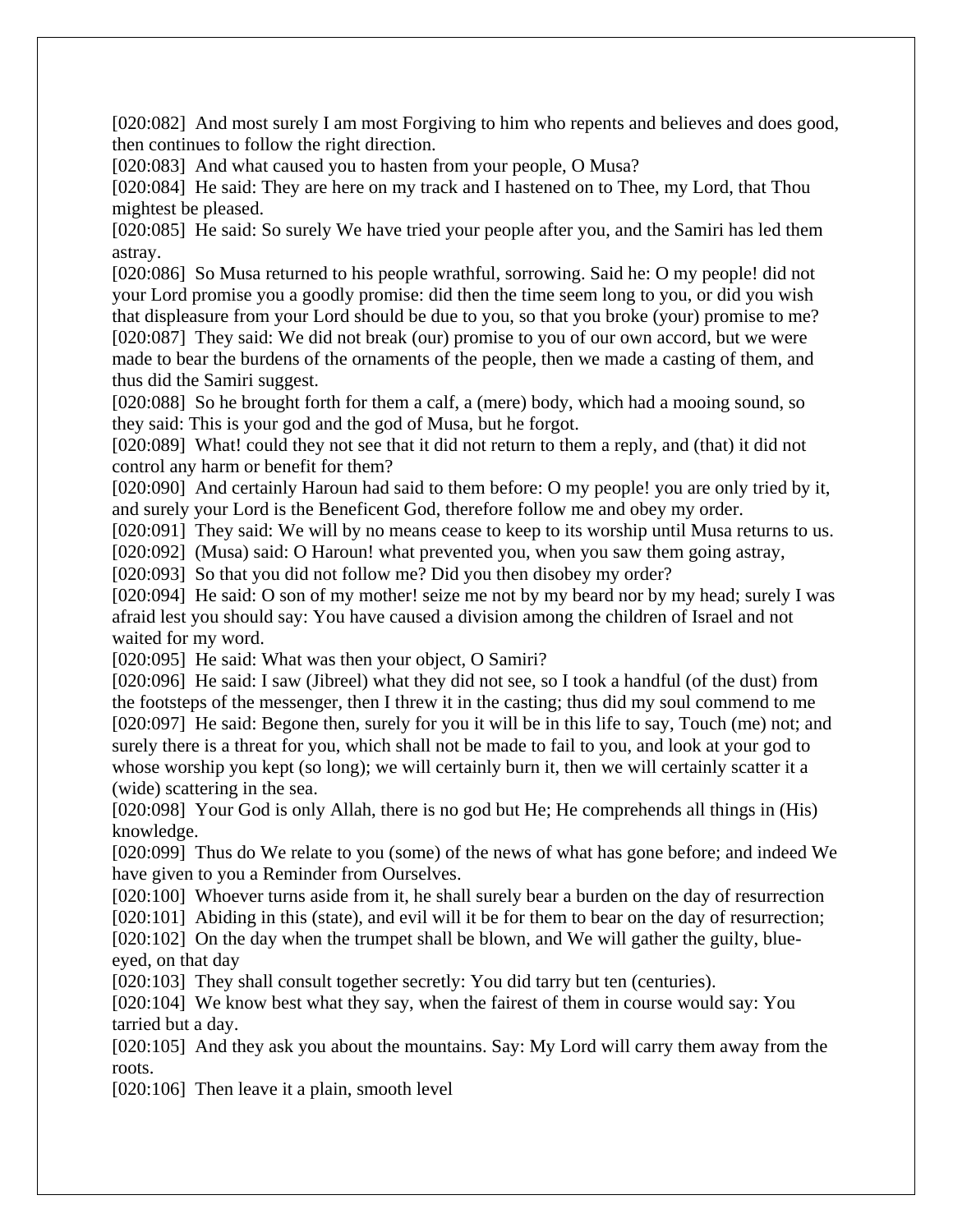[020:082] And most surely I am most Forgiving to him who repents and believes and does good, then continues to follow the right direction.

[020:083] And what caused you to hasten from your people, O Musa?

[020:084] He said: They are here on my track and I hastened on to Thee, my Lord, that Thou mightest be pleased.

[020:085] He said: So surely We have tried your people after you, and the Samiri has led them astray.

[020:086] So Musa returned to his people wrathful, sorrowing. Said he: O my people! did not your Lord promise you a goodly promise: did then the time seem long to you, or did you wish that displeasure from your Lord should be due to you, so that you broke (your) promise to me?

[020:087] They said: We did not break (our) promise to you of our own accord, but we were made to bear the burdens of the ornaments of the people, then we made a casting of them, and thus did the Samiri suggest.

[020:088] So he brought forth for them a calf, a (mere) body, which had a mooing sound, so they said: This is your god and the god of Musa, but he forgot.

[020:089] What! could they not see that it did not return to them a reply, and (that) it did not control any harm or benefit for them?

[020:090] And certainly Haroun had said to them before: O my people! you are only tried by it, and surely your Lord is the Beneficent God, therefore follow me and obey my order.

[020:091] They said: We will by no means cease to keep to its worship until Musa returns to us.

[020:092] (Musa) said: O Haroun! what prevented you, when you saw them going astray,

[020:093] So that you did not follow me? Did you then disobey my order?

[020:094] He said: O son of my mother! seize me not by my beard nor by my head; surely I was afraid lest you should say: You have caused a division among the children of Israel and not waited for my word.

[020:095] He said: What was then your object, O Samiri?

[020:096] He said: I saw (Jibreel) what they did not see, so I took a handful (of the dust) from the footsteps of the messenger, then I threw it in the casting; thus did my soul commend to me

[020:097] He said: Begone then, surely for you it will be in this life to say, Touch (me) not; and surely there is a threat for you, which shall not be made to fail to you, and look at your god to whose worship you kept (so long); we will certainly burn it, then we will certainly scatter it a (wide) scattering in the sea.

[020:098] Your God is only Allah, there is no god but He; He comprehends all things in (His) knowledge.

[020:099] Thus do We relate to you (some) of the news of what has gone before; and indeed We have given to you a Reminder from Ourselves.

[020:100] Whoever turns aside from it, he shall surely bear a burden on the day of resurrection

[020:101] Abiding in this (state), and evil will it be for them to bear on the day of resurrection;

[020:102] On the day when the trumpet shall be blown, and We will gather the guilty, blue-eyed, on that day

[020:103] They shall consult together secretly: You did tarry but ten (centuries).

[020:104] We know best what they say, when the fairest of them in course would say: You tarried but a day.

[020:105] And they ask you about the mountains. Say: My Lord will carry them away from the roots.

[020:106] Then leave it a plain, smooth level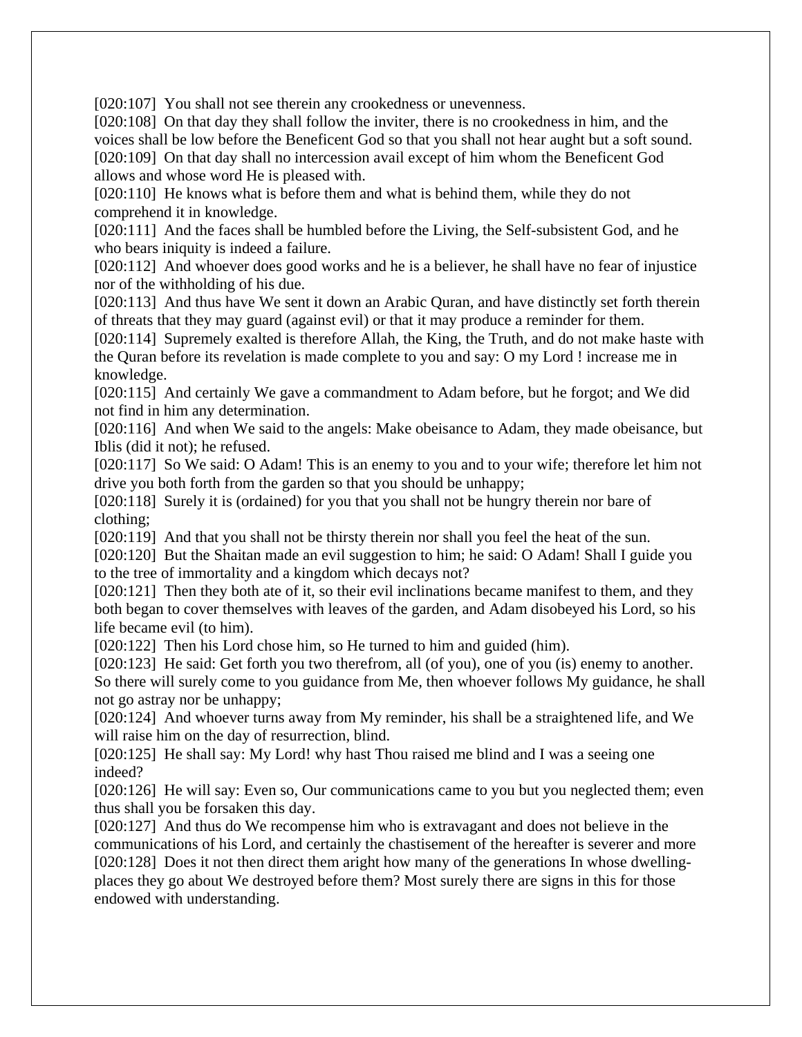[020:107] You shall not see therein any crookedness or unevenness.
[020:108] On that day they shall follow the inviter, there is no crookedness in him, and the voices shall be low before the Beneficent God so that you shall not hear aught but a soft sound.
[020:109] On that day shall no intercession avail except of him whom the Beneficent God allows and whose word He is pleased with.
[020:110] He knows what is before them and what is behind them, while they do not comprehend it in knowledge.
[020:111] And the faces shall be humbled before the Living, the Self-subsistent God, and he who bears iniquity is indeed a failure.
[020:112] And whoever does good works and he is a believer, he shall have no fear of injustice nor of the withholding of his due.
[020:113] And thus have We sent it down an Arabic Quran, and have distinctly set forth therein of threats that they may guard (against evil) or that it may produce a reminder for them.
[020:114] Supremely exalted is therefore Allah, the King, the Truth, and do not make haste with the Quran before its revelation is made complete to you and say: O my Lord ! increase me in knowledge.
[020:115] And certainly We gave a commandment to Adam before, but he forgot; and We did not find in him any determination.
[020:116] And when We said to the angels: Make obeisance to Adam, they made obeisance, but Iblis (did it not); he refused.
[020:117] So We said: O Adam! This is an enemy to you and to your wife; therefore let him not drive you both forth from the garden so that you should be unhappy;
[020:118] Surely it is (ordained) for you that you shall not be hungry therein nor bare of clothing;
[020:119] And that you shall not be thirsty therein nor shall you feel the heat of the sun.
[020:120] But the Shaitan made an evil suggestion to him; he said: O Adam! Shall I guide you to the tree of immortality and a kingdom which decays not?
[020:121] Then they both ate of it, so their evil inclinations became manifest to them, and they both began to cover themselves with leaves of the garden, and Adam disobeyed his Lord, so his life became evil (to him).
[020:122] Then his Lord chose him, so He turned to him and guided (him).
[020:123] He said: Get forth you two therefrom, all (of you), one of you (is) enemy to another. So there will surely come to you guidance from Me, then whoever follows My guidance, he shall not go astray nor be unhappy;
[020:124] And whoever turns away from My reminder, his shall be a straightened life, and We will raise him on the day of resurrection, blind.
[020:125] He shall say: My Lord! why hast Thou raised me blind and I was a seeing one indeed?
[020:126] He will say: Even so, Our communications came to you but you neglected them; even thus shall you be forsaken this day.
[020:127] And thus do We recompense him who is extravagant and does not believe in the communications of his Lord, and certainly the chastisement of the hereafter is severer and more
[020:128] Does it not then direct them aright how many of the generations In whose dwelling-places they go about We destroyed before them? Most surely there are signs in this for those endowed with understanding.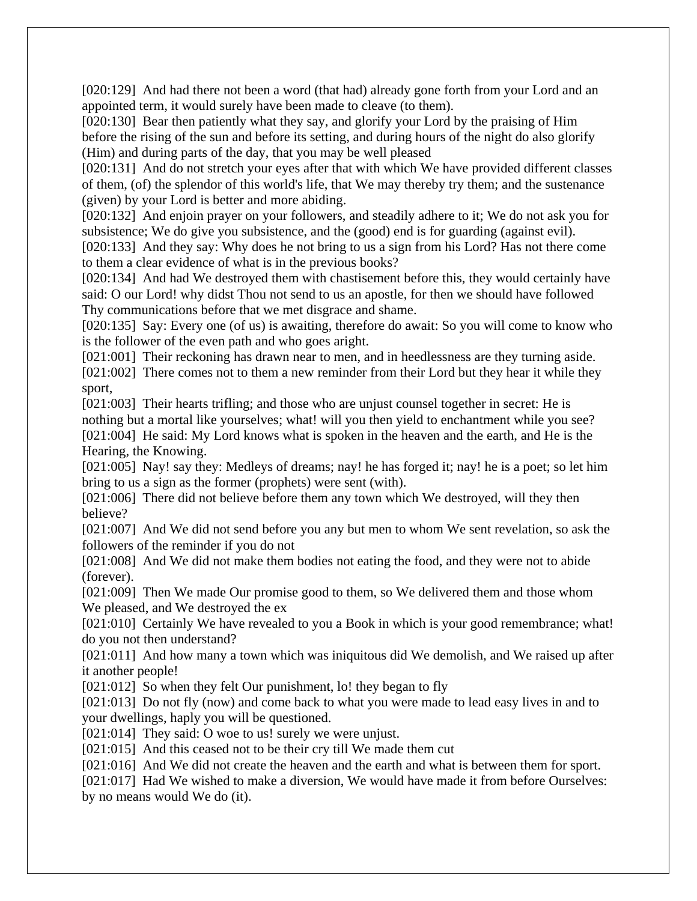[020:129] And had there not been a word (that had) already gone forth from your Lord and an appointed term, it would surely have been made to cleave (to them).
[020:130] Bear then patiently what they say, and glorify your Lord by the praising of Him before the rising of the sun and before its setting, and during hours of the night do also glorify (Him) and during parts of the day, that you may be well pleased
[020:131] And do not stretch your eyes after that with which We have provided different classes of them, (of) the splendor of this world's life, that We may thereby try them; and the sustenance (given) by your Lord is better and more abiding.
[020:132] And enjoin prayer on your followers, and steadily adhere to it; We do not ask you for subsistence; We do give you subsistence, and the (good) end is for guarding (against evil).
[020:133] And they say: Why does he not bring to us a sign from his Lord? Has not there come to them a clear evidence of what is in the previous books?
[020:134] And had We destroyed them with chastisement before this, they would certainly have said: O our Lord! why didst Thou not send to us an apostle, for then we should have followed Thy communications before that we met disgrace and shame.
[020:135] Say: Every one (of us) is awaiting, therefore do await: So you will come to know who is the follower of the even path and who goes aright.
[021:001] Their reckoning has drawn near to men, and in heedlessness are they turning aside.
[021:002] There comes not to them a new reminder from their Lord but they hear it while they sport,
[021:003] Their hearts trifling; and those who are unjust counsel together in secret: He is nothing but a mortal like yourselves; what! will you then yield to enchantment while you see?
[021:004] He said: My Lord knows what is spoken in the heaven and the earth, and He is the Hearing, the Knowing.
[021:005] Nay! say they: Medleys of dreams; nay! he has forged it; nay! he is a poet; so let him bring to us a sign as the former (prophets) were sent (with).
[021:006] There did not believe before them any town which We destroyed, will they then believe?
[021:007] And We did not send before you any but men to whom We sent revelation, so ask the followers of the reminder if you do not
[021:008] And We did not make them bodies not eating the food, and they were not to abide (forever).
[021:009] Then We made Our promise good to them, so We delivered them and those whom We pleased, and We destroyed the ex
[021:010] Certainly We have revealed to you a Book in which is your good remembrance; what! do you not then understand?
[021:011] And how many a town which was iniquitous did We demolish, and We raised up after it another people!
[021:012] So when they felt Our punishment, lo! they began to fly
[021:013] Do not fly (now) and come back to what you were made to lead easy lives in and to your dwellings, haply you will be questioned.
[021:014] They said: O woe to us! surely we were unjust.
[021:015] And this ceased not to be their cry till We made them cut
[021:016] And We did not create the heaven and the earth and what is between them for sport.
[021:017] Had We wished to make a diversion, We would have made it from before Ourselves: by no means would We do (it).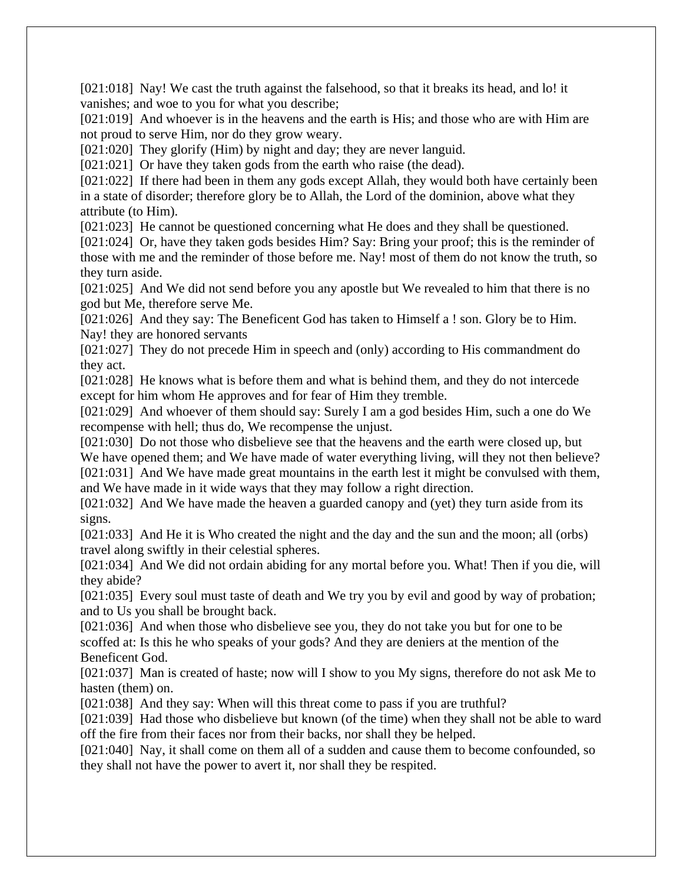[021:018]  Nay! We cast the truth against the falsehood, so that it breaks its head, and lo! it vanishes; and woe to you for what you describe;
[021:019]  And whoever is in the heavens and the earth is His; and those who are with Him are not proud to serve Him, nor do they grow weary.
[021:020]  They glorify (Him) by night and day; they are never languid.
[021:021]  Or have they taken gods from the earth who raise (the dead).
[021:022]  If there had been in them any gods except Allah, they would both have certainly been in a state of disorder; therefore glory be to Allah, the Lord of the dominion, above what they attribute (to Him).
[021:023]  He cannot be questioned concerning what He does and they shall be questioned.
[021:024]  Or, have they taken gods besides Him? Say: Bring your proof; this is the reminder of those with me and the reminder of those before me. Nay! most of them do not know the truth, so they turn aside.
[021:025]  And We did not send before you any apostle but We revealed to him that there is no god but Me, therefore serve Me.
[021:026]  And they say: The Beneficent God has taken to Himself a ! son. Glory be to Him. Nay! they are honored servants
[021:027]  They do not precede Him in speech and (only) according to His commandment do they act.
[021:028]  He knows what is before them and what is behind them, and they do not intercede except for him whom He approves and for fear of Him they tremble.
[021:029]  And whoever of them should say: Surely I am a god besides Him, such a one do We recompense with hell; thus do, We recompense the unjust.
[021:030]  Do not those who disbelieve see that the heavens and the earth were closed up, but We have opened them; and We have made of water everything living, will they not then believe?
[021:031]  And We have made great mountains in the earth lest it might be convulsed with them, and We have made in it wide ways that they may follow a right direction.
[021:032]  And We have made the heaven a guarded canopy and (yet) they turn aside from its signs.
[021:033]  And He it is Who created the night and the day and the sun and the moon; all (orbs) travel along swiftly in their celestial spheres.
[021:034]  And We did not ordain abiding for any mortal before you. What! Then if you die, will they abide?
[021:035]  Every soul must taste of death and We try you by evil and good by way of probation; and to Us you shall be brought back.
[021:036]  And when those who disbelieve see you, they do not take you but for one to be scoffed at: Is this he who speaks of your gods? And they are deniers at the mention of the Beneficent God.
[021:037]  Man is created of haste; now will I show to you My signs, therefore do not ask Me to hasten (them) on.
[021:038]  And they say: When will this threat come to pass if you are truthful?
[021:039]  Had those who disbelieve but known (of the time) when they shall not be able to ward off the fire from their faces nor from their backs, nor shall they be helped.
[021:040]  Nay, it shall come on them all of a sudden and cause them to become confounded, so they shall not have the power to avert it, nor shall they be respited.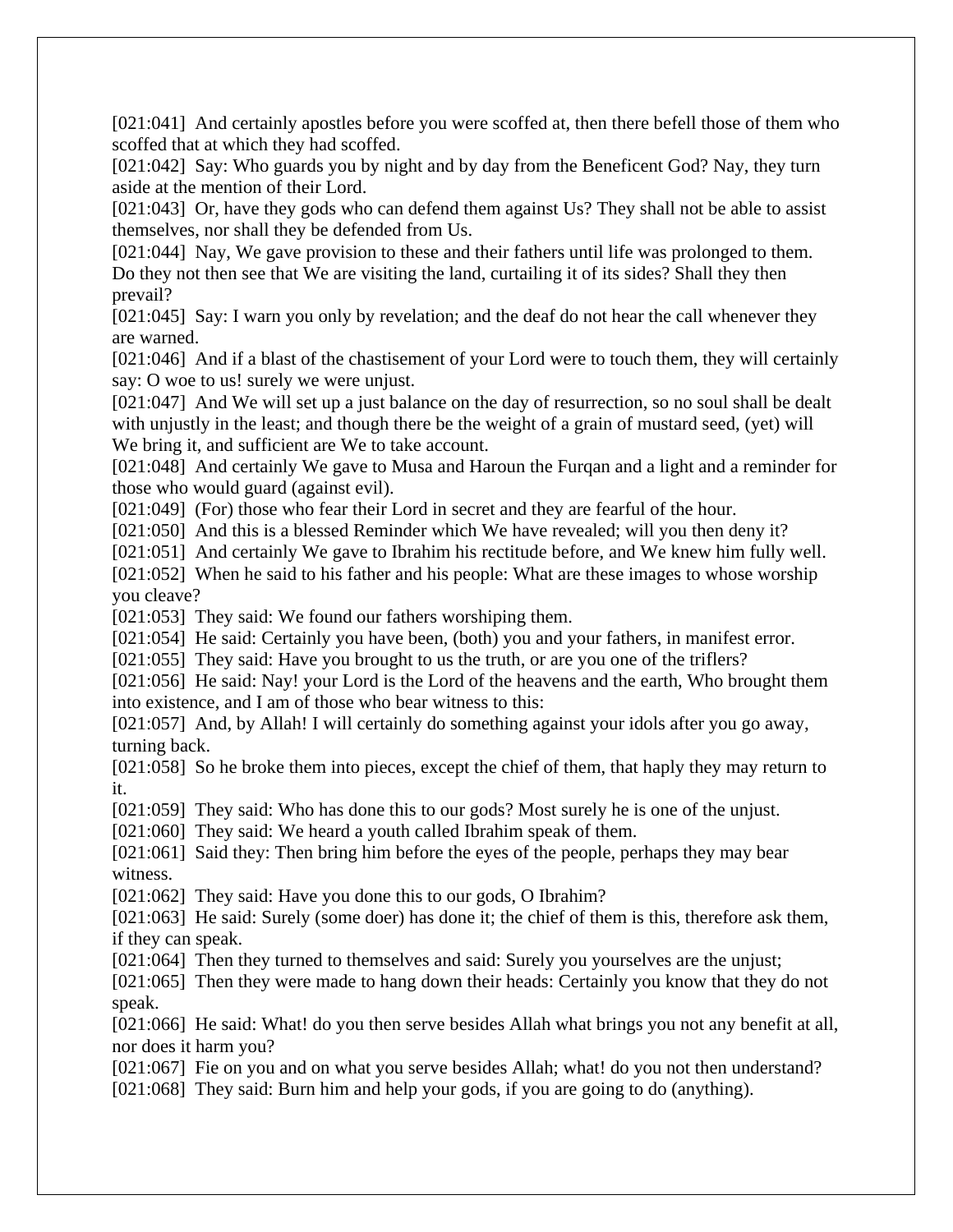[021:041] And certainly apostles before you were scoffed at, then there befell those of them who scoffed that at which they had scoffed.

[021:042] Say: Who guards you by night and by day from the Beneficent God? Nay, they turn aside at the mention of their Lord.

[021:043] Or, have they gods who can defend them against Us? They shall not be able to assist themselves, nor shall they be defended from Us.

[021:044] Nay, We gave provision to these and their fathers until life was prolonged to them. Do they not then see that We are visiting the land, curtailing it of its sides? Shall they then prevail?

[021:045] Say: I warn you only by revelation; and the deaf do not hear the call whenever they are warned.

[021:046] And if a blast of the chastisement of your Lord were to touch them, they will certainly say: O woe to us! surely we were unjust.

[021:047] And We will set up a just balance on the day of resurrection, so no soul shall be dealt with unjustly in the least; and though there be the weight of a grain of mustard seed, (yet) will We bring it, and sufficient are We to take account.

[021:048] And certainly We gave to Musa and Haroun the Furqan and a light and a reminder for those who would guard (against evil).

[021:049] (For) those who fear their Lord in secret and they are fearful of the hour.

[021:050] And this is a blessed Reminder which We have revealed; will you then deny it?

[021:051] And certainly We gave to Ibrahim his rectitude before, and We knew him fully well.

[021:052] When he said to his father and his people: What are these images to whose worship you cleave?

[021:053] They said: We found our fathers worshiping them.

[021:054] He said: Certainly you have been, (both) you and your fathers, in manifest error.

[021:055] They said: Have you brought to us the truth, or are you one of the triflers?

[021:056] He said: Nay! your Lord is the Lord of the heavens and the earth, Who brought them into existence, and I am of those who bear witness to this:

[021:057] And, by Allah! I will certainly do something against your idols after you go away, turning back.

[021:058] So he broke them into pieces, except the chief of them, that haply they may return to it.

[021:059] They said: Who has done this to our gods? Most surely he is one of the unjust.

[021:060] They said: We heard a youth called Ibrahim speak of them.

[021:061] Said they: Then bring him before the eyes of the people, perhaps they may bear witness.

[021:062] They said: Have you done this to our gods, O Ibrahim?

[021:063] He said: Surely (some doer) has done it; the chief of them is this, therefore ask them, if they can speak.

[021:064] Then they turned to themselves and said: Surely you yourselves are the unjust;

[021:065] Then they were made to hang down their heads: Certainly you know that they do not speak.

[021:066] He said: What! do you then serve besides Allah what brings you not any benefit at all, nor does it harm you?

[021:067] Fie on you and on what you serve besides Allah; what! do you not then understand?

[021:068] They said: Burn him and help your gods, if you are going to do (anything).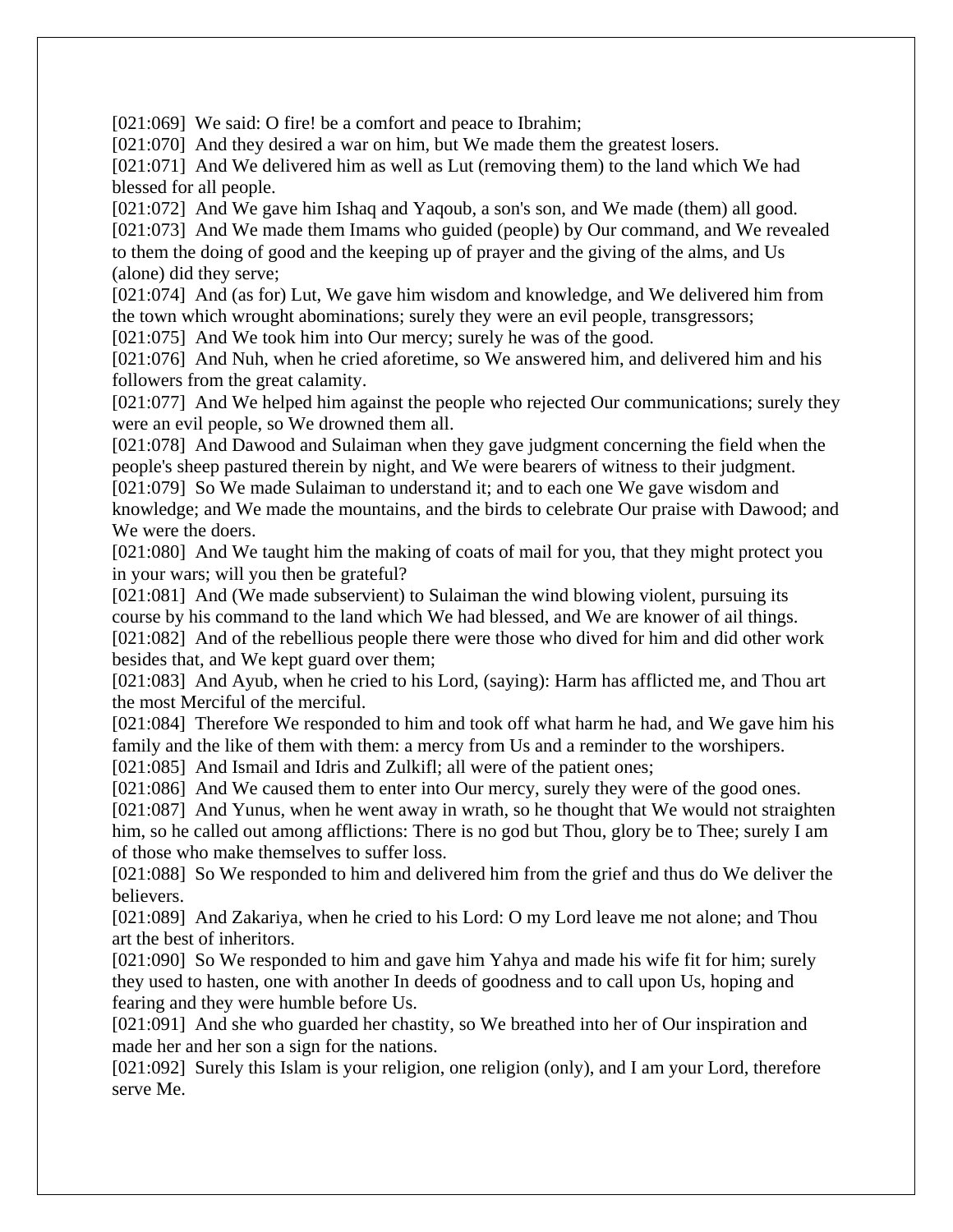[021:069] We said: O fire! be a comfort and peace to Ibrahim;
[021:070] And they desired a war on him, but We made them the greatest losers.
[021:071] And We delivered him as well as Lut (removing them) to the land which We had blessed for all people.
[021:072] And We gave him Ishaq and Yaqoub, a son's son, and We made (them) all good.
[021:073] And We made them Imams who guided (people) by Our command, and We revealed to them the doing of good and the keeping up of prayer and the giving of the alms, and Us (alone) did they serve;
[021:074] And (as for) Lut, We gave him wisdom and knowledge, and We delivered him from the town which wrought abominations; surely they were an evil people, transgressors;
[021:075] And We took him into Our mercy; surely he was of the good.
[021:076] And Nuh, when he cried aforetime, so We answered him, and delivered him and his followers from the great calamity.
[021:077] And We helped him against the people who rejected Our communications; surely they were an evil people, so We drowned them all.
[021:078] And Dawood and Sulaiman when they gave judgment concerning the field when the people's sheep pastured therein by night, and We were bearers of witness to their judgment.
[021:079] So We made Sulaiman to understand it; and to each one We gave wisdom and knowledge; and We made the mountains, and the birds to celebrate Our praise with Dawood; and We were the doers.
[021:080] And We taught him the making of coats of mail for you, that they might protect you in your wars; will you then be grateful?
[021:081] And (We made subservient) to Sulaiman the wind blowing violent, pursuing its course by his command to the land which We had blessed, and We are knower of ail things.
[021:082] And of the rebellious people there were those who dived for him and did other work besides that, and We kept guard over them;
[021:083] And Ayub, when he cried to his Lord, (saying): Harm has afflicted me, and Thou art the most Merciful of the merciful.
[021:084] Therefore We responded to him and took off what harm he had, and We gave him his family and the like of them with them: a mercy from Us and a reminder to the worshipers.
[021:085] And Ismail and Idris and Zulkifl; all were of the patient ones;
[021:086] And We caused them to enter into Our mercy, surely they were of the good ones.
[021:087] And Yunus, when he went away in wrath, so he thought that We would not straighten him, so he called out among afflictions: There is no god but Thou, glory be to Thee; surely I am of those who make themselves to suffer loss.
[021:088] So We responded to him and delivered him from the grief and thus do We deliver the believers.
[021:089] And Zakariya, when he cried to his Lord: O my Lord leave me not alone; and Thou art the best of inheritors.
[021:090] So We responded to him and gave him Yahya and made his wife fit for him; surely they used to hasten, one with another In deeds of goodness and to call upon Us, hoping and fearing and they were humble before Us.
[021:091] And she who guarded her chastity, so We breathed into her of Our inspiration and made her and her son a sign for the nations.
[021:092] Surely this Islam is your religion, one religion (only), and I am your Lord, therefore serve Me.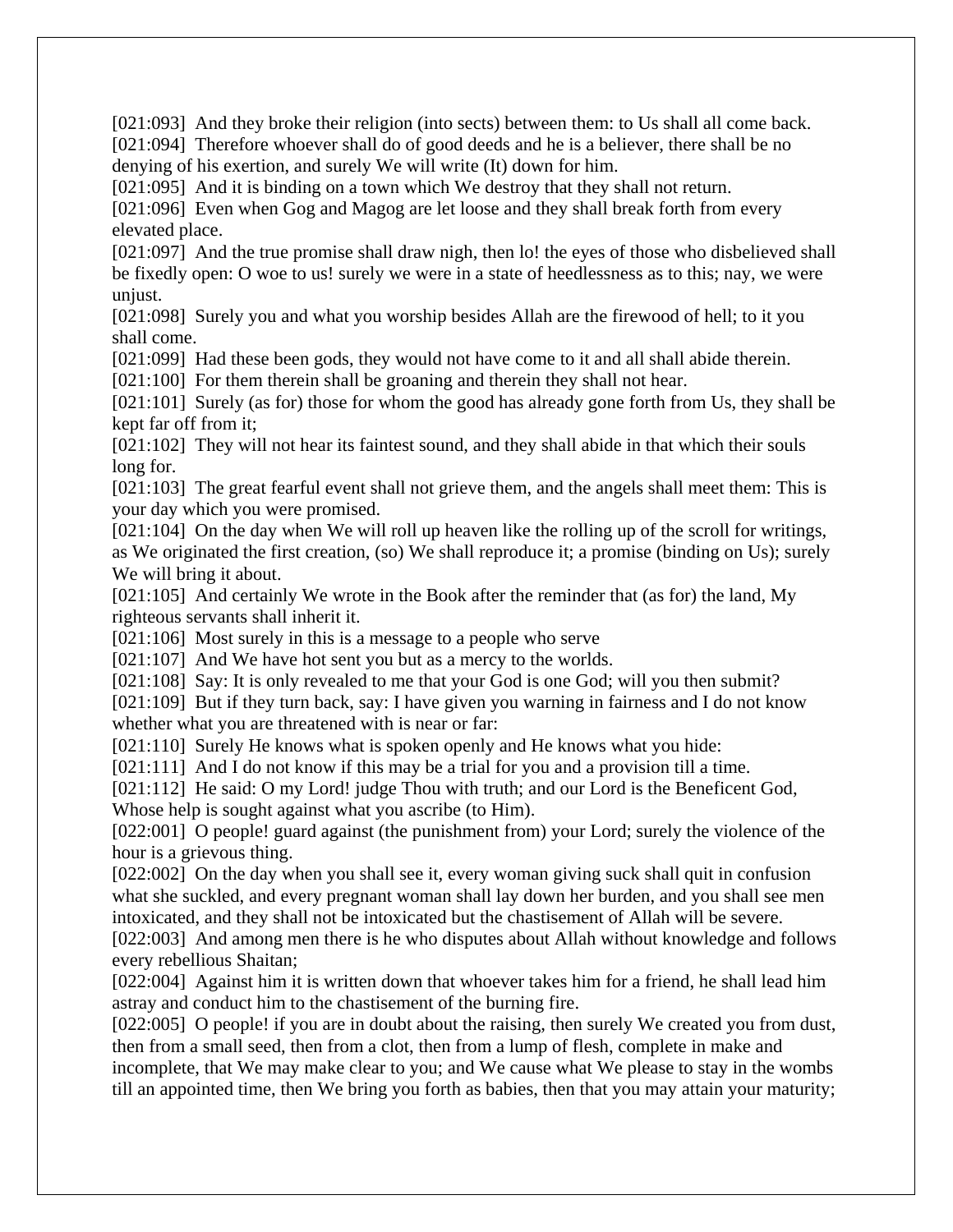[021:093] And they broke their religion (into sects) between them: to Us shall all come back.
[021:094] Therefore whoever shall do of good deeds and he is a believer, there shall be no denying of his exertion, and surely We will write (It) down for him.
[021:095] And it is binding on a town which We destroy that they shall not return.
[021:096] Even when Gog and Magog are let loose and they shall break forth from every elevated place.
[021:097] And the true promise shall draw nigh, then lo! the eyes of those who disbelieved shall be fixedly open: O woe to us! surely we were in a state of heedlessness as to this; nay, we were unjust.
[021:098] Surely you and what you worship besides Allah are the firewood of hell; to it you shall come.
[021:099] Had these been gods, they would not have come to it and all shall abide therein.
[021:100] For them therein shall be groaning and therein they shall not hear.
[021:101] Surely (as for) those for whom the good has already gone forth from Us, they shall be kept far off from it;
[021:102] They will not hear its faintest sound, and they shall abide in that which their souls long for.
[021:103] The great fearful event shall not grieve them, and the angels shall meet them: This is your day which you were promised.
[021:104] On the day when We will roll up heaven like the rolling up of the scroll for writings, as We originated the first creation, (so) We shall reproduce it; a promise (binding on Us); surely We will bring it about.
[021:105] And certainly We wrote in the Book after the reminder that (as for) the land, My righteous servants shall inherit it.
[021:106] Most surely in this is a message to a people who serve
[021:107] And We have hot sent you but as a mercy to the worlds.
[021:108] Say: It is only revealed to me that your God is one God; will you then submit?
[021:109] But if they turn back, say: I have given you warning in fairness and I do not know whether what you are threatened with is near or far:
[021:110] Surely He knows what is spoken openly and He knows what you hide:
[021:111] And I do not know if this may be a trial for you and a provision till a time.
[021:112] He said: O my Lord! judge Thou with truth; and our Lord is the Beneficent God, Whose help is sought against what you ascribe (to Him).
[022:001] O people! guard against (the punishment from) your Lord; surely the violence of the hour is a grievous thing.
[022:002] On the day when you shall see it, every woman giving suck shall quit in confusion what she suckled, and every pregnant woman shall lay down her burden, and you shall see men intoxicated, and they shall not be intoxicated but the chastisement of Allah will be severe.
[022:003] And among men there is he who disputes about Allah without knowledge and follows every rebellious Shaitan;
[022:004] Against him it is written down that whoever takes him for a friend, he shall lead him astray and conduct him to the chastisement of the burning fire.
[022:005] O people! if you are in doubt about the raising, then surely We created you from dust, then from a small seed, then from a clot, then from a lump of flesh, complete in make and incomplete, that We may make clear to you; and We cause what We please to stay in the wombs till an appointed time, then We bring you forth as babies, then that you may attain your maturity;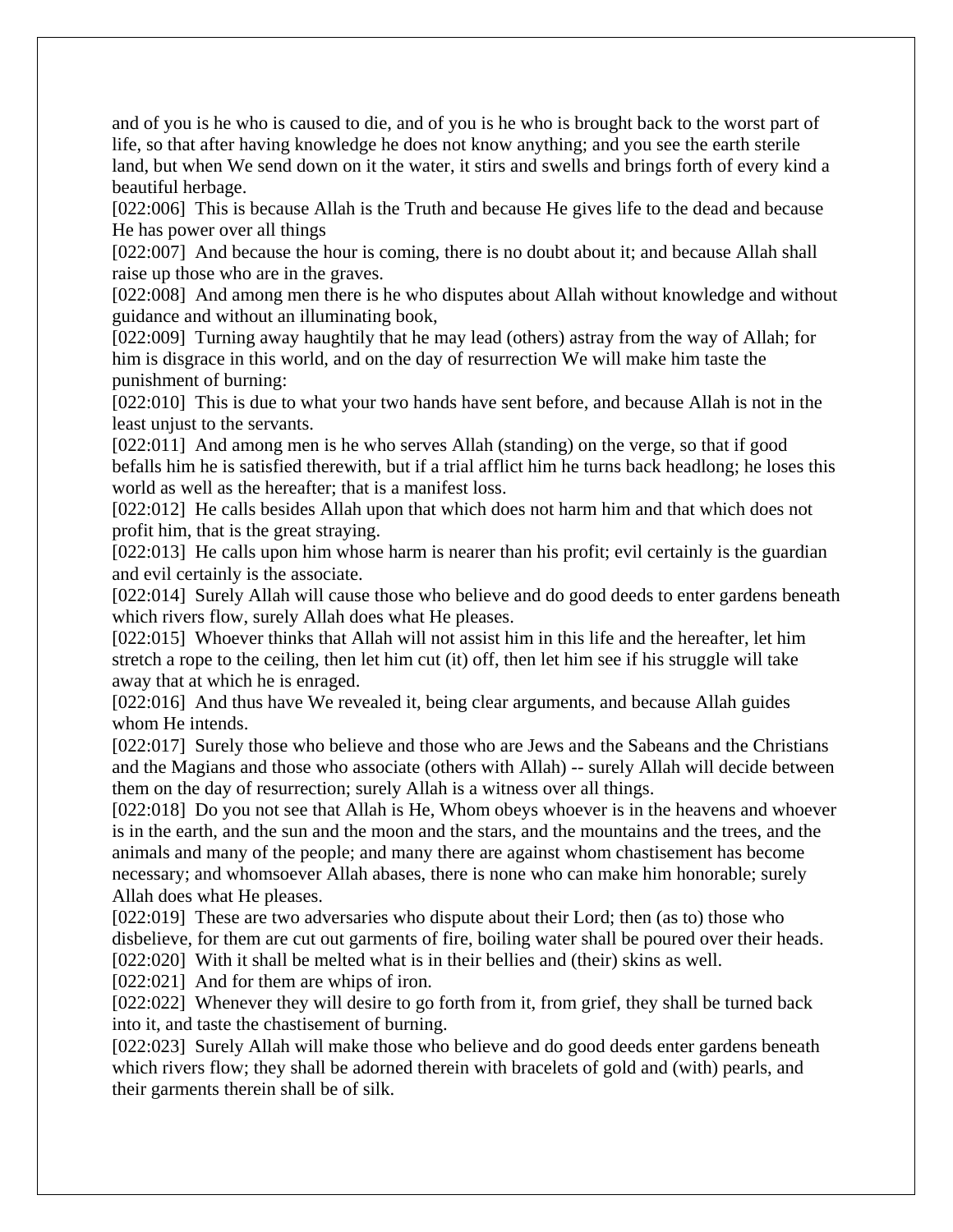and of you is he who is caused to die, and of you is he who is brought back to the worst part of life, so that after having knowledge he does not know anything; and you see the earth sterile land, but when We send down on it the water, it stirs and swells and brings forth of every kind a beautiful herbage.

[022:006] This is because Allah is the Truth and because He gives life to the dead and because He has power over all things

[022:007] And because the hour is coming, there is no doubt about it; and because Allah shall raise up those who are in the graves.

[022:008] And among men there is he who disputes about Allah without knowledge and without guidance and without an illuminating book,

[022:009] Turning away haughtily that he may lead (others) astray from the way of Allah; for him is disgrace in this world, and on the day of resurrection We will make him taste the punishment of burning:

[022:010] This is due to what your two hands have sent before, and because Allah is not in the least unjust to the servants.

[022:011] And among men is he who serves Allah (standing) on the verge, so that if good befalls him he is satisfied therewith, but if a trial afflict him he turns back headlong; he loses this world as well as the hereafter; that is a manifest loss.

[022:012] He calls besides Allah upon that which does not harm him and that which does not profit him, that is the great straying.

[022:013] He calls upon him whose harm is nearer than his profit; evil certainly is the guardian and evil certainly is the associate.

[022:014] Surely Allah will cause those who believe and do good deeds to enter gardens beneath which rivers flow, surely Allah does what He pleases.

[022:015] Whoever thinks that Allah will not assist him in this life and the hereafter, let him stretch a rope to the ceiling, then let him cut (it) off, then let him see if his struggle will take away that at which he is enraged.

[022:016] And thus have We revealed it, being clear arguments, and because Allah guides whom He intends.

[022:017] Surely those who believe and those who are Jews and the Sabeans and the Christians and the Magians and those who associate (others with Allah) -- surely Allah will decide between them on the day of resurrection; surely Allah is a witness over all things.

[022:018] Do you not see that Allah is He, Whom obeys whoever is in the heavens and whoever is in the earth, and the sun and the moon and the stars, and the mountains and the trees, and the animals and many of the people; and many there are against whom chastisement has become necessary; and whomsoever Allah abases, there is none who can make him honorable; surely Allah does what He pleases.

[022:019] These are two adversaries who dispute about their Lord; then (as to) those who disbelieve, for them are cut out garments of fire, boiling water shall be poured over their heads.

[022:020] With it shall be melted what is in their bellies and (their) skins as well.

[022:021] And for them are whips of iron.

[022:022] Whenever they will desire to go forth from it, from grief, they shall be turned back into it, and taste the chastisement of burning.

[022:023] Surely Allah will make those who believe and do good deeds enter gardens beneath which rivers flow; they shall be adorned therein with bracelets of gold and (with) pearls, and their garments therein shall be of silk.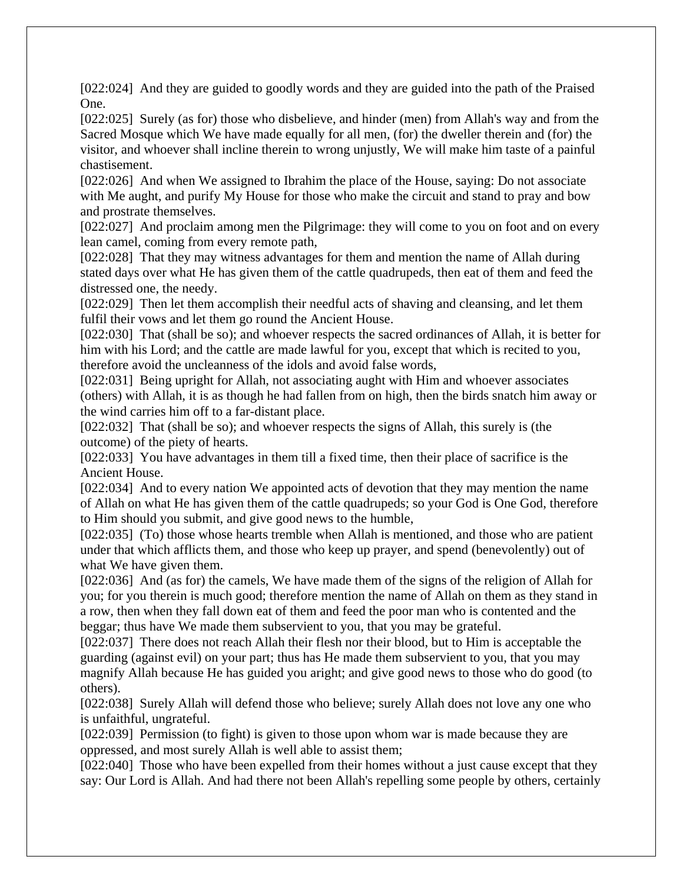[022:024] And they are guided to goodly words and they are guided into the path of the Praised One.
[022:025] Surely (as for) those who disbelieve, and hinder (men) from Allah's way and from the Sacred Mosque which We have made equally for all men, (for) the dweller therein and (for) the visitor, and whoever shall incline therein to wrong unjustly, We will make him taste of a painful chastisement.
[022:026] And when We assigned to Ibrahim the place of the House, saying: Do not associate with Me aught, and purify My House for those who make the circuit and stand to pray and bow and prostrate themselves.
[022:027] And proclaim among men the Pilgrimage: they will come to you on foot and on every lean camel, coming from every remote path,
[022:028] That they may witness advantages for them and mention the name of Allah during stated days over what He has given them of the cattle quadrupeds, then eat of them and feed the distressed one, the needy.
[022:029] Then let them accomplish their needful acts of shaving and cleansing, and let them fulfil their vows and let them go round the Ancient House.
[022:030] That (shall be so); and whoever respects the sacred ordinances of Allah, it is better for him with his Lord; and the cattle are made lawful for you, except that which is recited to you, therefore avoid the uncleanness of the idols and avoid false words,
[022:031] Being upright for Allah, not associating aught with Him and whoever associates (others) with Allah, it is as though he had fallen from on high, then the birds snatch him away or the wind carries him off to a far-distant place.
[022:032] That (shall be so); and whoever respects the signs of Allah, this surely is (the outcome) of the piety of hearts.
[022:033] You have advantages in them till a fixed time, then their place of sacrifice is the Ancient House.
[022:034] And to every nation We appointed acts of devotion that they may mention the name of Allah on what He has given them of the cattle quadrupeds; so your God is One God, therefore to Him should you submit, and give good news to the humble,
[022:035] (To) those whose hearts tremble when Allah is mentioned, and those who are patient under that which afflicts them, and those who keep up prayer, and spend (benevolently) out of what We have given them.
[022:036] And (as for) the camels, We have made them of the signs of the religion of Allah for you; for you therein is much good; therefore mention the name of Allah on them as they stand in a row, then when they fall down eat of them and feed the poor man who is contented and the beggar; thus have We made them subservient to you, that you may be grateful.
[022:037] There does not reach Allah their flesh nor their blood, but to Him is acceptable the guarding (against evil) on your part; thus has He made them subservient to you, that you may magnify Allah because He has guided you aright; and give good news to those who do good (to others).
[022:038] Surely Allah will defend those who believe; surely Allah does not love any one who is unfaithful, ungrateful.
[022:039] Permission (to fight) is given to those upon whom war is made because they are oppressed, and most surely Allah is well able to assist them;
[022:040] Those who have been expelled from their homes without a just cause except that they say: Our Lord is Allah. And had there not been Allah's repelling some people by others, certainly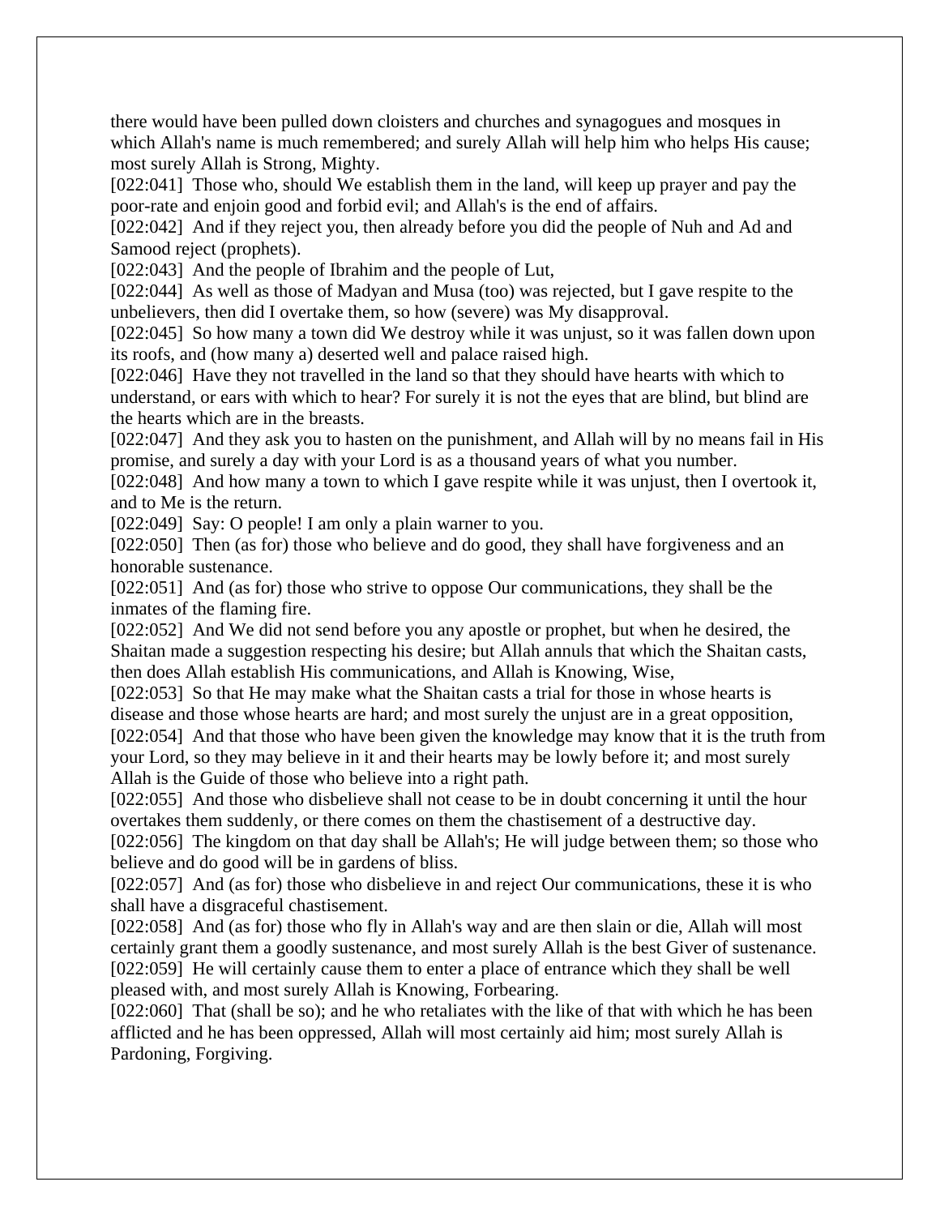there would have been pulled down cloisters and churches and synagogues and mosques in which Allah's name is much remembered; and surely Allah will help him who helps His cause; most surely Allah is Strong, Mighty.

[022:041] Those who, should We establish them in the land, will keep up prayer and pay the poor-rate and enjoin good and forbid evil; and Allah's is the end of affairs.

[022:042] And if they reject you, then already before you did the people of Nuh and Ad and Samood reject (prophets).

[022:043] And the people of Ibrahim and the people of Lut,

[022:044] As well as those of Madyan and Musa (too) was rejected, but I gave respite to the unbelievers, then did I overtake them, so how (severe) was My disapproval.

[022:045] So how many a town did We destroy while it was unjust, so it was fallen down upon its roofs, and (how many a) deserted well and palace raised high.

[022:046] Have they not travelled in the land so that they should have hearts with which to understand, or ears with which to hear? For surely it is not the eyes that are blind, but blind are the hearts which are in the breasts.

[022:047] And they ask you to hasten on the punishment, and Allah will by no means fail in His promise, and surely a day with your Lord is as a thousand years of what you number.

[022:048] And how many a town to which I gave respite while it was unjust, then I overtook it, and to Me is the return.

[022:049] Say: O people! I am only a plain warner to you.

[022:050] Then (as for) those who believe and do good, they shall have forgiveness and an honorable sustenance.

[022:051] And (as for) those who strive to oppose Our communications, they shall be the inmates of the flaming fire.

[022:052] And We did not send before you any apostle or prophet, but when he desired, the Shaitan made a suggestion respecting his desire; but Allah annuls that which the Shaitan casts, then does Allah establish His communications, and Allah is Knowing, Wise,

[022:053] So that He may make what the Shaitan casts a trial for those in whose hearts is disease and those whose hearts are hard; and most surely the unjust are in a great opposition,

[022:054] And that those who have been given the knowledge may know that it is the truth from your Lord, so they may believe in it and their hearts may be lowly before it; and most surely Allah is the Guide of those who believe into a right path.

[022:055] And those who disbelieve shall not cease to be in doubt concerning it until the hour overtakes them suddenly, or there comes on them the chastisement of a destructive day.

[022:056] The kingdom on that day shall be Allah's; He will judge between them; so those who believe and do good will be in gardens of bliss.

[022:057] And (as for) those who disbelieve in and reject Our communications, these it is who shall have a disgraceful chastisement.

[022:058] And (as for) those who fly in Allah's way and are then slain or die, Allah will most certainly grant them a goodly sustenance, and most surely Allah is the best Giver of sustenance.

[022:059] He will certainly cause them to enter a place of entrance which they shall be well pleased with, and most surely Allah is Knowing, Forbearing.

[022:060] That (shall be so); and he who retaliates with the like of that with which he has been afflicted and he has been oppressed, Allah will most certainly aid him; most surely Allah is Pardoning, Forgiving.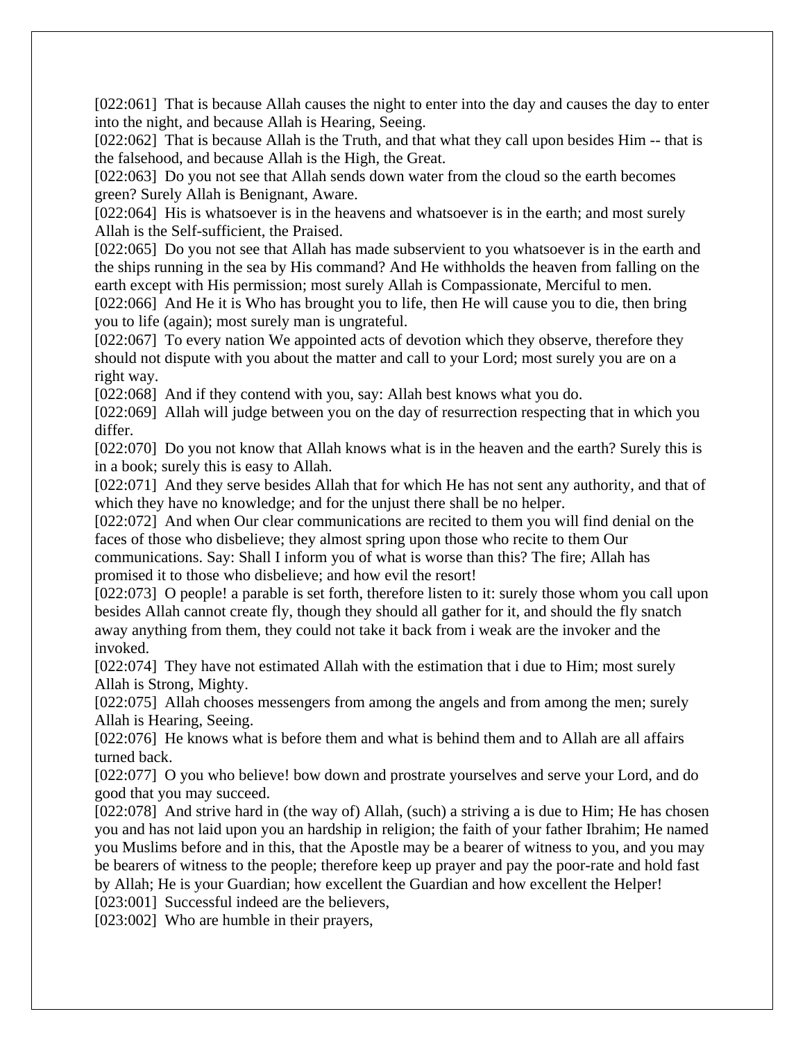[022:061] That is because Allah causes the night to enter into the day and causes the day to enter into the night, and because Allah is Hearing, Seeing.

[022:062] That is because Allah is the Truth, and that what they call upon besides Him -- that is the falsehood, and because Allah is the High, the Great.

[022:063] Do you not see that Allah sends down water from the cloud so the earth becomes green? Surely Allah is Benignant, Aware.

[022:064] His is whatsoever is in the heavens and whatsoever is in the earth; and most surely Allah is the Self-sufficient, the Praised.

[022:065] Do you not see that Allah has made subservient to you whatsoever is in the earth and the ships running in the sea by His command? And He withholds the heaven from falling on the earth except with His permission; most surely Allah is Compassionate, Merciful to men.

[022:066] And He it is Who has brought you to life, then He will cause you to die, then bring you to life (again); most surely man is ungrateful.

[022:067] To every nation We appointed acts of devotion which they observe, therefore they should not dispute with you about the matter and call to your Lord; most surely you are on a right way.

[022:068] And if they contend with you, say: Allah best knows what you do.

[022:069] Allah will judge between you on the day of resurrection respecting that in which you differ.

[022:070] Do you not know that Allah knows what is in the heaven and the earth? Surely this is in a book; surely this is easy to Allah.

[022:071] And they serve besides Allah that for which He has not sent any authority, and that of which they have no knowledge; and for the unjust there shall be no helper.

[022:072] And when Our clear communications are recited to them you will find denial on the faces of those who disbelieve; they almost spring upon those who recite to them Our communications. Say: Shall I inform you of what is worse than this? The fire; Allah has promised it to those who disbelieve; and how evil the resort!

[022:073] O people! a parable is set forth, therefore listen to it: surely those whom you call upon besides Allah cannot create fly, though they should all gather for it, and should the fly snatch away anything from them, they could not take it back from i weak are the invoker and the invoked.

[022:074] They have not estimated Allah with the estimation that i due to Him; most surely Allah is Strong, Mighty.

[022:075] Allah chooses messengers from among the angels and from among the men; surely Allah is Hearing, Seeing.

[022:076] He knows what is before them and what is behind them and to Allah are all affairs turned back.

[022:077] O you who believe! bow down and prostrate yourselves and serve your Lord, and do good that you may succeed.

[022:078] And strive hard in (the way of) Allah, (such) a striving a is due to Him; He has chosen you and has not laid upon you an hardship in religion; the faith of your father Ibrahim; He named you Muslims before and in this, that the Apostle may be a bearer of witness to you, and you may be bearers of witness to the people; therefore keep up prayer and pay the poor-rate and hold fast by Allah; He is your Guardian; how excellent the Guardian and how excellent the Helper!

[023:001] Successful indeed are the believers,

[023:002] Who are humble in their prayers,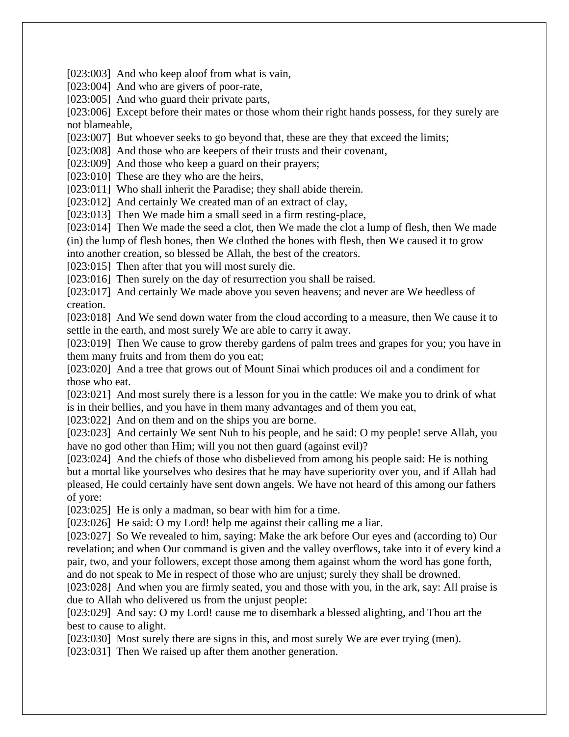[023:003] And who keep aloof from what is vain,
[023:004] And who are givers of poor-rate,
[023:005] And who guard their private parts,
[023:006] Except before their mates or those whom their right hands possess, for they surely are not blameable,
[023:007] But whoever seeks to go beyond that, these are they that exceed the limits;
[023:008] And those who are keepers of their trusts and their covenant,
[023:009] And those who keep a guard on their prayers;
[023:010] These are they who are the heirs,
[023:011] Who shall inherit the Paradise; they shall abide therein.
[023:012] And certainly We created man of an extract of clay,
[023:013] Then We made him a small seed in a firm resting-place,
[023:014] Then We made the seed a clot, then We made the clot a lump of flesh, then We made (in) the lump of flesh bones, then We clothed the bones with flesh, then We caused it to grow into another creation, so blessed be Allah, the best of the creators.
[023:015] Then after that you will most surely die.
[023:016] Then surely on the day of resurrection you shall be raised.
[023:017] And certainly We made above you seven heavens; and never are We heedless of creation.
[023:018] And We send down water from the cloud according to a measure, then We cause it to settle in the earth, and most surely We are able to carry it away.
[023:019] Then We cause to grow thereby gardens of palm trees and grapes for you; you have in them many fruits and from them do you eat;
[023:020] And a tree that grows out of Mount Sinai which produces oil and a condiment for those who eat.
[023:021] And most surely there is a lesson for you in the cattle: We make you to drink of what is in their bellies, and you have in them many advantages and of them you eat,
[023:022] And on them and on the ships you are borne.
[023:023] And certainly We sent Nuh to his people, and he said: O my people! serve Allah, you have no god other than Him; will you not then guard (against evil)?
[023:024] And the chiefs of those who disbelieved from among his people said: He is nothing but a mortal like yourselves who desires that he may have superiority over you, and if Allah had pleased, He could certainly have sent down angels. We have not heard of this among our fathers of yore:
[023:025] He is only a madman, so bear with him for a time.
[023:026] He said: O my Lord! help me against their calling me a liar.
[023:027] So We revealed to him, saying: Make the ark before Our eyes and (according to) Our revelation; and when Our command is given and the valley overflows, take into it of every kind a pair, two, and your followers, except those among them against whom the word has gone forth, and do not speak to Me in respect of those who are unjust; surely they shall be drowned.
[023:028] And when you are firmly seated, you and those with you, in the ark, say: All praise is due to Allah who delivered us from the unjust people:
[023:029] And say: O my Lord! cause me to disembark a blessed alighting, and Thou art the best to cause to alight.
[023:030] Most surely there are signs in this, and most surely We are ever trying (men).
[023:031] Then We raised up after them another generation.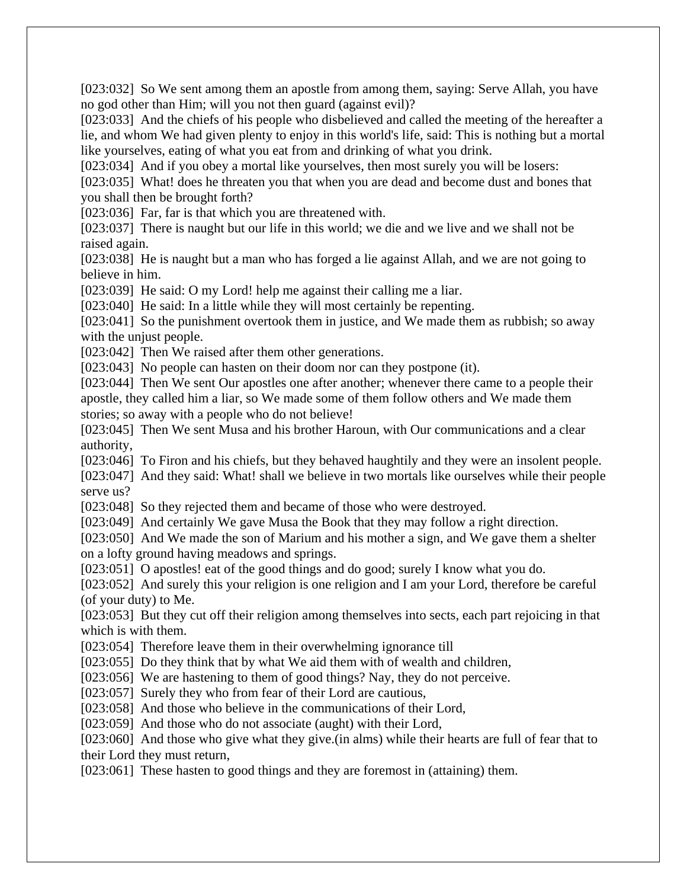[023:032] So We sent among them an apostle from among them, saying: Serve Allah, you have no god other than Him; will you not then guard (against evil)?
[023:033] And the chiefs of his people who disbelieved and called the meeting of the hereafter a lie, and whom We had given plenty to enjoy in this world's life, said: This is nothing but a mortal like yourselves, eating of what you eat from and drinking of what you drink.
[023:034] And if you obey a mortal like yourselves, then most surely you will be losers:
[023:035] What! does he threaten you that when you are dead and become dust and bones that you shall then be brought forth?
[023:036] Far, far is that which you are threatened with.
[023:037] There is naught but our life in this world; we die and we live and we shall not be raised again.
[023:038] He is naught but a man who has forged a lie against Allah, and we are not going to believe in him.
[023:039] He said: O my Lord! help me against their calling me a liar.
[023:040] He said: In a little while they will most certainly be repenting.
[023:041] So the punishment overtook them in justice, and We made them as rubbish; so away with the unjust people.
[023:042] Then We raised after them other generations.
[023:043] No people can hasten on their doom nor can they postpone (it).
[023:044] Then We sent Our apostles one after another; whenever there came to a people their apostle, they called him a liar, so We made some of them follow others and We made them stories; so away with a people who do not believe!
[023:045] Then We sent Musa and his brother Haroun, with Our communications and a clear authority,
[023:046] To Firon and his chiefs, but they behaved haughtily and they were an insolent people.
[023:047] And they said: What! shall we believe in two mortals like ourselves while their people serve us?
[023:048] So they rejected them and became of those who were destroyed.
[023:049] And certainly We gave Musa the Book that they may follow a right direction.
[023:050] And We made the son of Marium and his mother a sign, and We gave them a shelter on a lofty ground having meadows and springs.
[023:051] O apostles! eat of the good things and do good; surely I know what you do.
[023:052] And surely this your religion is one religion and I am your Lord, therefore be careful (of your duty) to Me.
[023:053] But they cut off their religion among themselves into sects, each part rejoicing in that which is with them.
[023:054] Therefore leave them in their overwhelming ignorance till
[023:055] Do they think that by what We aid them with of wealth and children,
[023:056] We are hastening to them of good things? Nay, they do not perceive.
[023:057] Surely they who from fear of their Lord are cautious,
[023:058] And those who believe in the communications of their Lord,
[023:059] And those who do not associate (aught) with their Lord,
[023:060] And those who give what they give.(in alms) while their hearts are full of fear that to their Lord they must return,
[023:061] These hasten to good things and they are foremost in (attaining) them.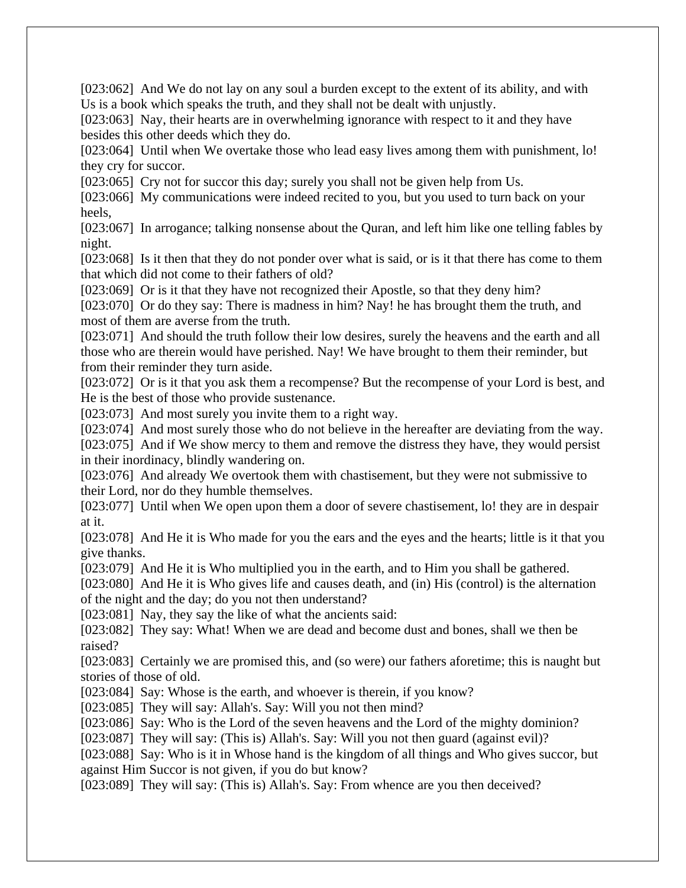[023:062] And We do not lay on any soul a burden except to the extent of its ability, and with Us is a book which speaks the truth, and they shall not be dealt with unjustly.
[023:063] Nay, their hearts are in overwhelming ignorance with respect to it and they have besides this other deeds which they do.
[023:064] Until when We overtake those who lead easy lives among them with punishment, lo! they cry for succor.
[023:065] Cry not for succor this day; surely you shall not be given help from Us.
[023:066] My communications were indeed recited to you, but you used to turn back on your heels,
[023:067] In arrogance; talking nonsense about the Quran, and left him like one telling fables by night.
[023:068] Is it then that they do not ponder over what is said, or is it that there has come to them that which did not come to their fathers of old?
[023:069] Or is it that they have not recognized their Apostle, so that they deny him?
[023:070] Or do they say: There is madness in him? Nay! he has brought them the truth, and most of them are averse from the truth.
[023:071] And should the truth follow their low desires, surely the heavens and the earth and all those who are therein would have perished. Nay! We have brought to them their reminder, but from their reminder they turn aside.
[023:072] Or is it that you ask them a recompense? But the recompense of your Lord is best, and He is the best of those who provide sustenance.
[023:073] And most surely you invite them to a right way.
[023:074] And most surely those who do not believe in the hereafter are deviating from the way.
[023:075] And if We show mercy to them and remove the distress they have, they would persist in their inordinacy, blindly wandering on.
[023:076] And already We overtook them with chastisement, but they were not submissive to their Lord, nor do they humble themselves.
[023:077] Until when We open upon them a door of severe chastisement, lo! they are in despair at it.
[023:078] And He it is Who made for you the ears and the eyes and the hearts; little is it that you give thanks.
[023:079] And He it is Who multiplied you in the earth, and to Him you shall be gathered.
[023:080] And He it is Who gives life and causes death, and (in) His (control) is the alternation of the night and the day; do you not then understand?
[023:081] Nay, they say the like of what the ancients said:
[023:082] They say: What! When we are dead and become dust and bones, shall we then be raised?
[023:083] Certainly we are promised this, and (so were) our fathers aforetime; this is naught but stories of those of old.
[023:084] Say: Whose is the earth, and whoever is therein, if you know?
[023:085] They will say: Allah's. Say: Will you not then mind?
[023:086] Say: Who is the Lord of the seven heavens and the Lord of the mighty dominion?
[023:087] They will say: (This is) Allah's. Say: Will you not then guard (against evil)?
[023:088] Say: Who is it in Whose hand is the kingdom of all things and Who gives succor, but against Him Succor is not given, if you do but know?
[023:089] They will say: (This is) Allah's. Say: From whence are you then deceived?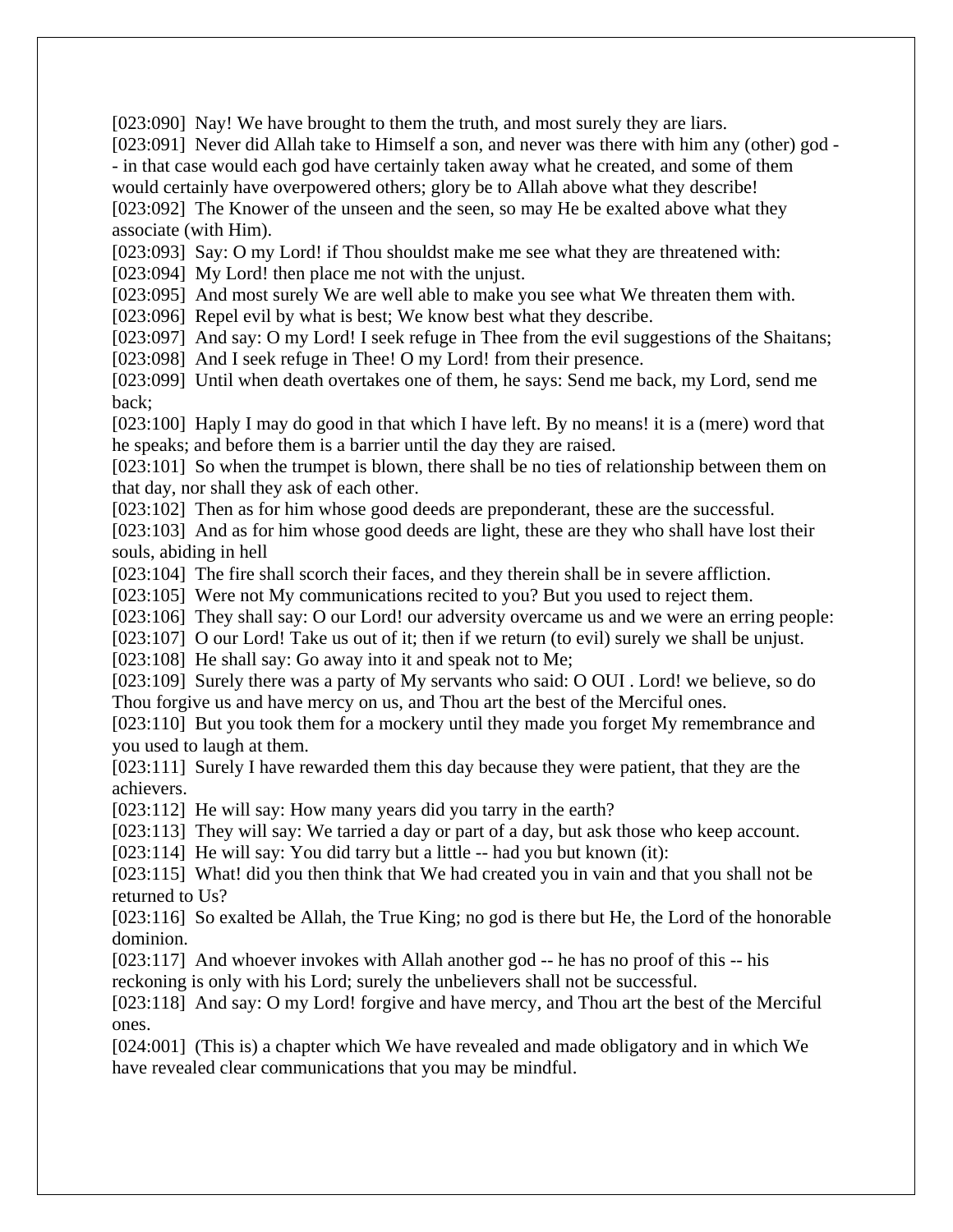[023:090]  Nay! We have brought to them the truth, and most surely they are liars.

[023:091]  Never did Allah take to Himself a son, and never was there with him any (other) god -- in that case would each god have certainly taken away what he created, and some of them would certainly have overpowered others; glory be to Allah above what they describe!

[023:092]  The Knower of the unseen and the seen, so may He be exalted above what they associate (with Him).

[023:093]  Say: O my Lord! if Thou shouldst make me see what they are threatened with:

[023:094]  My Lord! then place me not with the unjust.

[023:095]  And most surely We are well able to make you see what We threaten them with.

[023:096]  Repel evil by what is best; We know best what they describe.

[023:097]  And say: O my Lord! I seek refuge in Thee from the evil suggestions of the Shaitans;

[023:098]  And I seek refuge in Thee! O my Lord! from their presence.

[023:099]  Until when death overtakes one of them, he says: Send me back, my Lord, send me back;

[023:100]  Haply I may do good in that which I have left. By no means! it is a (mere) word that he speaks; and before them is a barrier until the day they are raised.

[023:101]  So when the trumpet is blown, there shall be no ties of relationship between them on that day, nor shall they ask of each other.

[023:102]  Then as for him whose good deeds are preponderant, these are the successful.

[023:103]  And as for him whose good deeds are light, these are they who shall have lost their souls, abiding in hell

[023:104]  The fire shall scorch their faces, and they therein shall be in severe affliction.

[023:105]  Were not My communications recited to you? But you used to reject them.

[023:106]  They shall say: O our Lord! our adversity overcame us and we were an erring people:

[023:107]  O our Lord! Take us out of it; then if we return (to evil) surely we shall be unjust.

[023:108]  He shall say: Go away into it and speak not to Me;

[023:109]  Surely there was a party of My servants who said: O OUI . Lord! we believe, so do Thou forgive us and have mercy on us, and Thou art the best of the Merciful ones.

[023:110]  But you took them for a mockery until they made you forget My remembrance and you used to laugh at them.

[023:111]  Surely I have rewarded them this day because they were patient, that they are the achievers.

[023:112]  He will say: How many years did you tarry in the earth?

[023:113]  They will say: We tarried a day or part of a day, but ask those who keep account.

[023:114]  He will say: You did tarry but a little -- had you but known (it):

[023:115]  What! did you then think that We had created you in vain and that you shall not be returned to Us?

[023:116]  So exalted be Allah, the True King; no god is there but He, the Lord of the honorable dominion.

[023:117]  And whoever invokes with Allah another god -- he has no proof of this -- his reckoning is only with his Lord; surely the unbelievers shall not be successful.

[023:118]  And say: O my Lord! forgive and have mercy, and Thou art the best of the Merciful ones.

[024:001]  (This is) a chapter which We have revealed and made obligatory and in which We have revealed clear communications that you may be mindful.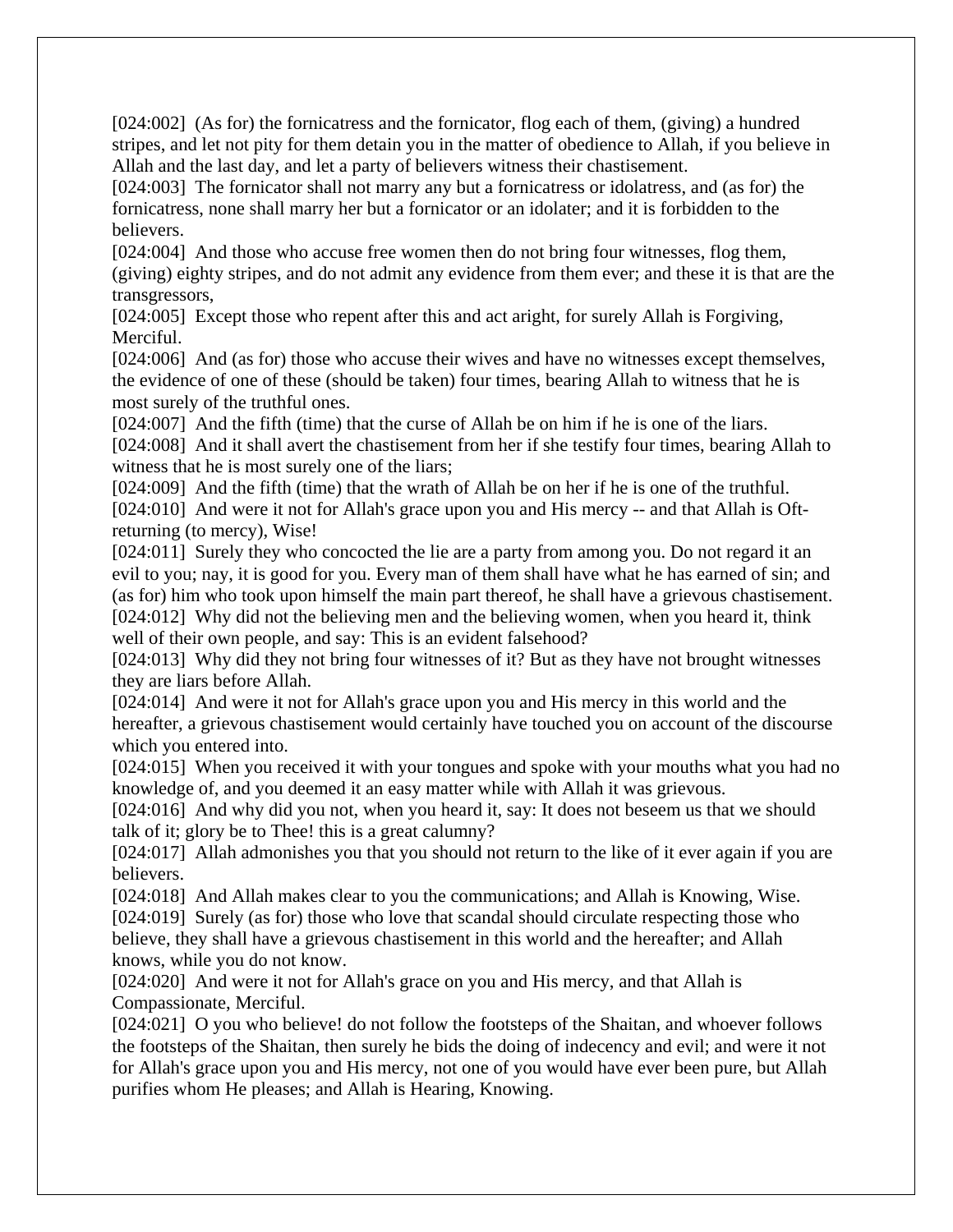[024:002]  (As for) the fornicatress and the fornicator, flog each of them, (giving) a hundred stripes, and let not pity for them detain you in the matter of obedience to Allah, if you believe in Allah and the last day, and let a party of believers witness their chastisement.

[024:003]  The fornicator shall not marry any but a fornicatress or idolatress, and (as for) the fornicatress, none shall marry her but a fornicator or an idolater; and it is forbidden to the believers.

[024:004]  And those who accuse free women then do not bring four witnesses, flog them, (giving) eighty stripes, and do not admit any evidence from them ever; and these it is that are the transgressors,

[024:005]  Except those who repent after this and act aright, for surely Allah is Forgiving, Merciful.

[024:006]  And (as for) those who accuse their wives and have no witnesses except themselves, the evidence of one of these (should be taken) four times, bearing Allah to witness that he is most surely of the truthful ones.

[024:007]  And the fifth (time) that the curse of Allah be on him if he is one of the liars.

[024:008]  And it shall avert the chastisement from her if she testify four times, bearing Allah to witness that he is most surely one of the liars;

[024:009]  And the fifth (time) that the wrath of Allah be on her if he is one of the truthful.

[024:010]  And were it not for Allah's grace upon you and His mercy -- and that Allah is Oft-returning (to mercy), Wise!

[024:011]  Surely they who concocted the lie are a party from among you. Do not regard it an evil to you; nay, it is good for you. Every man of them shall have what he has earned of sin; and (as for) him who took upon himself the main part thereof, he shall have a grievous chastisement.

[024:012]  Why did not the believing men and the believing women, when you heard it, think well of their own people, and say: This is an evident falsehood?

[024:013]  Why did they not bring four witnesses of it? But as they have not brought witnesses they are liars before Allah.

[024:014]  And were it not for Allah's grace upon you and His mercy in this world and the hereafter, a grievous chastisement would certainly have touched you on account of the discourse which you entered into.

[024:015]  When you received it with your tongues and spoke with your mouths what you had no knowledge of, and you deemed it an easy matter while with Allah it was grievous.

[024:016]  And why did you not, when you heard it, say: It does not beseem us that we should talk of it; glory be to Thee! this is a great calumny?

[024:017]  Allah admonishes you that you should not return to the like of it ever again if you are believers.

[024:018]  And Allah makes clear to you the communications; and Allah is Knowing, Wise.

[024:019]  Surely (as for) those who love that scandal should circulate respecting those who believe, they shall have a grievous chastisement in this world and the hereafter; and Allah knows, while you do not know.

[024:020]  And were it not for Allah's grace on you and His mercy, and that Allah is Compassionate, Merciful.

[024:021]  O you who believe! do not follow the footsteps of the Shaitan, and whoever follows the footsteps of the Shaitan, then surely he bids the doing of indecency and evil; and were it not for Allah's grace upon you and His mercy, not one of you would have ever been pure, but Allah purifies whom He pleases; and Allah is Hearing, Knowing.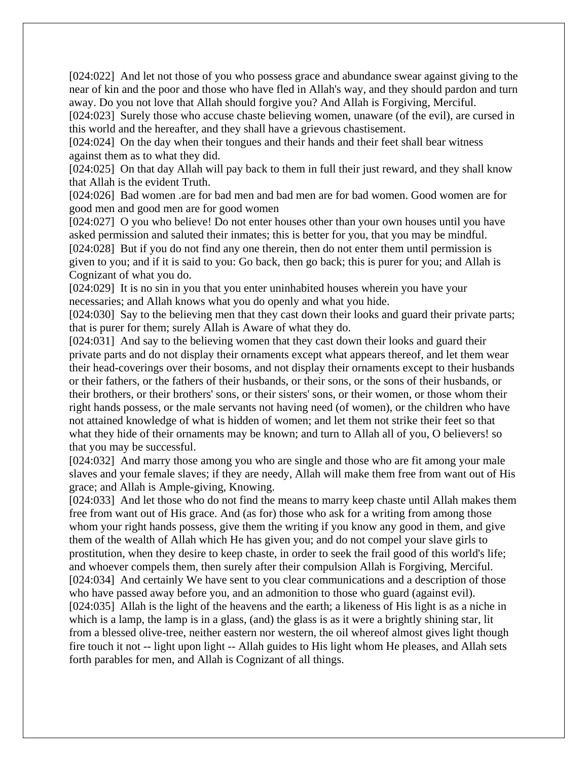[024:022] And let not those of you who possess grace and abundance swear against giving to the near of kin and the poor and those who have fled in Allah's way, and they should pardon and turn away. Do you not love that Allah should forgive you? And Allah is Forgiving, Merciful.
[024:023] Surely those who accuse chaste believing women, unaware (of the evil), are cursed in this world and the hereafter, and they shall have a grievous chastisement.
[024:024] On the day when their tongues and their hands and their feet shall bear witness against them as to what they did.
[024:025] On that day Allah will pay back to them in full their just reward, and they shall know that Allah is the evident Truth.
[024:026] Bad women .are for bad men and bad men are for bad women. Good women are for good men and good men are for good women
[024:027] O you who believe! Do not enter houses other than your own houses until you have asked permission and saluted their inmates; this is better for you, that you may be mindful.
[024:028] But if you do not find any one therein, then do not enter them until permission is given to you; and if it is said to you: Go back, then go back; this is purer for you; and Allah is Cognizant of what you do.
[024:029] It is no sin in you that you enter uninhabited houses wherein you have your necessaries; and Allah knows what you do openly and what you hide.
[024:030] Say to the believing men that they cast down their looks and guard their private parts; that is purer for them; surely Allah is Aware of what they do.
[024:031] And say to the believing women that they cast down their looks and guard their private parts and do not display their ornaments except what appears thereof, and let them wear their head-coverings over their bosoms, and not display their ornaments except to their husbands or their fathers, or the fathers of their husbands, or their sons, or the sons of their husbands, or their brothers, or their brothers' sons, or their sisters' sons, or their women, or those whom their right hands possess, or the male servants not having need (of women), or the children who have not attained knowledge of what is hidden of women; and let them not strike their feet so that what they hide of their ornaments may be known; and turn to Allah all of you, O believers! so that you may be successful.
[024:032] And marry those among you who are single and those who are fit among your male slaves and your female slaves; if they are needy, Allah will make them free from want out of His grace; and Allah is Ample-giving, Knowing.
[024:033] And let those who do not find the means to marry keep chaste until Allah makes them free from want out of His grace. And (as for) those who ask for a writing from among those whom your right hands possess, give them the writing if you know any good in them, and give them of the wealth of Allah which He has given you; and do not compel your slave girls to prostitution, when they desire to keep chaste, in order to seek the frail good of this world's life; and whoever compels them, then surely after their compulsion Allah is Forgiving, Merciful.
[024:034] And certainly We have sent to you clear communications and a description of those who have passed away before you, and an admonition to those who guard (against evil).
[024:035] Allah is the light of the heavens and the earth; a likeness of His light is as a niche in which is a lamp, the lamp is in a glass, (and) the glass is as it were a brightly shining star, lit from a blessed olive-tree, neither eastern nor western, the oil whereof almost gives light though fire touch it not -- light upon light -- Allah guides to His light whom He pleases, and Allah sets forth parables for men, and Allah is Cognizant of all things.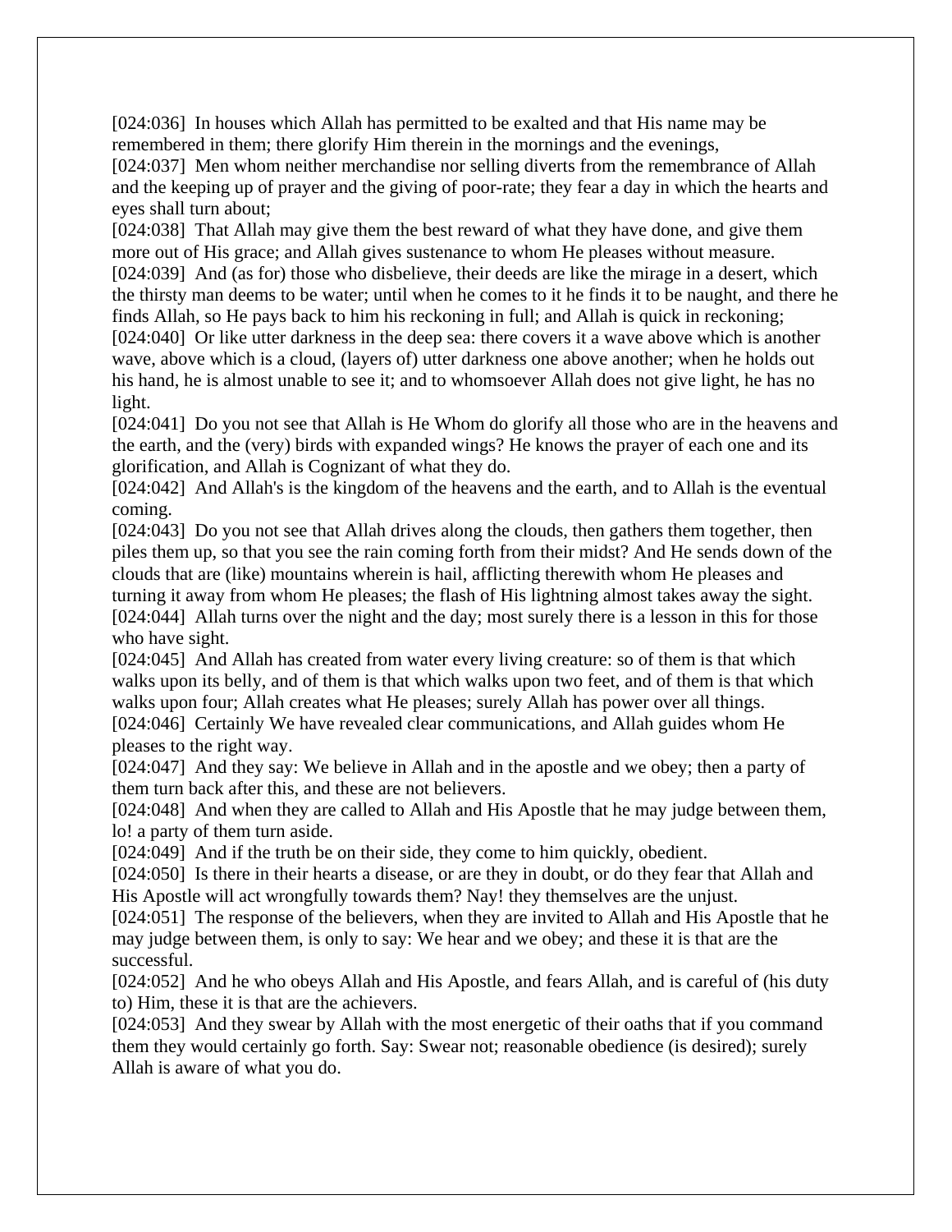[024:036] In houses which Allah has permitted to be exalted and that His name may be remembered in them; there glorify Him therein in the mornings and the evenings,

[024:037] Men whom neither merchandise nor selling diverts from the remembrance of Allah and the keeping up of prayer and the giving of poor-rate; they fear a day in which the hearts and eyes shall turn about;

[024:038] That Allah may give them the best reward of what they have done, and give them more out of His grace; and Allah gives sustenance to whom He pleases without measure.

[024:039] And (as for) those who disbelieve, their deeds are like the mirage in a desert, which the thirsty man deems to be water; until when he comes to it he finds it to be naught, and there he finds Allah, so He pays back to him his reckoning in full; and Allah is quick in reckoning;

[024:040] Or like utter darkness in the deep sea: there covers it a wave above which is another wave, above which is a cloud, (layers of) utter darkness one above another; when he holds out his hand, he is almost unable to see it; and to whomsoever Allah does not give light, he has no light.

[024:041] Do you not see that Allah is He Whom do glorify all those who are in the heavens and the earth, and the (very) birds with expanded wings? He knows the prayer of each one and its glorification, and Allah is Cognizant of what they do.

[024:042] And Allah's is the kingdom of the heavens and the earth, and to Allah is the eventual coming.

[024:043] Do you not see that Allah drives along the clouds, then gathers them together, then piles them up, so that you see the rain coming forth from their midst? And He sends down of the clouds that are (like) mountains wherein is hail, afflicting therewith whom He pleases and turning it away from whom He pleases; the flash of His lightning almost takes away the sight.

[024:044] Allah turns over the night and the day; most surely there is a lesson in this for those who have sight.

[024:045] And Allah has created from water every living creature: so of them is that which walks upon its belly, and of them is that which walks upon two feet, and of them is that which walks upon four; Allah creates what He pleases; surely Allah has power over all things.

[024:046] Certainly We have revealed clear communications, and Allah guides whom He pleases to the right way.

[024:047] And they say: We believe in Allah and in the apostle and we obey; then a party of them turn back after this, and these are not believers.

[024:048] And when they are called to Allah and His Apostle that he may judge between them, lo! a party of them turn aside.

[024:049] And if the truth be on their side, they come to him quickly, obedient.

[024:050] Is there in their hearts a disease, or are they in doubt, or do they fear that Allah and His Apostle will act wrongfully towards them? Nay! they themselves are the unjust.

[024:051] The response of the believers, when they are invited to Allah and His Apostle that he may judge between them, is only to say: We hear and we obey; and these it is that are the successful.

[024:052] And he who obeys Allah and His Apostle, and fears Allah, and is careful of (his duty to) Him, these it is that are the achievers.

[024:053] And they swear by Allah with the most energetic of their oaths that if you command them they would certainly go forth. Say: Swear not; reasonable obedience (is desired); surely Allah is aware of what you do.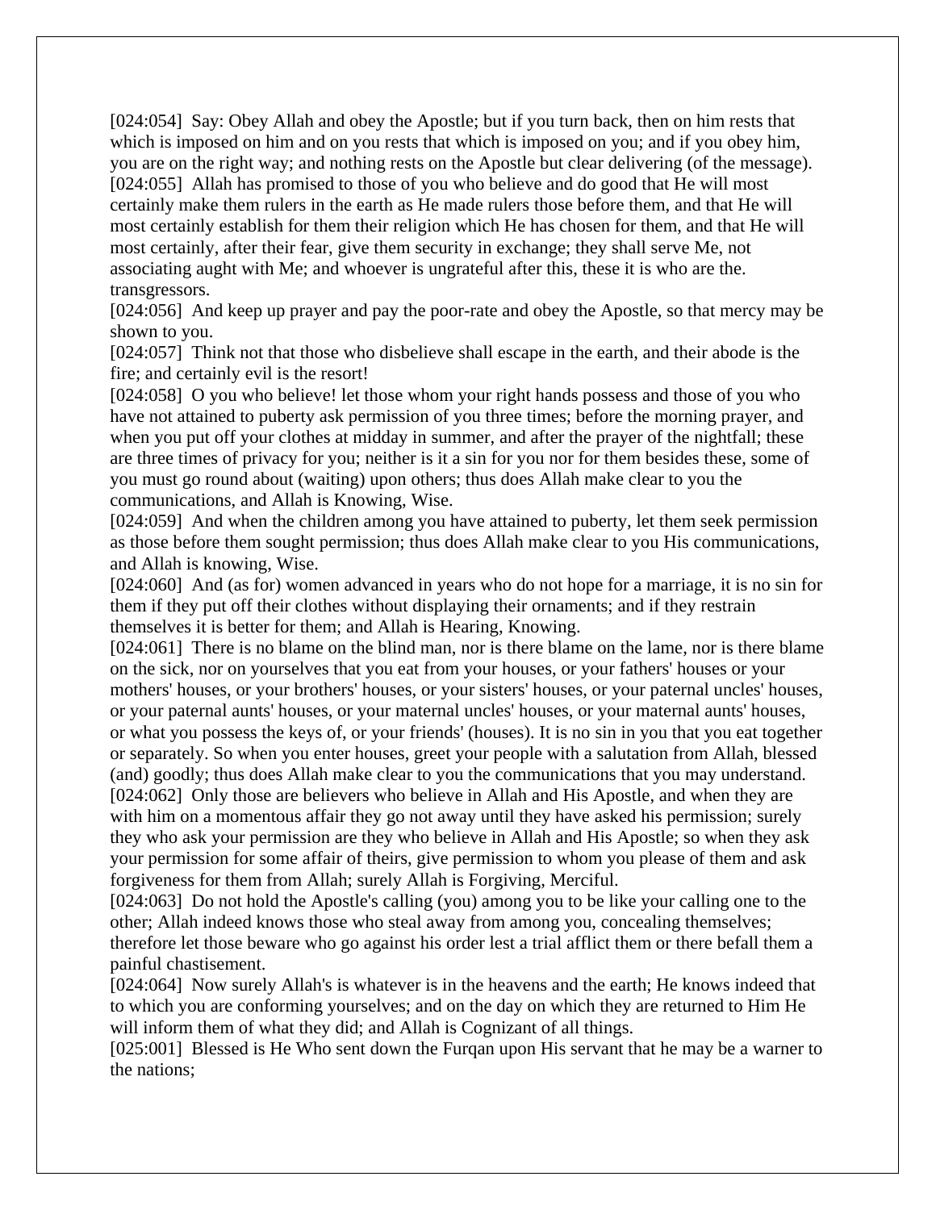[024:054] Say: Obey Allah and obey the Apostle; but if you turn back, then on him rests that which is imposed on him and on you rests that which is imposed on you; and if you obey him, you are on the right way; and nothing rests on the Apostle but clear delivering (of the message).
[024:055] Allah has promised to those of you who believe and do good that He will most certainly make them rulers in the earth as He made rulers those before them, and that He will most certainly establish for them their religion which He has chosen for them, and that He will most certainly, after their fear, give them security in exchange; they shall serve Me, not associating aught with Me; and whoever is ungrateful after this, these it is who are the. transgressors.
[024:056] And keep up prayer and pay the poor-rate and obey the Apostle, so that mercy may be shown to you.
[024:057] Think not that those who disbelieve shall escape in the earth, and their abode is the fire; and certainly evil is the resort!
[024:058] O you who believe! let those whom your right hands possess and those of you who have not attained to puberty ask permission of you three times; before the morning prayer, and when you put off your clothes at midday in summer, and after the prayer of the nightfall; these are three times of privacy for you; neither is it a sin for you nor for them besides these, some of you must go round about (waiting) upon others; thus does Allah make clear to you the communications, and Allah is Knowing, Wise.
[024:059] And when the children among you have attained to puberty, let them seek permission as those before them sought permission; thus does Allah make clear to you His communications, and Allah is knowing, Wise.
[024:060] And (as for) women advanced in years who do not hope for a marriage, it is no sin for them if they put off their clothes without displaying their ornaments; and if they restrain themselves it is better for them; and Allah is Hearing, Knowing.
[024:061] There is no blame on the blind man, nor is there blame on the lame, nor is there blame on the sick, nor on yourselves that you eat from your houses, or your fathers' houses or your mothers' houses, or your brothers' houses, or your sisters' houses, or your paternal uncles' houses, or your paternal aunts' houses, or your maternal uncles' houses, or your maternal aunts' houses, or what you possess the keys of, or your friends' (houses). It is no sin in you that you eat together or separately. So when you enter houses, greet your people with a salutation from Allah, blessed (and) goodly; thus does Allah make clear to you the communications that you may understand.
[024:062] Only those are believers who believe in Allah and His Apostle, and when they are with him on a momentous affair they go not away until they have asked his permission; surely they who ask your permission are they who believe in Allah and His Apostle; so when they ask your permission for some affair of theirs, give permission to whom you please of them and ask forgiveness for them from Allah; surely Allah is Forgiving, Merciful.
[024:063] Do not hold the Apostle's calling (you) among you to be like your calling one to the other; Allah indeed knows those who steal away from among you, concealing themselves; therefore let those beware who go against his order lest a trial afflict them or there befall them a painful chastisement.
[024:064] Now surely Allah's is whatever is in the heavens and the earth; He knows indeed that to which you are conforming yourselves; and on the day on which they are returned to Him He will inform them of what they did; and Allah is Cognizant of all things.
[025:001] Blessed is He Who sent down the Furqan upon His servant that he may be a warner to the nations;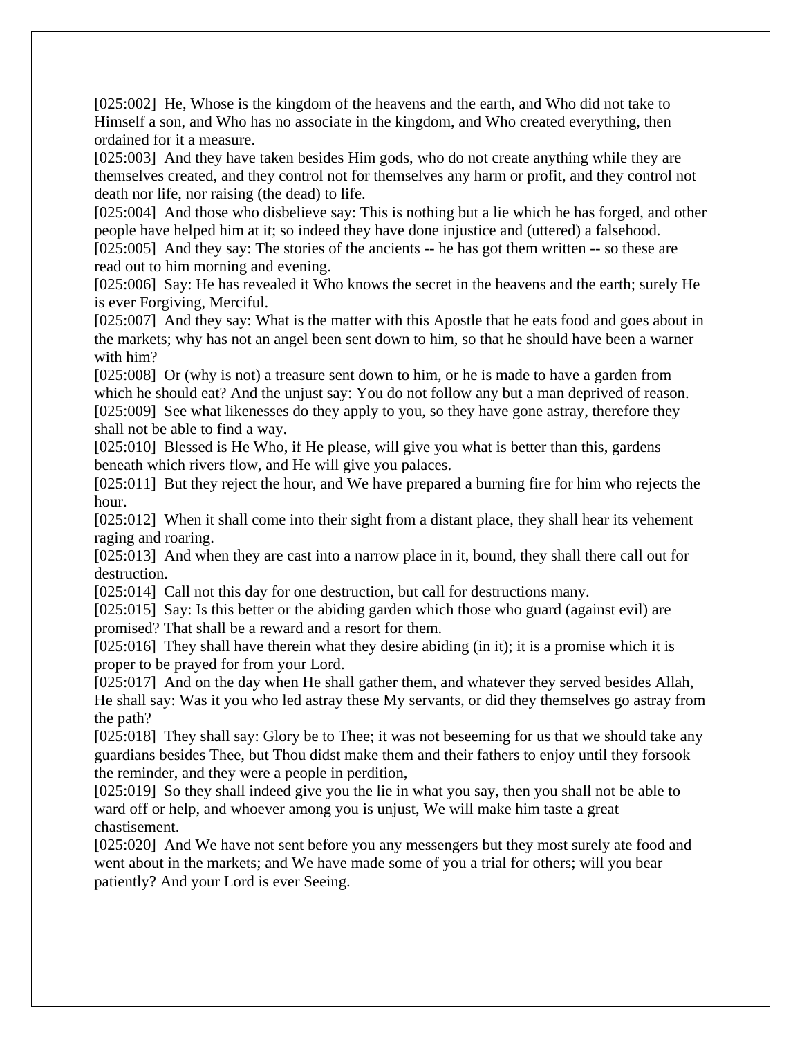[025:002]  He, Whose is the kingdom of the heavens and the earth, and Who did not take to Himself a son, and Who has no associate in the kingdom, and Who created everything, then ordained for it a measure.
[025:003]  And they have taken besides Him gods, who do not create anything while they are themselves created, and they control not for themselves any harm or profit, and they control not death nor life, nor raising (the dead) to life.
[025:004]  And those who disbelieve say: This is nothing but a lie which he has forged, and other people have helped him at it; so indeed they have done injustice and (uttered) a falsehood.
[025:005]  And they say: The stories of the ancients -- he has got them written -- so these are read out to him morning and evening.
[025:006]  Say: He has revealed it Who knows the secret in the heavens and the earth; surely He is ever Forgiving, Merciful.
[025:007]  And they say: What is the matter with this Apostle that he eats food and goes about in the markets; why has not an angel been sent down to him, so that he should have been a warner with him?
[025:008]  Or (why is not) a treasure sent down to him, or he is made to have a garden from which he should eat? And the unjust say: You do not follow any but a man deprived of reason.
[025:009]  See what likenesses do they apply to you, so they have gone astray, therefore they shall not be able to find a way.
[025:010]  Blessed is He Who, if He please, will give you what is better than this, gardens beneath which rivers flow, and He will give you palaces.
[025:011]  But they reject the hour, and We have prepared a burning fire for him who rejects the hour.
[025:012]  When it shall come into their sight from a distant place, they shall hear its vehement raging and roaring.
[025:013]  And when they are cast into a narrow place in it, bound, they shall there call out for destruction.
[025:014]  Call not this day for one destruction, but call for destructions many.
[025:015]  Say: Is this better or the abiding garden which those who guard (against evil) are promised? That shall be a reward and a resort for them.
[025:016]  They shall have therein what they desire abiding (in it); it is a promise which it is proper to be prayed for from your Lord.
[025:017]  And on the day when He shall gather them, and whatever they served besides Allah, He shall say: Was it you who led astray these My servants, or did they themselves go astray from the path?
[025:018]  They shall say: Glory be to Thee; it was not beseeming for us that we should take any guardians besides Thee, but Thou didst make them and their fathers to enjoy until they forsook the reminder, and they were a people in perdition,
[025:019]  So they shall indeed give you the lie in what you say, then you shall not be able to ward off or help, and whoever among you is unjust, We will make him taste a great chastisement.
[025:020]  And We have not sent before you any messengers but they most surely ate food and went about in the markets; and We have made some of you a trial for others; will you bear patiently? And your Lord is ever Seeing.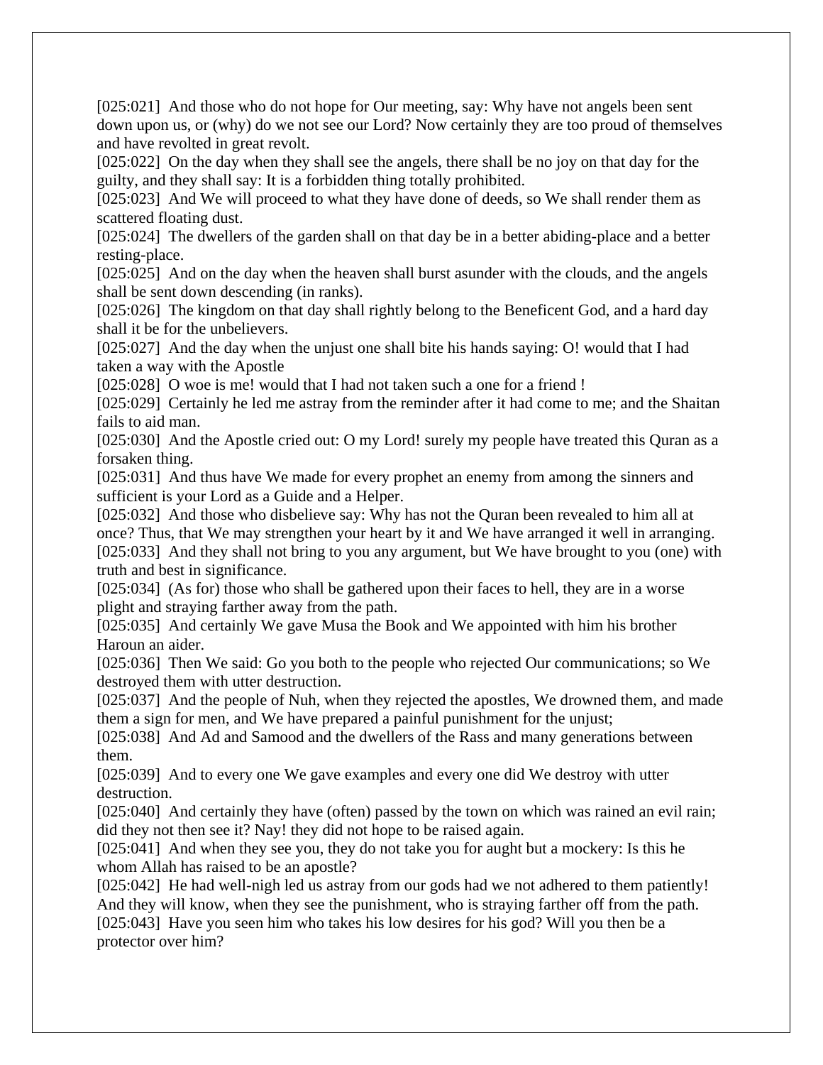[025:021] And those who do not hope for Our meeting, say: Why have not angels been sent down upon us, or (why) do we not see our Lord? Now certainly they are too proud of themselves and have revolted in great revolt.
[025:022] On the day when they shall see the angels, there shall be no joy on that day for the guilty, and they shall say: It is a forbidden thing totally prohibited.
[025:023] And We will proceed to what they have done of deeds, so We shall render them as scattered floating dust.
[025:024] The dwellers of the garden shall on that day be in a better abiding-place and a better resting-place.
[025:025] And on the day when the heaven shall burst asunder with the clouds, and the angels shall be sent down descending (in ranks).
[025:026] The kingdom on that day shall rightly belong to the Beneficent God, and a hard day shall it be for the unbelievers.
[025:027] And the day when the unjust one shall bite his hands saying: O! would that I had taken a way with the Apostle
[025:028] O woe is me! would that I had not taken such a one for a friend !
[025:029] Certainly he led me astray from the reminder after it had come to me; and the Shaitan fails to aid man.
[025:030] And the Apostle cried out: O my Lord! surely my people have treated this Quran as a forsaken thing.
[025:031] And thus have We made for every prophet an enemy from among the sinners and sufficient is your Lord as a Guide and a Helper.
[025:032] And those who disbelieve say: Why has not the Quran been revealed to him all at once? Thus, that We may strengthen your heart by it and We have arranged it well in arranging.
[025:033] And they shall not bring to you any argument, but We have brought to you (one) with truth and best in significance.
[025:034] (As for) those who shall be gathered upon their faces to hell, they are in a worse plight and straying farther away from the path.
[025:035] And certainly We gave Musa the Book and We appointed with him his brother Haroun an aider.
[025:036] Then We said: Go you both to the people who rejected Our communications; so We destroyed them with utter destruction.
[025:037] And the people of Nuh, when they rejected the apostles, We drowned them, and made them a sign for men, and We have prepared a painful punishment for the unjust;
[025:038] And Ad and Samood and the dwellers of the Rass and many generations between them.
[025:039] And to every one We gave examples and every one did We destroy with utter destruction.
[025:040] And certainly they have (often) passed by the town on which was rained an evil rain; did they not then see it? Nay! they did not hope to be raised again.
[025:041] And when they see you, they do not take you for aught but a mockery: Is this he whom Allah has raised to be an apostle?
[025:042] He had well-nigh led us astray from our gods had we not adhered to them patiently! And they will know, when they see the punishment, who is straying farther off from the path.
[025:043] Have you seen him who takes his low desires for his god? Will you then be a protector over him?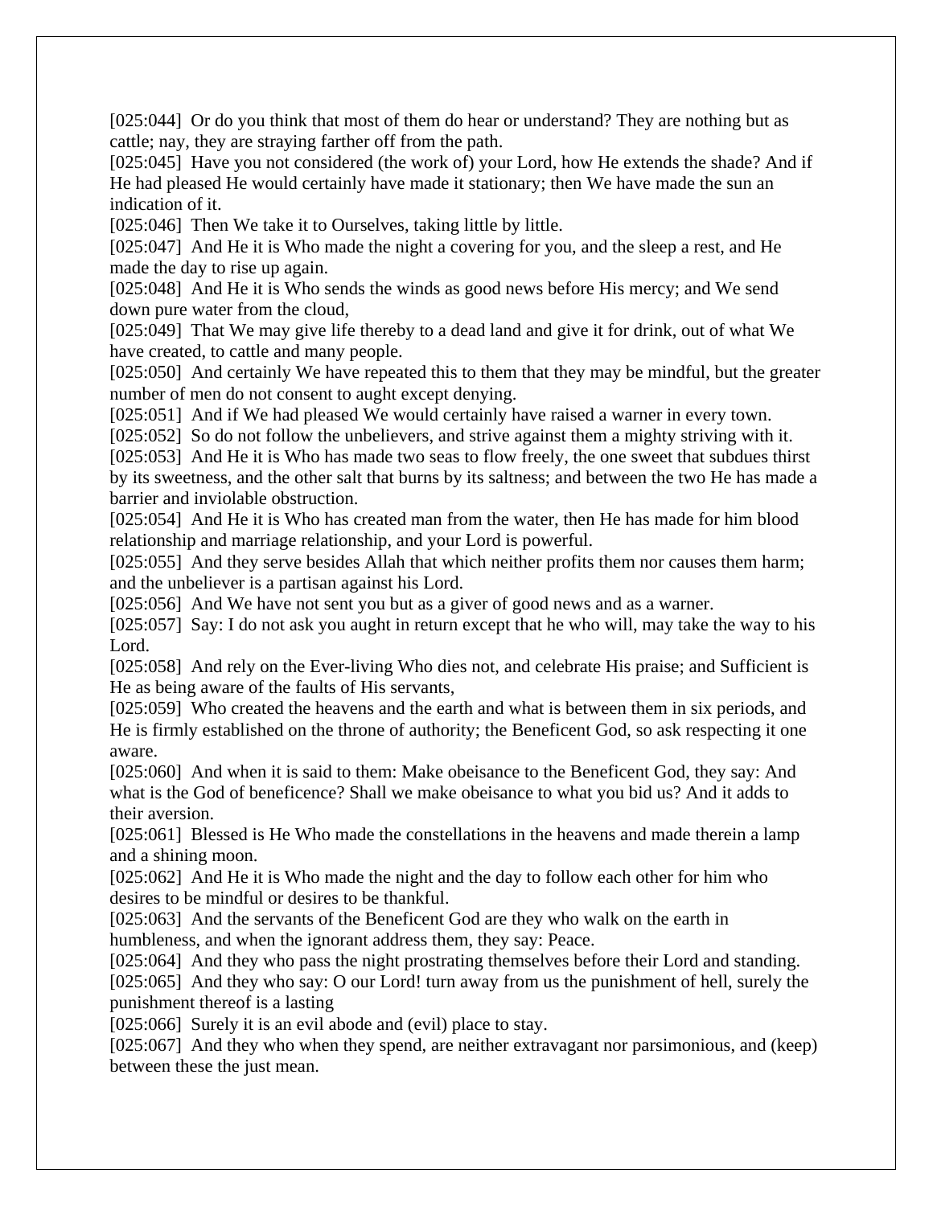[025:044] Or do you think that most of them do hear or understand? They are nothing but as cattle; nay, they are straying farther off from the path.

[025:045] Have you not considered (the work of) your Lord, how He extends the shade? And if He had pleased He would certainly have made it stationary; then We have made the sun an indication of it.

[025:046] Then We take it to Ourselves, taking little by little.

[025:047] And He it is Who made the night a covering for you, and the sleep a rest, and He made the day to rise up again.

[025:048] And He it is Who sends the winds as good news before His mercy; and We send down pure water from the cloud,

[025:049] That We may give life thereby to a dead land and give it for drink, out of what We have created, to cattle and many people.

[025:050] And certainly We have repeated this to them that they may be mindful, but the greater number of men do not consent to aught except denying.

[025:051] And if We had pleased We would certainly have raised a warner in every town.

[025:052] So do not follow the unbelievers, and strive against them a mighty striving with it.

[025:053] And He it is Who has made two seas to flow freely, the one sweet that subdues thirst by its sweetness, and the other salt that burns by its saltness; and between the two He has made a barrier and inviolable obstruction.

[025:054] And He it is Who has created man from the water, then He has made for him blood relationship and marriage relationship, and your Lord is powerful.

[025:055] And they serve besides Allah that which neither profits them nor causes them harm; and the unbeliever is a partisan against his Lord.

[025:056] And We have not sent you but as a giver of good news and as a warner.

[025:057] Say: I do not ask you aught in return except that he who will, may take the way to his Lord.

[025:058] And rely on the Ever-living Who dies not, and celebrate His praise; and Sufficient is He as being aware of the faults of His servants,

[025:059] Who created the heavens and the earth and what is between them in six periods, and He is firmly established on the throne of authority; the Beneficent God, so ask respecting it one aware.

[025:060] And when it is said to them: Make obeisance to the Beneficent God, they say: And what is the God of beneficence? Shall we make obeisance to what you bid us? And it adds to their aversion.

[025:061] Blessed is He Who made the constellations in the heavens and made therein a lamp and a shining moon.

[025:062] And He it is Who made the night and the day to follow each other for him who desires to be mindful or desires to be thankful.

[025:063] And the servants of the Beneficent God are they who walk on the earth in humbleness, and when the ignorant address them, they say: Peace.

[025:064] And they who pass the night prostrating themselves before their Lord and standing.

[025:065] And they who say: O our Lord! turn away from us the punishment of hell, surely the punishment thereof is a lasting

[025:066] Surely it is an evil abode and (evil) place to stay.

[025:067] And they who when they spend, are neither extravagant nor parsimonious, and (keep) between these the just mean.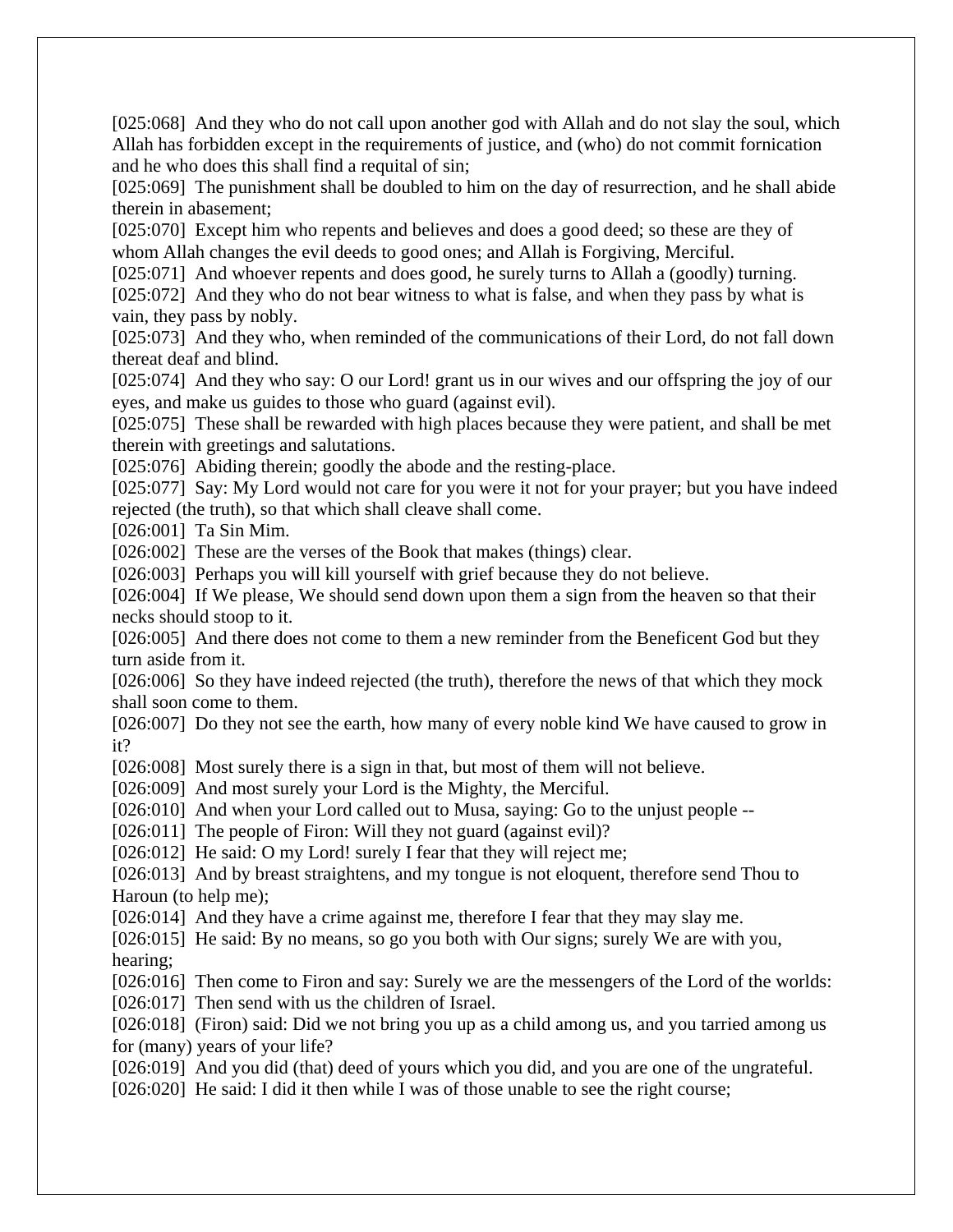[025:068] And they who do not call upon another god with Allah and do not slay the soul, which Allah has forbidden except in the requirements of justice, and (who) do not commit fornication and he who does this shall find a requital of sin;
[025:069] The punishment shall be doubled to him on the day of resurrection, and he shall abide therein in abasement;
[025:070] Except him who repents and believes and does a good deed; so these are they of whom Allah changes the evil deeds to good ones; and Allah is Forgiving, Merciful.
[025:071] And whoever repents and does good, he surely turns to Allah a (goodly) turning.
[025:072] And they who do not bear witness to what is false, and when they pass by what is vain, they pass by nobly.
[025:073] And they who, when reminded of the communications of their Lord, do not fall down thereat deaf and blind.
[025:074] And they who say: O our Lord! grant us in our wives and our offspring the joy of our eyes, and make us guides to those who guard (against evil).
[025:075] These shall be rewarded with high places because they were patient, and shall be met therein with greetings and salutations.
[025:076] Abiding therein; goodly the abode and the resting-place.
[025:077] Say: My Lord would not care for you were it not for your prayer; but you have indeed rejected (the truth), so that which shall cleave shall come.
[026:001] Ta Sin Mim.
[026:002] These are the verses of the Book that makes (things) clear.
[026:003] Perhaps you will kill yourself with grief because they do not believe.
[026:004] If We please, We should send down upon them a sign from the heaven so that their necks should stoop to it.
[026:005] And there does not come to them a new reminder from the Beneficent God but they turn aside from it.
[026:006] So they have indeed rejected (the truth), therefore the news of that which they mock shall soon come to them.
[026:007] Do they not see the earth, how many of every noble kind We have caused to grow in it?
[026:008] Most surely there is a sign in that, but most of them will not believe.
[026:009] And most surely your Lord is the Mighty, the Merciful.
[026:010] And when your Lord called out to Musa, saying: Go to the unjust people --
[026:011] The people of Firon: Will they not guard (against evil)?
[026:012] He said: O my Lord! surely I fear that they will reject me;
[026:013] And by breast straightens, and my tongue is not eloquent, therefore send Thou to Haroun (to help me);
[026:014] And they have a crime against me, therefore I fear that they may slay me.
[026:015] He said: By no means, so go you both with Our signs; surely We are with you, hearing;
[026:016] Then come to Firon and say: Surely we are the messengers of the Lord of the worlds:
[026:017] Then send with us the children of Israel.
[026:018] (Firon) said: Did we not bring you up as a child among us, and you tarried among us for (many) years of your life?
[026:019] And you did (that) deed of yours which you did, and you are one of the ungrateful.
[026:020] He said: I did it then while I was of those unable to see the right course;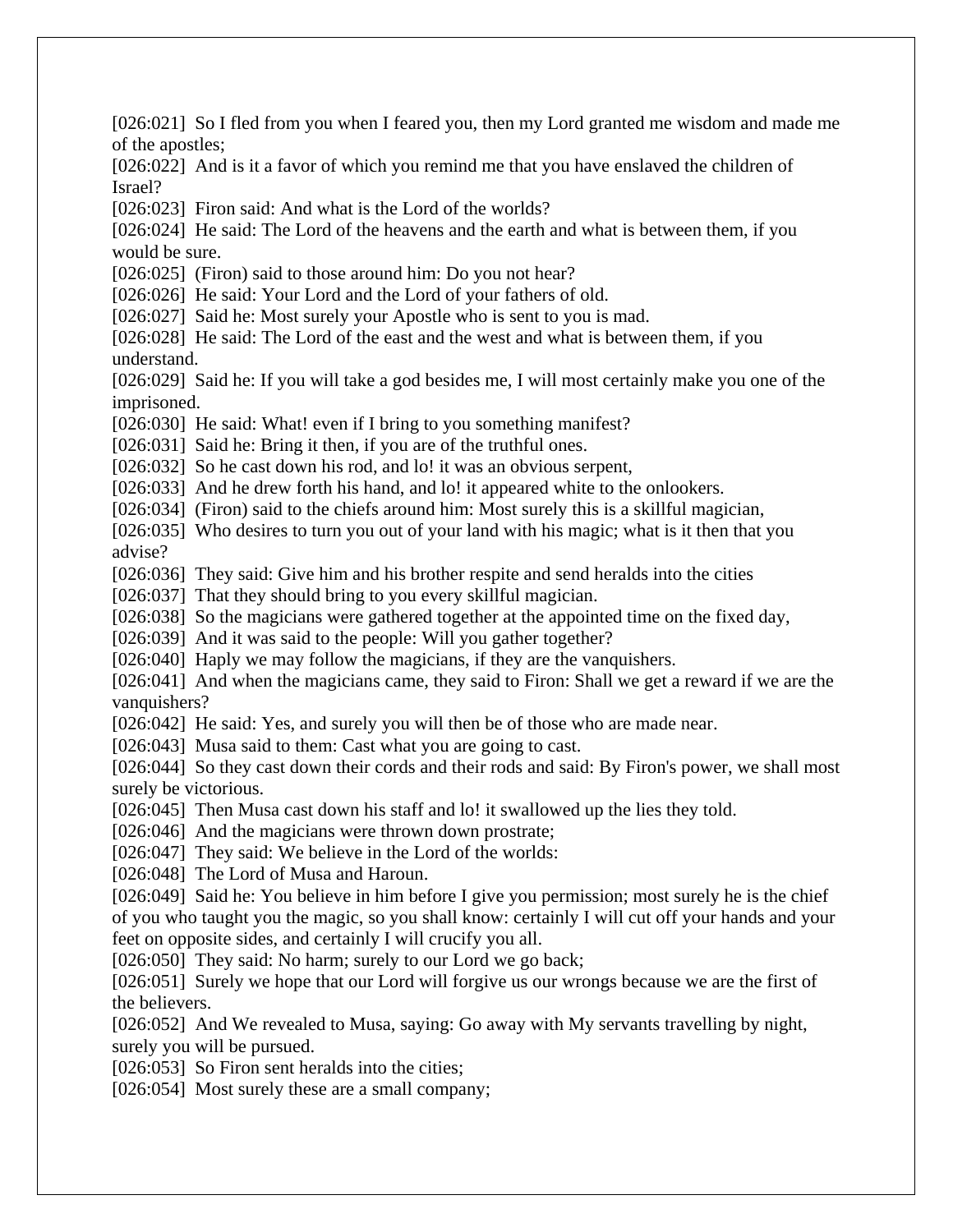[026:021] So I fled from you when I feared you, then my Lord granted me wisdom and made me of the apostles;
[026:022] And is it a favor of which you remind me that you have enslaved the children of Israel?
[026:023] Firon said: And what is the Lord of the worlds?
[026:024] He said: The Lord of the heavens and the earth and what is between them, if you would be sure.
[026:025] (Firon) said to those around him: Do you not hear?
[026:026] He said: Your Lord and the Lord of your fathers of old.
[026:027] Said he: Most surely your Apostle who is sent to you is mad.
[026:028] He said: The Lord of the east and the west and what is between them, if you understand.
[026:029] Said he: If you will take a god besides me, I will most certainly make you one of the imprisoned.
[026:030] He said: What! even if I bring to you something manifest?
[026:031] Said he: Bring it then, if you are of the truthful ones.
[026:032] So he cast down his rod, and lo! it was an obvious serpent,
[026:033] And he drew forth his hand, and lo! it appeared white to the onlookers.
[026:034] (Firon) said to the chiefs around him: Most surely this is a skillful magician,
[026:035] Who desires to turn you out of your land with his magic; what is it then that you advise?
[026:036] They said: Give him and his brother respite and send heralds into the cities
[026:037] That they should bring to you every skillful magician.
[026:038] So the magicians were gathered together at the appointed time on the fixed day,
[026:039] And it was said to the people: Will you gather together?
[026:040] Haply we may follow the magicians, if they are the vanquishers.
[026:041] And when the magicians came, they said to Firon: Shall we get a reward if we are the vanquishers?
[026:042] He said: Yes, and surely you will then be of those who are made near.
[026:043] Musa said to them: Cast what you are going to cast.
[026:044] So they cast down their cords and their rods and said: By Firon's power, we shall most surely be victorious.
[026:045] Then Musa cast down his staff and lo! it swallowed up the lies they told.
[026:046] And the magicians were thrown down prostrate;
[026:047] They said: We believe in the Lord of the worlds:
[026:048] The Lord of Musa and Haroun.
[026:049] Said he: You believe in him before I give you permission; most surely he is the chief of you who taught you the magic, so you shall know: certainly I will cut off your hands and your feet on opposite sides, and certainly I will crucify you all.
[026:050] They said: No harm; surely to our Lord we go back;
[026:051] Surely we hope that our Lord will forgive us our wrongs because we are the first of the believers.
[026:052] And We revealed to Musa, saying: Go away with My servants travelling by night, surely you will be pursued.
[026:053] So Firon sent heralds into the cities;
[026:054] Most surely these are a small company;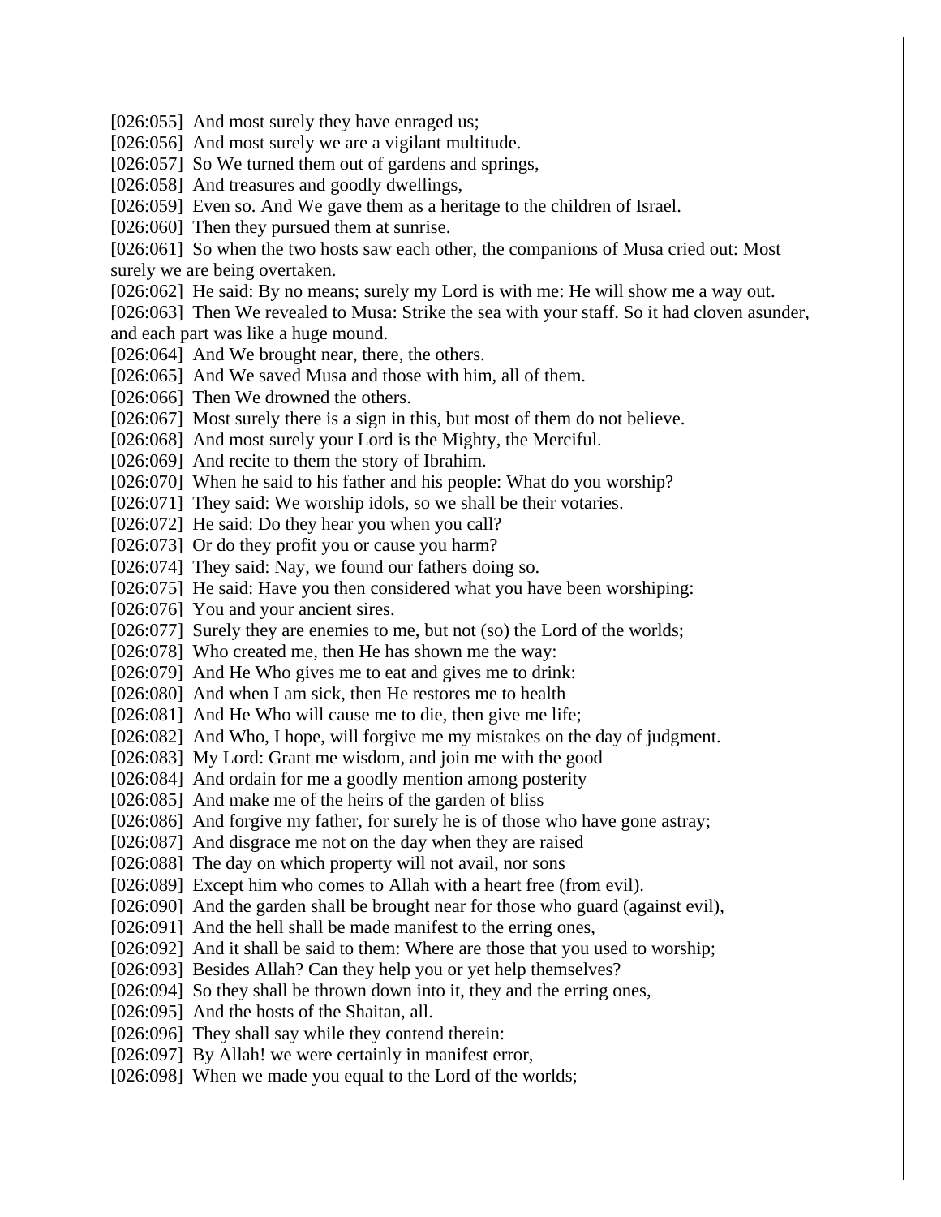[026:055] And most surely they have enraged us;
[026:056] And most surely we are a vigilant multitude.
[026:057] So We turned them out of gardens and springs,
[026:058] And treasures and goodly dwellings,
[026:059] Even so. And We gave them as a heritage to the children of Israel.
[026:060] Then they pursued them at sunrise.
[026:061] So when the two hosts saw each other, the companions of Musa cried out: Most surely we are being overtaken.
[026:062] He said: By no means; surely my Lord is with me: He will show me a way out.
[026:063] Then We revealed to Musa: Strike the sea with your staff. So it had cloven asunder, and each part was like a huge mound.
[026:064] And We brought near, there, the others.
[026:065] And We saved Musa and those with him, all of them.
[026:066] Then We drowned the others.
[026:067] Most surely there is a sign in this, but most of them do not believe.
[026:068] And most surely your Lord is the Mighty, the Merciful.
[026:069] And recite to them the story of Ibrahim.
[026:070] When he said to his father and his people: What do you worship?
[026:071] They said: We worship idols, so we shall be their votaries.
[026:072] He said: Do they hear you when you call?
[026:073] Or do they profit you or cause you harm?
[026:074] They said: Nay, we found our fathers doing so.
[026:075] He said: Have you then considered what you have been worshiping:
[026:076] You and your ancient sires.
[026:077] Surely they are enemies to me, but not (so) the Lord of the worlds;
[026:078] Who created me, then He has shown me the way:
[026:079] And He Who gives me to eat and gives me to drink:
[026:080] And when I am sick, then He restores me to health
[026:081] And He Who will cause me to die, then give me life;
[026:082] And Who, I hope, will forgive me my mistakes on the day of judgment.
[026:083] My Lord: Grant me wisdom, and join me with the good
[026:084] And ordain for me a goodly mention among posterity
[026:085] And make me of the heirs of the garden of bliss
[026:086] And forgive my father, for surely he is of those who have gone astray;
[026:087] And disgrace me not on the day when they are raised
[026:088] The day on which property will not avail, nor sons
[026:089] Except him who comes to Allah with a heart free (from evil).
[026:090] And the garden shall be brought near for those who guard (against evil),
[026:091] And the hell shall be made manifest to the erring ones,
[026:092] And it shall be said to them: Where are those that you used to worship;
[026:093] Besides Allah? Can they help you or yet help themselves?
[026:094] So they shall be thrown down into it, they and the erring ones,
[026:095] And the hosts of the Shaitan, all.
[026:096] They shall say while they contend therein:
[026:097] By Allah! we were certainly in manifest error,
[026:098] When we made you equal to the Lord of the worlds;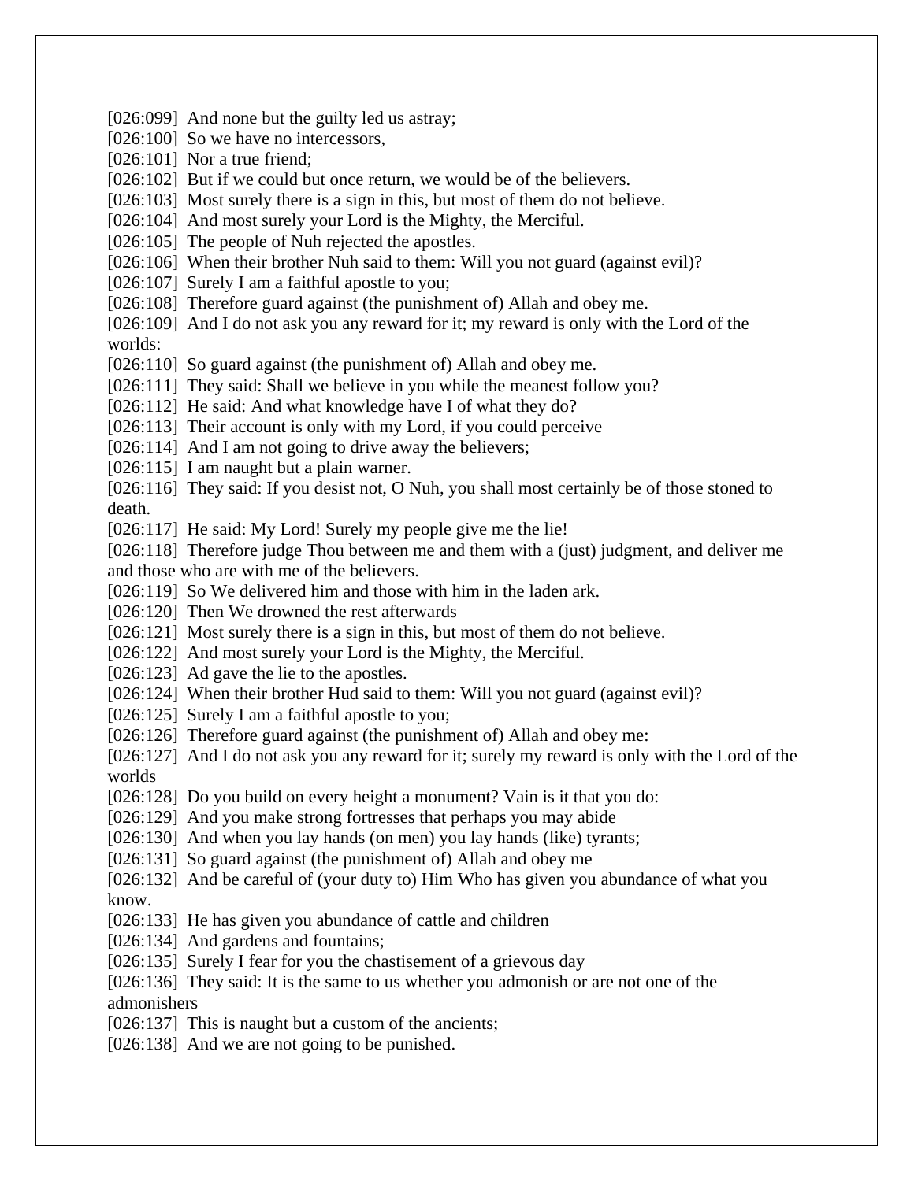[026:099] And none but the guilty led us astray;
[026:100] So we have no intercessors,
[026:101] Nor a true friend;
[026:102] But if we could but once return, we would be of the believers.
[026:103] Most surely there is a sign in this, but most of them do not believe.
[026:104] And most surely your Lord is the Mighty, the Merciful.
[026:105] The people of Nuh rejected the apostles.
[026:106] When their brother Nuh said to them: Will you not guard (against evil)?
[026:107] Surely I am a faithful apostle to you;
[026:108] Therefore guard against (the punishment of) Allah and obey me.
[026:109] And I do not ask you any reward for it; my reward is only with the Lord of the worlds:
[026:110] So guard against (the punishment of) Allah and obey me.
[026:111] They said: Shall we believe in you while the meanest follow you?
[026:112] He said: And what knowledge have I of what they do?
[026:113] Their account is only with my Lord, if you could perceive
[026:114] And I am not going to drive away the believers;
[026:115] I am naught but a plain warner.
[026:116] They said: If you desist not, O Nuh, you shall most certainly be of those stoned to death.
[026:117] He said: My Lord! Surely my people give me the lie!
[026:118] Therefore judge Thou between me and them with a (just) judgment, and deliver me and those who are with me of the believers.
[026:119] So We delivered him and those with him in the laden ark.
[026:120] Then We drowned the rest afterwards
[026:121] Most surely there is a sign in this, but most of them do not believe.
[026:122] And most surely your Lord is the Mighty, the Merciful.
[026:123] Ad gave the lie to the apostles.
[026:124] When their brother Hud said to them: Will you not guard (against evil)?
[026:125] Surely I am a faithful apostle to you;
[026:126] Therefore guard against (the punishment of) Allah and obey me:
[026:127] And I do not ask you any reward for it; surely my reward is only with the Lord of the worlds
[026:128] Do you build on every height a monument? Vain is it that you do:
[026:129] And you make strong fortresses that perhaps you may abide
[026:130] And when you lay hands (on men) you lay hands (like) tyrants;
[026:131] So guard against (the punishment of) Allah and obey me
[026:132] And be careful of (your duty to) Him Who has given you abundance of what you know.
[026:133] He has given you abundance of cattle and children
[026:134] And gardens and fountains;
[026:135] Surely I fear for you the chastisement of a grievous day
[026:136] They said: It is the same to us whether you admonish or are not one of the admonishers
[026:137] This is naught but a custom of the ancients;
[026:138] And we are not going to be punished.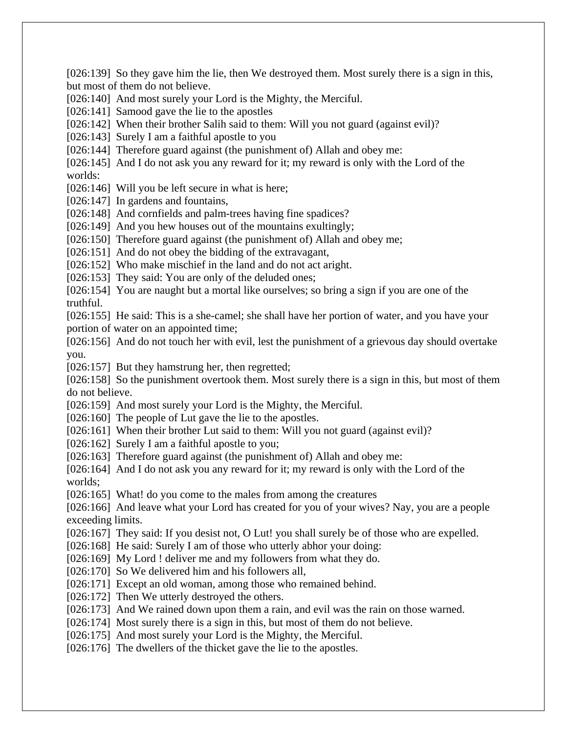[026:139] So they gave him the lie, then We destroyed them. Most surely there is a sign in this, but most of them do not believe.
[026:140] And most surely your Lord is the Mighty, the Merciful.
[026:141] Samood gave the lie to the apostles
[026:142] When their brother Salih said to them: Will you not guard (against evil)?
[026:143] Surely I am a faithful apostle to you
[026:144] Therefore guard against (the punishment of) Allah and obey me:
[026:145] And I do not ask you any reward for it; my reward is only with the Lord of the worlds:
[026:146] Will you be left secure in what is here;
[026:147] In gardens and fountains,
[026:148] And cornfields and palm-trees having fine spadices?
[026:149] And you hew houses out of the mountains exultingly;
[026:150] Therefore guard against (the punishment of) Allah and obey me;
[026:151] And do not obey the bidding of the extravagant,
[026:152] Who make mischief in the land and do not act aright.
[026:153] They said: You are only of the deluded ones;
[026:154] You are naught but a mortal like ourselves; so bring a sign if you are one of the truthful.
[026:155] He said: This is a she-camel; she shall have her portion of water, and you have your portion of water on an appointed time;
[026:156] And do not touch her with evil, lest the punishment of a grievous day should overtake you.
[026:157] But they hamstrung her, then regretted;
[026:158] So the punishment overtook them. Most surely there is a sign in this, but most of them do not believe.
[026:159] And most surely your Lord is the Mighty, the Merciful.
[026:160] The people of Lut gave the lie to the apostles.
[026:161] When their brother Lut said to them: Will you not guard (against evil)?
[026:162] Surely I am a faithful apostle to you;
[026:163] Therefore guard against (the punishment of) Allah and obey me:
[026:164] And I do not ask you any reward for it; my reward is only with the Lord of the worlds;
[026:165] What! do you come to the males from among the creatures
[026:166] And leave what your Lord has created for you of your wives? Nay, you are a people exceeding limits.
[026:167] They said: If you desist not, O Lut! you shall surely be of those who are expelled.
[026:168] He said: Surely I am of those who utterly abhor your doing:
[026:169] My Lord ! deliver me and my followers from what they do.
[026:170] So We delivered him and his followers all,
[026:171] Except an old woman, among those who remained behind.
[026:172] Then We utterly destroyed the others.
[026:173] And We rained down upon them a rain, and evil was the rain on those warned.
[026:174] Most surely there is a sign in this, but most of them do not believe.
[026:175] And most surely your Lord is the Mighty, the Merciful.
[026:176] The dwellers of the thicket gave the lie to the apostles.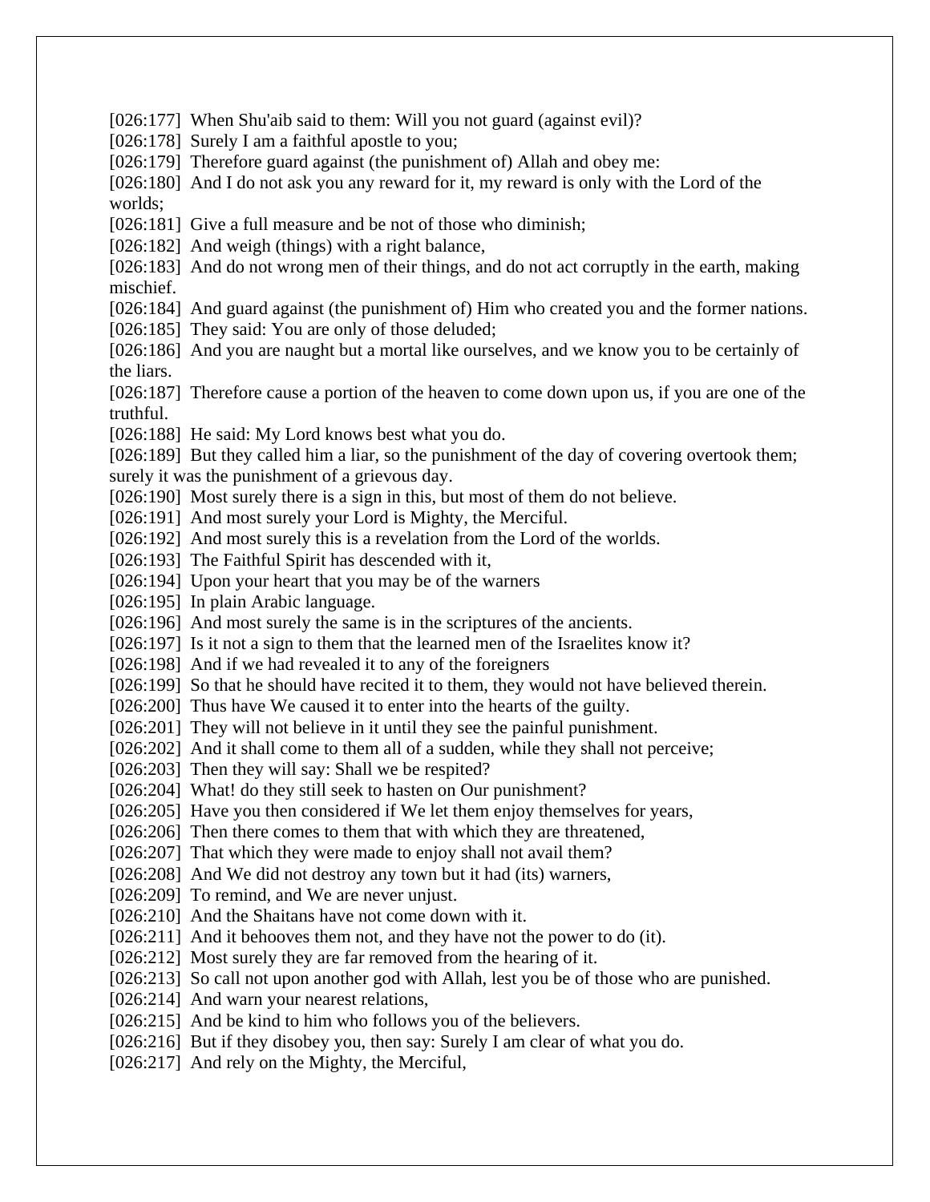[026:177] When Shu'aib said to them: Will you not guard (against evil)?
[026:178] Surely I am a faithful apostle to you;
[026:179] Therefore guard against (the punishment of) Allah and obey me:
[026:180] And I do not ask you any reward for it, my reward is only with the Lord of the worlds;
[026:181] Give a full measure and be not of those who diminish;
[026:182] And weigh (things) with a right balance,
[026:183] And do not wrong men of their things, and do not act corruptly in the earth, making mischief.
[026:184] And guard against (the punishment of) Him who created you and the former nations.
[026:185] They said: You are only of those deluded;
[026:186] And you are naught but a mortal like ourselves, and we know you to be certainly of the liars.
[026:187] Therefore cause a portion of the heaven to come down upon us, if you are one of the truthful.
[026:188] He said: My Lord knows best what you do.
[026:189] But they called him a liar, so the punishment of the day of covering overtook them; surely it was the punishment of a grievous day.
[026:190] Most surely there is a sign in this, but most of them do not believe.
[026:191] And most surely your Lord is Mighty, the Merciful.
[026:192] And most surely this is a revelation from the Lord of the worlds.
[026:193] The Faithful Spirit has descended with it,
[026:194] Upon your heart that you may be of the warners
[026:195] In plain Arabic language.
[026:196] And most surely the same is in the scriptures of the ancients.
[026:197] Is it not a sign to them that the learned men of the Israelites know it?
[026:198] And if we had revealed it to any of the foreigners
[026:199] So that he should have recited it to them, they would not have believed therein.
[026:200] Thus have We caused it to enter into the hearts of the guilty.
[026:201] They will not believe in it until they see the painful punishment.
[026:202] And it shall come to them all of a sudden, while they shall not perceive;
[026:203] Then they will say: Shall we be respited?
[026:204] What! do they still seek to hasten on Our punishment?
[026:205] Have you then considered if We let them enjoy themselves for years,
[026:206] Then there comes to them that with which they are threatened,
[026:207] That which they were made to enjoy shall not avail them?
[026:208] And We did not destroy any town but it had (its) warners,
[026:209] To remind, and We are never unjust.
[026:210] And the Shaitans have not come down with it.
[026:211] And it behooves them not, and they have not the power to do (it).
[026:212] Most surely they are far removed from the hearing of it.
[026:213] So call not upon another god with Allah, lest you be of those who are punished.
[026:214] And warn your nearest relations,
[026:215] And be kind to him who follows you of the believers.
[026:216] But if they disobey you, then say: Surely I am clear of what you do.
[026:217] And rely on the Mighty, the Merciful,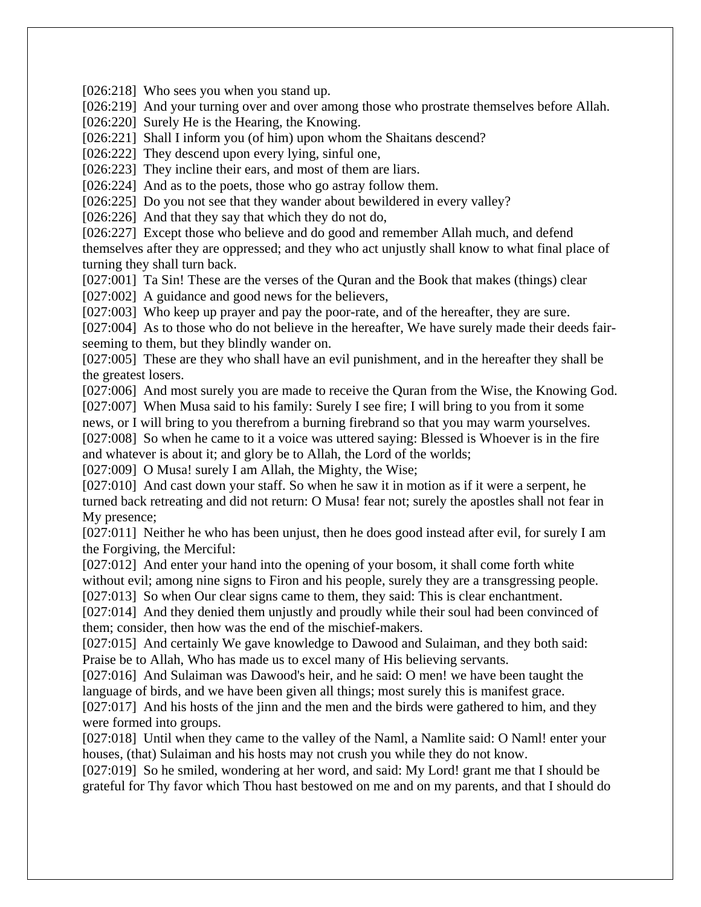[026:218] Who sees you when you stand up.
[026:219] And your turning over and over among those who prostrate themselves before Allah.
[026:220] Surely He is the Hearing, the Knowing.
[026:221] Shall I inform you (of him) upon whom the Shaitans descend?
[026:222] They descend upon every lying, sinful one,
[026:223] They incline their ears, and most of them are liars.
[026:224] And as to the poets, those who go astray follow them.
[026:225] Do you not see that they wander about bewildered in every valley?
[026:226] And that they say that which they do not do,
[026:227] Except those who believe and do good and remember Allah much, and defend themselves after they are oppressed; and they who act unjustly shall know to what final place of turning they shall turn back.
[027:001] Ta Sin! These are the verses of the Quran and the Book that makes (things) clear
[027:002] A guidance and good news for the believers,
[027:003] Who keep up prayer and pay the poor-rate, and of the hereafter, they are sure.
[027:004] As to those who do not believe in the hereafter, We have surely made their deeds fair-seeming to them, but they blindly wander on.
[027:005] These are they who shall have an evil punishment, and in the hereafter they shall be the greatest losers.
[027:006] And most surely you are made to receive the Quran from the Wise, the Knowing God.
[027:007] When Musa said to his family: Surely I see fire; I will bring to you from it some news, or I will bring to you therefrom a burning firebrand so that you may warm yourselves.
[027:008] So when he came to it a voice was uttered saying: Blessed is Whoever is in the fire and whatever is about it; and glory be to Allah, the Lord of the worlds;
[027:009] O Musa! surely I am Allah, the Mighty, the Wise;
[027:010] And cast down your staff. So when he saw it in motion as if it were a serpent, he turned back retreating and did not return: O Musa! fear not; surely the apostles shall not fear in My presence;
[027:011] Neither he who has been unjust, then he does good instead after evil, for surely I am the Forgiving, the Merciful:
[027:012] And enter your hand into the opening of your bosom, it shall come forth white without evil; among nine signs to Firon and his people, surely they are a transgressing people.
[027:013] So when Our clear signs came to them, they said: This is clear enchantment.
[027:014] And they denied them unjustly and proudly while their soul had been convinced of them; consider, then how was the end of the mischief-makers.
[027:015] And certainly We gave knowledge to Dawood and Sulaiman, and they both said: Praise be to Allah, Who has made us to excel many of His believing servants.
[027:016] And Sulaiman was Dawood's heir, and he said: O men! we have been taught the language of birds, and we have been given all things; most surely this is manifest grace.
[027:017] And his hosts of the jinn and the men and the birds were gathered to him, and they were formed into groups.
[027:018] Until when they came to the valley of the Naml, a Namlite said: O Naml! enter your houses, (that) Sulaiman and his hosts may not crush you while they do not know.
[027:019] So he smiled, wondering at her word, and said: My Lord! grant me that I should be grateful for Thy favor which Thou hast bestowed on me and on my parents, and that I should do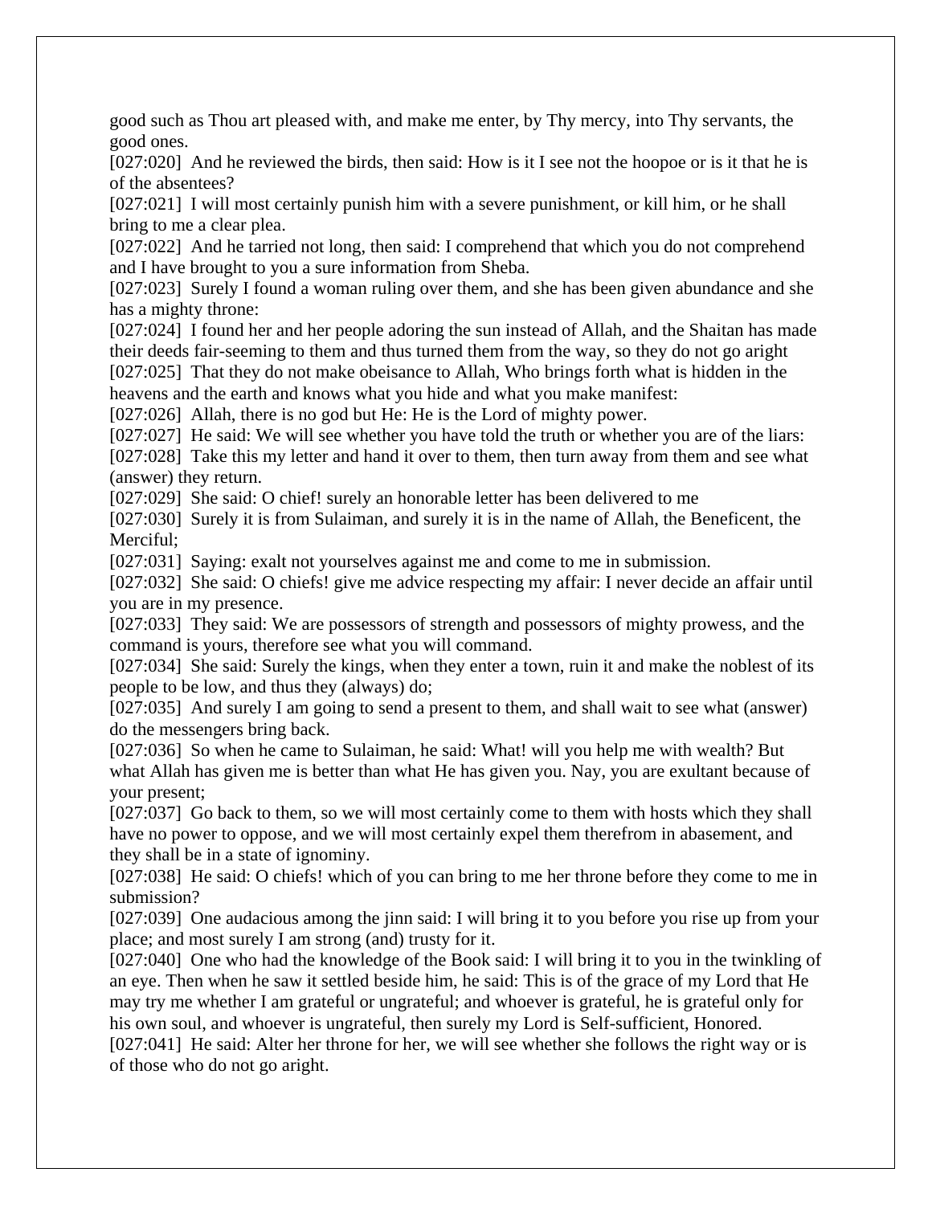good such as Thou art pleased with, and make me enter, by Thy mercy, into Thy servants, the good ones.

[027:020] And he reviewed the birds, then said: How is it I see not the hoopoe or is it that he is of the absentees?

[027:021] I will most certainly punish him with a severe punishment, or kill him, or he shall bring to me a clear plea.

[027:022] And he tarried not long, then said: I comprehend that which you do not comprehend and I have brought to you a sure information from Sheba.

[027:023] Surely I found a woman ruling over them, and she has been given abundance and she has a mighty throne:

[027:024] I found her and her people adoring the sun instead of Allah, and the Shaitan has made their deeds fair-seeming to them and thus turned them from the way, so they do not go aright

[027:025] That they do not make obeisance to Allah, Who brings forth what is hidden in the heavens and the earth and knows what you hide and what you make manifest:

[027:026] Allah, there is no god but He: He is the Lord of mighty power.

[027:027] He said: We will see whether you have told the truth or whether you are of the liars:

[027:028] Take this my letter and hand it over to them, then turn away from them and see what (answer) they return.

[027:029] She said: O chief! surely an honorable letter has been delivered to me

[027:030] Surely it is from Sulaiman, and surely it is in the name of Allah, the Beneficent, the Merciful;

[027:031] Saying: exalt not yourselves against me and come to me in submission.

[027:032] She said: O chiefs! give me advice respecting my affair: I never decide an affair until you are in my presence.

[027:033] They said: We are possessors of strength and possessors of mighty prowess, and the command is yours, therefore see what you will command.

[027:034] She said: Surely the kings, when they enter a town, ruin it and make the noblest of its people to be low, and thus they (always) do;

[027:035] And surely I am going to send a present to them, and shall wait to see what (answer) do the messengers bring back.

[027:036] So when he came to Sulaiman, he said: What! will you help me with wealth? But what Allah has given me is better than what He has given you. Nay, you are exultant because of your present;

[027:037] Go back to them, so we will most certainly come to them with hosts which they shall have no power to oppose, and we will most certainly expel them therefrom in abasement, and they shall be in a state of ignominy.

[027:038] He said: O chiefs! which of you can bring to me her throne before they come to me in submission?

[027:039] One audacious among the jinn said: I will bring it to you before you rise up from your place; and most surely I am strong (and) trusty for it.

[027:040] One who had the knowledge of the Book said: I will bring it to you in the twinkling of an eye. Then when he saw it settled beside him, he said: This is of the grace of my Lord that He may try me whether I am grateful or ungrateful; and whoever is grateful, he is grateful only for his own soul, and whoever is ungrateful, then surely my Lord is Self-sufficient, Honored.

[027:041] He said: Alter her throne for her, we will see whether she follows the right way or is of those who do not go aright.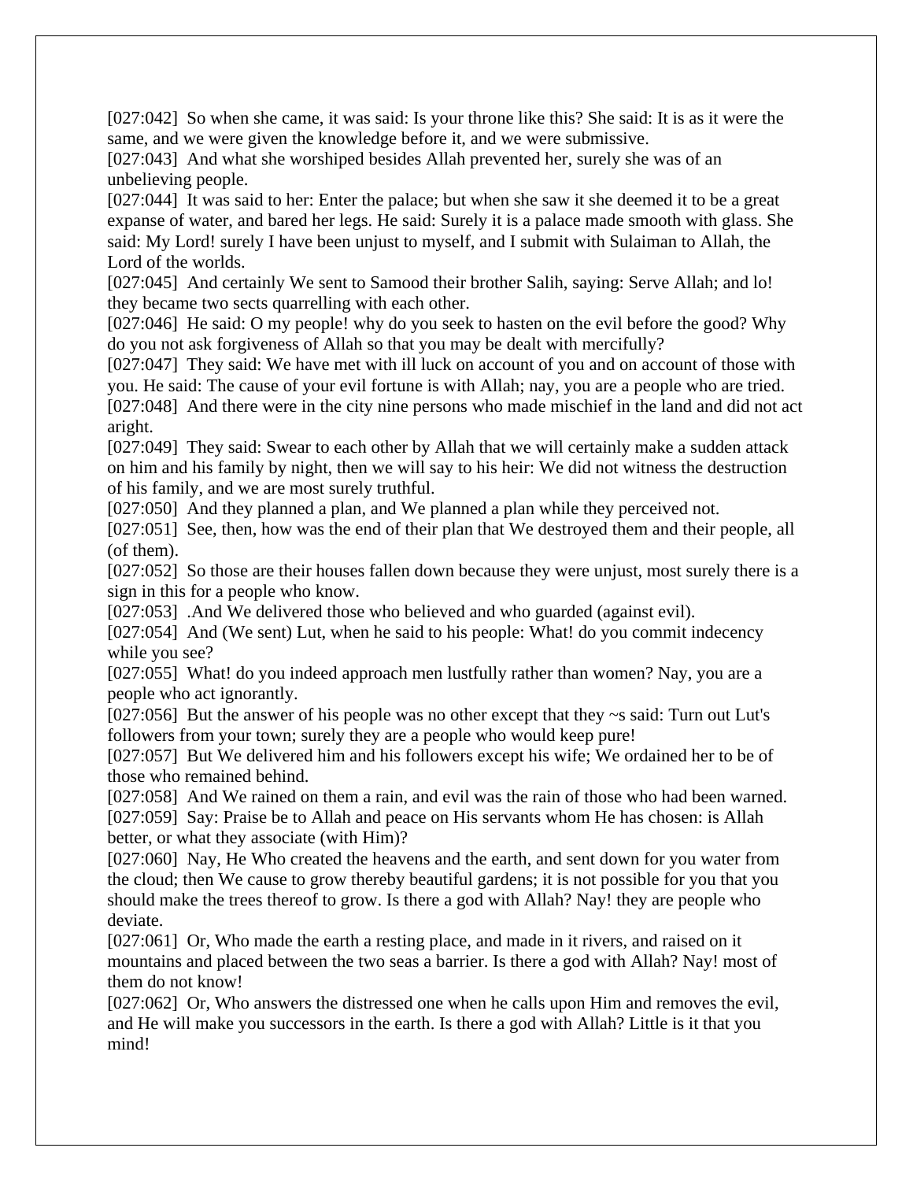[027:042] So when she came, it was said: Is your throne like this? She said: It is as it were the same, and we were given the knowledge before it, and we were submissive.
[027:043] And what she worshiped besides Allah prevented her, surely she was of an unbelieving people.
[027:044] It was said to her: Enter the palace; but when she saw it she deemed it to be a great expanse of water, and bared her legs. He said: Surely it is a palace made smooth with glass. She said: My Lord! surely I have been unjust to myself, and I submit with Sulaiman to Allah, the Lord of the worlds.
[027:045] And certainly We sent to Samood their brother Salih, saying: Serve Allah; and lo! they became two sects quarrelling with each other.
[027:046] He said: O my people! why do you seek to hasten on the evil before the good? Why do you not ask forgiveness of Allah so that you may be dealt with mercifully?
[027:047] They said: We have met with ill luck on account of you and on account of those with you. He said: The cause of your evil fortune is with Allah; nay, you are a people who are tried.
[027:048] And there were in the city nine persons who made mischief in the land and did not act aright.
[027:049] They said: Swear to each other by Allah that we will certainly make a sudden attack on him and his family by night, then we will say to his heir: We did not witness the destruction of his family, and we are most surely truthful.
[027:050] And they planned a plan, and We planned a plan while they perceived not.
[027:051] See, then, how was the end of their plan that We destroyed them and their people, all (of them).
[027:052] So those are their houses fallen down because they were unjust, most surely there is a sign in this for a people who know.
[027:053] .And We delivered those who believed and who guarded (against evil).
[027:054] And (We sent) Lut, when he said to his people: What! do you commit indecency while you see?
[027:055] What! do you indeed approach men lustfully rather than women? Nay, you are a people who act ignorantly.
[027:056] But the answer of his people was no other except that they ~s said: Turn out Lut's followers from your town; surely they are a people who would keep pure!
[027:057] But We delivered him and his followers except his wife; We ordained her to be of those who remained behind.
[027:058] And We rained on them a rain, and evil was the rain of those who had been warned.
[027:059] Say: Praise be to Allah and peace on His servants whom He has chosen: is Allah better, or what they associate (with Him)?
[027:060] Nay, He Who created the heavens and the earth, and sent down for you water from the cloud; then We cause to grow thereby beautiful gardens; it is not possible for you that you should make the trees thereof to grow. Is there a god with Allah? Nay! they are people who deviate.
[027:061] Or, Who made the earth a resting place, and made in it rivers, and raised on it mountains and placed between the two seas a barrier. Is there a god with Allah? Nay! most of them do not know!
[027:062] Or, Who answers the distressed one when he calls upon Him and removes the evil, and He will make you successors in the earth. Is there a god with Allah? Little is it that you mind!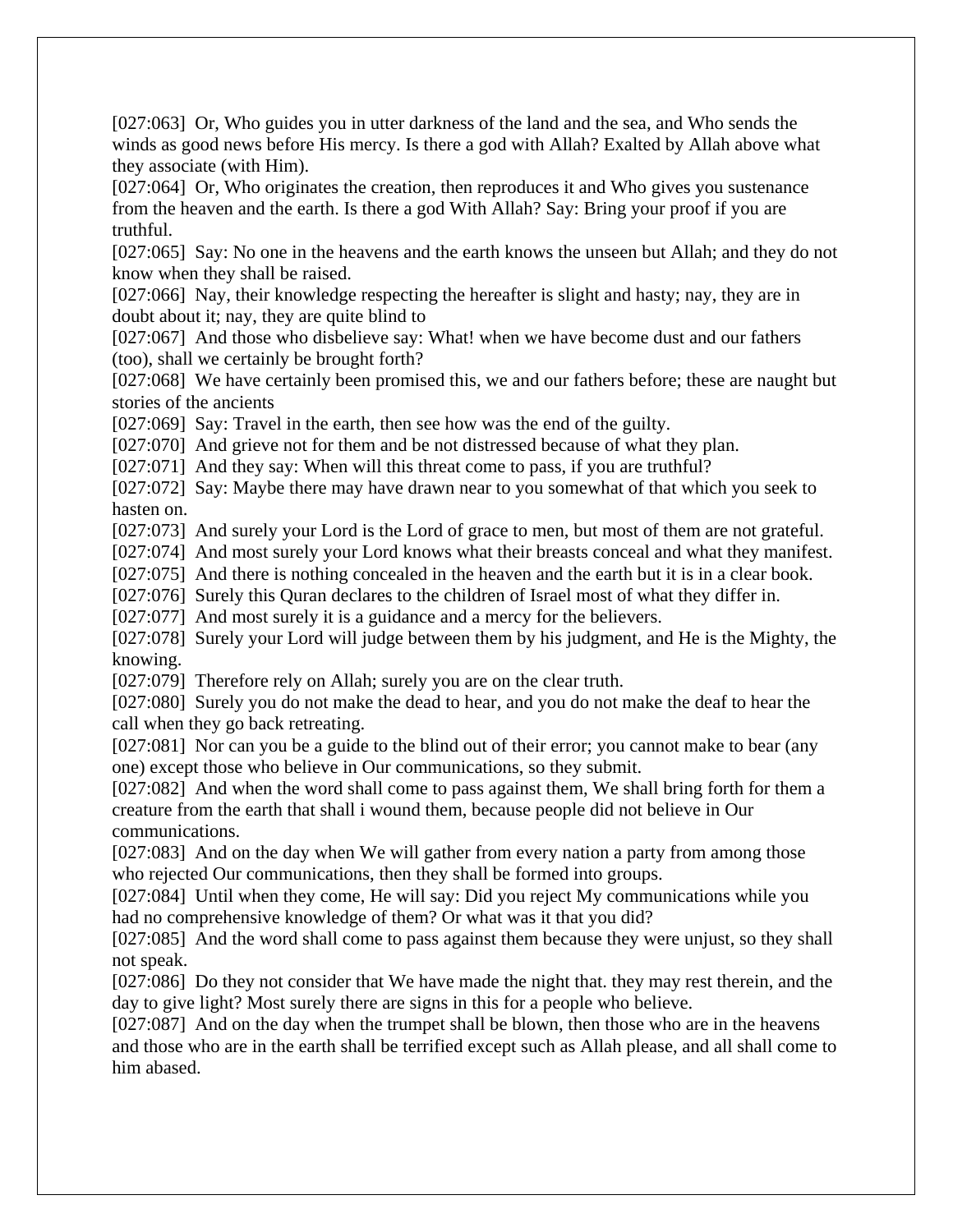[027:063] Or, Who guides you in utter darkness of the land and the sea, and Who sends the winds as good news before His mercy. Is there a god with Allah? Exalted by Allah above what they associate (with Him).

[027:064] Or, Who originates the creation, then reproduces it and Who gives you sustenance from the heaven and the earth. Is there a god With Allah? Say: Bring your proof if you are truthful.

[027:065] Say: No one in the heavens and the earth knows the unseen but Allah; and they do not know when they shall be raised.

[027:066] Nay, their knowledge respecting the hereafter is slight and hasty; nay, they are in doubt about it; nay, they are quite blind to

[027:067] And those who disbelieve say: What! when we have become dust and our fathers (too), shall we certainly be brought forth?

[027:068] We have certainly been promised this, we and our fathers before; these are naught but stories of the ancients

[027:069] Say: Travel in the earth, then see how was the end of the guilty.

[027:070] And grieve not for them and be not distressed because of what they plan.

[027:071] And they say: When will this threat come to pass, if you are truthful?

[027:072] Say: Maybe there may have drawn near to you somewhat of that which you seek to hasten on.

[027:073] And surely your Lord is the Lord of grace to men, but most of them are not grateful.

[027:074] And most surely your Lord knows what their breasts conceal and what they manifest.

[027:075] And there is nothing concealed in the heaven and the earth but it is in a clear book.

[027:076] Surely this Quran declares to the children of Israel most of what they differ in.

[027:077] And most surely it is a guidance and a mercy for the believers.

[027:078] Surely your Lord will judge between them by his judgment, and He is the Mighty, the knowing.

[027:079] Therefore rely on Allah; surely you are on the clear truth.

[027:080] Surely you do not make the dead to hear, and you do not make the deaf to hear the call when they go back retreating.

[027:081] Nor can you be a guide to the blind out of their error; you cannot make to bear (any one) except those who believe in Our communications, so they submit.

[027:082] And when the word shall come to pass against them, We shall bring forth for them a creature from the earth that shall i wound them, because people did not believe in Our communications.

[027:083] And on the day when We will gather from every nation a party from among those who rejected Our communications, then they shall be formed into groups.

[027:084] Until when they come, He will say: Did you reject My communications while you had no comprehensive knowledge of them? Or what was it that you did?

[027:085] And the word shall come to pass against them because they were unjust, so they shall not speak.

[027:086] Do they not consider that We have made the night that. they may rest therein, and the day to give light? Most surely there are signs in this for a people who believe.

[027:087] And on the day when the trumpet shall be blown, then those who are in the heavens and those who are in the earth shall be terrified except such as Allah please, and all shall come to him abased.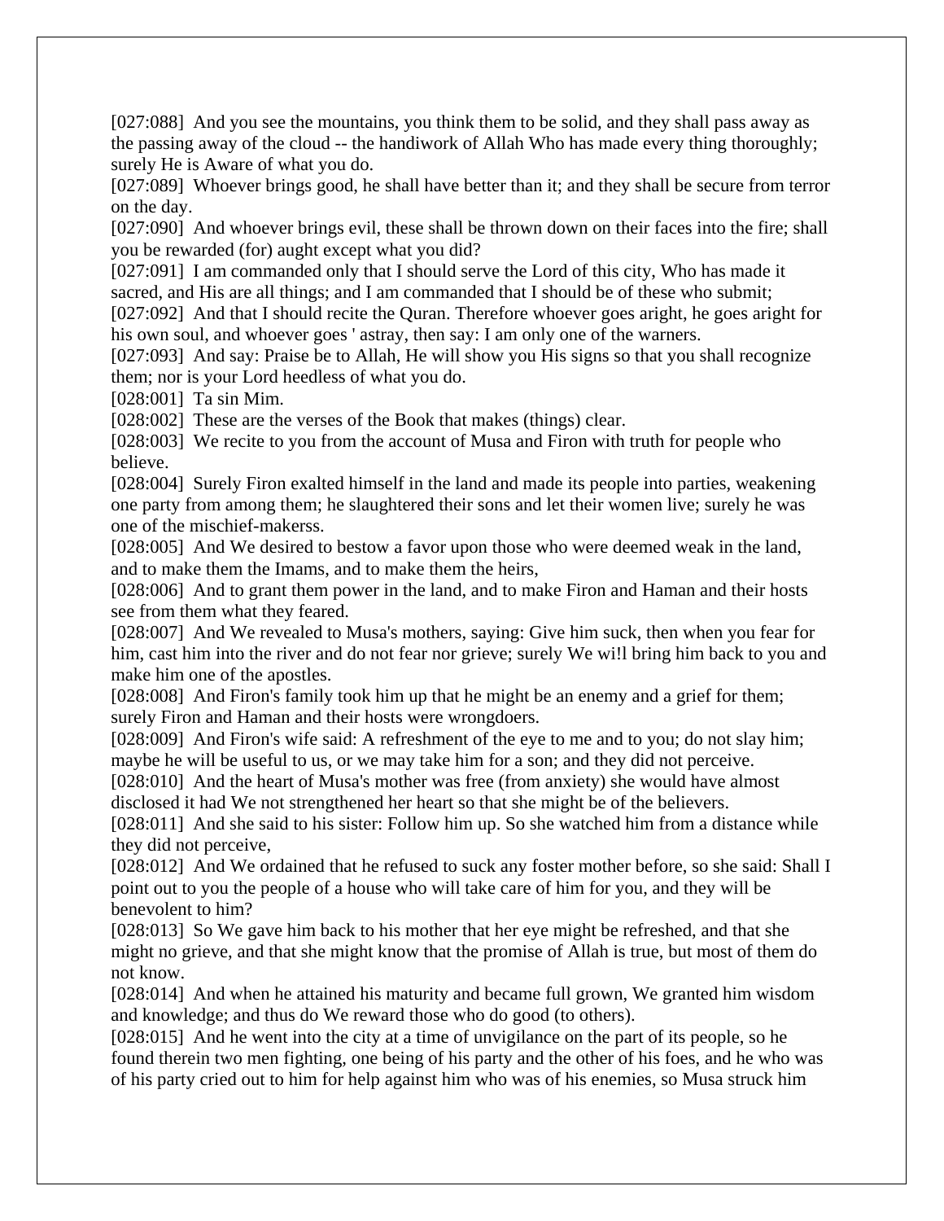[027:088] And you see the mountains, you think them to be solid, and they shall pass away as the passing away of the cloud -- the handiwork of Allah Who has made every thing thoroughly; surely He is Aware of what you do.
[027:089] Whoever brings good, he shall have better than it; and they shall be secure from terror on the day.
[027:090] And whoever brings evil, these shall be thrown down on their faces into the fire; shall you be rewarded (for) aught except what you did?
[027:091] I am commanded only that I should serve the Lord of this city, Who has made it sacred, and His are all things; and I am commanded that I should be of these who submit;
[027:092] And that I should recite the Quran. Therefore whoever goes aright, he goes aright for his own soul, and whoever goes ' astray, then say: I am only one of the warners.
[027:093] And say: Praise be to Allah, He will show you His signs so that you shall recognize them; nor is your Lord heedless of what you do.
[028:001] Ta sin Mim.
[028:002] These are the verses of the Book that makes (things) clear.
[028:003] We recite to you from the account of Musa and Firon with truth for people who believe.
[028:004] Surely Firon exalted himself in the land and made its people into parties, weakening one party from among them; he slaughtered their sons and let their women live; surely he was one of the mischief-makerss.
[028:005] And We desired to bestow a favor upon those who were deemed weak in the land, and to make them the Imams, and to make them the heirs,
[028:006] And to grant them power in the land, and to make Firon and Haman and their hosts see from them what they feared.
[028:007] And We revealed to Musa's mothers, saying: Give him suck, then when you fear for him, cast him into the river and do not fear nor grieve; surely We wi!l bring him back to you and make him one of the apostles.
[028:008] And Firon's family took him up that he might be an enemy and a grief for them; surely Firon and Haman and their hosts were wrongdoers.
[028:009] And Firon's wife said: A refreshment of the eye to me and to you; do not slay him; maybe he will be useful to us, or we may take him for a son; and they did not perceive.
[028:010] And the heart of Musa's mother was free (from anxiety) she would have almost disclosed it had We not strengthened her heart so that she might be of the believers.
[028:011] And she said to his sister: Follow him up. So she watched him from a distance while they did not perceive,
[028:012] And We ordained that he refused to suck any foster mother before, so she said: Shall I point out to you the people of a house who will take care of him for you, and they will be benevolent to him?
[028:013] So We gave him back to his mother that her eye might be refreshed, and that she might no grieve, and that she might know that the promise of Allah is true, but most of them do not know.
[028:014] And when he attained his maturity and became full grown, We granted him wisdom and knowledge; and thus do We reward those who do good (to others).
[028:015] And he went into the city at a time of unvigilance on the part of its people, so he found therein two men fighting, one being of his party and the other of his foes, and he who was of his party cried out to him for help against him who was of his enemies, so Musa struck him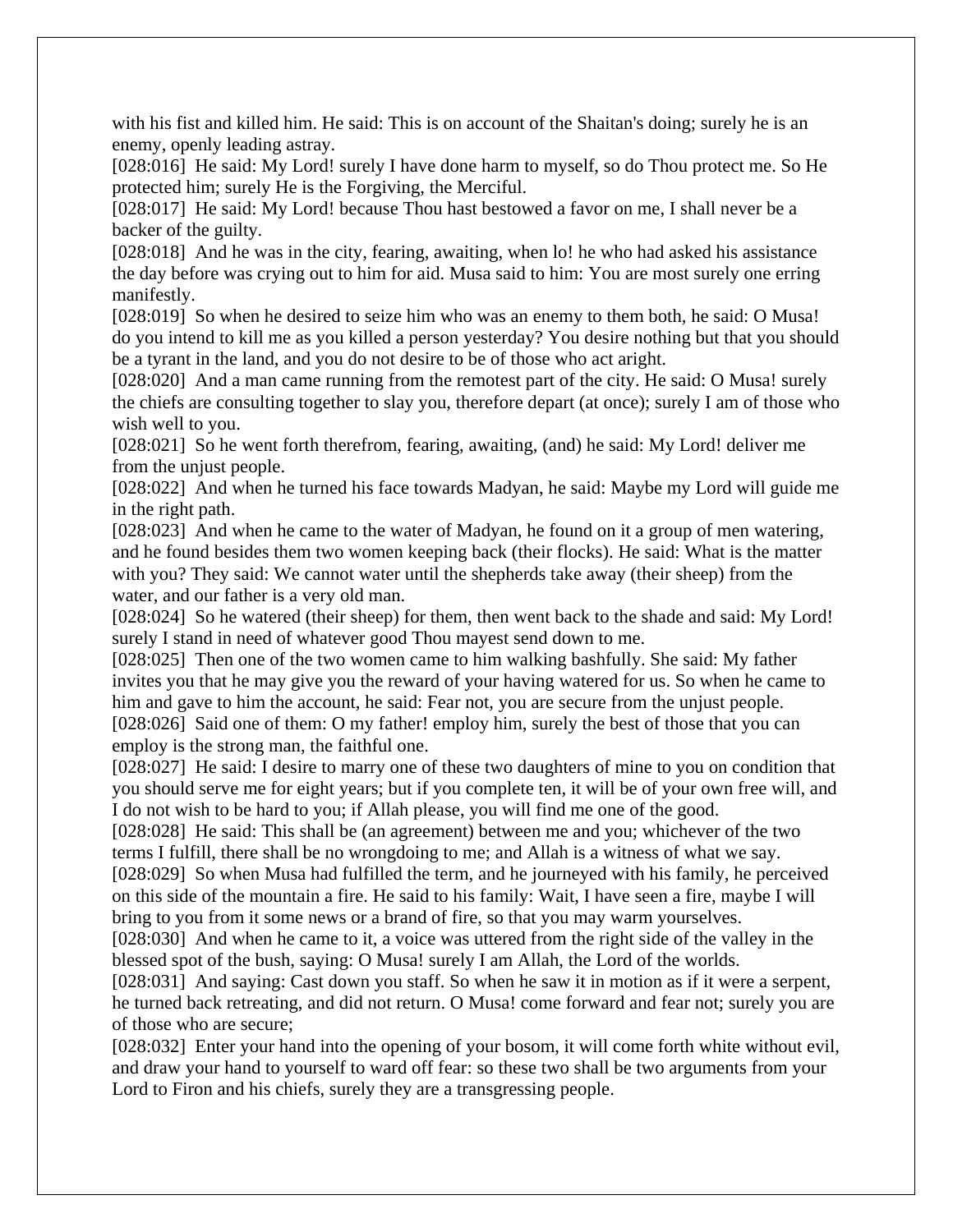with his fist and killed him. He said: This is on account of the Shaitan's doing; surely he is an enemy, openly leading astray.

[028:016] He said: My Lord! surely I have done harm to myself, so do Thou protect me. So He protected him; surely He is the Forgiving, the Merciful.

[028:017] He said: My Lord! because Thou hast bestowed a favor on me, I shall never be a backer of the guilty.

[028:018] And he was in the city, fearing, awaiting, when lo! he who had asked his assistance the day before was crying out to him for aid. Musa said to him: You are most surely one erring manifestly.

[028:019] So when he desired to seize him who was an enemy to them both, he said: O Musa! do you intend to kill me as you killed a person yesterday? You desire nothing but that you should be a tyrant in the land, and you do not desire to be of those who act aright.

[028:020] And a man came running from the remotest part of the city. He said: O Musa! surely the chiefs are consulting together to slay you, therefore depart (at once); surely I am of those who wish well to you.

[028:021] So he went forth therefrom, fearing, awaiting, (and) he said: My Lord! deliver me from the unjust people.

[028:022] And when he turned his face towards Madyan, he said: Maybe my Lord will guide me in the right path.

[028:023] And when he came to the water of Madyan, he found on it a group of men watering, and he found besides them two women keeping back (their flocks). He said: What is the matter with you? They said: We cannot water until the shepherds take away (their sheep) from the water, and our father is a very old man.

[028:024] So he watered (their sheep) for them, then went back to the shade and said: My Lord! surely I stand in need of whatever good Thou mayest send down to me.

[028:025] Then one of the two women came to him walking bashfully. She said: My father invites you that he may give you the reward of your having watered for us. So when he came to him and gave to him the account, he said: Fear not, you are secure from the unjust people.

[028:026] Said one of them: O my father! employ him, surely the best of those that you can employ is the strong man, the faithful one.

[028:027] He said: I desire to marry one of these two daughters of mine to you on condition that you should serve me for eight years; but if you complete ten, it will be of your own free will, and I do not wish to be hard to you; if Allah please, you will find me one of the good.

[028:028] He said: This shall be (an agreement) between me and you; whichever of the two terms I fulfill, there shall be no wrongdoing to me; and Allah is a witness of what we say.

[028:029] So when Musa had fulfilled the term, and he journeyed with his family, he perceived on this side of the mountain a fire. He said to his family: Wait, I have seen a fire, maybe I will bring to you from it some news or a brand of fire, so that you may warm yourselves.

[028:030] And when he came to it, a voice was uttered from the right side of the valley in the blessed spot of the bush, saying: O Musa! surely I am Allah, the Lord of the worlds.

[028:031] And saying: Cast down you staff. So when he saw it in motion as if it were a serpent, he turned back retreating, and did not return. O Musa! come forward and fear not; surely you are of those who are secure;

[028:032] Enter your hand into the opening of your bosom, it will come forth white without evil, and draw your hand to yourself to ward off fear: so these two shall be two arguments from your Lord to Firon and his chiefs, surely they are a transgressing people.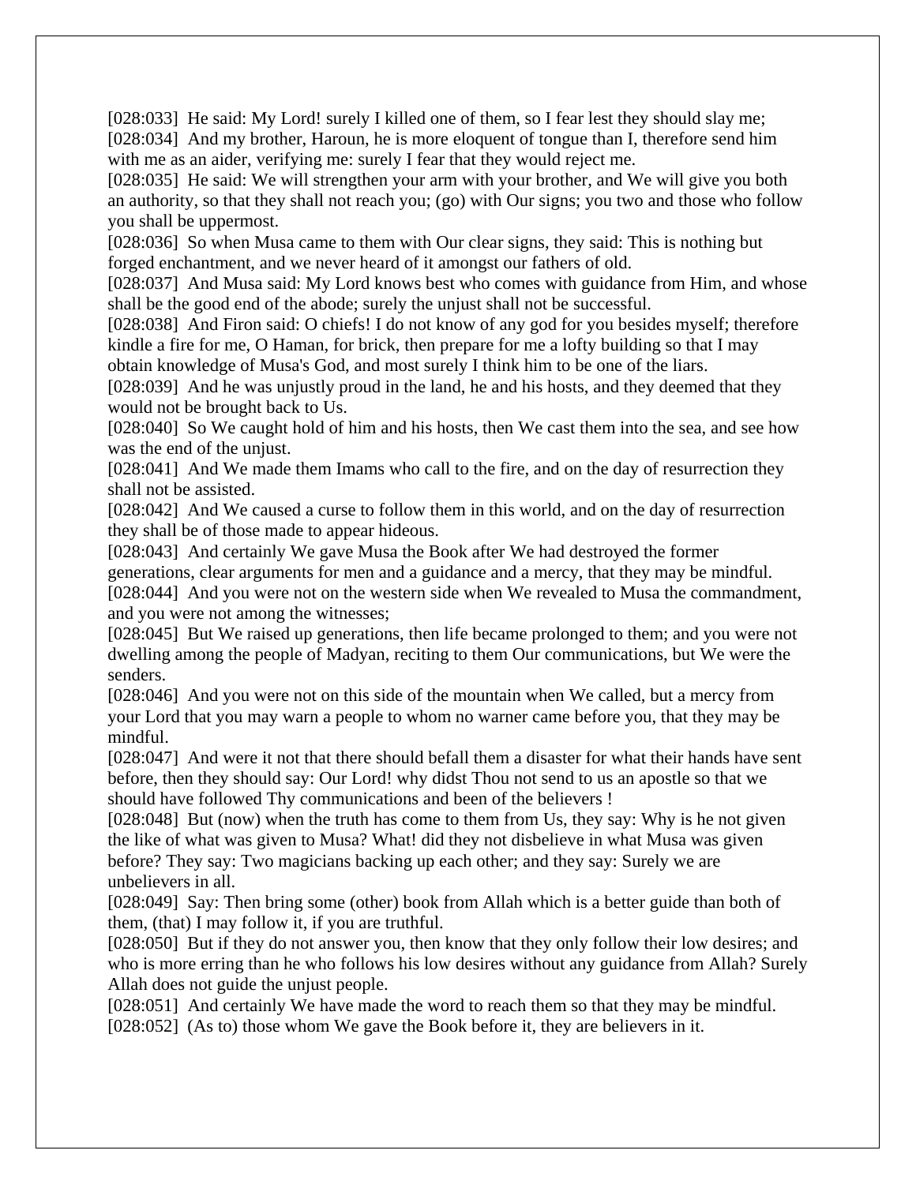[028:033] He said: My Lord! surely I killed one of them, so I fear lest they should slay me;
[028:034] And my brother, Haroun, he is more eloquent of tongue than I, therefore send him with me as an aider, verifying me: surely I fear that they would reject me.
[028:035] He said: We will strengthen your arm with your brother, and We will give you both an authority, so that they shall not reach you; (go) with Our signs; you two and those who follow you shall be uppermost.
[028:036] So when Musa came to them with Our clear signs, they said: This is nothing but forged enchantment, and we never heard of it amongst our fathers of old.
[028:037] And Musa said: My Lord knows best who comes with guidance from Him, and whose shall be the good end of the abode; surely the unjust shall not be successful.
[028:038] And Firon said: O chiefs! I do not know of any god for you besides myself; therefore kindle a fire for me, O Haman, for brick, then prepare for me a lofty building so that I may obtain knowledge of Musa's God, and most surely I think him to be one of the liars.
[028:039] And he was unjustly proud in the land, he and his hosts, and they deemed that they would not be brought back to Us.
[028:040] So We caught hold of him and his hosts, then We cast them into the sea, and see how was the end of the unjust.
[028:041] And We made them Imams who call to the fire, and on the day of resurrection they shall not be assisted.
[028:042] And We caused a curse to follow them in this world, and on the day of resurrection they shall be of those made to appear hideous.
[028:043] And certainly We gave Musa the Book after We had destroyed the former generations, clear arguments for men and a guidance and a mercy, that they may be mindful.
[028:044] And you were not on the western side when We revealed to Musa the commandment, and you were not among the witnesses;
[028:045] But We raised up generations, then life became prolonged to them; and you were not dwelling among the people of Madyan, reciting to them Our communications, but We were the senders.
[028:046] And you were not on this side of the mountain when We called, but a mercy from your Lord that you may warn a people to whom no warner came before you, that they may be mindful.
[028:047] And were it not that there should befall them a disaster for what their hands have sent before, then they should say: Our Lord! why didst Thou not send to us an apostle so that we should have followed Thy communications and been of the believers !
[028:048] But (now) when the truth has come to them from Us, they say: Why is he not given the like of what was given to Musa? What! did they not disbelieve in what Musa was given before? They say: Two magicians backing up each other; and they say: Surely we are unbelievers in all.
[028:049] Say: Then bring some (other) book from Allah which is a better guide than both of them, (that) I may follow it, if you are truthful.
[028:050] But if they do not answer you, then know that they only follow their low desires; and who is more erring than he who follows his low desires without any guidance from Allah? Surely Allah does not guide the unjust people.
[028:051] And certainly We have made the word to reach them so that they may be mindful.
[028:052] (As to) those whom We gave the Book before it, they are believers in it.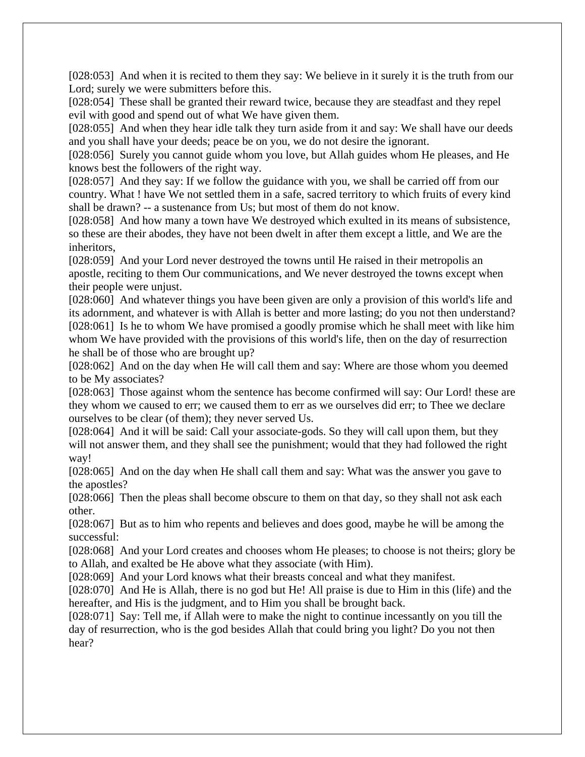[028:053]  And when it is recited to them they say: We believe in it surely it is the truth from our Lord; surely we were submitters before this.

[028:054]  These shall be granted their reward twice, because they are steadfast and they repel evil with good and spend out of what We have given them.

[028:055]  And when they hear idle talk they turn aside from it and say: We shall have our deeds and you shall have your deeds; peace be on you, we do not desire the ignorant.

[028:056]  Surely you cannot guide whom you love, but Allah guides whom He pleases, and He knows best the followers of the right way.

[028:057]  And they say: If we follow the guidance with you, we shall be carried off from our country. What ! have We not settled them in a safe, sacred territory to which fruits of every kind shall be drawn? -- a sustenance from Us; but most of them do not know.

[028:058]  And how many a town have We destroyed which exulted in its means of subsistence, so these are their abodes, they have not been dwelt in after them except a little, and We are the inheritors,

[028:059]  And your Lord never destroyed the towns until He raised in their metropolis an apostle, reciting to them Our communications, and We never destroyed the towns except when their people were unjust.

[028:060]  And whatever things you have been given are only a provision of this world's life and its adornment, and whatever is with Allah is better and more lasting; do you not then understand?

[028:061]  Is he to whom We have promised a goodly promise which he shall meet with like him whom We have provided with the provisions of this world's life, then on the day of resurrection he shall be of those who are brought up?

[028:062]  And on the day when He will call them and say: Where are those whom you deemed to be My associates?

[028:063]  Those against whom the sentence has become confirmed will say: Our Lord! these are they whom we caused to err; we caused them to err as we ourselves did err; to Thee we declare ourselves to be clear (of them); they never served Us.

[028:064]  And it will be said: Call your associate-gods. So they will call upon them, but they will not answer them, and they shall see the punishment; would that they had followed the right way!

[028:065]  And on the day when He shall call them and say: What was the answer you gave to the apostles?

[028:066]  Then the pleas shall become obscure to them on that day, so they shall not ask each other.

[028:067]  But as to him who repents and believes and does good, maybe he will be among the successful:

[028:068]  And your Lord creates and chooses whom He pleases; to choose is not theirs; glory be to Allah, and exalted be He above what they associate (with Him).

[028:069]  And your Lord knows what their breasts conceal and what they manifest.

[028:070]  And He is Allah, there is no god but He! All praise is due to Him in this (life) and the hereafter, and His is the judgment, and to Him you shall be brought back.

[028:071]  Say: Tell me, if Allah were to make the night to continue incessantly on you till the day of resurrection, who is the god besides Allah that could bring you light? Do you not then hear?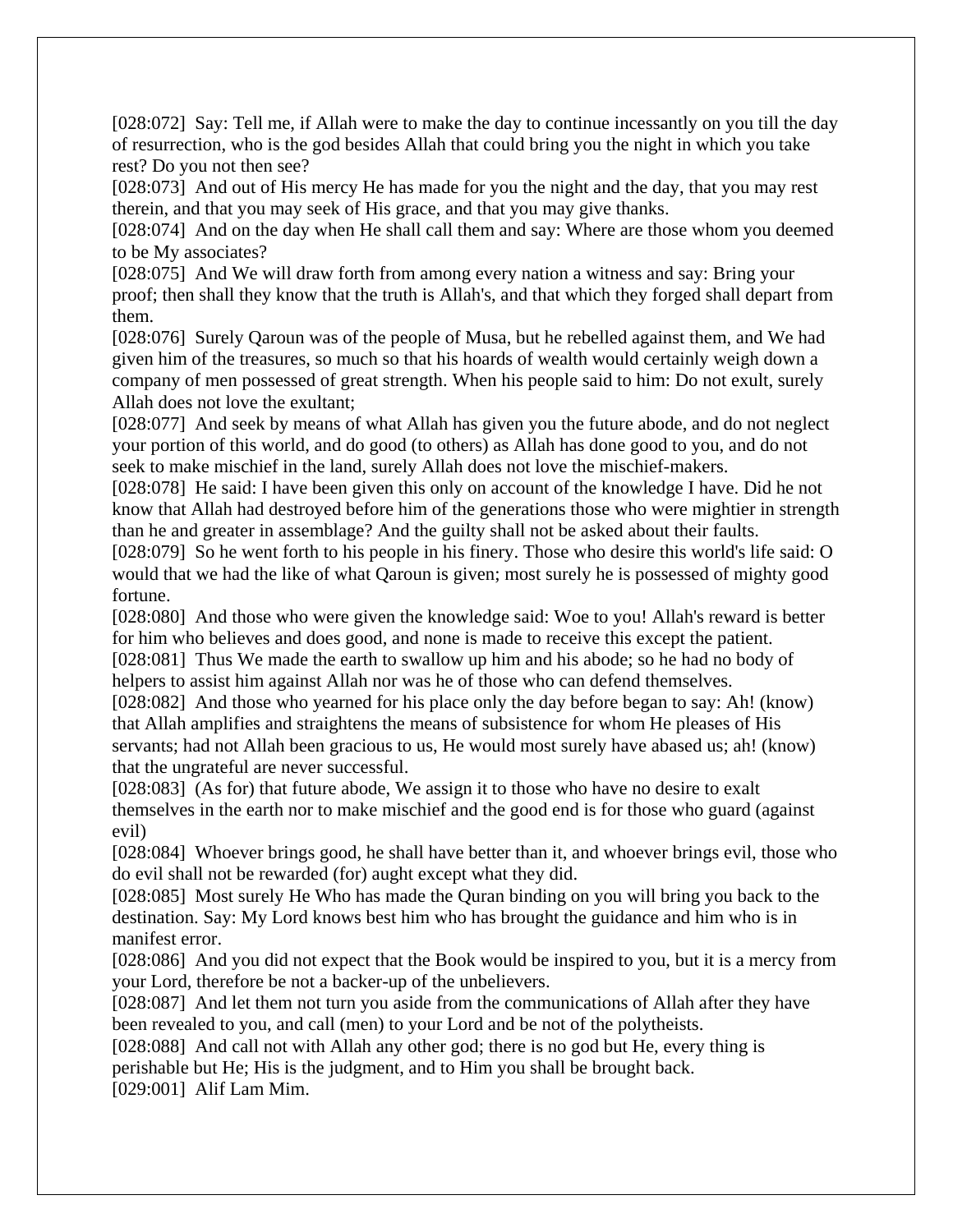[028:072] Say: Tell me, if Allah were to make the day to continue incessantly on you till the day of resurrection, who is the god besides Allah that could bring you the night in which you take rest? Do you not then see?

[028:073] And out of His mercy He has made for you the night and the day, that you may rest therein, and that you may seek of His grace, and that you may give thanks.

[028:074] And on the day when He shall call them and say: Where are those whom you deemed to be My associates?

[028:075] And We will draw forth from among every nation a witness and say: Bring your proof; then shall they know that the truth is Allah's, and that which they forged shall depart from them.

[028:076] Surely Qaroun was of the people of Musa, but he rebelled against them, and We had given him of the treasures, so much so that his hoards of wealth would certainly weigh down a company of men possessed of great strength. When his people said to him: Do not exult, surely Allah does not love the exultant;

[028:077] And seek by means of what Allah has given you the future abode, and do not neglect your portion of this world, and do good (to others) as Allah has done good to you, and do not seek to make mischief in the land, surely Allah does not love the mischief-makers.

[028:078] He said: I have been given this only on account of the knowledge I have. Did he not know that Allah had destroyed before him of the generations those who were mightier in strength than he and greater in assemblage? And the guilty shall not be asked about their faults.

[028:079] So he went forth to his people in his finery. Those who desire this world's life said: O would that we had the like of what Qaroun is given; most surely he is possessed of mighty good fortune.

[028:080] And those who were given the knowledge said: Woe to you! Allah's reward is better for him who believes and does good, and none is made to receive this except the patient.

[028:081] Thus We made the earth to swallow up him and his abode; so he had no body of helpers to assist him against Allah nor was he of those who can defend themselves.

[028:082] And those who yearned for his place only the day before began to say: Ah! (know) that Allah amplifies and straightens the means of subsistence for whom He pleases of His servants; had not Allah been gracious to us, He would most surely have abased us; ah! (know) that the ungrateful are never successful.

[028:083] (As for) that future abode, We assign it to those who have no desire to exalt themselves in the earth nor to make mischief and the good end is for those who guard (against evil)

[028:084] Whoever brings good, he shall have better than it, and whoever brings evil, those who do evil shall not be rewarded (for) aught except what they did.

[028:085] Most surely He Who has made the Quran binding on you will bring you back to the destination. Say: My Lord knows best him who has brought the guidance and him who is in manifest error.

[028:086] And you did not expect that the Book would be inspired to you, but it is a mercy from your Lord, therefore be not a backer-up of the unbelievers.

[028:087] And let them not turn you aside from the communications of Allah after they have been revealed to you, and call (men) to your Lord and be not of the polytheists.

[028:088] And call not with Allah any other god; there is no god but He, every thing is perishable but He; His is the judgment, and to Him you shall be brought back.

[029:001] Alif Lam Mim.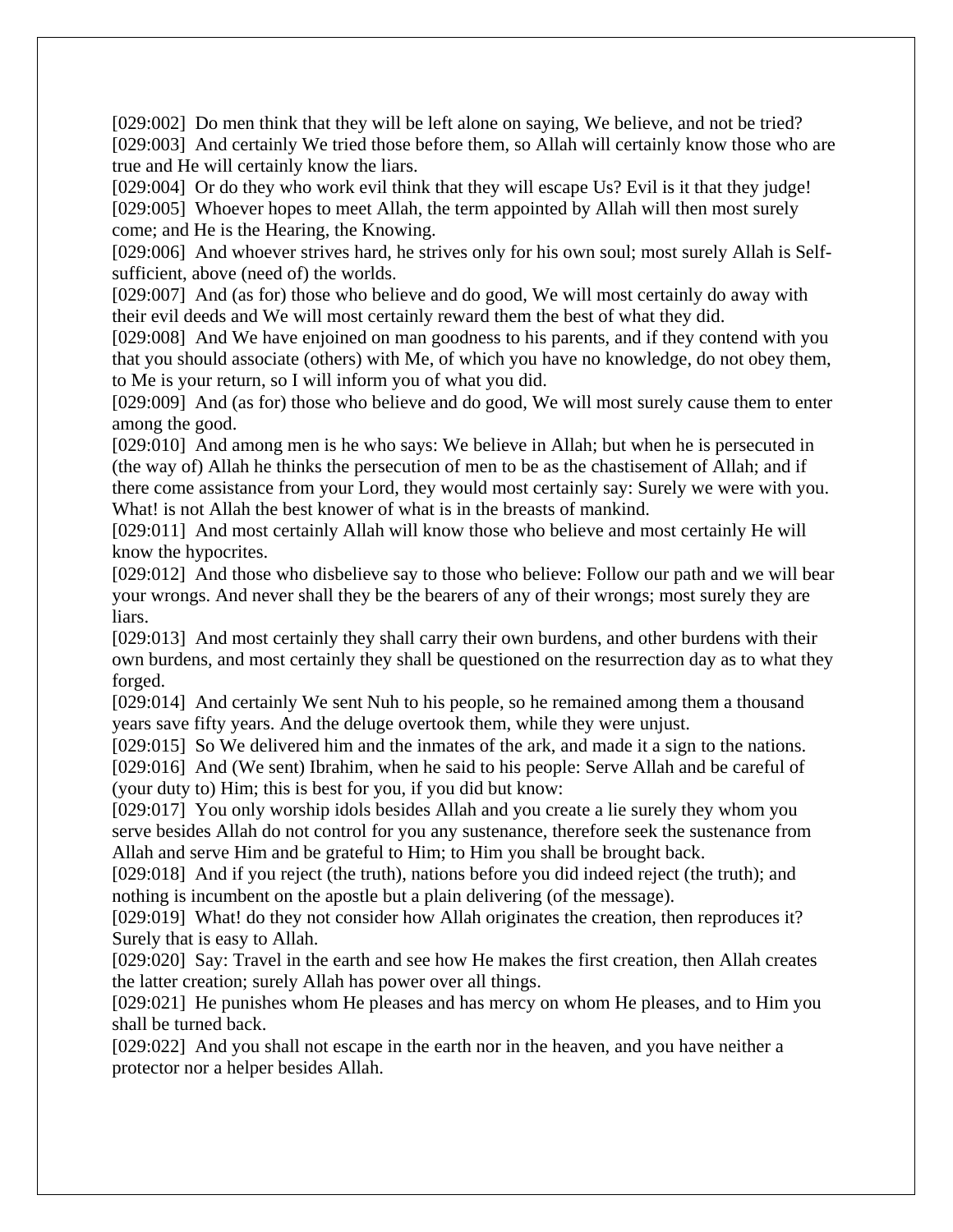[029:002]  Do men think that they will be left alone on saying, We believe, and not be tried?
[029:003]  And certainly We tried those before them, so Allah will certainly know those who are true and He will certainly know the liars.
[029:004]  Or do they who work evil think that they will escape Us? Evil is it that they judge!
[029:005]  Whoever hopes to meet Allah, the term appointed by Allah will then most surely come; and He is the Hearing, the Knowing.
[029:006]  And whoever strives hard, he strives only for his own soul; most surely Allah is Self-sufficient, above (need of) the worlds.
[029:007]  And (as for) those who believe and do good, We will most certainly do away with their evil deeds and We will most certainly reward them the best of what they did.
[029:008]  And We have enjoined on man goodness to his parents, and if they contend with you that you should associate (others) with Me, of which you have no knowledge, do not obey them, to Me is your return, so I will inform you of what you did.
[029:009]  And (as for) those who believe and do good, We will most surely cause them to enter among the good.
[029:010]  And among men is he who says: We believe in Allah; but when he is persecuted in (the way of) Allah he thinks the persecution of men to be as the chastisement of Allah; and if there come assistance from your Lord, they would most certainly say: Surely we were with you. What! is not Allah the best knower of what is in the breasts of mankind.
[029:011]  And most certainly Allah will know those who believe and most certainly He will know the hypocrites.
[029:012]  And those who disbelieve say to those who believe: Follow our path and we will bear your wrongs. And never shall they be the bearers of any of their wrongs; most surely they are liars.
[029:013]  And most certainly they shall carry their own burdens, and other burdens with their own burdens, and most certainly they shall be questioned on the resurrection day as to what they forged.
[029:014]  And certainly We sent Nuh to his people, so he remained among them a thousand years save fifty years. And the deluge overtook them, while they were unjust.
[029:015]  So We delivered him and the inmates of the ark, and made it a sign to the nations.
[029:016]  And (We sent) Ibrahim, when he said to his people: Serve Allah and be careful of (your duty to) Him; this is best for you, if you did but know:
[029:017]  You only worship idols besides Allah and you create a lie surely they whom you serve besides Allah do not control for you any sustenance, therefore seek the sustenance from Allah and serve Him and be grateful to Him; to Him you shall be brought back.
[029:018]  And if you reject (the truth), nations before you did indeed reject (the truth); and nothing is incumbent on the apostle but a plain delivering (of the message).
[029:019]  What! do they not consider how Allah originates the creation, then reproduces it? Surely that is easy to Allah.
[029:020]  Say: Travel in the earth and see how He makes the first creation, then Allah creates the latter creation; surely Allah has power over all things.
[029:021]  He punishes whom He pleases and has mercy on whom He pleases, and to Him you shall be turned back.
[029:022]  And you shall not escape in the earth nor in the heaven, and you have neither a protector nor a helper besides Allah.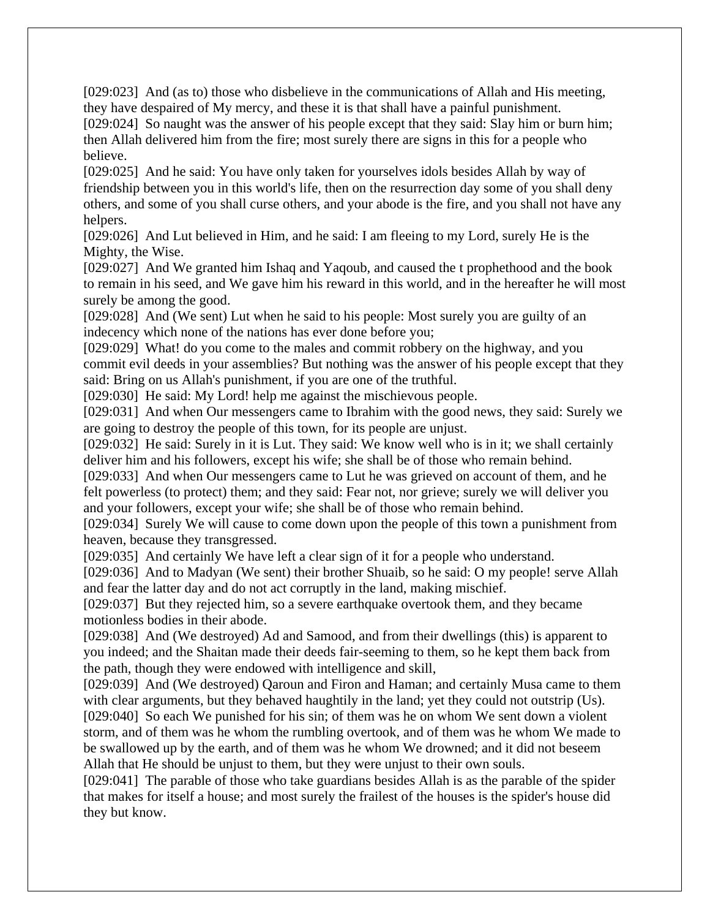[029:023] And (as to) those who disbelieve in the communications of Allah and His meeting, they have despaired of My mercy, and these it is that shall have a painful punishment.
[029:024] So naught was the answer of his people except that they said: Slay him or burn him; then Allah delivered him from the fire; most surely there are signs in this for a people who believe.
[029:025] And he said: You have only taken for yourselves idols besides Allah by way of friendship between you in this world's life, then on the resurrection day some of you shall deny others, and some of you shall curse others, and your abode is the fire, and you shall not have any helpers.
[029:026] And Lut believed in Him, and he said: I am fleeing to my Lord, surely He is the Mighty, the Wise.
[029:027] And We granted him Ishaq and Yaqoub, and caused the t prophethood and the book to remain in his seed, and We gave him his reward in this world, and in the hereafter he will most surely be among the good.
[029:028] And (We sent) Lut when he said to his people: Most surely you are guilty of an indecency which none of the nations has ever done before you;
[029:029] What! do you come to the males and commit robbery on the highway, and you commit evil deeds in your assemblies? But nothing was the answer of his people except that they said: Bring on us Allah's punishment, if you are one of the truthful.
[029:030] He said: My Lord! help me against the mischievous people.
[029:031] And when Our messengers came to Ibrahim with the good news, they said: Surely we are going to destroy the people of this town, for its people are unjust.
[029:032] He said: Surely in it is Lut. They said: We know well who is in it; we shall certainly deliver him and his followers, except his wife; she shall be of those who remain behind.
[029:033] And when Our messengers came to Lut he was grieved on account of them, and he felt powerless (to protect) them; and they said: Fear not, nor grieve; surely we will deliver you and your followers, except your wife; she shall be of those who remain behind.
[029:034] Surely We will cause to come down upon the people of this town a punishment from heaven, because they transgressed.
[029:035] And certainly We have left a clear sign of it for a people who understand.
[029:036] And to Madyan (We sent) their brother Shuaib, so he said: O my people! serve Allah and fear the latter day and do not act corruptly in the land, making mischief.
[029:037] But they rejected him, so a severe earthquake overtook them, and they became motionless bodies in their abode.
[029:038] And (We destroyed) Ad and Samood, and from their dwellings (this) is apparent to you indeed; and the Shaitan made their deeds fair-seeming to them, so he kept them back from the path, though they were endowed with intelligence and skill,
[029:039] And (We destroyed) Qaroun and Firon and Haman; and certainly Musa came to them with clear arguments, but they behaved haughtily in the land; yet they could not outstrip (Us).
[029:040] So each We punished for his sin; of them was he on whom We sent down a violent storm, and of them was he whom the rumbling overtook, and of them was he whom We made to be swallowed up by the earth, and of them was he whom We drowned; and it did not beseem Allah that He should be unjust to them, but they were unjust to their own souls.
[029:041] The parable of those who take guardians besides Allah is as the parable of the spider that makes for itself a house; and most surely the frailest of the houses is the spider's house did they but know.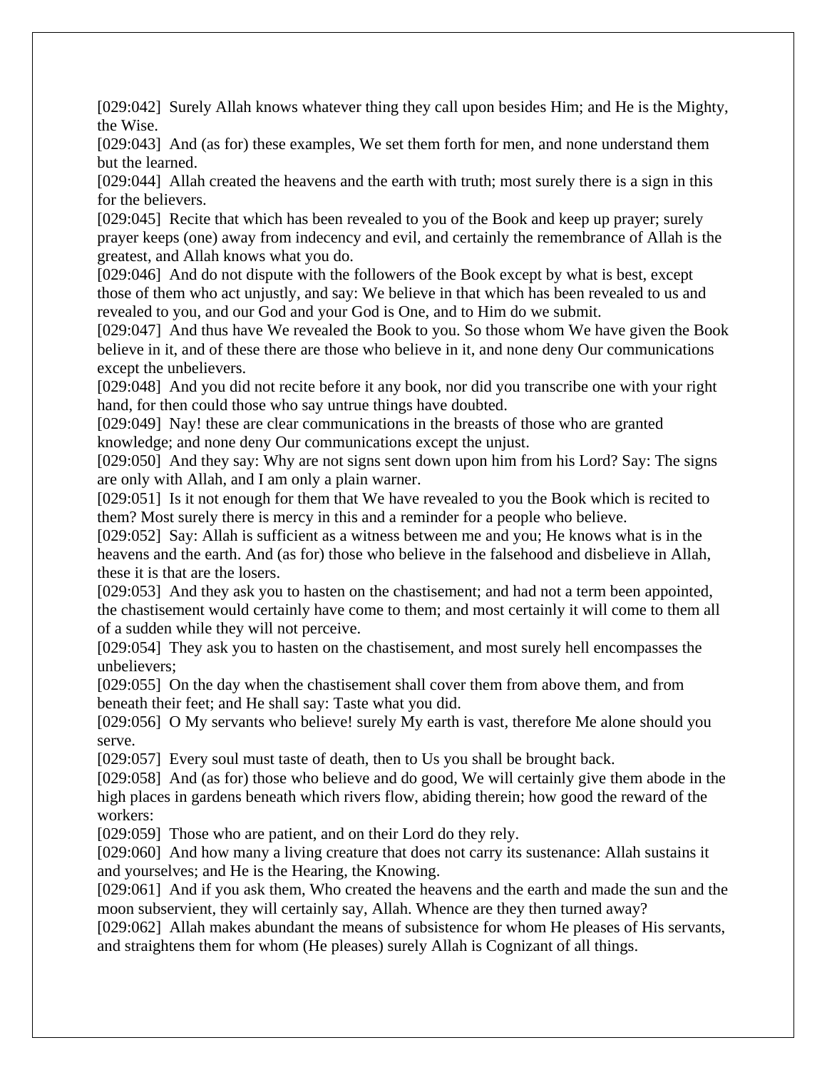[029:042] Surely Allah knows whatever thing they call upon besides Him; and He is the Mighty, the Wise.

[029:043] And (as for) these examples, We set them forth for men, and none understand them but the learned.

[029:044] Allah created the heavens and the earth with truth; most surely there is a sign in this for the believers.

[029:045] Recite that which has been revealed to you of the Book and keep up prayer; surely prayer keeps (one) away from indecency and evil, and certainly the remembrance of Allah is the greatest, and Allah knows what you do.

[029:046] And do not dispute with the followers of the Book except by what is best, except those of them who act unjustly, and say: We believe in that which has been revealed to us and revealed to you, and our God and your God is One, and to Him do we submit.

[029:047] And thus have We revealed the Book to you. So those whom We have given the Book believe in it, and of these there are those who believe in it, and none deny Our communications except the unbelievers.

[029:048] And you did not recite before it any book, nor did you transcribe one with your right hand, for then could those who say untrue things have doubted.

[029:049] Nay! these are clear communications in the breasts of those who are granted knowledge; and none deny Our communications except the unjust.

[029:050] And they say: Why are not signs sent down upon him from his Lord? Say: The signs are only with Allah, and I am only a plain warner.

[029:051] Is it not enough for them that We have revealed to you the Book which is recited to them? Most surely there is mercy in this and a reminder for a people who believe.

[029:052] Say: Allah is sufficient as a witness between me and you; He knows what is in the heavens and the earth. And (as for) those who believe in the falsehood and disbelieve in Allah, these it is that are the losers.

[029:053] And they ask you to hasten on the chastisement; and had not a term been appointed, the chastisement would certainly have come to them; and most certainly it will come to them all of a sudden while they will not perceive.

[029:054] They ask you to hasten on the chastisement, and most surely hell encompasses the unbelievers;

[029:055] On the day when the chastisement shall cover them from above them, and from beneath their feet; and He shall say: Taste what you did.

[029:056] O My servants who believe! surely My earth is vast, therefore Me alone should you serve.

[029:057] Every soul must taste of death, then to Us you shall be brought back.

[029:058] And (as for) those who believe and do good, We will certainly give them abode in the high places in gardens beneath which rivers flow, abiding therein; how good the reward of the workers:

[029:059] Those who are patient, and on their Lord do they rely.

[029:060] And how many a living creature that does not carry its sustenance: Allah sustains it and yourselves; and He is the Hearing, the Knowing.

[029:061] And if you ask them, Who created the heavens and the earth and made the sun and the moon subservient, they will certainly say, Allah. Whence are they then turned away?

[029:062] Allah makes abundant the means of subsistence for whom He pleases of His servants, and straightens them for whom (He pleases) surely Allah is Cognizant of all things.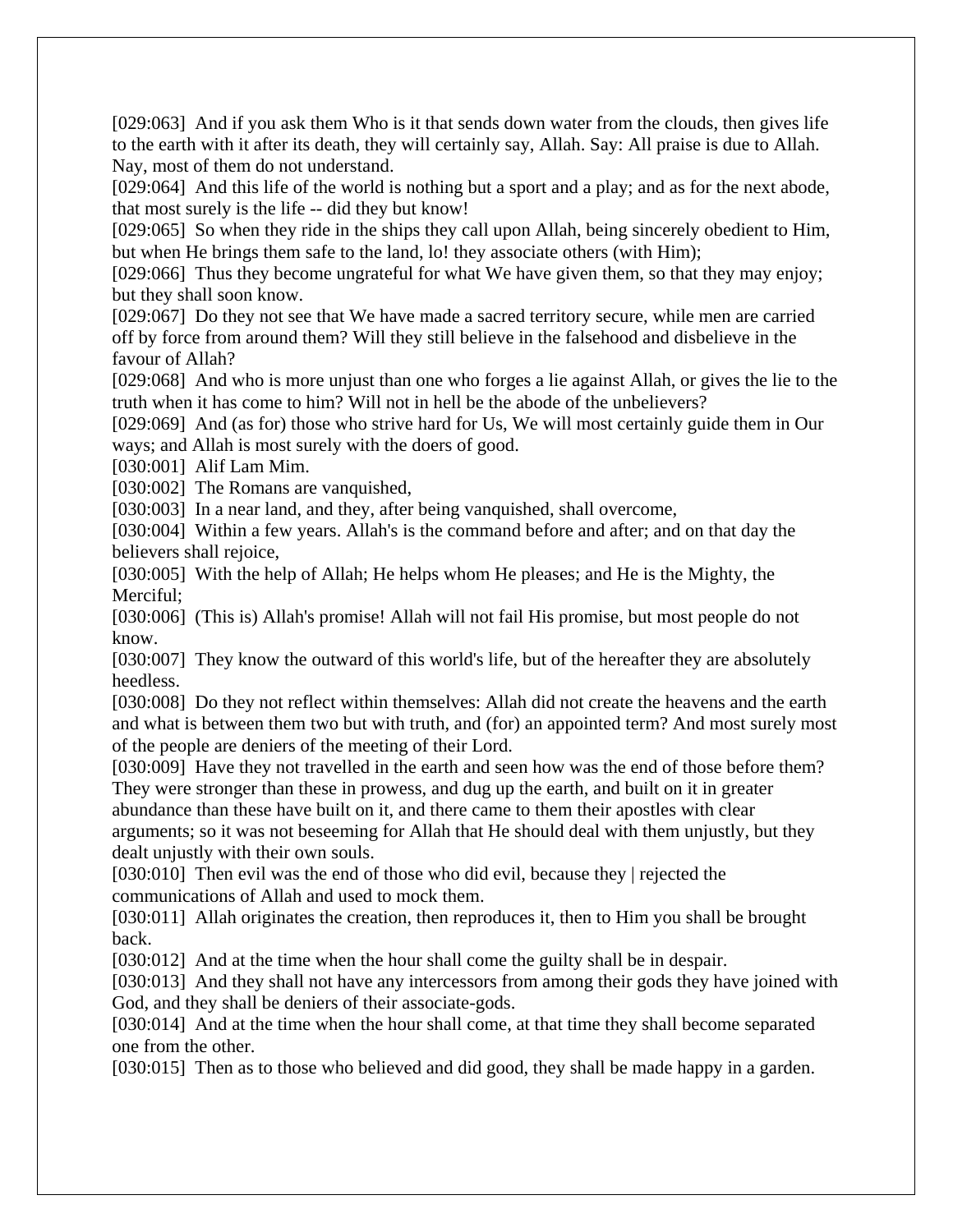[029:063]  And if you ask them Who is it that sends down water from the clouds, then gives life to the earth with it after its death, they will certainly say, Allah. Say: All praise is due to Allah. Nay, most of them do not understand.
[029:064]  And this life of the world is nothing but a sport and a play; and as for the next abode, that most surely is the life -- did they but know!
[029:065]  So when they ride in the ships they call upon Allah, being sincerely obedient to Him, but when He brings them safe to the land, lo! they associate others (with Him);
[029:066]  Thus they become ungrateful for what We have given them, so that they may enjoy; but they shall soon know.
[029:067]  Do they not see that We have made a sacred territory secure, while men are carried off by force from around them? Will they still believe in the falsehood and disbelieve in the favour of Allah?
[029:068]  And who is more unjust than one who forges a lie against Allah, or gives the lie to the truth when it has come to him? Will not in hell be the abode of the unbelievers?
[029:069]  And (as for) those who strive hard for Us, We will most certainly guide them in Our ways; and Allah is most surely with the doers of good.
[030:001]  Alif Lam Mim.
[030:002]  The Romans are vanquished,
[030:003]  In a near land, and they, after being vanquished, shall overcome,
[030:004]  Within a few years. Allah's is the command before and after; and on that day the believers shall rejoice,
[030:005]  With the help of Allah; He helps whom He pleases; and He is the Mighty, the Merciful;
[030:006]  (This is) Allah's promise! Allah will not fail His promise, but most people do not know.
[030:007]  They know the outward of this world's life, but of the hereafter they are absolutely heedless.
[030:008]  Do they not reflect within themselves: Allah did not create the heavens and the earth and what is between them two but with truth, and (for) an appointed term? And most surely most of the people are deniers of the meeting of their Lord.
[030:009]  Have they not travelled in the earth and seen how was the end of those before them? They were stronger than these in prowess, and dug up the earth, and built on it in greater abundance than these have built on it, and there came to them their apostles with clear arguments; so it was not beseeming for Allah that He should deal with them unjustly, but they dealt unjustly with their own souls.
[030:010]  Then evil was the end of those who did evil, because they | rejected the communications of Allah and used to mock them.
[030:011]  Allah originates the creation, then reproduces it, then to Him you shall be brought back.
[030:012]  And at the time when the hour shall come the guilty shall be in despair.
[030:013]  And they shall not have any intercessors from among their gods they have joined with God, and they shall be deniers of their associate-gods.
[030:014]  And at the time when the hour shall come, at that time they shall become separated one from the other.
[030:015]  Then as to those who believed and did good, they shall be made happy in a garden.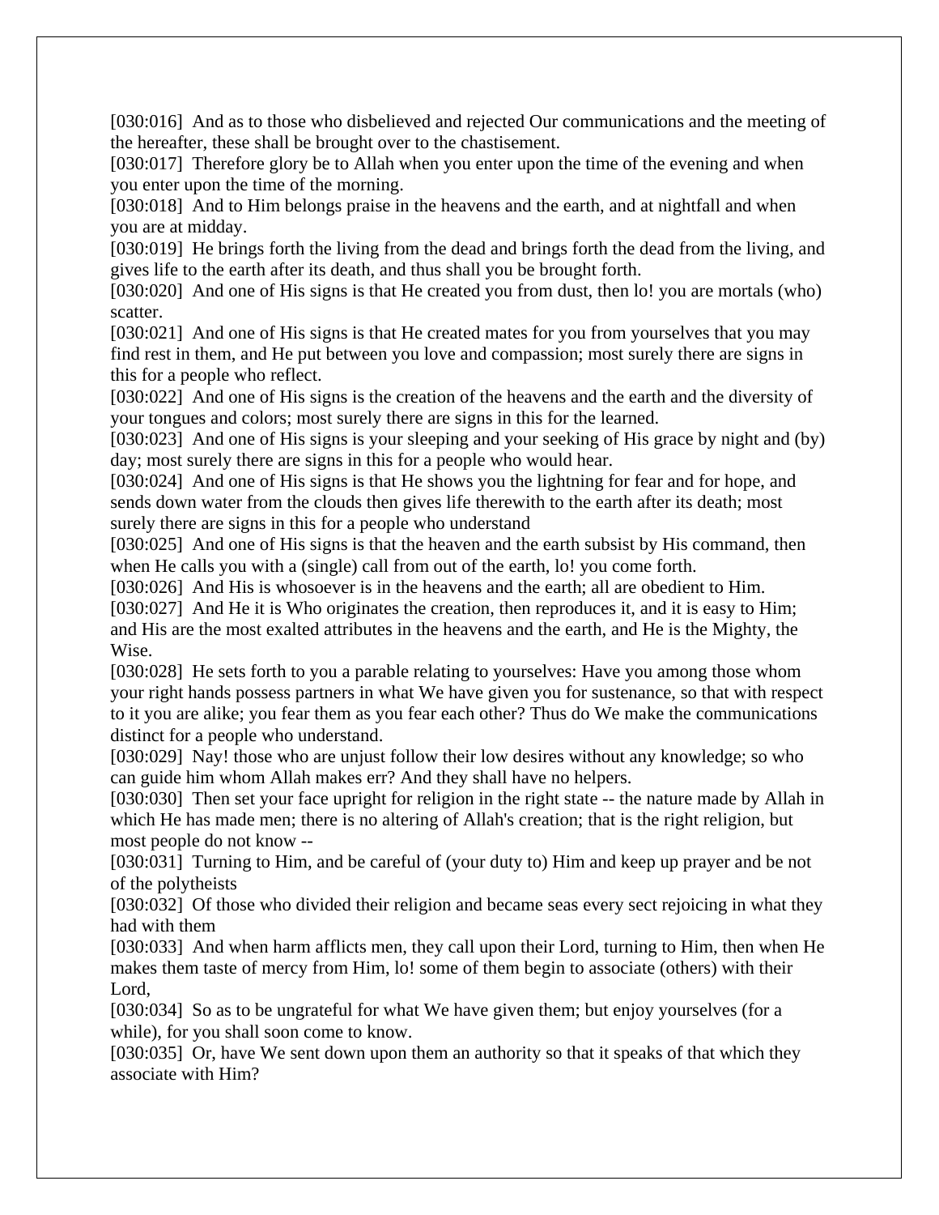[030:016]  And as to those who disbelieved and rejected Our communications and the meeting of the hereafter, these shall be brought over to the chastisement.
[030:017]  Therefore glory be to Allah when you enter upon the time of the evening and when you enter upon the time of the morning.
[030:018]  And to Him belongs praise in the heavens and the earth, and at nightfall and when you are at midday.
[030:019]  He brings forth the living from the dead and brings forth the dead from the living, and gives life to the earth after its death, and thus shall you be brought forth.
[030:020]  And one of His signs is that He created you from dust, then lo! you are mortals (who) scatter.
[030:021]  And one of His signs is that He created mates for you from yourselves that you may find rest in them, and He put between you love and compassion; most surely there are signs in this for a people who reflect.
[030:022]  And one of His signs is the creation of the heavens and the earth and the diversity of your tongues and colors; most surely there are signs in this for the learned.
[030:023]  And one of His signs is your sleeping and your seeking of His grace by night and (by) day; most surely there are signs in this for a people who would hear.
[030:024]  And one of His signs is that He shows you the lightning for fear and for hope, and sends down water from the clouds then gives life therewith to the earth after its death; most surely there are signs in this for a people who understand
[030:025]  And one of His signs is that the heaven and the earth subsist by His command, then when He calls you with a (single) call from out of the earth, lo! you come forth.
[030:026]  And His is whosoever is in the heavens and the earth; all are obedient to Him.
[030:027]  And He it is Who originates the creation, then reproduces it, and it is easy to Him; and His are the most exalted attributes in the heavens and the earth, and He is the Mighty, the Wise.
[030:028]  He sets forth to you a parable relating to yourselves: Have you among those whom your right hands possess partners in what We have given you for sustenance, so that with respect to it you are alike; you fear them as you fear each other? Thus do We make the communications distinct for a people who understand.
[030:029]  Nay! those who are unjust follow their low desires without any knowledge; so who can guide him whom Allah makes err? And they shall have no helpers.
[030:030]  Then set your face upright for religion in the right state -- the nature made by Allah in which He has made men; there is no altering of Allah's creation; that is the right religion, but most people do not know --
[030:031]  Turning to Him, and be careful of (your duty to) Him and keep up prayer and be not of the polytheists
[030:032]  Of those who divided their religion and became seas every sect rejoicing in what they had with them
[030:033]  And when harm afflicts men, they call upon their Lord, turning to Him, then when He makes them taste of mercy from Him, lo! some of them begin to associate (others) with their Lord,
[030:034]  So as to be ungrateful for what We have given them; but enjoy yourselves (for a while), for you shall soon come to know.
[030:035]  Or, have We sent down upon them an authority so that it speaks of that which they associate with Him?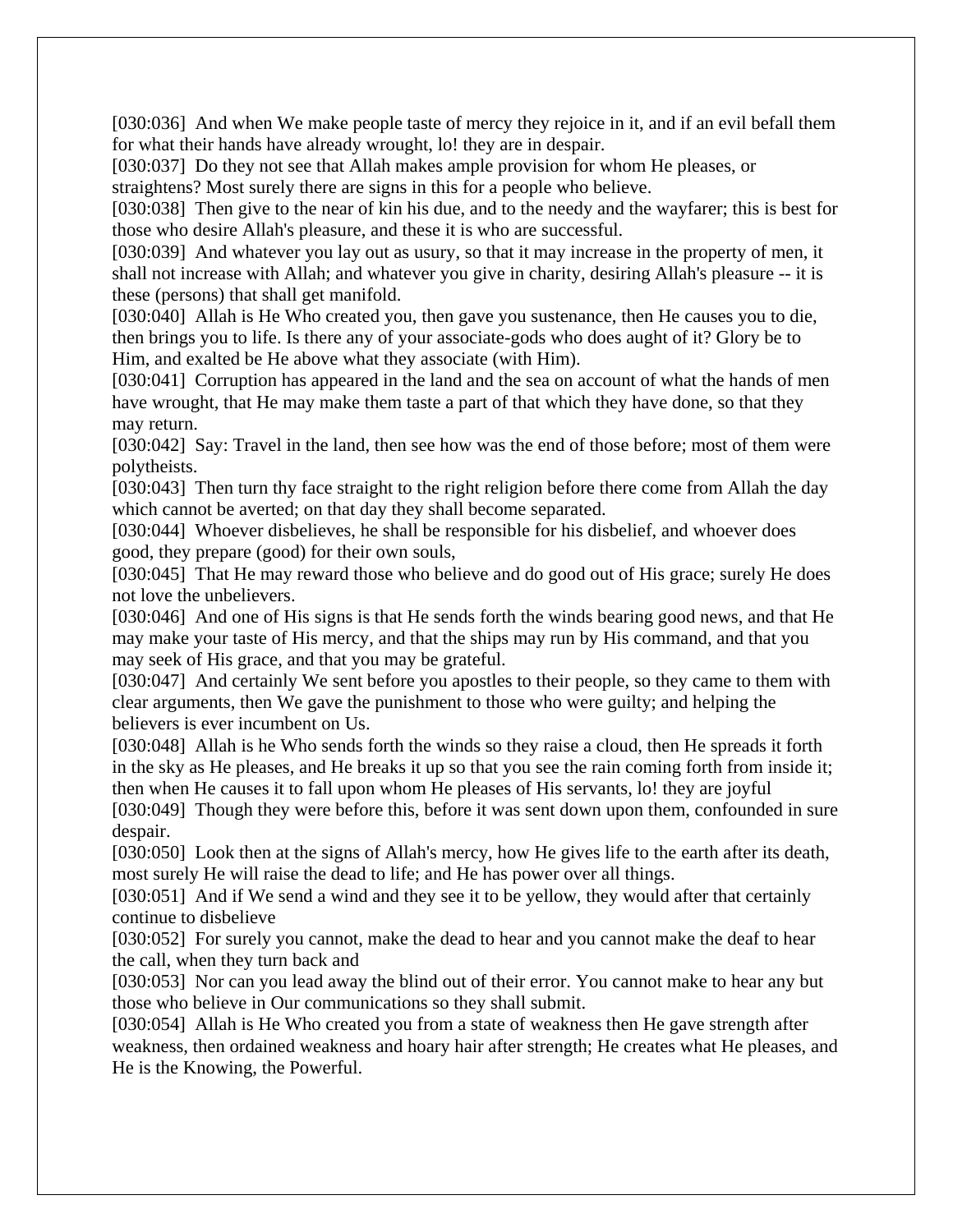[030:036] And when We make people taste of mercy they rejoice in it, and if an evil befall them for what their hands have already wrought, lo! they are in despair.
[030:037] Do they not see that Allah makes ample provision for whom He pleases, or straightens? Most surely there are signs in this for a people who believe.
[030:038] Then give to the near of kin his due, and to the needy and the wayfarer; this is best for those who desire Allah's pleasure, and these it is who are successful.
[030:039] And whatever you lay out as usury, so that it may increase in the property of men, it shall not increase with Allah; and whatever you give in charity, desiring Allah's pleasure -- it is these (persons) that shall get manifold.
[030:040] Allah is He Who created you, then gave you sustenance, then He causes you to die, then brings you to life. Is there any of your associate-gods who does aught of it? Glory be to Him, and exalted be He above what they associate (with Him).
[030:041] Corruption has appeared in the land and the sea on account of what the hands of men have wrought, that He may make them taste a part of that which they have done, so that they may return.
[030:042] Say: Travel in the land, then see how was the end of those before; most of them were polytheists.
[030:043] Then turn thy face straight to the right religion before there come from Allah the day which cannot be averted; on that day they shall become separated.
[030:044] Whoever disbelieves, he shall be responsible for his disbelief, and whoever does good, they prepare (good) for their own souls,
[030:045] That He may reward those who believe and do good out of His grace; surely He does not love the unbelievers.
[030:046] And one of His signs is that He sends forth the winds bearing good news, and that He may make your taste of His mercy, and that the ships may run by His command, and that you may seek of His grace, and that you may be grateful.
[030:047] And certainly We sent before you apostles to their people, so they came to them with clear arguments, then We gave the punishment to those who were guilty; and helping the believers is ever incumbent on Us.
[030:048] Allah is he Who sends forth the winds so they raise a cloud, then He spreads it forth in the sky as He pleases, and He breaks it up so that you see the rain coming forth from inside it; then when He causes it to fall upon whom He pleases of His servants, lo! they are joyful
[030:049] Though they were before this, before it was sent down upon them, confounded in sure despair.
[030:050] Look then at the signs of Allah's mercy, how He gives life to the earth after its death, most surely He will raise the dead to life; and He has power over all things.
[030:051] And if We send a wind and they see it to be yellow, they would after that certainly continue to disbelieve
[030:052] For surely you cannot, make the dead to hear and you cannot make the deaf to hear the call, when they turn back and
[030:053] Nor can you lead away the blind out of their error. You cannot make to hear any but those who believe in Our communications so they shall submit.
[030:054] Allah is He Who created you from a state of weakness then He gave strength after weakness, then ordained weakness and hoary hair after strength; He creates what He pleases, and He is the Knowing, the Powerful.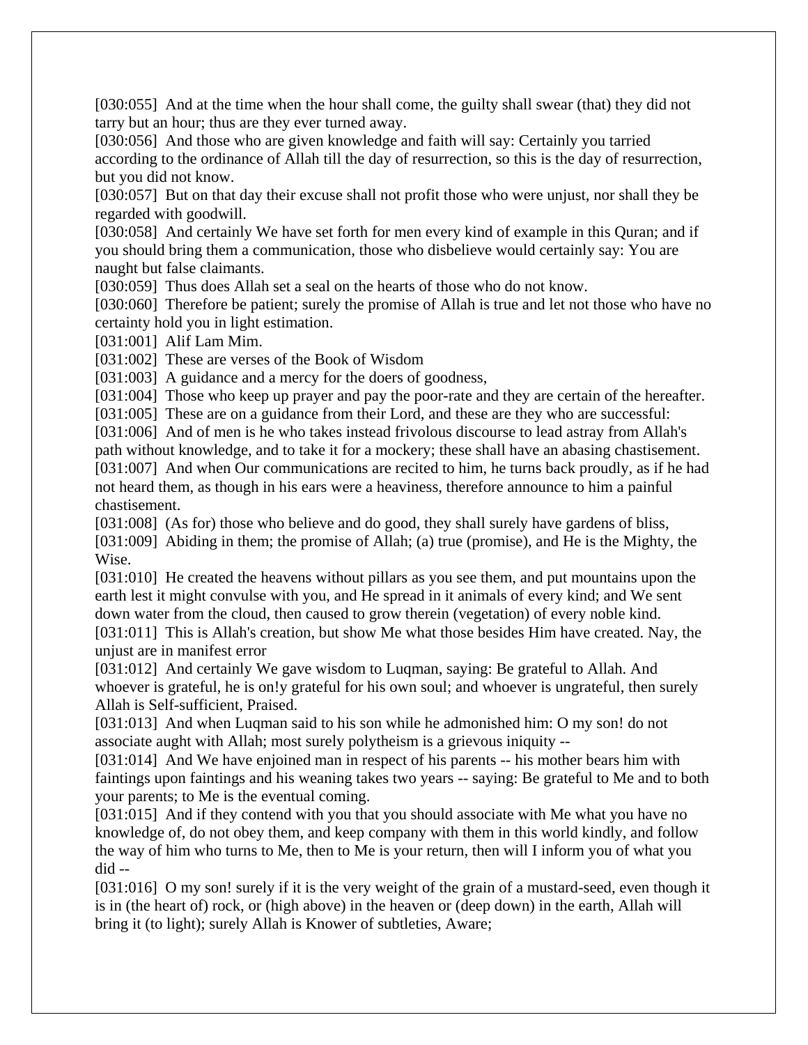[030:055] And at the time when the hour shall come, the guilty shall swear (that) they did not tarry but an hour; thus are they ever turned away.

[030:056] And those who are given knowledge and faith will say: Certainly you tarried according to the ordinance of Allah till the day of resurrection, so this is the day of resurrection, but you did not know.

[030:057] But on that day their excuse shall not profit those who were unjust, nor shall they be regarded with goodwill.

[030:058] And certainly We have set forth for men every kind of example in this Quran; and if you should bring them a communication, those who disbelieve would certainly say: You are naught but false claimants.

[030:059] Thus does Allah set a seal on the hearts of those who do not know.

[030:060] Therefore be patient; surely the promise of Allah is true and let not those who have no certainty hold you in light estimation.

[031:001] Alif Lam Mim.

[031:002] These are verses of the Book of Wisdom

[031:003] A guidance and a mercy for the doers of goodness,

[031:004] Those who keep up prayer and pay the poor-rate and they are certain of the hereafter.

[031:005] These are on a guidance from their Lord, and these are they who are successful:

[031:006] And of men is he who takes instead frivolous discourse to lead astray from Allah's path without knowledge, and to take it for a mockery; these shall have an abasing chastisement.

[031:007] And when Our communications are recited to him, he turns back proudly, as if he had not heard them, as though in his ears were a heaviness, therefore announce to him a painful chastisement.

[031:008] (As for) those who believe and do good, they shall surely have gardens of bliss,

[031:009] Abiding in them; the promise of Allah; (a) true (promise), and He is the Mighty, the Wise.

[031:010] He created the heavens without pillars as you see them, and put mountains upon the earth lest it might convulse with you, and He spread in it animals of every kind; and We sent down water from the cloud, then caused to grow therein (vegetation) of every noble kind.

[031:011] This is Allah's creation, but show Me what those besides Him have created. Nay, the unjust are in manifest error

[031:012] And certainly We gave wisdom to Luqman, saying: Be grateful to Allah. And whoever is grateful, he is on!y grateful for his own soul; and whoever is ungrateful, then surely Allah is Self-sufficient, Praised.

[031:013] And when Luqman said to his son while he admonished him: O my son! do not associate aught with Allah; most surely polytheism is a grievous iniquity --

[031:014] And We have enjoined man in respect of his parents -- his mother bears him with faintings upon faintings and his weaning takes two years -- saying: Be grateful to Me and to both your parents; to Me is the eventual coming.

[031:015] And if they contend with you that you should associate with Me what you have no knowledge of, do not obey them, and keep company with them in this world kindly, and follow the way of him who turns to Me, then to Me is your return, then will I inform you of what you did --

[031:016] O my son! surely if it is the very weight of the grain of a mustard-seed, even though it is in (the heart of) rock, or (high above) in the heaven or (deep down) in the earth, Allah will bring it (to light); surely Allah is Knower of subtleties, Aware;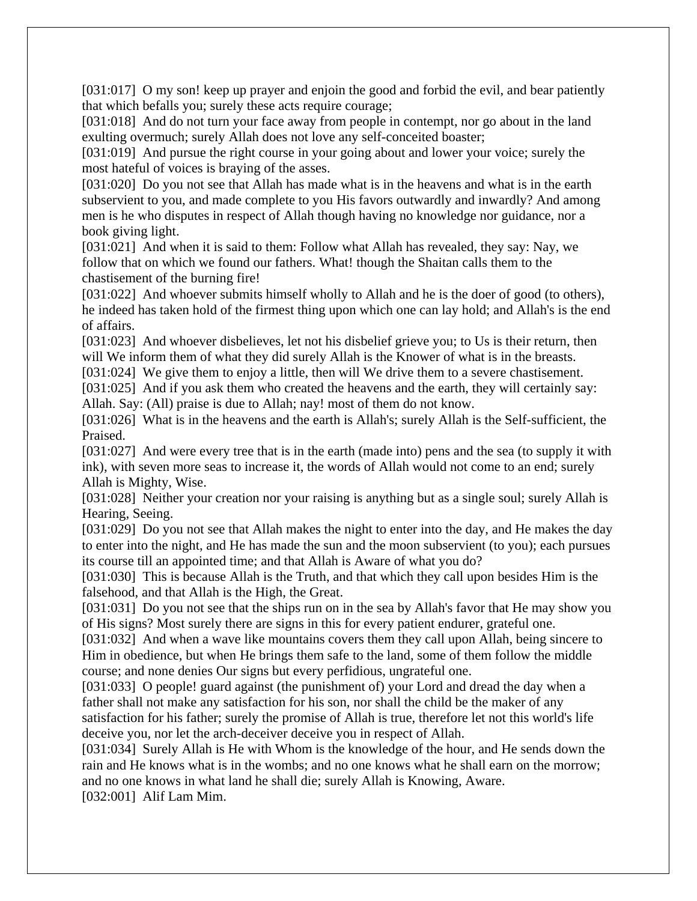[031:017] O my son! keep up prayer and enjoin the good and forbid the evil, and bear patiently that which befalls you; surely these acts require courage;

[031:018] And do not turn your face away from people in contempt, nor go about in the land exulting overmuch; surely Allah does not love any self-conceited boaster;

[031:019] And pursue the right course in your going about and lower your voice; surely the most hateful of voices is braying of the asses.

[031:020] Do you not see that Allah has made what is in the heavens and what is in the earth subservient to you, and made complete to you His favors outwardly and inwardly? And among men is he who disputes in respect of Allah though having no knowledge nor guidance, nor a book giving light.

[031:021] And when it is said to them: Follow what Allah has revealed, they say: Nay, we follow that on which we found our fathers. What! though the Shaitan calls them to the chastisement of the burning fire!

[031:022] And whoever submits himself wholly to Allah and he is the doer of good (to others), he indeed has taken hold of the firmest thing upon which one can lay hold; and Allah's is the end of affairs.

[031:023] And whoever disbelieves, let not his disbelief grieve you; to Us is their return, then will We inform them of what they did surely Allah is the Knower of what is in the breasts.

[031:024] We give them to enjoy a little, then will We drive them to a severe chastisement.

[031:025] And if you ask them who created the heavens and the earth, they will certainly say: Allah. Say: (All) praise is due to Allah; nay! most of them do not know.

[031:026] What is in the heavens and the earth is Allah's; surely Allah is the Self-sufficient, the Praised.

[031:027] And were every tree that is in the earth (made into) pens and the sea (to supply it with ink), with seven more seas to increase it, the words of Allah would not come to an end; surely Allah is Mighty, Wise.

[031:028] Neither your creation nor your raising is anything but as a single soul; surely Allah is Hearing, Seeing.

[031:029] Do you not see that Allah makes the night to enter into the day, and He makes the day to enter into the night, and He has made the sun and the moon subservient (to you); each pursues its course till an appointed time; and that Allah is Aware of what you do?

[031:030] This is because Allah is the Truth, and that which they call upon besides Him is the falsehood, and that Allah is the High, the Great.

[031:031] Do you not see that the ships run on in the sea by Allah's favor that He may show you of His signs? Most surely there are signs in this for every patient endurer, grateful one.

[031:032] And when a wave like mountains covers them they call upon Allah, being sincere to Him in obedience, but when He brings them safe to the land, some of them follow the middle course; and none denies Our signs but every perfidious, ungrateful one.

[031:033] O people! guard against (the punishment of) your Lord and dread the day when a father shall not make any satisfaction for his son, nor shall the child be the maker of any satisfaction for his father; surely the promise of Allah is true, therefore let not this world's life deceive you, nor let the arch-deceiver deceive you in respect of Allah.

[031:034] Surely Allah is He with Whom is the knowledge of the hour, and He sends down the rain and He knows what is in the wombs; and no one knows what he shall earn on the morrow; and no one knows in what land he shall die; surely Allah is Knowing, Aware.

[032:001] Alif Lam Mim.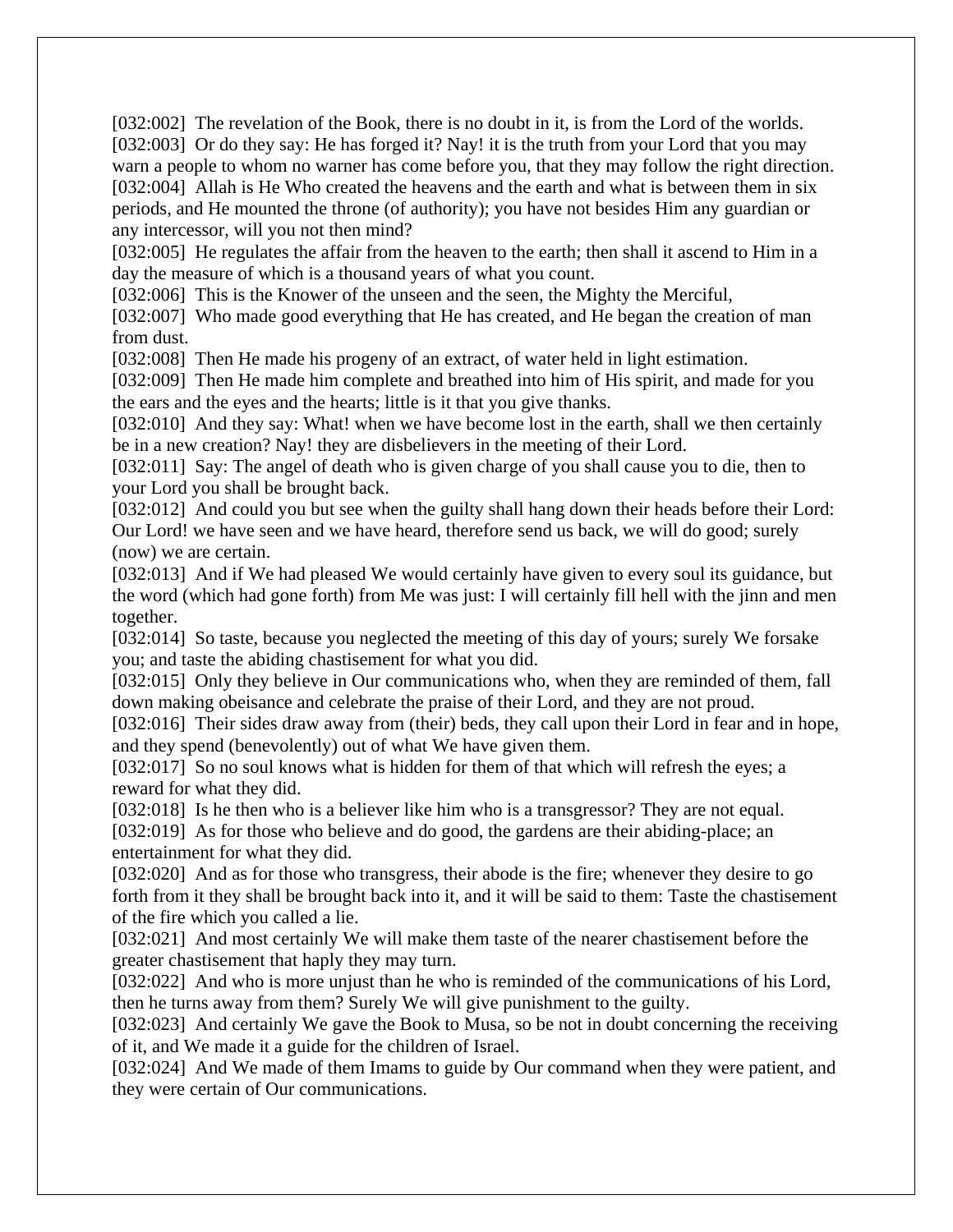[032:002] The revelation of the Book, there is no doubt in it, is from the Lord of the worlds.
[032:003] Or do they say: He has forged it? Nay! it is the truth from your Lord that you may warn a people to whom no warner has come before you, that they may follow the right direction.
[032:004] Allah is He Who created the heavens and the earth and what is between them in six periods, and He mounted the throne (of authority); you have not besides Him any guardian or any intercessor, will you not then mind?
[032:005] He regulates the affair from the heaven to the earth; then shall it ascend to Him in a day the measure of which is a thousand years of what you count.
[032:006] This is the Knower of the unseen and the seen, the Mighty the Merciful,
[032:007] Who made good everything that He has created, and He began the creation of man from dust.
[032:008] Then He made his progeny of an extract, of water held in light estimation.
[032:009] Then He made him complete and breathed into him of His spirit, and made for you the ears and the eyes and the hearts; little is it that you give thanks.
[032:010] And they say: What! when we have become lost in the earth, shall we then certainly be in a new creation? Nay! they are disbelievers in the meeting of their Lord.
[032:011] Say: The angel of death who is given charge of you shall cause you to die, then to your Lord you shall be brought back.
[032:012] And could you but see when the guilty shall hang down their heads before their Lord: Our Lord! we have seen and we have heard, therefore send us back, we will do good; surely (now) we are certain.
[032:013] And if We had pleased We would certainly have given to every soul its guidance, but the word (which had gone forth) from Me was just: I will certainly fill hell with the jinn and men together.
[032:014] So taste, because you neglected the meeting of this day of yours; surely We forsake you; and taste the abiding chastisement for what you did.
[032:015] Only they believe in Our communications who, when they are reminded of them, fall down making obeisance and celebrate the praise of their Lord, and they are not proud.
[032:016] Their sides draw away from (their) beds, they call upon their Lord in fear and in hope, and they spend (benevolently) out of what We have given them.
[032:017] So no soul knows what is hidden for them of that which will refresh the eyes; a reward for what they did.
[032:018] Is he then who is a believer like him who is a transgressor? They are not equal.
[032:019] As for those who believe and do good, the gardens are their abiding-place; an entertainment for what they did.
[032:020] And as for those who transgress, their abode is the fire; whenever they desire to go forth from it they shall be brought back into it, and it will be said to them: Taste the chastisement of the fire which you called a lie.
[032:021] And most certainly We will make them taste of the nearer chastisement before the greater chastisement that haply they may turn.
[032:022] And who is more unjust than he who is reminded of the communications of his Lord, then he turns away from them? Surely We will give punishment to the guilty.
[032:023] And certainly We gave the Book to Musa, so be not in doubt concerning the receiving of it, and We made it a guide for the children of Israel.
[032:024] And We made of them Imams to guide by Our command when they were patient, and they were certain of Our communications.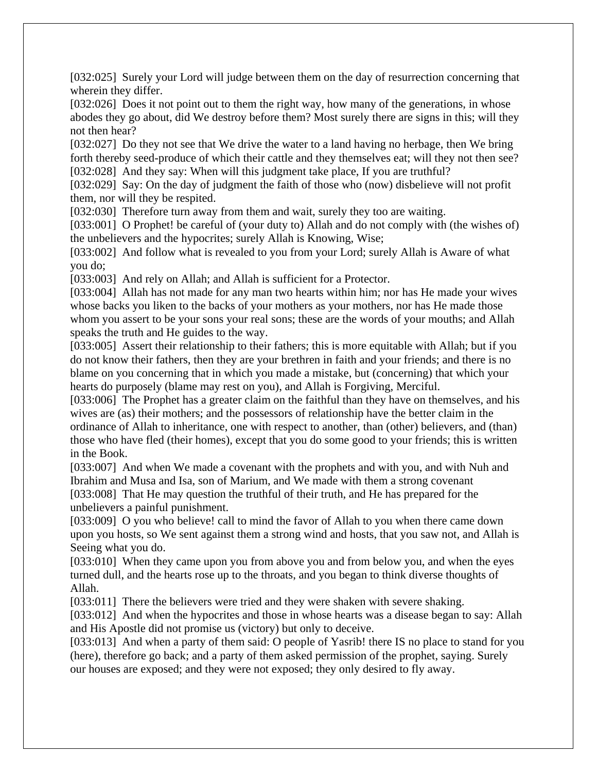[032:025] Surely your Lord will judge between them on the day of resurrection concerning that wherein they differ.
[032:026] Does it not point out to them the right way, how many of the generations, in whose abodes they go about, did We destroy before them? Most surely there are signs in this; will they not then hear?
[032:027] Do they not see that We drive the water to a land having no herbage, then We bring forth thereby seed-produce of which their cattle and they themselves eat; will they not then see?
[032:028] And they say: When will this judgment take place, If you are truthful?
[032:029] Say: On the day of judgment the faith of those who (now) disbelieve will not profit them, nor will they be respited.
[032:030] Therefore turn away from them and wait, surely they too are waiting.
[033:001] O Prophet! be careful of (your duty to) Allah and do not comply with (the wishes of) the unbelievers and the hypocrites; surely Allah is Knowing, Wise;
[033:002] And follow what is revealed to you from your Lord; surely Allah is Aware of what you do;
[033:003] And rely on Allah; and Allah is sufficient for a Protector.
[033:004] Allah has not made for any man two hearts within him; nor has He made your wives whose backs you liken to the backs of your mothers as your mothers, nor has He made those whom you assert to be your sons your real sons; these are the words of your mouths; and Allah speaks the truth and He guides to the way.
[033:005] Assert their relationship to their fathers; this is more equitable with Allah; but if you do not know their fathers, then they are your brethren in faith and your friends; and there is no blame on you concerning that in which you made a mistake, but (concerning) that which your hearts do purposely (blame may rest on you), and Allah is Forgiving, Merciful.
[033:006] The Prophet has a greater claim on the faithful than they have on themselves, and his wives are (as) their mothers; and the possessors of relationship have the better claim in the ordinance of Allah to inheritance, one with respect to another, than (other) believers, and (than) those who have fled (their homes), except that you do some good to your friends; this is written in the Book.
[033:007] And when We made a covenant with the prophets and with you, and with Nuh and Ibrahim and Musa and Isa, son of Marium, and We made with them a strong covenant
[033:008] That He may question the truthful of their truth, and He has prepared for the unbelievers a painful punishment.
[033:009] O you who believe! call to mind the favor of Allah to you when there came down upon you hosts, so We sent against them a strong wind and hosts, that you saw not, and Allah is Seeing what you do.
[033:010] When they came upon you from above you and from below you, and when the eyes turned dull, and the hearts rose up to the throats, and you began to think diverse thoughts of Allah.
[033:011] There the believers were tried and they were shaken with severe shaking.
[033:012] And when the hypocrites and those in whose hearts was a disease began to say: Allah and His Apostle did not promise us (victory) but only to deceive.
[033:013] And when a party of them said: O people of Yasrib! there IS no place to stand for you (here), therefore go back; and a party of them asked permission of the prophet, saying. Surely our houses are exposed; and they were not exposed; they only desired to fly away.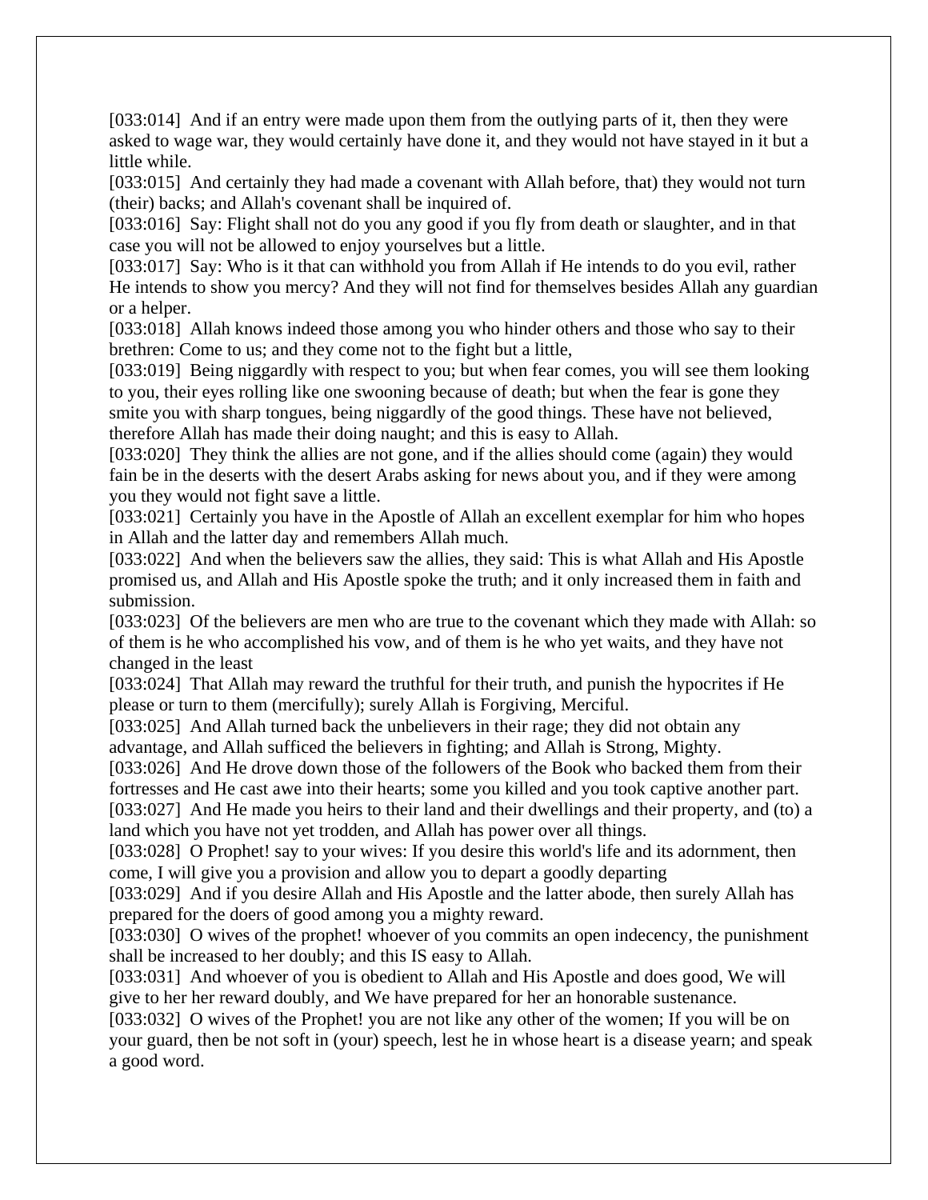[033:014] And if an entry were made upon them from the outlying parts of it, then they were asked to wage war, they would certainly have done it, and they would not have stayed in it but a little while.

[033:015] And certainly they had made a covenant with Allah before, that) they would not turn (their) backs; and Allah's covenant shall be inquired of.

[033:016] Say: Flight shall not do you any good if you fly from death or slaughter, and in that case you will not be allowed to enjoy yourselves but a little.

[033:017] Say: Who is it that can withhold you from Allah if He intends to do you evil, rather He intends to show you mercy? And they will not find for themselves besides Allah any guardian or a helper.

[033:018] Allah knows indeed those among you who hinder others and those who say to their brethren: Come to us; and they come not to the fight but a little,

[033:019] Being niggardly with respect to you; but when fear comes, you will see them looking to you, their eyes rolling like one swooning because of death; but when the fear is gone they smite you with sharp tongues, being niggardly of the good things. These have not believed, therefore Allah has made their doing naught; and this is easy to Allah.

[033:020] They think the allies are not gone, and if the allies should come (again) they would fain be in the deserts with the desert Arabs asking for news about you, and if they were among you they would not fight save a little.

[033:021] Certainly you have in the Apostle of Allah an excellent exemplar for him who hopes in Allah and the latter day and remembers Allah much.

[033:022] And when the believers saw the allies, they said: This is what Allah and His Apostle promised us, and Allah and His Apostle spoke the truth; and it only increased them in faith and submission.

[033:023] Of the believers are men who are true to the covenant which they made with Allah: so of them is he who accomplished his vow, and of them is he who yet waits, and they have not changed in the least

[033:024] That Allah may reward the truthful for their truth, and punish the hypocrites if He please or turn to them (mercifully); surely Allah is Forgiving, Merciful.

[033:025] And Allah turned back the unbelievers in their rage; they did not obtain any advantage, and Allah sufficed the believers in fighting; and Allah is Strong, Mighty.

[033:026] And He drove down those of the followers of the Book who backed them from their fortresses and He cast awe into their hearts; some you killed and you took captive another part.

[033:027] And He made you heirs to their land and their dwellings and their property, and (to) a land which you have not yet trodden, and Allah has power over all things.

[033:028] O Prophet! say to your wives: If you desire this world's life and its adornment, then come, I will give you a provision and allow you to depart a goodly departing

[033:029] And if you desire Allah and His Apostle and the latter abode, then surely Allah has prepared for the doers of good among you a mighty reward.

[033:030] O wives of the prophet! whoever of you commits an open indecency, the punishment shall be increased to her doubly; and this IS easy to Allah.

[033:031] And whoever of you is obedient to Allah and His Apostle and does good, We will give to her her reward doubly, and We have prepared for her an honorable sustenance.

[033:032] O wives of the Prophet! you are not like any other of the women; If you will be on your guard, then be not soft in (your) speech, lest he in whose heart is a disease yearn; and speak a good word.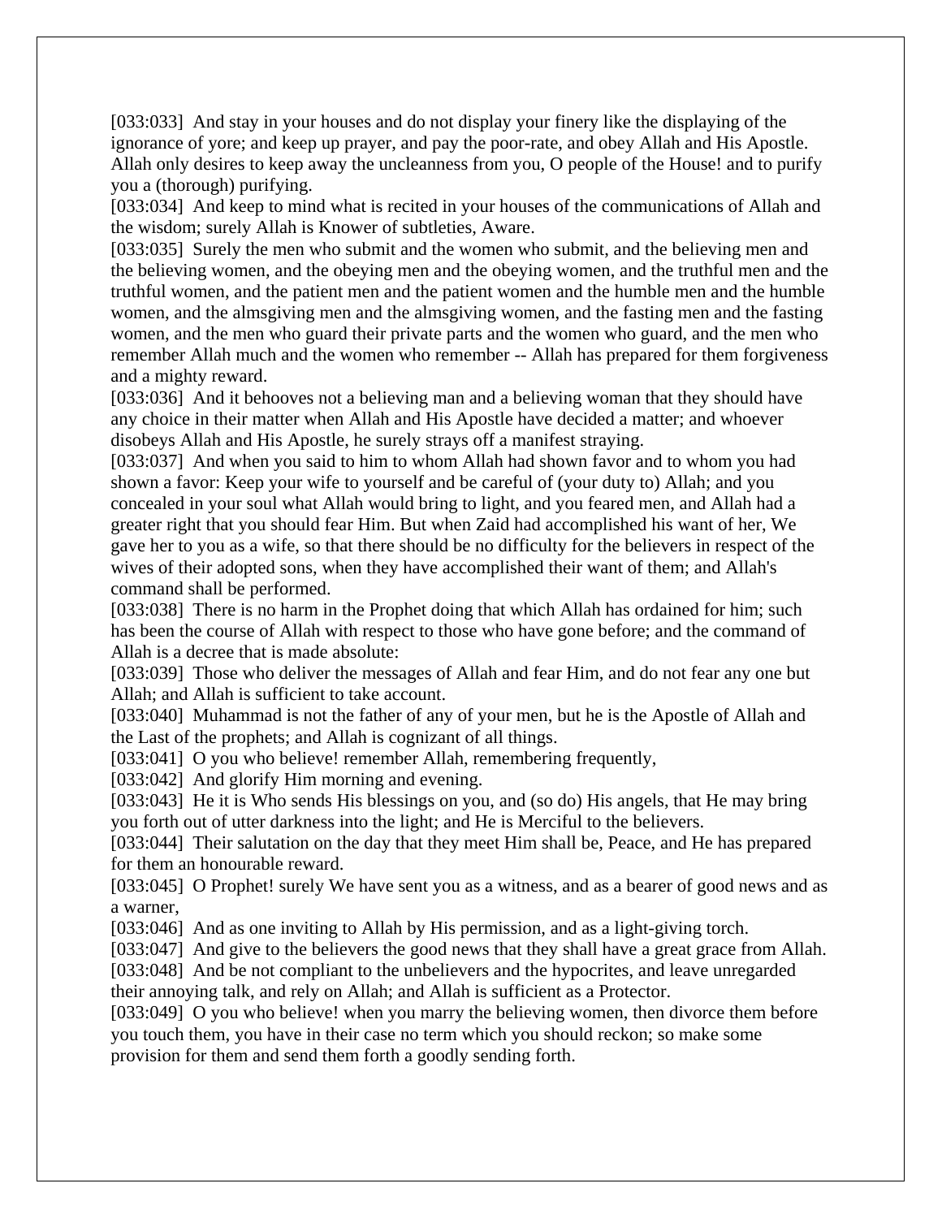[033:033] And stay in your houses and do not display your finery like the displaying of the ignorance of yore; and keep up prayer, and pay the poor-rate, and obey Allah and His Apostle. Allah only desires to keep away the uncleanness from you, O people of the House! and to purify you a (thorough) purifying.

[033:034] And keep to mind what is recited in your houses of the communications of Allah and the wisdom; surely Allah is Knower of subtleties, Aware.

[033:035] Surely the men who submit and the women who submit, and the believing men and the believing women, and the obeying men and the obeying women, and the truthful men and the truthful women, and the patient men and the patient women and the humble men and the humble women, and the almsgiving men and the almsgiving women, and the fasting men and the fasting women, and the men who guard their private parts and the women who guard, and the men who remember Allah much and the women who remember -- Allah has prepared for them forgiveness and a mighty reward.

[033:036] And it behooves not a believing man and a believing woman that they should have any choice in their matter when Allah and His Apostle have decided a matter; and whoever disobeys Allah and His Apostle, he surely strays off a manifest straying.

[033:037] And when you said to him to whom Allah had shown favor and to whom you had shown a favor: Keep your wife to yourself and be careful of (your duty to) Allah; and you concealed in your soul what Allah would bring to light, and you feared men, and Allah had a greater right that you should fear Him. But when Zaid had accomplished his want of her, We gave her to you as a wife, so that there should be no difficulty for the believers in respect of the wives of their adopted sons, when they have accomplished their want of them; and Allah's command shall be performed.

[033:038] There is no harm in the Prophet doing that which Allah has ordained for him; such has been the course of Allah with respect to those who have gone before; and the command of Allah is a decree that is made absolute:

[033:039] Those who deliver the messages of Allah and fear Him, and do not fear any one but Allah; and Allah is sufficient to take account.

[033:040] Muhammad is not the father of any of your men, but he is the Apostle of Allah and the Last of the prophets; and Allah is cognizant of all things.

[033:041] O you who believe! remember Allah, remembering frequently,

[033:042] And glorify Him morning and evening.

[033:043] He it is Who sends His blessings on you, and (so do) His angels, that He may bring you forth out of utter darkness into the light; and He is Merciful to the believers.

[033:044] Their salutation on the day that they meet Him shall be, Peace, and He has prepared for them an honourable reward.

[033:045] O Prophet! surely We have sent you as a witness, and as a bearer of good news and as a warner,

[033:046] And as one inviting to Allah by His permission, and as a light-giving torch.

[033:047] And give to the believers the good news that they shall have a great grace from Allah.

[033:048] And be not compliant to the unbelievers and the hypocrites, and leave unregarded their annoying talk, and rely on Allah; and Allah is sufficient as a Protector.

[033:049] O you who believe! when you marry the believing women, then divorce them before you touch them, you have in their case no term which you should reckon; so make some provision for them and send them forth a goodly sending forth.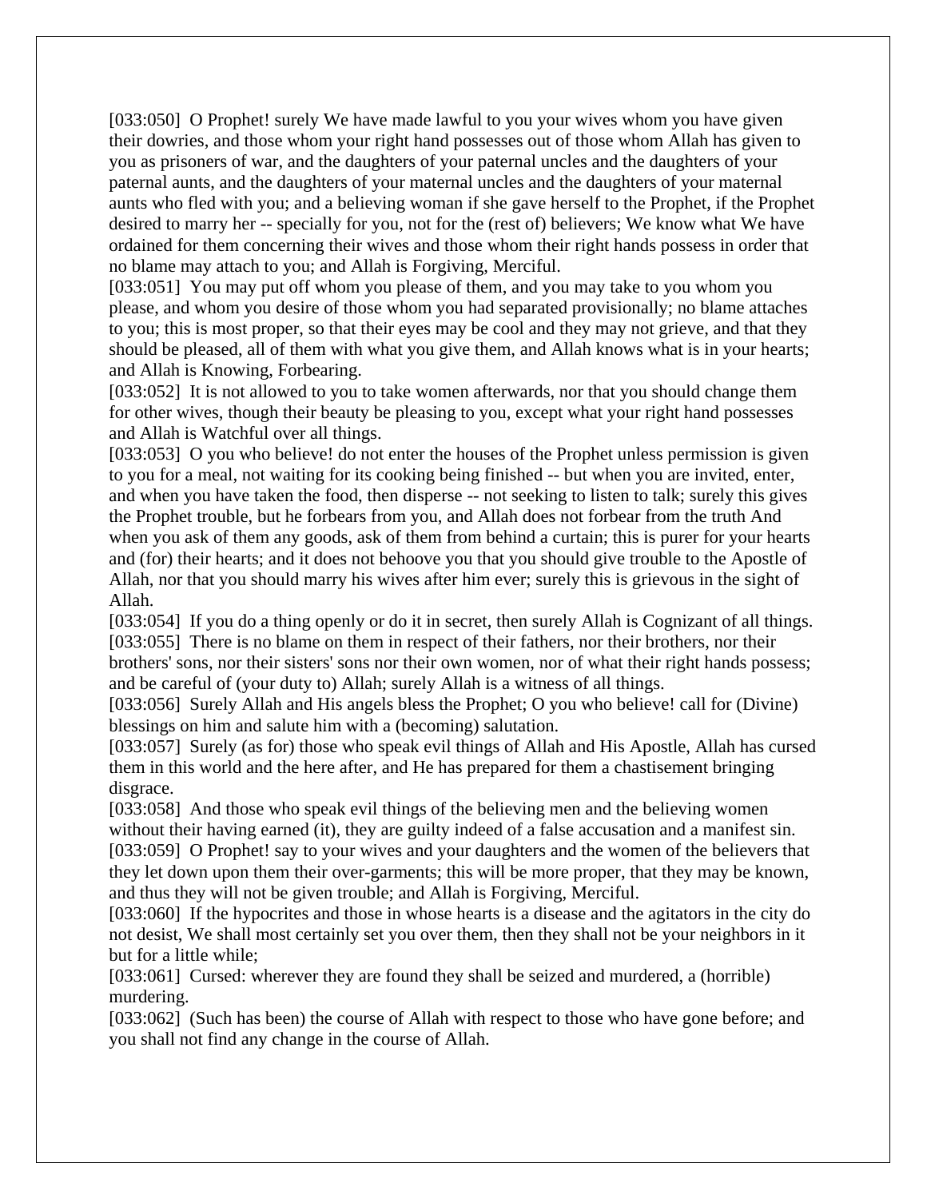[033:050] O Prophet! surely We have made lawful to you your wives whom you have given their dowries, and those whom your right hand possesses out of those whom Allah has given to you as prisoners of war, and the daughters of your paternal uncles and the daughters of your paternal aunts, and the daughters of your maternal uncles and the daughters of your maternal aunts who fled with you; and a believing woman if she gave herself to the Prophet, if the Prophet desired to marry her -- specially for you, not for the (rest of) believers; We know what We have ordained for them concerning their wives and those whom their right hands possess in order that no blame may attach to you; and Allah is Forgiving, Merciful.
[033:051] You may put off whom you please of them, and you may take to you whom you please, and whom you desire of those whom you had separated provisionally; no blame attaches to you; this is most proper, so that their eyes may be cool and they may not grieve, and that they should be pleased, all of them with what you give them, and Allah knows what is in your hearts; and Allah is Knowing, Forbearing.
[033:052] It is not allowed to you to take women afterwards, nor that you should change them for other wives, though their beauty be pleasing to you, except what your right hand possesses and Allah is Watchful over all things.
[033:053] O you who believe! do not enter the houses of the Prophet unless permission is given to you for a meal, not waiting for its cooking being finished -- but when you are invited, enter, and when you have taken the food, then disperse -- not seeking to listen to talk; surely this gives the Prophet trouble, but he forbears from you, and Allah does not forbear from the truth And when you ask of them any goods, ask of them from behind a curtain; this is purer for your hearts and (for) their hearts; and it does not behoove you that you should give trouble to the Apostle of Allah, nor that you should marry his wives after him ever; surely this is grievous in the sight of Allah.
[033:054] If you do a thing openly or do it in secret, then surely Allah is Cognizant of all things.
[033:055] There is no blame on them in respect of their fathers, nor their brothers, nor their brothers' sons, nor their sisters' sons nor their own women, nor of what their right hands possess; and be careful of (your duty to) Allah; surely Allah is a witness of all things.
[033:056] Surely Allah and His angels bless the Prophet; O you who believe! call for (Divine) blessings on him and salute him with a (becoming) salutation.
[033:057] Surely (as for) those who speak evil things of Allah and His Apostle, Allah has cursed them in this world and the here after, and He has prepared for them a chastisement bringing disgrace.
[033:058] And those who speak evil things of the believing men and the believing women without their having earned (it), they are guilty indeed of a false accusation and a manifest sin.
[033:059] O Prophet! say to your wives and your daughters and the women of the believers that they let down upon them their over-garments; this will be more proper, that they may be known, and thus they will not be given trouble; and Allah is Forgiving, Merciful.
[033:060] If the hypocrites and those in whose hearts is a disease and the agitators in the city do not desist, We shall most certainly set you over them, then they shall not be your neighbors in it but for a little while;
[033:061] Cursed: wherever they are found they shall be seized and murdered, a (horrible) murdering.
[033:062] (Such has been) the course of Allah with respect to those who have gone before; and you shall not find any change in the course of Allah.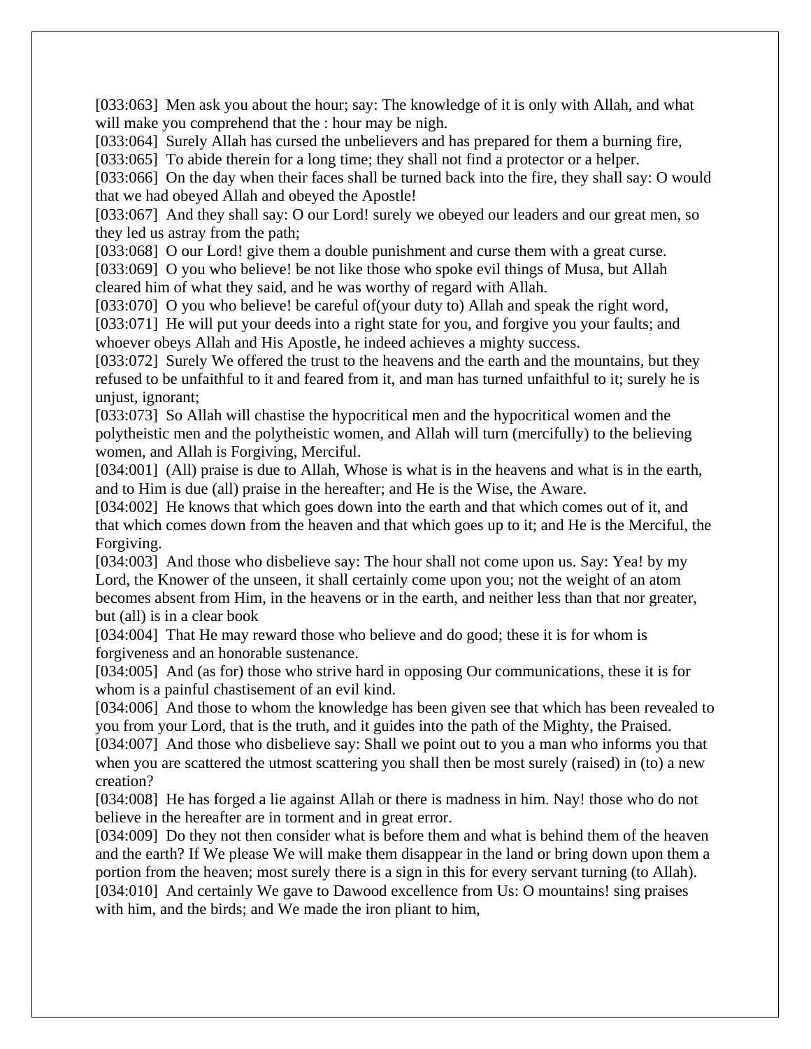[033:063] Men ask you about the hour; say: The knowledge of it is only with Allah, and what will make you comprehend that the : hour may be nigh.
[033:064] Surely Allah has cursed the unbelievers and has prepared for them a burning fire,
[033:065] To abide therein for a long time; they shall not find a protector or a helper.
[033:066] On the day when their faces shall be turned back into the fire, they shall say: O would that we had obeyed Allah and obeyed the Apostle!
[033:067] And they shall say: O our Lord! surely we obeyed our leaders and our great men, so they led us astray from the path;
[033:068] O our Lord! give them a double punishment and curse them with a great curse.
[033:069] O you who believe! be not like those who spoke evil things of Musa, but Allah cleared him of what they said, and he was worthy of regard with Allah.
[033:070] O you who believe! be careful of(your duty to) Allah and speak the right word,
[033:071] He will put your deeds into a right state for you, and forgive you your faults; and whoever obeys Allah and His Apostle, he indeed achieves a mighty success.
[033:072] Surely We offered the trust to the heavens and the earth and the mountains, but they refused to be unfaithful to it and feared from it, and man has turned unfaithful to it; surely he is unjust, ignorant;
[033:073] So Allah will chastise the hypocritical men and the hypocritical women and the polytheistic men and the polytheistic women, and Allah will turn (mercifully) to the believing women, and Allah is Forgiving, Merciful.
[034:001] (All) praise is due to Allah, Whose is what is in the heavens and what is in the earth, and to Him is due (all) praise in the hereafter; and He is the Wise, the Aware.
[034:002] He knows that which goes down into the earth and that which comes out of it, and that which comes down from the heaven and that which goes up to it; and He is the Merciful, the Forgiving.
[034:003] And those who disbelieve say: The hour shall not come upon us. Say: Yea! by my Lord, the Knower of the unseen, it shall certainly come upon you; not the weight of an atom becomes absent from Him, in the heavens or in the earth, and neither less than that nor greater, but (all) is in a clear book
[034:004] That He may reward those who believe and do good; these it is for whom is forgiveness and an honorable sustenance.
[034:005] And (as for) those who strive hard in opposing Our communications, these it is for whom is a painful chastisement of an evil kind.
[034:006] And those to whom the knowledge has been given see that which has been revealed to you from your Lord, that is the truth, and it guides into the path of the Mighty, the Praised.
[034:007] And those who disbelieve say: Shall we point out to you a man who informs you that when you are scattered the utmost scattering you shall then be most surely (raised) in (to) a new creation?
[034:008] He has forged a lie against Allah or there is madness in him. Nay! those who do not believe in the hereafter are in torment and in great error.
[034:009] Do they not then consider what is before them and what is behind them of the heaven and the earth? If We please We will make them disappear in the land or bring down upon them a portion from the heaven; most surely there is a sign in this for every servant turning (to Allah).
[034:010] And certainly We gave to Dawood excellence from Us: O mountains! sing praises with him, and the birds; and We made the iron pliant to him,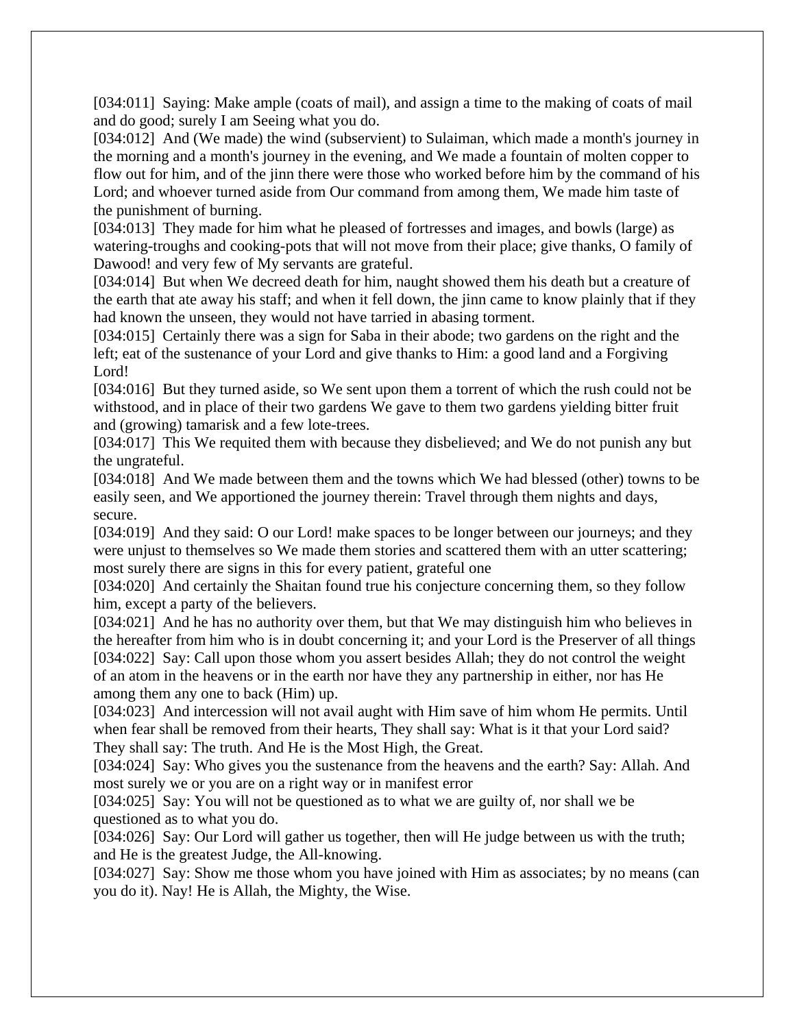[034:011] Saying: Make ample (coats of mail), and assign a time to the making of coats of mail and do good; surely I am Seeing what you do.

[034:012] And (We made) the wind (subservient) to Sulaiman, which made a month's journey in the morning and a month's journey in the evening, and We made a fountain of molten copper to flow out for him, and of the jinn there were those who worked before him by the command of his Lord; and whoever turned aside from Our command from among them, We made him taste of the punishment of burning.

[034:013] They made for him what he pleased of fortresses and images, and bowls (large) as watering-troughs and cooking-pots that will not move from their place; give thanks, O family of Dawood! and very few of My servants are grateful.

[034:014] But when We decreed death for him, naught showed them his death but a creature of the earth that ate away his staff; and when it fell down, the jinn came to know plainly that if they had known the unseen, they would not have tarried in abasing torment.

[034:015] Certainly there was a sign for Saba in their abode; two gardens on the right and the left; eat of the sustenance of your Lord and give thanks to Him: a good land and a Forgiving Lord!

[034:016] But they turned aside, so We sent upon them a torrent of which the rush could not be withstood, and in place of their two gardens We gave to them two gardens yielding bitter fruit and (growing) tamarisk and a few lote-trees.

[034:017] This We requited them with because they disbelieved; and We do not punish any but the ungrateful.

[034:018] And We made between them and the towns which We had blessed (other) towns to be easily seen, and We apportioned the journey therein: Travel through them nights and days, secure.

[034:019] And they said: O our Lord! make spaces to be longer between our journeys; and they were unjust to themselves so We made them stories and scattered them with an utter scattering; most surely there are signs in this for every patient, grateful one

[034:020] And certainly the Shaitan found true his conjecture concerning them, so they follow him, except a party of the believers.

[034:021] And he has no authority over them, but that We may distinguish him who believes in the hereafter from him who is in doubt concerning it; and your Lord is the Preserver of all things

[034:022] Say: Call upon those whom you assert besides Allah; they do not control the weight of an atom in the heavens or in the earth nor have they any partnership in either, nor has He among them any one to back (Him) up.

[034:023] And intercession will not avail aught with Him save of him whom He permits. Until when fear shall be removed from their hearts, They shall say: What is it that your Lord said? They shall say: The truth. And He is the Most High, the Great.

[034:024] Say: Who gives you the sustenance from the heavens and the earth? Say: Allah. And most surely we or you are on a right way or in manifest error

[034:025] Say: You will not be questioned as to what we are guilty of, nor shall we be questioned as to what you do.

[034:026] Say: Our Lord will gather us together, then will He judge between us with the truth; and He is the greatest Judge, the All-knowing.

[034:027] Say: Show me those whom you have joined with Him as associates; by no means (can you do it). Nay! He is Allah, the Mighty, the Wise.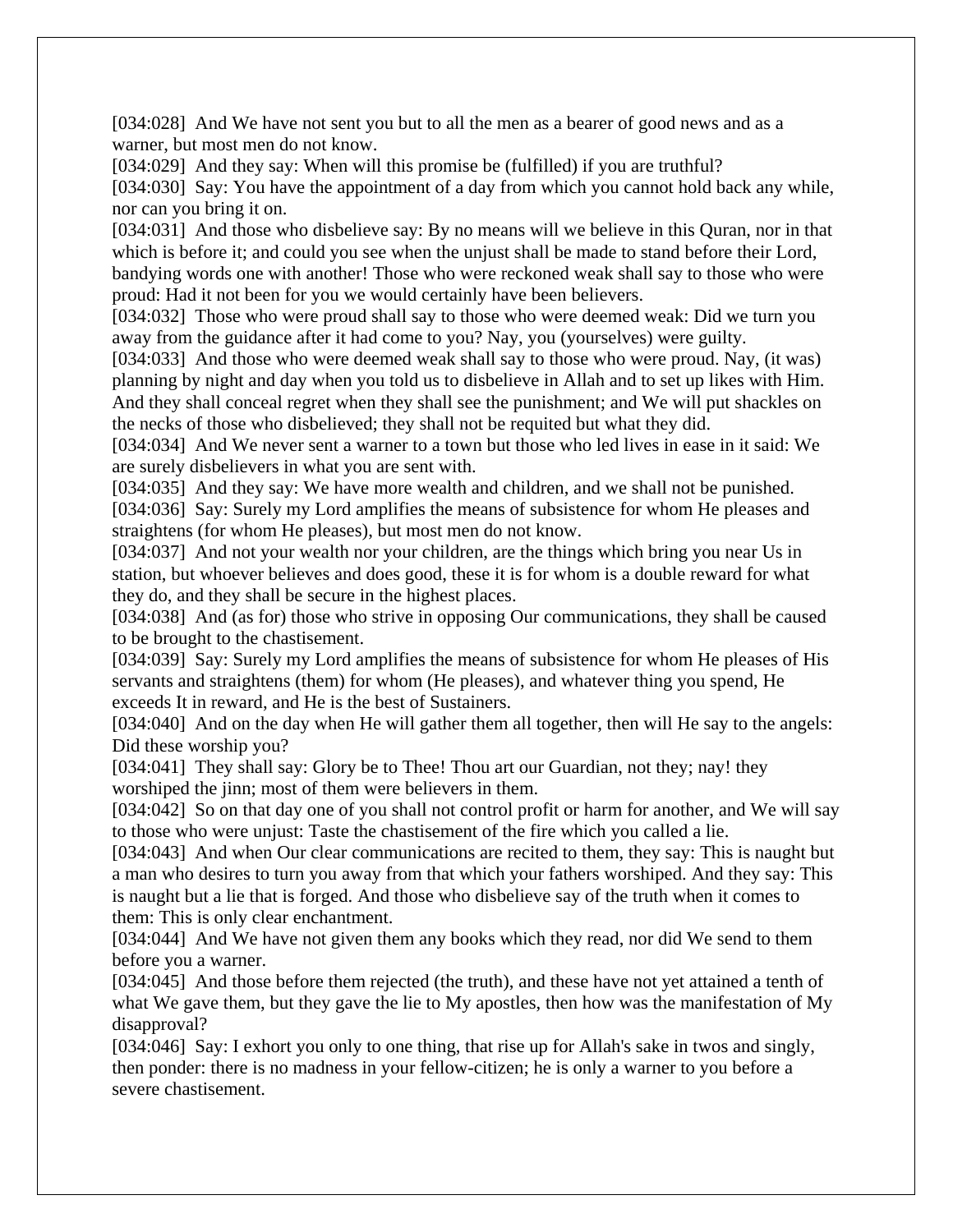[034:028] And We have not sent you but to all the men as a bearer of good news and as a warner, but most men do not know.

[034:029] And they say: When will this promise be (fulfilled) if you are truthful?

[034:030] Say: You have the appointment of a day from which you cannot hold back any while, nor can you bring it on.

[034:031] And those who disbelieve say: By no means will we believe in this Quran, nor in that which is before it; and could you see when the unjust shall be made to stand before their Lord, bandying words one with another! Those who were reckoned weak shall say to those who were proud: Had it not been for you we would certainly have been believers.

[034:032] Those who were proud shall say to those who were deemed weak: Did we turn you away from the guidance after it had come to you? Nay, you (yourselves) were guilty.

[034:033] And those who were deemed weak shall say to those who were proud. Nay, (it was) planning by night and day when you told us to disbelieve in Allah and to set up likes with Him. And they shall conceal regret when they shall see the punishment; and We will put shackles on the necks of those who disbelieved; they shall not be requited but what they did.

[034:034] And We never sent a warner to a town but those who led lives in ease in it said: We are surely disbelievers in what you are sent with.

[034:035] And they say: We have more wealth and children, and we shall not be punished.

[034:036] Say: Surely my Lord amplifies the means of subsistence for whom He pleases and straightens (for whom He pleases), but most men do not know.

[034:037] And not your wealth nor your children, are the things which bring you near Us in station, but whoever believes and does good, these it is for whom is a double reward for what they do, and they shall be secure in the highest places.

[034:038] And (as for) those who strive in opposing Our communications, they shall be caused to be brought to the chastisement.

[034:039] Say: Surely my Lord amplifies the means of subsistence for whom He pleases of His servants and straightens (them) for whom (He pleases), and whatever thing you spend, He exceeds It in reward, and He is the best of Sustainers.

[034:040] And on the day when He will gather them all together, then will He say to the angels: Did these worship you?

[034:041] They shall say: Glory be to Thee! Thou art our Guardian, not they; nay! they worshiped the jinn; most of them were believers in them.

[034:042] So on that day one of you shall not control profit or harm for another, and We will say to those who were unjust: Taste the chastisement of the fire which you called a lie.

[034:043] And when Our clear communications are recited to them, they say: This is naught but a man who desires to turn you away from that which your fathers worshiped. And they say: This is naught but a lie that is forged. And those who disbelieve say of the truth when it comes to them: This is only clear enchantment.

[034:044] And We have not given them any books which they read, nor did We send to them before you a warner.

[034:045] And those before them rejected (the truth), and these have not yet attained a tenth of what We gave them, but they gave the lie to My apostles, then how was the manifestation of My disapproval?

[034:046] Say: I exhort you only to one thing, that rise up for Allah's sake in twos and singly, then ponder: there is no madness in your fellow-citizen; he is only a warner to you before a severe chastisement.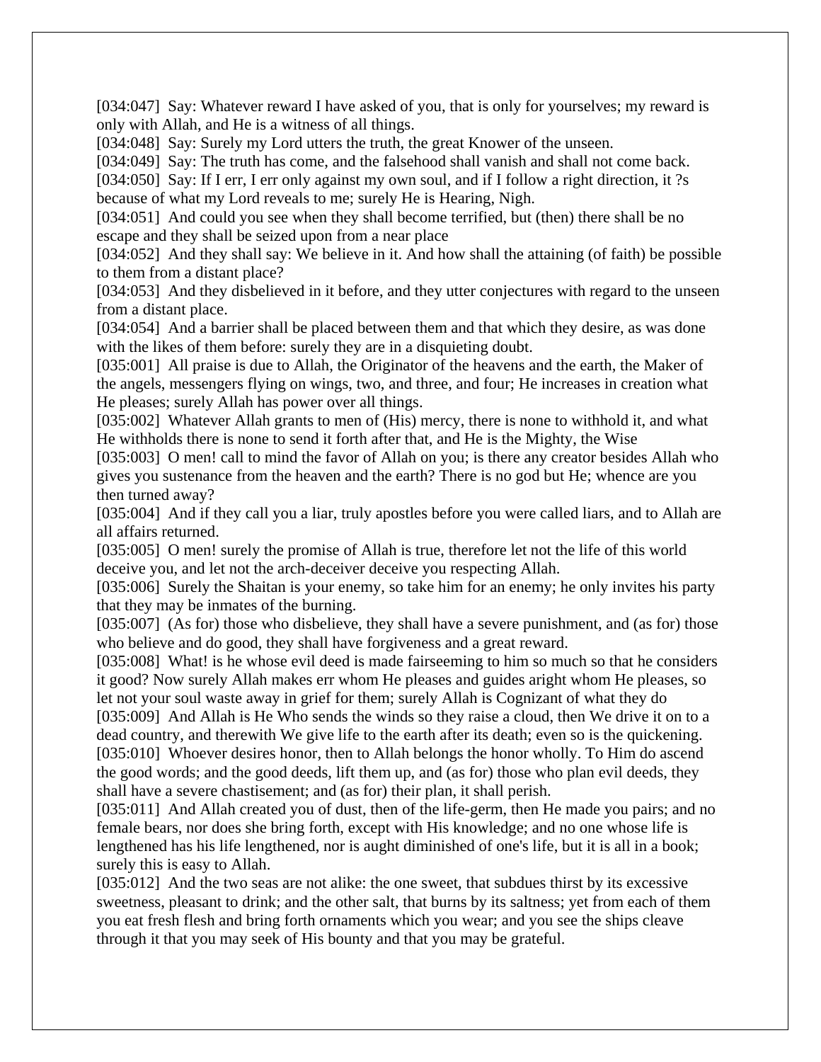[034:047] Say: Whatever reward I have asked of you, that is only for yourselves; my reward is only with Allah, and He is a witness of all things.

[034:048] Say: Surely my Lord utters the truth, the great Knower of the unseen.

[034:049] Say: The truth has come, and the falsehood shall vanish and shall not come back.

[034:050] Say: If I err, I err only against my own soul, and if I follow a right direction, it ?s because of what my Lord reveals to me; surely He is Hearing, Nigh.

[034:051] And could you see when they shall become terrified, but (then) there shall be no escape and they shall be seized upon from a near place

[034:052] And they shall say: We believe in it. And how shall the attaining (of faith) be possible to them from a distant place?

[034:053] And they disbelieved in it before, and they utter conjectures with regard to the unseen from a distant place.

[034:054] And a barrier shall be placed between them and that which they desire, as was done with the likes of them before: surely they are in a disquieting doubt.

[035:001] All praise is due to Allah, the Originator of the heavens and the earth, the Maker of the angels, messengers flying on wings, two, and three, and four; He increases in creation what He pleases; surely Allah has power over all things.

[035:002] Whatever Allah grants to men of (His) mercy, there is none to withhold it, and what He withholds there is none to send it forth after that, and He is the Mighty, the Wise

[035:003] O men! call to mind the favor of Allah on you; is there any creator besides Allah who gives you sustenance from the heaven and the earth? There is no god but He; whence are you then turned away?

[035:004] And if they call you a liar, truly apostles before you were called liars, and to Allah are all affairs returned.

[035:005] O men! surely the promise of Allah is true, therefore let not the life of this world deceive you, and let not the arch-deceiver deceive you respecting Allah.

[035:006] Surely the Shaitan is your enemy, so take him for an enemy; he only invites his party that they may be inmates of the burning.

[035:007] (As for) those who disbelieve, they shall have a severe punishment, and (as for) those who believe and do good, they shall have forgiveness and a great reward.

[035:008] What! is he whose evil deed is made fairseeming to him so much so that he considers it good? Now surely Allah makes err whom He pleases and guides aright whom He pleases, so let not your soul waste away in grief for them; surely Allah is Cognizant of what they do

[035:009] And Allah is He Who sends the winds so they raise a cloud, then We drive it on to a dead country, and therewith We give life to the earth after its death; even so is the quickening.

[035:010] Whoever desires honor, then to Allah belongs the honor wholly. To Him do ascend the good words; and the good deeds, lift them up, and (as for) those who plan evil deeds, they shall have a severe chastisement; and (as for) their plan, it shall perish.

[035:011] And Allah created you of dust, then of the life-germ, then He made you pairs; and no female bears, nor does she bring forth, except with His knowledge; and no one whose life is lengthened has his life lengthened, nor is aught diminished of one's life, but it is all in a book; surely this is easy to Allah.

[035:012] And the two seas are not alike: the one sweet, that subdues thirst by its excessive sweetness, pleasant to drink; and the other salt, that burns by its saltness; yet from each of them you eat fresh flesh and bring forth ornaments which you wear; and you see the ships cleave through it that you may seek of His bounty and that you may be grateful.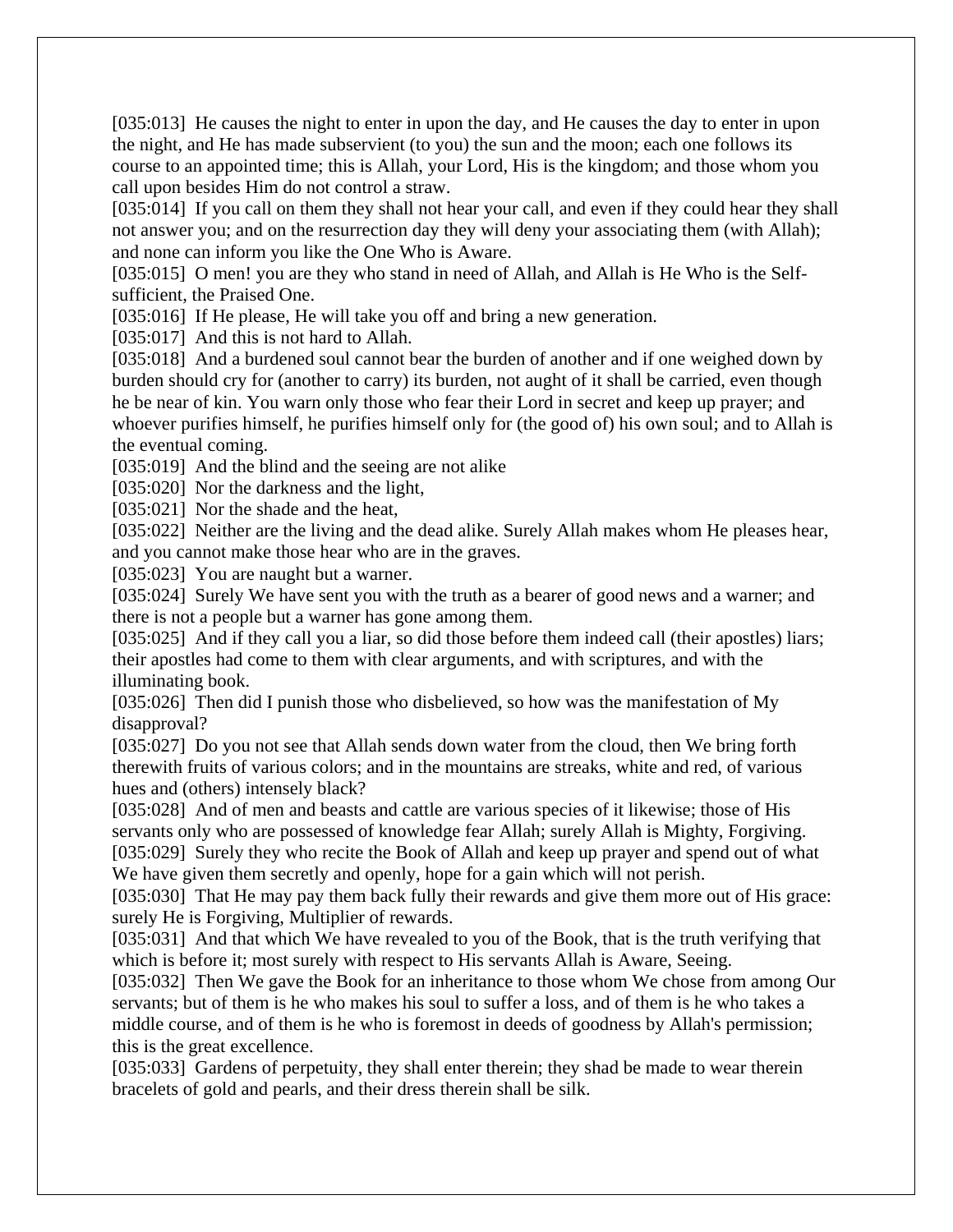[035:013] He causes the night to enter in upon the day, and He causes the day to enter in upon the night, and He has made subservient (to you) the sun and the moon; each one follows its course to an appointed time; this is Allah, your Lord, His is the kingdom; and those whom you call upon besides Him do not control a straw.

[035:014] If you call on them they shall not hear your call, and even if they could hear they shall not answer you; and on the resurrection day they will deny your associating them (with Allah); and none can inform you like the One Who is Aware.

[035:015] O men! you are they who stand in need of Allah, and Allah is He Who is the Self-sufficient, the Praised One.

[035:016] If He please, He will take you off and bring a new generation.

[035:017] And this is not hard to Allah.

[035:018] And a burdened soul cannot bear the burden of another and if one weighed down by burden should cry for (another to carry) its burden, not aught of it shall be carried, even though he be near of kin. You warn only those who fear their Lord in secret and keep up prayer; and whoever purifies himself, he purifies himself only for (the good of) his own soul; and to Allah is the eventual coming.

[035:019] And the blind and the seeing are not alike

[035:020] Nor the darkness and the light,

[035:021] Nor the shade and the heat,

[035:022] Neither are the living and the dead alike. Surely Allah makes whom He pleases hear, and you cannot make those hear who are in the graves.

[035:023] You are naught but a warner.

[035:024] Surely We have sent you with the truth as a bearer of good news and a warner; and there is not a people but a warner has gone among them.

[035:025] And if they call you a liar, so did those before them indeed call (their apostles) liars; their apostles had come to them with clear arguments, and with scriptures, and with the illuminating book.

[035:026] Then did I punish those who disbelieved, so how was the manifestation of My disapproval?

[035:027] Do you not see that Allah sends down water from the cloud, then We bring forth therewith fruits of various colors; and in the mountains are streaks, white and red, of various hues and (others) intensely black?

[035:028] And of men and beasts and cattle are various species of it likewise; those of His servants only who are possessed of knowledge fear Allah; surely Allah is Mighty, Forgiving.

[035:029] Surely they who recite the Book of Allah and keep up prayer and spend out of what We have given them secretly and openly, hope for a gain which will not perish.

[035:030] That He may pay them back fully their rewards and give them more out of His grace: surely He is Forgiving, Multiplier of rewards.

[035:031] And that which We have revealed to you of the Book, that is the truth verifying that which is before it; most surely with respect to His servants Allah is Aware, Seeing.

[035:032] Then We gave the Book for an inheritance to those whom We chose from among Our servants; but of them is he who makes his soul to suffer a loss, and of them is he who takes a middle course, and of them is he who is foremost in deeds of goodness by Allah's permission; this is the great excellence.

[035:033] Gardens of perpetuity, they shall enter therein; they shad be made to wear therein bracelets of gold and pearls, and their dress therein shall be silk.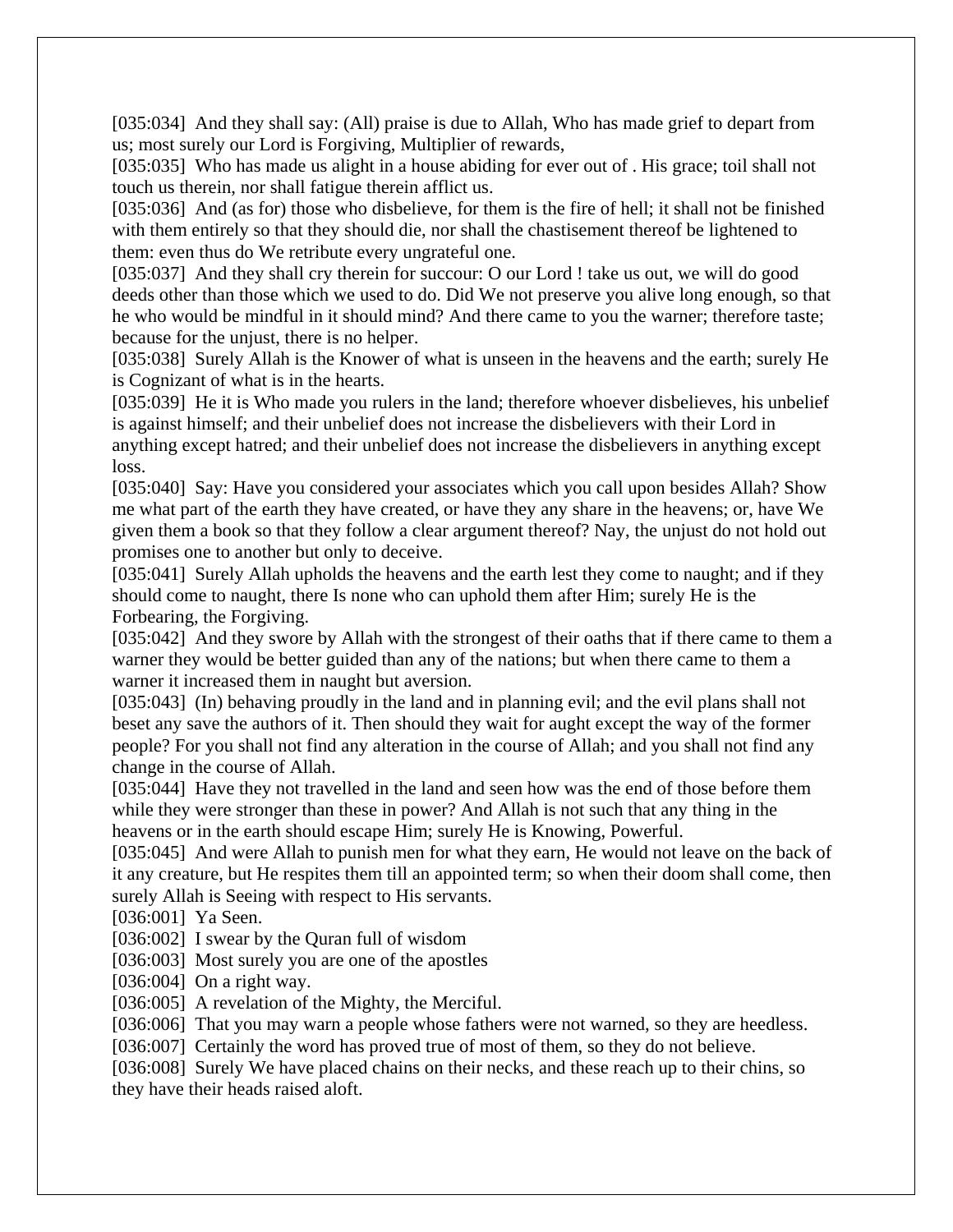[035:034] And they shall say: (All) praise is due to Allah, Who has made grief to depart from us; most surely our Lord is Forgiving, Multiplier of rewards,

[035:035] Who has made us alight in a house abiding for ever out of . His grace; toil shall not touch us therein, nor shall fatigue therein afflict us.

[035:036] And (as for) those who disbelieve, for them is the fire of hell; it shall not be finished with them entirely so that they should die, nor shall the chastisement thereof be lightened to them: even thus do We retribute every ungrateful one.

[035:037] And they shall cry therein for succour: O our Lord ! take us out, we will do good deeds other than those which we used to do. Did We not preserve you alive long enough, so that he who would be mindful in it should mind? And there came to you the warner; therefore taste; because for the unjust, there is no helper.

[035:038] Surely Allah is the Knower of what is unseen in the heavens and the earth; surely He is Cognizant of what is in the hearts.

[035:039] He it is Who made you rulers in the land; therefore whoever disbelieves, his unbelief is against himself; and their unbelief does not increase the disbelievers with their Lord in anything except hatred; and their unbelief does not increase the disbelievers in anything except loss.

[035:040] Say: Have you considered your associates which you call upon besides Allah? Show me what part of the earth they have created, or have they any share in the heavens; or, have We given them a book so that they follow a clear argument thereof? Nay, the unjust do not hold out promises one to another but only to deceive.

[035:041] Surely Allah upholds the heavens and the earth lest they come to naught; and if they should come to naught, there Is none who can uphold them after Him; surely He is the Forbearing, the Forgiving.

[035:042] And they swore by Allah with the strongest of their oaths that if there came to them a warner they would be better guided than any of the nations; but when there came to them a warner it increased them in naught but aversion.

[035:043] (In) behaving proudly in the land and in planning evil; and the evil plans shall not beset any save the authors of it. Then should they wait for aught except the way of the former people? For you shall not find any alteration in the course of Allah; and you shall not find any change in the course of Allah.

[035:044] Have they not travelled in the land and seen how was the end of those before them while they were stronger than these in power? And Allah is not such that any thing in the heavens or in the earth should escape Him; surely He is Knowing, Powerful.

[035:045] And were Allah to punish men for what they earn, He would not leave on the back of it any creature, but He respites them till an appointed term; so when their doom shall come, then surely Allah is Seeing with respect to His servants.

[036:001] Ya Seen.

[036:002] I swear by the Quran full of wisdom

[036:003] Most surely you are one of the apostles

[036:004] On a right way.

[036:005] A revelation of the Mighty, the Merciful.

[036:006] That you may warn a people whose fathers were not warned, so they are heedless.

[036:007] Certainly the word has proved true of most of them, so they do not believe.

[036:008] Surely We have placed chains on their necks, and these reach up to their chins, so they have their heads raised aloft.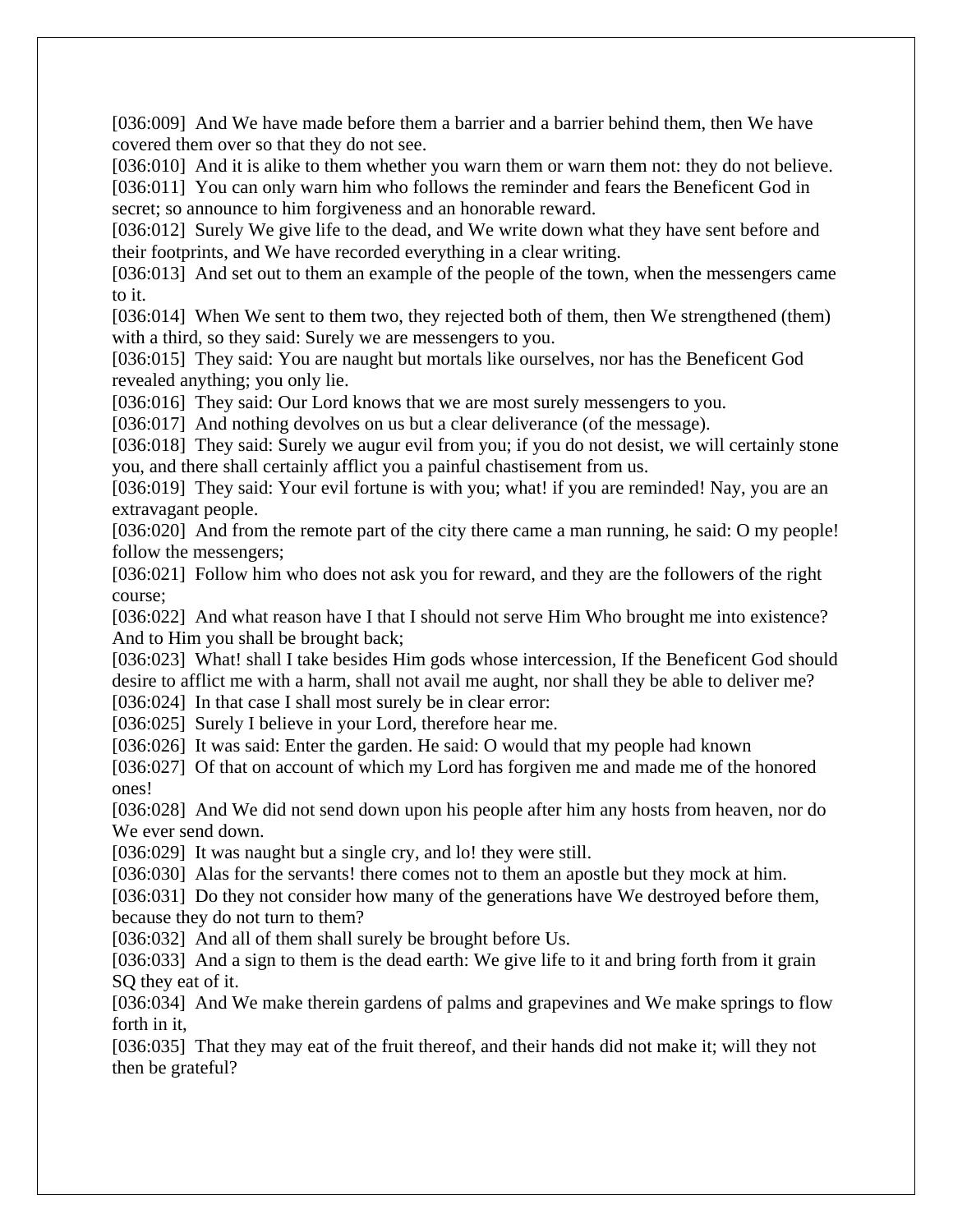[036:009] And We have made before them a barrier and a barrier behind them, then We have covered them over so that they do not see.
[036:010] And it is alike to them whether you warn them or warn them not: they do not believe.
[036:011] You can only warn him who follows the reminder and fears the Beneficent God in secret; so announce to him forgiveness and an honorable reward.
[036:012] Surely We give life to the dead, and We write down what they have sent before and their footprints, and We have recorded everything in a clear writing.
[036:013] And set out to them an example of the people of the town, when the messengers came to it.
[036:014] When We sent to them two, they rejected both of them, then We strengthened (them) with a third, so they said: Surely we are messengers to you.
[036:015] They said: You are naught but mortals like ourselves, nor has the Beneficent God revealed anything; you only lie.
[036:016] They said: Our Lord knows that we are most surely messengers to you.
[036:017] And nothing devolves on us but a clear deliverance (of the message).
[036:018] They said: Surely we augur evil from you; if you do not desist, we will certainly stone you, and there shall certainly afflict you a painful chastisement from us.
[036:019] They said: Your evil fortune is with you; what! if you are reminded! Nay, you are an extravagant people.
[036:020] And from the remote part of the city there came a man running, he said: O my people! follow the messengers;
[036:021] Follow him who does not ask you for reward, and they are the followers of the right course;
[036:022] And what reason have I that I should not serve Him Who brought me into existence? And to Him you shall be brought back;
[036:023] What! shall I take besides Him gods whose intercession, If the Beneficent God should desire to afflict me with a harm, shall not avail me aught, nor shall they be able to deliver me?
[036:024] In that case I shall most surely be in clear error:
[036:025] Surely I believe in your Lord, therefore hear me.
[036:026] It was said: Enter the garden. He said: O would that my people had known
[036:027] Of that on account of which my Lord has forgiven me and made me of the honored ones!
[036:028] And We did not send down upon his people after him any hosts from heaven, nor do We ever send down.
[036:029] It was naught but a single cry, and lo! they were still.
[036:030] Alas for the servants! there comes not to them an apostle but they mock at him.
[036:031] Do they not consider how many of the generations have We destroyed before them, because they do not turn to them?
[036:032] And all of them shall surely be brought before Us.
[036:033] And a sign to them is the dead earth: We give life to it and bring forth from it grain SQ they eat of it.
[036:034] And We make therein gardens of palms and grapevines and We make springs to flow forth in it,
[036:035] That they may eat of the fruit thereof, and their hands did not make it; will they not then be grateful?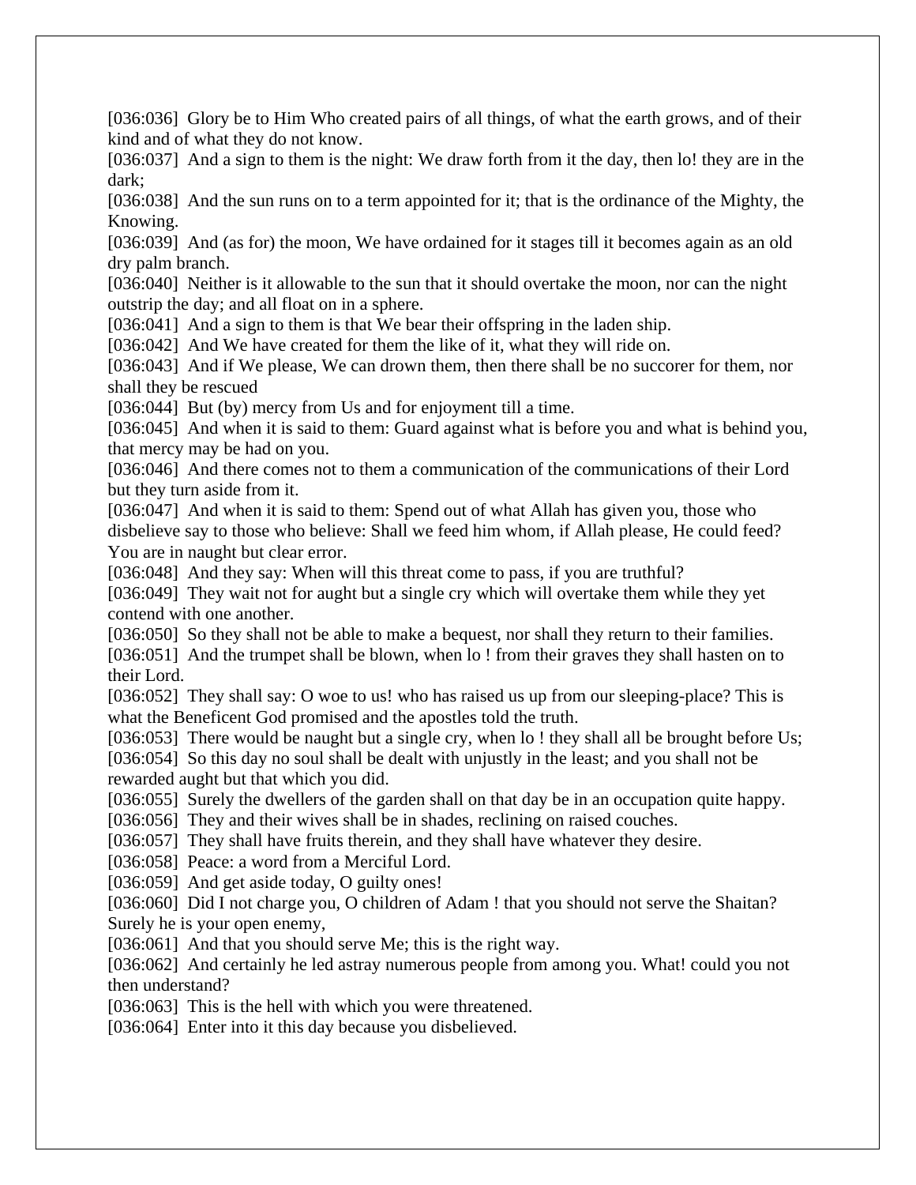[036:036] Glory be to Him Who created pairs of all things, of what the earth grows, and of their kind and of what they do not know.

[036:037] And a sign to them is the night: We draw forth from it the day, then lo! they are in the dark;

[036:038] And the sun runs on to a term appointed for it; that is the ordinance of the Mighty, the Knowing.

[036:039] And (as for) the moon, We have ordained for it stages till it becomes again as an old dry palm branch.

[036:040] Neither is it allowable to the sun that it should overtake the moon, nor can the night outstrip the day; and all float on in a sphere.

[036:041] And a sign to them is that We bear their offspring in the laden ship.

[036:042] And We have created for them the like of it, what they will ride on.

[036:043] And if We please, We can drown them, then there shall be no succorer for them, nor shall they be rescued

[036:044] But (by) mercy from Us and for enjoyment till a time.

[036:045] And when it is said to them: Guard against what is before you and what is behind you, that mercy may be had on you.

[036:046] And there comes not to them a communication of the communications of their Lord but they turn aside from it.

[036:047] And when it is said to them: Spend out of what Allah has given you, those who disbelieve say to those who believe: Shall we feed him whom, if Allah please, He could feed? You are in naught but clear error.

[036:048] And they say: When will this threat come to pass, if you are truthful?

[036:049] They wait not for aught but a single cry which will overtake them while they yet contend with one another.

[036:050] So they shall not be able to make a bequest, nor shall they return to their families.

[036:051] And the trumpet shall be blown, when lo ! from their graves they shall hasten on to their Lord.

[036:052] They shall say: O woe to us! who has raised us up from our sleeping-place? This is what the Beneficent God promised and the apostles told the truth.

[036:053] There would be naught but a single cry, when lo ! they shall all be brought before Us;

[036:054] So this day no soul shall be dealt with unjustly in the least; and you shall not be rewarded aught but that which you did.

[036:055] Surely the dwellers of the garden shall on that day be in an occupation quite happy.

[036:056] They and their wives shall be in shades, reclining on raised couches.

[036:057] They shall have fruits therein, and they shall have whatever they desire.

[036:058] Peace: a word from a Merciful Lord.

[036:059] And get aside today, O guilty ones!

[036:060] Did I not charge you, O children of Adam ! that you should not serve the Shaitan? Surely he is your open enemy,

[036:061] And that you should serve Me; this is the right way.

[036:062] And certainly he led astray numerous people from among you. What! could you not then understand?

[036:063] This is the hell with which you were threatened.

[036:064] Enter into it this day because you disbelieved.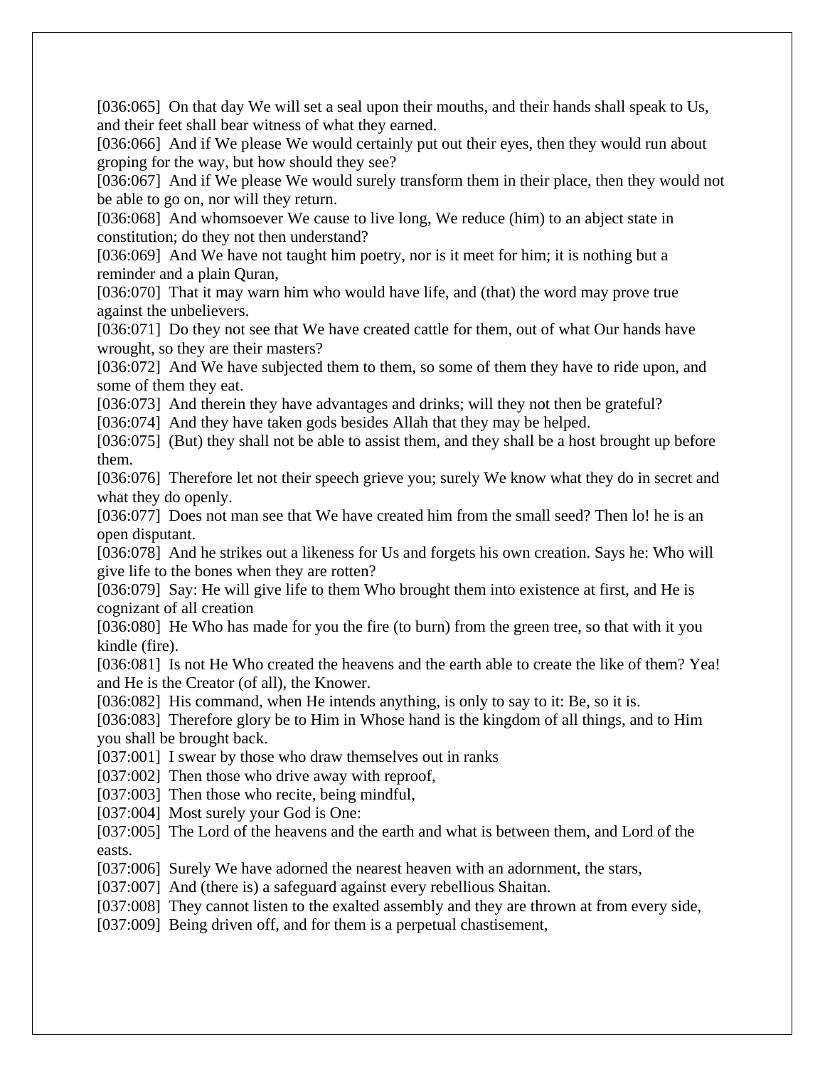[036:065] On that day We will set a seal upon their mouths, and their hands shall speak to Us, and their feet shall bear witness of what they earned.

[036:066] And if We please We would certainly put out their eyes, then they would run about groping for the way, but how should they see?

[036:067] And if We please We would surely transform them in their place, then they would not be able to go on, nor will they return.

[036:068] And whomsoever We cause to live long, We reduce (him) to an abject state in constitution; do they not then understand?

[036:069] And We have not taught him poetry, nor is it meet for him; it is nothing but a reminder and a plain Quran,

[036:070] That it may warn him who would have life, and (that) the word may prove true against the unbelievers.

[036:071] Do they not see that We have created cattle for them, out of what Our hands have wrought, so they are their masters?

[036:072] And We have subjected them to them, so some of them they have to ride upon, and some of them they eat.

[036:073] And therein they have advantages and drinks; will they not then be grateful?

[036:074] And they have taken gods besides Allah that they may be helped.

[036:075] (But) they shall not be able to assist them, and they shall be a host brought up before them.

[036:076] Therefore let not their speech grieve you; surely We know what they do in secret and what they do openly.

[036:077] Does not man see that We have created him from the small seed? Then lo! he is an open disputant.

[036:078] And he strikes out a likeness for Us and forgets his own creation. Says he: Who will give life to the bones when they are rotten?

[036:079] Say: He will give life to them Who brought them into existence at first, and He is cognizant of all creation

[036:080] He Who has made for you the fire (to burn) from the green tree, so that with it you kindle (fire).

[036:081] Is not He Who created the heavens and the earth able to create the like of them? Yea! and He is the Creator (of all), the Knower.

[036:082] His command, when He intends anything, is only to say to it: Be, so it is.

[036:083] Therefore glory be to Him in Whose hand is the kingdom of all things, and to Him you shall be brought back.

[037:001] I swear by those who draw themselves out in ranks

[037:002] Then those who drive away with reproof,

[037:003] Then those who recite, being mindful,

[037:004] Most surely your God is One:

[037:005] The Lord of the heavens and the earth and what is between them, and Lord of the easts.

[037:006] Surely We have adorned the nearest heaven with an adornment, the stars,

[037:007] And (there is) a safeguard against every rebellious Shaitan.

[037:008] They cannot listen to the exalted assembly and they are thrown at from every side,

[037:009] Being driven off, and for them is a perpetual chastisement,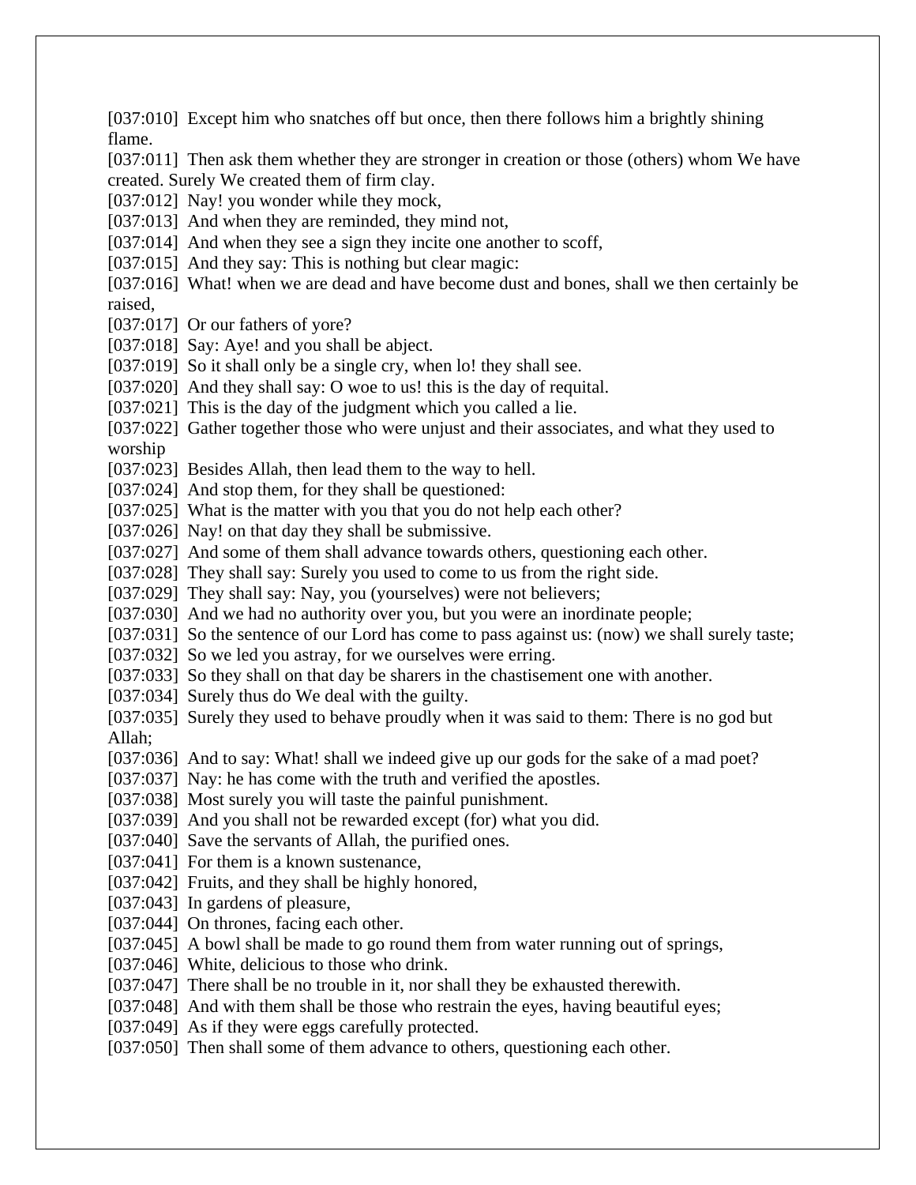[037:010] Except him who snatches off but once, then there follows him a brightly shining flame.
[037:011] Then ask them whether they are stronger in creation or those (others) whom We have created. Surely We created them of firm clay.
[037:012] Nay! you wonder while they mock,
[037:013] And when they are reminded, they mind not,
[037:014] And when they see a sign they incite one another to scoff,
[037:015] And they say: This is nothing but clear magic:
[037:016] What! when we are dead and have become dust and bones, shall we then certainly be raised,
[037:017] Or our fathers of yore?
[037:018] Say: Aye! and you shall be abject.
[037:019] So it shall only be a single cry, when lo! they shall see.
[037:020] And they shall say: O woe to us! this is the day of requital.
[037:021] This is the day of the judgment which you called a lie.
[037:022] Gather together those who were unjust and their associates, and what they used to worship
[037:023] Besides Allah, then lead them to the way to hell.
[037:024] And stop them, for they shall be questioned:
[037:025] What is the matter with you that you do not help each other?
[037:026] Nay! on that day they shall be submissive.
[037:027] And some of them shall advance towards others, questioning each other.
[037:028] They shall say: Surely you used to come to us from the right side.
[037:029] They shall say: Nay, you (yourselves) were not believers;
[037:030] And we had no authority over you, but you were an inordinate people;
[037:031] So the sentence of our Lord has come to pass against us: (now) we shall surely taste;
[037:032] So we led you astray, for we ourselves were erring.
[037:033] So they shall on that day be sharers in the chastisement one with another.
[037:034] Surely thus do We deal with the guilty.
[037:035] Surely they used to behave proudly when it was said to them: There is no god but Allah;
[037:036] And to say: What! shall we indeed give up our gods for the sake of a mad poet?
[037:037] Nay: he has come with the truth and verified the apostles.
[037:038] Most surely you will taste the painful punishment.
[037:039] And you shall not be rewarded except (for) what you did.
[037:040] Save the servants of Allah, the purified ones.
[037:041] For them is a known sustenance,
[037:042] Fruits, and they shall be highly honored,
[037:043] In gardens of pleasure,
[037:044] On thrones, facing each other.
[037:045] A bowl shall be made to go round them from water running out of springs,
[037:046] White, delicious to those who drink.
[037:047] There shall be no trouble in it, nor shall they be exhausted therewith.
[037:048] And with them shall be those who restrain the eyes, having beautiful eyes;
[037:049] As if they were eggs carefully protected.
[037:050] Then shall some of them advance to others, questioning each other.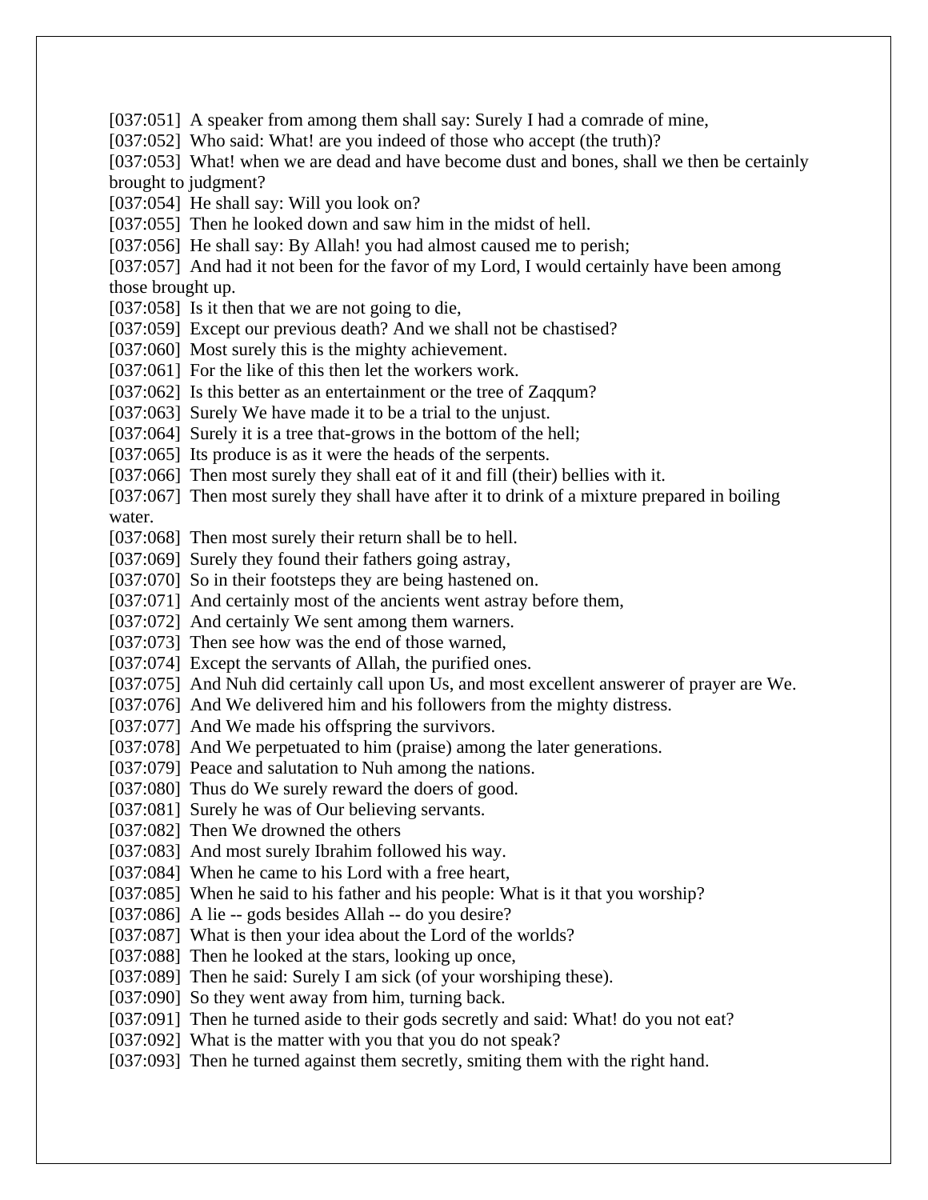[037:051] A speaker from among them shall say: Surely I had a comrade of mine,
[037:052] Who said: What! are you indeed of those who accept (the truth)?
[037:053] What! when we are dead and have become dust and bones, shall we then be certainly brought to judgment?
[037:054] He shall say: Will you look on?
[037:055] Then he looked down and saw him in the midst of hell.
[037:056] He shall say: By Allah! you had almost caused me to perish;
[037:057] And had it not been for the favor of my Lord, I would certainly have been among those brought up.
[037:058] Is it then that we are not going to die,
[037:059] Except our previous death? And we shall not be chastised?
[037:060] Most surely this is the mighty achievement.
[037:061] For the like of this then let the workers work.
[037:062] Is this better as an entertainment or the tree of Zaqqum?
[037:063] Surely We have made it to be a trial to the unjust.
[037:064] Surely it is a tree that-grows in the bottom of the hell;
[037:065] Its produce is as it were the heads of the serpents.
[037:066] Then most surely they shall eat of it and fill (their) bellies with it.
[037:067] Then most surely they shall have after it to drink of a mixture prepared in boiling water.
[037:068] Then most surely their return shall be to hell.
[037:069] Surely they found their fathers going astray,
[037:070] So in their footsteps they are being hastened on.
[037:071] And certainly most of the ancients went astray before them,
[037:072] And certainly We sent among them warners.
[037:073] Then see how was the end of those warned,
[037:074] Except the servants of Allah, the purified ones.
[037:075] And Nuh did certainly call upon Us, and most excellent answerer of prayer are We.
[037:076] And We delivered him and his followers from the mighty distress.
[037:077] And We made his offspring the survivors.
[037:078] And We perpetuated to him (praise) among the later generations.
[037:079] Peace and salutation to Nuh among the nations.
[037:080] Thus do We surely reward the doers of good.
[037:081] Surely he was of Our believing servants.
[037:082] Then We drowned the others
[037:083] And most surely Ibrahim followed his way.
[037:084] When he came to his Lord with a free heart,
[037:085] When he said to his father and his people: What is it that you worship?
[037:086] A lie -- gods besides Allah -- do you desire?
[037:087] What is then your idea about the Lord of the worlds?
[037:088] Then he looked at the stars, looking up once,
[037:089] Then he said: Surely I am sick (of your worshiping these).
[037:090] So they went away from him, turning back.
[037:091] Then he turned aside to their gods secretly and said: What! do you not eat?
[037:092] What is the matter with you that you do not speak?
[037:093] Then he turned against them secretly, smiting them with the right hand.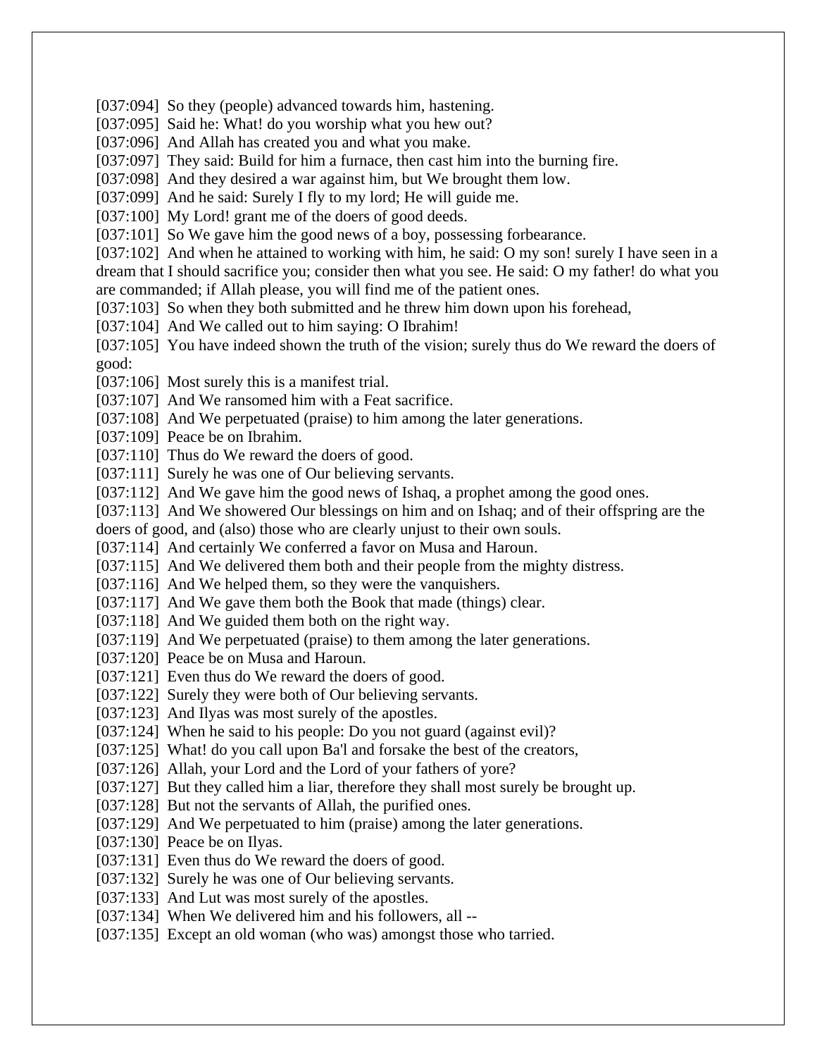[037:094] So they (people) advanced towards him, hastening.
[037:095] Said he: What! do you worship what you hew out?
[037:096] And Allah has created you and what you make.
[037:097] They said: Build for him a furnace, then cast him into the burning fire.
[037:098] And they desired a war against him, but We brought them low.
[037:099] And he said: Surely I fly to my lord; He will guide me.
[037:100] My Lord! grant me of the doers of good deeds.
[037:101] So We gave him the good news of a boy, possessing forbearance.
[037:102] And when he attained to working with him, he said: O my son! surely I have seen in a dream that I should sacrifice you; consider then what you see. He said: O my father! do what you are commanded; if Allah please, you will find me of the patient ones.
[037:103] So when they both submitted and he threw him down upon his forehead,
[037:104] And We called out to him saying: O Ibrahim!
[037:105] You have indeed shown the truth of the vision; surely thus do We reward the doers of good:
[037:106] Most surely this is a manifest trial.
[037:107] And We ransomed him with a Feat sacrifice.
[037:108] And We perpetuated (praise) to him among the later generations.
[037:109] Peace be on Ibrahim.
[037:110] Thus do We reward the doers of good.
[037:111] Surely he was one of Our believing servants.
[037:112] And We gave him the good news of Ishaq, a prophet among the good ones.
[037:113] And We showered Our blessings on him and on Ishaq; and of their offspring are the doers of good, and (also) those who are clearly unjust to their own souls.
[037:114] And certainly We conferred a favor on Musa and Haroun.
[037:115] And We delivered them both and their people from the mighty distress.
[037:116] And We helped them, so they were the vanquishers.
[037:117] And We gave them both the Book that made (things) clear.
[037:118] And We guided them both on the right way.
[037:119] And We perpetuated (praise) to them among the later generations.
[037:120] Peace be on Musa and Haroun.
[037:121] Even thus do We reward the doers of good.
[037:122] Surely they were both of Our believing servants.
[037:123] And Ilyas was most surely of the apostles.
[037:124] When he said to his people: Do you not guard (against evil)?
[037:125] What! do you call upon Ba'l and forsake the best of the creators,
[037:126] Allah, your Lord and the Lord of your fathers of yore?
[037:127] But they called him a liar, therefore they shall most surely be brought up.
[037:128] But not the servants of Allah, the purified ones.
[037:129] And We perpetuated to him (praise) among the later generations.
[037:130] Peace be on Ilyas.
[037:131] Even thus do We reward the doers of good.
[037:132] Surely he was one of Our believing servants.
[037:133] And Lut was most surely of the apostles.
[037:134] When We delivered him and his followers, all --
[037:135] Except an old woman (who was) amongst those who tarried.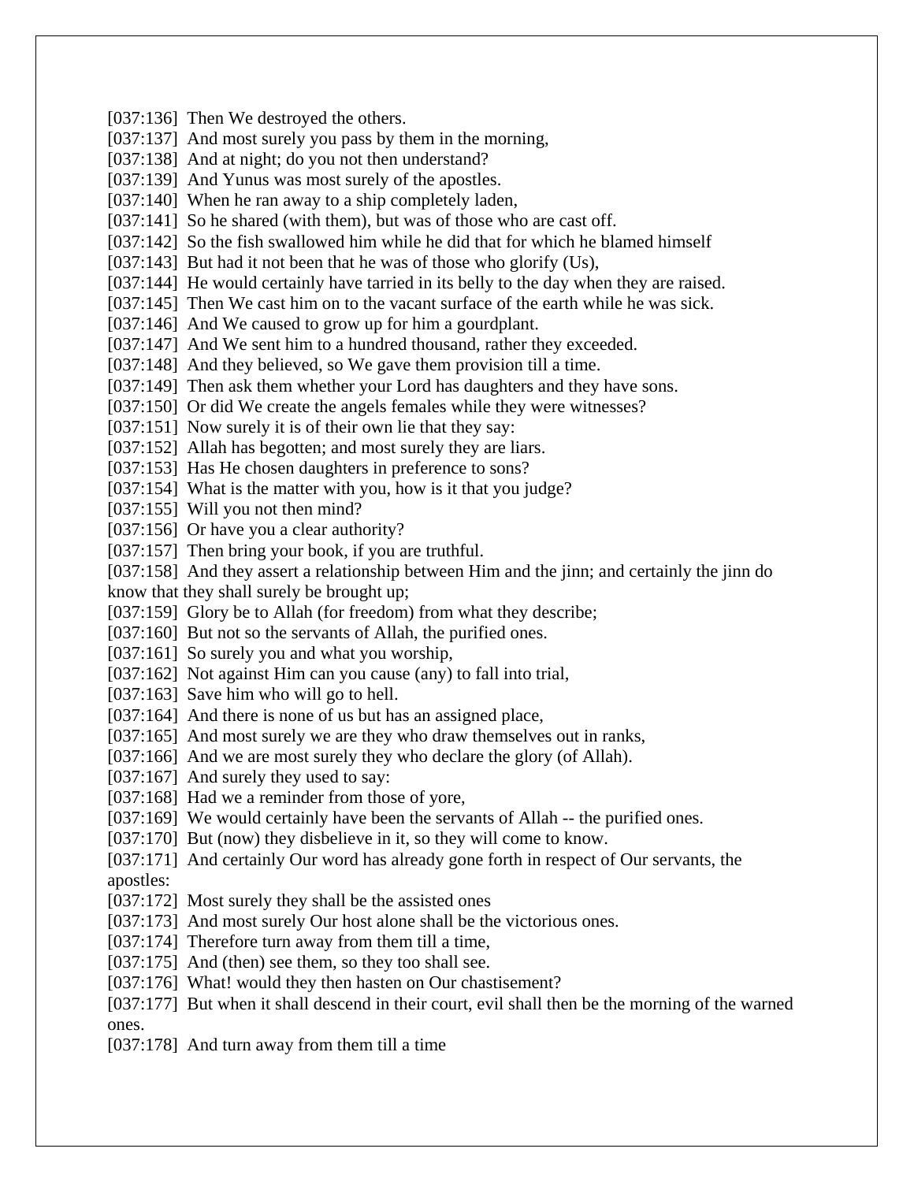[037:136] Then We destroyed the others.
[037:137] And most surely you pass by them in the morning,
[037:138] And at night; do you not then understand?
[037:139] And Yunus was most surely of the apostles.
[037:140] When he ran away to a ship completely laden,
[037:141] So he shared (with them), but was of those who are cast off.
[037:142] So the fish swallowed him while he did that for which he blamed himself
[037:143] But had it not been that he was of those who glorify (Us),
[037:144] He would certainly have tarried in its belly to the day when they are raised.
[037:145] Then We cast him on to the vacant surface of the earth while he was sick.
[037:146] And We caused to grow up for him a gourdplant.
[037:147] And We sent him to a hundred thousand, rather they exceeded.
[037:148] And they believed, so We gave them provision till a time.
[037:149] Then ask them whether your Lord has daughters and they have sons.
[037:150] Or did We create the angels females while they were witnesses?
[037:151] Now surely it is of their own lie that they say:
[037:152] Allah has begotten; and most surely they are liars.
[037:153] Has He chosen daughters in preference to sons?
[037:154] What is the matter with you, how is it that you judge?
[037:155] Will you not then mind?
[037:156] Or have you a clear authority?
[037:157] Then bring your book, if you are truthful.
[037:158] And they assert a relationship between Him and the jinn; and certainly the jinn do know that they shall surely be brought up;
[037:159] Glory be to Allah (for freedom) from what they describe;
[037:160] But not so the servants of Allah, the purified ones.
[037:161] So surely you and what you worship,
[037:162] Not against Him can you cause (any) to fall into trial,
[037:163] Save him who will go to hell.
[037:164] And there is none of us but has an assigned place,
[037:165] And most surely we are they who draw themselves out in ranks,
[037:166] And we are most surely they who declare the glory (of Allah).
[037:167] And surely they used to say:
[037:168] Had we a reminder from those of yore,
[037:169] We would certainly have been the servants of Allah -- the purified ones.
[037:170] But (now) they disbelieve in it, so they will come to know.
[037:171] And certainly Our word has already gone forth in respect of Our servants, the apostles:
[037:172] Most surely they shall be the assisted ones
[037:173] And most surely Our host alone shall be the victorious ones.
[037:174] Therefore turn away from them till a time,
[037:175] And (then) see them, so they too shall see.
[037:176] What! would they then hasten on Our chastisement?
[037:177] But when it shall descend in their court, evil shall then be the morning of the warned ones.
[037:178] And turn away from them till a time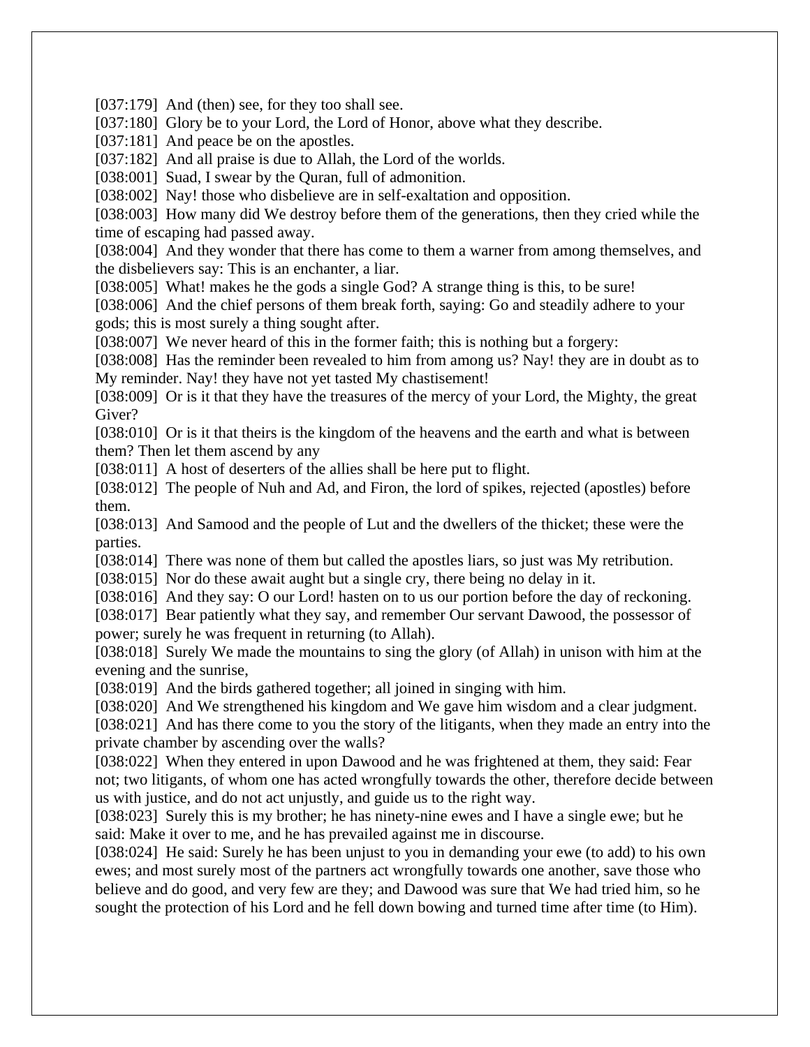[037:179] And (then) see, for they too shall see.
[037:180] Glory be to your Lord, the Lord of Honor, above what they describe.
[037:181] And peace be on the apostles.
[037:182] And all praise is due to Allah, the Lord of the worlds.
[038:001] Suad, I swear by the Quran, full of admonition.
[038:002] Nay! those who disbelieve are in self-exaltation and opposition.
[038:003] How many did We destroy before them of the generations, then they cried while the time of escaping had passed away.
[038:004] And they wonder that there has come to them a warner from among themselves, and the disbelievers say: This is an enchanter, a liar.
[038:005] What! makes he the gods a single God? A strange thing is this, to be sure!
[038:006] And the chief persons of them break forth, saying: Go and steadily adhere to your gods; this is most surely a thing sought after.
[038:007] We never heard of this in the former faith; this is nothing but a forgery:
[038:008] Has the reminder been revealed to him from among us? Nay! they are in doubt as to My reminder. Nay! they have not yet tasted My chastisement!
[038:009] Or is it that they have the treasures of the mercy of your Lord, the Mighty, the great Giver?
[038:010] Or is it that theirs is the kingdom of the heavens and the earth and what is between them? Then let them ascend by any
[038:011] A host of deserters of the allies shall be here put to flight.
[038:012] The people of Nuh and Ad, and Firon, the lord of spikes, rejected (apostles) before them.
[038:013] And Samood and the people of Lut and the dwellers of the thicket; these were the parties.
[038:014] There was none of them but called the apostles liars, so just was My retribution.
[038:015] Nor do these await aught but a single cry, there being no delay in it.
[038:016] And they say: O our Lord! hasten on to us our portion before the day of reckoning.
[038:017] Bear patiently what they say, and remember Our servant Dawood, the possessor of power; surely he was frequent in returning (to Allah).
[038:018] Surely We made the mountains to sing the glory (of Allah) in unison with him at the evening and the sunrise,
[038:019] And the birds gathered together; all joined in singing with him.
[038:020] And We strengthened his kingdom and We gave him wisdom and a clear judgment.
[038:021] And has there come to you the story of the litigants, when they made an entry into the private chamber by ascending over the walls?
[038:022] When they entered in upon Dawood and he was frightened at them, they said: Fear not; two litigants, of whom one has acted wrongfully towards the other, therefore decide between us with justice, and do not act unjustly, and guide us to the right way.
[038:023] Surely this is my brother; he has ninety-nine ewes and I have a single ewe; but he said: Make it over to me, and he has prevailed against me in discourse.
[038:024] He said: Surely he has been unjust to you in demanding your ewe (to add) to his own ewes; and most surely most of the partners act wrongfully towards one another, save those who believe and do good, and very few are they; and Dawood was sure that We had tried him, so he sought the protection of his Lord and he fell down bowing and turned time after time (to Him).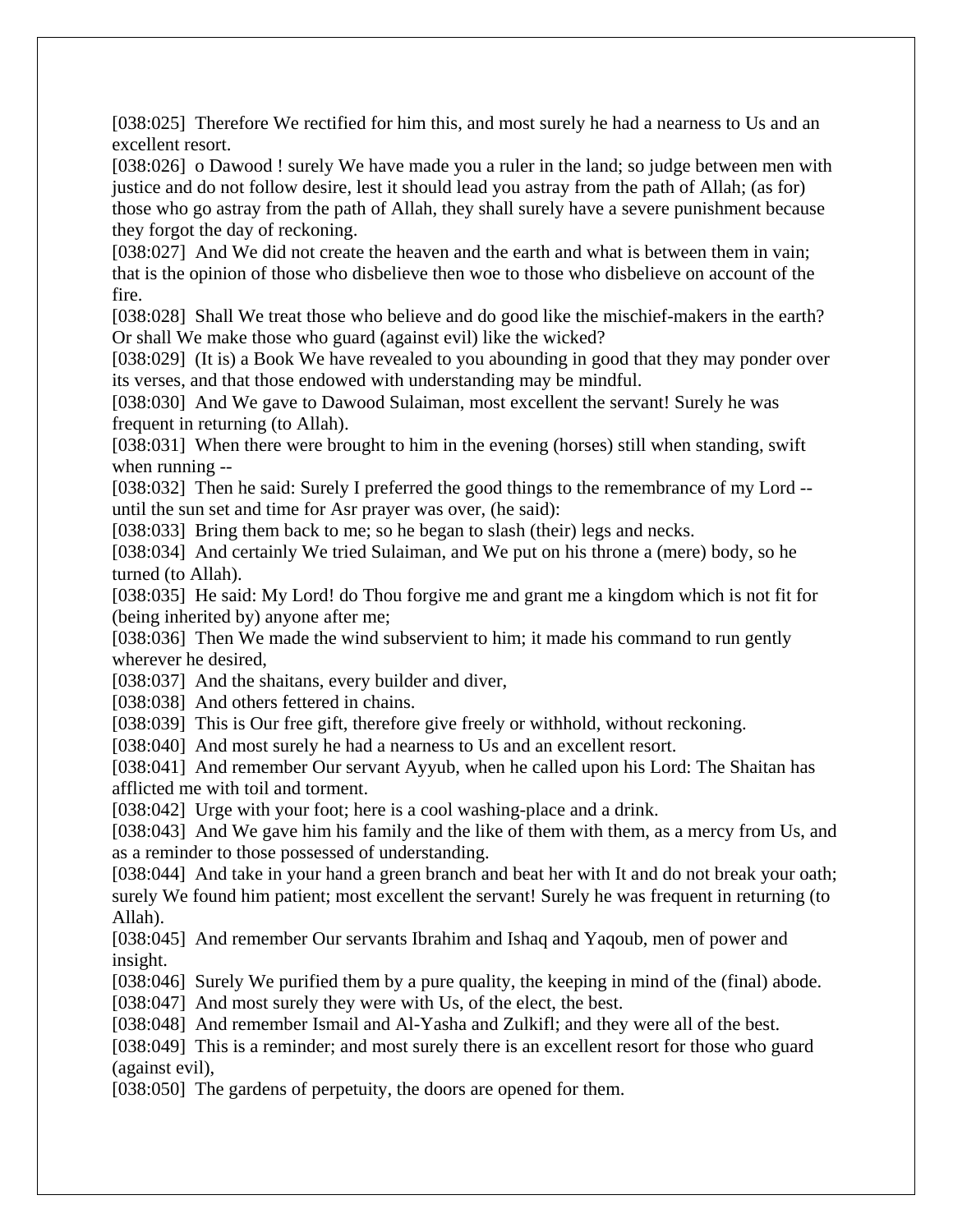[038:025] Therefore We rectified for him this, and most surely he had a nearness to Us and an excellent resort.
[038:026] o Dawood ! surely We have made you a ruler in the land; so judge between men with justice and do not follow desire, lest it should lead you astray from the path of Allah; (as for) those who go astray from the path of Allah, they shall surely have a severe punishment because they forgot the day of reckoning.
[038:027] And We did not create the heaven and the earth and what is between them in vain; that is the opinion of those who disbelieve then woe to those who disbelieve on account of the fire.
[038:028] Shall We treat those who believe and do good like the mischief-makers in the earth? Or shall We make those who guard (against evil) like the wicked?
[038:029] (It is) a Book We have revealed to you abounding in good that they may ponder over its verses, and that those endowed with understanding may be mindful.
[038:030] And We gave to Dawood Sulaiman, most excellent the servant! Surely he was frequent in returning (to Allah).
[038:031] When there were brought to him in the evening (horses) still when standing, swift when running --
[038:032] Then he said: Surely I preferred the good things to the remembrance of my Lord -- until the sun set and time for Asr prayer was over, (he said):
[038:033] Bring them back to me; so he began to slash (their) legs and necks.
[038:034] And certainly We tried Sulaiman, and We put on his throne a (mere) body, so he turned (to Allah).
[038:035] He said: My Lord! do Thou forgive me and grant me a kingdom which is not fit for (being inherited by) anyone after me;
[038:036] Then We made the wind subservient to him; it made his command to run gently wherever he desired,
[038:037] And the shaitans, every builder and diver,
[038:038] And others fettered in chains.
[038:039] This is Our free gift, therefore give freely or withhold, without reckoning.
[038:040] And most surely he had a nearness to Us and an excellent resort.
[038:041] And remember Our servant Ayyub, when he called upon his Lord: The Shaitan has afflicted me with toil and torment.
[038:042] Urge with your foot; here is a cool washing-place and a drink.
[038:043] And We gave him his family and the like of them with them, as a mercy from Us, and as a reminder to those possessed of understanding.
[038:044] And take in your hand a green branch and beat her with It and do not break your oath; surely We found him patient; most excellent the servant! Surely he was frequent in returning (to Allah).
[038:045] And remember Our servants Ibrahim and Ishaq and Yaqoub, men of power and insight.
[038:046] Surely We purified them by a pure quality, the keeping in mind of the (final) abode.
[038:047] And most surely they were with Us, of the elect, the best.
[038:048] And remember Ismail and Al-Yasha and Zulkifl; and they were all of the best.
[038:049] This is a reminder; and most surely there is an excellent resort for those who guard (against evil),
[038:050] The gardens of perpetuity, the doors are opened for them.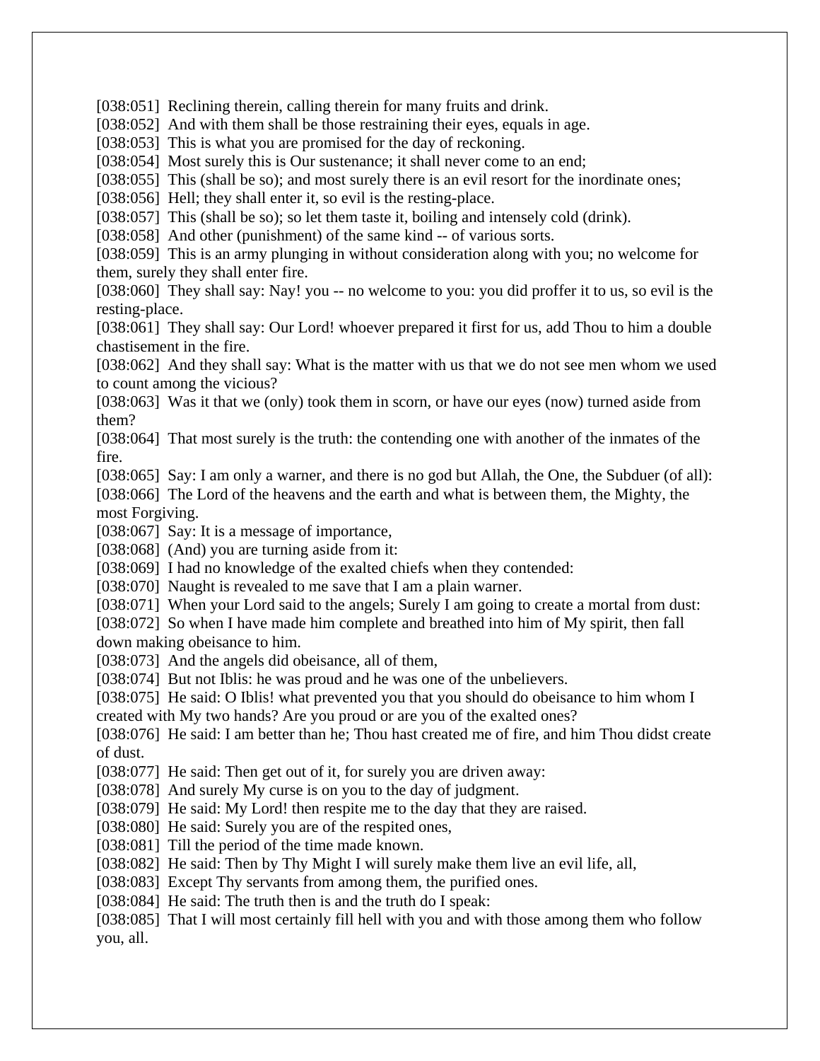[038:051] Reclining therein, calling therein for many fruits and drink.
[038:052] And with them shall be those restraining their eyes, equals in age.
[038:053] This is what you are promised for the day of reckoning.
[038:054] Most surely this is Our sustenance; it shall never come to an end;
[038:055] This (shall be so); and most surely there is an evil resort for the inordinate ones;
[038:056] Hell; they shall enter it, so evil is the resting-place.
[038:057] This (shall be so); so let them taste it, boiling and intensely cold (drink).
[038:058] And other (punishment) of the same kind -- of various sorts.
[038:059] This is an army plunging in without consideration along with you; no welcome for them, surely they shall enter fire.
[038:060] They shall say: Nay! you -- no welcome to you: you did proffer it to us, so evil is the resting-place.
[038:061] They shall say: Our Lord! whoever prepared it first for us, add Thou to him a double chastisement in the fire.
[038:062] And they shall say: What is the matter with us that we do not see men whom we used to count among the vicious?
[038:063] Was it that we (only) took them in scorn, or have our eyes (now) turned aside from them?
[038:064] That most surely is the truth: the contending one with another of the inmates of the fire.
[038:065] Say: I am only a warner, and there is no god but Allah, the One, the Subduer (of all):
[038:066] The Lord of the heavens and the earth and what is between them, the Mighty, the most Forgiving.
[038:067] Say: It is a message of importance,
[038:068] (And) you are turning aside from it:
[038:069] I had no knowledge of the exalted chiefs when they contended:
[038:070] Naught is revealed to me save that I am a plain warner.
[038:071] When your Lord said to the angels; Surely I am going to create a mortal from dust:
[038:072] So when I have made him complete and breathed into him of My spirit, then fall down making obeisance to him.
[038:073] And the angels did obeisance, all of them,
[038:074] But not Iblis: he was proud and he was one of the unbelievers.
[038:075] He said: O Iblis! what prevented you that you should do obeisance to him whom I created with My two hands? Are you proud or are you of the exalted ones?
[038:076] He said: I am better than he; Thou hast created me of fire, and him Thou didst create of dust.
[038:077] He said: Then get out of it, for surely you are driven away:
[038:078] And surely My curse is on you to the day of judgment.
[038:079] He said: My Lord! then respite me to the day that they are raised.
[038:080] He said: Surely you are of the respited ones,
[038:081] Till the period of the time made known.
[038:082] He said: Then by Thy Might I will surely make them live an evil life, all,
[038:083] Except Thy servants from among them, the purified ones.
[038:084] He said: The truth then is and the truth do I speak:
[038:085] That I will most certainly fill hell with you and with those among them who follow you, all.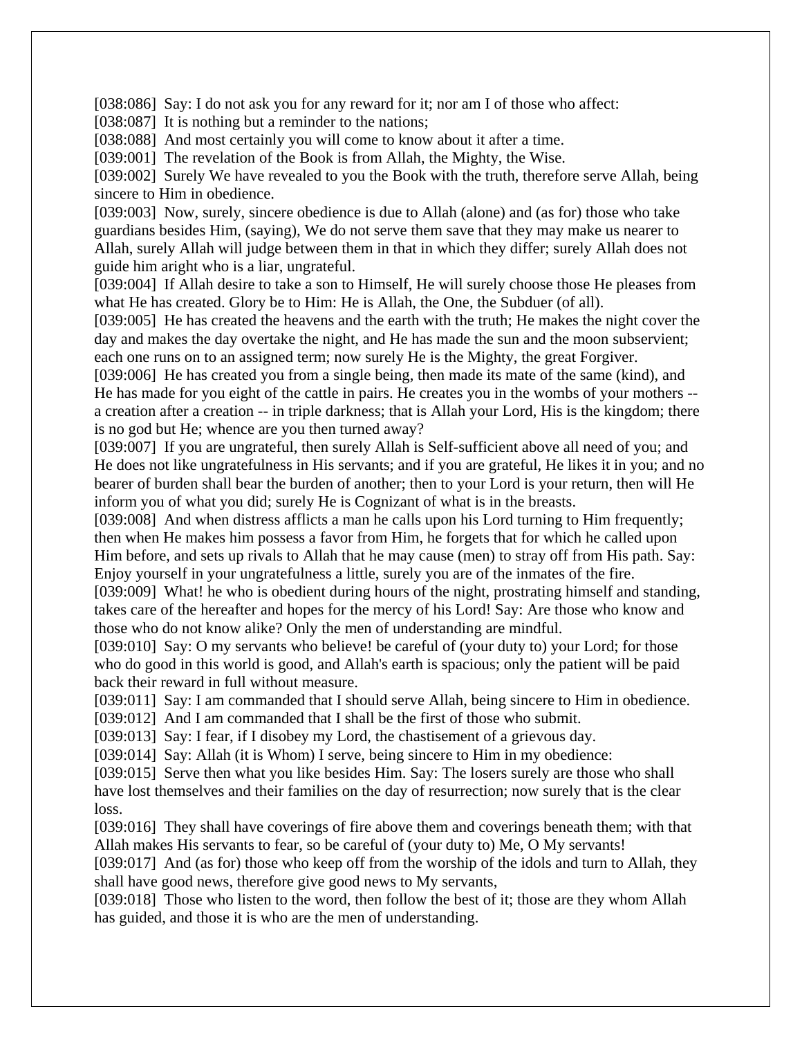[038:086] Say: I do not ask you for any reward for it; nor am I of those who affect:
[038:087] It is nothing but a reminder to the nations;
[038:088] And most certainly you will come to know about it after a time.
[039:001] The revelation of the Book is from Allah, the Mighty, the Wise.
[039:002] Surely We have revealed to you the Book with the truth, therefore serve Allah, being sincere to Him in obedience.
[039:003] Now, surely, sincere obedience is due to Allah (alone) and (as for) those who take guardians besides Him, (saying), We do not serve them save that they may make us nearer to Allah, surely Allah will judge between them in that in which they differ; surely Allah does not guide him aright who is a liar, ungrateful.
[039:004] If Allah desire to take a son to Himself, He will surely choose those He pleases from what He has created. Glory be to Him: He is Allah, the One, the Subduer (of all).
[039:005] He has created the heavens and the earth with the truth; He makes the night cover the day and makes the day overtake the night, and He has made the sun and the moon subservient; each one runs on to an assigned term; now surely He is the Mighty, the great Forgiver.
[039:006] He has created you from a single being, then made its mate of the same (kind), and He has made for you eight of the cattle in pairs. He creates you in the wombs of your mothers -- a creation after a creation -- in triple darkness; that is Allah your Lord, His is the kingdom; there is no god but He; whence are you then turned away?
[039:007] If you are ungrateful, then surely Allah is Self-sufficient above all need of you; and He does not like ungratefulness in His servants; and if you are grateful, He likes it in you; and no bearer of burden shall bear the burden of another; then to your Lord is your return, then will He inform you of what you did; surely He is Cognizant of what is in the breasts.
[039:008] And when distress afflicts a man he calls upon his Lord turning to Him frequently; then when He makes him possess a favor from Him, he forgets that for which he called upon Him before, and sets up rivals to Allah that he may cause (men) to stray off from His path. Say: Enjoy yourself in your ungratefulness a little, surely you are of the inmates of the fire.
[039:009] What! he who is obedient during hours of the night, prostrating himself and standing, takes care of the hereafter and hopes for the mercy of his Lord! Say: Are those who know and those who do not know alike? Only the men of understanding are mindful.
[039:010] Say: O my servants who believe! be careful of (your duty to) your Lord; for those who do good in this world is good, and Allah's earth is spacious; only the patient will be paid back their reward in full without measure.
[039:011] Say: I am commanded that I should serve Allah, being sincere to Him in obedience.
[039:012] And I am commanded that I shall be the first of those who submit.
[039:013] Say: I fear, if I disobey my Lord, the chastisement of a grievous day.
[039:014] Say: Allah (it is Whom) I serve, being sincere to Him in my obedience:
[039:015] Serve then what you like besides Him. Say: The losers surely are those who shall have lost themselves and their families on the day of resurrection; now surely that is the clear loss.
[039:016] They shall have coverings of fire above them and coverings beneath them; with that Allah makes His servants to fear, so be careful of (your duty to) Me, O My servants!
[039:017] And (as for) those who keep off from the worship of the idols and turn to Allah, they shall have good news, therefore give good news to My servants,
[039:018] Those who listen to the word, then follow the best of it; those are they whom Allah has guided, and those it is who are the men of understanding.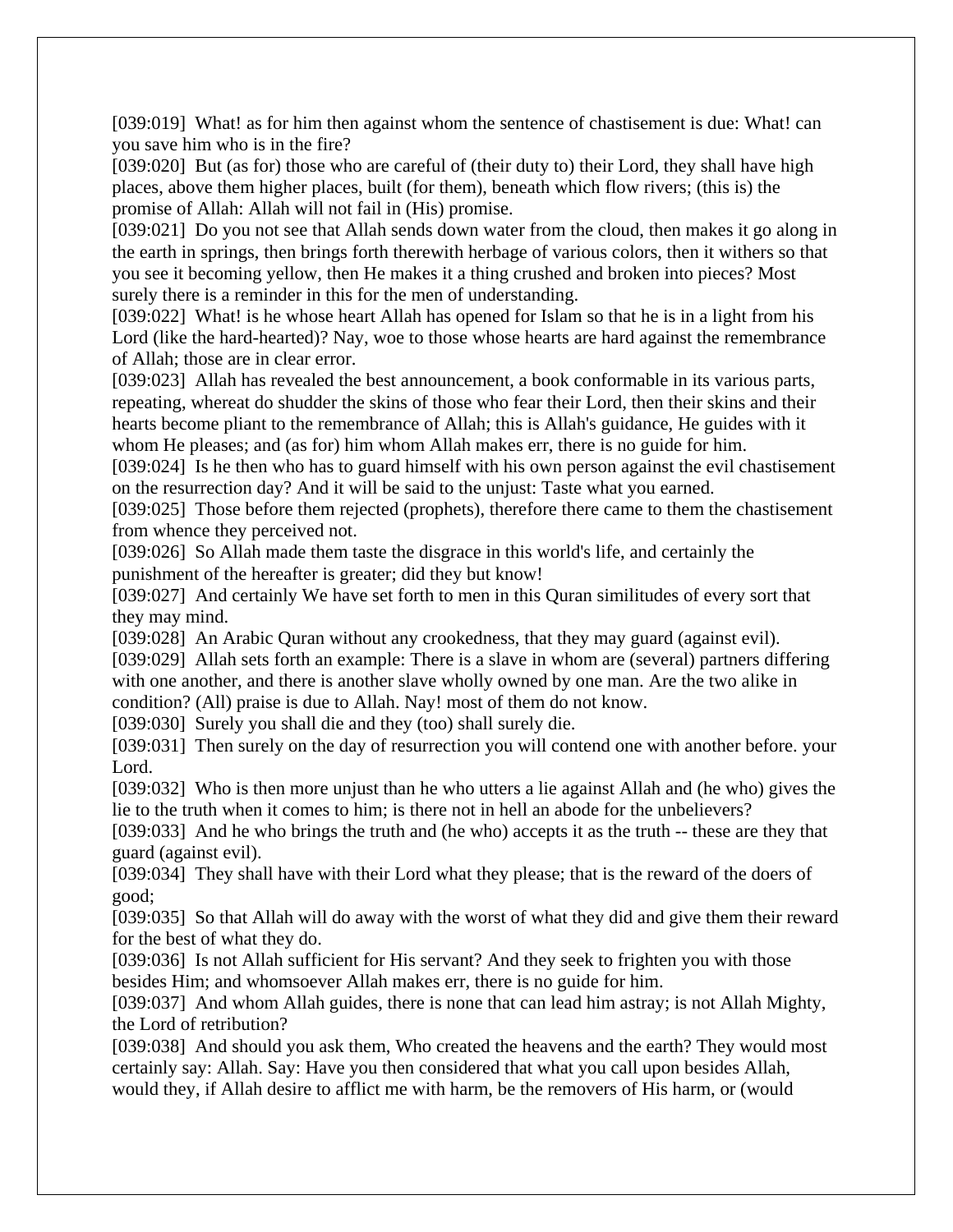[039:019] What! as for him then against whom the sentence of chastisement is due: What! can you save him who is in the fire?
[039:020] But (as for) those who are careful of (their duty to) their Lord, they shall have high places, above them higher places, built (for them), beneath which flow rivers; (this is) the promise of Allah: Allah will not fail in (His) promise.
[039:021] Do you not see that Allah sends down water from the cloud, then makes it go along in the earth in springs, then brings forth therewith herbage of various colors, then it withers so that you see it becoming yellow, then He makes it a thing crushed and broken into pieces? Most surely there is a reminder in this for the men of understanding.
[039:022] What! is he whose heart Allah has opened for Islam so that he is in a light from his Lord (like the hard-hearted)? Nay, woe to those whose hearts are hard against the remembrance of Allah; those are in clear error.
[039:023] Allah has revealed the best announcement, a book conformable in its various parts, repeating, whereat do shudder the skins of those who fear their Lord, then their skins and their hearts become pliant to the remembrance of Allah; this is Allah's guidance, He guides with it whom He pleases; and (as for) him whom Allah makes err, there is no guide for him.
[039:024] Is he then who has to guard himself with his own person against the evil chastisement on the resurrection day? And it will be said to the unjust: Taste what you earned.
[039:025] Those before them rejected (prophets), therefore there came to them the chastisement from whence they perceived not.
[039:026] So Allah made them taste the disgrace in this world's life, and certainly the punishment of the hereafter is greater; did they but know!
[039:027] And certainly We have set forth to men in this Quran similitudes of every sort that they may mind.
[039:028] An Arabic Quran without any crookedness, that they may guard (against evil).
[039:029] Allah sets forth an example: There is a slave in whom are (several) partners differing with one another, and there is another slave wholly owned by one man. Are the two alike in condition? (All) praise is due to Allah. Nay! most of them do not know.
[039:030] Surely you shall die and they (too) shall surely die.
[039:031] Then surely on the day of resurrection you will contend one with another before. your Lord.
[039:032] Who is then more unjust than he who utters a lie against Allah and (he who) gives the lie to the truth when it comes to him; is there not in hell an abode for the unbelievers?
[039:033] And he who brings the truth and (he who) accepts it as the truth -- these are they that guard (against evil).
[039:034] They shall have with their Lord what they please; that is the reward of the doers of good;
[039:035] So that Allah will do away with the worst of what they did and give them their reward for the best of what they do.
[039:036] Is not Allah sufficient for His servant? And they seek to frighten you with those besides Him; and whomsoever Allah makes err, there is no guide for him.
[039:037] And whom Allah guides, there is none that can lead him astray; is not Allah Mighty, the Lord of retribution?
[039:038] And should you ask them, Who created the heavens and the earth? They would most certainly say: Allah. Say: Have you then considered that what you call upon besides Allah, would they, if Allah desire to afflict me with harm, be the removers of His harm, or (would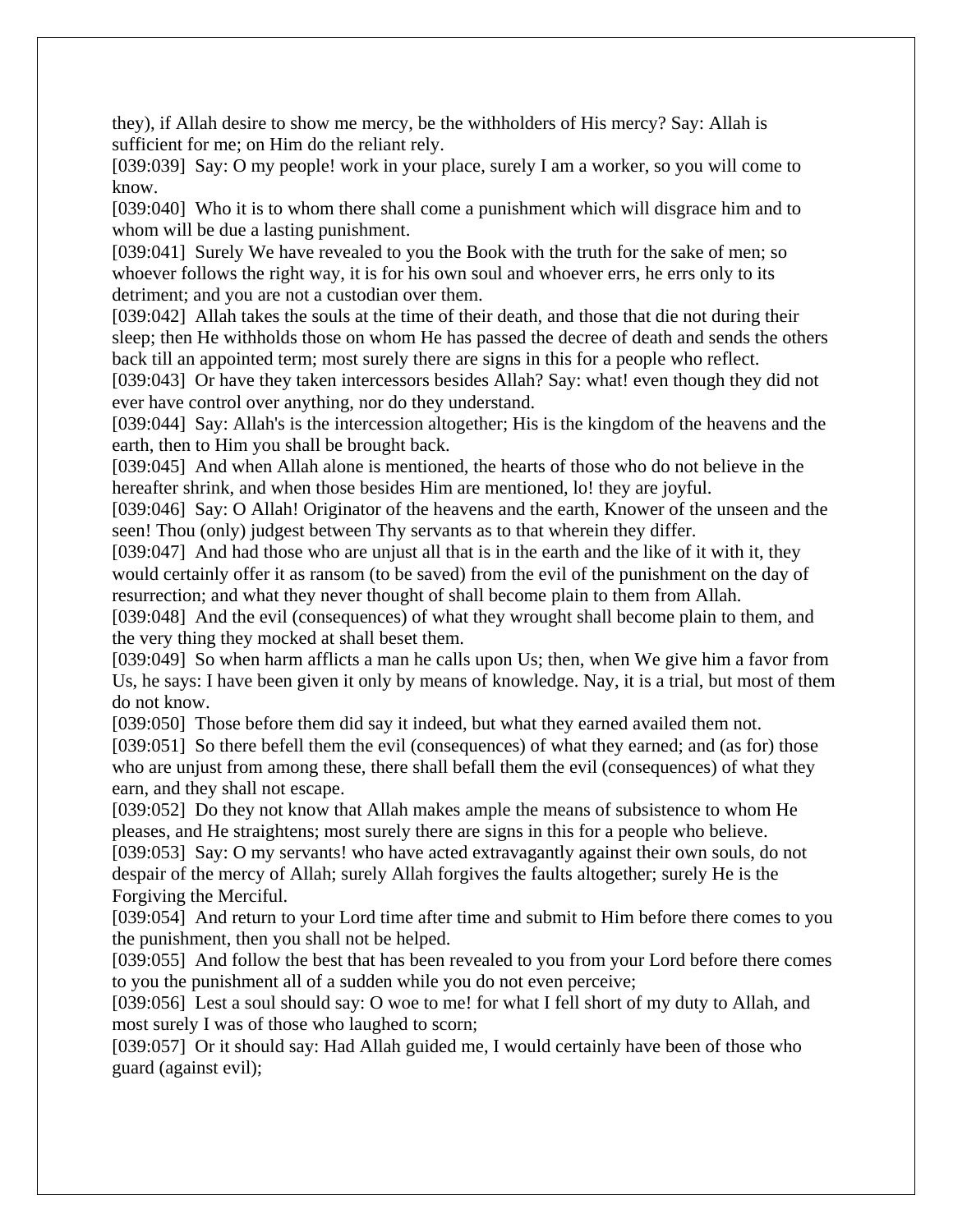they), if Allah desire to show me mercy, be the withholders of His mercy? Say: Allah is sufficient for me; on Him do the reliant rely.

[039:039] Say: O my people! work in your place, surely I am a worker, so you will come to know.

[039:040] Who it is to whom there shall come a punishment which will disgrace him and to whom will be due a lasting punishment.

[039:041] Surely We have revealed to you the Book with the truth for the sake of men; so whoever follows the right way, it is for his own soul and whoever errs, he errs only to its detriment; and you are not a custodian over them.

[039:042] Allah takes the souls at the time of their death, and those that die not during their sleep; then He withholds those on whom He has passed the decree of death and sends the others back till an appointed term; most surely there are signs in this for a people who reflect.

[039:043] Or have they taken intercessors besides Allah? Say: what! even though they did not ever have control over anything, nor do they understand.

[039:044] Say: Allah's is the intercession altogether; His is the kingdom of the heavens and the earth, then to Him you shall be brought back.

[039:045] And when Allah alone is mentioned, the hearts of those who do not believe in the hereafter shrink, and when those besides Him are mentioned, lo! they are joyful.

[039:046] Say: O Allah! Originator of the heavens and the earth, Knower of the unseen and the seen! Thou (only) judgest between Thy servants as to that wherein they differ.

[039:047] And had those who are unjust all that is in the earth and the like of it with it, they would certainly offer it as ransom (to be saved) from the evil of the punishment on the day of resurrection; and what they never thought of shall become plain to them from Allah.

[039:048] And the evil (consequences) of what they wrought shall become plain to them, and the very thing they mocked at shall beset them.

[039:049] So when harm afflicts a man he calls upon Us; then, when We give him a favor from Us, he says: I have been given it only by means of knowledge. Nay, it is a trial, but most of them do not know.

[039:050] Those before them did say it indeed, but what they earned availed them not.

[039:051] So there befell them the evil (consequences) of what they earned; and (as for) those who are unjust from among these, there shall befall them the evil (consequences) of what they earn, and they shall not escape.

[039:052] Do they not know that Allah makes ample the means of subsistence to whom He pleases, and He straightens; most surely there are signs in this for a people who believe.

[039:053] Say: O my servants! who have acted extravagantly against their own souls, do not despair of the mercy of Allah; surely Allah forgives the faults altogether; surely He is the Forgiving the Merciful.

[039:054] And return to your Lord time after time and submit to Him before there comes to you the punishment, then you shall not be helped.

[039:055] And follow the best that has been revealed to you from your Lord before there comes to you the punishment all of a sudden while you do not even perceive;

[039:056] Lest a soul should say: O woe to me! for what I fell short of my duty to Allah, and most surely I was of those who laughed to scorn;

[039:057] Or it should say: Had Allah guided me, I would certainly have been of those who guard (against evil);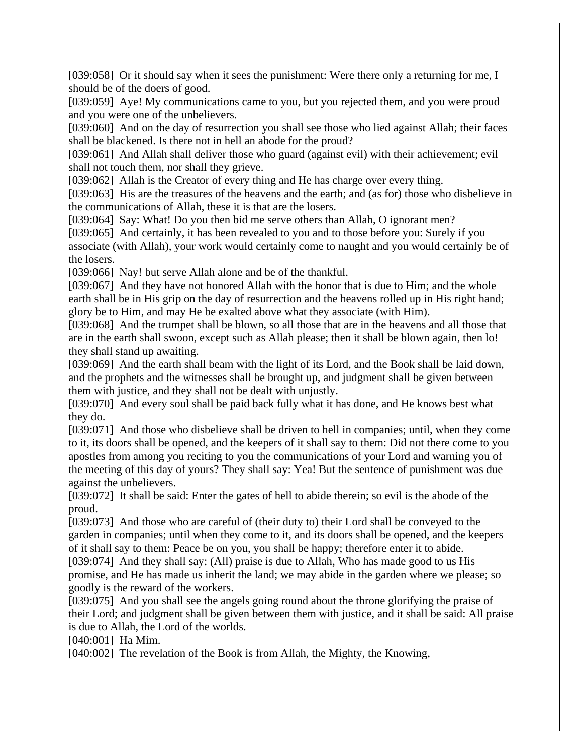[039:058] Or it should say when it sees the punishment: Were there only a returning for me, I should be of the doers of good.
[039:059] Aye! My communications came to you, but you rejected them, and you were proud and you were one of the unbelievers.
[039:060] And on the day of resurrection you shall see those who lied against Allah; their faces shall be blackened. Is there not in hell an abode for the proud?
[039:061] And Allah shall deliver those who guard (against evil) with their achievement; evil shall not touch them, nor shall they grieve.
[039:062] Allah is the Creator of every thing and He has charge over every thing.
[039:063] His are the treasures of the heavens and the earth; and (as for) those who disbelieve in the communications of Allah, these it is that are the losers.
[039:064] Say: What! Do you then bid me serve others than Allah, O ignorant men?
[039:065] And certainly, it has been revealed to you and to those before you: Surely if you associate (with Allah), your work would certainly come to naught and you would certainly be of the losers.
[039:066] Nay! but serve Allah alone and be of the thankful.
[039:067] And they have not honored Allah with the honor that is due to Him; and the whole earth shall be in His grip on the day of resurrection and the heavens rolled up in His right hand; glory be to Him, and may He be exalted above what they associate (with Him).
[039:068] And the trumpet shall be blown, so all those that are in the heavens and all those that are in the earth shall swoon, except such as Allah please; then it shall be blown again, then lo! they shall stand up awaiting.
[039:069] And the earth shall beam with the light of its Lord, and the Book shall be laid down, and the prophets and the witnesses shall be brought up, and judgment shall be given between them with justice, and they shall not be dealt with unjustly.
[039:070] And every soul shall be paid back fully what it has done, and He knows best what they do.
[039:071] And those who disbelieve shall be driven to hell in companies; until, when they come to it, its doors shall be opened, and the keepers of it shall say to them: Did not there come to you apostles from among you reciting to you the communications of your Lord and warning you of the meeting of this day of yours? They shall say: Yea! But the sentence of punishment was due against the unbelievers.
[039:072] It shall be said: Enter the gates of hell to abide therein; so evil is the abode of the proud.
[039:073] And those who are careful of (their duty to) their Lord shall be conveyed to the garden in companies; until when they come to it, and its doors shall be opened, and the keepers of it shall say to them: Peace be on you, you shall be happy; therefore enter it to abide.
[039:074] And they shall say: (All) praise is due to Allah, Who has made good to us His promise, and He has made us inherit the land; we may abide in the garden where we please; so goodly is the reward of the workers.
[039:075] And you shall see the angels going round about the throne glorifying the praise of their Lord; and judgment shall be given between them with justice, and it shall be said: All praise is due to Allah, the Lord of the worlds.
[040:001] Ha Mim.
[040:002] The revelation of the Book is from Allah, the Mighty, the Knowing,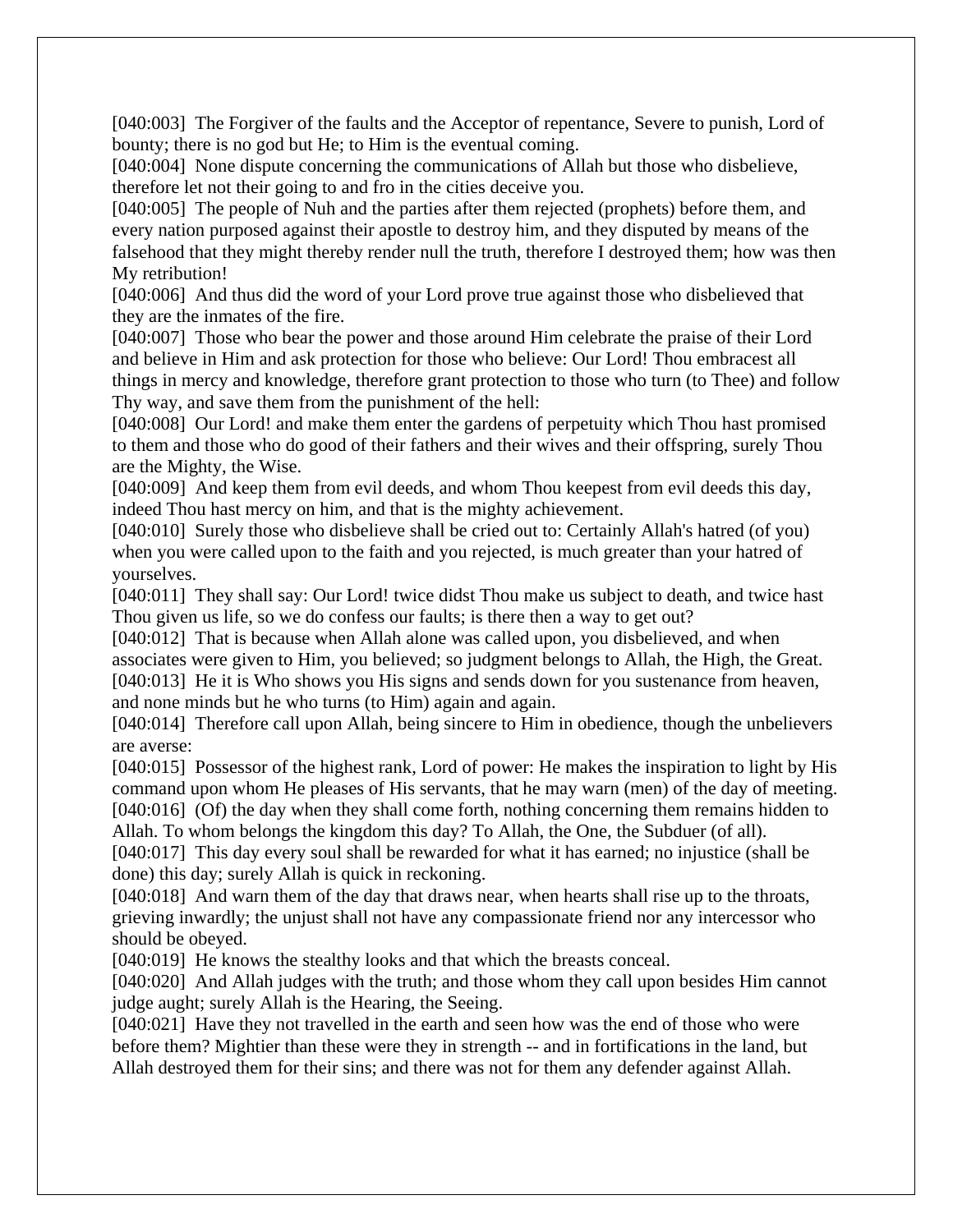[040:003] The Forgiver of the faults and the Acceptor of repentance, Severe to punish, Lord of bounty; there is no god but He; to Him is the eventual coming.
[040:004] None dispute concerning the communications of Allah but those who disbelieve, therefore let not their going to and fro in the cities deceive you.
[040:005] The people of Nuh and the parties after them rejected (prophets) before them, and every nation purposed against their apostle to destroy him, and they disputed by means of the falsehood that they might thereby render null the truth, therefore I destroyed them; how was then My retribution!
[040:006] And thus did the word of your Lord prove true against those who disbelieved that they are the inmates of the fire.
[040:007] Those who bear the power and those around Him celebrate the praise of their Lord and believe in Him and ask protection for those who believe: Our Lord! Thou embracest all things in mercy and knowledge, therefore grant protection to those who turn (to Thee) and follow Thy way, and save them from the punishment of the hell:
[040:008] Our Lord! and make them enter the gardens of perpetuity which Thou hast promised to them and those who do good of their fathers and their wives and their offspring, surely Thou are the Mighty, the Wise.
[040:009] And keep them from evil deeds, and whom Thou keepest from evil deeds this day, indeed Thou hast mercy on him, and that is the mighty achievement.
[040:010] Surely those who disbelieve shall be cried out to: Certainly Allah's hatred (of you) when you were called upon to the faith and you rejected, is much greater than your hatred of yourselves.
[040:011] They shall say: Our Lord! twice didst Thou make us subject to death, and twice hast Thou given us life, so we do confess our faults; is there then a way to get out?
[040:012] That is because when Allah alone was called upon, you disbelieved, and when associates were given to Him, you believed; so judgment belongs to Allah, the High, the Great.
[040:013] He it is Who shows you His signs and sends down for you sustenance from heaven, and none minds but he who turns (to Him) again and again.
[040:014] Therefore call upon Allah, being sincere to Him in obedience, though the unbelievers are averse:
[040:015] Possessor of the highest rank, Lord of power: He makes the inspiration to light by His command upon whom He pleases of His servants, that he may warn (men) of the day of meeting.
[040:016] (Of) the day when they shall come forth, nothing concerning them remains hidden to Allah. To whom belongs the kingdom this day? To Allah, the One, the Subduer (of all).
[040:017] This day every soul shall be rewarded for what it has earned; no injustice (shall be done) this day; surely Allah is quick in reckoning.
[040:018] And warn them of the day that draws near, when hearts shall rise up to the throats, grieving inwardly; the unjust shall not have any compassionate friend nor any intercessor who should be obeyed.
[040:019] He knows the stealthy looks and that which the breasts conceal.
[040:020] And Allah judges with the truth; and those whom they call upon besides Him cannot judge aught; surely Allah is the Hearing, the Seeing.
[040:021] Have they not travelled in the earth and seen how was the end of those who were before them? Mightier than these were they in strength -- and in fortifications in the land, but Allah destroyed them for their sins; and there was not for them any defender against Allah.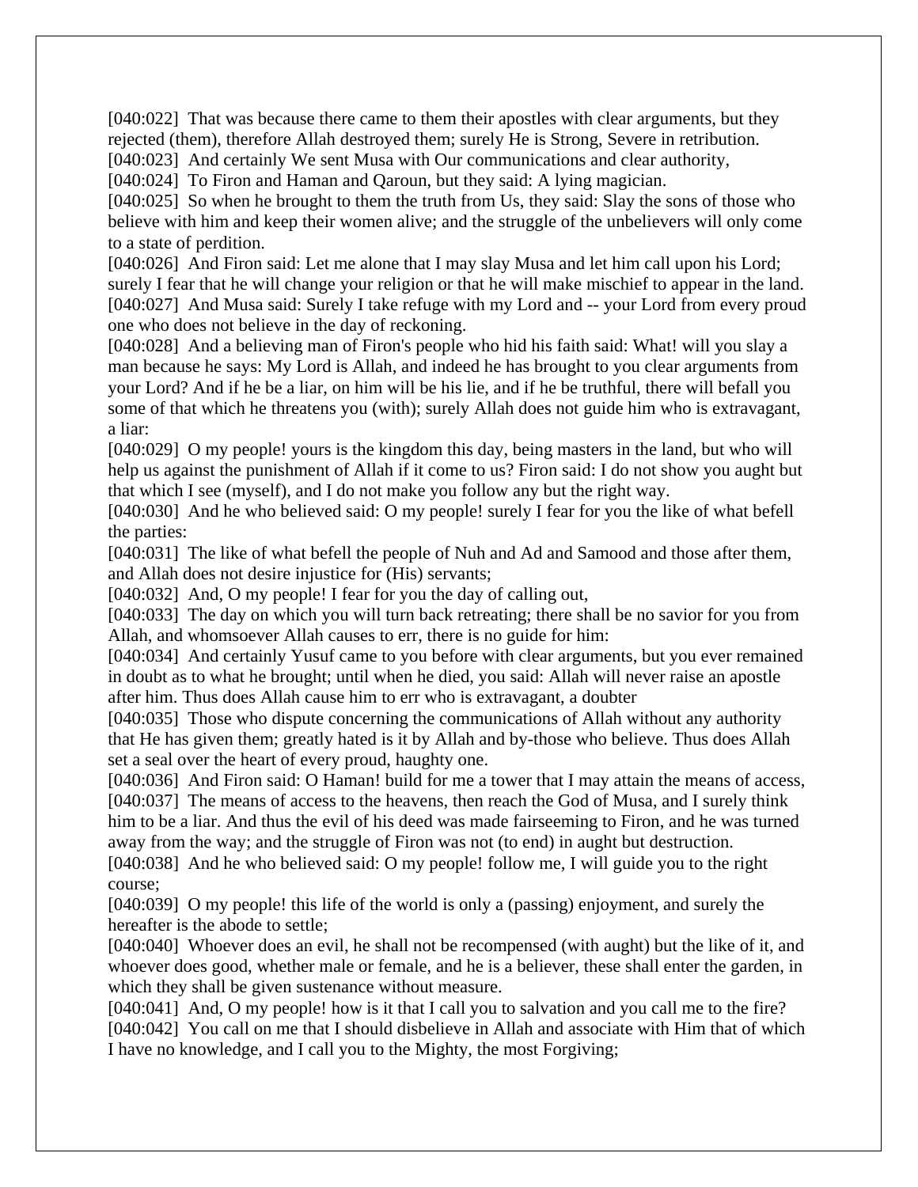[040:022] That was because there came to them their apostles with clear arguments, but they rejected (them), therefore Allah destroyed them; surely He is Strong, Severe in retribution.
[040:023] And certainly We sent Musa with Our communications and clear authority,
[040:024] To Firon and Haman and Qaroun, but they said: A lying magician.
[040:025] So when he brought to them the truth from Us, they said: Slay the sons of those who believe with him and keep their women alive; and the struggle of the unbelievers will only come to a state of perdition.
[040:026] And Firon said: Let me alone that I may slay Musa and let him call upon his Lord; surely I fear that he will change your religion or that he will make mischief to appear in the land.
[040:027] And Musa said: Surely I take refuge with my Lord and -- your Lord from every proud one who does not believe in the day of reckoning.
[040:028] And a believing man of Firon's people who hid his faith said: What! will you slay a man because he says: My Lord is Allah, and indeed he has brought to you clear arguments from your Lord? And if he be a liar, on him will be his lie, and if he be truthful, there will befall you some of that which he threatens you (with); surely Allah does not guide him who is extravagant, a liar:
[040:029] O my people! yours is the kingdom this day, being masters in the land, but who will help us against the punishment of Allah if it come to us? Firon said: I do not show you aught but that which I see (myself), and I do not make you follow any but the right way.
[040:030] And he who believed said: O my people! surely I fear for you the like of what befell the parties:
[040:031] The like of what befell the people of Nuh and Ad and Samood and those after them, and Allah does not desire injustice for (His) servants;
[040:032] And, O my people! I fear for you the day of calling out,
[040:033] The day on which you will turn back retreating; there shall be no savior for you from Allah, and whomsoever Allah causes to err, there is no guide for him:
[040:034] And certainly Yusuf came to you before with clear arguments, but you ever remained in doubt as to what he brought; until when he died, you said: Allah will never raise an apostle after him. Thus does Allah cause him to err who is extravagant, a doubter
[040:035] Those who dispute concerning the communications of Allah without any authority that He has given them; greatly hated is it by Allah and by-those who believe. Thus does Allah set a seal over the heart of every proud, haughty one.
[040:036] And Firon said: O Haman! build for me a tower that I may attain the means of access,
[040:037] The means of access to the heavens, then reach the God of Musa, and I surely think him to be a liar. And thus the evil of his deed was made fairseeming to Firon, and he was turned away from the way; and the struggle of Firon was not (to end) in aught but destruction.
[040:038] And he who believed said: O my people! follow me, I will guide you to the right course;
[040:039] O my people! this life of the world is only a (passing) enjoyment, and surely the hereafter is the abode to settle;
[040:040] Whoever does an evil, he shall not be recompensed (with aught) but the like of it, and whoever does good, whether male or female, and he is a believer, these shall enter the garden, in which they shall be given sustenance without measure.
[040:041] And, O my people! how is it that I call you to salvation and you call me to the fire?
[040:042] You call on me that I should disbelieve in Allah and associate with Him that of which I have no knowledge, and I call you to the Mighty, the most Forgiving;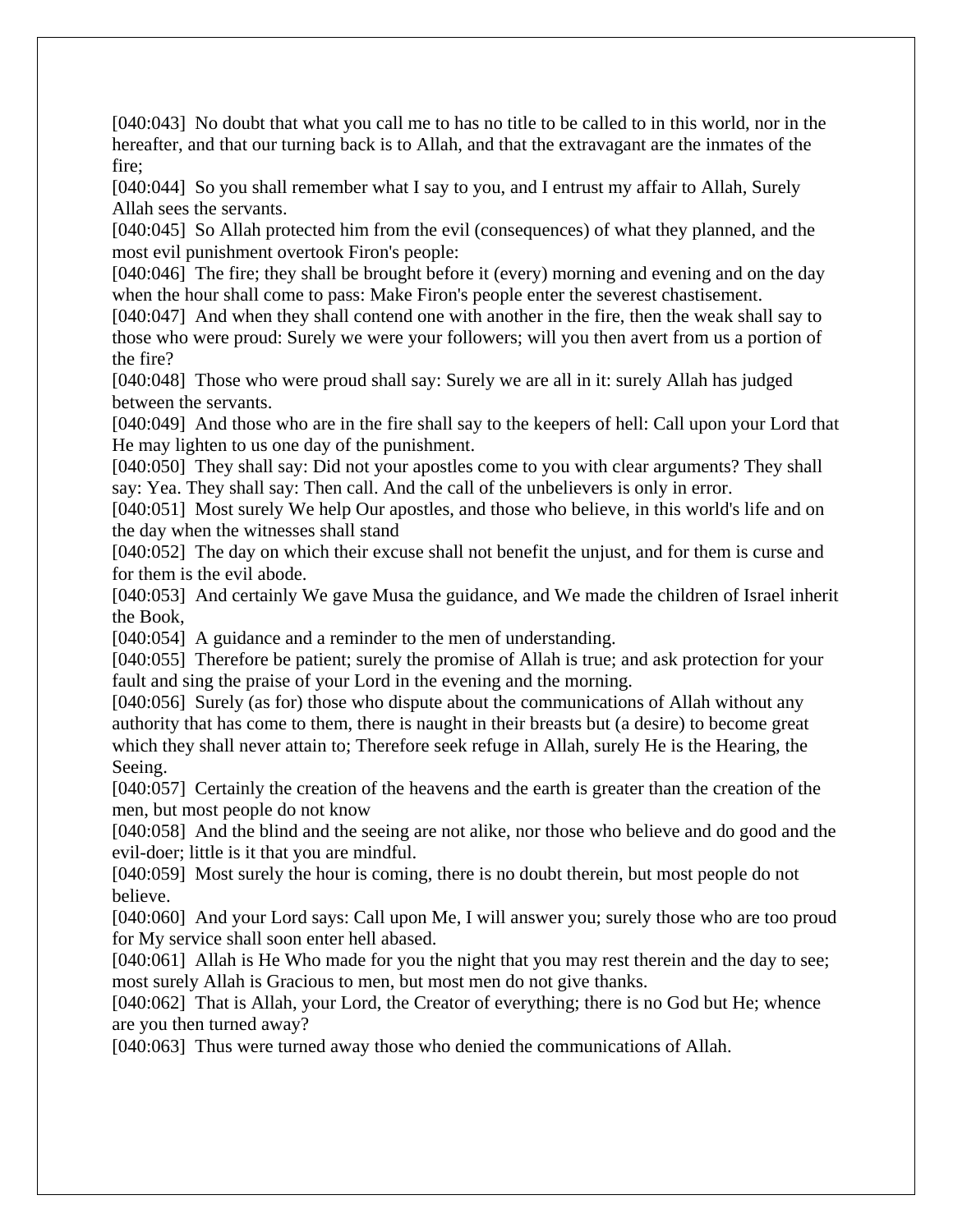[040:043]  No doubt that what you call me to has no title to be called to in this world, nor in the hereafter, and that our turning back is to Allah, and that the extravagant are the inmates of the fire;

[040:044]  So you shall remember what I say to you, and I entrust my affair to Allah, Surely Allah sees the servants.

[040:045]  So Allah protected him from the evil (consequences) of what they planned, and the most evil punishment overtook Firon's people:

[040:046]  The fire; they shall be brought before it (every) morning and evening and on the day when the hour shall come to pass: Make Firon's people enter the severest chastisement.

[040:047]  And when they shall contend one with another in the fire, then the weak shall say to those who were proud: Surely we were your followers; will you then avert from us a portion of the fire?

[040:048]  Those who were proud shall say: Surely we are all in it: surely Allah has judged between the servants.

[040:049]  And those who are in the fire shall say to the keepers of hell: Call upon your Lord that He may lighten to us one day of the punishment.

[040:050]  They shall say: Did not your apostles come to you with clear arguments? They shall say: Yea. They shall say: Then call. And the call of the unbelievers is only in error.

[040:051]  Most surely We help Our apostles, and those who believe, in this world's life and on the day when the witnesses shall stand

[040:052]  The day on which their excuse shall not benefit the unjust, and for them is curse and for them is the evil abode.

[040:053]  And certainly We gave Musa the guidance, and We made the children of Israel inherit the Book,

[040:054]  A guidance and a reminder to the men of understanding.

[040:055]  Therefore be patient; surely the promise of Allah is true; and ask protection for your fault and sing the praise of your Lord in the evening and the morning.

[040:056]  Surely (as for) those who dispute about the communications of Allah without any authority that has come to them, there is naught in their breasts but (a desire) to become great which they shall never attain to; Therefore seek refuge in Allah, surely He is the Hearing, the Seeing.

[040:057]  Certainly the creation of the heavens and the earth is greater than the creation of the men, but most people do not know

[040:058]  And the blind and the seeing are not alike, nor those who believe and do good and the evil-doer; little is it that you are mindful.

[040:059]  Most surely the hour is coming, there is no doubt therein, but most people do not believe.

[040:060]  And your Lord says: Call upon Me, I will answer you; surely those who are too proud for My service shall soon enter hell abased.

[040:061]  Allah is He Who made for you the night that you may rest therein and the day to see; most surely Allah is Gracious to men, but most men do not give thanks.

[040:062]  That is Allah, your Lord, the Creator of everything; there is no God but He; whence are you then turned away?

[040:063]  Thus were turned away those who denied the communications of Allah.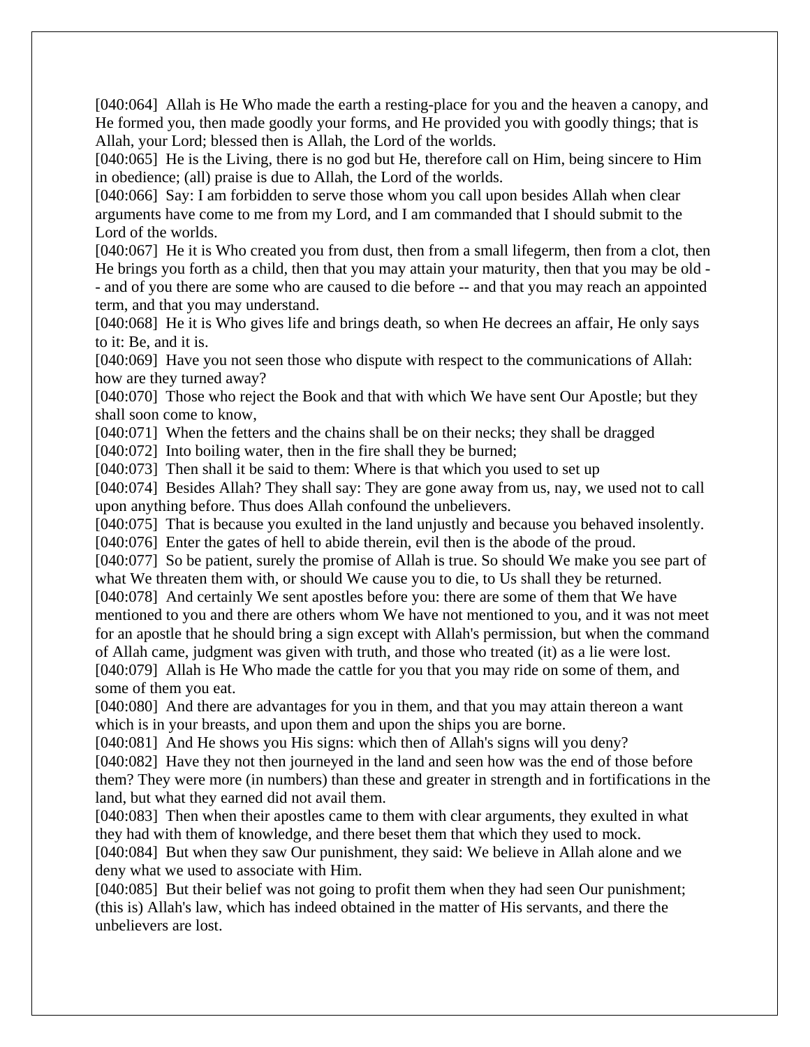[040:064] Allah is He Who made the earth a resting-place for you and the heaven a canopy, and He formed you, then made goodly your forms, and He provided you with goodly things; that is Allah, your Lord; blessed then is Allah, the Lord of the worlds.
[040:065] He is the Living, there is no god but He, therefore call on Him, being sincere to Him in obedience; (all) praise is due to Allah, the Lord of the worlds.
[040:066] Say: I am forbidden to serve those whom you call upon besides Allah when clear arguments have come to me from my Lord, and I am commanded that I should submit to the Lord of the worlds.
[040:067] He it is Who created you from dust, then from a small lifegerm, then from a clot, then He brings you forth as a child, then that you may attain your maturity, then that you may be old -- and of you there are some who are caused to die before -- and that you may reach an appointed term, and that you may understand.
[040:068] He it is Who gives life and brings death, so when He decrees an affair, He only says to it: Be, and it is.
[040:069] Have you not seen those who dispute with respect to the communications of Allah: how are they turned away?
[040:070] Those who reject the Book and that with which We have sent Our Apostle; but they shall soon come to know,
[040:071] When the fetters and the chains shall be on their necks; they shall be dragged
[040:072] Into boiling water, then in the fire shall they be burned;
[040:073] Then shall it be said to them: Where is that which you used to set up
[040:074] Besides Allah? They shall say: They are gone away from us, nay, we used not to call upon anything before. Thus does Allah confound the unbelievers.
[040:075] That is because you exulted in the land unjustly and because you behaved insolently.
[040:076] Enter the gates of hell to abide therein, evil then is the abode of the proud.
[040:077] So be patient, surely the promise of Allah is true. So should We make you see part of what We threaten them with, or should We cause you to die, to Us shall they be returned.
[040:078] And certainly We sent apostles before you: there are some of them that We have mentioned to you and there are others whom We have not mentioned to you, and it was not meet for an apostle that he should bring a sign except with Allah's permission, but when the command of Allah came, judgment was given with truth, and those who treated (it) as a lie were lost.
[040:079] Allah is He Who made the cattle for you that you may ride on some of them, and some of them you eat.
[040:080] And there are advantages for you in them, and that you may attain thereon a want which is in your breasts, and upon them and upon the ships you are borne.
[040:081] And He shows you His signs: which then of Allah's signs will you deny?
[040:082] Have they not then journeyed in the land and seen how was the end of those before them? They were more (in numbers) than these and greater in strength and in fortifications in the land, but what they earned did not avail them.
[040:083] Then when their apostles came to them with clear arguments, they exulted in what they had with them of knowledge, and there beset them that which they used to mock.
[040:084] But when they saw Our punishment, they said: We believe in Allah alone and we deny what we used to associate with Him.
[040:085] But their belief was not going to profit them when they had seen Our punishment; (this is) Allah's law, which has indeed obtained in the matter of His servants, and there the unbelievers are lost.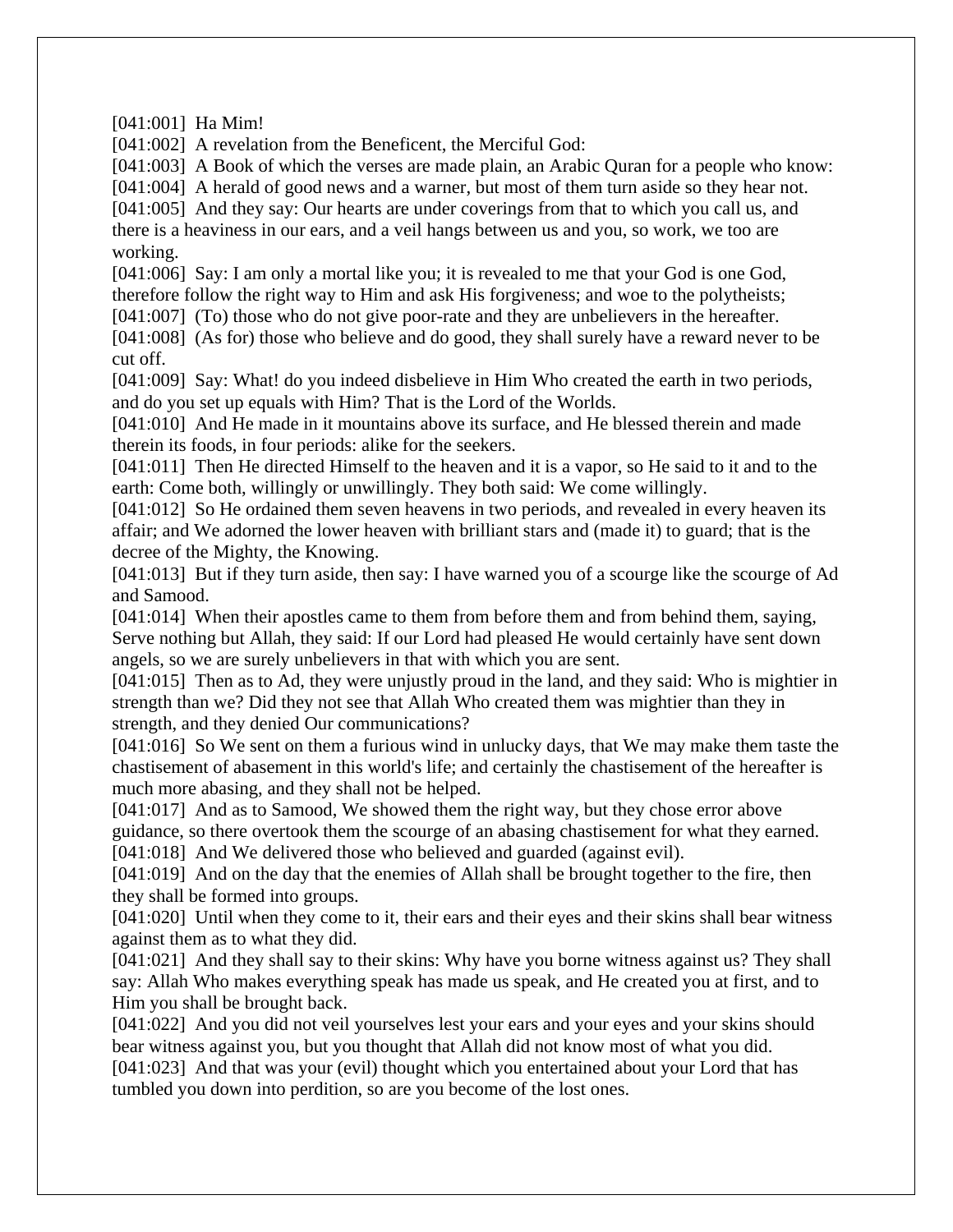[041:001] Ha Mim!

[041:002] A revelation from the Beneficent, the Merciful God:

[041:003] A Book of which the verses are made plain, an Arabic Quran for a people who know:

[041:004] A herald of good news and a warner, but most of them turn aside so they hear not.

[041:005] And they say: Our hearts are under coverings from that to which you call us, and there is a heaviness in our ears, and a veil hangs between us and you, so work, we too are working.

[041:006] Say: I am only a mortal like you; it is revealed to me that your God is one God, therefore follow the right way to Him and ask His forgiveness; and woe to the polytheists;

[041:007] (To) those who do not give poor-rate and they are unbelievers in the hereafter.

[041:008] (As for) those who believe and do good, they shall surely have a reward never to be cut off.

[041:009] Say: What! do you indeed disbelieve in Him Who created the earth in two periods, and do you set up equals with Him? That is the Lord of the Worlds.

[041:010] And He made in it mountains above its surface, and He blessed therein and made therein its foods, in four periods: alike for the seekers.

[041:011] Then He directed Himself to the heaven and it is a vapor, so He said to it and to the earth: Come both, willingly or unwillingly. They both said: We come willingly.

[041:012] So He ordained them seven heavens in two periods, and revealed in every heaven its affair; and We adorned the lower heaven with brilliant stars and (made it) to guard; that is the decree of the Mighty, the Knowing.

[041:013] But if they turn aside, then say: I have warned you of a scourge like the scourge of Ad and Samood.

[041:014] When their apostles came to them from before them and from behind them, saying, Serve nothing but Allah, they said: If our Lord had pleased He would certainly have sent down angels, so we are surely unbelievers in that with which you are sent.

[041:015] Then as to Ad, they were unjustly proud in the land, and they said: Who is mightier in strength than we? Did they not see that Allah Who created them was mightier than they in strength, and they denied Our communications?

[041:016] So We sent on them a furious wind in unlucky days, that We may make them taste the chastisement of abasement in this world's life; and certainly the chastisement of the hereafter is much more abasing, and they shall not be helped.

[041:017] And as to Samood, We showed them the right way, but they chose error above guidance, so there overtook them the scourge of an abasing chastisement for what they earned.

[041:018] And We delivered those who believed and guarded (against evil).

[041:019] And on the day that the enemies of Allah shall be brought together to the fire, then they shall be formed into groups.

[041:020] Until when they come to it, their ears and their eyes and their skins shall bear witness against them as to what they did.

[041:021] And they shall say to their skins: Why have you borne witness against us? They shall say: Allah Who makes everything speak has made us speak, and He created you at first, and to Him you shall be brought back.

[041:022] And you did not veil yourselves lest your ears and your eyes and your skins should bear witness against you, but you thought that Allah did not know most of what you did.

[041:023] And that was your (evil) thought which you entertained about your Lord that has tumbled you down into perdition, so are you become of the lost ones.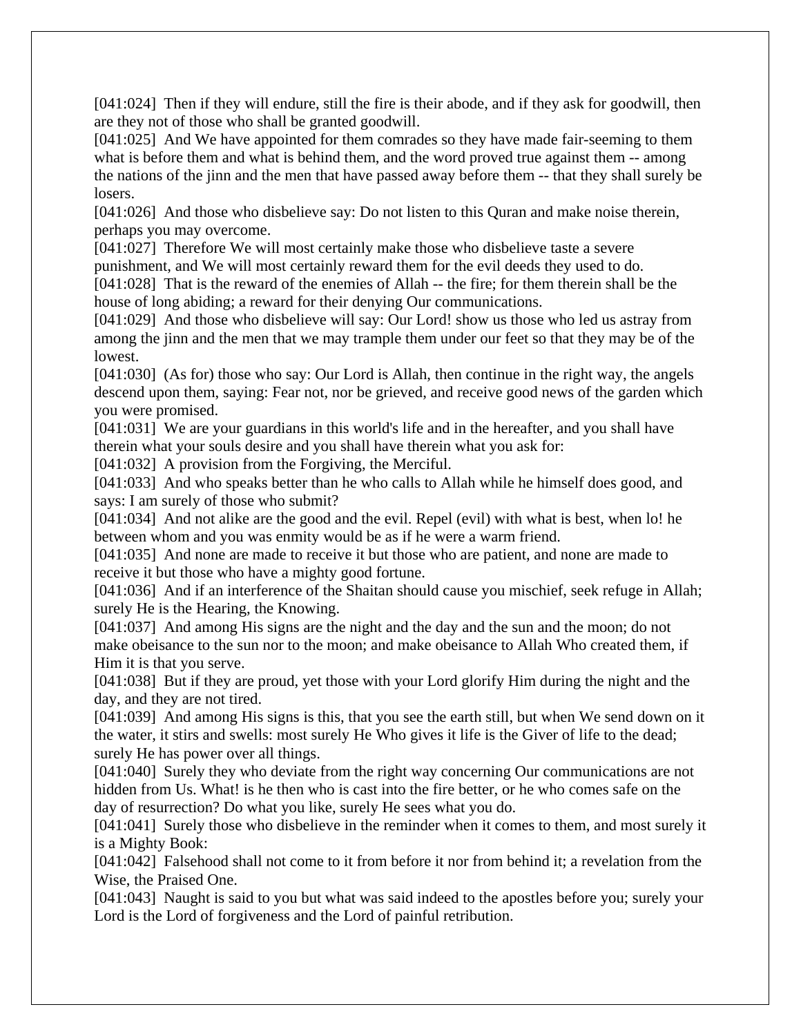[041:024] Then if they will endure, still the fire is their abode, and if they ask for goodwill, then are they not of those who shall be granted goodwill.

[041:025] And We have appointed for them comrades so they have made fair-seeming to them what is before them and what is behind them, and the word proved true against them -- among the nations of the jinn and the men that have passed away before them -- that they shall surely be losers.

[041:026] And those who disbelieve say: Do not listen to this Quran and make noise therein, perhaps you may overcome.

[041:027] Therefore We will most certainly make those who disbelieve taste a severe punishment, and We will most certainly reward them for the evil deeds they used to do.

[041:028] That is the reward of the enemies of Allah -- the fire; for them therein shall be the house of long abiding; a reward for their denying Our communications.

[041:029] And those who disbelieve will say: Our Lord! show us those who led us astray from among the jinn and the men that we may trample them under our feet so that they may be of the lowest.

[041:030] (As for) those who say: Our Lord is Allah, then continue in the right way, the angels descend upon them, saying: Fear not, nor be grieved, and receive good news of the garden which you were promised.

[041:031] We are your guardians in this world's life and in the hereafter, and you shall have therein what your souls desire and you shall have therein what you ask for:

[041:032] A provision from the Forgiving, the Merciful.

[041:033] And who speaks better than he who calls to Allah while he himself does good, and says: I am surely of those who submit?

[041:034] And not alike are the good and the evil. Repel (evil) with what is best, when lo! he between whom and you was enmity would be as if he were a warm friend.

[041:035] And none are made to receive it but those who are patient, and none are made to receive it but those who have a mighty good fortune.

[041:036] And if an interference of the Shaitan should cause you mischief, seek refuge in Allah; surely He is the Hearing, the Knowing.

[041:037] And among His signs are the night and the day and the sun and the moon; do not make obeisance to the sun nor to the moon; and make obeisance to Allah Who created them, if Him it is that you serve.

[041:038] But if they are proud, yet those with your Lord glorify Him during the night and the day, and they are not tired.

[041:039] And among His signs is this, that you see the earth still, but when We send down on it the water, it stirs and swells: most surely He Who gives it life is the Giver of life to the dead; surely He has power over all things.

[041:040] Surely they who deviate from the right way concerning Our communications are not hidden from Us. What! is he then who is cast into the fire better, or he who comes safe on the day of resurrection? Do what you like, surely He sees what you do.

[041:041] Surely those who disbelieve in the reminder when it comes to them, and most surely it is a Mighty Book:

[041:042] Falsehood shall not come to it from before it nor from behind it; a revelation from the Wise, the Praised One.

[041:043] Naught is said to you but what was said indeed to the apostles before you; surely your Lord is the Lord of forgiveness and the Lord of painful retribution.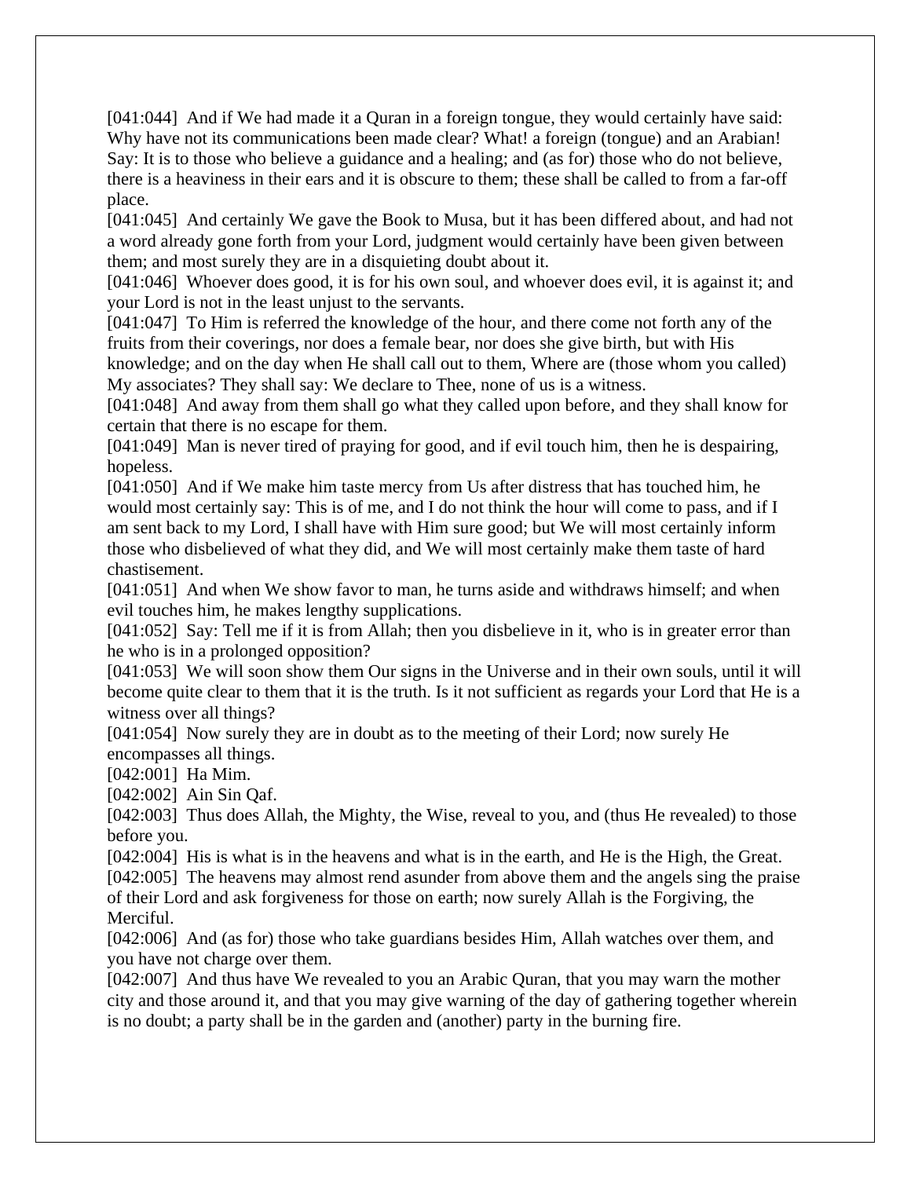[041:044] And if We had made it a Quran in a foreign tongue, they would certainly have said: Why have not its communications been made clear? What! a foreign (tongue) and an Arabian! Say: It is to those who believe a guidance and a healing; and (as for) those who do not believe, there is a heaviness in their ears and it is obscure to them; these shall be called to from a far-off place.
[041:045] And certainly We gave the Book to Musa, but it has been differed about, and had not a word already gone forth from your Lord, judgment would certainly have been given between them; and most surely they are in a disquieting doubt about it.
[041:046] Whoever does good, it is for his own soul, and whoever does evil, it is against it; and your Lord is not in the least unjust to the servants.
[041:047] To Him is referred the knowledge of the hour, and there come not forth any of the fruits from their coverings, nor does a female bear, nor does she give birth, but with His knowledge; and on the day when He shall call out to them, Where are (those whom you called) My associates? They shall say: We declare to Thee, none of us is a witness.
[041:048] And away from them shall go what they called upon before, and they shall know for certain that there is no escape for them.
[041:049] Man is never tired of praying for good, and if evil touch him, then he is despairing, hopeless.
[041:050] And if We make him taste mercy from Us after distress that has touched him, he would most certainly say: This is of me, and I do not think the hour will come to pass, and if I am sent back to my Lord, I shall have with Him sure good; but We will most certainly inform those who disbelieved of what they did, and We will most certainly make them taste of hard chastisement.
[041:051] And when We show favor to man, he turns aside and withdraws himself; and when evil touches him, he makes lengthy supplications.
[041:052] Say: Tell me if it is from Allah; then you disbelieve in it, who is in greater error than he who is in a prolonged opposition?
[041:053] We will soon show them Our signs in the Universe and in their own souls, until it will become quite clear to them that it is the truth. Is it not sufficient as regards your Lord that He is a witness over all things?
[041:054] Now surely they are in doubt as to the meeting of their Lord; now surely He encompasses all things.
[042:001] Ha Mim.
[042:002] Ain Sin Qaf.
[042:003] Thus does Allah, the Mighty, the Wise, reveal to you, and (thus He revealed) to those before you.
[042:004] His is what is in the heavens and what is in the earth, and He is the High, the Great.
[042:005] The heavens may almost rend asunder from above them and the angels sing the praise of their Lord and ask forgiveness for those on earth; now surely Allah is the Forgiving, the Merciful.
[042:006] And (as for) those who take guardians besides Him, Allah watches over them, and you have not charge over them.
[042:007] And thus have We revealed to you an Arabic Quran, that you may warn the mother city and those around it, and that you may give warning of the day of gathering together wherein is no doubt; a party shall be in the garden and (another) party in the burning fire.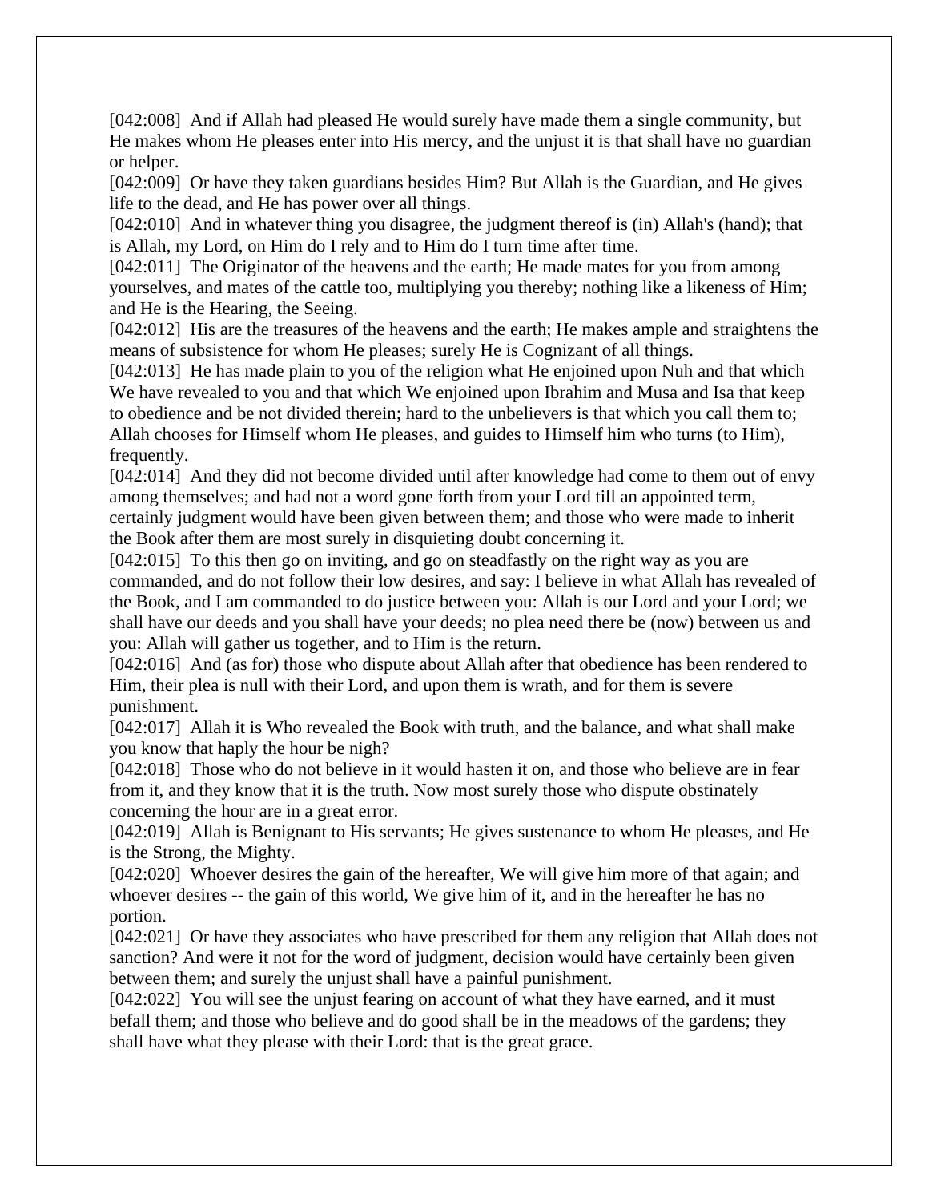[042:008] And if Allah had pleased He would surely have made them a single community, but He makes whom He pleases enter into His mercy, and the unjust it is that shall have no guardian or helper.
[042:009] Or have they taken guardians besides Him? But Allah is the Guardian, and He gives life to the dead, and He has power over all things.
[042:010] And in whatever thing you disagree, the judgment thereof is (in) Allah's (hand); that is Allah, my Lord, on Him do I rely and to Him do I turn time after time.
[042:011] The Originator of the heavens and the earth; He made mates for you from among yourselves, and mates of the cattle too, multiplying you thereby; nothing like a likeness of Him; and He is the Hearing, the Seeing.
[042:012] His are the treasures of the heavens and the earth; He makes ample and straightens the means of subsistence for whom He pleases; surely He is Cognizant of all things.
[042:013] He has made plain to you of the religion what He enjoined upon Nuh and that which We have revealed to you and that which We enjoined upon Ibrahim and Musa and Isa that keep to obedience and be not divided therein; hard to the unbelievers is that which you call them to; Allah chooses for Himself whom He pleases, and guides to Himself him who turns (to Him), frequently.
[042:014] And they did not become divided until after knowledge had come to them out of envy among themselves; and had not a word gone forth from your Lord till an appointed term, certainly judgment would have been given between them; and those who were made to inherit the Book after them are most surely in disquieting doubt concerning it.
[042:015] To this then go on inviting, and go on steadfastly on the right way as you are commanded, and do not follow their low desires, and say: I believe in what Allah has revealed of the Book, and I am commanded to do justice between you: Allah is our Lord and your Lord; we shall have our deeds and you shall have your deeds; no plea need there be (now) between us and you: Allah will gather us together, and to Him is the return.
[042:016] And (as for) those who dispute about Allah after that obedience has been rendered to Him, their plea is null with their Lord, and upon them is wrath, and for them is severe punishment.
[042:017] Allah it is Who revealed the Book with truth, and the balance, and what shall make you know that haply the hour be nigh?
[042:018] Those who do not believe in it would hasten it on, and those who believe are in fear from it, and they know that it is the truth. Now most surely those who dispute obstinately concerning the hour are in a great error.
[042:019] Allah is Benignant to His servants; He gives sustenance to whom He pleases, and He is the Strong, the Mighty.
[042:020] Whoever desires the gain of the hereafter, We will give him more of that again; and whoever desires -- the gain of this world, We give him of it, and in the hereafter he has no portion.
[042:021] Or have they associates who have prescribed for them any religion that Allah does not sanction? And were it not for the word of judgment, decision would have certainly been given between them; and surely the unjust shall have a painful punishment.
[042:022] You will see the unjust fearing on account of what they have earned, and it must befall them; and those who believe and do good shall be in the meadows of the gardens; they shall have what they please with their Lord: that is the great grace.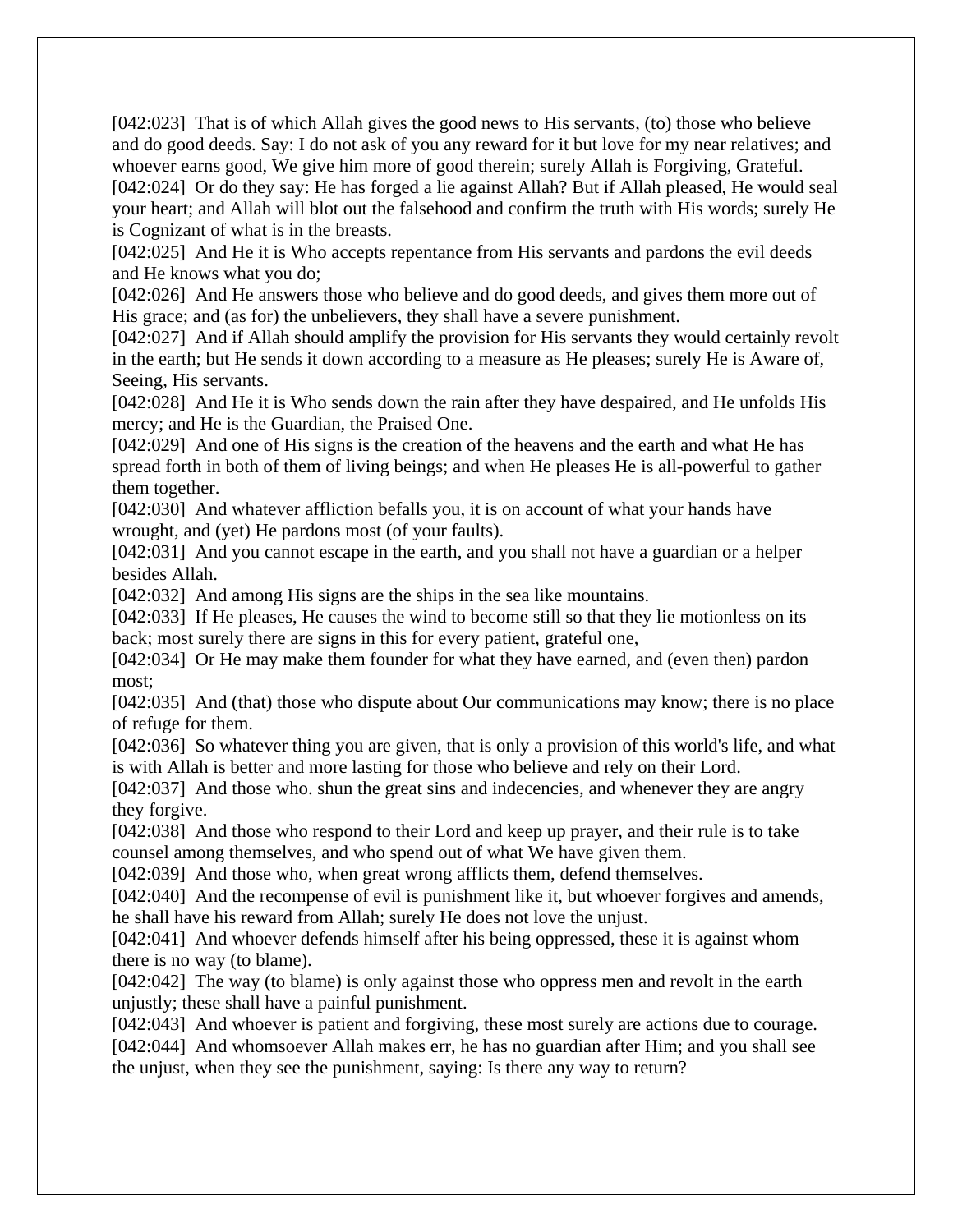[042:023]  That is of which Allah gives the good news to His servants, (to) those who believe and do good deeds. Say: I do not ask of you any reward for it but love for my near relatives; and whoever earns good, We give him more of good therein; surely Allah is Forgiving, Grateful.
[042:024]  Or do they say: He has forged a lie against Allah? But if Allah pleased, He would seal your heart; and Allah will blot out the falsehood and confirm the truth with His words; surely He is Cognizant of what is in the breasts.
[042:025]  And He it is Who accepts repentance from His servants and pardons the evil deeds and He knows what you do;
[042:026]  And He answers those who believe and do good deeds, and gives them more out of His grace; and (as for) the unbelievers, they shall have a severe punishment.
[042:027]  And if Allah should amplify the provision for His servants they would certainly revolt in the earth; but He sends it down according to a measure as He pleases; surely He is Aware of, Seeing, His servants.
[042:028]  And He it is Who sends down the rain after they have despaired, and He unfolds His mercy; and He is the Guardian, the Praised One.
[042:029]  And one of His signs is the creation of the heavens and the earth and what He has spread forth in both of them of living beings; and when He pleases He is all-powerful to gather them together.
[042:030]  And whatever affliction befalls you, it is on account of what your hands have wrought, and (yet) He pardons most (of your faults).
[042:031]  And you cannot escape in the earth, and you shall not have a guardian or a helper besides Allah.
[042:032]  And among His signs are the ships in the sea like mountains.
[042:033]  If He pleases, He causes the wind to become still so that they lie motionless on its back; most surely there are signs in this for every patient, grateful one,
[042:034]  Or He may make them founder for what they have earned, and (even then) pardon most;
[042:035]  And (that) those who dispute about Our communications may know; there is no place of refuge for them.
[042:036]  So whatever thing you are given, that is only a provision of this world's life, and what is with Allah is better and more lasting for those who believe and rely on their Lord.
[042:037]  And those who. shun the great sins and indecencies, and whenever they are angry they forgive.
[042:038]  And those who respond to their Lord and keep up prayer, and their rule is to take counsel among themselves, and who spend out of what We have given them.
[042:039]  And those who, when great wrong afflicts them, defend themselves.
[042:040]  And the recompense of evil is punishment like it, but whoever forgives and amends, he shall have his reward from Allah; surely He does not love the unjust.
[042:041]  And whoever defends himself after his being oppressed, these it is against whom there is no way (to blame).
[042:042]  The way (to blame) is only against those who oppress men and revolt in the earth unjustly; these shall have a painful punishment.
[042:043]  And whoever is patient and forgiving, these most surely are actions due to courage.
[042:044]  And whomsoever Allah makes err, he has no guardian after Him; and you shall see the unjust, when they see the punishment, saying: Is there any way to return?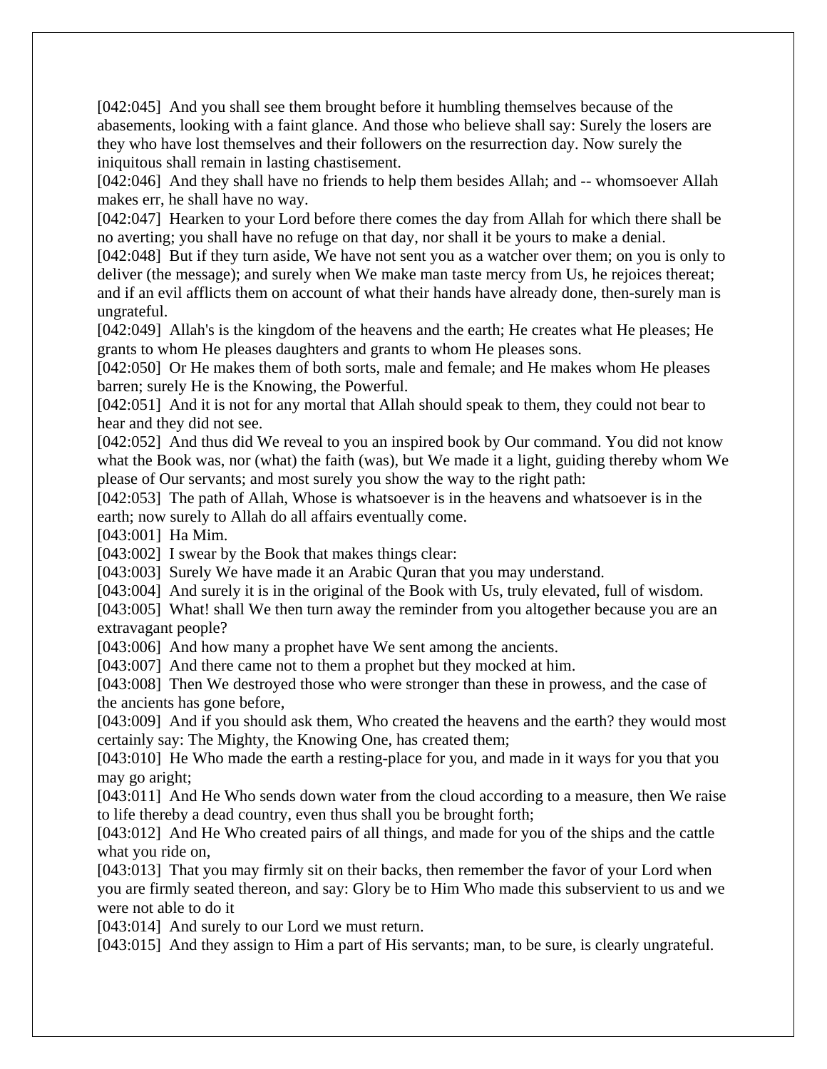[042:045]  And you shall see them brought before it humbling themselves because of the abasements, looking with a faint glance. And those who believe shall say: Surely the losers are they who have lost themselves and their followers on the resurrection day. Now surely the iniquitous shall remain in lasting chastisement.
[042:046]  And they shall have no friends to help them besides Allah; and -- whomsoever Allah makes err, he shall have no way.
[042:047]  Hearken to your Lord before there comes the day from Allah for which there shall be no averting; you shall have no refuge on that day, nor shall it be yours to make a denial.
[042:048]  But if they turn aside, We have not sent you as a watcher over them; on you is only to deliver (the message); and surely when We make man taste mercy from Us, he rejoices thereat; and if an evil afflicts them on account of what their hands have already done, then-surely man is ungrateful.
[042:049]  Allah's is the kingdom of the heavens and the earth; He creates what He pleases; He grants to whom He pleases daughters and grants to whom He pleases sons.
[042:050]  Or He makes them of both sorts, male and female; and He makes whom He pleases barren; surely He is the Knowing, the Powerful.
[042:051]  And it is not for any mortal that Allah should speak to them, they could not bear to hear and they did not see.
[042:052]  And thus did We reveal to you an inspired book by Our command. You did not know what the Book was, nor (what) the faith (was), but We made it a light, guiding thereby whom We please of Our servants; and most surely you show the way to the right path:
[042:053]  The path of Allah, Whose is whatsoever is in the heavens and whatsoever is in the earth; now surely to Allah do all affairs eventually come.
[043:001]  Ha Mim.
[043:002]  I swear by the Book that makes things clear:
[043:003]  Surely We have made it an Arabic Quran that you may understand.
[043:004]  And surely it is in the original of the Book with Us, truly elevated, full of wisdom.
[043:005]  What! shall We then turn away the reminder from you altogether because you are an extravagant people?
[043:006]  And how many a prophet have We sent among the ancients.
[043:007]  And there came not to them a prophet but they mocked at him.
[043:008]  Then We destroyed those who were stronger than these in prowess, and the case of the ancients has gone before,
[043:009]  And if you should ask them, Who created the heavens and the earth? they would most certainly say: The Mighty, the Knowing One, has created them;
[043:010]  He Who made the earth a resting-place for you, and made in it ways for you that you may go aright;
[043:011]  And He Who sends down water from the cloud according to a measure, then We raise to life thereby a dead country, even thus shall you be brought forth;
[043:012]  And He Who created pairs of all things, and made for you of the ships and the cattle what you ride on,
[043:013]  That you may firmly sit on their backs, then remember the favor of your Lord when you are firmly seated thereon, and say: Glory be to Him Who made this subservient to us and we were not able to do it
[043:014]  And surely to our Lord we must return.
[043:015]  And they assign to Him a part of His servants; man, to be sure, is clearly ungrateful.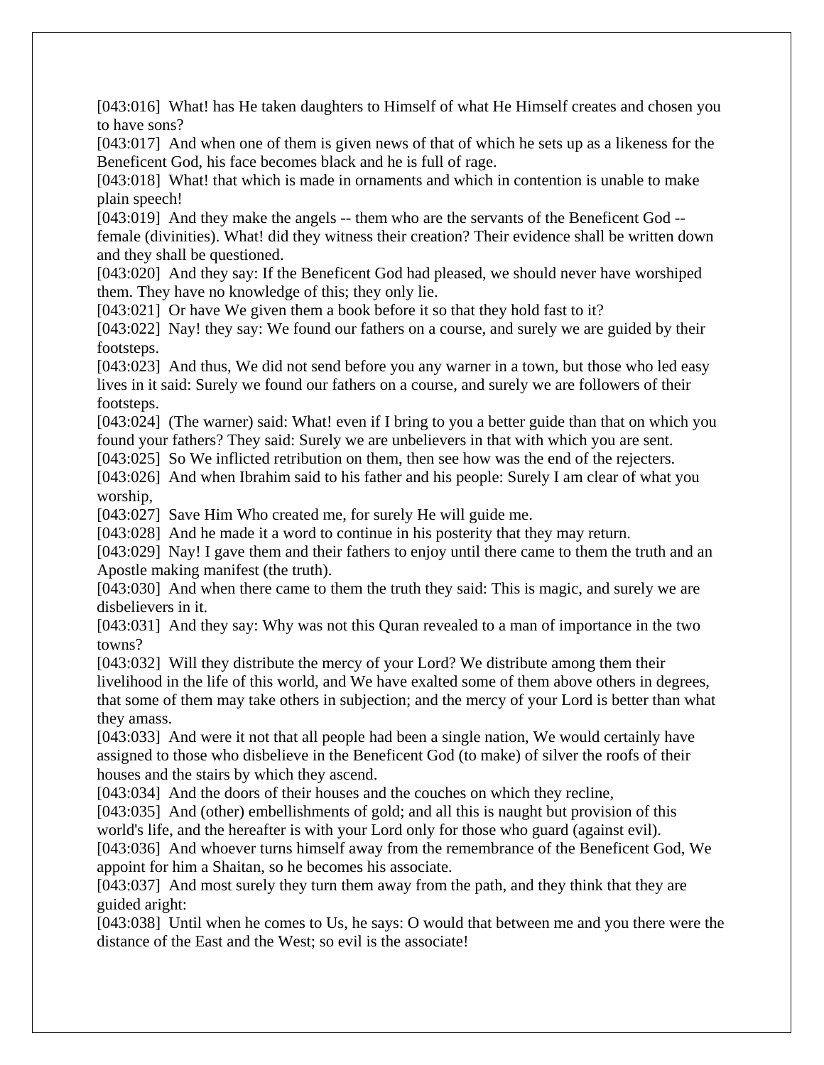[043:016] What! has He taken daughters to Himself of what He Himself creates and chosen you to have sons?

[043:017] And when one of them is given news of that of which he sets up as a likeness for the Beneficent God, his face becomes black and he is full of rage.

[043:018] What! that which is made in ornaments and which in contention is unable to make plain speech!

[043:019] And they make the angels -- them who are the servants of the Beneficent God -- female (divinities). What! did they witness their creation? Their evidence shall be written down and they shall be questioned.

[043:020] And they say: If the Beneficent God had pleased, we should never have worshiped them. They have no knowledge of this; they only lie.

[043:021] Or have We given them a book before it so that they hold fast to it?

[043:022] Nay! they say: We found our fathers on a course, and surely we are guided by their footsteps.

[043:023] And thus, We did not send before you any warner in a town, but those who led easy lives in it said: Surely we found our fathers on a course, and surely we are followers of their footsteps.

[043:024] (The warner) said: What! even if I bring to you a better guide than that on which you found your fathers? They said: Surely we are unbelievers in that with which you are sent.

[043:025] So We inflicted retribution on them, then see how was the end of the rejecters.

[043:026] And when Ibrahim said to his father and his people: Surely I am clear of what you worship,

[043:027] Save Him Who created me, for surely He will guide me.

[043:028] And he made it a word to continue in his posterity that they may return.

[043:029] Nay! I gave them and their fathers to enjoy until there came to them the truth and an Apostle making manifest (the truth).

[043:030] And when there came to them the truth they said: This is magic, and surely we are disbelievers in it.

[043:031] And they say: Why was not this Quran revealed to a man of importance in the two towns?

[043:032] Will they distribute the mercy of your Lord? We distribute among them their livelihood in the life of this world, and We have exalted some of them above others in degrees, that some of them may take others in subjection; and the mercy of your Lord is better than what they amass.

[043:033] And were it not that all people had been a single nation, We would certainly have assigned to those who disbelieve in the Beneficent God (to make) of silver the roofs of their houses and the stairs by which they ascend.

[043:034] And the doors of their houses and the couches on which they recline,

[043:035] And (other) embellishments of gold; and all this is naught but provision of this world's life, and the hereafter is with your Lord only for those who guard (against evil).

[043:036] And whoever turns himself away from the remembrance of the Beneficent God, We appoint for him a Shaitan, so he becomes his associate.

[043:037] And most surely they turn them away from the path, and they think that they are guided aright:

[043:038] Until when he comes to Us, he says: O would that between me and you there were the distance of the East and the West; so evil is the associate!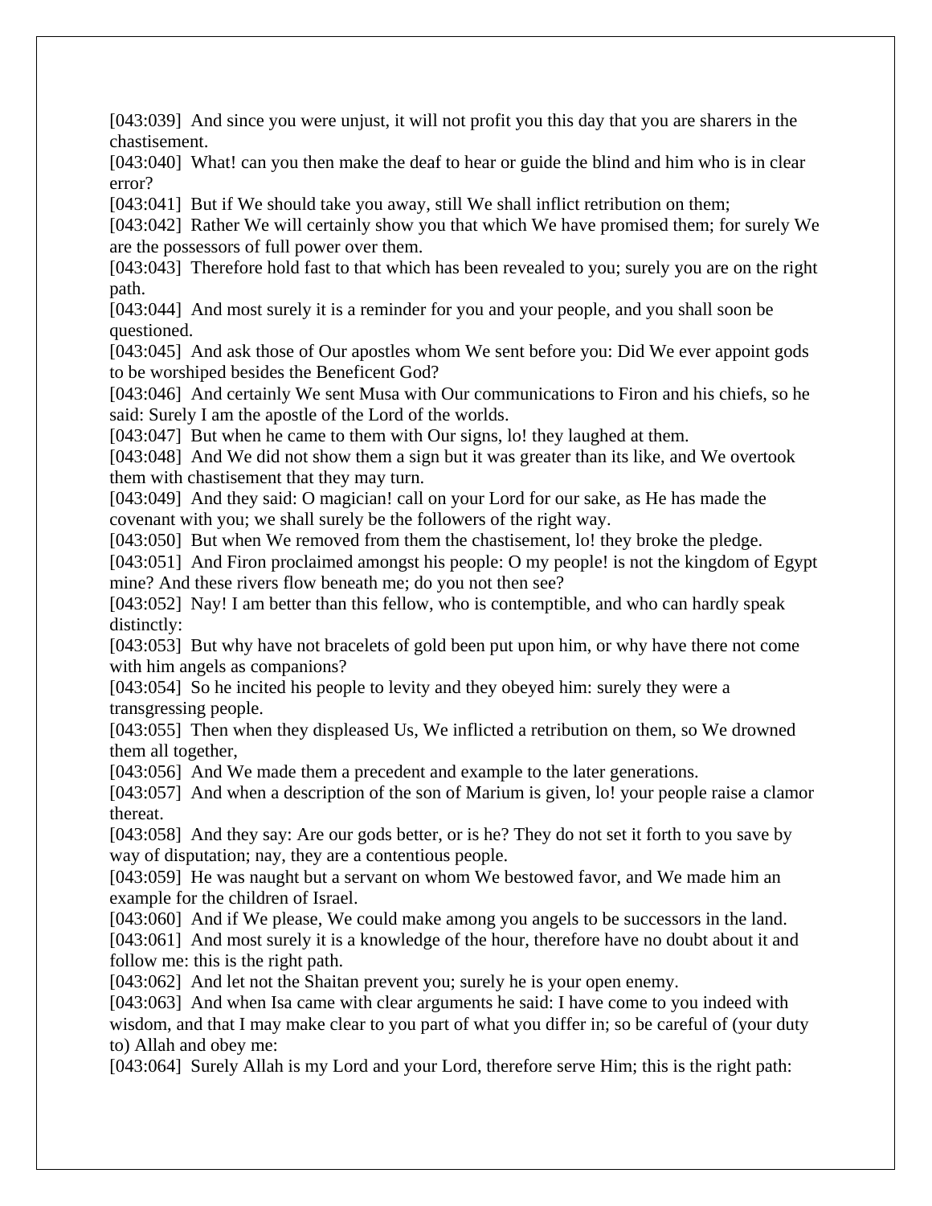[043:039] And since you were unjust, it will not profit you this day that you are sharers in the chastisement.

[043:040] What! can you then make the deaf to hear or guide the blind and him who is in clear error?

[043:041] But if We should take you away, still We shall inflict retribution on them;

[043:042] Rather We will certainly show you that which We have promised them; for surely We are the possessors of full power over them.

[043:043] Therefore hold fast to that which has been revealed to you; surely you are on the right path.

[043:044] And most surely it is a reminder for you and your people, and you shall soon be questioned.

[043:045] And ask those of Our apostles whom We sent before you: Did We ever appoint gods to be worshiped besides the Beneficent God?

[043:046] And certainly We sent Musa with Our communications to Firon and his chiefs, so he said: Surely I am the apostle of the Lord of the worlds.

[043:047] But when he came to them with Our signs, lo! they laughed at them.

[043:048] And We did not show them a sign but it was greater than its like, and We overtook them with chastisement that they may turn.

[043:049] And they said: O magician! call on your Lord for our sake, as He has made the covenant with you; we shall surely be the followers of the right way.

[043:050] But when We removed from them the chastisement, lo! they broke the pledge.

[043:051] And Firon proclaimed amongst his people: O my people! is not the kingdom of Egypt mine? And these rivers flow beneath me; do you not then see?

[043:052] Nay! I am better than this fellow, who is contemptible, and who can hardly speak distinctly:

[043:053] But why have not bracelets of gold been put upon him, or why have there not come with him angels as companions?

[043:054] So he incited his people to levity and they obeyed him: surely they were a transgressing people.

[043:055] Then when they displeased Us, We inflicted a retribution on them, so We drowned them all together,

[043:056] And We made them a precedent and example to the later generations.

[043:057] And when a description of the son of Marium is given, lo! your people raise a clamor thereat.

[043:058] And they say: Are our gods better, or is he? They do not set it forth to you save by way of disputation; nay, they are a contentious people.

[043:059] He was naught but a servant on whom We bestowed favor, and We made him an example for the children of Israel.

[043:060] And if We please, We could make among you angels to be successors in the land.

[043:061] And most surely it is a knowledge of the hour, therefore have no doubt about it and follow me: this is the right path.

[043:062] And let not the Shaitan prevent you; surely he is your open enemy.

[043:063] And when Isa came with clear arguments he said: I have come to you indeed with wisdom, and that I may make clear to you part of what you differ in; so be careful of (your duty to) Allah and obey me:

[043:064] Surely Allah is my Lord and your Lord, therefore serve Him; this is the right path: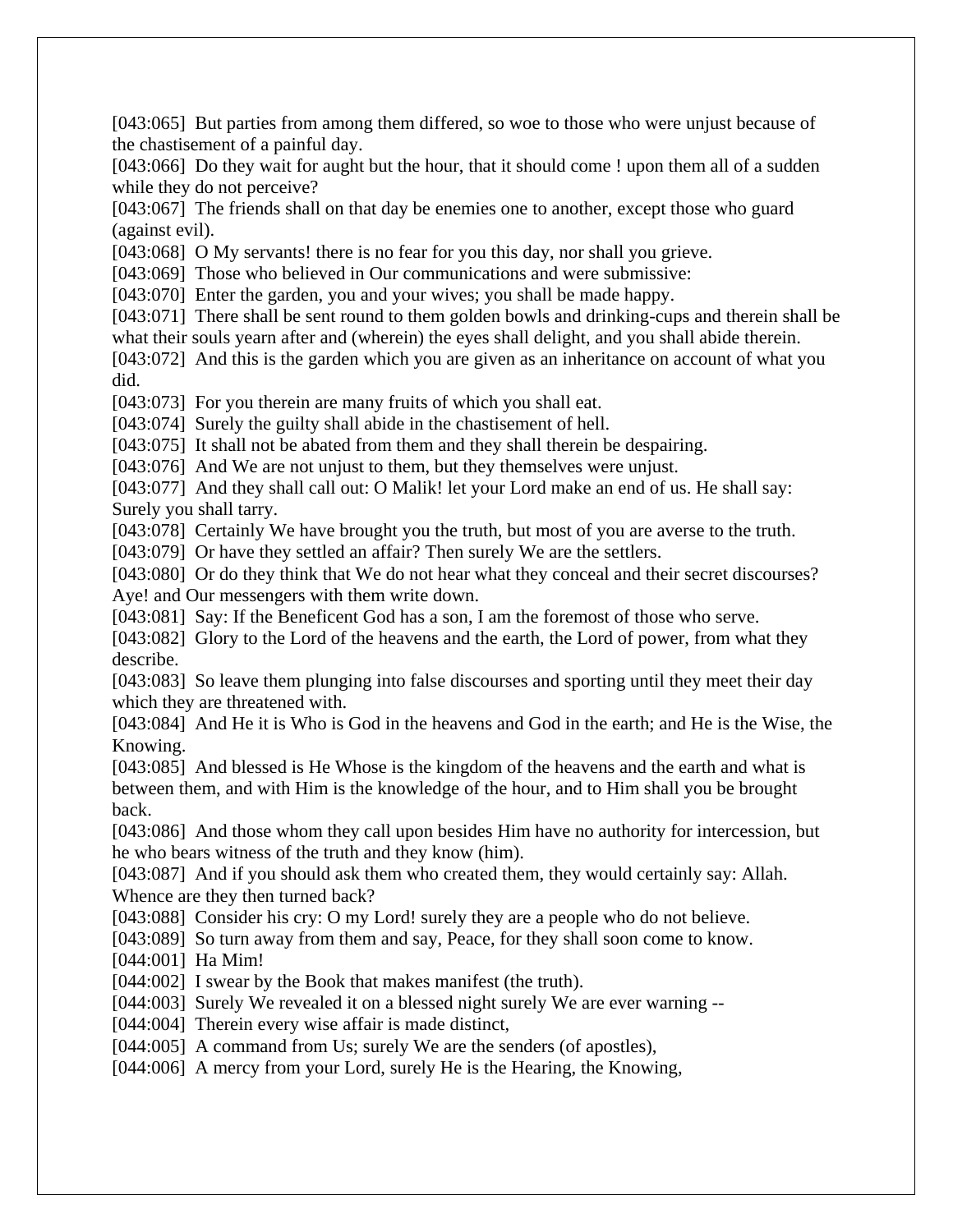[043:065]  But parties from among them differed, so woe to those who were unjust because of the chastisement of a painful day.
[043:066]  Do they wait for aught but the hour, that it should come ! upon them all of a sudden while they do not perceive?
[043:067]  The friends shall on that day be enemies one to another, except those who guard (against evil).
[043:068]  O My servants! there is no fear for you this day, nor shall you grieve.
[043:069]  Those who believed in Our communications and were submissive:
[043:070]  Enter the garden, you and your wives; you shall be made happy.
[043:071]  There shall be sent round to them golden bowls and drinking-cups and therein shall be what their souls yearn after and (wherein) the eyes shall delight, and you shall abide therein.
[043:072]  And this is the garden which you are given as an inheritance on account of what you did.
[043:073]  For you therein are many fruits of which you shall eat.
[043:074]  Surely the guilty shall abide in the chastisement of hell.
[043:075]  It shall not be abated from them and they shall therein be despairing.
[043:076]  And We are not unjust to them, but they themselves were unjust.
[043:077]  And they shall call out: O Malik! let your Lord make an end of us. He shall say: Surely you shall tarry.
[043:078]  Certainly We have brought you the truth, but most of you are averse to the truth.
[043:079]  Or have they settled an affair? Then surely We are the settlers.
[043:080]  Or do they think that We do not hear what they conceal and their secret discourses? Aye! and Our messengers with them write down.
[043:081]  Say: If the Beneficent God has a son, I am the foremost of those who serve.
[043:082]  Glory to the Lord of the heavens and the earth, the Lord of power, from what they describe.
[043:083]  So leave them plunging into false discourses and sporting until they meet their day which they are threatened with.
[043:084]  And He it is Who is God in the heavens and God in the earth; and He is the Wise, the Knowing.
[043:085]  And blessed is He Whose is the kingdom of the heavens and the earth and what is between them, and with Him is the knowledge of the hour, and to Him shall you be brought back.
[043:086]  And those whom they call upon besides Him have no authority for intercession, but he who bears witness of the truth and they know (him).
[043:087]  And if you should ask them who created them, they would certainly say: Allah. Whence are they then turned back?
[043:088]  Consider his cry: O my Lord! surely they are a people who do not believe.
[043:089]  So turn away from them and say, Peace, for they shall soon come to know.
[044:001]  Ha Mim!
[044:002]  I swear by the Book that makes manifest (the truth).
[044:003]  Surely We revealed it on a blessed night surely We are ever warning --
[044:004]  Therein every wise affair is made distinct,
[044:005]  A command from Us; surely We are the senders (of apostles),
[044:006]  A mercy from your Lord, surely He is the Hearing, the Knowing,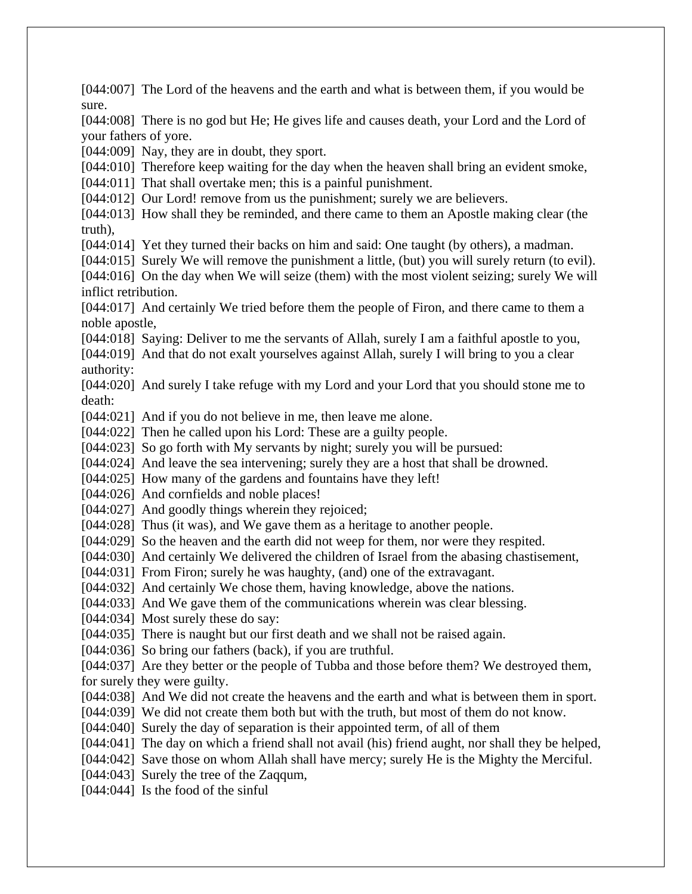[044:007] The Lord of the heavens and the earth and what is between them, if you would be sure.

[044:008] There is no god but He; He gives life and causes death, your Lord and the Lord of your fathers of yore.

[044:009] Nay, they are in doubt, they sport.

[044:010] Therefore keep waiting for the day when the heaven shall bring an evident smoke,

[044:011] That shall overtake men; this is a painful punishment.

[044:012] Our Lord! remove from us the punishment; surely we are believers.

[044:013] How shall they be reminded, and there came to them an Apostle making clear (the truth),

[044:014] Yet they turned their backs on him and said: One taught (by others), a madman.

[044:015] Surely We will remove the punishment a little, (but) you will surely return (to evil).

[044:016] On the day when We will seize (them) with the most violent seizing; surely We will inflict retribution.

[044:017] And certainly We tried before them the people of Firon, and there came to them a noble apostle,

[044:018] Saying: Deliver to me the servants of Allah, surely I am a faithful apostle to you,

[044:019] And that do not exalt yourselves against Allah, surely I will bring to you a clear authority:

[044:020] And surely I take refuge with my Lord and your Lord that you should stone me to death:

[044:021] And if you do not believe in me, then leave me alone.

[044:022] Then he called upon his Lord: These are a guilty people.

[044:023] So go forth with My servants by night; surely you will be pursued:

[044:024] And leave the sea intervening; surely they are a host that shall be drowned.

[044:025] How many of the gardens and fountains have they left!

[044:026] And cornfields and noble places!

[044:027] And goodly things wherein they rejoiced;

[044:028] Thus (it was), and We gave them as a heritage to another people.

[044:029] So the heaven and the earth did not weep for them, nor were they respited.

[044:030] And certainly We delivered the children of Israel from the abasing chastisement,

[044:031] From Firon; surely he was haughty, (and) one of the extravagant.

[044:032] And certainly We chose them, having knowledge, above the nations.

[044:033] And We gave them of the communications wherein was clear blessing.

[044:034] Most surely these do say:

[044:035] There is naught but our first death and we shall not be raised again.

[044:036] So bring our fathers (back), if you are truthful.

[044:037] Are they better or the people of Tubba and those before them? We destroyed them, for surely they were guilty.

[044:038] And We did not create the heavens and the earth and what is between them in sport.

[044:039] We did not create them both but with the truth, but most of them do not know.

[044:040] Surely the day of separation is their appointed term, of all of them

[044:041] The day on which a friend shall not avail (his) friend aught, nor shall they be helped,

[044:042] Save those on whom Allah shall have mercy; surely He is the Mighty the Merciful.

[044:043] Surely the tree of the Zaqqum,

[044:044] Is the food of the sinful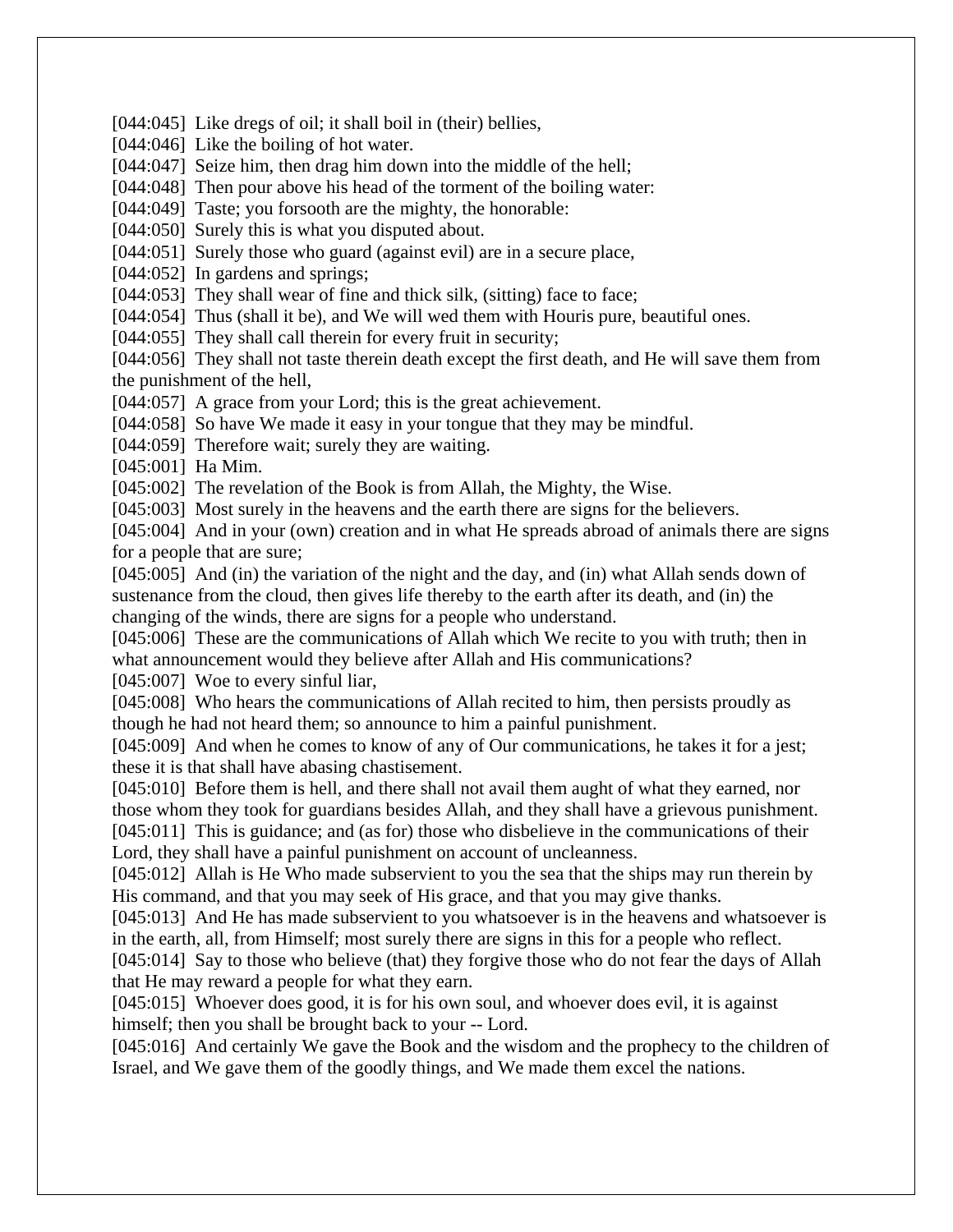[044:045] Like dregs of oil; it shall boil in (their) bellies,
[044:046] Like the boiling of hot water.
[044:047] Seize him, then drag him down into the middle of the hell;
[044:048] Then pour above his head of the torment of the boiling water:
[044:049] Taste; you forsooth are the mighty, the honorable:
[044:050] Surely this is what you disputed about.
[044:051] Surely those who guard (against evil) are in a secure place,
[044:052] In gardens and springs;
[044:053] They shall wear of fine and thick silk, (sitting) face to face;
[044:054] Thus (shall it be), and We will wed them with Houris pure, beautiful ones.
[044:055] They shall call therein for every fruit in security;
[044:056] They shall not taste therein death except the first death, and He will save them from the punishment of the hell,
[044:057] A grace from your Lord; this is the great achievement.
[044:058] So have We made it easy in your tongue that they may be mindful.
[044:059] Therefore wait; surely they are waiting.
[045:001] Ha Mim.
[045:002] The revelation of the Book is from Allah, the Mighty, the Wise.
[045:003] Most surely in the heavens and the earth there are signs for the believers.
[045:004] And in your (own) creation and in what He spreads abroad of animals there are signs for a people that are sure;
[045:005] And (in) the variation of the night and the day, and (in) what Allah sends down of sustenance from the cloud, then gives life thereby to the earth after its death, and (in) the changing of the winds, there are signs for a people who understand.
[045:006] These are the communications of Allah which We recite to you with truth; then in what announcement would they believe after Allah and His communications?
[045:007] Woe to every sinful liar,
[045:008] Who hears the communications of Allah recited to him, then persists proudly as though he had not heard them; so announce to him a painful punishment.
[045:009] And when he comes to know of any of Our communications, he takes it for a jest; these it is that shall have abasing chastisement.
[045:010] Before them is hell, and there shall not avail them aught of what they earned, nor those whom they took for guardians besides Allah, and they shall have a grievous punishment.
[045:011] This is guidance; and (as for) those who disbelieve in the communications of their Lord, they shall have a painful punishment on account of uncleanness.
[045:012] Allah is He Who made subservient to you the sea that the ships may run therein by His command, and that you may seek of His grace, and that you may give thanks.
[045:013] And He has made subservient to you whatsoever is in the heavens and whatsoever is in the earth, all, from Himself; most surely there are signs in this for a people who reflect.
[045:014] Say to those who believe (that) they forgive those who do not fear the days of Allah that He may reward a people for what they earn.
[045:015] Whoever does good, it is for his own soul, and whoever does evil, it is against himself; then you shall be brought back to your -- Lord.
[045:016] And certainly We gave the Book and the wisdom and the prophecy to the children of Israel, and We gave them of the goodly things, and We made them excel the nations.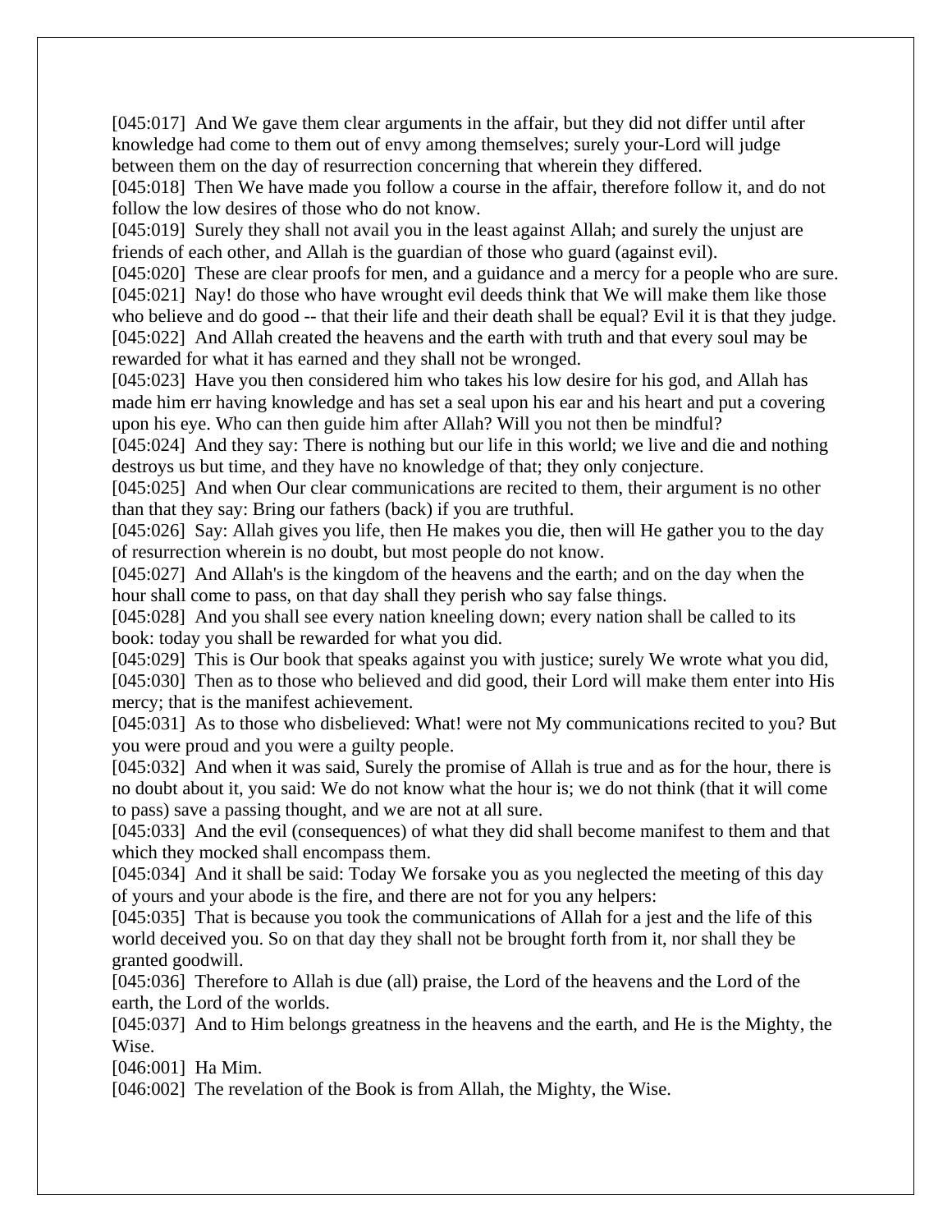[045:017]  And We gave them clear arguments in the affair, but they did not differ until after knowledge had come to them out of envy among themselves; surely your-Lord will judge between them on the day of resurrection concerning that wherein they differed.
[045:018]  Then We have made you follow a course in the affair, therefore follow it, and do not follow the low desires of those who do not know.
[045:019]  Surely they shall not avail you in the least against Allah; and surely the unjust are friends of each other, and Allah is the guardian of those who guard (against evil).
[045:020]  These are clear proofs for men, and a guidance and a mercy for a people who are sure.
[045:021]  Nay! do those who have wrought evil deeds think that We will make them like those who believe and do good -- that their life and their death shall be equal? Evil it is that they judge.
[045:022]  And Allah created the heavens and the earth with truth and that every soul may be rewarded for what it has earned and they shall not be wronged.
[045:023]  Have you then considered him who takes his low desire for his god, and Allah has made him err having knowledge and has set a seal upon his ear and his heart and put a covering upon his eye. Who can then guide him after Allah? Will you not then be mindful?
[045:024]  And they say: There is nothing but our life in this world; we live and die and nothing destroys us but time, and they have no knowledge of that; they only conjecture.
[045:025]  And when Our clear communications are recited to them, their argument is no other than that they say: Bring our fathers (back) if you are truthful.
[045:026]  Say: Allah gives you life, then He makes you die, then will He gather you to the day of resurrection wherein is no doubt, but most people do not know.
[045:027]  And Allah's is the kingdom of the heavens and the earth; and on the day when the hour shall come to pass, on that day shall they perish who say false things.
[045:028]  And you shall see every nation kneeling down; every nation shall be called to its book: today you shall be rewarded for what you did.
[045:029]  This is Our book that speaks against you with justice; surely We wrote what you did,
[045:030]  Then as to those who believed and did good, their Lord will make them enter into His mercy; that is the manifest achievement.
[045:031]  As to those who disbelieved: What! were not My communications recited to you? But you were proud and you were a guilty people.
[045:032]  And when it was said, Surely the promise of Allah is true and as for the hour, there is no doubt about it, you said: We do not know what the hour is; we do not think (that it will come to pass) save a passing thought, and we are not at all sure.
[045:033]  And the evil (consequences) of what they did shall become manifest to them and that which they mocked shall encompass them.
[045:034]  And it shall be said: Today We forsake you as you neglected the meeting of this day of yours and your abode is the fire, and there are not for you any helpers:
[045:035]  That is because you took the communications of Allah for a jest and the life of this world deceived you. So on that day they shall not be brought forth from it, nor shall they be granted goodwill.
[045:036]  Therefore to Allah is due (all) praise, the Lord of the heavens and the Lord of the earth, the Lord of the worlds.
[045:037]  And to Him belongs greatness in the heavens and the earth, and He is the Mighty, the Wise.
[046:001]  Ha Mim.
[046:002]  The revelation of the Book is from Allah, the Mighty, the Wise.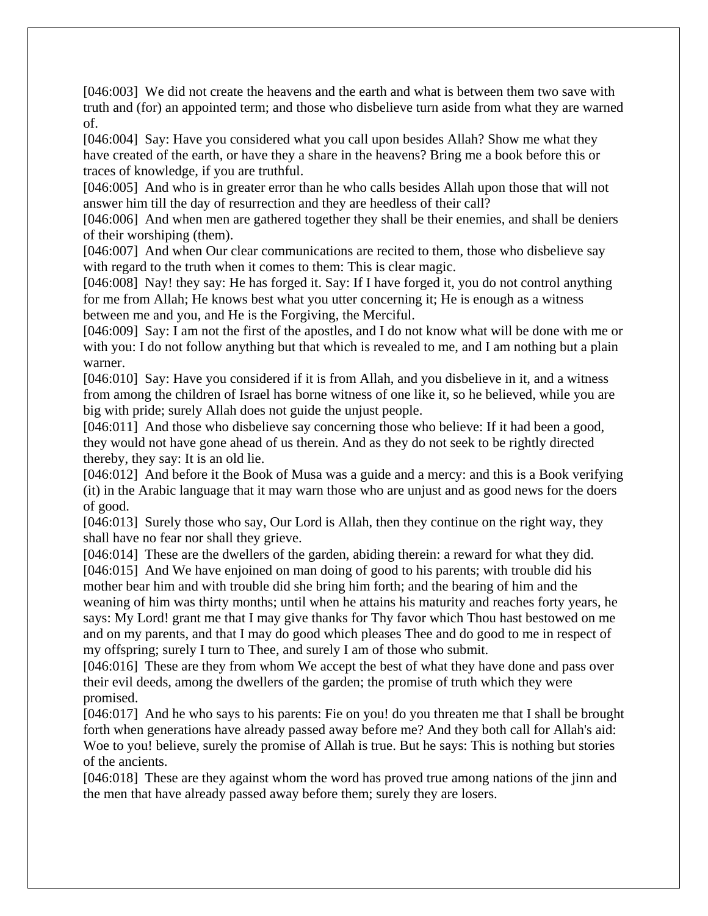[046:003] We did not create the heavens and the earth and what is between them two save with truth and (for) an appointed term; and those who disbelieve turn aside from what they are warned of.

[046:004] Say: Have you considered what you call upon besides Allah? Show me what they have created of the earth, or have they a share in the heavens? Bring me a book before this or traces of knowledge, if you are truthful.

[046:005] And who is in greater error than he who calls besides Allah upon those that will not answer him till the day of resurrection and they are heedless of their call?

[046:006] And when men are gathered together they shall be their enemies, and shall be deniers of their worshiping (them).

[046:007] And when Our clear communications are recited to them, those who disbelieve say with regard to the truth when it comes to them: This is clear magic.

[046:008] Nay! they say: He has forged it. Say: If I have forged it, you do not control anything for me from Allah; He knows best what you utter concerning it; He is enough as a witness between me and you, and He is the Forgiving, the Merciful.

[046:009] Say: I am not the first of the apostles, and I do not know what will be done with me or with you: I do not follow anything but that which is revealed to me, and I am nothing but a plain warner.

[046:010] Say: Have you considered if it is from Allah, and you disbelieve in it, and a witness from among the children of Israel has borne witness of one like it, so he believed, while you are big with pride; surely Allah does not guide the unjust people.

[046:011] And those who disbelieve say concerning those who believe: If it had been a good, they would not have gone ahead of us therein. And as they do not seek to be rightly directed thereby, they say: It is an old lie.

[046:012] And before it the Book of Musa was a guide and a mercy: and this is a Book verifying (it) in the Arabic language that it may warn those who are unjust and as good news for the doers of good.

[046:013] Surely those who say, Our Lord is Allah, then they continue on the right way, they shall have no fear nor shall they grieve.

[046:014] These are the dwellers of the garden, abiding therein: a reward for what they did.

[046:015] And We have enjoined on man doing of good to his parents; with trouble did his mother bear him and with trouble did she bring him forth; and the bearing of him and the weaning of him was thirty months; until when he attains his maturity and reaches forty years, he says: My Lord! grant me that I may give thanks for Thy favor which Thou hast bestowed on me and on my parents, and that I may do good which pleases Thee and do good to me in respect of my offspring; surely I turn to Thee, and surely I am of those who submit.

[046:016] These are they from whom We accept the best of what they have done and pass over their evil deeds, among the dwellers of the garden; the promise of truth which they were promised.

[046:017] And he who says to his parents: Fie on you! do you threaten me that I shall be brought forth when generations have already passed away before me? And they both call for Allah's aid: Woe to you! believe, surely the promise of Allah is true. But he says: This is nothing but stories of the ancients.

[046:018] These are they against whom the word has proved true among nations of the jinn and the men that have already passed away before them; surely they are losers.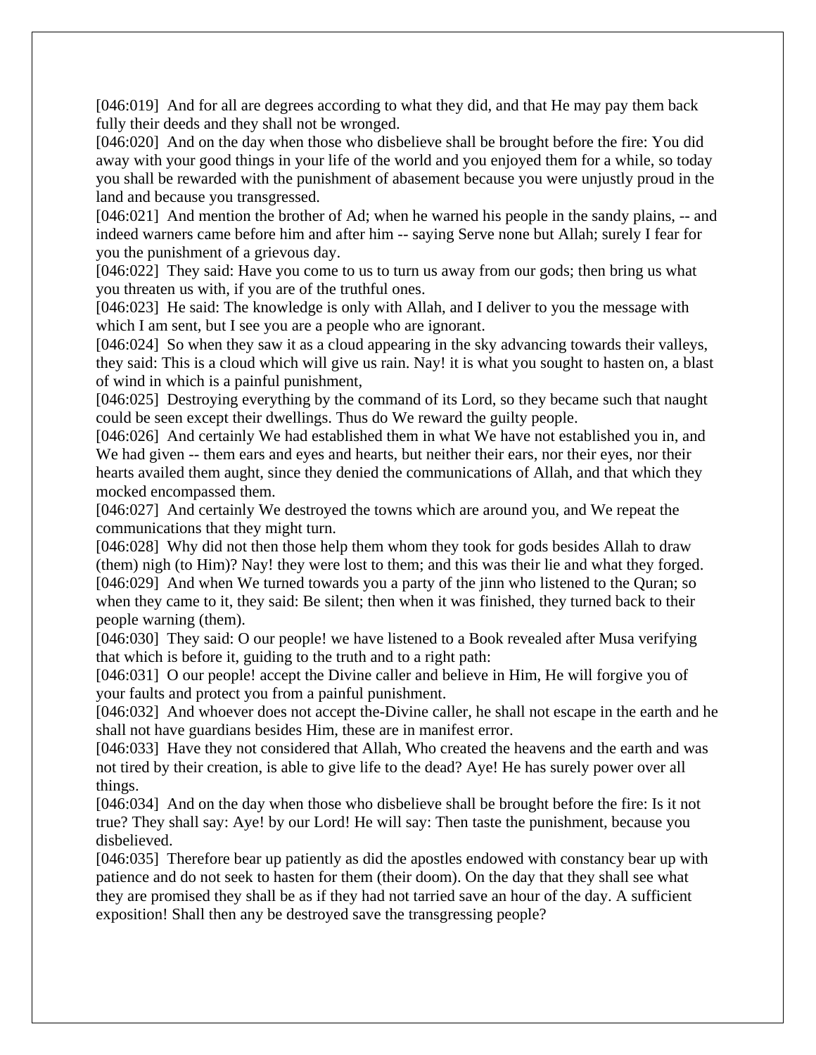[046:019]  And for all are degrees according to what they did, and that He may pay them back fully their deeds and they shall not be wronged.
[046:020]  And on the day when those who disbelieve shall be brought before the fire: You did away with your good things in your life of the world and you enjoyed them for a while, so today you shall be rewarded with the punishment of abasement because you were unjustly proud in the land and because you transgressed.
[046:021]  And mention the brother of Ad; when he warned his people in the sandy plains, -- and indeed warners came before him and after him -- saying Serve none but Allah; surely I fear for you the punishment of a grievous day.
[046:022]  They said: Have you come to us to turn us away from our gods; then bring us what you threaten us with, if you are of the truthful ones.
[046:023]  He said: The knowledge is only with Allah, and I deliver to you the message with which I am sent, but I see you are a people who are ignorant.
[046:024]  So when they saw it as a cloud appearing in the sky advancing towards their valleys, they said: This is a cloud which will give us rain. Nay! it is what you sought to hasten on, a blast of wind in which is a painful punishment,
[046:025]  Destroying everything by the command of its Lord, so they became such that naught could be seen except their dwellings. Thus do We reward the guilty people.
[046:026]  And certainly We had established them in what We have not established you in, and We had given -- them ears and eyes and hearts, but neither their ears, nor their eyes, nor their hearts availed them aught, since they denied the communications of Allah, and that which they mocked encompassed them.
[046:027]  And certainly We destroyed the towns which are around you, and We repeat the communications that they might turn.
[046:028]  Why did not then those help them whom they took for gods besides Allah to draw (them) nigh (to Him)? Nay! they were lost to them; and this was their lie and what they forged.
[046:029]  And when We turned towards you a party of the jinn who listened to the Quran; so when they came to it, they said: Be silent; then when it was finished, they turned back to their people warning (them).
[046:030]  They said: O our people! we have listened to a Book revealed after Musa verifying that which is before it, guiding to the truth and to a right path:
[046:031]  O our people! accept the Divine caller and believe in Him, He will forgive you of your faults and protect you from a painful punishment.
[046:032]  And whoever does not accept the-Divine caller, he shall not escape in the earth and he shall not have guardians besides Him, these are in manifest error.
[046:033]  Have they not considered that Allah, Who created the heavens and the earth and was not tired by their creation, is able to give life to the dead? Aye! He has surely power over all things.
[046:034]  And on the day when those who disbelieve shall be brought before the fire: Is it not true? They shall say: Aye! by our Lord! He will say: Then taste the punishment, because you disbelieved.
[046:035]  Therefore bear up patiently as did the apostles endowed with constancy bear up with patience and do not seek to hasten for them (their doom). On the day that they shall see what they are promised they shall be as if they had not tarried save an hour of the day. A sufficient exposition! Shall then any be destroyed save the transgressing people?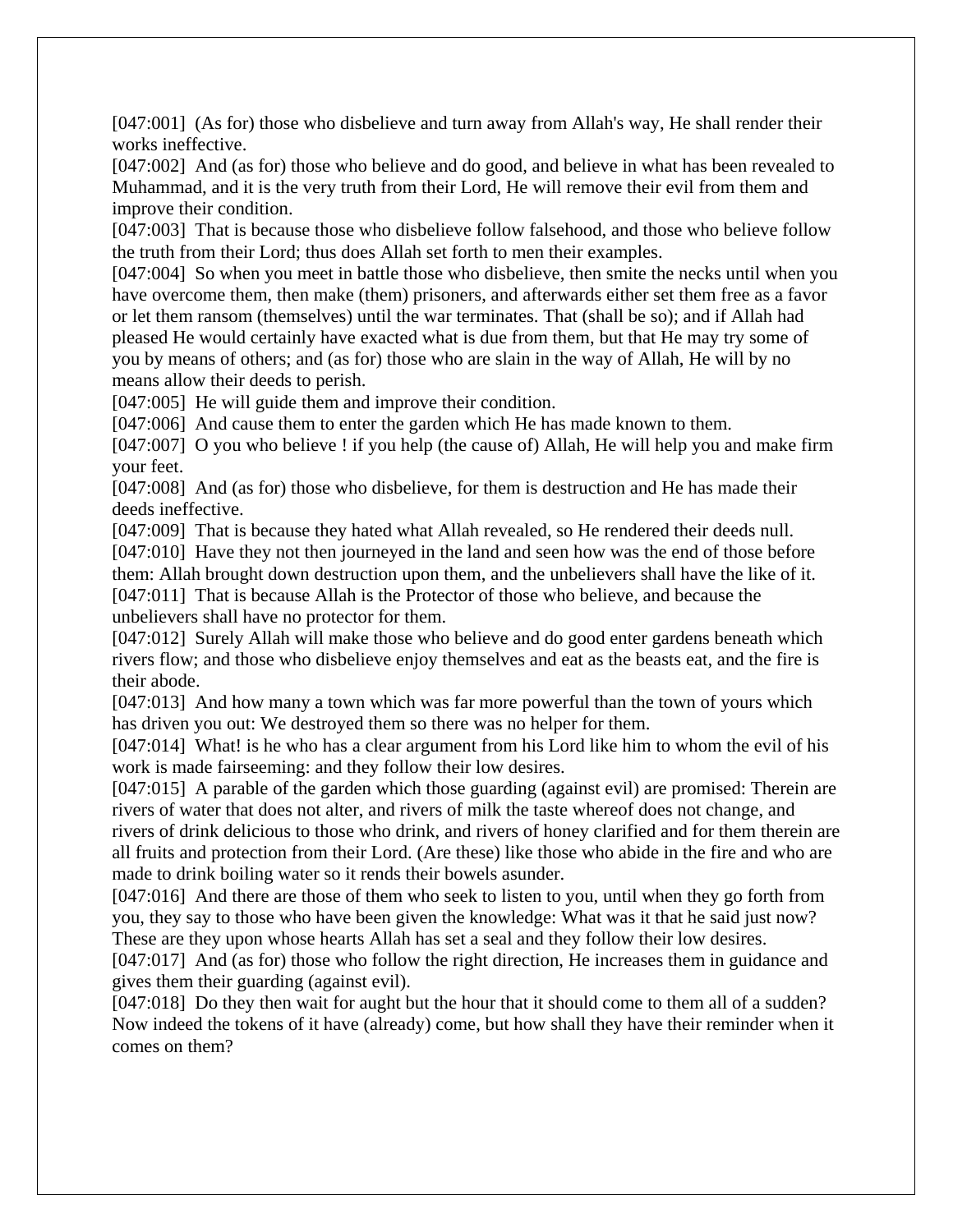[047:001]  (As for) those who disbelieve and turn away from Allah's way, He shall render their works ineffective.
[047:002]  And (as for) those who believe and do good, and believe in what has been revealed to Muhammad, and it is the very truth from their Lord, He will remove their evil from them and improve their condition.
[047:003]  That is because those who disbelieve follow falsehood, and those who believe follow the truth from their Lord; thus does Allah set forth to men their examples.
[047:004]  So when you meet in battle those who disbelieve, then smite the necks until when you have overcome them, then make (them) prisoners, and afterwards either set them free as a favor or let them ransom (themselves) until the war terminates. That (shall be so); and if Allah had pleased He would certainly have exacted what is due from them, but that He may try some of you by means of others; and (as for) those who are slain in the way of Allah, He will by no means allow their deeds to perish.
[047:005]  He will guide them and improve their condition.
[047:006]  And cause them to enter the garden which He has made known to them.
[047:007]  O you who believe ! if you help (the cause of) Allah, He will help you and make firm your feet.
[047:008]  And (as for) those who disbelieve, for them is destruction and He has made their deeds ineffective.
[047:009]  That is because they hated what Allah revealed, so He rendered their deeds null.
[047:010]  Have they not then journeyed in the land and seen how was the end of those before them: Allah brought down destruction upon them, and the unbelievers shall have the like of it.
[047:011]  That is because Allah is the Protector of those who believe, and because the unbelievers shall have no protector for them.
[047:012]  Surely Allah will make those who believe and do good enter gardens beneath which rivers flow; and those who disbelieve enjoy themselves and eat as the beasts eat, and the fire is their abode.
[047:013]  And how many a town which was far more powerful than the town of yours which has driven you out: We destroyed them so there was no helper for them.
[047:014]  What! is he who has a clear argument from his Lord like him to whom the evil of his work is made fairseeming: and they follow their low desires.
[047:015]  A parable of the garden which those guarding (against evil) are promised: Therein are rivers of water that does not alter, and rivers of milk the taste whereof does not change, and rivers of drink delicious to those who drink, and rivers of honey clarified and for them therein are all fruits and protection from their Lord. (Are these) like those who abide in the fire and who are made to drink boiling water so it rends their bowels asunder.
[047:016]  And there are those of them who seek to listen to you, until when they go forth from you, they say to those who have been given the knowledge: What was it that he said just now? These are they upon whose hearts Allah has set a seal and they follow their low desires.
[047:017]  And (as for) those who follow the right direction, He increases them in guidance and gives them their guarding (against evil).
[047:018]  Do they then wait for aught but the hour that it should come to them all of a sudden? Now indeed the tokens of it have (already) come, but how shall they have their reminder when it comes on them?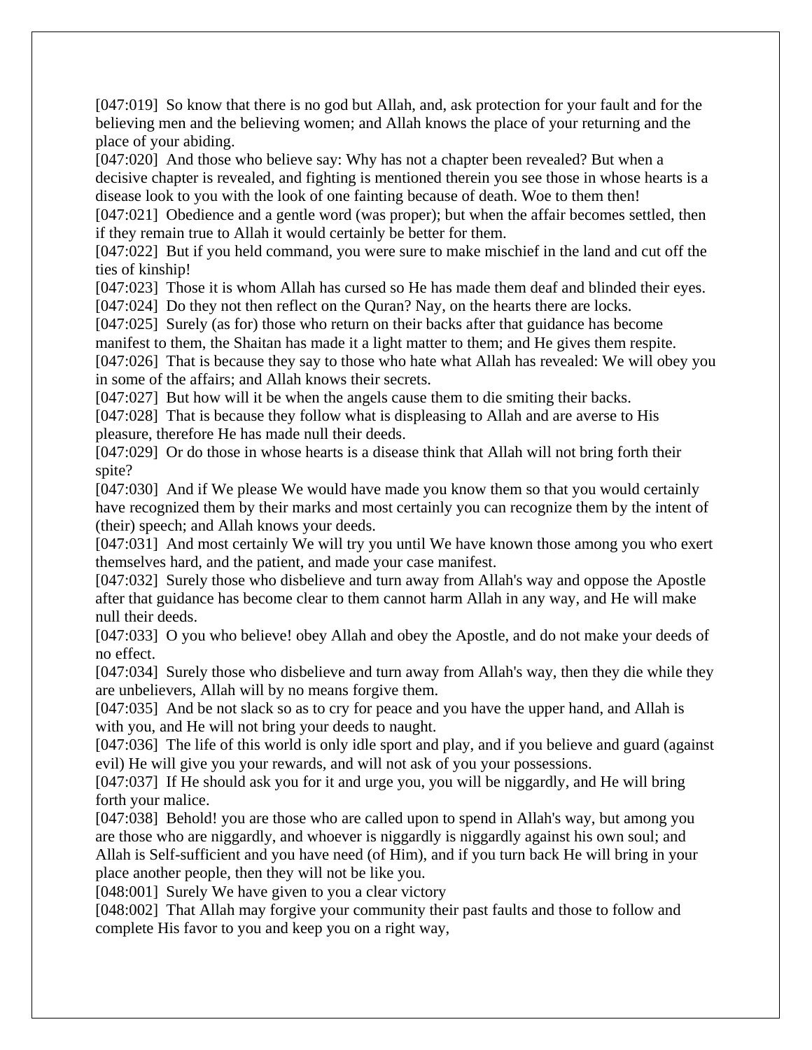[047:019] So know that there is no god but Allah, and, ask protection for your fault and for the believing men and the believing women; and Allah knows the place of your returning and the place of your abiding.

[047:020] And those who believe say: Why has not a chapter been revealed? But when a decisive chapter is revealed, and fighting is mentioned therein you see those in whose hearts is a disease look to you with the look of one fainting because of death. Woe to them then!

[047:021] Obedience and a gentle word (was proper); but when the affair becomes settled, then if they remain true to Allah it would certainly be better for them.

[047:022] But if you held command, you were sure to make mischief in the land and cut off the ties of kinship!

[047:023] Those it is whom Allah has cursed so He has made them deaf and blinded their eyes.

[047:024] Do they not then reflect on the Quran? Nay, on the hearts there are locks.

[047:025] Surely (as for) those who return on their backs after that guidance has become manifest to them, the Shaitan has made it a light matter to them; and He gives them respite.

[047:026] That is because they say to those who hate what Allah has revealed: We will obey you in some of the affairs; and Allah knows their secrets.

[047:027] But how will it be when the angels cause them to die smiting their backs.

[047:028] That is because they follow what is displeasing to Allah and are averse to His pleasure, therefore He has made null their deeds.

[047:029] Or do those in whose hearts is a disease think that Allah will not bring forth their spite?

[047:030] And if We please We would have made you know them so that you would certainly have recognized them by their marks and most certainly you can recognize them by the intent of (their) speech; and Allah knows your deeds.

[047:031] And most certainly We will try you until We have known those among you who exert themselves hard, and the patient, and made your case manifest.

[047:032] Surely those who disbelieve and turn away from Allah's way and oppose the Apostle after that guidance has become clear to them cannot harm Allah in any way, and He will make null their deeds.

[047:033] O you who believe! obey Allah and obey the Apostle, and do not make your deeds of no effect.

[047:034] Surely those who disbelieve and turn away from Allah's way, then they die while they are unbelievers, Allah will by no means forgive them.

[047:035] And be not slack so as to cry for peace and you have the upper hand, and Allah is with you, and He will not bring your deeds to naught.

[047:036] The life of this world is only idle sport and play, and if you believe and guard (against evil) He will give you your rewards, and will not ask of you your possessions.

[047:037] If He should ask you for it and urge you, you will be niggardly, and He will bring forth your malice.

[047:038] Behold! you are those who are called upon to spend in Allah's way, but among you are those who are niggardly, and whoever is niggardly is niggardly against his own soul; and Allah is Self-sufficient and you have need (of Him), and if you turn back He will bring in your place another people, then they will not be like you.

[048:001] Surely We have given to you a clear victory

[048:002] That Allah may forgive your community their past faults and those to follow and complete His favor to you and keep you on a right way,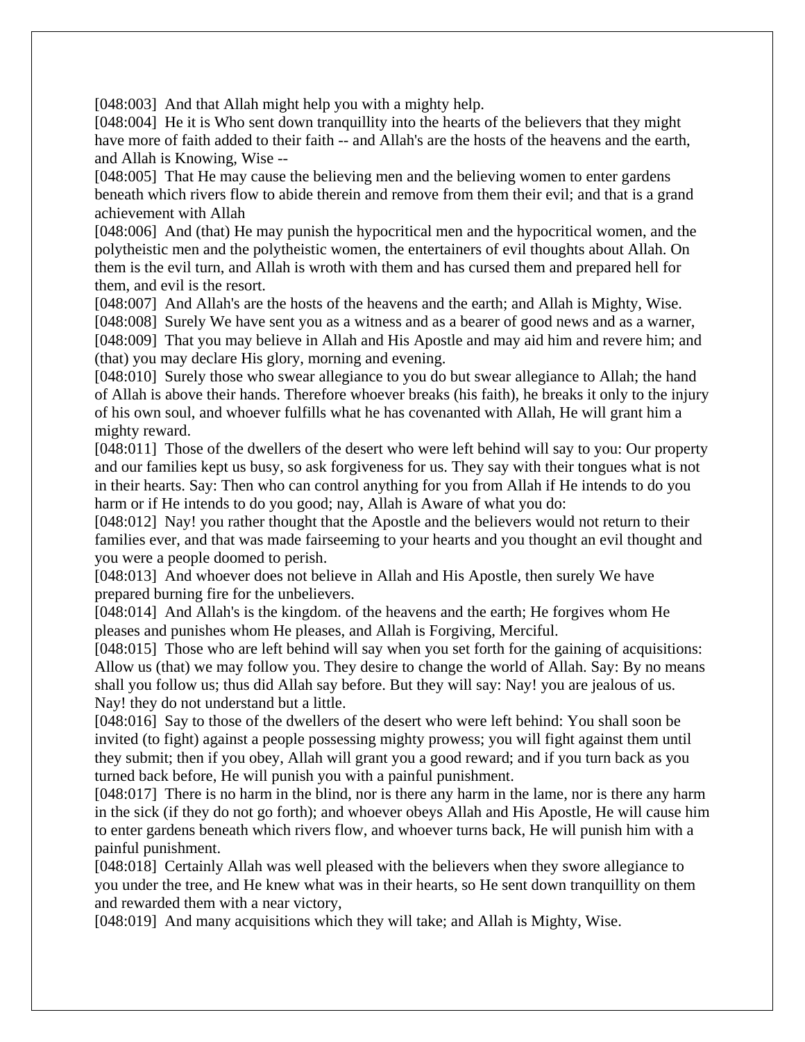[048:003] And that Allah might help you with a mighty help.
[048:004] He it is Who sent down tranquillity into the hearts of the believers that they might have more of faith added to their faith -- and Allah's are the hosts of the heavens and the earth, and Allah is Knowing, Wise --
[048:005] That He may cause the believing men and the believing women to enter gardens beneath which rivers flow to abide therein and remove from them their evil; and that is a grand achievement with Allah
[048:006] And (that) He may punish the hypocritical men and the hypocritical women, and the polytheistic men and the polytheistic women, the entertainers of evil thoughts about Allah. On them is the evil turn, and Allah is wroth with them and has cursed them and prepared hell for them, and evil is the resort.
[048:007] And Allah's are the hosts of the heavens and the earth; and Allah is Mighty, Wise.
[048:008] Surely We have sent you as a witness and as a bearer of good news and as a warner,
[048:009] That you may believe in Allah and His Apostle and may aid him and revere him; and (that) you may declare His glory, morning and evening.
[048:010] Surely those who swear allegiance to you do but swear allegiance to Allah; the hand of Allah is above their hands. Therefore whoever breaks (his faith), he breaks it only to the injury of his own soul, and whoever fulfills what he has covenanted with Allah, He will grant him a mighty reward.
[048:011] Those of the dwellers of the desert who were left behind will say to you: Our property and our families kept us busy, so ask forgiveness for us. They say with their tongues what is not in their hearts. Say: Then who can control anything for you from Allah if He intends to do you harm or if He intends to do you good; nay, Allah is Aware of what you do:
[048:012] Nay! you rather thought that the Apostle and the believers would not return to their families ever, and that was made fairseeming to your hearts and you thought an evil thought and you were a people doomed to perish.
[048:013] And whoever does not believe in Allah and His Apostle, then surely We have prepared burning fire for the unbelievers.
[048:014] And Allah's is the kingdom. of the heavens and the earth; He forgives whom He pleases and punishes whom He pleases, and Allah is Forgiving, Merciful.
[048:015] Those who are left behind will say when you set forth for the gaining of acquisitions: Allow us (that) we may follow you. They desire to change the world of Allah. Say: By no means shall you follow us; thus did Allah say before. But they will say: Nay! you are jealous of us. Nay! they do not understand but a little.
[048:016] Say to those of the dwellers of the desert who were left behind: You shall soon be invited (to fight) against a people possessing mighty prowess; you will fight against them until they submit; then if you obey, Allah will grant you a good reward; and if you turn back as you turned back before, He will punish you with a painful punishment.
[048:017] There is no harm in the blind, nor is there any harm in the lame, nor is there any harm in the sick (if they do not go forth); and whoever obeys Allah and His Apostle, He will cause him to enter gardens beneath which rivers flow, and whoever turns back, He will punish him with a painful punishment.
[048:018] Certainly Allah was well pleased with the believers when they swore allegiance to you under the tree, and He knew what was in their hearts, so He sent down tranquillity on them and rewarded them with a near victory,
[048:019] And many acquisitions which they will take; and Allah is Mighty, Wise.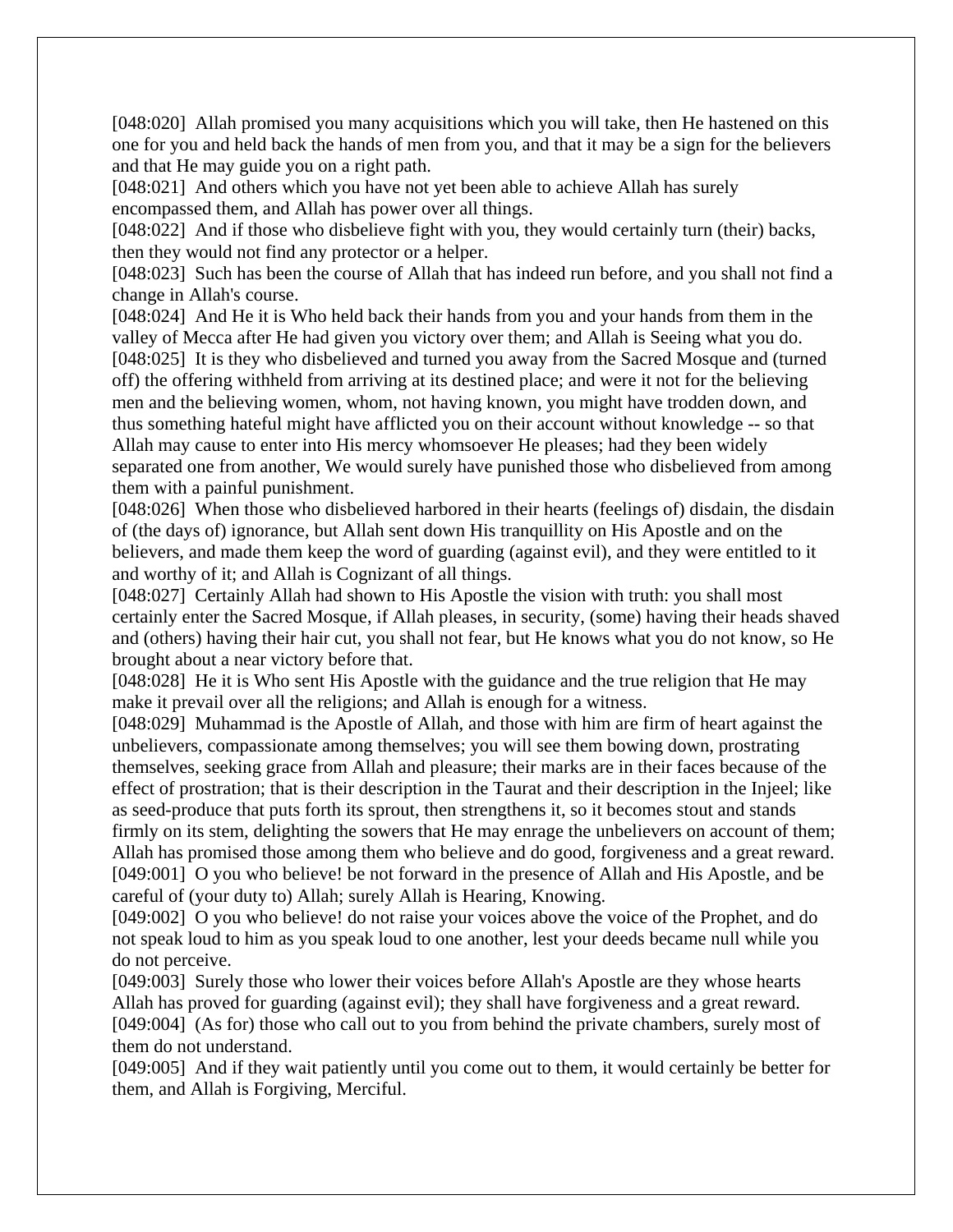[048:020] Allah promised you many acquisitions which you will take, then He hastened on this one for you and held back the hands of men from you, and that it may be a sign for the believers and that He may guide you on a right path.

[048:021] And others which you have not yet been able to achieve Allah has surely encompassed them, and Allah has power over all things.

[048:022] And if those who disbelieve fight with you, they would certainly turn (their) backs, then they would not find any protector or a helper.

[048:023] Such has been the course of Allah that has indeed run before, and you shall not find a change in Allah's course.

[048:024] And He it is Who held back their hands from you and your hands from them in the valley of Mecca after He had given you victory over them; and Allah is Seeing what you do.

[048:025] It is they who disbelieved and turned you away from the Sacred Mosque and (turned off) the offering withheld from arriving at its destined place; and were it not for the believing men and the believing women, whom, not having known, you might have trodden down, and thus something hateful might have afflicted you on their account without knowledge -- so that Allah may cause to enter into His mercy whomsoever He pleases; had they been widely separated one from another, We would surely have punished those who disbelieved from among them with a painful punishment.

[048:026] When those who disbelieved harbored in their hearts (feelings of) disdain, the disdain of (the days of) ignorance, but Allah sent down His tranquillity on His Apostle and on the believers, and made them keep the word of guarding (against evil), and they were entitled to it and worthy of it; and Allah is Cognizant of all things.

[048:027] Certainly Allah had shown to His Apostle the vision with truth: you shall most certainly enter the Sacred Mosque, if Allah pleases, in security, (some) having their heads shaved and (others) having their hair cut, you shall not fear, but He knows what you do not know, so He brought about a near victory before that.

[048:028] He it is Who sent His Apostle with the guidance and the true religion that He may make it prevail over all the religions; and Allah is enough for a witness.

[048:029] Muhammad is the Apostle of Allah, and those with him are firm of heart against the unbelievers, compassionate among themselves; you will see them bowing down, prostrating themselves, seeking grace from Allah and pleasure; their marks are in their faces because of the effect of prostration; that is their description in the Taurat and their description in the Injeel; like as seed-produce that puts forth its sprout, then strengthens it, so it becomes stout and stands firmly on its stem, delighting the sowers that He may enrage the unbelievers on account of them; Allah has promised those among them who believe and do good, forgiveness and a great reward.

[049:001] O you who believe! be not forward in the presence of Allah and His Apostle, and be careful of (your duty to) Allah; surely Allah is Hearing, Knowing.

[049:002] O you who believe! do not raise your voices above the voice of the Prophet, and do not speak loud to him as you speak loud to one another, lest your deeds became null while you do not perceive.

[049:003] Surely those who lower their voices before Allah's Apostle are they whose hearts Allah has proved for guarding (against evil); they shall have forgiveness and a great reward.

[049:004] (As for) those who call out to you from behind the private chambers, surely most of them do not understand.

[049:005] And if they wait patiently until you come out to them, it would certainly be better for them, and Allah is Forgiving, Merciful.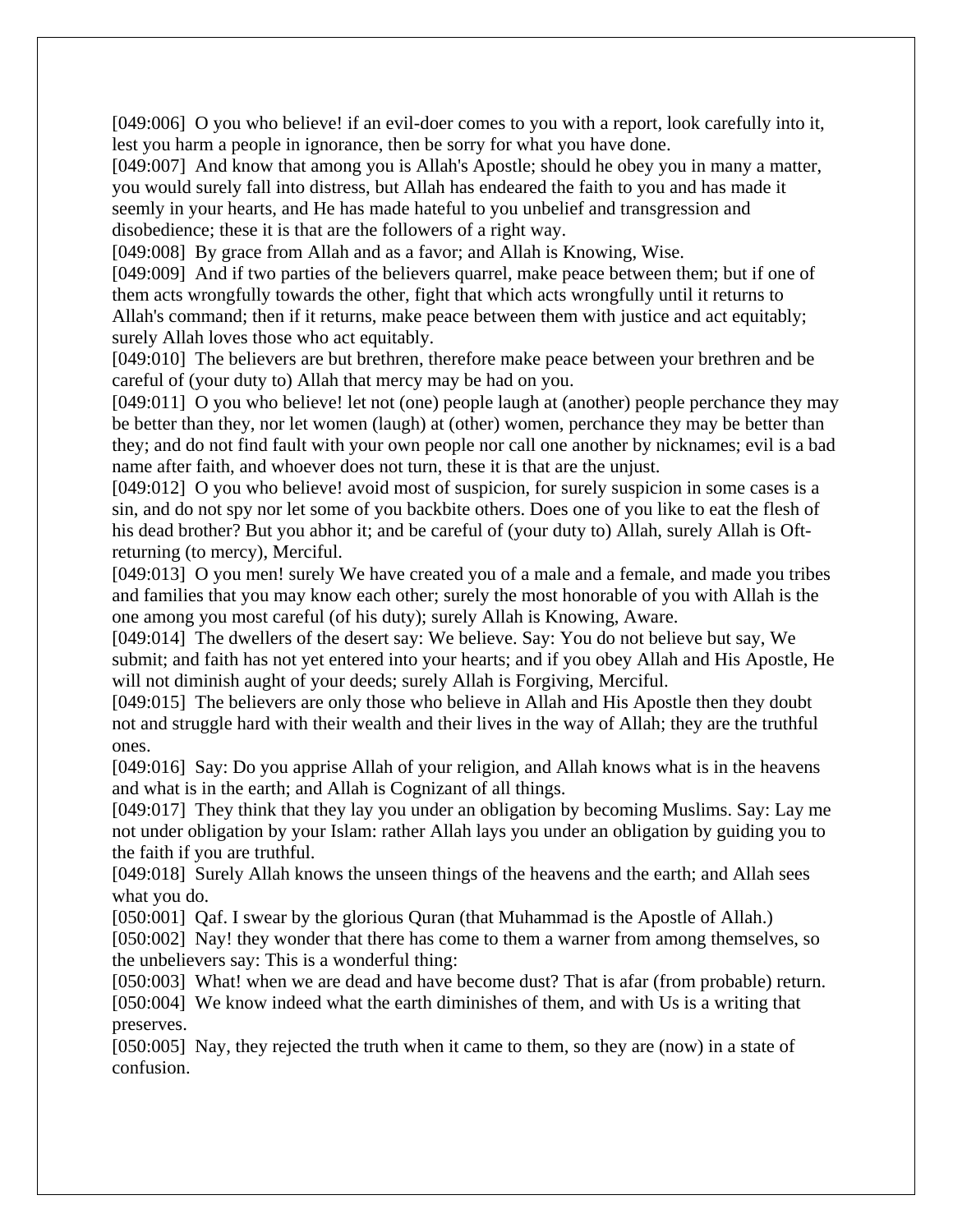[049:006]  O you who believe! if an evil-doer comes to you with a report, look carefully into it, lest you harm a people in ignorance, then be sorry for what you have done.
[049:007]  And know that among you is Allah's Apostle; should he obey you in many a matter, you would surely fall into distress, but Allah has endeared the faith to you and has made it seemly in your hearts, and He has made hateful to you unbelief and transgression and disobedience; these it is that are the followers of a right way.
[049:008]  By grace from Allah and as a favor; and Allah is Knowing, Wise.
[049:009]  And if two parties of the believers quarrel, make peace between them; but if one of them acts wrongfully towards the other, fight that which acts wrongfully until it returns to Allah's command; then if it returns, make peace between them with justice and act equitably; surely Allah loves those who act equitably.
[049:010]  The believers are but brethren, therefore make peace between your brethren and be careful of (your duty to) Allah that mercy may be had on you.
[049:011]  O you who believe! let not (one) people laugh at (another) people perchance they may be better than they, nor let women (laugh) at (other) women, perchance they may be better than they; and do not find fault with your own people nor call one another by nicknames; evil is a bad name after faith, and whoever does not turn, these it is that are the unjust.
[049:012]  O you who believe! avoid most of suspicion, for surely suspicion in some cases is a sin, and do not spy nor let some of you backbite others. Does one of you like to eat the flesh of his dead brother? But you abhor it; and be careful of (your duty to) Allah, surely Allah is Oft-returning (to mercy), Merciful.
[049:013]  O you men! surely We have created you of a male and a female, and made you tribes and families that you may know each other; surely the most honorable of you with Allah is the one among you most careful (of his duty); surely Allah is Knowing, Aware.
[049:014]  The dwellers of the desert say: We believe. Say: You do not believe but say, We submit; and faith has not yet entered into your hearts; and if you obey Allah and His Apostle, He will not diminish aught of your deeds; surely Allah is Forgiving, Merciful.
[049:015]  The believers are only those who believe in Allah and His Apostle then they doubt not and struggle hard with their wealth and their lives in the way of Allah; they are the truthful ones.
[049:016]  Say: Do you apprise Allah of your religion, and Allah knows what is in the heavens and what is in the earth; and Allah is Cognizant of all things.
[049:017]  They think that they lay you under an obligation by becoming Muslims. Say: Lay me not under obligation by your Islam: rather Allah lays you under an obligation by guiding you to the faith if you are truthful.
[049:018]  Surely Allah knows the unseen things of the heavens and the earth; and Allah sees what you do.
[050:001]  Qaf. I swear by the glorious Quran (that Muhammad is the Apostle of Allah.)
[050:002]  Nay! they wonder that there has come to them a warner from among themselves, so the unbelievers say: This is a wonderful thing:
[050:003]  What! when we are dead and have become dust? That is afar (from probable) return.
[050:004]  We know indeed what the earth diminishes of them, and with Us is a writing that preserves.
[050:005]  Nay, they rejected the truth when it came to them, so they are (now) in a state of confusion.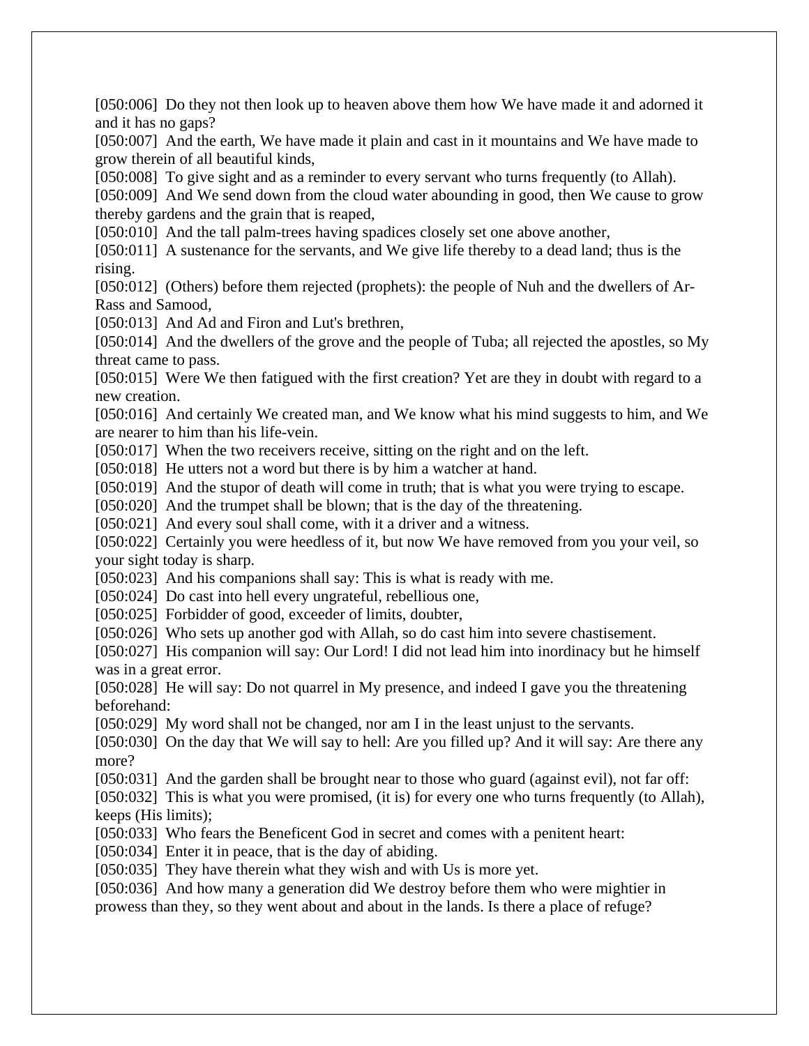[050:006] Do they not then look up to heaven above them how We have made it and adorned it and it has no gaps?
[050:007] And the earth, We have made it plain and cast in it mountains and We have made to grow therein of all beautiful kinds,
[050:008] To give sight and as a reminder to every servant who turns frequently (to Allah).
[050:009] And We send down from the cloud water abounding in good, then We cause to grow thereby gardens and the grain that is reaped,
[050:010] And the tall palm-trees having spadices closely set one above another,
[050:011] A sustenance for the servants, and We give life thereby to a dead land; thus is the rising.
[050:012] (Others) before them rejected (prophets): the people of Nuh and the dwellers of Ar-Rass and Samood,
[050:013] And Ad and Firon and Lut's brethren,
[050:014] And the dwellers of the grove and the people of Tuba; all rejected the apostles, so My threat came to pass.
[050:015] Were We then fatigued with the first creation? Yet are they in doubt with regard to a new creation.
[050:016] And certainly We created man, and We know what his mind suggests to him, and We are nearer to him than his life-vein.
[050:017] When the two receivers receive, sitting on the right and on the left.
[050:018] He utters not a word but there is by him a watcher at hand.
[050:019] And the stupor of death will come in truth; that is what you were trying to escape.
[050:020] And the trumpet shall be blown; that is the day of the threatening.
[050:021] And every soul shall come, with it a driver and a witness.
[050:022] Certainly you were heedless of it, but now We have removed from you your veil, so your sight today is sharp.
[050:023] And his companions shall say: This is what is ready with me.
[050:024] Do cast into hell every ungrateful, rebellious one,
[050:025] Forbidder of good, exceeder of limits, doubter,
[050:026] Who sets up another god with Allah, so do cast him into severe chastisement.
[050:027] His companion will say: Our Lord! I did not lead him into inordinacy but he himself was in a great error.
[050:028] He will say: Do not quarrel in My presence, and indeed I gave you the threatening beforehand:
[050:029] My word shall not be changed, nor am I in the least unjust to the servants.
[050:030] On the day that We will say to hell: Are you filled up? And it will say: Are there any more?
[050:031] And the garden shall be brought near to those who guard (against evil), not far off:
[050:032] This is what you were promised, (it is) for every one who turns frequently (to Allah), keeps (His limits);
[050:033] Who fears the Beneficent God in secret and comes with a penitent heart:
[050:034] Enter it in peace, that is the day of abiding.
[050:035] They have therein what they wish and with Us is more yet.
[050:036] And how many a generation did We destroy before them who were mightier in prowess than they, so they went about and about in the lands. Is there a place of refuge?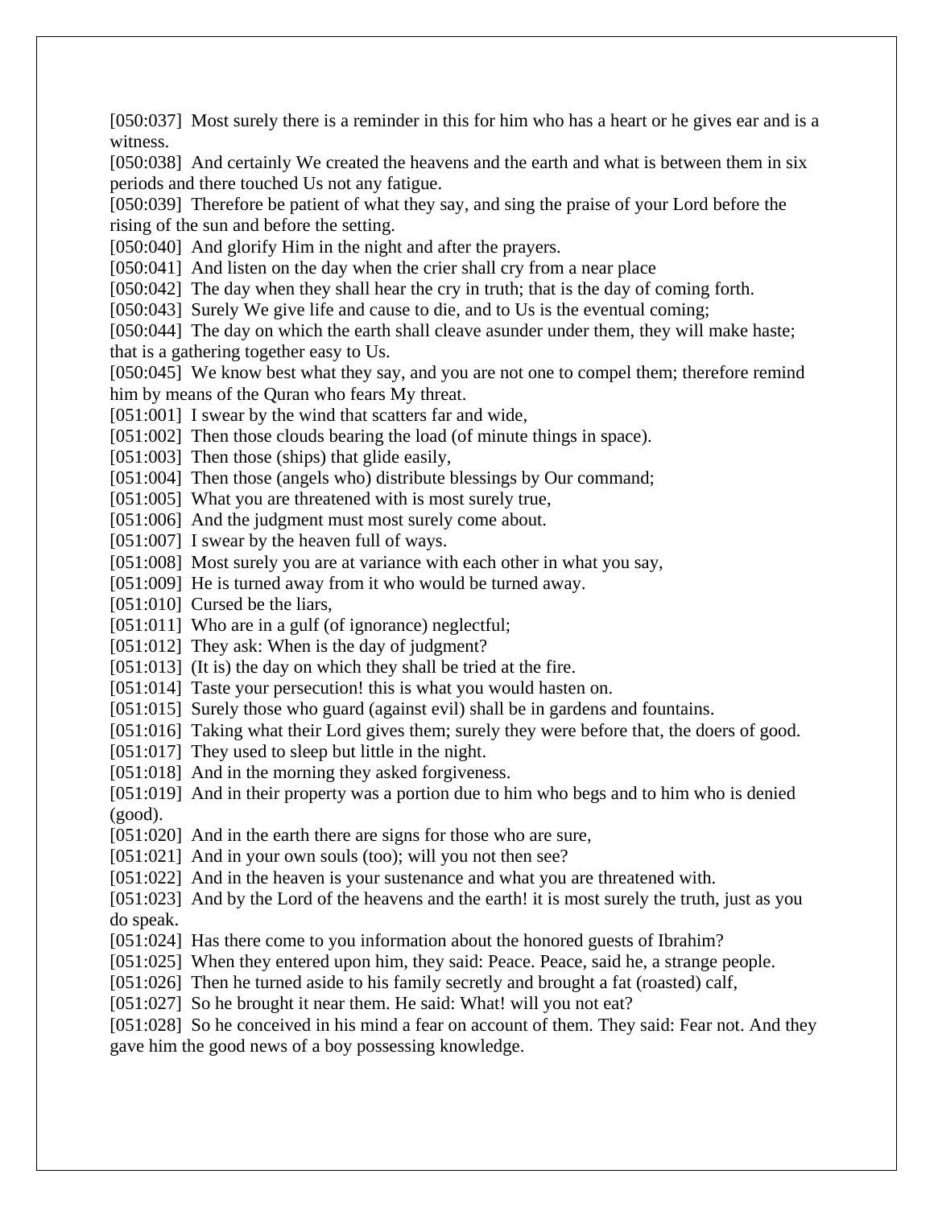[050:037] Most surely there is a reminder in this for him who has a heart or he gives ear and is a witness.

[050:038] And certainly We created the heavens and the earth and what is between them in six periods and there touched Us not any fatigue.

[050:039] Therefore be patient of what they say, and sing the praise of your Lord before the rising of the sun and before the setting.

[050:040] And glorify Him in the night and after the prayers.

[050:041] And listen on the day when the crier shall cry from a near place

[050:042] The day when they shall hear the cry in truth; that is the day of coming forth.

[050:043] Surely We give life and cause to die, and to Us is the eventual coming;

[050:044] The day on which the earth shall cleave asunder under them, they will make haste; that is a gathering together easy to Us.

[050:045] We know best what they say, and you are not one to compel them; therefore remind him by means of the Quran who fears My threat.

[051:001] I swear by the wind that scatters far and wide,

[051:002] Then those clouds bearing the load (of minute things in space).

[051:003] Then those (ships) that glide easily,

[051:004] Then those (angels who) distribute blessings by Our command;

[051:005] What you are threatened with is most surely true,

[051:006] And the judgment must most surely come about.

[051:007] I swear by the heaven full of ways.

[051:008] Most surely you are at variance with each other in what you say,

[051:009] He is turned away from it who would be turned away.

[051:010] Cursed be the liars,

[051:011] Who are in a gulf (of ignorance) neglectful;

[051:012] They ask: When is the day of judgment?

[051:013] (It is) the day on which they shall be tried at the fire.

[051:014] Taste your persecution! this is what you would hasten on.

[051:015] Surely those who guard (against evil) shall be in gardens and fountains.

[051:016] Taking what their Lord gives them; surely they were before that, the doers of good.

[051:017] They used to sleep but little in the night.

[051:018] And in the morning they asked forgiveness.

[051:019] And in their property was a portion due to him who begs and to him who is denied (good).

[051:020] And in the earth there are signs for those who are sure,

[051:021] And in your own souls (too); will you not then see?

[051:022] And in the heaven is your sustenance and what you are threatened with.

[051:023] And by the Lord of the heavens and the earth! it is most surely the truth, just as you do speak.

[051:024] Has there come to you information about the honored guests of Ibrahim?

[051:025] When they entered upon him, they said: Peace. Peace, said he, a strange people.

[051:026] Then he turned aside to his family secretly and brought a fat (roasted) calf,

[051:027] So he brought it near them. He said: What! will you not eat?

[051:028] So he conceived in his mind a fear on account of them. They said: Fear not. And they gave him the good news of a boy possessing knowledge.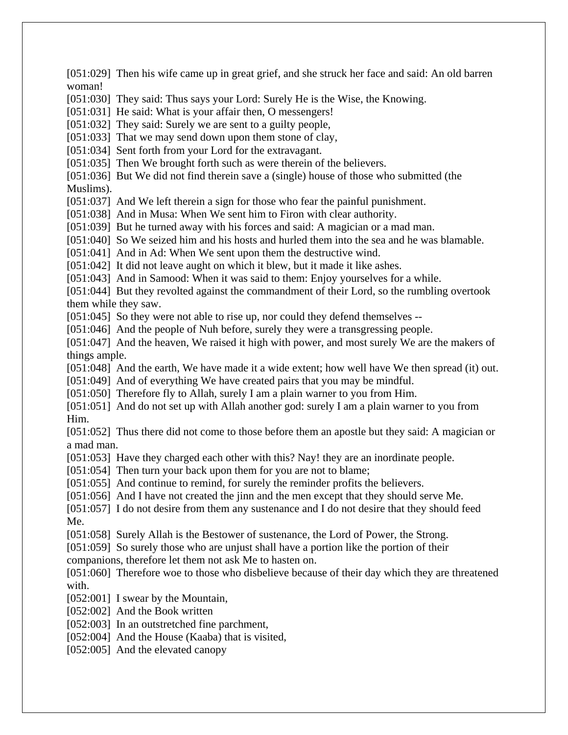[051:029] Then his wife came up in great grief, and she struck her face and said: An old barren woman!
[051:030] They said: Thus says your Lord: Surely He is the Wise, the Knowing.
[051:031] He said: What is your affair then, O messengers!
[051:032] They said: Surely we are sent to a guilty people,
[051:033] That we may send down upon them stone of clay,
[051:034] Sent forth from your Lord for the extravagant.
[051:035] Then We brought forth such as were therein of the believers.
[051:036] But We did not find therein save a (single) house of those who submitted (the Muslims).
[051:037] And We left therein a sign for those who fear the painful punishment.
[051:038] And in Musa: When We sent him to Firon with clear authority.
[051:039] But he turned away with his forces and said: A magician or a mad man.
[051:040] So We seized him and his hosts and hurled them into the sea and he was blamable.
[051:041] And in Ad: When We sent upon them the destructive wind.
[051:042] It did not leave aught on which it blew, but it made it like ashes.
[051:043] And in Samood: When it was said to them: Enjoy yourselves for a while.
[051:044] But they revolted against the commandment of their Lord, so the rumbling overtook them while they saw.
[051:045] So they were not able to rise up, nor could they defend themselves --
[051:046] And the people of Nuh before, surely they were a transgressing people.
[051:047] And the heaven, We raised it high with power, and most surely We are the makers of things ample.
[051:048] And the earth, We have made it a wide extent; how well have We then spread (it) out.
[051:049] And of everything We have created pairs that you may be mindful.
[051:050] Therefore fly to Allah, surely I am a plain warner to you from Him.
[051:051] And do not set up with Allah another god: surely I am a plain warner to you from Him.
[051:052] Thus there did not come to those before them an apostle but they said: A magician or a mad man.
[051:053] Have they charged each other with this? Nay! they are an inordinate people.
[051:054] Then turn your back upon them for you are not to blame;
[051:055] And continue to remind, for surely the reminder profits the believers.
[051:056] And I have not created the jinn and the men except that they should serve Me.
[051:057] I do not desire from them any sustenance and I do not desire that they should feed Me.
[051:058] Surely Allah is the Bestower of sustenance, the Lord of Power, the Strong.
[051:059] So surely those who are unjust shall have a portion like the portion of their companions, therefore let them not ask Me to hasten on.
[051:060] Therefore woe to those who disbelieve because of their day which they are threatened with.
[052:001] I swear by the Mountain,
[052:002] And the Book written
[052:003] In an outstretched fine parchment,
[052:004] And the House (Kaaba) that is visited,
[052:005] And the elevated canopy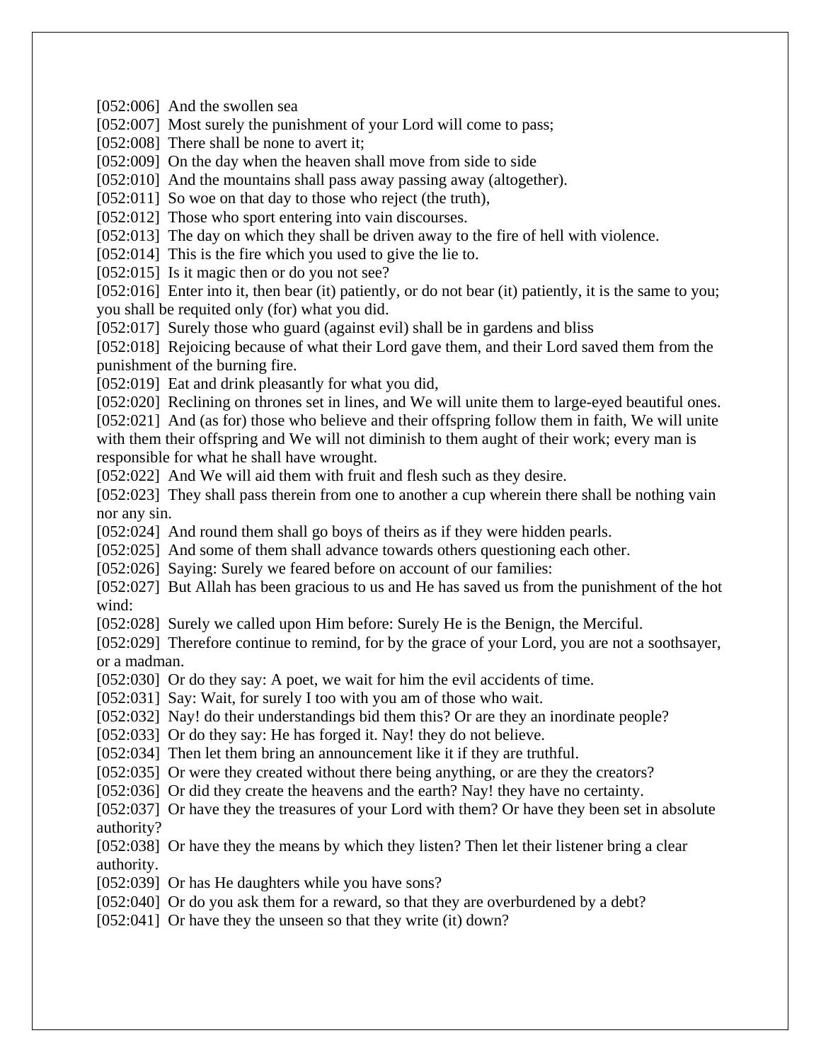[052:006]  And the swollen sea
[052:007]  Most surely the punishment of your Lord will come to pass;
[052:008]  There shall be none to avert it;
[052:009]  On the day when the heaven shall move from side to side
[052:010]  And the mountains shall pass away passing away (altogether).
[052:011]  So woe on that day to those who reject (the truth),
[052:012]  Those who sport entering into vain discourses.
[052:013]  The day on which they shall be driven away to the fire of hell with violence.
[052:014]  This is the fire which you used to give the lie to.
[052:015]  Is it magic then or do you not see?
[052:016]  Enter into it, then bear (it) patiently, or do not bear (it) patiently, it is the same to you; you shall be requited only (for) what you did.
[052:017]  Surely those who guard (against evil) shall be in gardens and bliss
[052:018]  Rejoicing because of what their Lord gave them, and their Lord saved them from the punishment of the burning fire.
[052:019]  Eat and drink pleasantly for what you did,
[052:020]  Reclining on thrones set in lines, and We will unite them to large-eyed beautiful ones.
[052:021]  And (as for) those who believe and their offspring follow them in faith, We will unite with them their offspring and We will not diminish to them aught of their work; every man is responsible for what he shall have wrought.
[052:022]  And We will aid them with fruit and flesh such as they desire.
[052:023]  They shall pass therein from one to another a cup wherein there shall be nothing vain nor any sin.
[052:024]  And round them shall go boys of theirs as if they were hidden pearls.
[052:025]  And some of them shall advance towards others questioning each other.
[052:026]  Saying: Surely we feared before on account of our families:
[052:027]  But Allah has been gracious to us and He has saved us from the punishment of the hot wind:
[052:028]  Surely we called upon Him before: Surely He is the Benign, the Merciful.
[052:029]  Therefore continue to remind, for by the grace of your Lord, you are not a soothsayer, or a madman.
[052:030]  Or do they say: A poet, we wait for him the evil accidents of time.
[052:031]  Say: Wait, for surely I too with you am of those who wait.
[052:032]  Nay! do their understandings bid them this? Or are they an inordinate people?
[052:033]  Or do they say: He has forged it. Nay! they do not believe.
[052:034]  Then let them bring an announcement like it if they are truthful.
[052:035]  Or were they created without there being anything, or are they the creators?
[052:036]  Or did they create the heavens and the earth? Nay! they have no certainty.
[052:037]  Or have they the treasures of your Lord with them? Or have they been set in absolute authority?
[052:038]  Or have they the means by which they listen? Then let their listener bring a clear authority.
[052:039]  Or has He daughters while you have sons?
[052:040]  Or do you ask them for a reward, so that they are overburdened by a debt?
[052:041]  Or have they the unseen so that they write (it) down?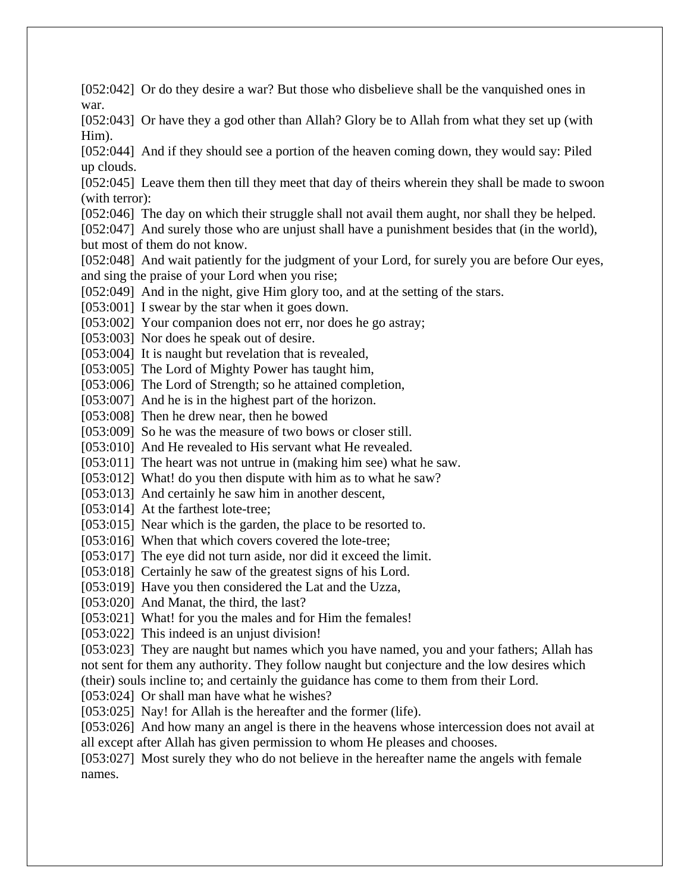[052:042]  Or do they desire a war? But those who disbelieve shall be the vanquished ones in war.
[052:043]  Or have they a god other than Allah? Glory be to Allah from what they set up (with Him).
[052:044]  And if they should see a portion of the heaven coming down, they would say: Piled up clouds.
[052:045]  Leave them then till they meet that day of theirs wherein they shall be made to swoon (with terror):
[052:046]  The day on which their struggle shall not avail them aught, nor shall they be helped.
[052:047]  And surely those who are unjust shall have a punishment besides that (in the world), but most of them do not know.
[052:048]  And wait patiently for the judgment of your Lord, for surely you are before Our eyes, and sing the praise of your Lord when you rise;
[052:049]  And in the night, give Him glory too, and at the setting of the stars.
[053:001]  I swear by the star when it goes down.
[053:002]  Your companion does not err, nor does he go astray;
[053:003]  Nor does he speak out of desire.
[053:004]  It is naught but revelation that is revealed,
[053:005]  The Lord of Mighty Power has taught him,
[053:006]  The Lord of Strength; so he attained completion,
[053:007]  And he is in the highest part of the horizon.
[053:008]  Then he drew near, then he bowed
[053:009]  So he was the measure of two bows or closer still.
[053:010]  And He revealed to His servant what He revealed.
[053:011]  The heart was not untrue in (making him see) what he saw.
[053:012]  What! do you then dispute with him as to what he saw?
[053:013]  And certainly he saw him in another descent,
[053:014]  At the farthest lote-tree;
[053:015]  Near which is the garden, the place to be resorted to.
[053:016]  When that which covers covered the lote-tree;
[053:017]  The eye did not turn aside, nor did it exceed the limit.
[053:018]  Certainly he saw of the greatest signs of his Lord.
[053:019]  Have you then considered the Lat and the Uzza,
[053:020]  And Manat, the third, the last?
[053:021]  What! for you the males and for Him the females!
[053:022]  This indeed is an unjust division!
[053:023]  They are naught but names which you have named, you and your fathers; Allah has not sent for them any authority. They follow naught but conjecture and the low desires which (their) souls incline to; and certainly the guidance has come to them from their Lord.
[053:024]  Or shall man have what he wishes?
[053:025]  Nay! for Allah is the hereafter and the former (life).
[053:026]  And how many an angel is there in the heavens whose intercession does not avail at all except after Allah has given permission to whom He pleases and chooses.
[053:027]  Most surely they who do not believe in the hereafter name the angels with female names.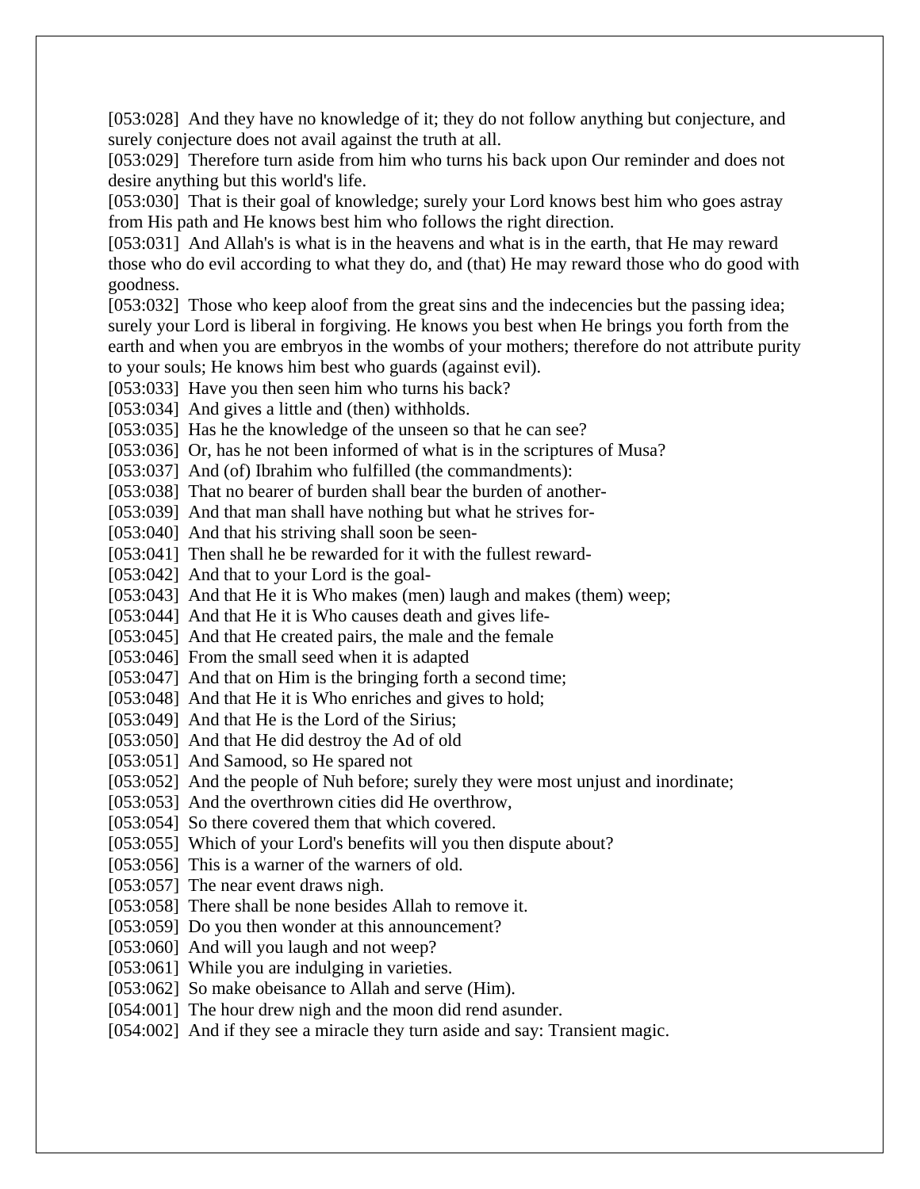[053:028]  And they have no knowledge of it; they do not follow anything but conjecture, and surely conjecture does not avail against the truth at all.
[053:029]  Therefore turn aside from him who turns his back upon Our reminder and does not desire anything but this world's life.
[053:030]  That is their goal of knowledge; surely your Lord knows best him who goes astray from His path and He knows best him who follows the right direction.
[053:031]  And Allah's is what is in the heavens and what is in the earth, that He may reward those who do evil according to what they do, and (that) He may reward those who do good with goodness.
[053:032]  Those who keep aloof from the great sins and the indecencies but the passing idea; surely your Lord is liberal in forgiving. He knows you best when He brings you forth from the earth and when you are embryos in the wombs of your mothers; therefore do not attribute purity to your souls; He knows him best who guards (against evil).
[053:033]  Have you then seen him who turns his back?
[053:034]  And gives a little and (then) withholds.
[053:035]  Has he the knowledge of the unseen so that he can see?
[053:036]  Or, has he not been informed of what is in the scriptures of Musa?
[053:037]  And (of) Ibrahim who fulfilled (the commandments):
[053:038]  That no bearer of burden shall bear the burden of another-
[053:039]  And that man shall have nothing but what he strives for-
[053:040]  And that his striving shall soon be seen-
[053:041]  Then shall he be rewarded for it with the fullest reward-
[053:042]  And that to your Lord is the goal-
[053:043]  And that He it is Who makes (men) laugh and makes (them) weep;
[053:044]  And that He it is Who causes death and gives life-
[053:045]  And that He created pairs, the male and the female
[053:046]  From the small seed when it is adapted
[053:047]  And that on Him is the bringing forth a second time;
[053:048]  And that He it is Who enriches and gives to hold;
[053:049]  And that He is the Lord of the Sirius;
[053:050]  And that He did destroy the Ad of old
[053:051]  And Samood, so He spared not
[053:052]  And the people of Nuh before; surely they were most unjust and inordinate;
[053:053]  And the overthrown cities did He overthrow,
[053:054]  So there covered them that which covered.
[053:055]  Which of your Lord's benefits will you then dispute about?
[053:056]  This is a warner of the warners of old.
[053:057]  The near event draws nigh.
[053:058]  There shall be none besides Allah to remove it.
[053:059]  Do you then wonder at this announcement?
[053:060]  And will you laugh and not weep?
[053:061]  While you are indulging in varieties.
[053:062]  So make obeisance to Allah and serve (Him).
[054:001]  The hour drew nigh and the moon did rend asunder.
[054:002]  And if they see a miracle they turn aside and say: Transient magic.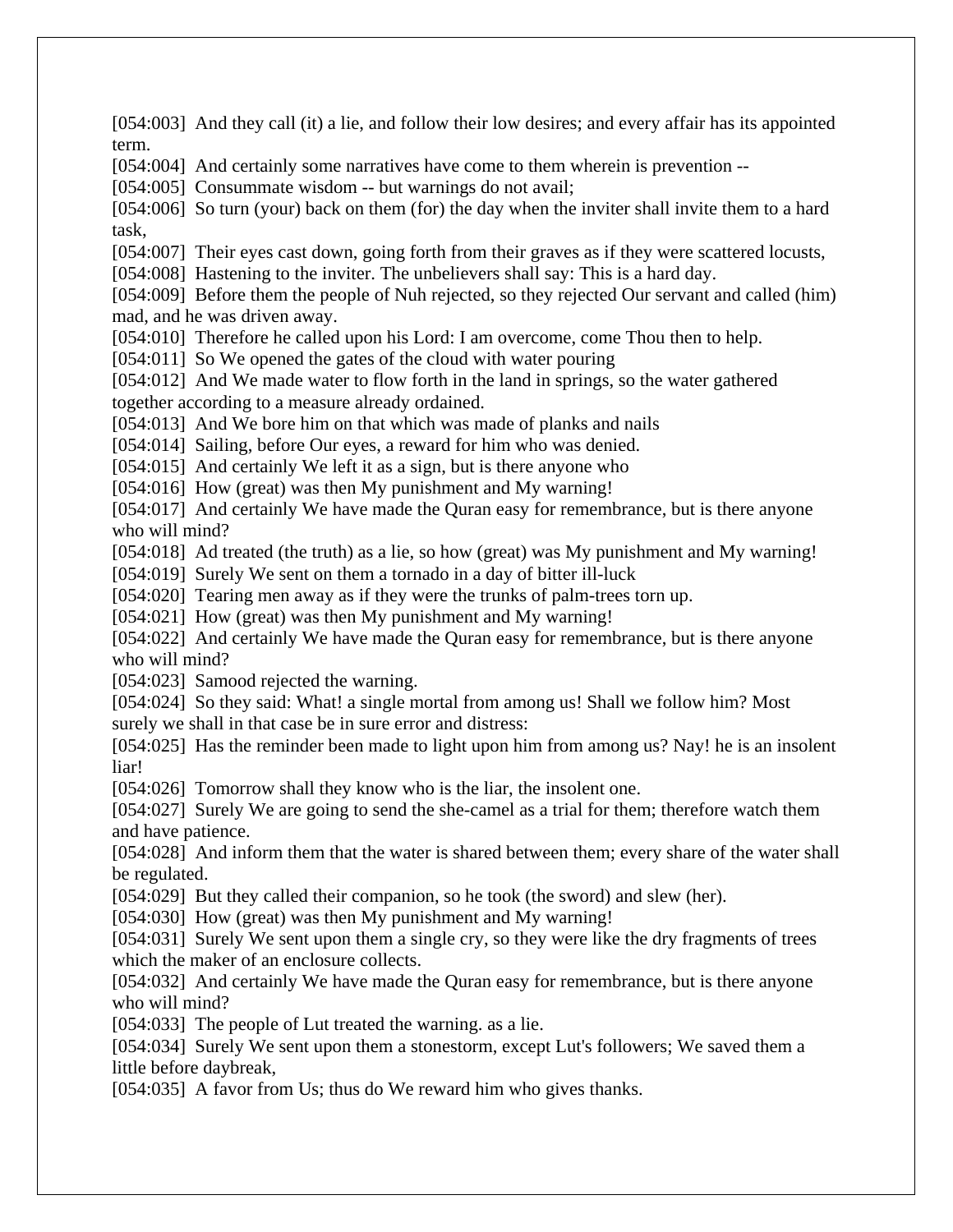[054:003]  And they call (it) a lie, and follow their low desires; and every affair has its appointed term.

[054:004]  And certainly some narratives have come to them wherein is prevention --

[054:005]  Consummate wisdom -- but warnings do not avail;

[054:006]  So turn (your) back on them (for) the day when the inviter shall invite them to a hard task,

[054:007]  Their eyes cast down, going forth from their graves as if they were scattered locusts,

[054:008]  Hastening to the inviter. The unbelievers shall say: This is a hard day.

[054:009]  Before them the people of Nuh rejected, so they rejected Our servant and called (him) mad, and he was driven away.

[054:010]  Therefore he called upon his Lord: I am overcome, come Thou then to help.

[054:011]  So We opened the gates of the cloud with water pouring

[054:012]  And We made water to flow forth in the land in springs, so the water gathered together according to a measure already ordained.

[054:013]  And We bore him on that which was made of planks and nails

[054:014]  Sailing, before Our eyes, a reward for him who was denied.

[054:015]  And certainly We left it as a sign, but is there anyone who

[054:016]  How (great) was then My punishment and My warning!

[054:017]  And certainly We have made the Quran easy for remembrance, but is there anyone who will mind?

[054:018]  Ad treated (the truth) as a lie, so how (great) was My punishment and My warning!

[054:019]  Surely We sent on them a tornado in a day of bitter ill-luck

[054:020]  Tearing men away as if they were the trunks of palm-trees torn up.

[054:021]  How (great) was then My punishment and My warning!

[054:022]  And certainly We have made the Quran easy for remembrance, but is there anyone who will mind?

[054:023]  Samood rejected the warning.

[054:024]  So they said: What! a single mortal from among us! Shall we follow him? Most surely we shall in that case be in sure error and distress:

[054:025]  Has the reminder been made to light upon him from among us? Nay! he is an insolent liar!

[054:026]  Tomorrow shall they know who is the liar, the insolent one.

[054:027]  Surely We are going to send the she-camel as a trial for them; therefore watch them and have patience.

[054:028]  And inform them that the water is shared between them; every share of the water shall be regulated.

[054:029]  But they called their companion, so he took (the sword) and slew (her).

[054:030]  How (great) was then My punishment and My warning!

[054:031]  Surely We sent upon them a single cry, so they were like the dry fragments of trees which the maker of an enclosure collects.

[054:032]  And certainly We have made the Quran easy for remembrance, but is there anyone who will mind?

[054:033]  The people of Lut treated the warning. as a lie.

[054:034]  Surely We sent upon them a stonestorm, except Lut's followers; We saved them a little before daybreak,

[054:035]  A favor from Us; thus do We reward him who gives thanks.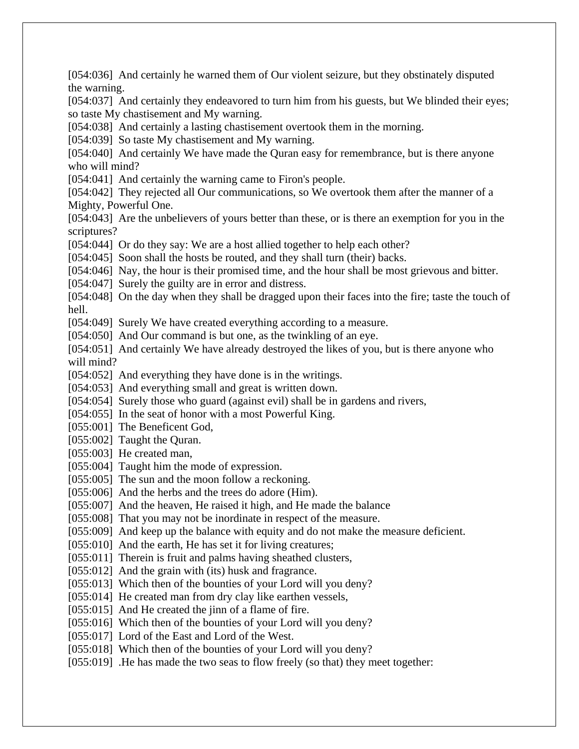[054:036] And certainly he warned them of Our violent seizure, but they obstinately disputed the warning.
[054:037] And certainly they endeavored to turn him from his guests, but We blinded their eyes; so taste My chastisement and My warning.
[054:038] And certainly a lasting chastisement overtook them in the morning.
[054:039] So taste My chastisement and My warning.
[054:040] And certainly We have made the Quran easy for remembrance, but is there anyone who will mind?
[054:041] And certainly the warning came to Firon's people.
[054:042] They rejected all Our communications, so We overtook them after the manner of a Mighty, Powerful One.
[054:043] Are the unbelievers of yours better than these, or is there an exemption for you in the scriptures?
[054:044] Or do they say: We are a host allied together to help each other?
[054:045] Soon shall the hosts be routed, and they shall turn (their) backs.
[054:046] Nay, the hour is their promised time, and the hour shall be most grievous and bitter.
[054:047] Surely the guilty are in error and distress.
[054:048] On the day when they shall be dragged upon their faces into the fire; taste the touch of hell.
[054:049] Surely We have created everything according to a measure.
[054:050] And Our command is but one, as the twinkling of an eye.
[054:051] And certainly We have already destroyed the likes of you, but is there anyone who will mind?
[054:052] And everything they have done is in the writings.
[054:053] And everything small and great is written down.
[054:054] Surely those who guard (against evil) shall be in gardens and rivers,
[054:055] In the seat of honor with a most Powerful King.
[055:001] The Beneficent God,
[055:002] Taught the Quran.
[055:003] He created man,
[055:004] Taught him the mode of expression.
[055:005] The sun and the moon follow a reckoning.
[055:006] And the herbs and the trees do adore (Him).
[055:007] And the heaven, He raised it high, and He made the balance
[055:008] That you may not be inordinate in respect of the measure.
[055:009] And keep up the balance with equity and do not make the measure deficient.
[055:010] And the earth, He has set it for living creatures;
[055:011] Therein is fruit and palms having sheathed clusters,
[055:012] And the grain with (its) husk and fragrance.
[055:013] Which then of the bounties of your Lord will you deny?
[055:014] He created man from dry clay like earthen vessels,
[055:015] And He created the jinn of a flame of fire.
[055:016] Which then of the bounties of your Lord will you deny?
[055:017] Lord of the East and Lord of the West.
[055:018] Which then of the bounties of your Lord will you deny?
[055:019] .He has made the two seas to flow freely (so that) they meet together: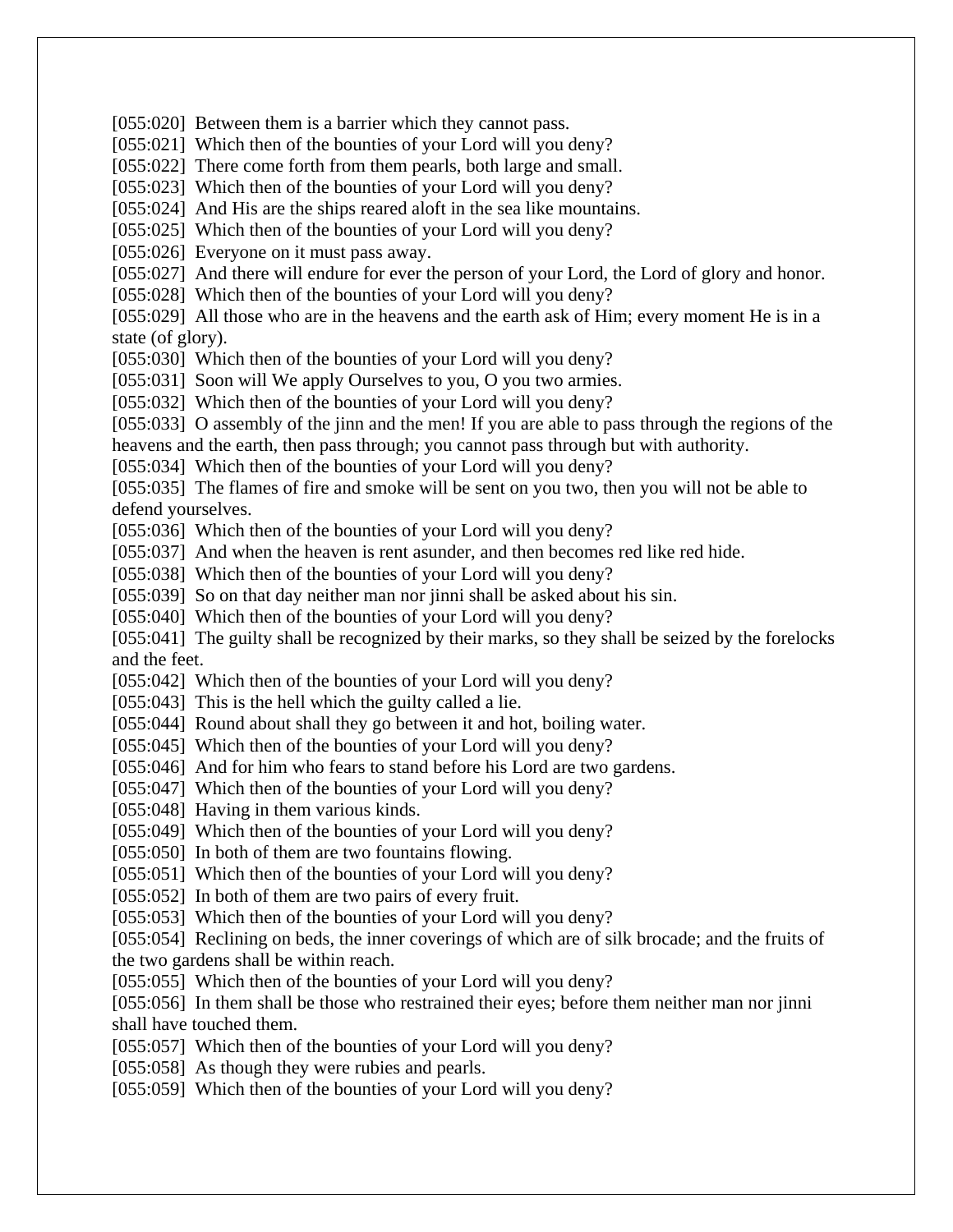[055:020]  Between them is a barrier which they cannot pass.
[055:021]  Which then of the bounties of your Lord will you deny?
[055:022]  There come forth from them pearls, both large and small.
[055:023]  Which then of the bounties of your Lord will you deny?
[055:024]  And His are the ships reared aloft in the sea like mountains.
[055:025]  Which then of the bounties of your Lord will you deny?
[055:026]  Everyone on it must pass away.
[055:027]  And there will endure for ever the person of your Lord, the Lord of glory and honor.
[055:028]  Which then of the bounties of your Lord will you deny?
[055:029]  All those who are in the heavens and the earth ask of Him; every moment He is in a state (of glory).
[055:030]  Which then of the bounties of your Lord will you deny?
[055:031]  Soon will We apply Ourselves to you, O you two armies.
[055:032]  Which then of the bounties of your Lord will you deny?
[055:033]  O assembly of the jinn and the men! If you are able to pass through the regions of the heavens and the earth, then pass through; you cannot pass through but with authority.
[055:034]  Which then of the bounties of your Lord will you deny?
[055:035]  The flames of fire and smoke will be sent on you two, then you will not be able to defend yourselves.
[055:036]  Which then of the bounties of your Lord will you deny?
[055:037]  And when the heaven is rent asunder, and then becomes red like red hide.
[055:038]  Which then of the bounties of your Lord will you deny?
[055:039]  So on that day neither man nor jinni shall be asked about his sin.
[055:040]  Which then of the bounties of your Lord will you deny?
[055:041]  The guilty shall be recognized by their marks, so they shall be seized by the forelocks and the feet.
[055:042]  Which then of the bounties of your Lord will you deny?
[055:043]  This is the hell which the guilty called a lie.
[055:044]  Round about shall they go between it and hot, boiling water.
[055:045]  Which then of the bounties of your Lord will you deny?
[055:046]  And for him who fears to stand before his Lord are two gardens.
[055:047]  Which then of the bounties of your Lord will you deny?
[055:048]  Having in them various kinds.
[055:049]  Which then of the bounties of your Lord will you deny?
[055:050]  In both of them are two fountains flowing.
[055:051]  Which then of the bounties of your Lord will you deny?
[055:052]  In both of them are two pairs of every fruit.
[055:053]  Which then of the bounties of your Lord will you deny?
[055:054]  Reclining on beds, the inner coverings of which are of silk brocade; and the fruits of the two gardens shall be within reach.
[055:055]  Which then of the bounties of your Lord will you deny?
[055:056]  In them shall be those who restrained their eyes; before them neither man nor jinni shall have touched them.
[055:057]  Which then of the bounties of your Lord will you deny?
[055:058]  As though they were rubies and pearls.
[055:059]  Which then of the bounties of your Lord will you deny?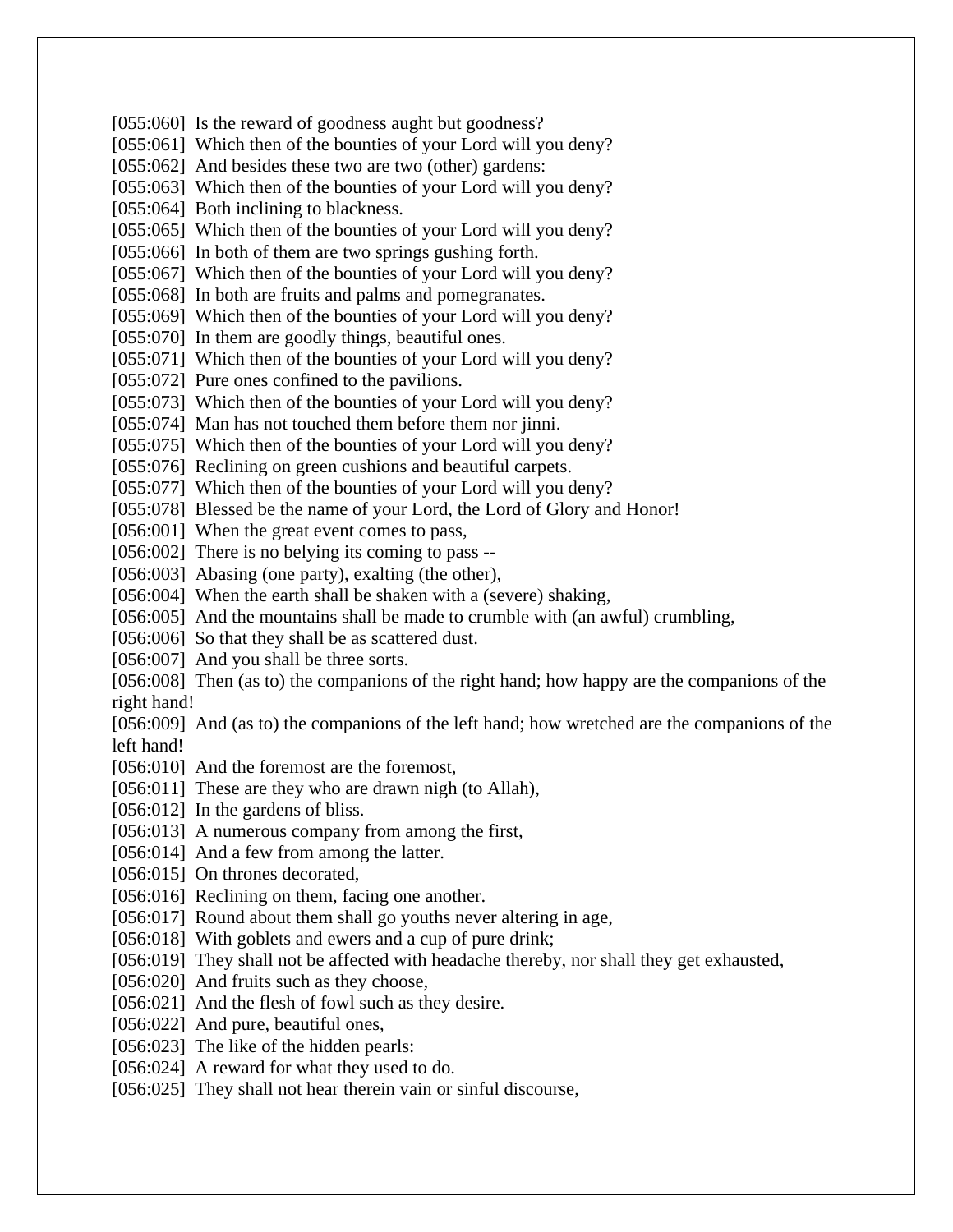[055:060] Is the reward of goodness aught but goodness?
[055:061] Which then of the bounties of your Lord will you deny?
[055:062] And besides these two are two (other) gardens:
[055:063] Which then of the bounties of your Lord will you deny?
[055:064] Both inclining to blackness.
[055:065] Which then of the bounties of your Lord will you deny?
[055:066] In both of them are two springs gushing forth.
[055:067] Which then of the bounties of your Lord will you deny?
[055:068] In both are fruits and palms and pomegranates.
[055:069] Which then of the bounties of your Lord will you deny?
[055:070] In them are goodly things, beautiful ones.
[055:071] Which then of the bounties of your Lord will you deny?
[055:072] Pure ones confined to the pavilions.
[055:073] Which then of the bounties of your Lord will you deny?
[055:074] Man has not touched them before them nor jinni.
[055:075] Which then of the bounties of your Lord will you deny?
[055:076] Reclining on green cushions and beautiful carpets.
[055:077] Which then of the bounties of your Lord will you deny?
[055:078] Blessed be the name of your Lord, the Lord of Glory and Honor!
[056:001] When the great event comes to pass,
[056:002] There is no belying its coming to pass --
[056:003] Abasing (one party), exalting (the other),
[056:004] When the earth shall be shaken with a (severe) shaking,
[056:005] And the mountains shall be made to crumble with (an awful) crumbling,
[056:006] So that they shall be as scattered dust.
[056:007] And you shall be three sorts.
[056:008] Then (as to) the companions of the right hand; how happy are the companions of the right hand!
[056:009] And (as to) the companions of the left hand; how wretched are the companions of the left hand!
[056:010] And the foremost are the foremost,
[056:011] These are they who are drawn nigh (to Allah),
[056:012] In the gardens of bliss.
[056:013] A numerous company from among the first,
[056:014] And a few from among the latter.
[056:015] On thrones decorated,
[056:016] Reclining on them, facing one another.
[056:017] Round about them shall go youths never altering in age,
[056:018] With goblets and ewers and a cup of pure drink;
[056:019] They shall not be affected with headache thereby, nor shall they get exhausted,
[056:020] And fruits such as they choose,
[056:021] And the flesh of fowl such as they desire.
[056:022] And pure, beautiful ones,
[056:023] The like of the hidden pearls:
[056:024] A reward for what they used to do.
[056:025] They shall not hear therein vain or sinful discourse,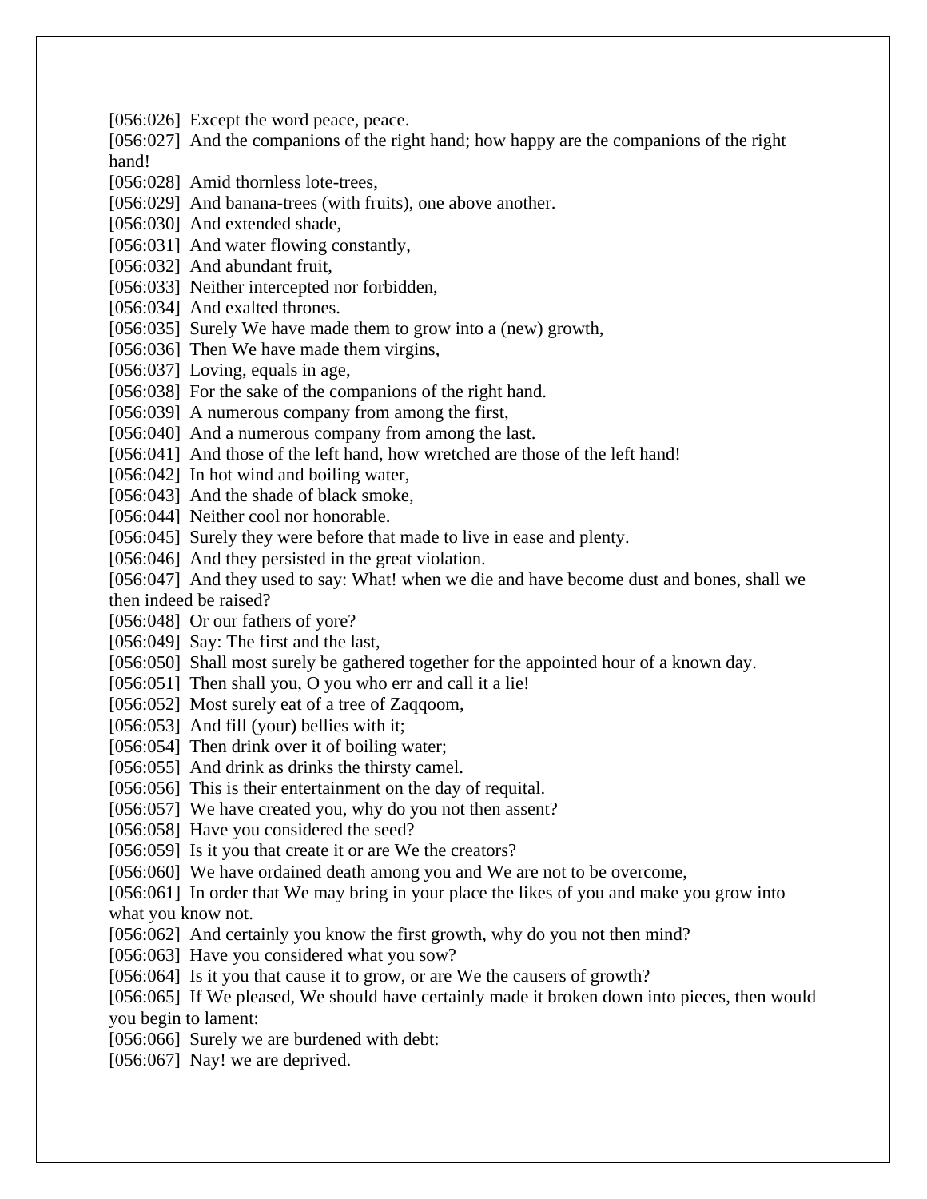[056:026] Except the word peace, peace.
[056:027] And the companions of the right hand; how happy are the companions of the right hand!
[056:028] Amid thornless lote-trees,
[056:029] And banana-trees (with fruits), one above another.
[056:030] And extended shade,
[056:031] And water flowing constantly,
[056:032] And abundant fruit,
[056:033] Neither intercepted nor forbidden,
[056:034] And exalted thrones.
[056:035] Surely We have made them to grow into a (new) growth,
[056:036] Then We have made them virgins,
[056:037] Loving, equals in age,
[056:038] For the sake of the companions of the right hand.
[056:039] A numerous company from among the first,
[056:040] And a numerous company from among the last.
[056:041] And those of the left hand, how wretched are those of the left hand!
[056:042] In hot wind and boiling water,
[056:043] And the shade of black smoke,
[056:044] Neither cool nor honorable.
[056:045] Surely they were before that made to live in ease and plenty.
[056:046] And they persisted in the great violation.
[056:047] And they used to say: What! when we die and have become dust and bones, shall we then indeed be raised?
[056:048] Or our fathers of yore?
[056:049] Say: The first and the last,
[056:050] Shall most surely be gathered together for the appointed hour of a known day.
[056:051] Then shall you, O you who err and call it a lie!
[056:052] Most surely eat of a tree of Zaqqoom,
[056:053] And fill (your) bellies with it;
[056:054] Then drink over it of boiling water;
[056:055] And drink as drinks the thirsty camel.
[056:056] This is their entertainment on the day of requital.
[056:057] We have created you, why do you not then assent?
[056:058] Have you considered the seed?
[056:059] Is it you that create it or are We the creators?
[056:060] We have ordained death among you and We are not to be overcome,
[056:061] In order that We may bring in your place the likes of you and make you grow into what you know not.
[056:062] And certainly you know the first growth, why do you not then mind?
[056:063] Have you considered what you sow?
[056:064] Is it you that cause it to grow, or are We the causers of growth?
[056:065] If We pleased, We should have certainly made it broken down into pieces, then would you begin to lament:
[056:066] Surely we are burdened with debt:
[056:067] Nay! we are deprived.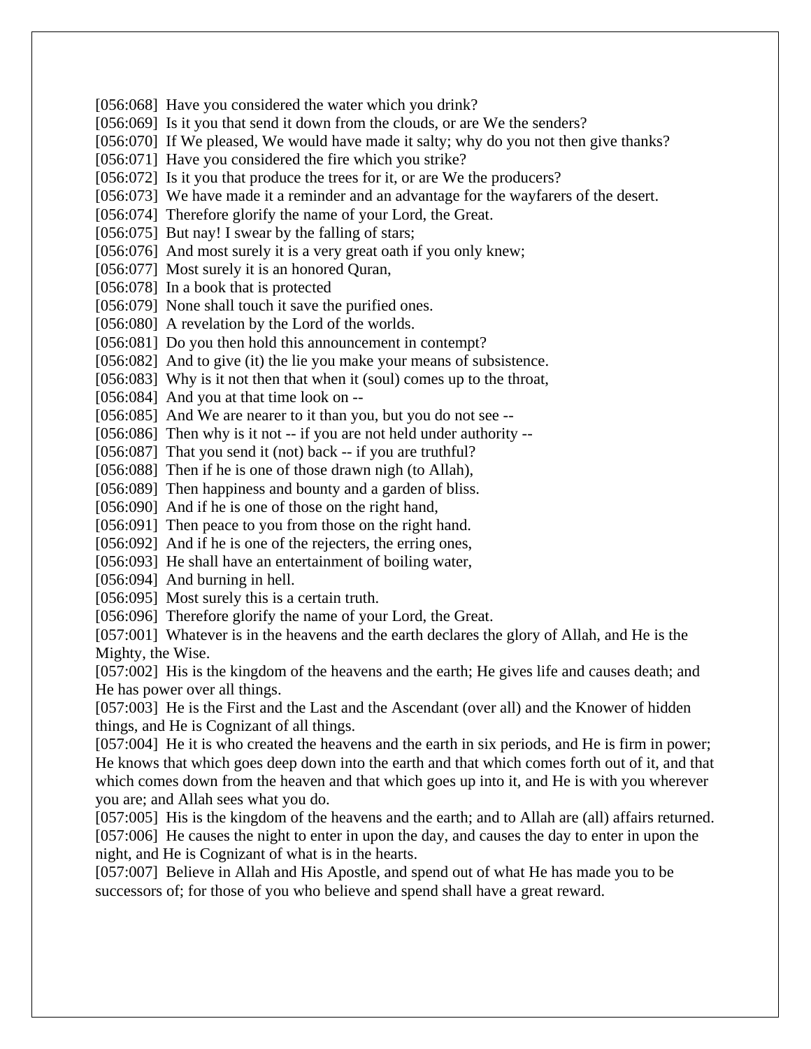[056:068] Have you considered the water which you drink?
[056:069] Is it you that send it down from the clouds, or are We the senders?
[056:070] If We pleased, We would have made it salty; why do you not then give thanks?
[056:071] Have you considered the fire which you strike?
[056:072] Is it you that produce the trees for it, or are We the producers?
[056:073] We have made it a reminder and an advantage for the wayfarers of the desert.
[056:074] Therefore glorify the name of your Lord, the Great.
[056:075] But nay! I swear by the falling of stars;
[056:076] And most surely it is a very great oath if you only knew;
[056:077] Most surely it is an honored Quran,
[056:078] In a book that is protected
[056:079] None shall touch it save the purified ones.
[056:080] A revelation by the Lord of the worlds.
[056:081] Do you then hold this announcement in contempt?
[056:082] And to give (it) the lie you make your means of subsistence.
[056:083] Why is it not then that when it (soul) comes up to the throat,
[056:084] And you at that time look on --
[056:085] And We are nearer to it than you, but you do not see --
[056:086] Then why is it not -- if you are not held under authority --
[056:087] That you send it (not) back -- if you are truthful?
[056:088] Then if he is one of those drawn nigh (to Allah),
[056:089] Then happiness and bounty and a garden of bliss.
[056:090] And if he is one of those on the right hand,
[056:091] Then peace to you from those on the right hand.
[056:092] And if he is one of the rejecters, the erring ones,
[056:093] He shall have an entertainment of boiling water,
[056:094] And burning in hell.
[056:095] Most surely this is a certain truth.
[056:096] Therefore glorify the name of your Lord, the Great.
[057:001] Whatever is in the heavens and the earth declares the glory of Allah, and He is the Mighty, the Wise.
[057:002] His is the kingdom of the heavens and the earth; He gives life and causes death; and He has power over all things.
[057:003] He is the First and the Last and the Ascendant (over all) and the Knower of hidden things, and He is Cognizant of all things.
[057:004] He it is who created the heavens and the earth in six periods, and He is firm in power; He knows that which goes deep down into the earth and that which comes forth out of it, and that which comes down from the heaven and that which goes up into it, and He is with you wherever you are; and Allah sees what you do.
[057:005] His is the kingdom of the heavens and the earth; and to Allah are (all) affairs returned.
[057:006] He causes the night to enter in upon the day, and causes the day to enter in upon the night, and He is Cognizant of what is in the hearts.
[057:007] Believe in Allah and His Apostle, and spend out of what He has made you to be successors of; for those of you who believe and spend shall have a great reward.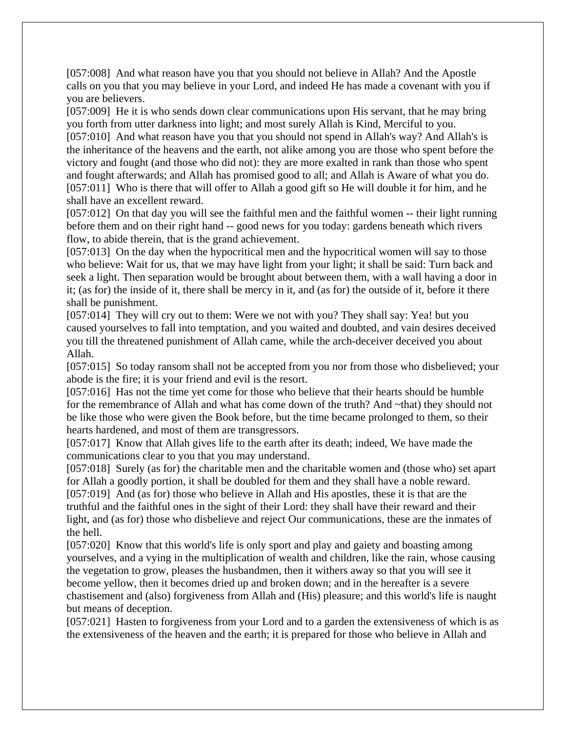[057:008]  And what reason have you that you should not believe in Allah? And the Apostle calls on you that you may believe in your Lord, and indeed He has made a covenant with you if you are believers.
[057:009]  He it is who sends down clear communications upon His servant, that he may bring you forth from utter darkness into light; and most surely Allah is Kind, Merciful to you.
[057:010]  And what reason have you that you should not spend in Allah's way? And Allah's is the inheritance of the heavens and the earth, not alike among you are those who spent before the victory and fought (and those who did not): they are more exalted in rank than those who spent and fought afterwards; and Allah has promised good to all; and Allah is Aware of what you do.
[057:011]  Who is there that will offer to Allah a good gift so He will double it for him, and he shall have an excellent reward.
[057:012]  On that day you will see the faithful men and the faithful women -- their light running before them and on their right hand -- good news for you today: gardens beneath which rivers flow, to abide therein, that is the grand achievement.
[057:013]  On the day when the hypocritical men and the hypocritical women will say to those who believe: Wait for us, that we may have light from your light; it shall be said: Turn back and seek a light. Then separation would be brought about between them, with a wall having a door in it; (as for) the inside of it, there shall be mercy in it, and (as for) the outside of it, before it there shall be punishment.
[057:014]  They will cry out to them: Were we not with you? They shall say: Yea! but you caused yourselves to fall into temptation, and you waited and doubted, and vain desires deceived you till the threatened punishment of Allah came, while the arch-deceiver deceived you about Allah.
[057:015]  So today ransom shall not be accepted from you nor from those who disbelieved; your abode is the fire; it is your friend and evil is the resort.
[057:016]  Has not the time yet come for those who believe that their hearts should be humble for the remembrance of Allah and what has come down of the truth? And ~that) they should not be like those who were given the Book before, but the time became prolonged to them, so their hearts hardened, and most of them are transgressors.
[057:017]  Know that Allah gives life to the earth after its death; indeed, We have made the communications clear to you that you may understand.
[057:018]  Surely (as for) the charitable men and the charitable women and (those who) set apart for Allah a goodly portion, it shall be doubled for them and they shall have a noble reward.
[057:019]  And (as for) those who believe in Allah and His apostles, these it is that are the truthful and the faithful ones in the sight of their Lord: they shall have their reward and their light, and (as for) those who disbelieve and reject Our communications, these are the inmates of the hell.
[057:020]  Know that this world's life is only sport and play and gaiety and boasting among yourselves, and a vying in the multiplication of wealth and children, like the rain, whose causing the vegetation to grow, pleases the husbandmen, then it withers away so that you will see it become yellow, then it becomes dried up and broken down; and in the hereafter is a severe chastisement and (also) forgiveness from Allah and (His) pleasure; and this world's life is naught but means of deception.
[057:021]  Hasten to forgiveness from your Lord and to a garden the extensiveness of which is as the extensiveness of the heaven and the earth; it is prepared for those who believe in Allah and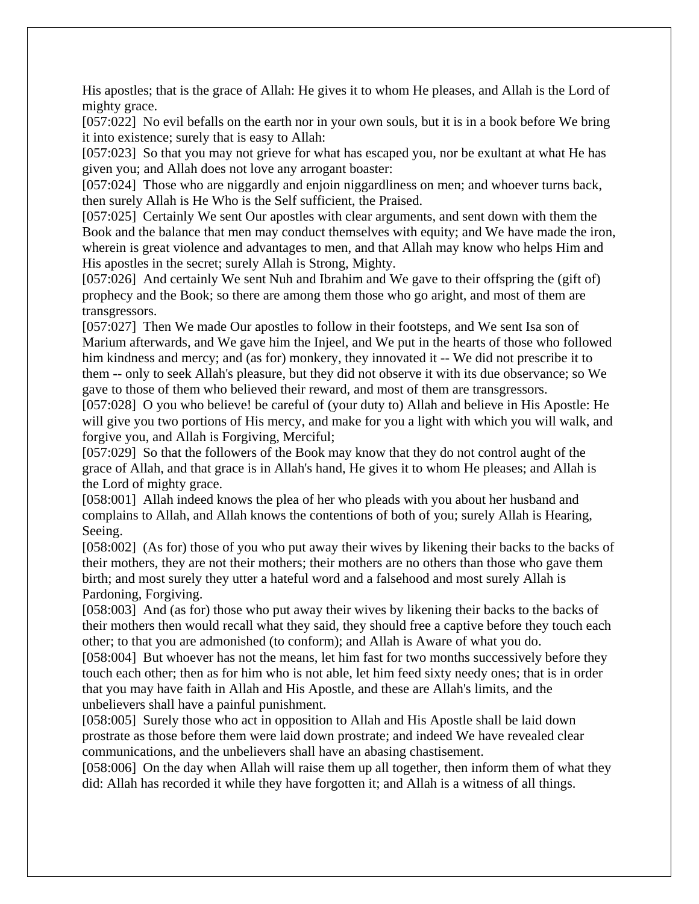His apostles; that is the grace of Allah: He gives it to whom He pleases, and Allah is the Lord of mighty grace.

[057:022]  No evil befalls on the earth nor in your own souls, but it is in a book before We bring it into existence; surely that is easy to Allah:

[057:023]  So that you may not grieve for what has escaped you, nor be exultant at what He has given you; and Allah does not love any arrogant boaster:

[057:024]  Those who are niggardly and enjoin niggardliness on men; and whoever turns back, then surely Allah is He Who is the Self sufficient, the Praised.

[057:025]  Certainly We sent Our apostles with clear arguments, and sent down with them the Book and the balance that men may conduct themselves with equity; and We have made the iron, wherein is great violence and advantages to men, and that Allah may know who helps Him and His apostles in the secret; surely Allah is Strong, Mighty.

[057:026]  And certainly We sent Nuh and Ibrahim and We gave to their offspring the (gift of) prophecy and the Book; so there are among them those who go aright, and most of them are transgressors.

[057:027]  Then We made Our apostles to follow in their footsteps, and We sent Isa son of Marium afterwards, and We gave him the Injeel, and We put in the hearts of those who followed him kindness and mercy; and (as for) monkery, they innovated it -- We did not prescribe it to them -- only to seek Allah's pleasure, but they did not observe it with its due observance; so We gave to those of them who believed their reward, and most of them are transgressors.

[057:028]  O you who believe! be careful of (your duty to) Allah and believe in His Apostle: He will give you two portions of His mercy, and make for you a light with which you will walk, and forgive you, and Allah is Forgiving, Merciful;

[057:029]  So that the followers of the Book may know that they do not control aught of the grace of Allah, and that grace is in Allah's hand, He gives it to whom He pleases; and Allah is the Lord of mighty grace.

[058:001]  Allah indeed knows the plea of her who pleads with you about her husband and complains to Allah, and Allah knows the contentions of both of you; surely Allah is Hearing, Seeing.

[058:002]  (As for) those of you who put away their wives by likening their backs to the backs of their mothers, they are not their mothers; their mothers are no others than those who gave them birth; and most surely they utter a hateful word and a falsehood and most surely Allah is Pardoning, Forgiving.

[058:003]  And (as for) those who put away their wives by likening their backs to the backs of their mothers then would recall what they said, they should free a captive before they touch each other; to that you are admonished (to conform); and Allah is Aware of what you do.

[058:004]  But whoever has not the means, let him fast for two months successively before they touch each other; then as for him who is not able, let him feed sixty needy ones; that is in order that you may have faith in Allah and His Apostle, and these are Allah's limits, and the unbelievers shall have a painful punishment.

[058:005]  Surely those who act in opposition to Allah and His Apostle shall be laid down prostrate as those before them were laid down prostrate; and indeed We have revealed clear communications, and the unbelievers shall have an abasing chastisement.

[058:006]  On the day when Allah will raise them up all together, then inform them of what they did: Allah has recorded it while they have forgotten it; and Allah is a witness of all things.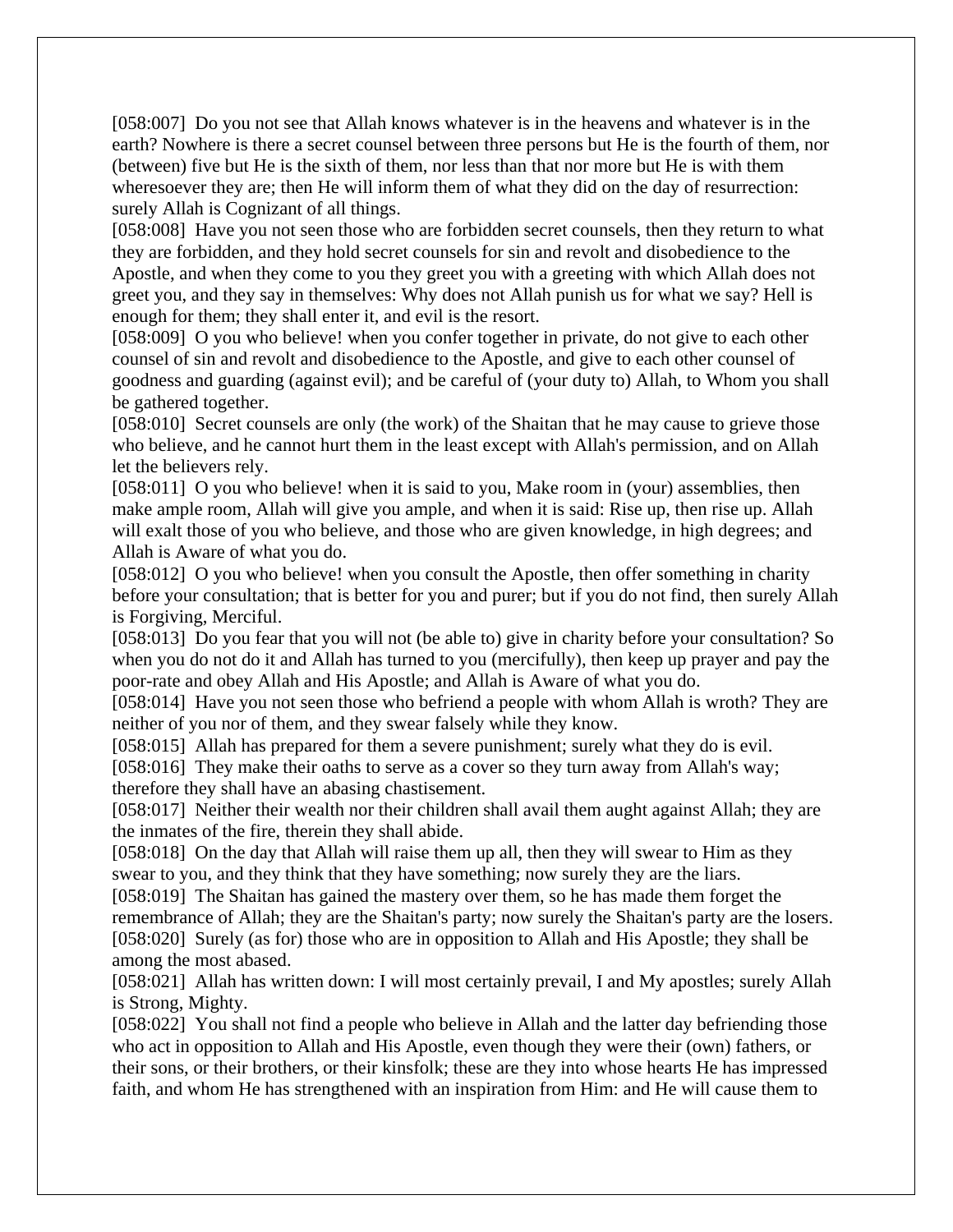[058:007]  Do you not see that Allah knows whatever is in the heavens and whatever is in the earth? Nowhere is there a secret counsel between three persons but He is the fourth of them, nor (between) five but He is the sixth of them, nor less than that nor more but He is with them wheresoever they are; then He will inform them of what they did on the day of resurrection: surely Allah is Cognizant of all things.

[058:008]  Have you not seen those who are forbidden secret counsels, then they return to what they are forbidden, and they hold secret counsels for sin and revolt and disobedience to the Apostle, and when they come to you they greet you with a greeting with which Allah does not greet you, and they say in themselves: Why does not Allah punish us for what we say? Hell is enough for them; they shall enter it, and evil is the resort.

[058:009]  O you who believe! when you confer together in private, do not give to each other counsel of sin and revolt and disobedience to the Apostle, and give to each other counsel of goodness and guarding (against evil); and be careful of (your duty to) Allah, to Whom you shall be gathered together.

[058:010]  Secret counsels are only (the work) of the Shaitan that he may cause to grieve those who believe, and he cannot hurt them in the least except with Allah's permission, and on Allah let the believers rely.

[058:011]  O you who believe! when it is said to you, Make room in (your) assemblies, then make ample room, Allah will give you ample, and when it is said: Rise up, then rise up. Allah will exalt those of you who believe, and those who are given knowledge, in high degrees; and Allah is Aware of what you do.

[058:012]  O you who believe! when you consult the Apostle, then offer something in charity before your consultation; that is better for you and purer; but if you do not find, then surely Allah is Forgiving, Merciful.

[058:013]  Do you fear that you will not (be able to) give in charity before your consultation? So when you do not do it and Allah has turned to you (mercifully), then keep up prayer and pay the poor-rate and obey Allah and His Apostle; and Allah is Aware of what you do.

[058:014]  Have you not seen those who befriend a people with whom Allah is wroth? They are neither of you nor of them, and they swear falsely while they know.

[058:015]  Allah has prepared for them a severe punishment; surely what they do is evil.

[058:016]  They make their oaths to serve as a cover so they turn away from Allah's way; therefore they shall have an abasing chastisement.

[058:017]  Neither their wealth nor their children shall avail them aught against Allah; they are the inmates of the fire, therein they shall abide.

[058:018]  On the day that Allah will raise them up all, then they will swear to Him as they swear to you, and they think that they have something; now surely they are the liars.

[058:019]  The Shaitan has gained the mastery over them, so he has made them forget the remembrance of Allah; they are the Shaitan's party; now surely the Shaitan's party are the losers.

[058:020]  Surely (as for) those who are in opposition to Allah and His Apostle; they shall be among the most abased.

[058:021]  Allah has written down: I will most certainly prevail, I and My apostles; surely Allah is Strong, Mighty.

[058:022]  You shall not find a people who believe in Allah and the latter day befriending those who act in opposition to Allah and His Apostle, even though they were their (own) fathers, or their sons, or their brothers, or their kinsfolk; these are they into whose hearts He has impressed faith, and whom He has strengthened with an inspiration from Him: and He will cause them to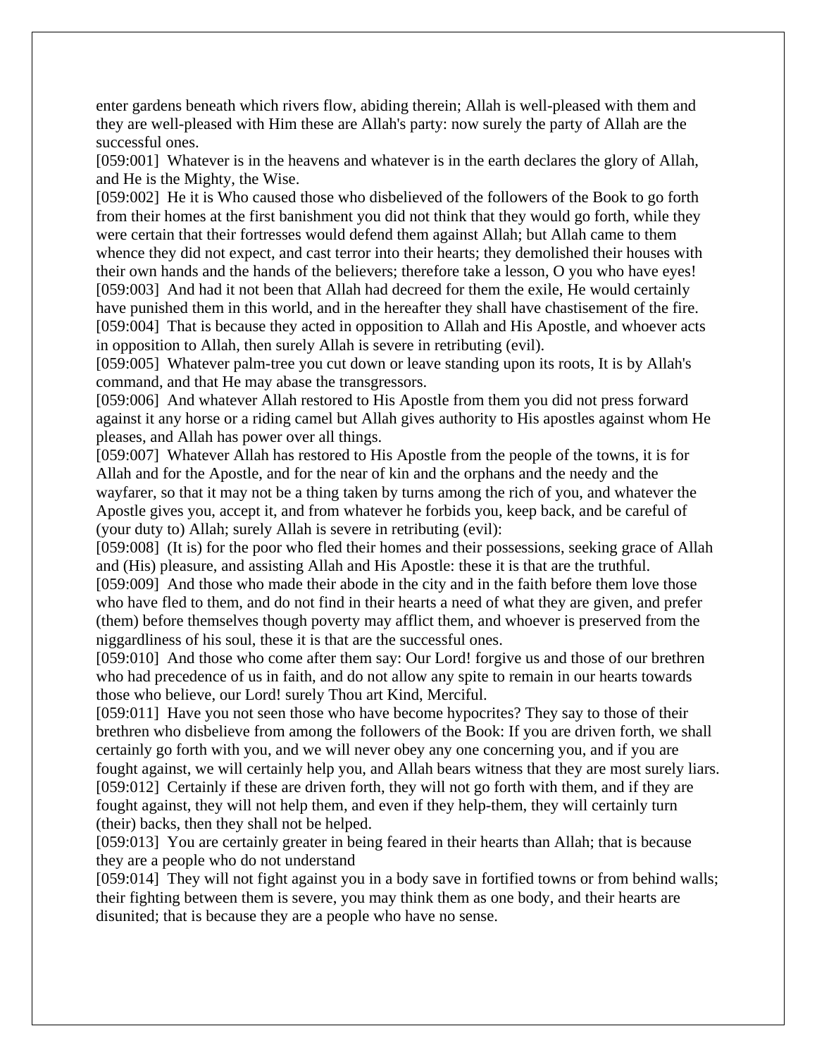enter gardens beneath which rivers flow, abiding therein; Allah is well-pleased with them and they are well-pleased with Him these are Allah's party: now surely the party of Allah are the successful ones.

[059:001] Whatever is in the heavens and whatever is in the earth declares the glory of Allah, and He is the Mighty, the Wise.

[059:002] He it is Who caused those who disbelieved of the followers of the Book to go forth from their homes at the first banishment you did not think that they would go forth, while they were certain that their fortresses would defend them against Allah; but Allah came to them whence they did not expect, and cast terror into their hearts; they demolished their houses with their own hands and the hands of the believers; therefore take a lesson, O you who have eyes!

[059:003] And had it not been that Allah had decreed for them the exile, He would certainly have punished them in this world, and in the hereafter they shall have chastisement of the fire.

[059:004] That is because they acted in opposition to Allah and His Apostle, and whoever acts in opposition to Allah, then surely Allah is severe in retributing (evil).

[059:005] Whatever palm-tree you cut down or leave standing upon its roots, It is by Allah's command, and that He may abase the transgressors.

[059:006] And whatever Allah restored to His Apostle from them you did not press forward against it any horse or a riding camel but Allah gives authority to His apostles against whom He pleases, and Allah has power over all things.

[059:007] Whatever Allah has restored to His Apostle from the people of the towns, it is for Allah and for the Apostle, and for the near of kin and the orphans and the needy and the wayfarer, so that it may not be a thing taken by turns among the rich of you, and whatever the Apostle gives you, accept it, and from whatever he forbids you, keep back, and be careful of (your duty to) Allah; surely Allah is severe in retributing (evil):

[059:008] (It is) for the poor who fled their homes and their possessions, seeking grace of Allah and (His) pleasure, and assisting Allah and His Apostle: these it is that are the truthful.

[059:009] And those who made their abode in the city and in the faith before them love those who have fled to them, and do not find in their hearts a need of what they are given, and prefer (them) before themselves though poverty may afflict them, and whoever is preserved from the niggardliness of his soul, these it is that are the successful ones.

[059:010] And those who come after them say: Our Lord! forgive us and those of our brethren who had precedence of us in faith, and do not allow any spite to remain in our hearts towards those who believe, our Lord! surely Thou art Kind, Merciful.

[059:011] Have you not seen those who have become hypocrites? They say to those of their brethren who disbelieve from among the followers of the Book: If you are driven forth, we shall certainly go forth with you, and we will never obey any one concerning you, and if you are fought against, we will certainly help you, and Allah bears witness that they are most surely liars.

[059:012] Certainly if these are driven forth, they will not go forth with them, and if they are fought against, they will not help them, and even if they help-them, they will certainly turn (their) backs, then they shall not be helped.

[059:013] You are certainly greater in being feared in their hearts than Allah; that is because they are a people who do not understand

[059:014] They will not fight against you in a body save in fortified towns or from behind walls; their fighting between them is severe, you may think them as one body, and their hearts are disunited; that is because they are a people who have no sense.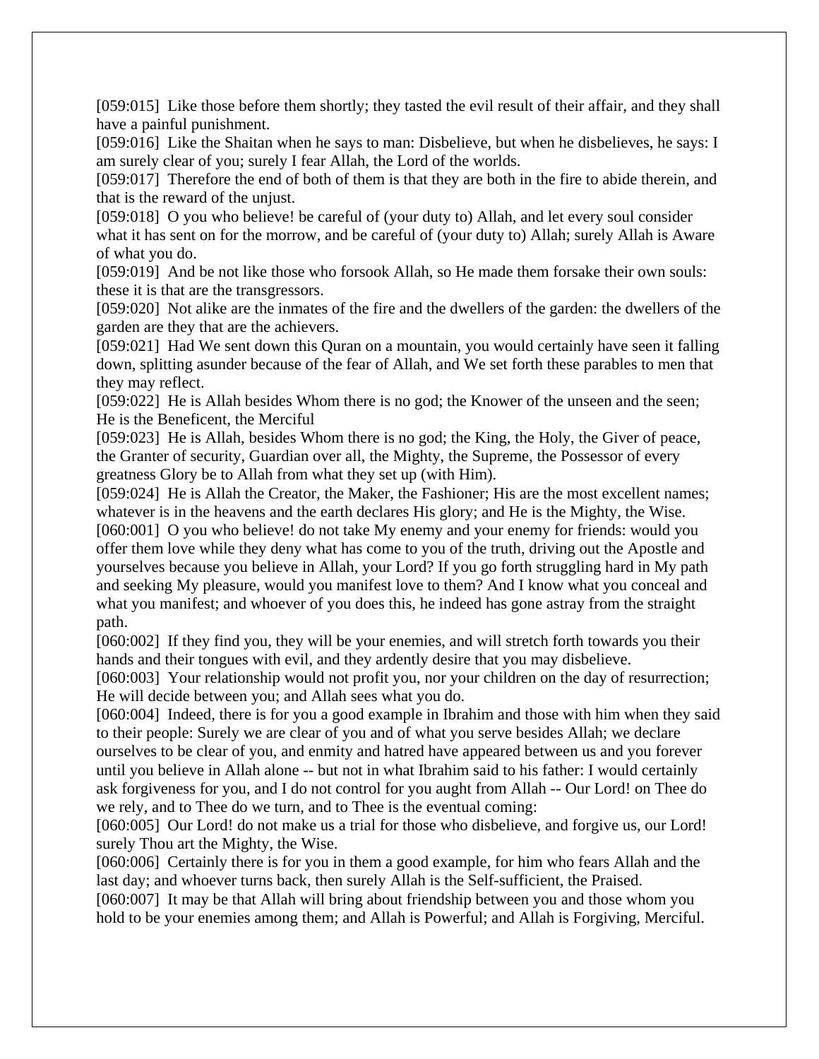[059:015] Like those before them shortly; they tasted the evil result of their affair, and they shall have a painful punishment.

[059:016] Like the Shaitan when he says to man: Disbelieve, but when he disbelieves, he says: I am surely clear of you; surely I fear Allah, the Lord of the worlds.

[059:017] Therefore the end of both of them is that they are both in the fire to abide therein, and that is the reward of the unjust.

[059:018] O you who believe! be careful of (your duty to) Allah, and let every soul consider what it has sent on for the morrow, and be careful of (your duty to) Allah; surely Allah is Aware of what you do.

[059:019] And be not like those who forsook Allah, so He made them forsake their own souls: these it is that are the transgressors.

[059:020] Not alike are the inmates of the fire and the dwellers of the garden: the dwellers of the garden are they that are the achievers.

[059:021] Had We sent down this Quran on a mountain, you would certainly have seen it falling down, splitting asunder because of the fear of Allah, and We set forth these parables to men that they may reflect.

[059:022] He is Allah besides Whom there is no god; the Knower of the unseen and the seen; He is the Beneficent, the Merciful

[059:023] He is Allah, besides Whom there is no god; the King, the Holy, the Giver of peace, the Granter of security, Guardian over all, the Mighty, the Supreme, the Possessor of every greatness Glory be to Allah from what they set up (with Him).

[059:024] He is Allah the Creator, the Maker, the Fashioner; His are the most excellent names; whatever is in the heavens and the earth declares His glory; and He is the Mighty, the Wise.

[060:001] O you who believe! do not take My enemy and your enemy for friends: would you offer them love while they deny what has come to you of the truth, driving out the Apostle and yourselves because you believe in Allah, your Lord? If you go forth struggling hard in My path and seeking My pleasure, would you manifest love to them? And I know what you conceal and what you manifest; and whoever of you does this, he indeed has gone astray from the straight path.

[060:002] If they find you, they will be your enemies, and will stretch forth towards you their hands and their tongues with evil, and they ardently desire that you may disbelieve.

[060:003] Your relationship would not profit you, nor your children on the day of resurrection; He will decide between you; and Allah sees what you do.

[060:004] Indeed, there is for you a good example in Ibrahim and those with him when they said to their people: Surely we are clear of you and of what you serve besides Allah; we declare ourselves to be clear of you, and enmity and hatred have appeared between us and you forever until you believe in Allah alone -- but not in what Ibrahim said to his father: I would certainly ask forgiveness for you, and I do not control for you aught from Allah -- Our Lord! on Thee do we rely, and to Thee do we turn, and to Thee is the eventual coming:

[060:005] Our Lord! do not make us a trial for those who disbelieve, and forgive us, our Lord! surely Thou art the Mighty, the Wise.

[060:006] Certainly there is for you in them a good example, for him who fears Allah and the last day; and whoever turns back, then surely Allah is the Self-sufficient, the Praised.

[060:007] It may be that Allah will bring about friendship between you and those whom you hold to be your enemies among them; and Allah is Powerful; and Allah is Forgiving, Merciful.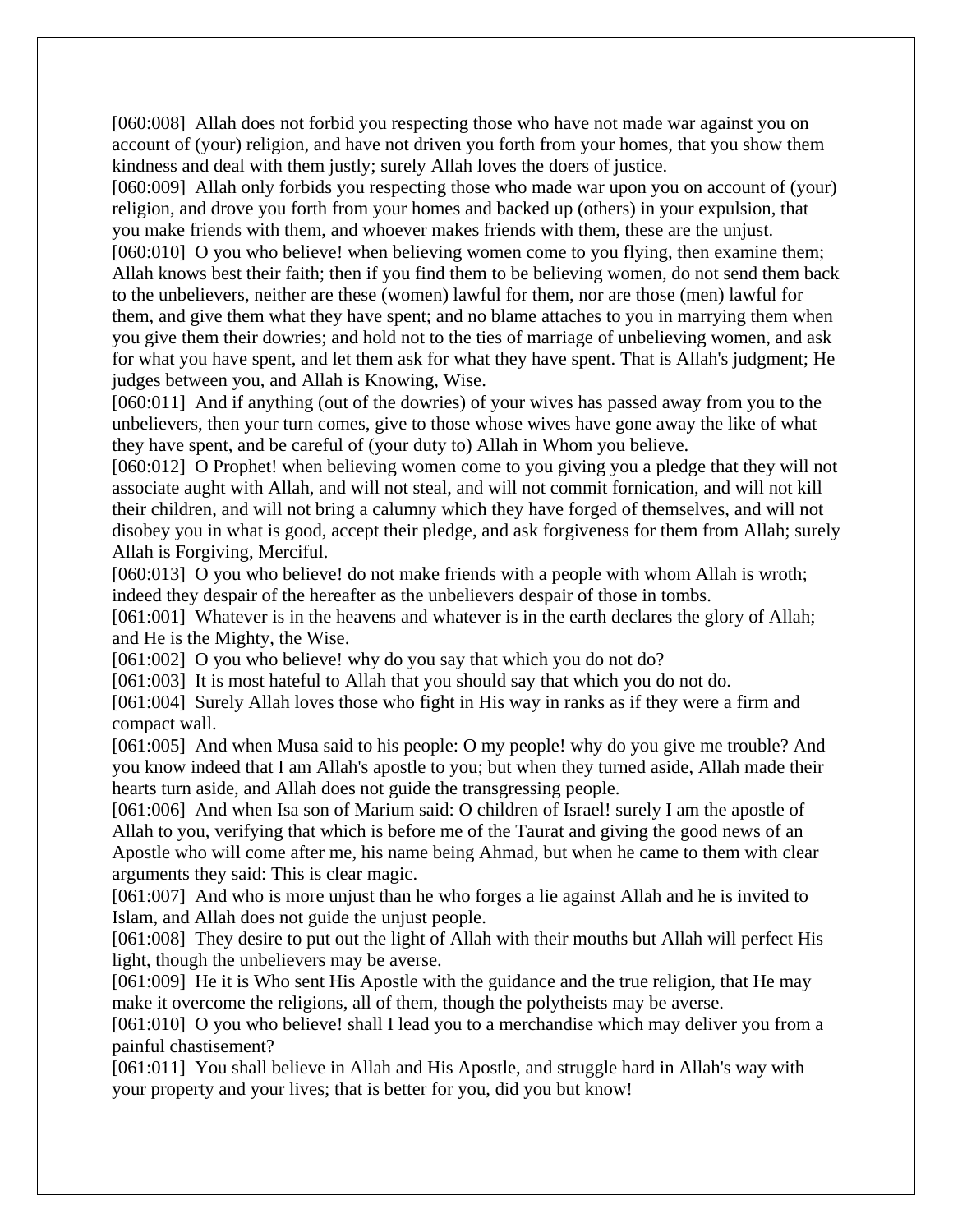[060:008] Allah does not forbid you respecting those who have not made war against you on account of (your) religion, and have not driven you forth from your homes, that you show them kindness and deal with them justly; surely Allah loves the doers of justice.
[060:009] Allah only forbids you respecting those who made war upon you on account of (your) religion, and drove you forth from your homes and backed up (others) in your expulsion, that you make friends with them, and whoever makes friends with them, these are the unjust.
[060:010] O you who believe! when believing women come to you flying, then examine them; Allah knows best their faith; then if you find them to be believing women, do not send them back to the unbelievers, neither are these (women) lawful for them, nor are those (men) lawful for them, and give them what they have spent; and no blame attaches to you in marrying them when you give them their dowries; and hold not to the ties of marriage of unbelieving women, and ask for what you have spent, and let them ask for what they have spent. That is Allah's judgment; He judges between you, and Allah is Knowing, Wise.
[060:011] And if anything (out of the dowries) of your wives has passed away from you to the unbelievers, then your turn comes, give to those whose wives have gone away the like of what they have spent, and be careful of (your duty to) Allah in Whom you believe.
[060:012] O Prophet! when believing women come to you giving you a pledge that they will not associate aught with Allah, and will not steal, and will not commit fornication, and will not kill their children, and will not bring a calumny which they have forged of themselves, and will not disobey you in what is good, accept their pledge, and ask forgiveness for them from Allah; surely Allah is Forgiving, Merciful.
[060:013] O you who believe! do not make friends with a people with whom Allah is wroth; indeed they despair of the hereafter as the unbelievers despair of those in tombs.
[061:001] Whatever is in the heavens and whatever is in the earth declares the glory of Allah; and He is the Mighty, the Wise.
[061:002] O you who believe! why do you say that which you do not do?
[061:003] It is most hateful to Allah that you should say that which you do not do.
[061:004] Surely Allah loves those who fight in His way in ranks as if they were a firm and compact wall.
[061:005] And when Musa said to his people: O my people! why do you give me trouble? And you know indeed that I am Allah's apostle to you; but when they turned aside, Allah made their hearts turn aside, and Allah does not guide the transgressing people.
[061:006] And when Isa son of Marium said: O children of Israel! surely I am the apostle of Allah to you, verifying that which is before me of the Taurat and giving the good news of an Apostle who will come after me, his name being Ahmad, but when he came to them with clear arguments they said: This is clear magic.
[061:007] And who is more unjust than he who forges a lie against Allah and he is invited to Islam, and Allah does not guide the unjust people.
[061:008] They desire to put out the light of Allah with their mouths but Allah will perfect His light, though the unbelievers may be averse.
[061:009] He it is Who sent His Apostle with the guidance and the true religion, that He may make it overcome the religions, all of them, though the polytheists may be averse.
[061:010] O you who believe! shall I lead you to a merchandise which may deliver you from a painful chastisement?
[061:011] You shall believe in Allah and His Apostle, and struggle hard in Allah's way with your property and your lives; that is better for you, did you but know!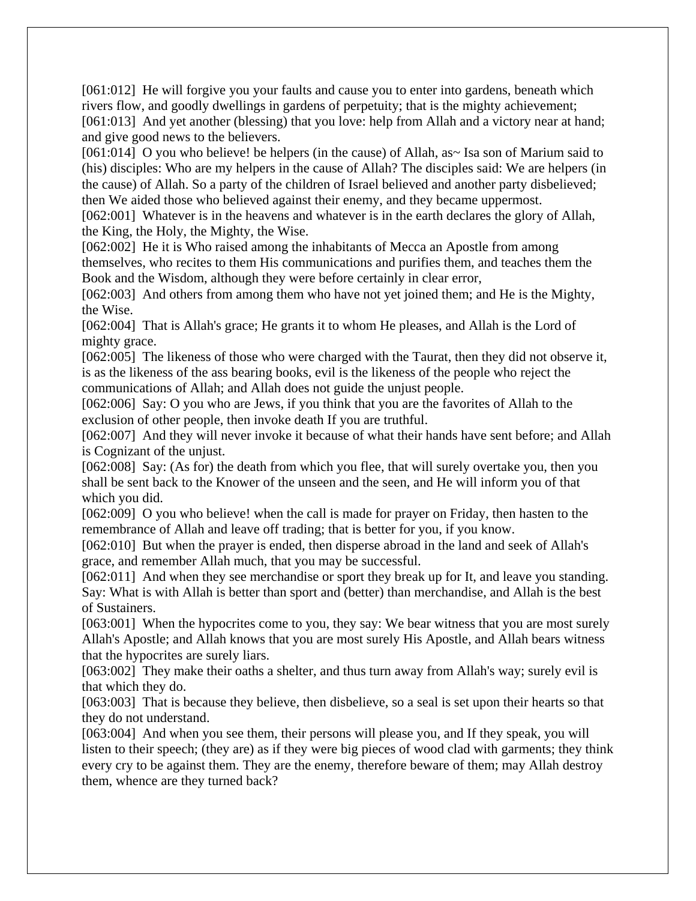[061:012] He will forgive you your faults and cause you to enter into gardens, beneath which rivers flow, and goodly dwellings in gardens of perpetuity; that is the mighty achievement;
[061:013] And yet another (blessing) that you love: help from Allah and a victory near at hand; and give good news to the believers.
[061:014] O you who believe! be helpers (in the cause) of Allah, as~ Isa son of Marium said to (his) disciples: Who are my helpers in the cause of Allah? The disciples said: We are helpers (in the cause) of Allah. So a party of the children of Israel believed and another party disbelieved; then We aided those who believed against their enemy, and they became uppermost.
[062:001] Whatever is in the heavens and whatever is in the earth declares the glory of Allah, the King, the Holy, the Mighty, the Wise.
[062:002] He it is Who raised among the inhabitants of Mecca an Apostle from among themselves, who recites to them His communications and purifies them, and teaches them the Book and the Wisdom, although they were before certainly in clear error,
[062:003] And others from among them who have not yet joined them; and He is the Mighty, the Wise.
[062:004] That is Allah's grace; He grants it to whom He pleases, and Allah is the Lord of mighty grace.
[062:005] The likeness of those who were charged with the Taurat, then they did not observe it, is as the likeness of the ass bearing books, evil is the likeness of the people who reject the communications of Allah; and Allah does not guide the unjust people.
[062:006] Say: O you who are Jews, if you think that you are the favorites of Allah to the exclusion of other people, then invoke death If you are truthful.
[062:007] And they will never invoke it because of what their hands have sent before; and Allah is Cognizant of the unjust.
[062:008] Say: (As for) the death from which you flee, that will surely overtake you, then you shall be sent back to the Knower of the unseen and the seen, and He will inform you of that which you did.
[062:009] O you who believe! when the call is made for prayer on Friday, then hasten to the remembrance of Allah and leave off trading; that is better for you, if you know.
[062:010] But when the prayer is ended, then disperse abroad in the land and seek of Allah's grace, and remember Allah much, that you may be successful.
[062:011] And when they see merchandise or sport they break up for It, and leave you standing. Say: What is with Allah is better than sport and (better) than merchandise, and Allah is the best of Sustainers.
[063:001] When the hypocrites come to you, they say: We bear witness that you are most surely Allah's Apostle; and Allah knows that you are most surely His Apostle, and Allah bears witness that the hypocrites are surely liars.
[063:002] They make their oaths a shelter, and thus turn away from Allah's way; surely evil is that which they do.
[063:003] That is because they believe, then disbelieve, so a seal is set upon their hearts so that they do not understand.
[063:004] And when you see them, their persons will please you, and If they speak, you will listen to their speech; (they are) as if they were big pieces of wood clad with garments; they think every cry to be against them. They are the enemy, therefore beware of them; may Allah destroy them, whence are they turned back?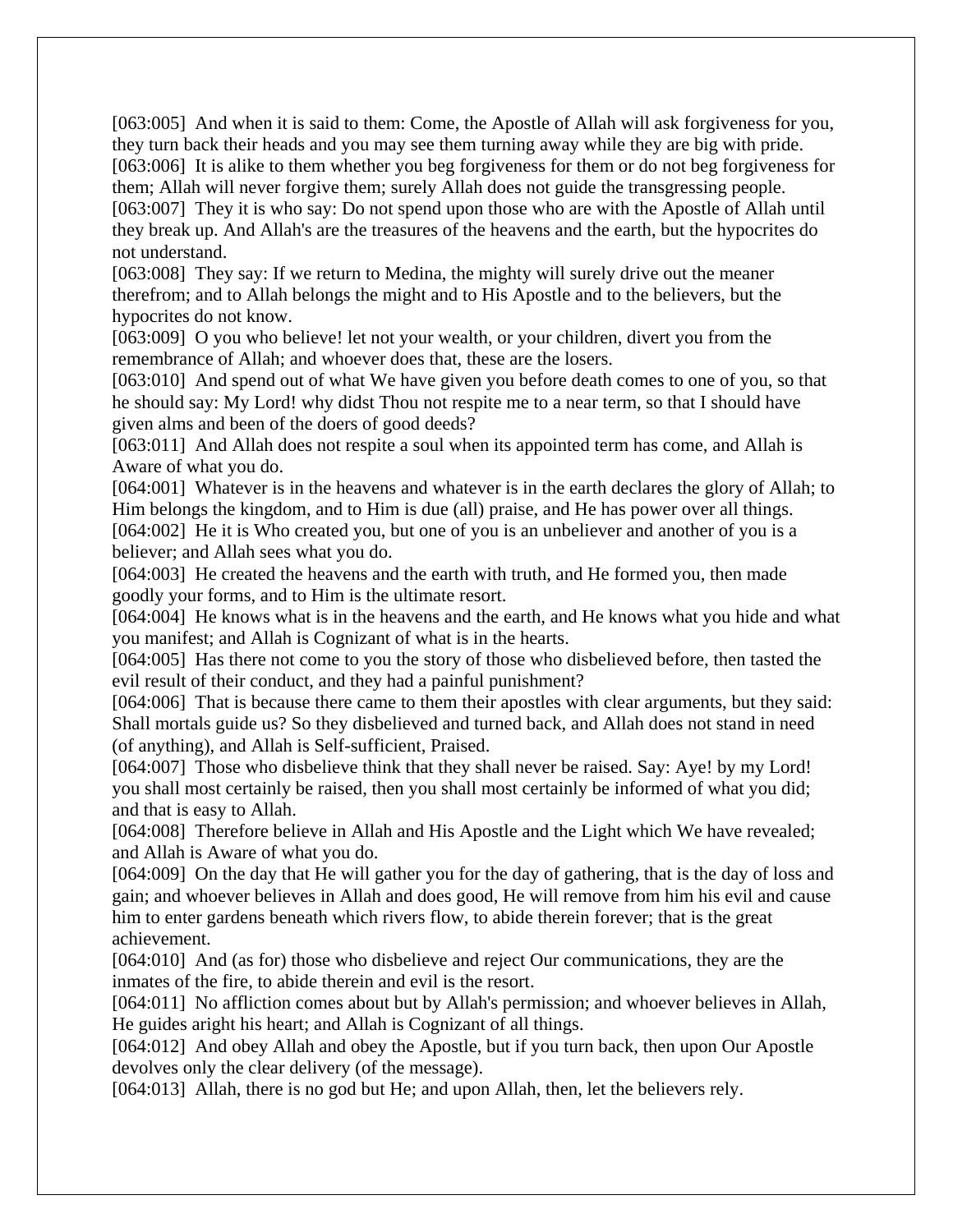[063:005] And when it is said to them: Come, the Apostle of Allah will ask forgiveness for you, they turn back their heads and you may see them turning away while they are big with pride.
[063:006] It is alike to them whether you beg forgiveness for them or do not beg forgiveness for them; Allah will never forgive them; surely Allah does not guide the transgressing people.
[063:007] They it is who say: Do not spend upon those who are with the Apostle of Allah until they break up. And Allah's are the treasures of the heavens and the earth, but the hypocrites do not understand.
[063:008] They say: If we return to Medina, the mighty will surely drive out the meaner therefrom; and to Allah belongs the might and to His Apostle and to the believers, but the hypocrites do not know.
[063:009] O you who believe! let not your wealth, or your children, divert you from the remembrance of Allah; and whoever does that, these are the losers.
[063:010] And spend out of what We have given you before death comes to one of you, so that he should say: My Lord! why didst Thou not respite me to a near term, so that I should have given alms and been of the doers of good deeds?
[063:011] And Allah does not respite a soul when its appointed term has come, and Allah is Aware of what you do.
[064:001] Whatever is in the heavens and whatever is in the earth declares the glory of Allah; to Him belongs the kingdom, and to Him is due (all) praise, and He has power over all things.
[064:002] He it is Who created you, but one of you is an unbeliever and another of you is a believer; and Allah sees what you do.
[064:003] He created the heavens and the earth with truth, and He formed you, then made goodly your forms, and to Him is the ultimate resort.
[064:004] He knows what is in the heavens and the earth, and He knows what you hide and what you manifest; and Allah is Cognizant of what is in the hearts.
[064:005] Has there not come to you the story of those who disbelieved before, then tasted the evil result of their conduct, and they had a painful punishment?
[064:006] That is because there came to them their apostles with clear arguments, but they said: Shall mortals guide us? So they disbelieved and turned back, and Allah does not stand in need (of anything), and Allah is Self-sufficient, Praised.
[064:007] Those who disbelieve think that they shall never be raised. Say: Aye! by my Lord! you shall most certainly be raised, then you shall most certainly be informed of what you did; and that is easy to Allah.
[064:008] Therefore believe in Allah and His Apostle and the Light which We have revealed; and Allah is Aware of what you do.
[064:009] On the day that He will gather you for the day of gathering, that is the day of loss and gain; and whoever believes in Allah and does good, He will remove from him his evil and cause him to enter gardens beneath which rivers flow, to abide therein forever; that is the great achievement.
[064:010] And (as for) those who disbelieve and reject Our communications, they are the inmates of the fire, to abide therein and evil is the resort.
[064:011] No affliction comes about but by Allah's permission; and whoever believes in Allah, He guides aright his heart; and Allah is Cognizant of all things.
[064:012] And obey Allah and obey the Apostle, but if you turn back, then upon Our Apostle devolves only the clear delivery (of the message).
[064:013] Allah, there is no god but He; and upon Allah, then, let the believers rely.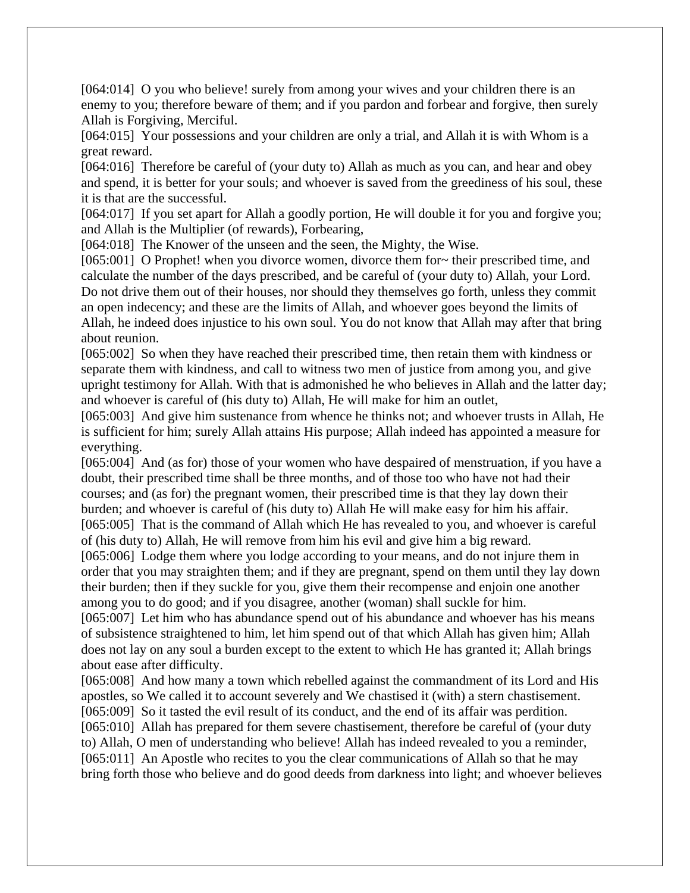[064:014] O you who believe! surely from among your wives and your children there is an enemy to you; therefore beware of them; and if you pardon and forbear and forgive, then surely Allah is Forgiving, Merciful.

[064:015] Your possessions and your children are only a trial, and Allah it is with Whom is a great reward.

[064:016] Therefore be careful of (your duty to) Allah as much as you can, and hear and obey and spend, it is better for your souls; and whoever is saved from the greediness of his soul, these it is that are the successful.

[064:017] If you set apart for Allah a goodly portion, He will double it for you and forgive you; and Allah is the Multiplier (of rewards), Forbearing,

[064:018] The Knower of the unseen and the seen, the Mighty, the Wise.

[065:001] O Prophet! when you divorce women, divorce them for~ their prescribed time, and calculate the number of the days prescribed, and be careful of (your duty to) Allah, your Lord. Do not drive them out of their houses, nor should they themselves go forth, unless they commit an open indecency; and these are the limits of Allah, and whoever goes beyond the limits of Allah, he indeed does injustice to his own soul. You do not know that Allah may after that bring about reunion.

[065:002] So when they have reached their prescribed time, then retain them with kindness or separate them with kindness, and call to witness two men of justice from among you, and give upright testimony for Allah. With that is admonished he who believes in Allah and the latter day; and whoever is careful of (his duty to) Allah, He will make for him an outlet,

[065:003] And give him sustenance from whence he thinks not; and whoever trusts in Allah, He is sufficient for him; surely Allah attains His purpose; Allah indeed has appointed a measure for everything.

[065:004] And (as for) those of your women who have despaired of menstruation, if you have a doubt, their prescribed time shall be three months, and of those too who have not had their courses; and (as for) the pregnant women, their prescribed time is that they lay down their burden; and whoever is careful of (his duty to) Allah He will make easy for him his affair.

[065:005] That is the command of Allah which He has revealed to you, and whoever is careful of (his duty to) Allah, He will remove from him his evil and give him a big reward.

[065:006] Lodge them where you lodge according to your means, and do not injure them in order that you may straighten them; and if they are pregnant, spend on them until they lay down their burden; then if they suckle for you, give them their recompense and enjoin one another among you to do good; and if you disagree, another (woman) shall suckle for him.

[065:007] Let him who has abundance spend out of his abundance and whoever has his means of subsistence straightened to him, let him spend out of that which Allah has given him; Allah does not lay on any soul a burden except to the extent to which He has granted it; Allah brings about ease after difficulty.

[065:008] And how many a town which rebelled against the commandment of its Lord and His apostles, so We called it to account severely and We chastised it (with) a stern chastisement.

[065:009] So it tasted the evil result of its conduct, and the end of its affair was perdition.

[065:010] Allah has prepared for them severe chastisement, therefore be careful of (your duty to) Allah, O men of understanding who believe! Allah has indeed revealed to you a reminder,

[065:011] An Apostle who recites to you the clear communications of Allah so that he may bring forth those who believe and do good deeds from darkness into light; and whoever believes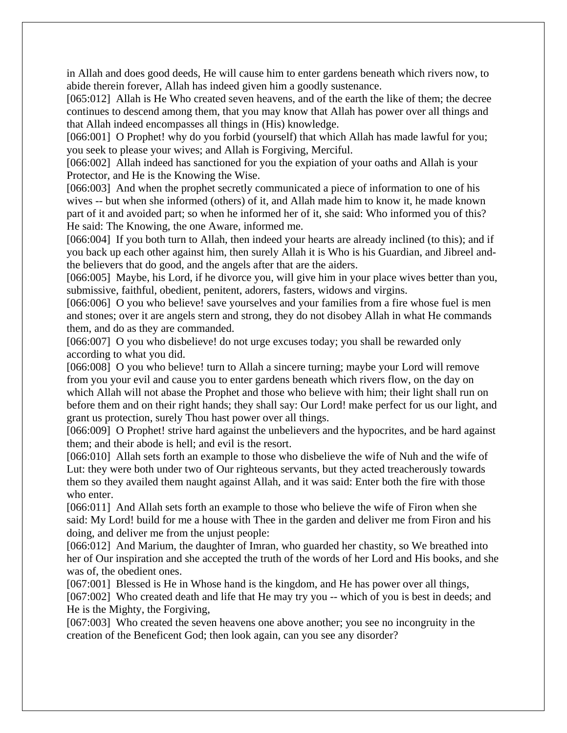in Allah and does good deeds, He will cause him to enter gardens beneath which rivers now, to abide therein forever, Allah has indeed given him a goodly sustenance.

[065:012] Allah is He Who created seven heavens, and of the earth the like of them; the decree continues to descend among them, that you may know that Allah has power over all things and that Allah indeed encompasses all things in (His) knowledge.

[066:001] O Prophet! why do you forbid (yourself) that which Allah has made lawful for you; you seek to please your wives; and Allah is Forgiving, Merciful.

[066:002] Allah indeed has sanctioned for you the expiation of your oaths and Allah is your Protector, and He is the Knowing the Wise.

[066:003] And when the prophet secretly communicated a piece of information to one of his wives -- but when she informed (others) of it, and Allah made him to know it, he made known part of it and avoided part; so when he informed her of it, she said: Who informed you of this? He said: The Knowing, the one Aware, informed me.

[066:004] If you both turn to Allah, then indeed your hearts are already inclined (to this); and if you back up each other against him, then surely Allah it is Who is his Guardian, and Jibreel and-the believers that do good, and the angels after that are the aiders.

[066:005] Maybe, his Lord, if he divorce you, will give him in your place wives better than you, submissive, faithful, obedient, penitent, adorers, fasters, widows and virgins.

[066:006] O you who believe! save yourselves and your families from a fire whose fuel is men and stones; over it are angels stern and strong, they do not disobey Allah in what He commands them, and do as they are commanded.

[066:007] O you who disbelieve! do not urge excuses today; you shall be rewarded only according to what you did.

[066:008] O you who believe! turn to Allah a sincere turning; maybe your Lord will remove from you your evil and cause you to enter gardens beneath which rivers flow, on the day on which Allah will not abase the Prophet and those who believe with him; their light shall run on before them and on their right hands; they shall say: Our Lord! make perfect for us our light, and grant us protection, surely Thou hast power over all things.

[066:009] O Prophet! strive hard against the unbelievers and the hypocrites, and be hard against them; and their abode is hell; and evil is the resort.

[066:010] Allah sets forth an example to those who disbelieve the wife of Nuh and the wife of Lut: they were both under two of Our righteous servants, but they acted treacherously towards them so they availed them naught against Allah, and it was said: Enter both the fire with those who enter.

[066:011] And Allah sets forth an example to those who believe the wife of Firon when she said: My Lord! build for me a house with Thee in the garden and deliver me from Firon and his doing, and deliver me from the unjust people:

[066:012] And Marium, the daughter of Imran, who guarded her chastity, so We breathed into her of Our inspiration and she accepted the truth of the words of her Lord and His books, and she was of, the obedient ones.

[067:001] Blessed is He in Whose hand is the kingdom, and He has power over all things,

[067:002] Who created death and life that He may try you -- which of you is best in deeds; and He is the Mighty, the Forgiving,

[067:003] Who created the seven heavens one above another; you see no incongruity in the creation of the Beneficent God; then look again, can you see any disorder?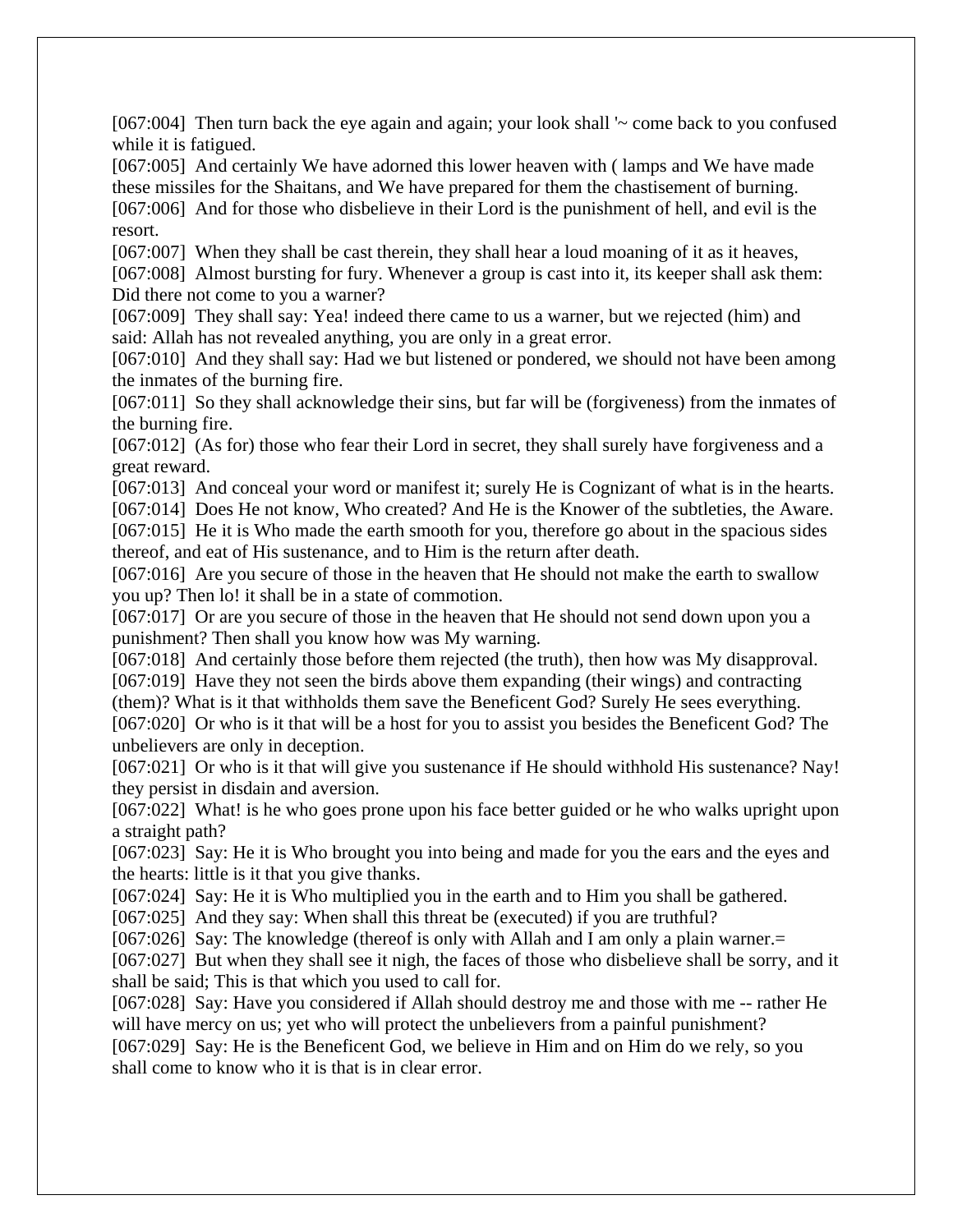[067:004] Then turn back the eye again and again; your look shall '~ come back to you confused while it is fatigued.
[067:005] And certainly We have adorned this lower heaven with ( lamps and We have made these missiles for the Shaitans, and We have prepared for them the chastisement of burning.
[067:006] And for those who disbelieve in their Lord is the punishment of hell, and evil is the resort.
[067:007] When they shall be cast therein, they shall hear a loud moaning of it as it heaves,
[067:008] Almost bursting for fury. Whenever a group is cast into it, its keeper shall ask them: Did there not come to you a warner?
[067:009] They shall say: Yea! indeed there came to us a warner, but we rejected (him) and said: Allah has not revealed anything, you are only in a great error.
[067:010] And they shall say: Had we but listened or pondered, we should not have been among the inmates of the burning fire.
[067:011] So they shall acknowledge their sins, but far will be (forgiveness) from the inmates of the burning fire.
[067:012] (As for) those who fear their Lord in secret, they shall surely have forgiveness and a great reward.
[067:013] And conceal your word or manifest it; surely He is Cognizant of what is in the hearts.
[067:014] Does He not know, Who created? And He is the Knower of the subtleties, the Aware.
[067:015] He it is Who made the earth smooth for you, therefore go about in the spacious sides thereof, and eat of His sustenance, and to Him is the return after death.
[067:016] Are you secure of those in the heaven that He should not make the earth to swallow you up? Then lo! it shall be in a state of commotion.
[067:017] Or are you secure of those in the heaven that He should not send down upon you a punishment? Then shall you know how was My warning.
[067:018] And certainly those before them rejected (the truth), then how was My disapproval.
[067:019] Have they not seen the birds above them expanding (their wings) and contracting (them)? What is it that withholds them save the Beneficent God? Surely He sees everything.
[067:020] Or who is it that will be a host for you to assist you besides the Beneficent God? The unbelievers are only in deception.
[067:021] Or who is it that will give you sustenance if He should withhold His sustenance? Nay! they persist in disdain and aversion.
[067:022] What! is he who goes prone upon his face better guided or he who walks upright upon a straight path?
[067:023] Say: He it is Who brought you into being and made for you the ears and the eyes and the hearts: little is it that you give thanks.
[067:024] Say: He it is Who multiplied you in the earth and to Him you shall be gathered.
[067:025] And they say: When shall this threat be (executed) if you are truthful?
[067:026] Say: The knowledge (thereof is only with Allah and I am only a plain warner.=
[067:027] But when they shall see it nigh, the faces of those who disbelieve shall be sorry, and it shall be said; This is that which you used to call for.
[067:028] Say: Have you considered if Allah should destroy me and those with me -- rather He will have mercy on us; yet who will protect the unbelievers from a painful punishment?
[067:029] Say: He is the Beneficent God, we believe in Him and on Him do we rely, so you shall come to know who it is that is in clear error.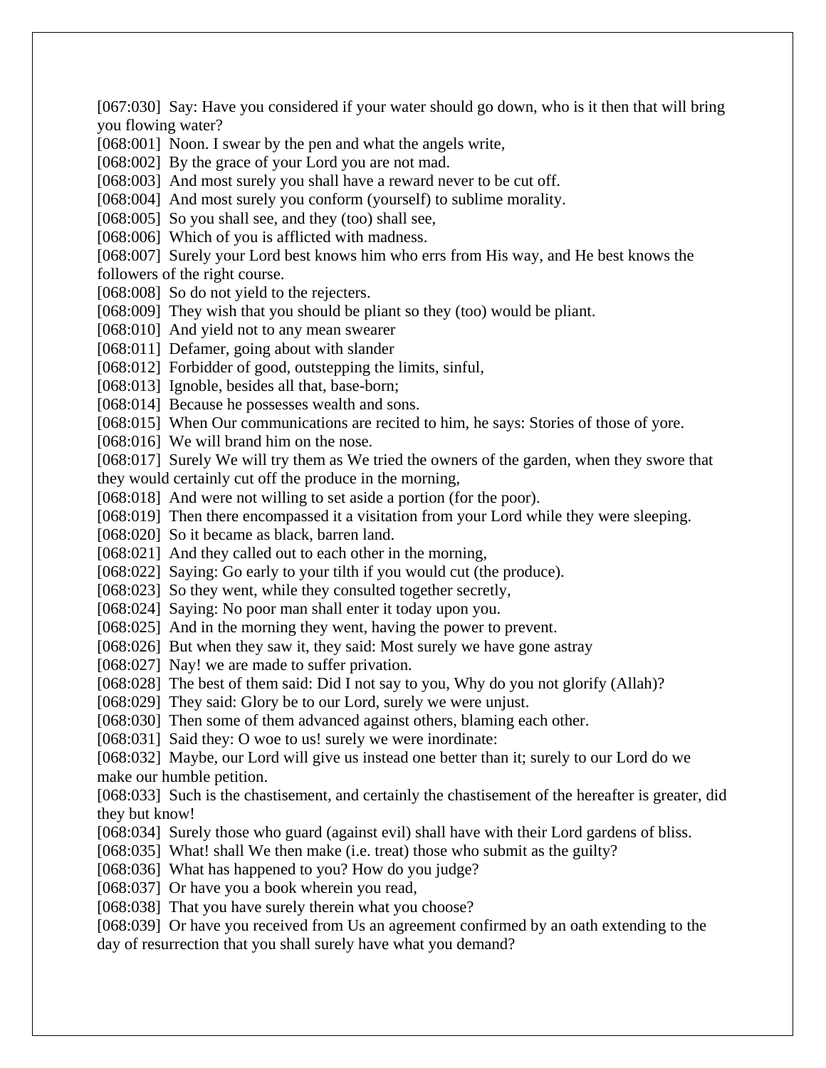[067:030] Say: Have you considered if your water should go down, who is it then that will bring you flowing water?
[068:001] Noon. I swear by the pen and what the angels write,
[068:002] By the grace of your Lord you are not mad.
[068:003] And most surely you shall have a reward never to be cut off.
[068:004] And most surely you conform (yourself) to sublime morality.
[068:005] So you shall see, and they (too) shall see,
[068:006] Which of you is afflicted with madness.
[068:007] Surely your Lord best knows him who errs from His way, and He best knows the followers of the right course.
[068:008] So do not yield to the rejecters.
[068:009] They wish that you should be pliant so they (too) would be pliant.
[068:010] And yield not to any mean swearer
[068:011] Defamer, going about with slander
[068:012] Forbidder of good, outstepping the limits, sinful,
[068:013] Ignoble, besides all that, base-born;
[068:014] Because he possesses wealth and sons.
[068:015] When Our communications are recited to him, he says: Stories of those of yore.
[068:016] We will brand him on the nose.
[068:017] Surely We will try them as We tried the owners of the garden, when they swore that they would certainly cut off the produce in the morning,
[068:018] And were not willing to set aside a portion (for the poor).
[068:019] Then there encompassed it a visitation from your Lord while they were sleeping.
[068:020] So it became as black, barren land.
[068:021] And they called out to each other in the morning,
[068:022] Saying: Go early to your tilth if you would cut (the produce).
[068:023] So they went, while they consulted together secretly,
[068:024] Saying: No poor man shall enter it today upon you.
[068:025] And in the morning they went, having the power to prevent.
[068:026] But when they saw it, they said: Most surely we have gone astray
[068:027] Nay! we are made to suffer privation.
[068:028] The best of them said: Did I not say to you, Why do you not glorify (Allah)?
[068:029] They said: Glory be to our Lord, surely we were unjust.
[068:030] Then some of them advanced against others, blaming each other.
[068:031] Said they: O woe to us! surely we were inordinate:
[068:032] Maybe, our Lord will give us instead one better than it; surely to our Lord do we make our humble petition.
[068:033] Such is the chastisement, and certainly the chastisement of the hereafter is greater, did they but know!
[068:034] Surely those who guard (against evil) shall have with their Lord gardens of bliss.
[068:035] What! shall We then make (i.e. treat) those who submit as the guilty?
[068:036] What has happened to you? How do you judge?
[068:037] Or have you a book wherein you read,
[068:038] That you have surely therein what you choose?
[068:039] Or have you received from Us an agreement confirmed by an oath extending to the day of resurrection that you shall surely have what you demand?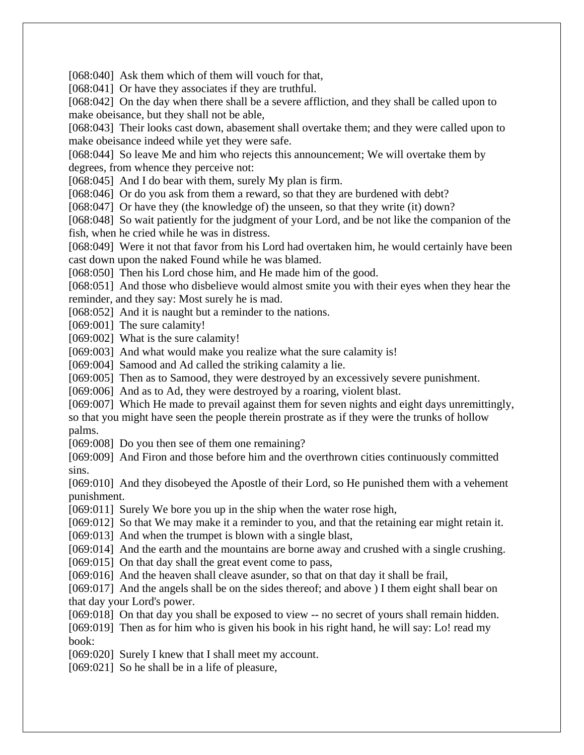[068:040]  Ask them which of them will vouch for that,
[068:041]  Or have they associates if they are truthful.
[068:042]  On the day when there shall be a severe affliction, and they shall be called upon to make obeisance, but they shall not be able,
[068:043]  Their looks cast down, abasement shall overtake them; and they were called upon to make obeisance indeed while yet they were safe.
[068:044]  So leave Me and him who rejects this announcement; We will overtake them by degrees, from whence they perceive not:
[068:045]  And I do bear with them, surely My plan is firm.
[068:046]  Or do you ask from them a reward, so that they are burdened with debt?
[068:047]  Or have they (the knowledge of) the unseen, so that they write (it) down?
[068:048]  So wait patiently for the judgment of your Lord, and be not like the companion of the fish, when he cried while he was in distress.
[068:049]  Were it not that favor from his Lord had overtaken him, he would certainly have been cast down upon the naked Found while he was blamed.
[068:050]  Then his Lord chose him, and He made him of the good.
[068:051]  And those who disbelieve would almost smite you with their eyes when they hear the reminder, and they say: Most surely he is mad.
[068:052]  And it is naught but a reminder to the nations.
[069:001]  The sure calamity!
[069:002]  What is the sure calamity!
[069:003]  And what would make you realize what the sure calamity is!
[069:004]  Samood and Ad called the striking calamity a lie.
[069:005]  Then as to Samood, they were destroyed by an excessively severe punishment.
[069:006]  And as to Ad, they were destroyed by a roaring, violent blast.
[069:007]  Which He made to prevail against them for seven nights and eight days unremittingly, so that you might have seen the people therein prostrate as if they were the trunks of hollow palms.
[069:008]  Do you then see of them one remaining?
[069:009]  And Firon and those before him and the overthrown cities continuously committed sins.
[069:010]  And they disobeyed the Apostle of their Lord, so He punished them with a vehement punishment.
[069:011]  Surely We bore you up in the ship when the water rose high,
[069:012]  So that We may make it a reminder to you, and that the retaining ear might retain it.
[069:013]  And when the trumpet is blown with a single blast,
[069:014]  And the earth and the mountains are borne away and crushed with a single crushing.
[069:015]  On that day shall the great event come to pass,
[069:016]  And the heaven shall cleave asunder, so that on that day it shall be frail,
[069:017]  And the angels shall be on the sides thereof; and above ) I them eight shall bear on that day your Lord's power.
[069:018]  On that day you shall be exposed to view -- no secret of yours shall remain hidden.
[069:019]  Then as for him who is given his book in his right hand, he will say: Lo! read my book:
[069:020]  Surely I knew that I shall meet my account.
[069:021]  So he shall be in a life of pleasure,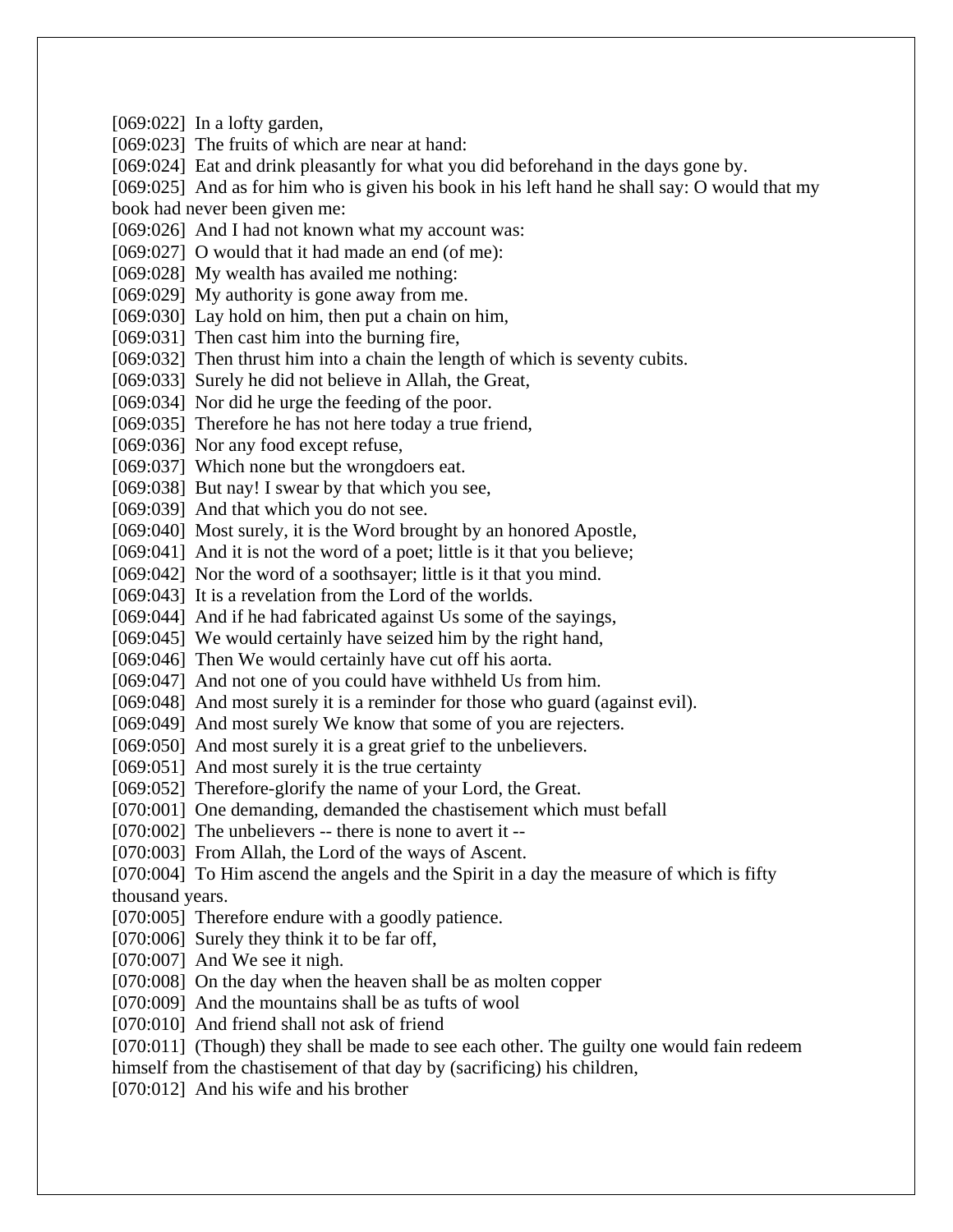[069:022]  In a lofty garden,
[069:023]  The fruits of which are near at hand:
[069:024]  Eat and drink pleasantly for what you did beforehand in the days gone by.
[069:025]  And as for him who is given his book in his left hand he shall say: O would that my book had never been given me:
[069:026]  And I had not known what my account was:
[069:027]  O would that it had made an end (of me):
[069:028]  My wealth has availed me nothing:
[069:029]  My authority is gone away from me.
[069:030]  Lay hold on him, then put a chain on him,
[069:031]  Then cast him into the burning fire,
[069:032]  Then thrust him into a chain the length of which is seventy cubits.
[069:033]  Surely he did not believe in Allah, the Great,
[069:034]  Nor did he urge the feeding of the poor.
[069:035]  Therefore he has not here today a true friend,
[069:036]  Nor any food except refuse,
[069:037]  Which none but the wrongdoers eat.
[069:038]  But nay! I swear by that which you see,
[069:039]  And that which you do not see.
[069:040]  Most surely, it is the Word brought by an honored Apostle,
[069:041]  And it is not the word of a poet; little is it that you believe;
[069:042]  Nor the word of a soothsayer; little is it that you mind.
[069:043]  It is a revelation from the Lord of the worlds.
[069:044]  And if he had fabricated against Us some of the sayings,
[069:045]  We would certainly have seized him by the right hand,
[069:046]  Then We would certainly have cut off his aorta.
[069:047]  And not one of you could have withheld Us from him.
[069:048]  And most surely it is a reminder for those who guard (against evil).
[069:049]  And most surely We know that some of you are rejecters.
[069:050]  And most surely it is a great grief to the unbelievers.
[069:051]  And most surely it is the true certainty
[069:052]  Therefore-glorify the name of your Lord, the Great.
[070:001]  One demanding, demanded the chastisement which must befall
[070:002]  The unbelievers -- there is none to avert it --
[070:003]  From Allah, the Lord of the ways of Ascent.
[070:004]  To Him ascend the angels and the Spirit in a day the measure of which is fifty thousand years.
[070:005]  Therefore endure with a goodly patience.
[070:006]  Surely they think it to be far off,
[070:007]  And We see it nigh.
[070:008]  On the day when the heaven shall be as molten copper
[070:009]  And the mountains shall be as tufts of wool
[070:010]  And friend shall not ask of friend
[070:011]  (Though) they shall be made to see each other. The guilty one would fain redeem himself from the chastisement of that day by (sacrificing) his children,
[070:012]  And his wife and his brother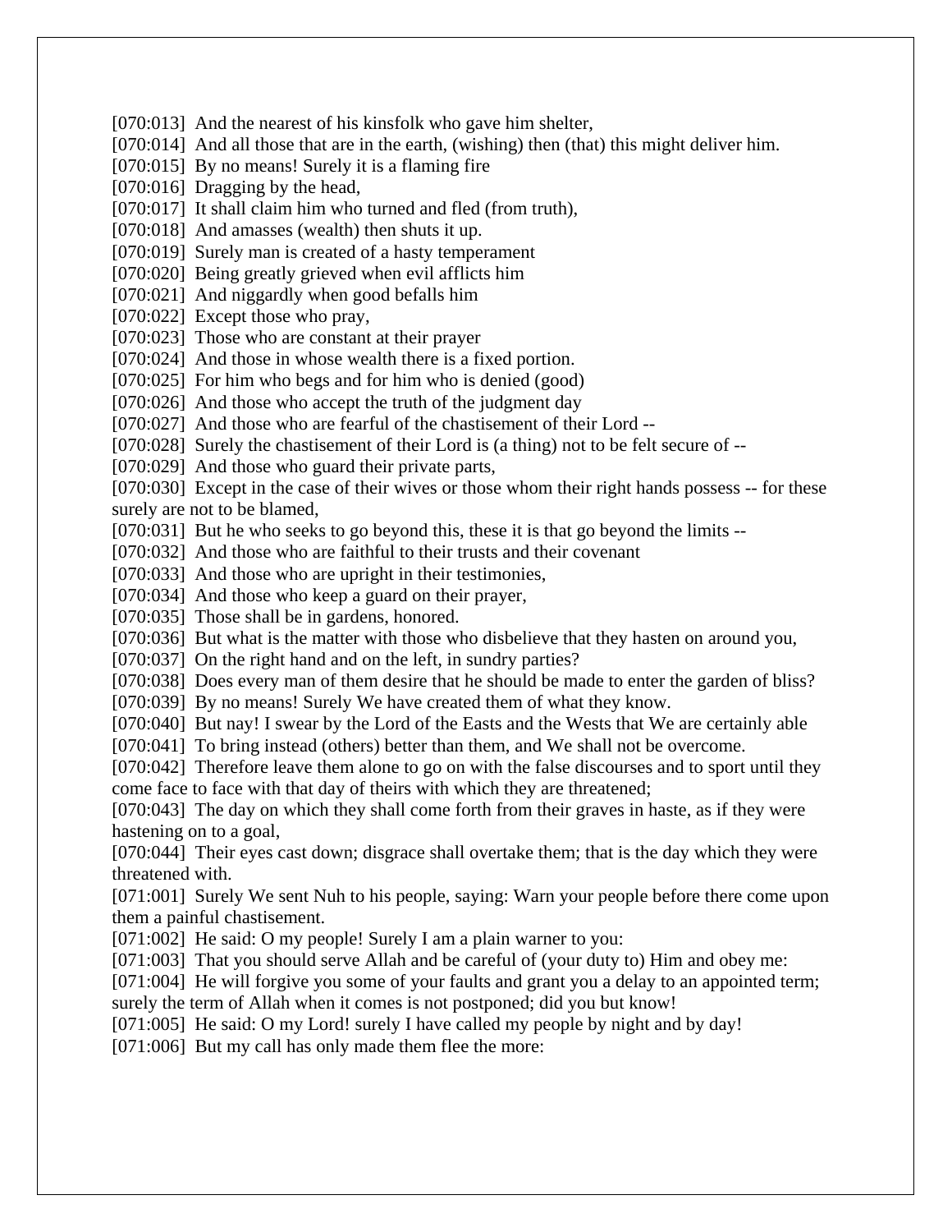[070:013] And the nearest of his kinsfolk who gave him shelter,
[070:014] And all those that are in the earth, (wishing) then (that) this might deliver him.
[070:015] By no means! Surely it is a flaming fire
[070:016] Dragging by the head,
[070:017] It shall claim him who turned and fled (from truth),
[070:018] And amasses (wealth) then shuts it up.
[070:019] Surely man is created of a hasty temperament
[070:020] Being greatly grieved when evil afflicts him
[070:021] And niggardly when good befalls him
[070:022] Except those who pray,
[070:023] Those who are constant at their prayer
[070:024] And those in whose wealth there is a fixed portion.
[070:025] For him who begs and for him who is denied (good)
[070:026] And those who accept the truth of the judgment day
[070:027] And those who are fearful of the chastisement of their Lord --
[070:028] Surely the chastisement of their Lord is (a thing) not to be felt secure of --
[070:029] And those who guard their private parts,
[070:030] Except in the case of their wives or those whom their right hands possess -- for these surely are not to be blamed,
[070:031] But he who seeks to go beyond this, these it is that go beyond the limits --
[070:032] And those who are faithful to their trusts and their covenant
[070:033] And those who are upright in their testimonies,
[070:034] And those who keep a guard on their prayer,
[070:035] Those shall be in gardens, honored.
[070:036] But what is the matter with those who disbelieve that they hasten on around you,
[070:037] On the right hand and on the left, in sundry parties?
[070:038] Does every man of them desire that he should be made to enter the garden of bliss?
[070:039] By no means! Surely We have created them of what they know.
[070:040] But nay! I swear by the Lord of the Easts and the Wests that We are certainly able
[070:041] To bring instead (others) better than them, and We shall not be overcome.
[070:042] Therefore leave them alone to go on with the false discourses and to sport until they come face to face with that day of theirs with which they are threatened;
[070:043] The day on which they shall come forth from their graves in haste, as if they were hastening on to a goal,
[070:044] Their eyes cast down; disgrace shall overtake them; that is the day which they were threatened with.
[071:001] Surely We sent Nuh to his people, saying: Warn your people before there come upon them a painful chastisement.
[071:002] He said: O my people! Surely I am a plain warner to you:
[071:003] That you should serve Allah and be careful of (your duty to) Him and obey me:
[071:004] He will forgive you some of your faults and grant you a delay to an appointed term; surely the term of Allah when it comes is not postponed; did you but know!
[071:005] He said: O my Lord! surely I have called my people by night and by day!
[071:006] But my call has only made them flee the more: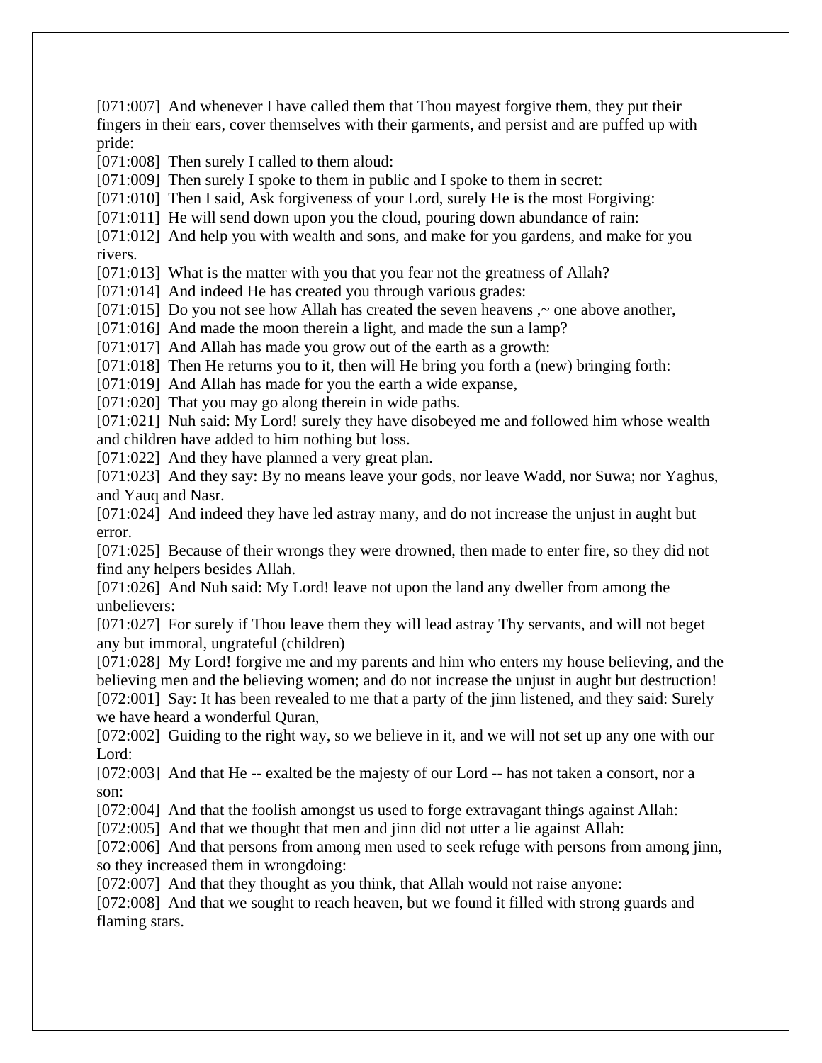[071:007] And whenever I have called them that Thou mayest forgive them, they put their fingers in their ears, cover themselves with their garments, and persist and are puffed up with pride:

[071:008] Then surely I called to them aloud:

[071:009] Then surely I spoke to them in public and I spoke to them in secret:

[071:010] Then I said, Ask forgiveness of your Lord, surely He is the most Forgiving:

[071:011] He will send down upon you the cloud, pouring down abundance of rain:

[071:012] And help you with wealth and sons, and make for you gardens, and make for you rivers.

[071:013] What is the matter with you that you fear not the greatness of Allah?

[071:014] And indeed He has created you through various grades:

[071:015] Do you not see how Allah has created the seven heavens ,~ one above another,

[071:016] And made the moon therein a light, and made the sun a lamp?

[071:017] And Allah has made you grow out of the earth as a growth:

[071:018] Then He returns you to it, then will He bring you forth a (new) bringing forth:

[071:019] And Allah has made for you the earth a wide expanse,

[071:020] That you may go along therein in wide paths.

[071:021] Nuh said: My Lord! surely they have disobeyed me and followed him whose wealth and children have added to him nothing but loss.

[071:022] And they have planned a very great plan.

[071:023] And they say: By no means leave your gods, nor leave Wadd, nor Suwa; nor Yaghus, and Yauq and Nasr.

[071:024] And indeed they have led astray many, and do not increase the unjust in aught but error.

[071:025] Because of their wrongs they were drowned, then made to enter fire, so they did not find any helpers besides Allah.

[071:026] And Nuh said: My Lord! leave not upon the land any dweller from among the unbelievers:

[071:027] For surely if Thou leave them they will lead astray Thy servants, and will not beget any but immoral, ungrateful (children)

[071:028] My Lord! forgive me and my parents and him who enters my house believing, and the believing men and the believing women; and do not increase the unjust in aught but destruction!

[072:001] Say: It has been revealed to me that a party of the jinn listened, and they said: Surely we have heard a wonderful Quran,

[072:002] Guiding to the right way, so we believe in it, and we will not set up any one with our Lord:

[072:003] And that He -- exalted be the majesty of our Lord -- has not taken a consort, nor a son:

[072:004] And that the foolish amongst us used to forge extravagant things against Allah:

[072:005] And that we thought that men and jinn did not utter a lie against Allah:

[072:006] And that persons from among men used to seek refuge with persons from among jinn, so they increased them in wrongdoing:

[072:007] And that they thought as you think, that Allah would not raise anyone:

[072:008] And that we sought to reach heaven, but we found it filled with strong guards and flaming stars.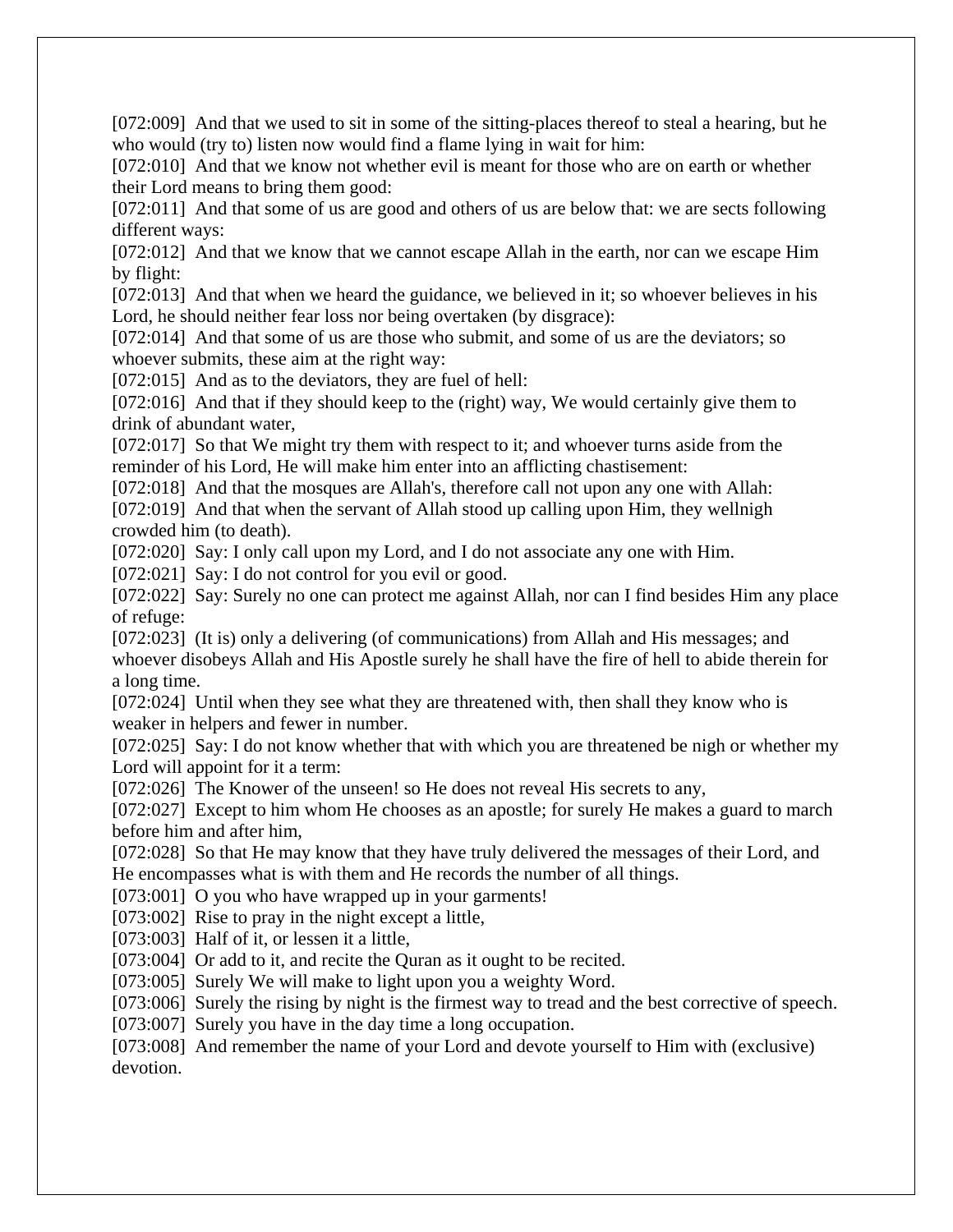[072:009] And that we used to sit in some of the sitting-places thereof to steal a hearing, but he who would (try to) listen now would find a flame lying in wait for him:

[072:010] And that we know not whether evil is meant for those who are on earth or whether their Lord means to bring them good:

[072:011] And that some of us are good and others of us are below that: we are sects following different ways:

[072:012] And that we know that we cannot escape Allah in the earth, nor can we escape Him by flight:

[072:013] And that when we heard the guidance, we believed in it; so whoever believes in his Lord, he should neither fear loss nor being overtaken (by disgrace):

[072:014] And that some of us are those who submit, and some of us are the deviators; so whoever submits, these aim at the right way:

[072:015] And as to the deviators, they are fuel of hell:

[072:016] And that if they should keep to the (right) way, We would certainly give them to drink of abundant water,

[072:017] So that We might try them with respect to it; and whoever turns aside from the reminder of his Lord, He will make him enter into an afflicting chastisement:

[072:018] And that the mosques are Allah's, therefore call not upon any one with Allah:

[072:019] And that when the servant of Allah stood up calling upon Him, they wellnigh crowded him (to death).

[072:020] Say: I only call upon my Lord, and I do not associate any one with Him.

[072:021] Say: I do not control for you evil or good.

[072:022] Say: Surely no one can protect me against Allah, nor can I find besides Him any place of refuge:

[072:023] (It is) only a delivering (of communications) from Allah and His messages; and whoever disobeys Allah and His Apostle surely he shall have the fire of hell to abide therein for a long time.

[072:024] Until when they see what they are threatened with, then shall they know who is weaker in helpers and fewer in number.

[072:025] Say: I do not know whether that with which you are threatened be nigh or whether my Lord will appoint for it a term:

[072:026] The Knower of the unseen! so He does not reveal His secrets to any,

[072:027] Except to him whom He chooses as an apostle; for surely He makes a guard to march before him and after him,

[072:028] So that He may know that they have truly delivered the messages of their Lord, and He encompasses what is with them and He records the number of all things.

[073:001] O you who have wrapped up in your garments!

[073:002] Rise to pray in the night except a little,

[073:003] Half of it, or lessen it a little,

[073:004] Or add to it, and recite the Quran as it ought to be recited.

[073:005] Surely We will make to light upon you a weighty Word.

[073:006] Surely the rising by night is the firmest way to tread and the best corrective of speech.

[073:007] Surely you have in the day time a long occupation.

[073:008] And remember the name of your Lord and devote yourself to Him with (exclusive) devotion.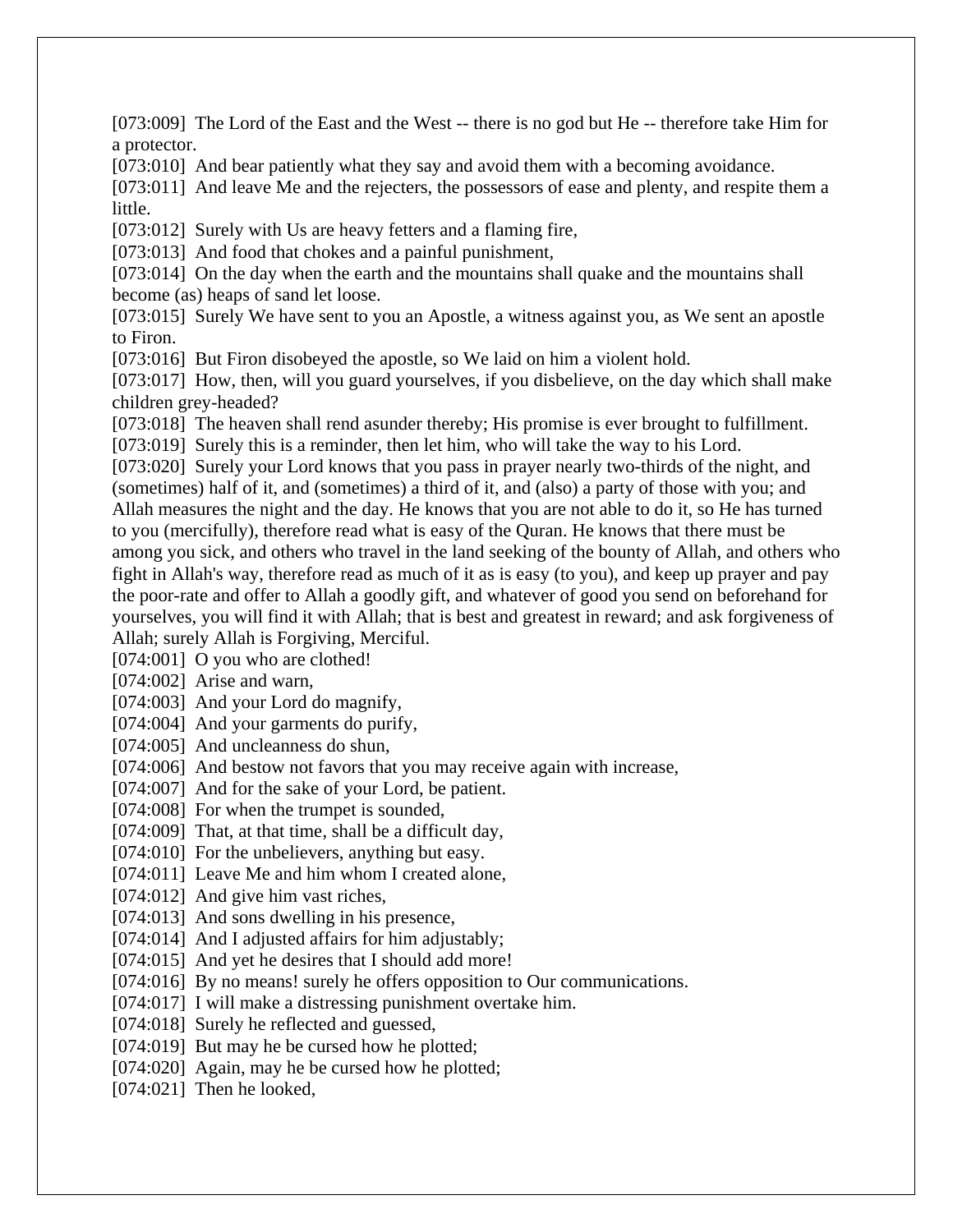[073:009] The Lord of the East and the West -- there is no god but He -- therefore take Him for a protector.

[073:010] And bear patiently what they say and avoid them with a becoming avoidance.

[073:011] And leave Me and the rejecters, the possessors of ease and plenty, and respite them a little.

[073:012] Surely with Us are heavy fetters and a flaming fire,

[073:013] And food that chokes and a painful punishment,

[073:014] On the day when the earth and the mountains shall quake and the mountains shall become (as) heaps of sand let loose.

[073:015] Surely We have sent to you an Apostle, a witness against you, as We sent an apostle to Firon.

[073:016] But Firon disobeyed the apostle, so We laid on him a violent hold.

[073:017] How, then, will you guard yourselves, if you disbelieve, on the day which shall make children grey-headed?

[073:018] The heaven shall rend asunder thereby; His promise is ever brought to fulfillment.

[073:019] Surely this is a reminder, then let him, who will take the way to his Lord.

[073:020] Surely your Lord knows that you pass in prayer nearly two-thirds of the night, and (sometimes) half of it, and (sometimes) a third of it, and (also) a party of those with you; and Allah measures the night and the day. He knows that you are not able to do it, so He has turned to you (mercifully), therefore read what is easy of the Quran. He knows that there must be among you sick, and others who travel in the land seeking of the bounty of Allah, and others who fight in Allah's way, therefore read as much of it as is easy (to you), and keep up prayer and pay the poor-rate and offer to Allah a goodly gift, and whatever of good you send on beforehand for yourselves, you will find it with Allah; that is best and greatest in reward; and ask forgiveness of Allah; surely Allah is Forgiving, Merciful.

[074:001] O you who are clothed!

[074:002] Arise and warn,

[074:003] And your Lord do magnify,

[074:004] And your garments do purify,

[074:005] And uncleanness do shun,

[074:006] And bestow not favors that you may receive again with increase,

[074:007] And for the sake of your Lord, be patient.

[074:008] For when the trumpet is sounded,

[074:009] That, at that time, shall be a difficult day,

[074:010] For the unbelievers, anything but easy.

[074:011] Leave Me and him whom I created alone,

[074:012] And give him vast riches,

[074:013] And sons dwelling in his presence,

[074:014] And I adjusted affairs for him adjustably;

[074:015] And yet he desires that I should add more!

[074:016] By no means! surely he offers opposition to Our communications.

[074:017] I will make a distressing punishment overtake him.

[074:018] Surely he reflected and guessed,

[074:019] But may he be cursed how he plotted;

[074:020] Again, may he be cursed how he plotted;

[074:021] Then he looked,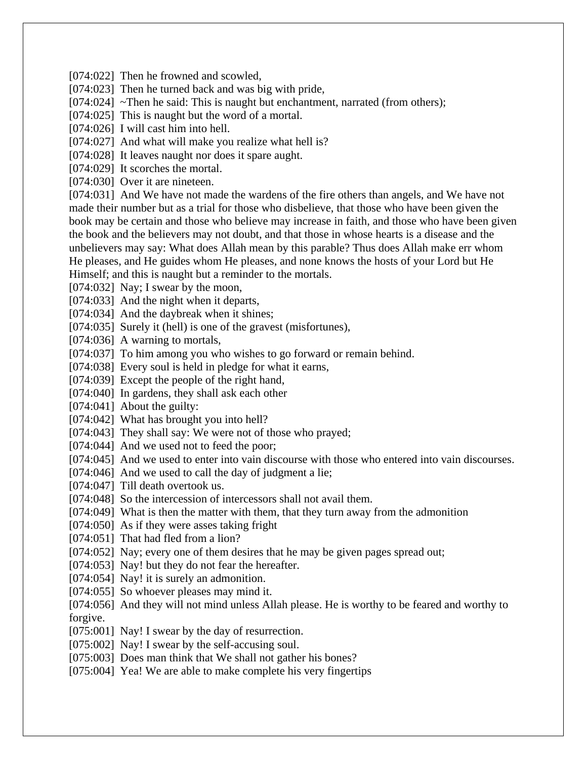[074:022] Then he frowned and scowled,
[074:023] Then he turned back and was big with pride,
[074:024] ~Then he said: This is naught but enchantment, narrated (from others);
[074:025] This is naught but the word of a mortal.
[074:026] I will cast him into hell.
[074:027] And what will make you realize what hell is?
[074:028] It leaves naught nor does it spare aught.
[074:029] It scorches the mortal.
[074:030] Over it are nineteen.
[074:031] And We have not made the wardens of the fire others than angels, and We have not made their number but as a trial for those who disbelieve, that those who have been given the book may be certain and those who believe may increase in faith, and those who have been given the book and the believers may not doubt, and that those in whose hearts is a disease and the unbelievers may say: What does Allah mean by this parable? Thus does Allah make err whom He pleases, and He guides whom He pleases, and none knows the hosts of your Lord but He Himself; and this is naught but a reminder to the mortals.
[074:032] Nay; I swear by the moon,
[074:033] And the night when it departs,
[074:034] And the daybreak when it shines;
[074:035] Surely it (hell) is one of the gravest (misfortunes),
[074:036] A warning to mortals,
[074:037] To him among you who wishes to go forward or remain behind.
[074:038] Every soul is held in pledge for what it earns,
[074:039] Except the people of the right hand,
[074:040] In gardens, they shall ask each other
[074:041] About the guilty:
[074:042] What has brought you into hell?
[074:043] They shall say: We were not of those who prayed;
[074:044] And we used not to feed the poor;
[074:045] And we used to enter into vain discourse with those who entered into vain discourses.
[074:046] And we used to call the day of judgment a lie;
[074:047] Till death overtook us.
[074:048] So the intercession of intercessors shall not avail them.
[074:049] What is then the matter with them, that they turn away from the admonition
[074:050] As if they were asses taking fright
[074:051] That had fled from a lion?
[074:052] Nay; every one of them desires that he may be given pages spread out;
[074:053] Nay! but they do not fear the hereafter.
[074:054] Nay! it is surely an admonition.
[074:055] So whoever pleases may mind it.
[074:056] And they will not mind unless Allah please. He is worthy to be feared and worthy to forgive.
[075:001] Nay! I swear by the day of resurrection.
[075:002] Nay! I swear by the self-accusing soul.
[075:003] Does man think that We shall not gather his bones?
[075:004] Yea! We are able to make complete his very fingertips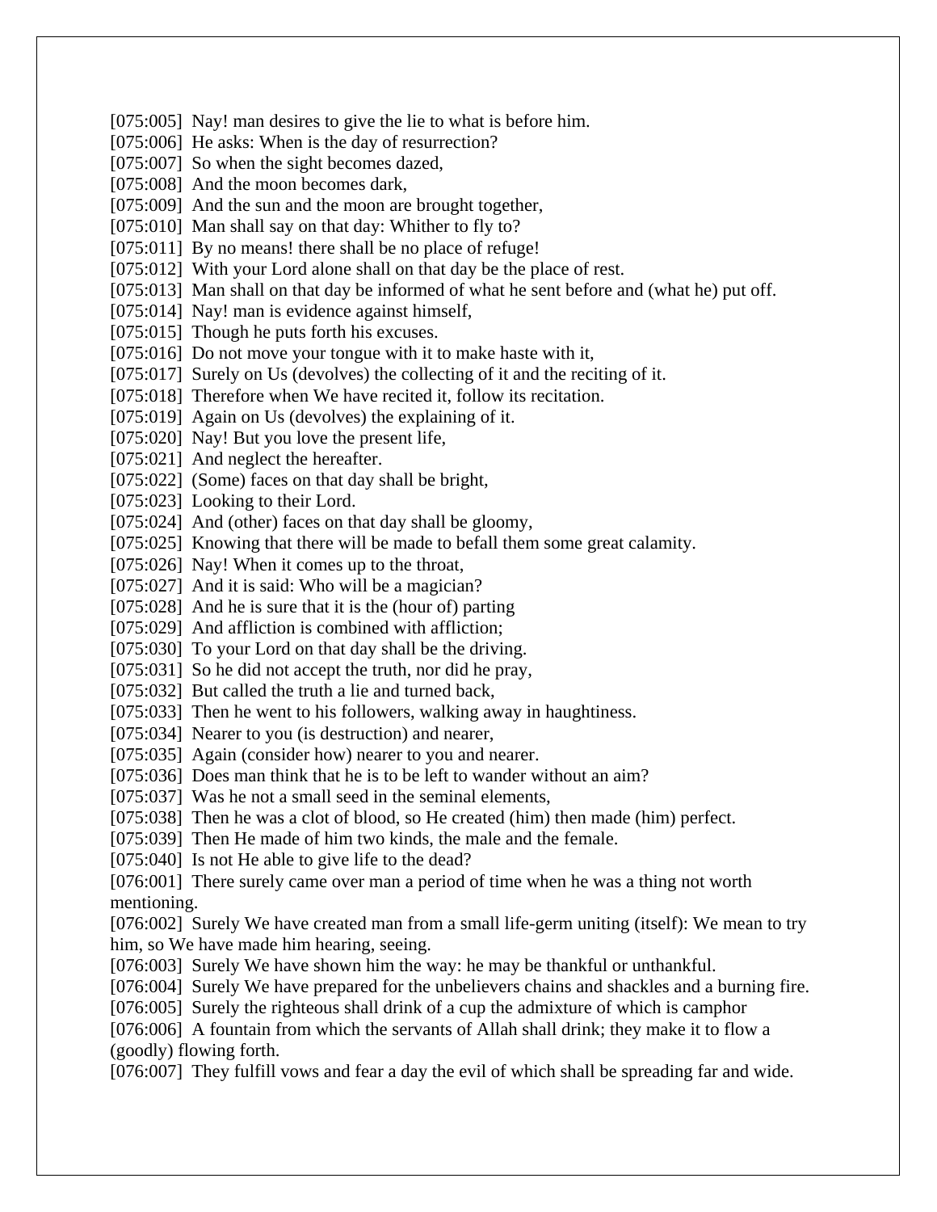[075:005] Nay! man desires to give the lie to what is before him.
[075:006] He asks: When is the day of resurrection?
[075:007] So when the sight becomes dazed,
[075:008] And the moon becomes dark,
[075:009] And the sun and the moon are brought together,
[075:010] Man shall say on that day: Whither to fly to?
[075:011] By no means! there shall be no place of refuge!
[075:012] With your Lord alone shall on that day be the place of rest.
[075:013] Man shall on that day be informed of what he sent before and (what he) put off.
[075:014] Nay! man is evidence against himself,
[075:015] Though he puts forth his excuses.
[075:016] Do not move your tongue with it to make haste with it,
[075:017] Surely on Us (devolves) the collecting of it and the reciting of it.
[075:018] Therefore when We have recited it, follow its recitation.
[075:019] Again on Us (devolves) the explaining of it.
[075:020] Nay! But you love the present life,
[075:021] And neglect the hereafter.
[075:022] (Some) faces on that day shall be bright,
[075:023] Looking to their Lord.
[075:024] And (other) faces on that day shall be gloomy,
[075:025] Knowing that there will be made to befall them some great calamity.
[075:026] Nay! When it comes up to the throat,
[075:027] And it is said: Who will be a magician?
[075:028] And he is sure that it is the (hour of) parting
[075:029] And affliction is combined with affliction;
[075:030] To your Lord on that day shall be the driving.
[075:031] So he did not accept the truth, nor did he pray,
[075:032] But called the truth a lie and turned back,
[075:033] Then he went to his followers, walking away in haughtiness.
[075:034] Nearer to you (is destruction) and nearer,
[075:035] Again (consider how) nearer to you and nearer.
[075:036] Does man think that he is to be left to wander without an aim?
[075:037] Was he not a small seed in the seminal elements,
[075:038] Then he was a clot of blood, so He created (him) then made (him) perfect.
[075:039] Then He made of him two kinds, the male and the female.
[075:040] Is not He able to give life to the dead?
[076:001] There surely came over man a period of time when he was a thing not worth mentioning.
[076:002] Surely We have created man from a small life-germ uniting (itself): We mean to try him, so We have made him hearing, seeing.
[076:003] Surely We have shown him the way: he may be thankful or unthankful.
[076:004] Surely We have prepared for the unbelievers chains and shackles and a burning fire.
[076:005] Surely the righteous shall drink of a cup the admixture of which is camphor
[076:006] A fountain from which the servants of Allah shall drink; they make it to flow a (goodly) flowing forth.
[076:007] They fulfill vows and fear a day the evil of which shall be spreading far and wide.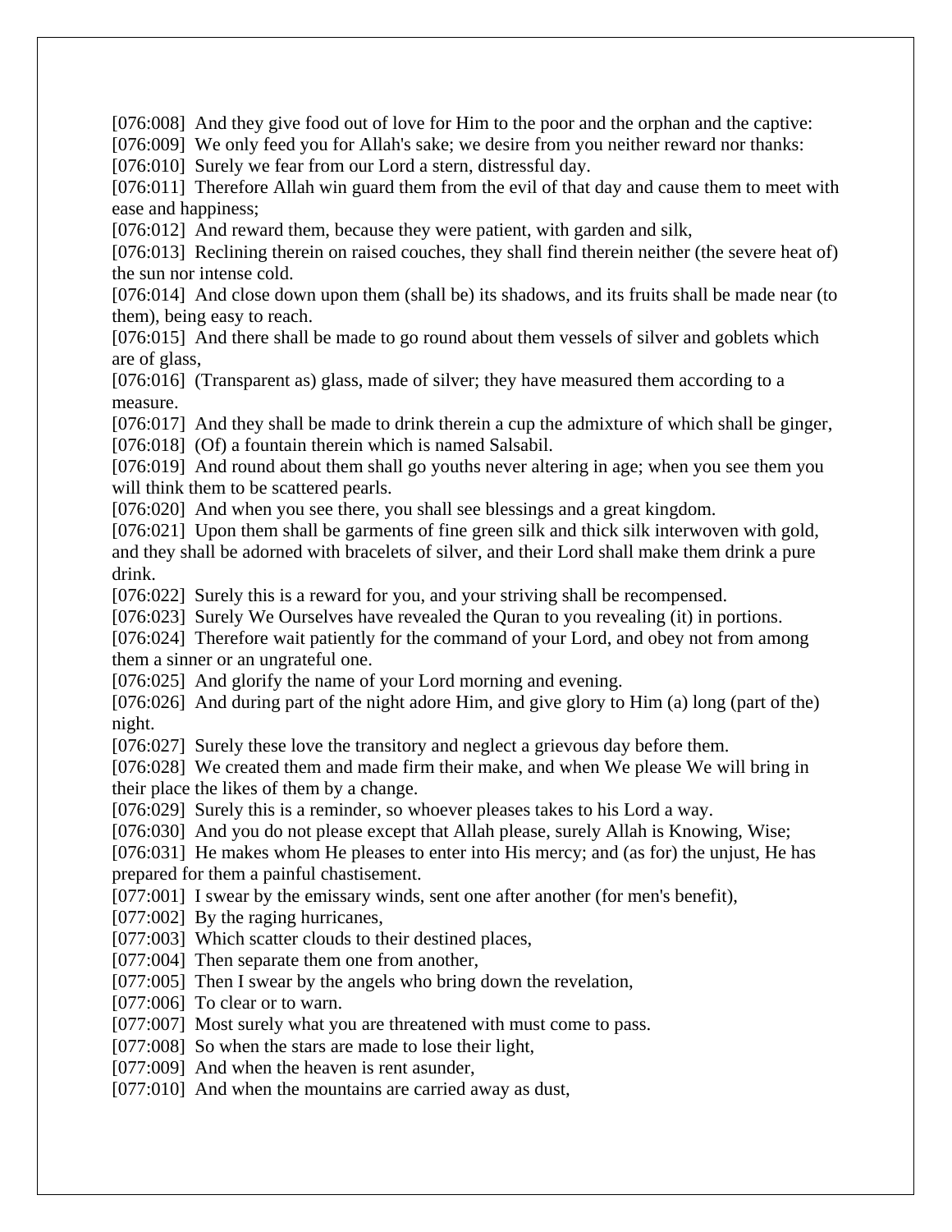[076:008]  And they give food out of love for Him to the poor and the orphan and the captive:
[076:009]  We only feed you for Allah's sake; we desire from you neither reward nor thanks:
[076:010]  Surely we fear from our Lord a stern, distressful day.
[076:011]  Therefore Allah win guard them from the evil of that day and cause them to meet with ease and happiness;
[076:012]  And reward them, because they were patient, with garden and silk,
[076:013]  Reclining therein on raised couches, they shall find therein neither (the severe heat of) the sun nor intense cold.
[076:014]  And close down upon them (shall be) its shadows, and its fruits shall be made near (to them), being easy to reach.
[076:015]  And there shall be made to go round about them vessels of silver and goblets which are of glass,
[076:016]  (Transparent as) glass, made of silver; they have measured them according to a measure.
[076:017]  And they shall be made to drink therein a cup the admixture of which shall be ginger,
[076:018]  (Of) a fountain therein which is named Salsabil.
[076:019]  And round about them shall go youths never altering in age; when you see them you will think them to be scattered pearls.
[076:020]  And when you see there, you shall see blessings and a great kingdom.
[076:021]  Upon them shall be garments of fine green silk and thick silk interwoven with gold, and they shall be adorned with bracelets of silver, and their Lord shall make them drink a pure drink.
[076:022]  Surely this is a reward for you, and your striving shall be recompensed.
[076:023]  Surely We Ourselves have revealed the Quran to you revealing (it) in portions.
[076:024]  Therefore wait patiently for the command of your Lord, and obey not from among them a sinner or an ungrateful one.
[076:025]  And glorify the name of your Lord morning and evening.
[076:026]  And during part of the night adore Him, and give glory to Him (a) long (part of the) night.
[076:027]  Surely these love the transitory and neglect a grievous day before them.
[076:028]  We created them and made firm their make, and when We please We will bring in their place the likes of them by a change.
[076:029]  Surely this is a reminder, so whoever pleases takes to his Lord a way.
[076:030]  And you do not please except that Allah please, surely Allah is Knowing, Wise;
[076:031]  He makes whom He pleases to enter into His mercy; and (as for) the unjust, He has prepared for them a painful chastisement.
[077:001]  I swear by the emissary winds, sent one after another (for men's benefit),
[077:002]  By the raging hurricanes,
[077:003]  Which scatter clouds to their destined places,
[077:004]  Then separate them one from another,
[077:005]  Then I swear by the angels who bring down the revelation,
[077:006]  To clear or to warn.
[077:007]  Most surely what you are threatened with must come to pass.
[077:008]  So when the stars are made to lose their light,
[077:009]  And when the heaven is rent asunder,
[077:010]  And when the mountains are carried away as dust,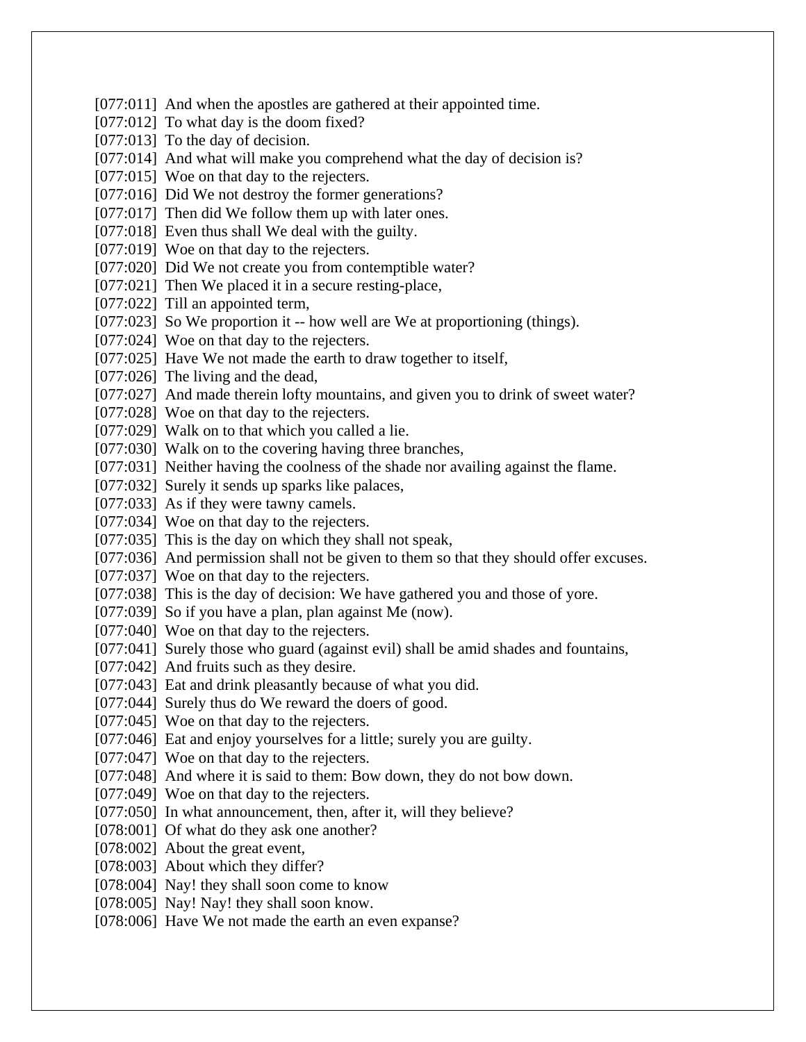[077:011] And when the apostles are gathered at their appointed time.
[077:012] To what day is the doom fixed?
[077:013] To the day of decision.
[077:014] And what will make you comprehend what the day of decision is?
[077:015] Woe on that day to the rejecters.
[077:016] Did We not destroy the former generations?
[077:017] Then did We follow them up with later ones.
[077:018] Even thus shall We deal with the guilty.
[077:019] Woe on that day to the rejecters.
[077:020] Did We not create you from contemptible water?
[077:021] Then We placed it in a secure resting-place,
[077:022] Till an appointed term,
[077:023] So We proportion it -- how well are We at proportioning (things).
[077:024] Woe on that day to the rejecters.
[077:025] Have We not made the earth to draw together to itself,
[077:026] The living and the dead,
[077:027] And made therein lofty mountains, and given you to drink of sweet water?
[077:028] Woe on that day to the rejecters.
[077:029] Walk on to that which you called a lie.
[077:030] Walk on to the covering having three branches,
[077:031] Neither having the coolness of the shade nor availing against the flame.
[077:032] Surely it sends up sparks like palaces,
[077:033] As if they were tawny camels.
[077:034] Woe on that day to the rejecters.
[077:035] This is the day on which they shall not speak,
[077:036] And permission shall not be given to them so that they should offer excuses.
[077:037] Woe on that day to the rejecters.
[077:038] This is the day of decision: We have gathered you and those of yore.
[077:039] So if you have a plan, plan against Me (now).
[077:040] Woe on that day to the rejecters.
[077:041] Surely those who guard (against evil) shall be amid shades and fountains,
[077:042] And fruits such as they desire.
[077:043] Eat and drink pleasantly because of what you did.
[077:044] Surely thus do We reward the doers of good.
[077:045] Woe on that day to the rejecters.
[077:046] Eat and enjoy yourselves for a little; surely you are guilty.
[077:047] Woe on that day to the rejecters.
[077:048] And where it is said to them: Bow down, they do not bow down.
[077:049] Woe on that day to the rejecters.
[077:050] In what announcement, then, after it, will they believe?
[078:001] Of what do they ask one another?
[078:002] About the great event,
[078:003] About which they differ?
[078:004] Nay! they shall soon come to know
[078:005] Nay! Nay! they shall soon know.
[078:006] Have We not made the earth an even expanse?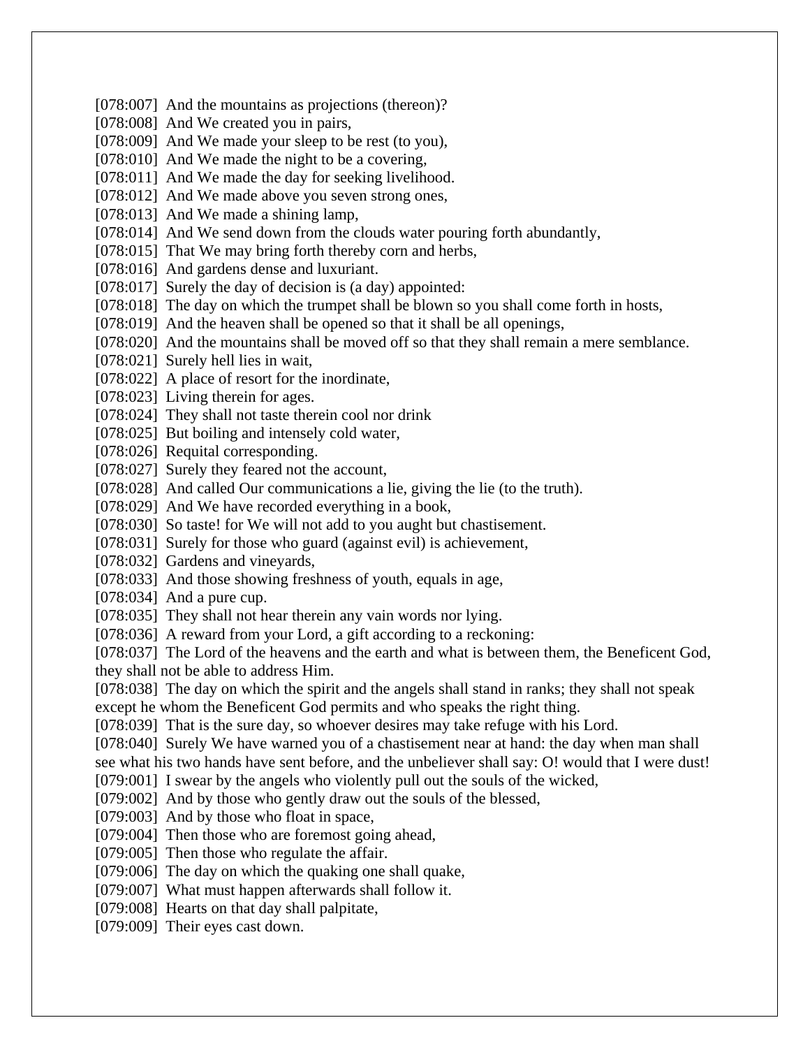[078:007]  And the mountains as projections (thereon)?
[078:008]  And We created you in pairs,
[078:009]  And We made your sleep to be rest (to you),
[078:010]  And We made the night to be a covering,
[078:011]  And We made the day for seeking livelihood.
[078:012]  And We made above you seven strong ones,
[078:013]  And We made a shining lamp,
[078:014]  And We send down from the clouds water pouring forth abundantly,
[078:015]  That We may bring forth thereby corn and herbs,
[078:016]  And gardens dense and luxuriant.
[078:017]  Surely the day of decision is (a day) appointed:
[078:018]  The day on which the trumpet shall be blown so you shall come forth in hosts,
[078:019]  And the heaven shall be opened so that it shall be all openings,
[078:020]  And the mountains shall be moved off so that they shall remain a mere semblance.
[078:021]  Surely hell lies in wait,
[078:022]  A place of resort for the inordinate,
[078:023]  Living therein for ages.
[078:024]  They shall not taste therein cool nor drink
[078:025]  But boiling and intensely cold water,
[078:026]  Requital corresponding.
[078:027]  Surely they feared not the account,
[078:028]  And called Our communications a lie, giving the lie (to the truth).
[078:029]  And We have recorded everything in a book,
[078:030]  So taste! for We will not add to you aught but chastisement.
[078:031]  Surely for those who guard (against evil) is achievement,
[078:032]  Gardens and vineyards,
[078:033]  And those showing freshness of youth, equals in age,
[078:034]  And a pure cup.
[078:035]  They shall not hear therein any vain words nor lying.
[078:036]  A reward from your Lord, a gift according to a reckoning:
[078:037]  The Lord of the heavens and the earth and what is between them, the Beneficent God, they shall not be able to address Him.
[078:038]  The day on which the spirit and the angels shall stand in ranks; they shall not speak except he whom the Beneficent God permits and who speaks the right thing.
[078:039]  That is the sure day, so whoever desires may take refuge with his Lord.
[078:040]  Surely We have warned you of a chastisement near at hand: the day when man shall see what his two hands have sent before, and the unbeliever shall say: O! would that I were dust!
[079:001]  I swear by the angels who violently pull out the souls of the wicked,
[079:002]  And by those who gently draw out the souls of the blessed,
[079:003]  And by those who float in space,
[079:004]  Then those who are foremost going ahead,
[079:005]  Then those who regulate the affair.
[079:006]  The day on which the quaking one shall quake,
[079:007]  What must happen afterwards shall follow it.
[079:008]  Hearts on that day shall palpitate,
[079:009]  Their eyes cast down.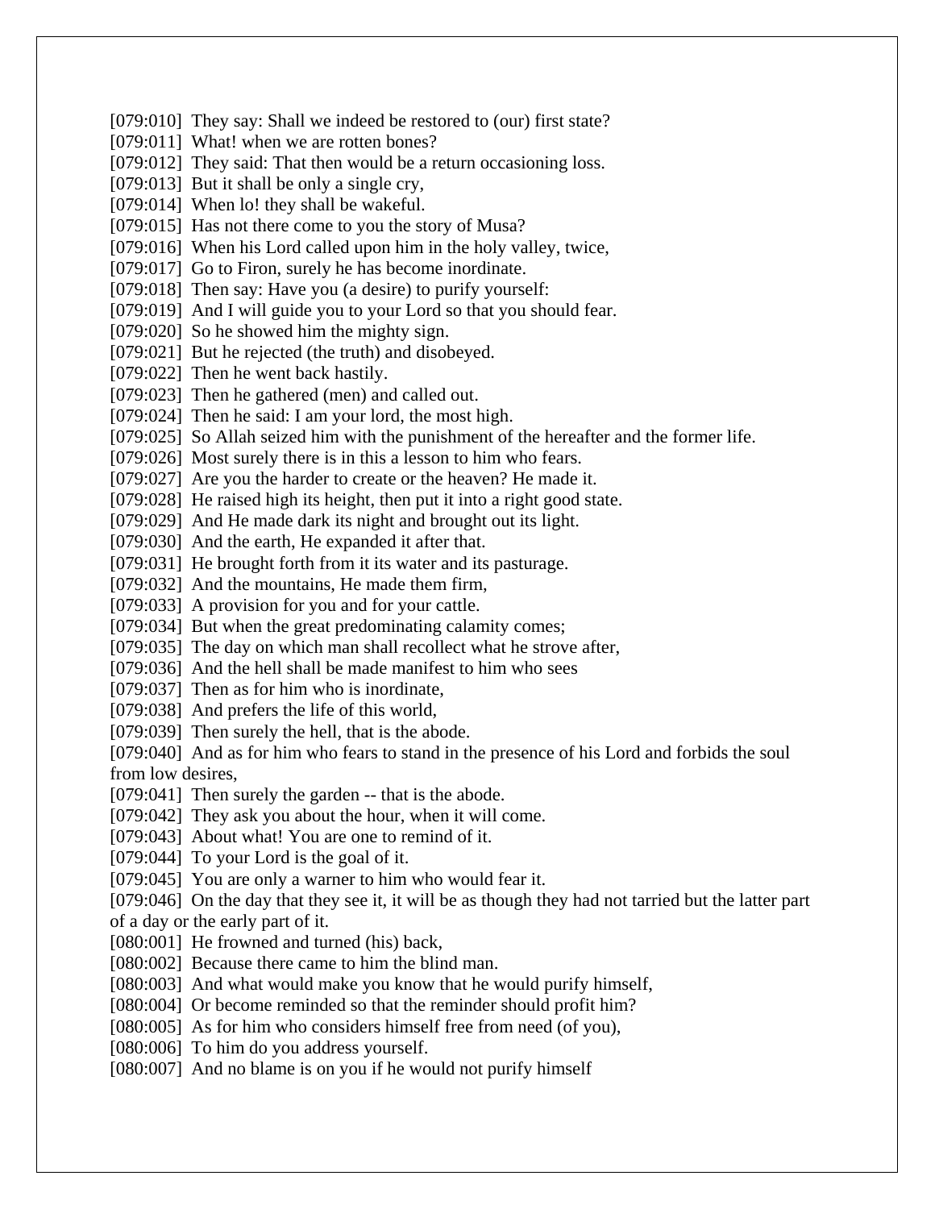[079:010] They say: Shall we indeed be restored to (our) first state?
[079:011] What! when we are rotten bones?
[079:012] They said: That then would be a return occasioning loss.
[079:013] But it shall be only a single cry,
[079:014] When lo! they shall be wakeful.
[079:015] Has not there come to you the story of Musa?
[079:016] When his Lord called upon him in the holy valley, twice,
[079:017] Go to Firon, surely he has become inordinate.
[079:018] Then say: Have you (a desire) to purify yourself:
[079:019] And I will guide you to your Lord so that you should fear.
[079:020] So he showed him the mighty sign.
[079:021] But he rejected (the truth) and disobeyed.
[079:022] Then he went back hastily.
[079:023] Then he gathered (men) and called out.
[079:024] Then he said: I am your lord, the most high.
[079:025] So Allah seized him with the punishment of the hereafter and the former life.
[079:026] Most surely there is in this a lesson to him who fears.
[079:027] Are you the harder to create or the heaven? He made it.
[079:028] He raised high its height, then put it into a right good state.
[079:029] And He made dark its night and brought out its light.
[079:030] And the earth, He expanded it after that.
[079:031] He brought forth from it its water and its pasturage.
[079:032] And the mountains, He made them firm,
[079:033] A provision for you and for your cattle.
[079:034] But when the great predominating calamity comes;
[079:035] The day on which man shall recollect what he strove after,
[079:036] And the hell shall be made manifest to him who sees
[079:037] Then as for him who is inordinate,
[079:038] And prefers the life of this world,
[079:039] Then surely the hell, that is the abode.
[079:040] And as for him who fears to stand in the presence of his Lord and forbids the soul from low desires,
[079:041] Then surely the garden -- that is the abode.
[079:042] They ask you about the hour, when it will come.
[079:043] About what! You are one to remind of it.
[079:044] To your Lord is the goal of it.
[079:045] You are only a warner to him who would fear it.
[079:046] On the day that they see it, it will be as though they had not tarried but the latter part of a day or the early part of it.
[080:001] He frowned and turned (his) back,
[080:002] Because there came to him the blind man.
[080:003] And what would make you know that he would purify himself,
[080:004] Or become reminded so that the reminder should profit him?
[080:005] As for him who considers himself free from need (of you),
[080:006] To him do you address yourself.
[080:007] And no blame is on you if he would not purify himself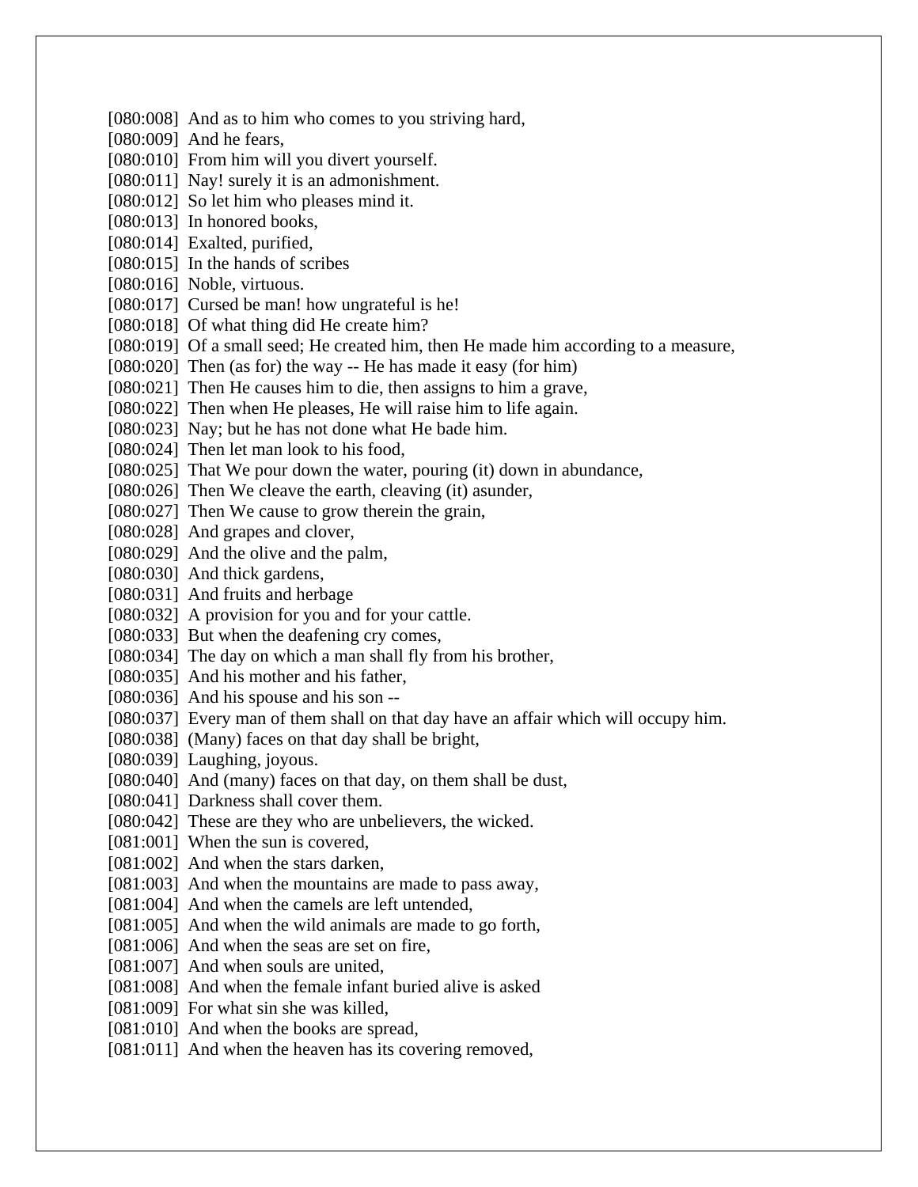[080:008] And as to him who comes to you striving hard,
[080:009] And he fears,
[080:010] From him will you divert yourself.
[080:011] Nay! surely it is an admonishment.
[080:012] So let him who pleases mind it.
[080:013] In honored books,
[080:014] Exalted, purified,
[080:015] In the hands of scribes
[080:016] Noble, virtuous.
[080:017] Cursed be man! how ungrateful is he!
[080:018] Of what thing did He create him?
[080:019] Of a small seed; He created him, then He made him according to a measure,
[080:020] Then (as for) the way -- He has made it easy (for him)
[080:021] Then He causes him to die, then assigns to him a grave,
[080:022] Then when He pleases, He will raise him to life again.
[080:023] Nay; but he has not done what He bade him.
[080:024] Then let man look to his food,
[080:025] That We pour down the water, pouring (it) down in abundance,
[080:026] Then We cleave the earth, cleaving (it) asunder,
[080:027] Then We cause to grow therein the grain,
[080:028] And grapes and clover,
[080:029] And the olive and the palm,
[080:030] And thick gardens,
[080:031] And fruits and herbage
[080:032] A provision for you and for your cattle.
[080:033] But when the deafening cry comes,
[080:034] The day on which a man shall fly from his brother,
[080:035] And his mother and his father,
[080:036] And his spouse and his son --
[080:037] Every man of them shall on that day have an affair which will occupy him.
[080:038] (Many) faces on that day shall be bright,
[080:039] Laughing, joyous.
[080:040] And (many) faces on that day, on them shall be dust,
[080:041] Darkness shall cover them.
[080:042] These are they who are unbelievers, the wicked.
[081:001] When the sun is covered,
[081:002] And when the stars darken,
[081:003] And when the mountains are made to pass away,
[081:004] And when the camels are left untended,
[081:005] And when the wild animals are made to go forth,
[081:006] And when the seas are set on fire,
[081:007] And when souls are united,
[081:008] And when the female infant buried alive is asked
[081:009] For what sin she was killed,
[081:010] And when the books are spread,
[081:011] And when the heaven has its covering removed,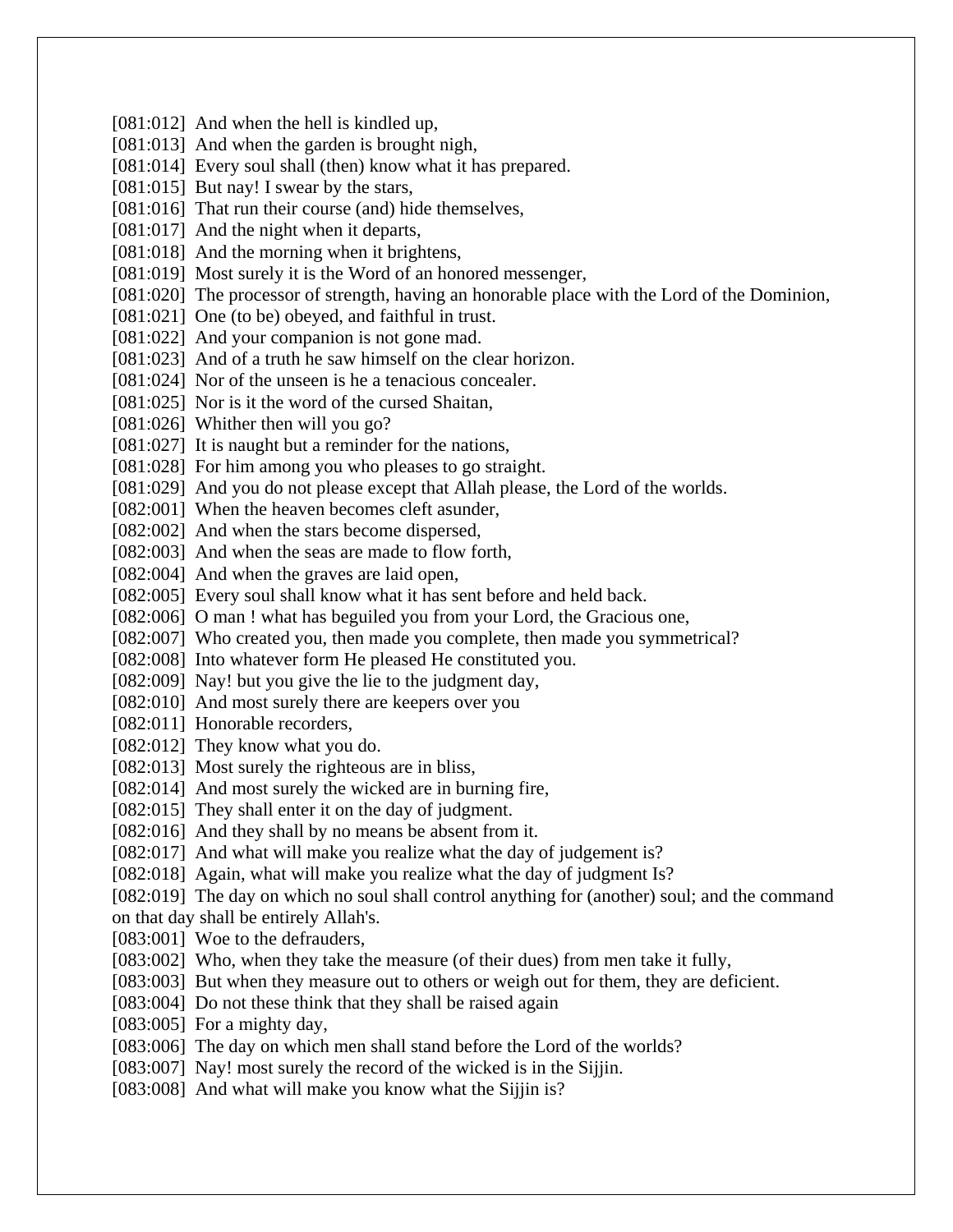[081:012] And when the hell is kindled up,
[081:013] And when the garden is brought nigh,
[081:014] Every soul shall (then) know what it has prepared.
[081:015] But nay! I swear by the stars,
[081:016] That run their course (and) hide themselves,
[081:017] And the night when it departs,
[081:018] And the morning when it brightens,
[081:019] Most surely it is the Word of an honored messenger,
[081:020] The processor of strength, having an honorable place with the Lord of the Dominion,
[081:021] One (to be) obeyed, and faithful in trust.
[081:022] And your companion is not gone mad.
[081:023] And of a truth he saw himself on the clear horizon.
[081:024] Nor of the unseen is he a tenacious concealer.
[081:025] Nor is it the word of the cursed Shaitan,
[081:026] Whither then will you go?
[081:027] It is naught but a reminder for the nations,
[081:028] For him among you who pleases to go straight.
[081:029] And you do not please except that Allah please, the Lord of the worlds.
[082:001] When the heaven becomes cleft asunder,
[082:002] And when the stars become dispersed,
[082:003] And when the seas are made to flow forth,
[082:004] And when the graves are laid open,
[082:005] Every soul shall know what it has sent before and held back.
[082:006] O man ! what has beguiled you from your Lord, the Gracious one,
[082:007] Who created you, then made you complete, then made you symmetrical?
[082:008] Into whatever form He pleased He constituted you.
[082:009] Nay! but you give the lie to the judgment day,
[082:010] And most surely there are keepers over you
[082:011] Honorable recorders,
[082:012] They know what you do.
[082:013] Most surely the righteous are in bliss,
[082:014] And most surely the wicked are in burning fire,
[082:015] They shall enter it on the day of judgment.
[082:016] And they shall by no means be absent from it.
[082:017] And what will make you realize what the day of judgement is?
[082:018] Again, what will make you realize what the day of judgment Is?
[082:019] The day on which no soul shall control anything for (another) soul; and the command on that day shall be entirely Allah's.
[083:001] Woe to the defrauders,
[083:002] Who, when they take the measure (of their dues) from men take it fully,
[083:003] But when they measure out to others or weigh out for them, they are deficient.
[083:004] Do not these think that they shall be raised again
[083:005] For a mighty day,
[083:006] The day on which men shall stand before the Lord of the worlds?
[083:007] Nay! most surely the record of the wicked is in the Sijjin.
[083:008] And what will make you know what the Sijjin is?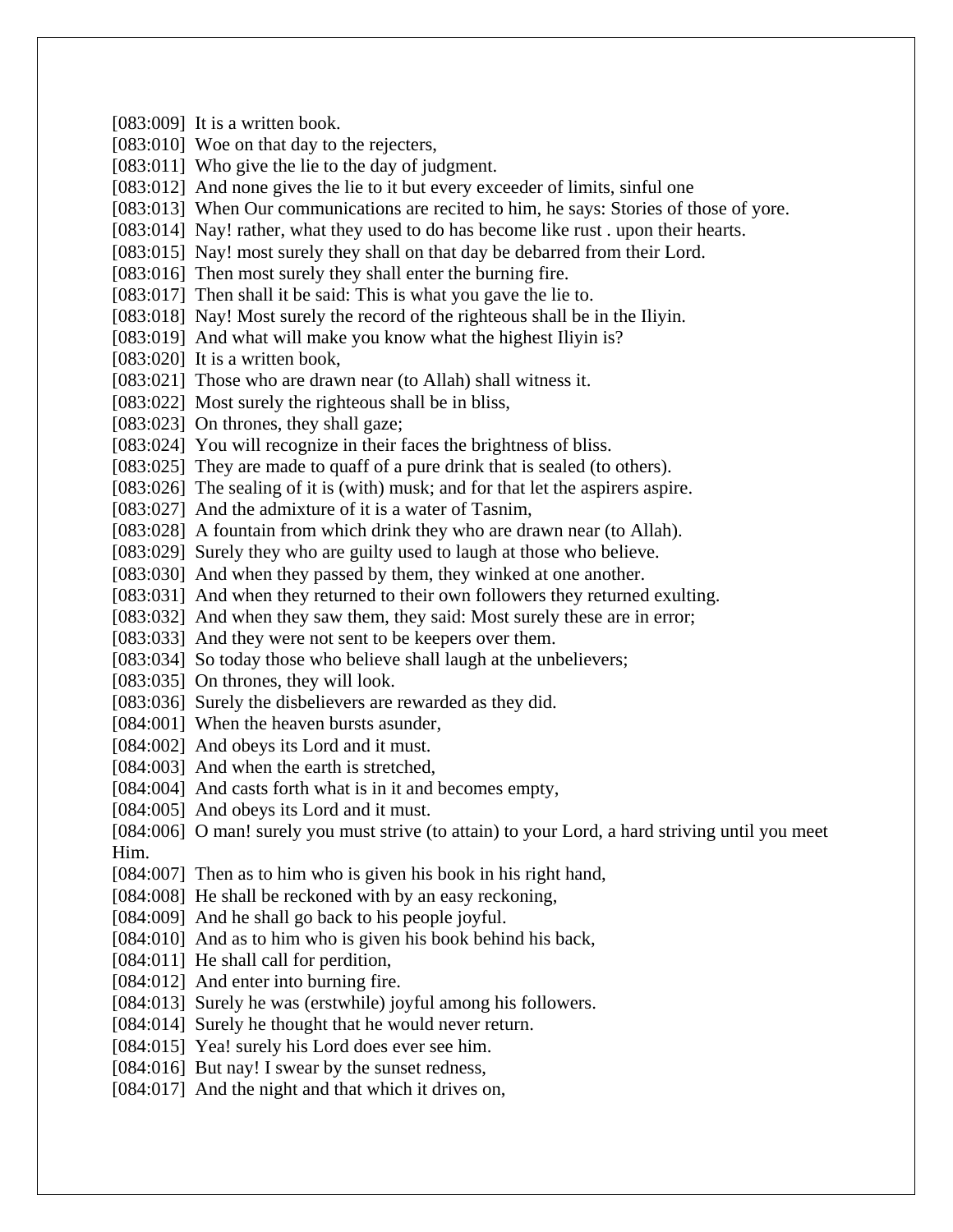[083:009] It is a written book.
[083:010] Woe on that day to the rejecters,
[083:011] Who give the lie to the day of judgment.
[083:012] And none gives the lie to it but every exceeder of limits, sinful one
[083:013] When Our communications are recited to him, he says: Stories of those of yore.
[083:014] Nay! rather, what they used to do has become like rust . upon their hearts.
[083:015] Nay! most surely they shall on that day be debarred from their Lord.
[083:016] Then most surely they shall enter the burning fire.
[083:017] Then shall it be said: This is what you gave the lie to.
[083:018] Nay! Most surely the record of the righteous shall be in the Iliyin.
[083:019] And what will make you know what the highest Iliyin is?
[083:020] It is a written book,
[083:021] Those who are drawn near (to Allah) shall witness it.
[083:022] Most surely the righteous shall be in bliss,
[083:023] On thrones, they shall gaze;
[083:024] You will recognize in their faces the brightness of bliss.
[083:025] They are made to quaff of a pure drink that is sealed (to others).
[083:026] The sealing of it is (with) musk; and for that let the aspirers aspire.
[083:027] And the admixture of it is a water of Tasnim,
[083:028] A fountain from which drink they who are drawn near (to Allah).
[083:029] Surely they who are guilty used to laugh at those who believe.
[083:030] And when they passed by them, they winked at one another.
[083:031] And when they returned to their own followers they returned exulting.
[083:032] And when they saw them, they said: Most surely these are in error;
[083:033] And they were not sent to be keepers over them.
[083:034] So today those who believe shall laugh at the unbelievers;
[083:035] On thrones, they will look.
[083:036] Surely the disbelievers are rewarded as they did.
[084:001] When the heaven bursts asunder,
[084:002] And obeys its Lord and it must.
[084:003] And when the earth is stretched,
[084:004] And casts forth what is in it and becomes empty,
[084:005] And obeys its Lord and it must.
[084:006] O man! surely you must strive (to attain) to your Lord, a hard striving until you meet Him.
[084:007] Then as to him who is given his book in his right hand,
[084:008] He shall be reckoned with by an easy reckoning,
[084:009] And he shall go back to his people joyful.
[084:010] And as to him who is given his book behind his back,
[084:011] He shall call for perdition,
[084:012] And enter into burning fire.
[084:013] Surely he was (erstwhile) joyful among his followers.
[084:014] Surely he thought that he would never return.
[084:015] Yea! surely his Lord does ever see him.
[084:016] But nay! I swear by the sunset redness,
[084:017] And the night and that which it drives on,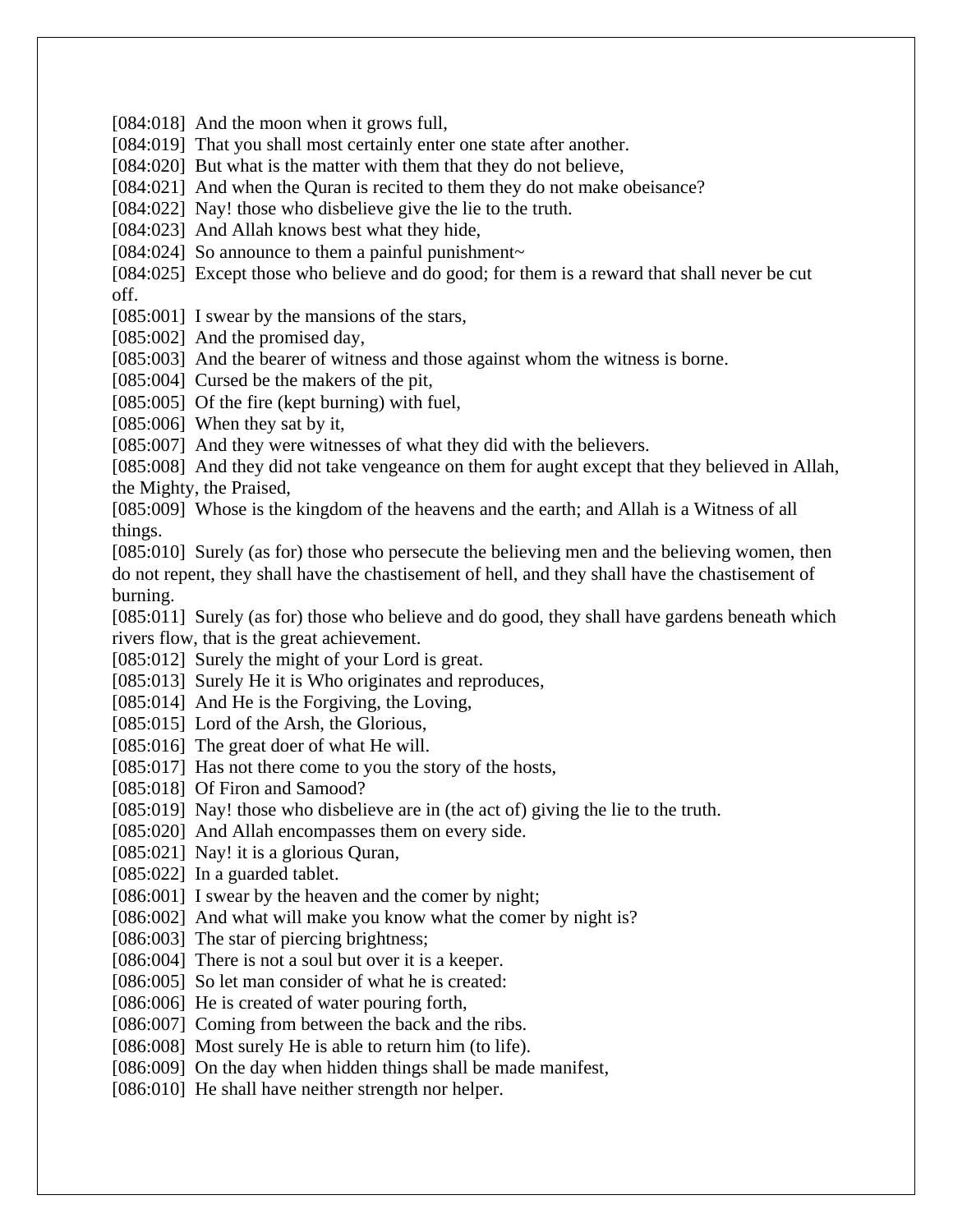[084:018]  And the moon when it grows full,
[084:019]  That you shall most certainly enter one state after another.
[084:020]  But what is the matter with them that they do not believe,
[084:021]  And when the Quran is recited to them they do not make obeisance?
[084:022]  Nay! those who disbelieve give the lie to the truth.
[084:023]  And Allah knows best what they hide,
[084:024]  So announce to them a painful punishment~
[084:025]  Except those who believe and do good; for them is a reward that shall never be cut off.
[085:001]  I swear by the mansions of the stars,
[085:002]  And the promised day,
[085:003]  And the bearer of witness and those against whom the witness is borne.
[085:004]  Cursed be the makers of the pit,
[085:005]  Of the fire (kept burning) with fuel,
[085:006]  When they sat by it,
[085:007]  And they were witnesses of what they did with the believers.
[085:008]  And they did not take vengeance on them for aught except that they believed in Allah, the Mighty, the Praised,
[085:009]  Whose is the kingdom of the heavens and the earth; and Allah is a Witness of all things.
[085:010]  Surely (as for) those who persecute the believing men and the believing women, then do not repent, they shall have the chastisement of hell, and they shall have the chastisement of burning.
[085:011]  Surely (as for) those who believe and do good, they shall have gardens beneath which rivers flow, that is the great achievement.
[085:012]  Surely the might of your Lord is great.
[085:013]  Surely He it is Who originates and reproduces,
[085:014]  And He is the Forgiving, the Loving,
[085:015]  Lord of the Arsh, the Glorious,
[085:016]  The great doer of what He will.
[085:017]  Has not there come to you the story of the hosts,
[085:018]  Of Firon and Samood?
[085:019]  Nay! those who disbelieve are in (the act of) giving the lie to the truth.
[085:020]  And Allah encompasses them on every side.
[085:021]  Nay! it is a glorious Quran,
[085:022]  In a guarded tablet.
[086:001]  I swear by the heaven and the comer by night;
[086:002]  And what will make you know what the comer by night is?
[086:003]  The star of piercing brightness;
[086:004]  There is not a soul but over it is a keeper.
[086:005]  So let man consider of what he is created:
[086:006]  He is created of water pouring forth,
[086:007]  Coming from between the back and the ribs.
[086:008]  Most surely He is able to return him (to life).
[086:009]  On the day when hidden things shall be made manifest,
[086:010]  He shall have neither strength nor helper.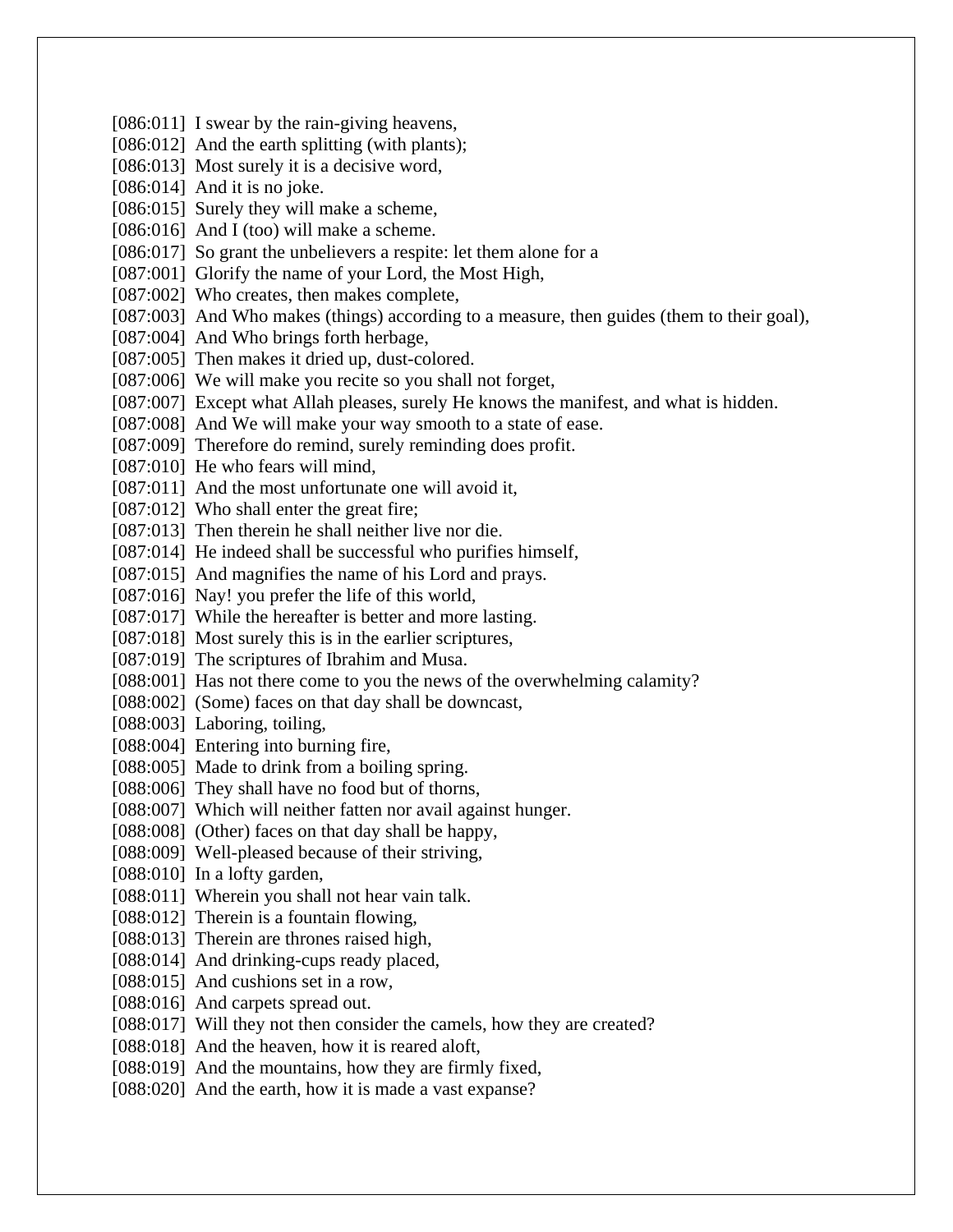[086:011] I swear by the rain-giving heavens,
[086:012] And the earth splitting (with plants);
[086:013] Most surely it is a decisive word,
[086:014] And it is no joke.
[086:015] Surely they will make a scheme,
[086:016] And I (too) will make a scheme.
[086:017] So grant the unbelievers a respite: let them alone for a
[087:001] Glorify the name of your Lord, the Most High,
[087:002] Who creates, then makes complete,
[087:003] And Who makes (things) according to a measure, then guides (them to their goal),
[087:004] And Who brings forth herbage,
[087:005] Then makes it dried up, dust-colored.
[087:006] We will make you recite so you shall not forget,
[087:007] Except what Allah pleases, surely He knows the manifest, and what is hidden.
[087:008] And We will make your way smooth to a state of ease.
[087:009] Therefore do remind, surely reminding does profit.
[087:010] He who fears will mind,
[087:011] And the most unfortunate one will avoid it,
[087:012] Who shall enter the great fire;
[087:013] Then therein he shall neither live nor die.
[087:014] He indeed shall be successful who purifies himself,
[087:015] And magnifies the name of his Lord and prays.
[087:016] Nay! you prefer the life of this world,
[087:017] While the hereafter is better and more lasting.
[087:018] Most surely this is in the earlier scriptures,
[087:019] The scriptures of Ibrahim and Musa.
[088:001] Has not there come to you the news of the overwhelming calamity?
[088:002] (Some) faces on that day shall be downcast,
[088:003] Laboring, toiling,
[088:004] Entering into burning fire,
[088:005] Made to drink from a boiling spring.
[088:006] They shall have no food but of thorns,
[088:007] Which will neither fatten nor avail against hunger.
[088:008] (Other) faces on that day shall be happy,
[088:009] Well-pleased because of their striving,
[088:010] In a lofty garden,
[088:011] Wherein you shall not hear vain talk.
[088:012] Therein is a fountain flowing,
[088:013] Therein are thrones raised high,
[088:014] And drinking-cups ready placed,
[088:015] And cushions set in a row,
[088:016] And carpets spread out.
[088:017] Will they not then consider the camels, how they are created?
[088:018] And the heaven, how it is reared aloft,
[088:019] And the mountains, how they are firmly fixed,
[088:020] And the earth, how it is made a vast expanse?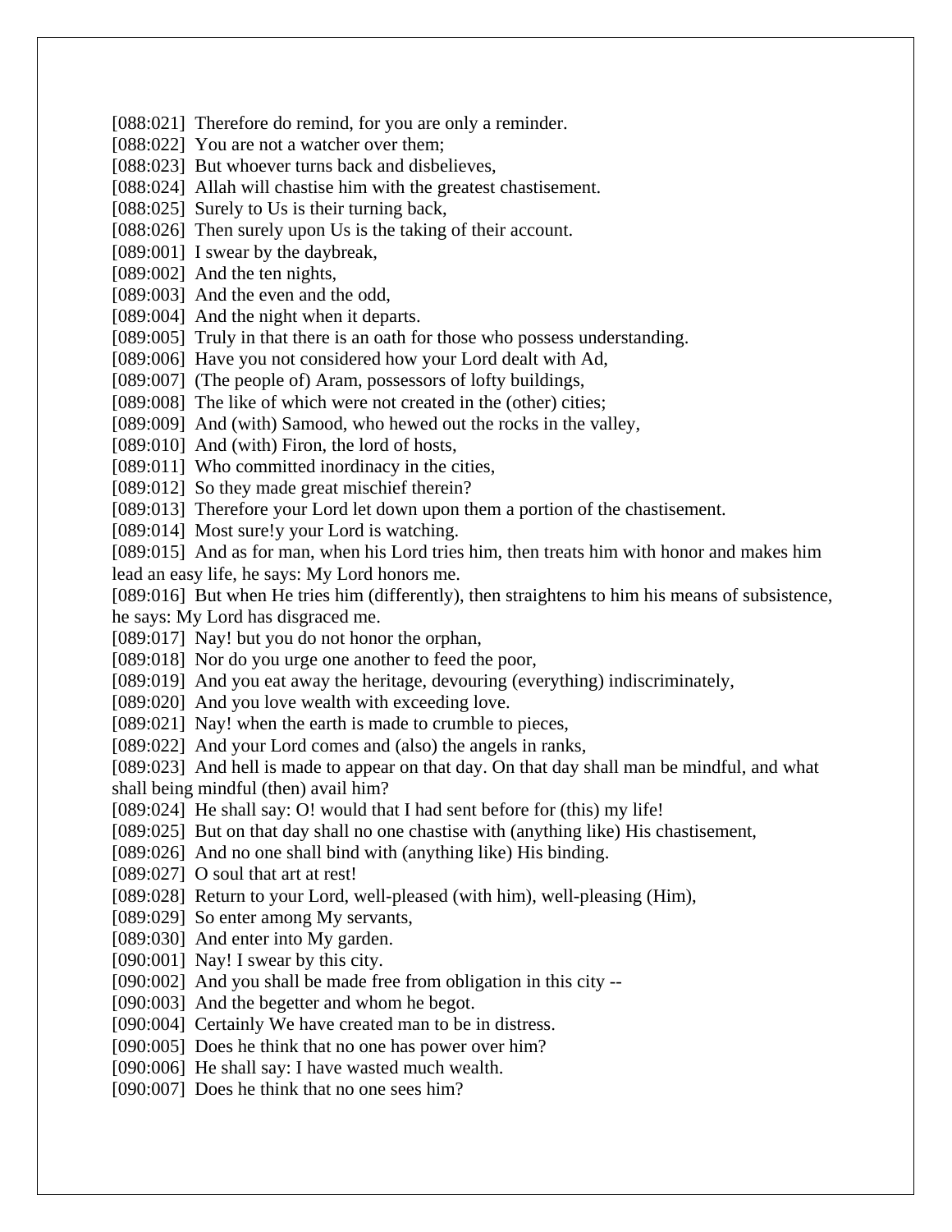[088:021] Therefore do remind, for you are only a reminder.
[088:022] You are not a watcher over them;
[088:023] But whoever turns back and disbelieves,
[088:024] Allah will chastise him with the greatest chastisement.
[088:025] Surely to Us is their turning back,
[088:026] Then surely upon Us is the taking of their account.
[089:001] I swear by the daybreak,
[089:002] And the ten nights,
[089:003] And the even and the odd,
[089:004] And the night when it departs.
[089:005] Truly in that there is an oath for those who possess understanding.
[089:006] Have you not considered how your Lord dealt with Ad,
[089:007] (The people of) Aram, possessors of lofty buildings,
[089:008] The like of which were not created in the (other) cities;
[089:009] And (with) Samood, who hewed out the rocks in the valley,
[089:010] And (with) Firon, the lord of hosts,
[089:011] Who committed inordinacy in the cities,
[089:012] So they made great mischief therein?
[089:013] Therefore your Lord let down upon them a portion of the chastisement.
[089:014] Most sure!y your Lord is watching.
[089:015] And as for man, when his Lord tries him, then treats him with honor and makes him lead an easy life, he says: My Lord honors me.
[089:016] But when He tries him (differently), then straightens to him his means of subsistence, he says: My Lord has disgraced me.
[089:017] Nay! but you do not honor the orphan,
[089:018] Nor do you urge one another to feed the poor,
[089:019] And you eat away the heritage, devouring (everything) indiscriminately,
[089:020] And you love wealth with exceeding love.
[089:021] Nay! when the earth is made to crumble to pieces,
[089:022] And your Lord comes and (also) the angels in ranks,
[089:023] And hell is made to appear on that day. On that day shall man be mindful, and what shall being mindful (then) avail him?
[089:024] He shall say: O! would that I had sent before for (this) my life!
[089:025] But on that day shall no one chastise with (anything like) His chastisement,
[089:026] And no one shall bind with (anything like) His binding.
[089:027] O soul that art at rest!
[089:028] Return to your Lord, well-pleased (with him), well-pleasing (Him),
[089:029] So enter among My servants,
[089:030] And enter into My garden.
[090:001] Nay! I swear by this city.
[090:002] And you shall be made free from obligation in this city --
[090:003] And the begetter and whom he begot.
[090:004] Certainly We have created man to be in distress.
[090:005] Does he think that no one has power over him?
[090:006] He shall say: I have wasted much wealth.
[090:007] Does he think that no one sees him?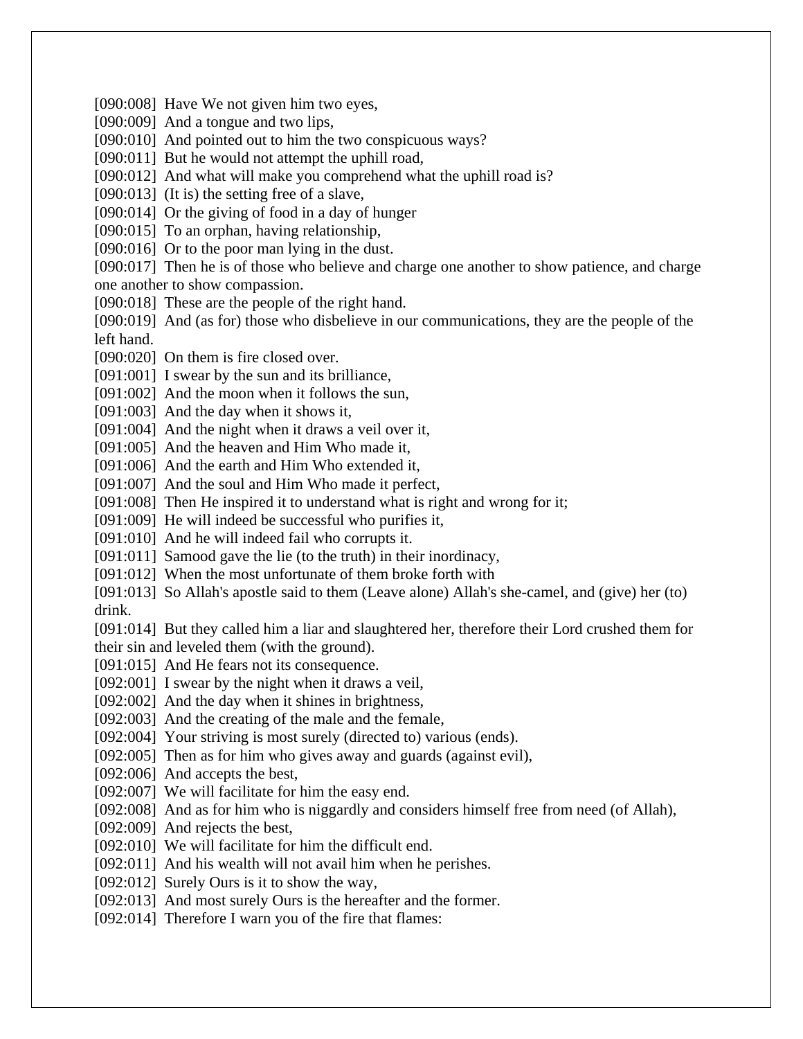[090:008]  Have We not given him two eyes,
[090:009]  And a tongue and two lips,
[090:010]  And pointed out to him the two conspicuous ways?
[090:011]  But he would not attempt the uphill road,
[090:012]  And what will make you comprehend what the uphill road is?
[090:013]  (It is) the setting free of a slave,
[090:014]  Or the giving of food in a day of hunger
[090:015]  To an orphan, having relationship,
[090:016]  Or to the poor man lying in the dust.
[090:017]  Then he is of those who believe and charge one another to show patience, and charge one another to show compassion.
[090:018]  These are the people of the right hand.
[090:019]  And (as for) those who disbelieve in our communications, they are the people of the left hand.
[090:020]  On them is fire closed over.
[091:001]  I swear by the sun and its brilliance,
[091:002]  And the moon when it follows the sun,
[091:003]  And the day when it shows it,
[091:004]  And the night when it draws a veil over it,
[091:005]  And the heaven and Him Who made it,
[091:006]  And the earth and Him Who extended it,
[091:007]  And the soul and Him Who made it perfect,
[091:008]  Then He inspired it to understand what is right and wrong for it;
[091:009]  He will indeed be successful who purifies it,
[091:010]  And he will indeed fail who corrupts it.
[091:011]  Samood gave the lie (to the truth) in their inordinacy,
[091:012]  When the most unfortunate of them broke forth with
[091:013]  So Allah's apostle said to them (Leave alone) Allah's she-camel, and (give) her (to) drink.
[091:014]  But they called him a liar and slaughtered her, therefore their Lord crushed them for their sin and leveled them (with the ground).
[091:015]  And He fears not its consequence.
[092:001]  I swear by the night when it draws a veil,
[092:002]  And the day when it shines in brightness,
[092:003]  And the creating of the male and the female,
[092:004]  Your striving is most surely (directed to) various (ends).
[092:005]  Then as for him who gives away and guards (against evil),
[092:006]  And accepts the best,
[092:007]  We will facilitate for him the easy end.
[092:008]  And as for him who is niggardly and considers himself free from need (of Allah),
[092:009]  And rejects the best,
[092:010]  We will facilitate for him the difficult end.
[092:011]  And his wealth will not avail him when he perishes.
[092:012]  Surely Ours is it to show the way,
[092:013]  And most surely Ours is the hereafter and the former.
[092:014]  Therefore I warn you of the fire that flames: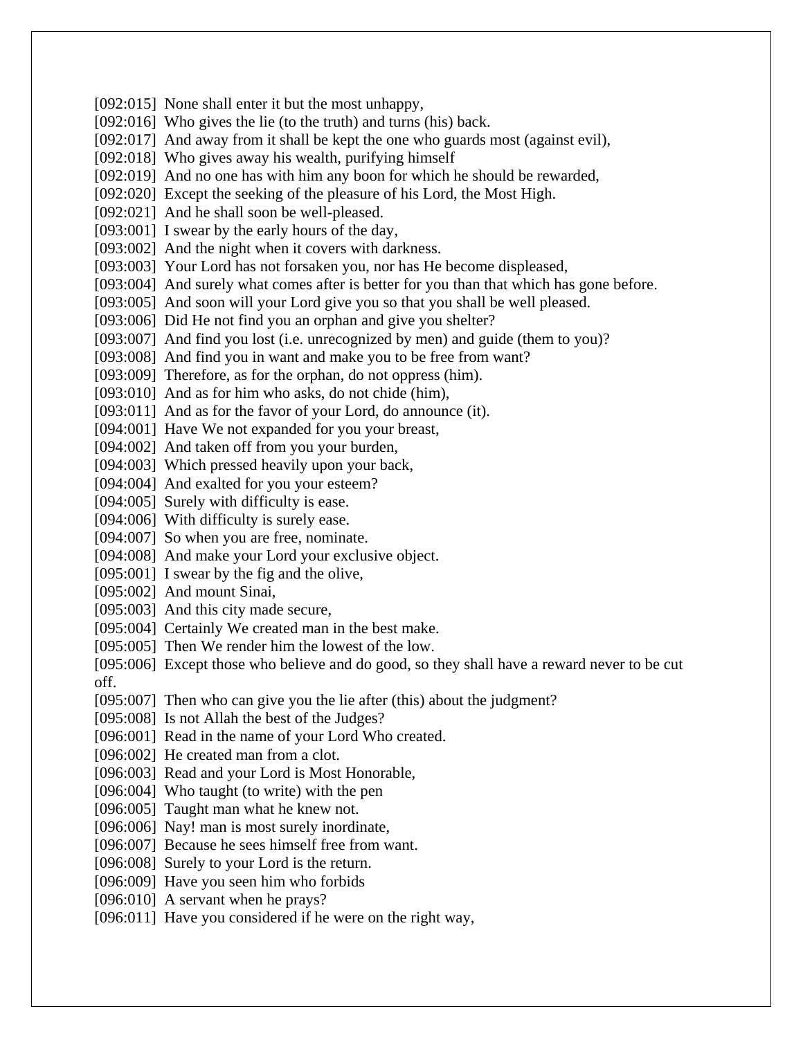[092:015]  None shall enter it but the most unhappy,
[092:016]  Who gives the lie (to the truth) and turns (his) back.
[092:017]  And away from it shall be kept the one who guards most (against evil),
[092:018]  Who gives away his wealth, purifying himself
[092:019]  And no one has with him any boon for which he should be rewarded,
[092:020]  Except the seeking of the pleasure of his Lord, the Most High.
[092:021]  And he shall soon be well-pleased.
[093:001]  I swear by the early hours of the day,
[093:002]  And the night when it covers with darkness.
[093:003]  Your Lord has not forsaken you, nor has He become displeased,
[093:004]  And surely what comes after is better for you than that which has gone before.
[093:005]  And soon will your Lord give you so that you shall be well pleased.
[093:006]  Did He not find you an orphan and give you shelter?
[093:007]  And find you lost (i.e. unrecognized by men) and guide (them to you)?
[093:008]  And find you in want and make you to be free from want?
[093:009]  Therefore, as for the orphan, do not oppress (him).
[093:010]  And as for him who asks, do not chide (him),
[093:011]  And as for the favor of your Lord, do announce (it).
[094:001]  Have We not expanded for you your breast,
[094:002]  And taken off from you your burden,
[094:003]  Which pressed heavily upon your back,
[094:004]  And exalted for you your esteem?
[094:005]  Surely with difficulty is ease.
[094:006]  With difficulty is surely ease.
[094:007]  So when you are free, nominate.
[094:008]  And make your Lord your exclusive object.
[095:001]  I swear by the fig and the olive,
[095:002]  And mount Sinai,
[095:003]  And this city made secure,
[095:004]  Certainly We created man in the best make.
[095:005]  Then We render him the lowest of the low.
[095:006]  Except those who believe and do good, so they shall have a reward never to be cut off.
[095:007]  Then who can give you the lie after (this) about the judgment?
[095:008]  Is not Allah the best of the Judges?
[096:001]  Read in the name of your Lord Who created.
[096:002]  He created man from a clot.
[096:003]  Read and your Lord is Most Honorable,
[096:004]  Who taught (to write) with the pen
[096:005]  Taught man what he knew not.
[096:006]  Nay! man is most surely inordinate,
[096:007]  Because he sees himself free from want.
[096:008]  Surely to your Lord is the return.
[096:009]  Have you seen him who forbids
[096:010]  A servant when he prays?
[096:011]  Have you considered if he were on the right way,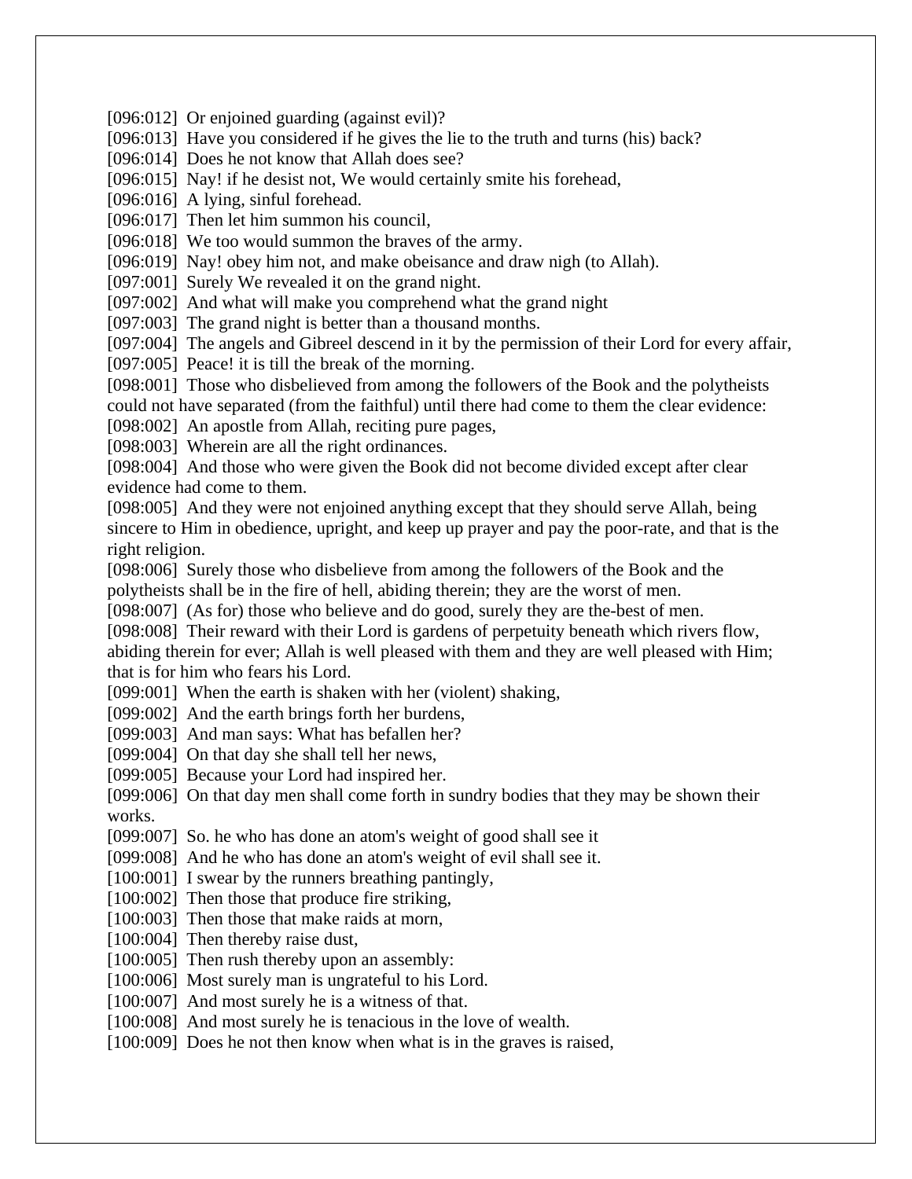[096:012]  Or enjoined guarding (against evil)?
[096:013]  Have you considered if he gives the lie to the truth and turns (his) back?
[096:014]  Does he not know that Allah does see?
[096:015]  Nay! if he desist not, We would certainly smite his forehead,
[096:016]  A lying, sinful forehead.
[096:017]  Then let him summon his council,
[096:018]  We too would summon the braves of the army.
[096:019]  Nay! obey him not, and make obeisance and draw nigh (to Allah).
[097:001]  Surely We revealed it on the grand night.
[097:002]  And what will make you comprehend what the grand night
[097:003]  The grand night is better than a thousand months.
[097:004]  The angels and Gibreel descend in it by the permission of their Lord for every affair,
[097:005]  Peace! it is till the break of the morning.
[098:001]  Those who disbelieved from among the followers of the Book and the polytheists could not have separated (from the faithful) until there had come to them the clear evidence:
[098:002]  An apostle from Allah, reciting pure pages,
[098:003]  Wherein are all the right ordinances.
[098:004]  And those who were given the Book did not become divided except after clear evidence had come to them.
[098:005]  And they were not enjoined anything except that they should serve Allah, being sincere to Him in obedience, upright, and keep up prayer and pay the poor-rate, and that is the right religion.
[098:006]  Surely those who disbelieve from among the followers of the Book and the polytheists shall be in the fire of hell, abiding therein; they are the worst of men.
[098:007]  (As for) those who believe and do good, surely they are the-best of men.
[098:008]  Their reward with their Lord is gardens of perpetuity beneath which rivers flow, abiding therein for ever; Allah is well pleased with them and they are well pleased with Him; that is for him who fears his Lord.
[099:001]  When the earth is shaken with her (violent) shaking,
[099:002]  And the earth brings forth her burdens,
[099:003]  And man says: What has befallen her?
[099:004]  On that day she shall tell her news,
[099:005]  Because your Lord had inspired her.
[099:006]  On that day men shall come forth in sundry bodies that they may be shown their works.
[099:007]  So. he who has done an atom's weight of good shall see it
[099:008]  And he who has done an atom's weight of evil shall see it.
[100:001]  I swear by the runners breathing pantingly,
[100:002]  Then those that produce fire striking,
[100:003]  Then those that make raids at morn,
[100:004]  Then thereby raise dust,
[100:005]  Then rush thereby upon an assembly:
[100:006]  Most surely man is ungrateful to his Lord.
[100:007]  And most surely he is a witness of that.
[100:008]  And most surely he is tenacious in the love of wealth.
[100:009]  Does he not then know when what is in the graves is raised,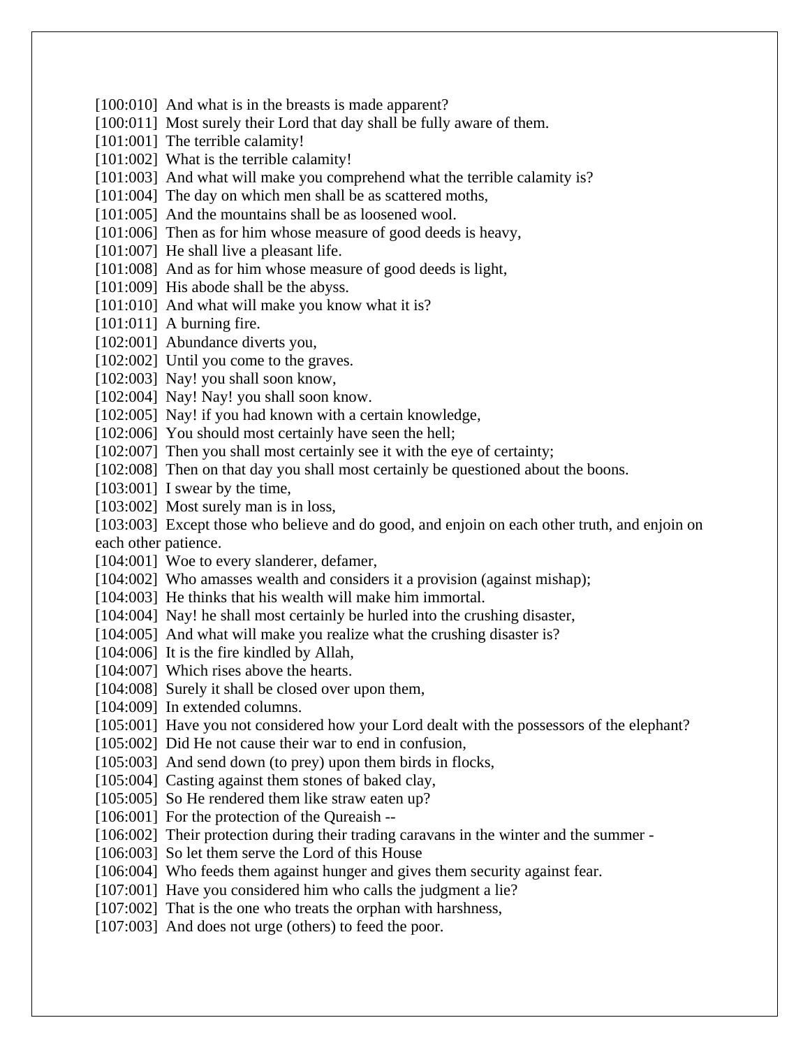[100:010] And what is in the breasts is made apparent?
[100:011] Most surely their Lord that day shall be fully aware of them.
[101:001] The terrible calamity!
[101:002] What is the terrible calamity!
[101:003] And what will make you comprehend what the terrible calamity is?
[101:004] The day on which men shall be as scattered moths,
[101:005] And the mountains shall be as loosened wool.
[101:006] Then as for him whose measure of good deeds is heavy,
[101:007] He shall live a pleasant life.
[101:008] And as for him whose measure of good deeds is light,
[101:009] His abode shall be the abyss.
[101:010] And what will make you know what it is?
[101:011] A burning fire.
[102:001] Abundance diverts you,
[102:002] Until you come to the graves.
[102:003] Nay! you shall soon know,
[102:004] Nay! Nay! you shall soon know.
[102:005] Nay! if you had known with a certain knowledge,
[102:006] You should most certainly have seen the hell;
[102:007] Then you shall most certainly see it with the eye of certainty;
[102:008] Then on that day you shall most certainly be questioned about the boons.
[103:001] I swear by the time,
[103:002] Most surely man is in loss,
[103:003] Except those who believe and do good, and enjoin on each other truth, and enjoin on each other patience.
[104:001] Woe to every slanderer, defamer,
[104:002] Who amasses wealth and considers it a provision (against mishap);
[104:003] He thinks that his wealth will make him immortal.
[104:004] Nay! he shall most certainly be hurled into the crushing disaster,
[104:005] And what will make you realize what the crushing disaster is?
[104:006] It is the fire kindled by Allah,
[104:007] Which rises above the hearts.
[104:008] Surely it shall be closed over upon them,
[104:009] In extended columns.
[105:001] Have you not considered how your Lord dealt with the possessors of the elephant?
[105:002] Did He not cause their war to end in confusion,
[105:003] And send down (to prey) upon them birds in flocks,
[105:004] Casting against them stones of baked clay,
[105:005] So He rendered them like straw eaten up?
[106:001] For the protection of the Qureaish --
[106:002] Their protection during their trading caravans in the winter and the summer -
[106:003] So let them serve the Lord of this House
[106:004] Who feeds them against hunger and gives them security against fear.
[107:001] Have you considered him who calls the judgment a lie?
[107:002] That is the one who treats the orphan with harshness,
[107:003] And does not urge (others) to feed the poor.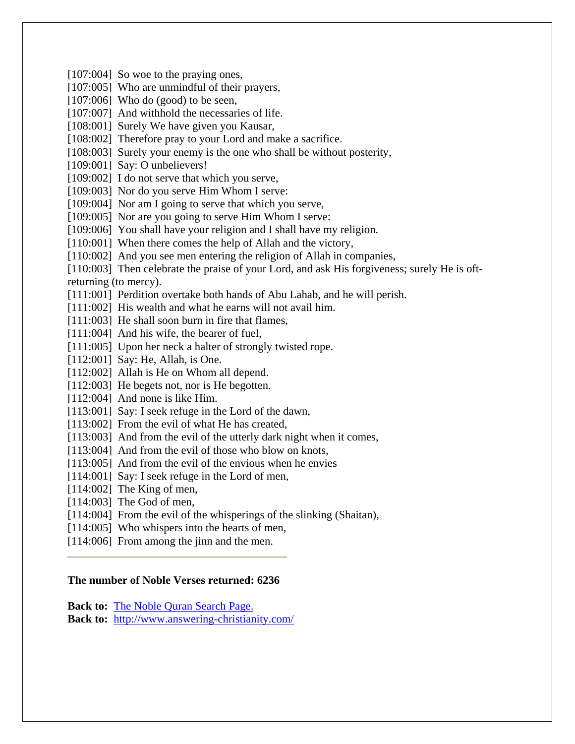[107:004] So woe to the praying ones,
[107:005] Who are unmindful of their prayers,
[107:006] Who do (good) to be seen,
[107:007] And withhold the necessaries of life.
[108:001] Surely We have given you Kausar,
[108:002] Therefore pray to your Lord and make a sacrifice.
[108:003] Surely your enemy is the one who shall be without posterity,
[109:001] Say: O unbelievers!
[109:002] I do not serve that which you serve,
[109:003] Nor do you serve Him Whom I serve:
[109:004] Nor am I going to serve that which you serve,
[109:005] Nor are you going to serve Him Whom I serve:
[109:006] You shall have your religion and I shall have my religion.
[110:001] When there comes the help of Allah and the victory,
[110:002] And you see men entering the religion of Allah in companies,
[110:003] Then celebrate the praise of your Lord, and ask His forgiveness; surely He is oft-returning (to mercy).
[111:001] Perdition overtake both hands of Abu Lahab, and he will perish.
[111:002] His wealth and what he earns will not avail him.
[111:003] He shall soon burn in fire that flames,
[111:004] And his wife, the bearer of fuel,
[111:005] Upon her neck a halter of strongly twisted rope.
[112:001] Say: He, Allah, is One.
[112:002] Allah is He on Whom all depend.
[112:003] He begets not, nor is He begotten.
[112:004] And none is like Him.
[113:001] Say: I seek refuge in the Lord of the dawn,
[113:002] From the evil of what He has created,
[113:003] And from the evil of the utterly dark night when it comes,
[113:004] And from the evil of those who blow on knots,
[113:005] And from the evil of the envious when he envies
[114:001] Say: I seek refuge in the Lord of men,
[114:002] The King of men,
[114:003] The God of men,
[114:004] From the evil of the whisperings of the slinking (Shaitan),
[114:005] Who whispers into the hearts of men,
[114:006] From among the jinn and the men.

---

**The number of Noble Verses returned: 6236**

**Back to:** [The Noble Quran Search Page.]()
**Back to:** [http://www.answering-christianity.com/](http://www.answering-christianity.com/)